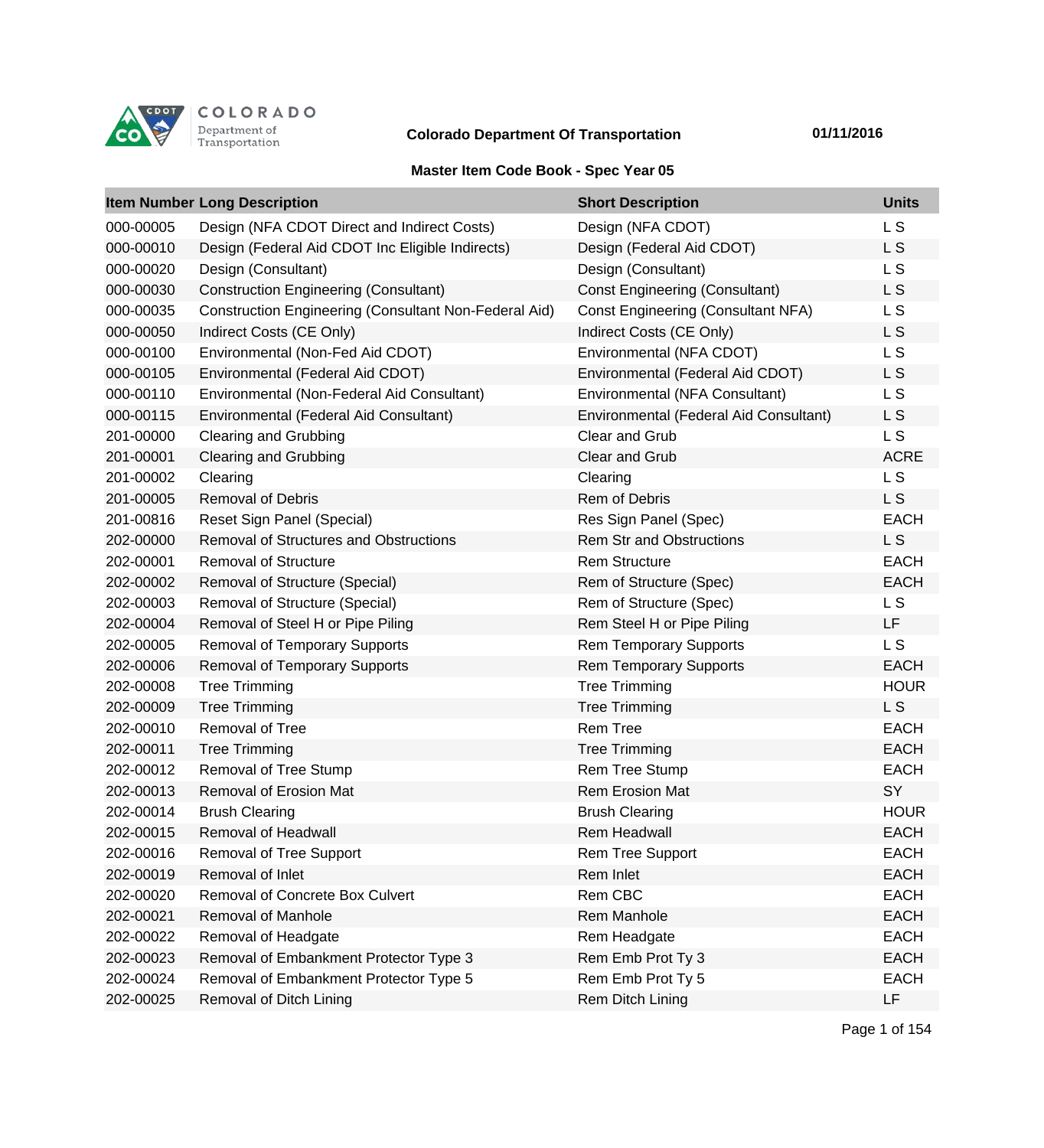COLORADO Department of Transportation

**Colorado Department Of Transportation** **01/11/2016**

**Master Item Code Book - Spec Year 05**

| Item Number | Long Description | Short Description | Units |
|---|---|---|---|
| 000-00005 | Design (NFA CDOT Direct and Indirect Costs) | Design (NFA CDOT) | L S |
| 000-00010 | Design (Federal Aid CDOT Inc Eligible Indirects) | Design (Federal Aid CDOT) | L S |
| 000-00020 | Design (Consultant) | Design (Consultant) | L S |
| 000-00030 | Construction Engineering (Consultant) | Const Engineering (Consultant) | L S |
| 000-00035 | Construction Engineering (Consultant Non-Federal Aid) | Const Engineering (Consultant NFA) | L S |
| 000-00050 | Indirect Costs (CE Only) | Indirect Costs (CE Only) | L S |
| 000-00100 | Environmental (Non-Fed Aid CDOT) | Environmental (NFA CDOT) | L S |
| 000-00105 | Environmental (Federal Aid CDOT) | Environmental (Federal Aid CDOT) | L S |
| 000-00110 | Environmental (Non-Federal Aid Consultant) | Environmental (NFA Consultant) | L S |
| 000-00115 | Environmental (Federal Aid Consultant) | Environmental (Federal Aid Consultant) | L S |
| 201-00000 | Clearing and Grubbing | Clear and Grub | L S |
| 201-00001 | Clearing and Grubbing | Clear and Grub | ACRE |
| 201-00002 | Clearing | Clearing | L S |
| 201-00005 | Removal of Debris | Rem of Debris | L S |
| 201-00816 | Reset Sign Panel (Special) | Res Sign Panel (Spec) | EACH |
| 202-00000 | Removal of Structures and Obstructions | Rem Str and Obstructions | L S |
| 202-00001 | Removal of Structure | Rem Structure | EACH |
| 202-00002 | Removal of Structure (Special) | Rem of Structure (Spec) | EACH |
| 202-00003 | Removal of Structure (Special) | Rem of Structure (Spec) | L S |
| 202-00004 | Removal of Steel H or Pipe Piling | Rem Steel H or Pipe Piling | LF |
| 202-00005 | Removal of Temporary Supports | Rem Temporary Supports | L S |
| 202-00006 | Removal of Temporary Supports | Rem Temporary Supports | EACH |
| 202-00008 | Tree Trimming | Tree Trimming | HOUR |
| 202-00009 | Tree Trimming | Tree Trimming | L S |
| 202-00010 | Removal of Tree | Rem Tree | EACH |
| 202-00011 | Tree Trimming | Tree Trimming | EACH |
| 202-00012 | Removal of Tree Stump | Rem Tree Stump | EACH |
| 202-00013 | Removal of Erosion Mat | Rem Erosion Mat | SY |
| 202-00014 | Brush Clearing | Brush Clearing | HOUR |
| 202-00015 | Removal of Headwall | Rem Headwall | EACH |
| 202-00016 | Removal of Tree Support | Rem Tree Support | EACH |
| 202-00019 | Removal of Inlet | Rem Inlet | EACH |
| 202-00020 | Removal of Concrete Box Culvert | Rem CBC | EACH |
| 202-00021 | Removal of Manhole | Rem Manhole | EACH |
| 202-00022 | Removal of Headgate | Rem Headgate | EACH |
| 202-00023 | Removal of Embankment Protector Type 3 | Rem Emb Prot Ty 3 | EACH |
| 202-00024 | Removal of Embankment Protector Type 5 | Rem Emb Prot Ty 5 | EACH |
| 202-00025 | Removal of Ditch Lining | Rem Ditch Lining | LF |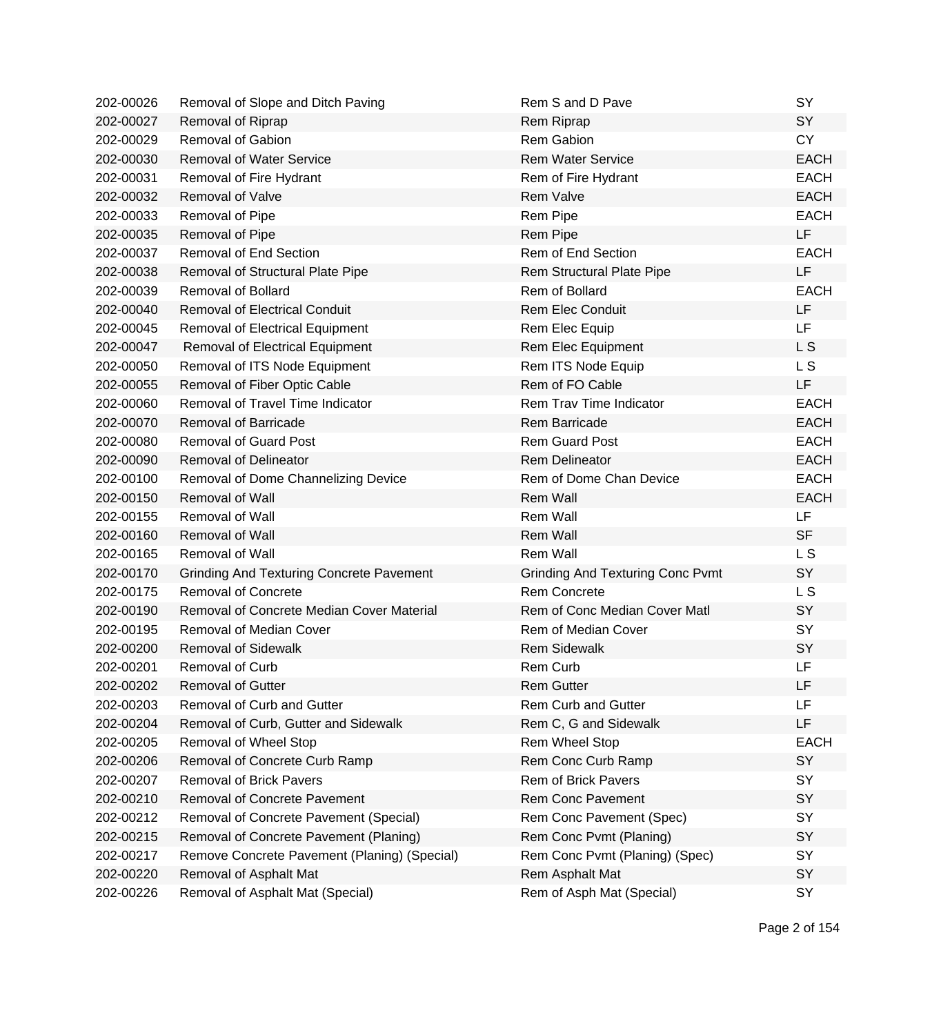| | | | |
|---|---|---|---|
| 202-00026 | Removal of Slope and Ditch Paving | Rem S and D Pave | SY |
| 202-00027 | Removal of Riprap | Rem Riprap | SY |
| 202-00029 | Removal of Gabion | Rem Gabion | CY |
| 202-00030 | Removal of Water Service | Rem Water Service | EACH |
| 202-00031 | Removal of Fire Hydrant | Rem of Fire Hydrant | EACH |
| 202-00032 | Removal of Valve | Rem Valve | EACH |
| 202-00033 | Removal of Pipe | Rem Pipe | EACH |
| 202-00035 | Removal of Pipe | Rem Pipe | LF |
| 202-00037 | Removal of End Section | Rem of End Section | EACH |
| 202-00038 | Removal of Structural Plate Pipe | Rem Structural Plate Pipe | LF |
| 202-00039 | Removal of Bollard | Rem of Bollard | EACH |
| 202-00040 | Removal of Electrical Conduit | Rem Elec Conduit | LF |
| 202-00045 | Removal of Electrical Equipment | Rem Elec Equip | LF |
| 202-00047 | Removal of Electrical Equipment | Rem Elec Equipment | L S |
| 202-00050 | Removal of ITS Node Equipment | Rem ITS Node Equip | L S |
| 202-00055 | Removal of Fiber Optic Cable | Rem of FO Cable | LF |
| 202-00060 | Removal of Travel Time Indicator | Rem Trav Time Indicator | EACH |
| 202-00070 | Removal of Barricade | Rem Barricade | EACH |
| 202-00080 | Removal of Guard Post | Rem Guard Post | EACH |
| 202-00090 | Removal of Delineator | Rem Delineator | EACH |
| 202-00100 | Removal of Dome Channelizing Device | Rem of Dome Chan Device | EACH |
| 202-00150 | Removal of Wall | Rem Wall | EACH |
| 202-00155 | Removal of Wall | Rem Wall | LF |
| 202-00160 | Removal of Wall | Rem Wall | SF |
| 202-00165 | Removal of Wall | Rem Wall | L S |
| 202-00170 | Grinding And Texturing Concrete Pavement | Grinding And Texturing Conc Pvmt | SY |
| 202-00175 | Removal of Concrete | Rem Concrete | L S |
| 202-00190 | Removal of Concrete Median Cover Material | Rem of Conc Median Cover Matl | SY |
| 202-00195 | Removal of Median Cover | Rem of Median Cover | SY |
| 202-00200 | Removal of Sidewalk | Rem Sidewalk | SY |
| 202-00201 | Removal of Curb | Rem Curb | LF |
| 202-00202 | Removal of Gutter | Rem Gutter | LF |
| 202-00203 | Removal of Curb and Gutter | Rem Curb and Gutter | LF |
| 202-00204 | Removal of Curb, Gutter and Sidewalk | Rem C, G and Sidewalk | LF |
| 202-00205 | Removal of Wheel Stop | Rem Wheel Stop | EACH |
| 202-00206 | Removal of Concrete Curb Ramp | Rem Conc Curb Ramp | SY |
| 202-00207 | Removal of Brick Pavers | Rem of Brick Pavers | SY |
| 202-00210 | Removal of Concrete Pavement | Rem Conc Pavement | SY |
| 202-00212 | Removal of Concrete Pavement (Special) | Rem Conc Pavement (Spec) | SY |
| 202-00215 | Removal of Concrete Pavement (Planing) | Rem Conc Pvmt (Planing) | SY |
| 202-00217 | Remove Concrete Pavement (Planing) (Special) | Rem Conc Pvmt (Planing) (Spec) | SY |
| 202-00220 | Removal of Asphalt Mat | Rem Asphalt Mat | SY |
| 202-00226 | Removal of Asphalt Mat (Special) | Rem of Asph Mat (Special) | SY |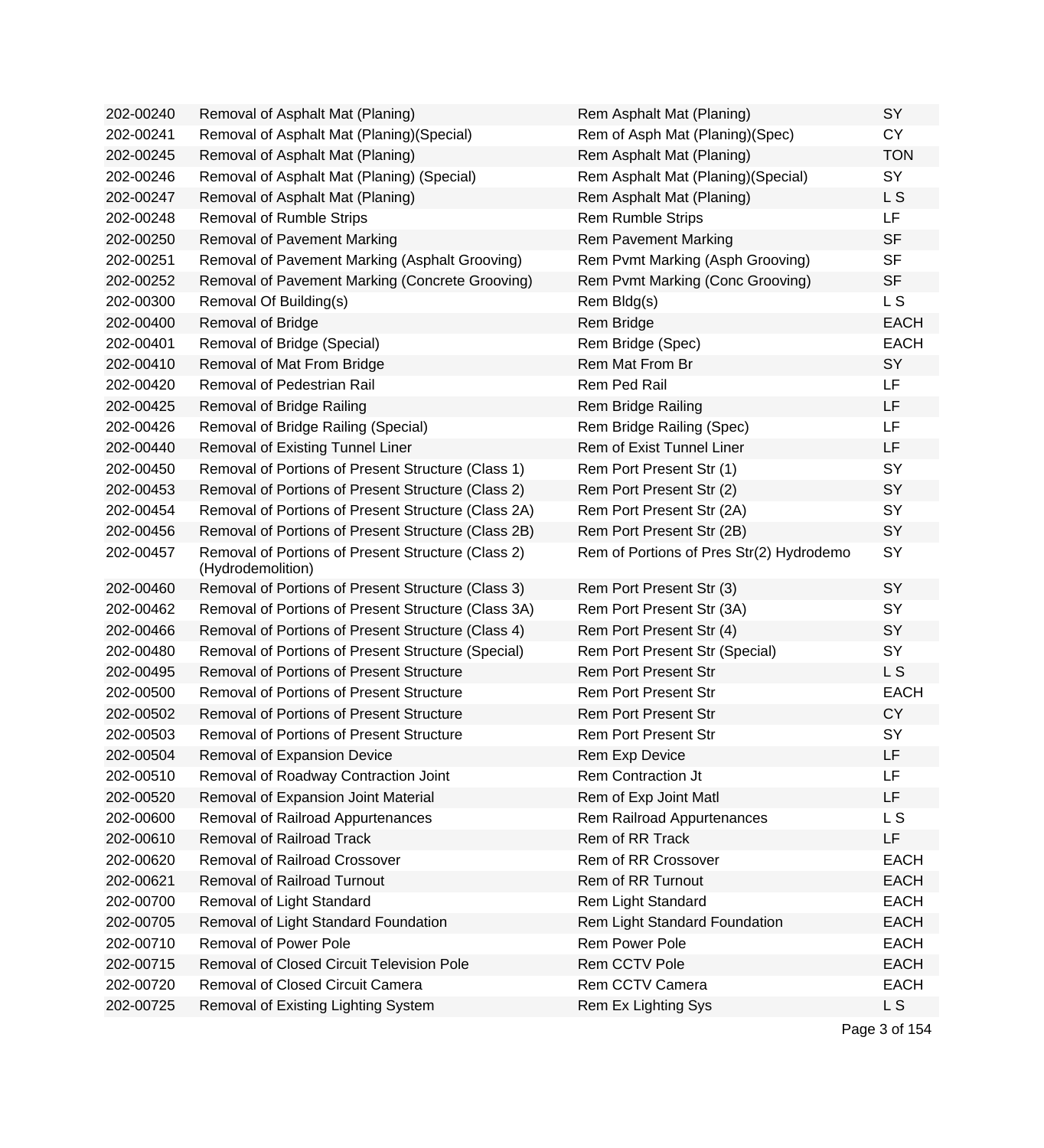| | | | |
|---|---|---|---|
| 202-00240 | Removal of Asphalt Mat (Planing) | Rem Asphalt Mat (Planing) | SY |
| 202-00241 | Removal of Asphalt Mat (Planing)(Special) | Rem of Asph Mat (Planing)(Spec) | CY |
| 202-00245 | Removal of Asphalt Mat (Planing) | Rem Asphalt Mat (Planing) | TON |
| 202-00246 | Removal of Asphalt Mat (Planing) (Special) | Rem Asphalt Mat (Planing)(Special) | SY |
| 202-00247 | Removal of Asphalt Mat (Planing) | Rem Asphalt Mat (Planing) | L S |
| 202-00248 | Removal of Rumble Strips | Rem Rumble Strips | LF |
| 202-00250 | Removal of Pavement Marking | Rem Pavement Marking | SF |
| 202-00251 | Removal of Pavement Marking (Asphalt Grooving) | Rem Pvmt Marking (Asph Grooving) | SF |
| 202-00252 | Removal of Pavement Marking (Concrete Grooving) | Rem Pvmt Marking (Conc Grooving) | SF |
| 202-00300 | Removal Of Building(s) | Rem Bldg(s) | L S |
| 202-00400 | Removal of Bridge | Rem Bridge | EACH |
| 202-00401 | Removal of Bridge (Special) | Rem Bridge (Spec) | EACH |
| 202-00410 | Removal of Mat From Bridge | Rem Mat From Br | SY |
| 202-00420 | Removal of Pedestrian Rail | Rem Ped Rail | LF |
| 202-00425 | Removal of Bridge Railing | Rem Bridge Railing | LF |
| 202-00426 | Removal of Bridge Railing (Special) | Rem Bridge Railing (Spec) | LF |
| 202-00440 | Removal of Existing Tunnel Liner | Rem of Exist Tunnel Liner | LF |
| 202-00450 | Removal of Portions of Present Structure (Class 1) | Rem Port Present Str (1) | SY |
| 202-00453 | Removal of Portions of Present Structure (Class 2) | Rem Port Present Str (2) | SY |
| 202-00454 | Removal of Portions of Present Structure (Class 2A) | Rem Port Present Str (2A) | SY |
| 202-00456 | Removal of Portions of Present Structure (Class 2B) | Rem Port Present Str (2B) | SY |
| 202-00457 | Removal of Portions of Present Structure (Class 2) (Hydrodemolition) | Rem of Portions of Pres Str(2) Hydrodemo | SY |
| 202-00460 | Removal of Portions of Present Structure (Class 3) | Rem Port Present Str (3) | SY |
| 202-00462 | Removal of Portions of Present Structure (Class 3A) | Rem Port Present Str (3A) | SY |
| 202-00466 | Removal Of Portions of Present Structure (Class 4) | Rem Port Present Str (4) | SY |
| 202-00480 | Removal of Portions of Present Structure (Special) | Rem Port Present Str (Special) | SY |
| 202-00495 | Removal of Portions of Present Structure | Rem Port Present Str | L S |
| 202-00500 | Removal of Portions of Present Structure | Rem Port Present Str | EACH |
| 202-00502 | Removal of Portions of Present Structure | Rem Port Present Str | CY |
| 202-00503 | Removal of Portions of Present Structure | Rem Port Present Str | SY |
| 202-00504 | Removal of Expansion Device | Rem Exp Device | LF |
| 202-00510 | Removal of Roadway Contraction Joint | Rem Contraction Jt | LF |
| 202-00520 | Removal of Expansion Joint Material | Rem of Exp Joint Matl | LF |
| 202-00600 | Removal of Railroad Appurtenances | Rem Railroad Appurtenances | L S |
| 202-00610 | Removal of Railroad Track | Rem of RR Track | LF |
| 202-00620 | Removal of Railroad Crossover | Rem of RR Crossover | EACH |
| 202-00621 | Removal of Railroad Turnout | Rem of RR Turnout | EACH |
| 202-00700 | Removal of Light Standard | Rem Light Standard | EACH |
| 202-00705 | Removal of Light Standard Foundation | Rem Light Standard Foundation | EACH |
| 202-00710 | Removal of Power Pole | Rem Power Pole | EACH |
| 202-00715 | Removal of Closed Circuit Television Pole | Rem CCTV Pole | EACH |
| 202-00720 | Removal of Closed Circuit Camera | Rem CCTV Camera | EACH |
| 202-00725 | Removal of Existing Lighting System | Rem Ex Lighting Sys | L S |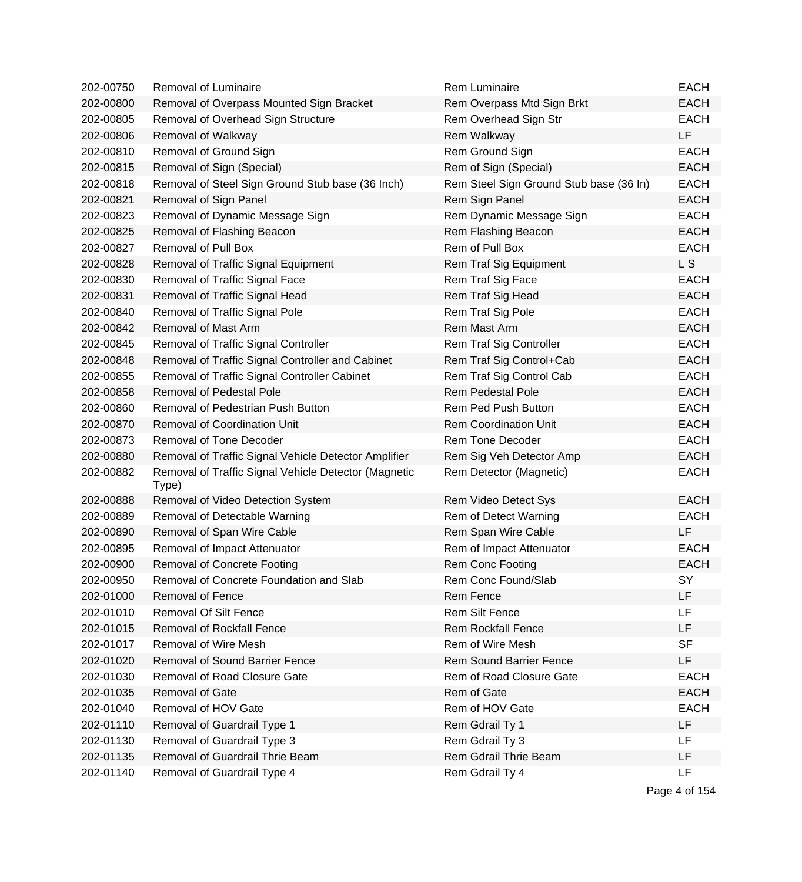| | | | |
|---|---|---|---|
| 202-00750 | Removal of Luminaire | Rem Luminaire | EACH |
| 202-00800 | Removal of Overpass Mounted Sign Bracket | Rem Overpass Mtd Sign Brkt | EACH |
| 202-00805 | Removal of Overhead Sign Structure | Rem Overhead Sign Str | EACH |
| 202-00806 | Removal of Walkway | Rem Walkway | LF |
| 202-00810 | Removal of Ground Sign | Rem Ground Sign | EACH |
| 202-00815 | Removal of Sign (Special) | Rem of Sign (Special) | EACH |
| 202-00818 | Removal of Steel Sign Ground Stub base (36 Inch) | Rem Steel Sign Ground Stub base (36 In) | EACH |
| 202-00821 | Removal of Sign Panel | Rem Sign Panel | EACH |
| 202-00823 | Removal of Dynamic Message Sign | Rem Dynamic Message Sign | EACH |
| 202-00825 | Removal of Flashing Beacon | Rem Flashing Beacon | EACH |
| 202-00827 | Removal of Pull Box | Rem of Pull Box | EACH |
| 202-00828 | Removal of Traffic Signal Equipment | Rem Traf Sig Equipment | L S |
| 202-00830 | Removal of Traffic Signal Face | Rem Traf Sig Face | EACH |
| 202-00831 | Removal of Traffic Signal Head | Rem Traf Sig Head | EACH |
| 202-00840 | Removal of Traffic Signal Pole | Rem Traf Sig Pole | EACH |
| 202-00842 | Removal of Mast Arm | Rem Mast Arm | EACH |
| 202-00845 | Removal of Traffic Signal Controller | Rem Traf Sig Controller | EACH |
| 202-00848 | Removal of Traffic Signal Controller and Cabinet | Rem Traf Sig Control+Cab | EACH |
| 202-00855 | Removal of Traffic Signal Controller Cabinet | Rem Traf Sig Control Cab | EACH |
| 202-00858 | Removal of Pedestal Pole | Rem Pedestal Pole | EACH |
| 202-00860 | Removal of Pedestrian Push Button | Rem Ped Push Button | EACH |
| 202-00870 | Removal of Coordination Unit | Rem Coordination Unit | EACH |
| 202-00873 | Removal of Tone Decoder | Rem Tone Decoder | EACH |
| 202-00880 | Removal of Traffic Signal Vehicle Detector Amplifier | Rem Sig Veh Detector Amp | EACH |
| 202-00882 | Removal of Traffic Signal Vehicle Detector (Magnetic Type) | Rem Detector (Magnetic) | EACH |
| 202-00888 | Removal of Video Detection System | Rem Video Detect Sys | EACH |
| 202-00889 | Removal of Detectable Warning | Rem of Detect Warning | EACH |
| 202-00890 | Removal of Span Wire Cable | Rem Span Wire Cable | LF |
| 202-00895 | Removal of Impact Attenuator | Rem of Impact Attenuator | EACH |
| 202-00900 | Removal of Concrete Footing | Rem Conc Footing | EACH |
| 202-00950 | Removal of Concrete Foundation and Slab | Rem Conc Found/Slab | SY |
| 202-01000 | Removal of Fence | Rem Fence | LF |
| 202-01010 | Removal Of Silt Fence | Rem Silt Fence | LF |
| 202-01015 | Removal of Rockfall Fence | Rem Rockfall Fence | LF |
| 202-01017 | Removal of Wire Mesh | Rem of Wire Mesh | SF |
| 202-01020 | Removal of Sound Barrier Fence | Rem Sound Barrier Fence | LF |
| 202-01030 | Removal of Road Closure Gate | Rem of Road Closure Gate | EACH |
| 202-01035 | Removal of Gate | Rem of Gate | EACH |
| 202-01040 | Removal of HOV Gate | Rem of HOV Gate | EACH |
| 202-01110 | Removal of Guardrail Type 1 | Rem Gdrail Ty 1 | LF |
| 202-01130 | Removal of Guardrail Type 3 | Rem Gdrail Ty 3 | LF |
| 202-01135 | Removal of Guardrail Thrie Beam | Rem Gdrail Thrie Beam | LF |
| 202-01140 | Removal of Guardrail Type 4 | Rem Gdrail Ty 4 | LF |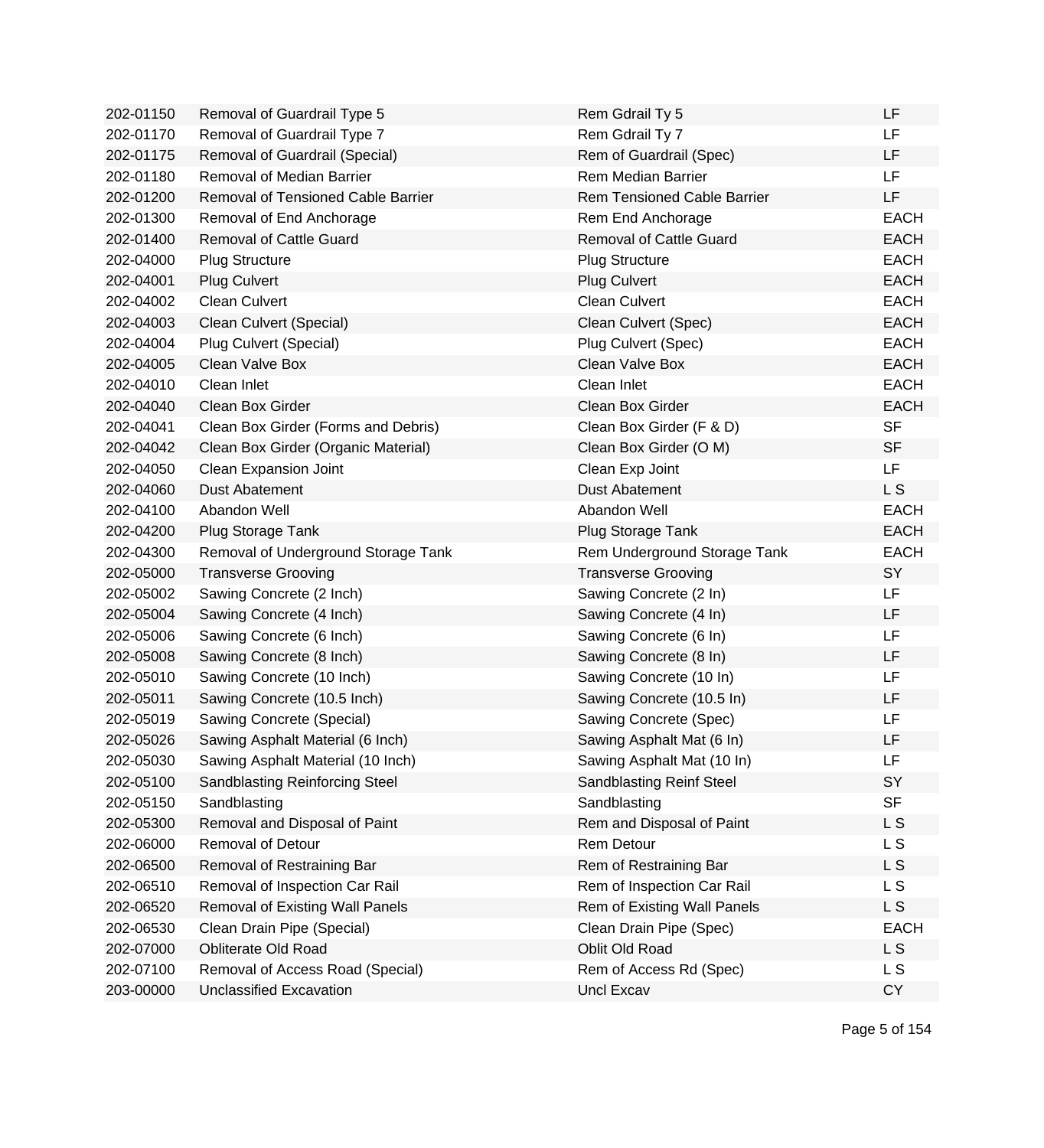| | | | |
|---|---|---|---|
| 202-01150 | Removal of Guardrail Type 5 | Rem Gdrail Ty 5 | LF |
| 202-01170 | Removal of Guardrail Type 7 | Rem Gdrail Ty 7 | LF |
| 202-01175 | Removal of Guardrail (Special) | Rem of Guardrail (Spec) | LF |
| 202-01180 | Removal of Median Barrier | Rem Median Barrier | LF |
| 202-01200 | Removal of Tensioned Cable Barrier | Rem Tensioned Cable Barrier | LF |
| 202-01300 | Removal of End Anchorage | Rem End Anchorage | EACH |
| 202-01400 | Removal of Cattle Guard | Removal of Cattle Guard | EACH |
| 202-04000 | Plug Structure | Plug Structure | EACH |
| 202-04001 | Plug Culvert | Plug Culvert | EACH |
| 202-04002 | Clean Culvert | Clean Culvert | EACH |
| 202-04003 | Clean Culvert (Special) | Clean Culvert (Spec) | EACH |
| 202-04004 | Plug Culvert (Special) | Plug Culvert (Spec) | EACH |
| 202-04005 | Clean Valve Box | Clean Valve Box | EACH |
| 202-04010 | Clean Inlet | Clean Inlet | EACH |
| 202-04040 | Clean Box Girder | Clean Box Girder | EACH |
| 202-04041 | Clean Box Girder (Forms and Debris) | Clean Box Girder (F & D) | SF |
| 202-04042 | Clean Box Girder (Organic Material) | Clean Box Girder (O M) | SF |
| 202-04050 | Clean Expansion Joint | Clean Exp Joint | LF |
| 202-04060 | Dust Abatement | Dust Abatement | L S |
| 202-04100 | Abandon Well | Abandon Well | EACH |
| 202-04200 | Plug Storage Tank | Plug Storage Tank | EACH |
| 202-04300 | Removal of Underground Storage Tank | Rem Underground Storage Tank | EACH |
| 202-05000 | Transverse Grooving | Transverse Grooving | SY |
| 202-05002 | Sawing Concrete (2 Inch) | Sawing Concrete (2 In) | LF |
| 202-05004 | Sawing Concrete (4 Inch) | Sawing Concrete (4 In) | LF |
| 202-05006 | Sawing Concrete (6 Inch) | Sawing Concrete (6 In) | LF |
| 202-05008 | Sawing Concrete (8 Inch) | Sawing Concrete (8 In) | LF |
| 202-05010 | Sawing Concrete (10 Inch) | Sawing Concrete (10 In) | LF |
| 202-05011 | Sawing Concrete (10.5 Inch) | Sawing Concrete (10.5 In) | LF |
| 202-05019 | Sawing Concrete (Special) | Sawing Concrete (Spec) | LF |
| 202-05026 | Sawing Asphalt Material (6 Inch) | Sawing Asphalt Mat (6 In) | LF |
| 202-05030 | Sawing Asphalt Material (10 Inch) | Sawing Asphalt Mat (10 In) | LF |
| 202-05100 | Sandblasting Reinforcing Steel | Sandblasting Reinf Steel | SY |
| 202-05150 | Sandblasting | Sandblasting | SF |
| 202-05300 | Removal and Disposal of Paint | Rem and Disposal of Paint | L S |
| 202-06000 | Removal of Detour | Rem Detour | L S |
| 202-06500 | Removal of Restraining Bar | Rem of Restraining Bar | L S |
| 202-06510 | Removal of Inspection Car Rail | Rem of Inspection Car Rail | L S |
| 202-06520 | Removal of Existing Wall Panels | Rem of Existing Wall Panels | L S |
| 202-06530 | Clean Drain Pipe (Special) | Clean Drain Pipe (Spec) | EACH |
| 202-07000 | Obliterate Old Road | Oblit Old Road | L S |
| 202-07100 | Removal of Access Road (Special) | Rem of Access Rd (Spec) | L S |
| 203-00000 | Unclassified Excavation | Uncl Excav | CY |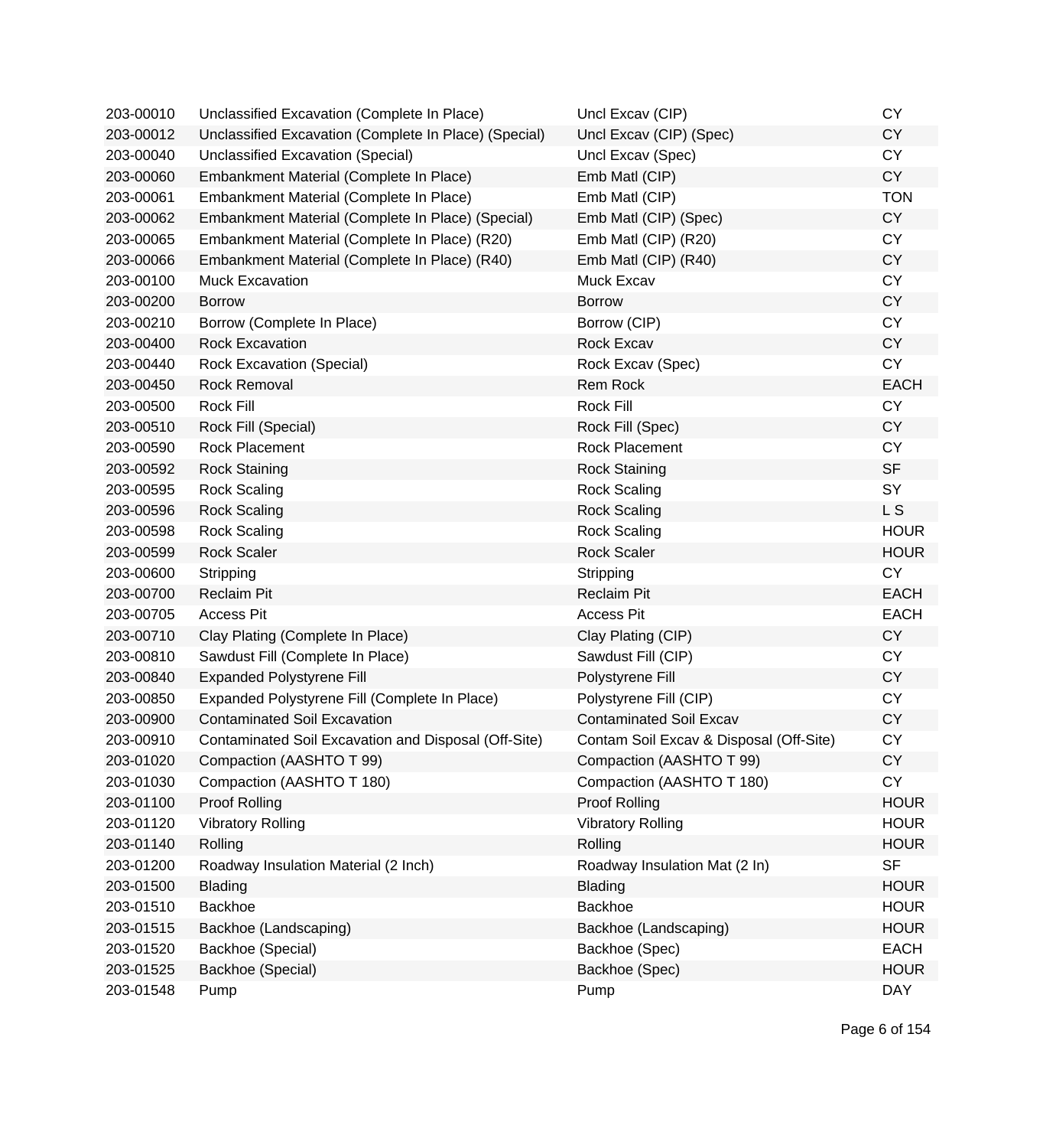| | | | |
|---|---|---|---|
| 203-00010 | Unclassified Excavation (Complete In Place) | Uncl Excav (CIP) | CY |
| 203-00012 | Unclassified Excavation (Complete In Place) (Special) | Uncl Excav (CIP) (Spec) | CY |
| 203-00040 | Unclassified Excavation (Special) | Uncl Excav (Spec) | CY |
| 203-00060 | Embankment Material (Complete In Place) | Emb Matl (CIP) | CY |
| 203-00061 | Embankment Material (Complete In Place) | Emb Matl (CIP) | TON |
| 203-00062 | Embankment Material (Complete In Place) (Special) | Emb Matl (CIP) (Spec) | CY |
| 203-00065 | Embankment Material (Complete In Place) (R20) | Emb Matl (CIP) (R20) | CY |
| 203-00066 | Embankment Material (Complete In Place) (R40) | Emb Matl (CIP) (R40) | CY |
| 203-00100 | Muck Excavation | Muck Excav | CY |
| 203-00200 | Borrow | Borrow | CY |
| 203-00210 | Borrow (Complete In Place) | Borrow (CIP) | CY |
| 203-00400 | Rock Excavation | Rock Excav | CY |
| 203-00440 | Rock Excavation (Special) | Rock Excav (Spec) | CY |
| 203-00450 | Rock Removal | Rem Rock | EACH |
| 203-00500 | Rock Fill | Rock Fill | CY |
| 203-00510 | Rock Fill (Special) | Rock Fill (Spec) | CY |
| 203-00590 | Rock Placement | Rock Placement | CY |
| 203-00592 | Rock Staining | Rock Staining | SF |
| 203-00595 | Rock Scaling | Rock Scaling | SY |
| 203-00596 | Rock Scaling | Rock Scaling | L S |
| 203-00598 | Rock Scaling | Rock Scaling | HOUR |
| 203-00599 | Rock Scaler | Rock Scaler | HOUR |
| 203-00600 | Stripping | Stripping | CY |
| 203-00700 | Reclaim Pit | Reclaim Pit | EACH |
| 203-00705 | Access Pit | Access Pit | EACH |
| 203-00710 | Clay Plating (Complete In Place) | Clay Plating (CIP) | CY |
| 203-00810 | Sawdust Fill (Complete In Place) | Sawdust Fill (CIP) | CY |
| 203-00840 | Expanded Polystyrene Fill | Polystyrene Fill | CY |
| 203-00850 | Expanded Polystyrene Fill (Complete In Place) | Polystyrene Fill (CIP) | CY |
| 203-00900 | Contaminated Soil Excavation | Contaminated Soil Excav | CY |
| 203-00910 | Contaminated Soil Excavation and Disposal (Off-Site) | Contam Soil Excav & Disposal (Off-Site) | CY |
| 203-01020 | Compaction (AASHTO T 99) | Compaction (AASHTO T 99) | CY |
| 203-01030 | Compaction (AASHTO T 180) | Compaction (AASHTO T 180) | CY |
| 203-01100 | Proof Rolling | Proof Rolling | HOUR |
| 203-01120 | Vibratory Rolling | Vibratory Rolling | HOUR |
| 203-01140 | Rolling | Rolling | HOUR |
| 203-01200 | Roadway Insulation Material (2 Inch) | Roadway Insulation Mat (2 In) | SF |
| 203-01500 | Blading | Blading | HOUR |
| 203-01510 | Backhoe | Backhoe | HOUR |
| 203-01515 | Backhoe (Landscaping) | Backhoe (Landscaping) | HOUR |
| 203-01520 | Backhoe (Special) | Backhoe (Spec) | EACH |
| 203-01525 | Backhoe (Special) | Backhoe (Spec) | HOUR |
| 203-01548 | Pump | Pump | DAY |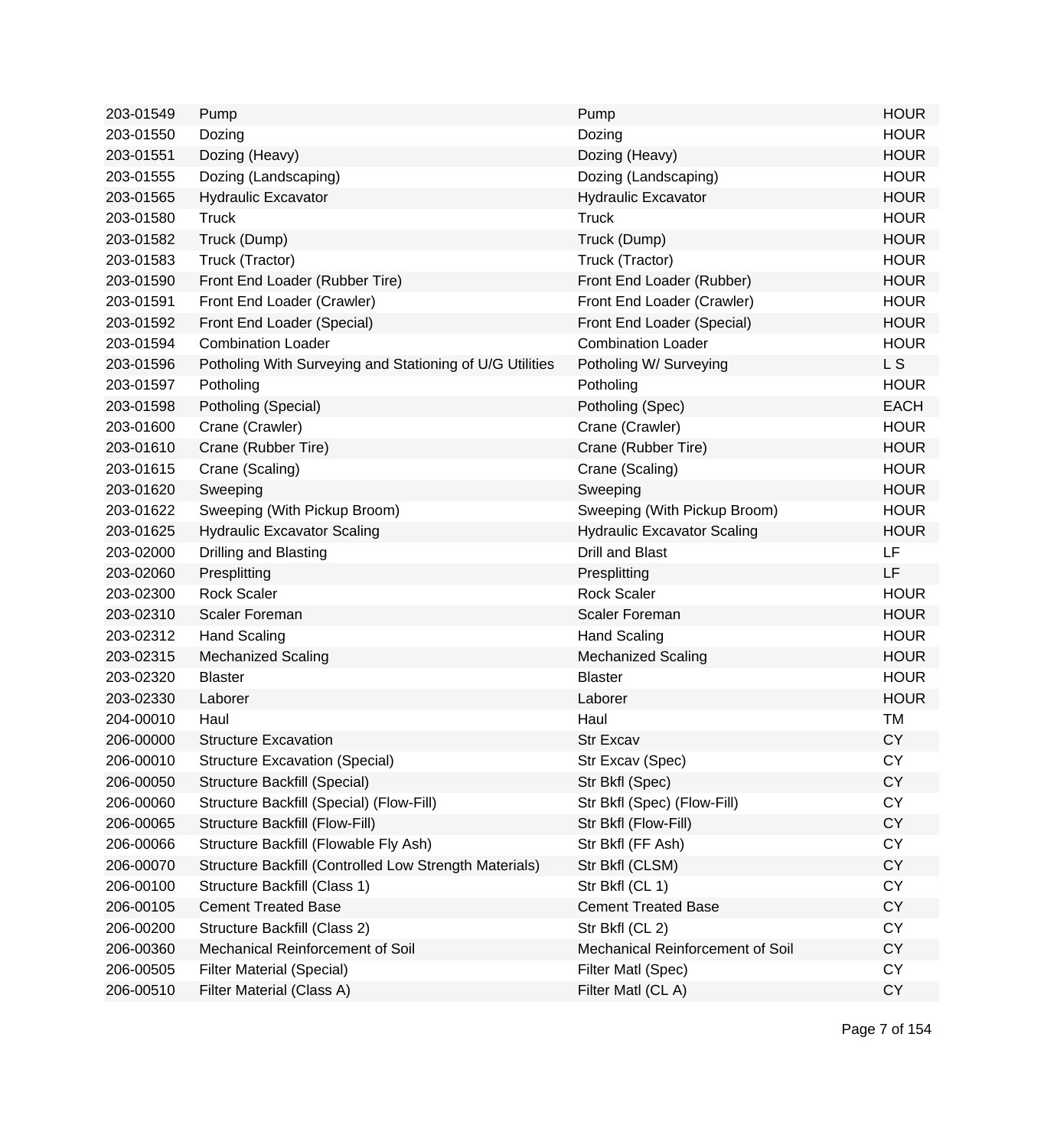| | | | |
|---|---|---|---|
| 203-01549 | Pump | Pump | HOUR |
| 203-01550 | Dozing | Dozing | HOUR |
| 203-01551 | Dozing (Heavy) | Dozing (Heavy) | HOUR |
| 203-01555 | Dozing (Landscaping) | Dozing (Landscaping) | HOUR |
| 203-01565 | Hydraulic Excavator | Hydraulic Excavator | HOUR |
| 203-01580 | Truck | Truck | HOUR |
| 203-01582 | Truck (Dump) | Truck (Dump) | HOUR |
| 203-01583 | Truck (Tractor) | Truck (Tractor) | HOUR |
| 203-01590 | Front End Loader (Rubber Tire) | Front End Loader (Rubber) | HOUR |
| 203-01591 | Front End Loader (Crawler) | Front End Loader (Crawler) | HOUR |
| 203-01592 | Front End Loader (Special) | Front End Loader (Special) | HOUR |
| 203-01594 | Combination Loader | Combination Loader | HOUR |
| 203-01596 | Potholing With Surveying and Stationing of U/G Utilities | Potholing W/ Surveying | L S |
| 203-01597 | Potholing | Potholing | HOUR |
| 203-01598 | Potholing (Special) | Potholing (Spec) | EACH |
| 203-01600 | Crane (Crawler) | Crane (Crawler) | HOUR |
| 203-01610 | Crane (Rubber Tire) | Crane (Rubber Tire) | HOUR |
| 203-01615 | Crane (Scaling) | Crane (Scaling) | HOUR |
| 203-01620 | Sweeping | Sweeping | HOUR |
| 203-01622 | Sweeping (With Pickup Broom) | Sweeping (With Pickup Broom) | HOUR |
| 203-01625 | Hydraulic Excavator Scaling | Hydraulic Excavator Scaling | HOUR |
| 203-02000 | Drilling and Blasting | Drill and Blast | LF |
| 203-02060 | Presplitting | Presplitting | LF |
| 203-02300 | Rock Scaler | Rock Scaler | HOUR |
| 203-02310 | Scaler Foreman | Scaler Foreman | HOUR |
| 203-02312 | Hand Scaling | Hand Scaling | HOUR |
| 203-02315 | Mechanized Scaling | Mechanized Scaling | HOUR |
| 203-02320 | Blaster | Blaster | HOUR |
| 203-02330 | Laborer | Laborer | HOUR |
| 204-00010 | Haul | Haul | TM |
| 206-00000 | Structure Excavation | Str Excav | CY |
| 206-00010 | Structure Excavation (Special) | Str Excav (Spec) | CY |
| 206-00050 | Structure Backfill (Special) | Str Bkfl (Spec) | CY |
| 206-00060 | Structure Backfill (Special) (Flow-Fill) | Str Bkfl (Spec) (Flow-Fill) | CY |
| 206-00065 | Structure Backfill (Flow-Fill) | Str Bkfl (Flow-Fill) | CY |
| 206-00066 | Structure Backfill (Flowable Fly Ash) | Str Bkfl (FF Ash) | CY |
| 206-00070 | Structure Backfill (Controlled Low Strength Materials) | Str Bkfl (CLSM) | CY |
| 206-00100 | Structure Backfill (Class 1) | Str Bkfl (CL 1) | CY |
| 206-00105 | Cement Treated Base | Cement Treated Base | CY |
| 206-00200 | Structure Backfill (Class 2) | Str Bkfl (CL 2) | CY |
| 206-00360 | Mechanical Reinforcement of Soil | Mechanical Reinforcement of Soil | CY |
| 206-00505 | Filter Material (Special) | Filter Matl (Spec) | CY |
| 206-00510 | Filter Material (Class A) | Filter Matl (CL A) | CY |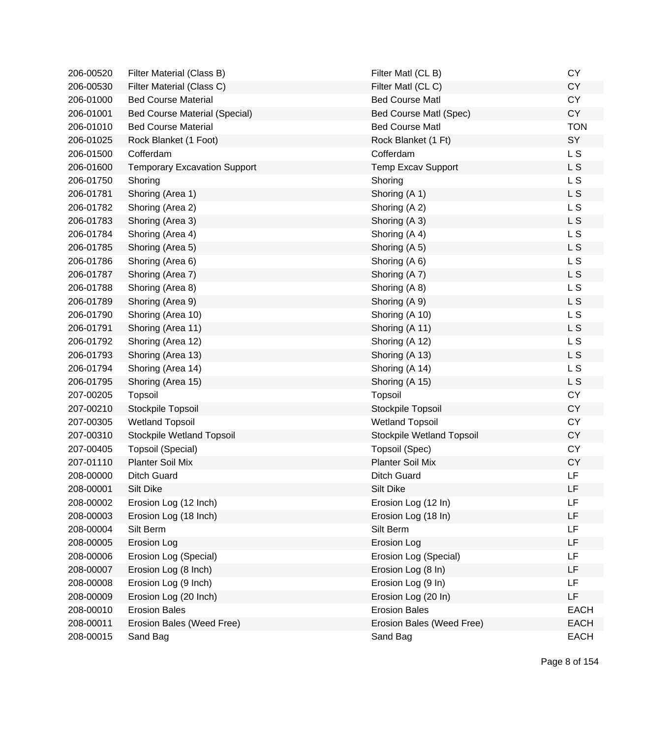| | | | |
|---|---|---|---|
| 206-00520 | Filter Material (Class B) | Filter Matl (CL B) | CY |
| 206-00530 | Filter Material (Class C) | Filter Matl (CL C) | CY |
| 206-01000 | Bed Course Material | Bed Course Matl | CY |
| 206-01001 | Bed Course Material (Special) | Bed Course Matl (Spec) | CY |
| 206-01010 | Bed Course Material | Bed Course Matl | TON |
| 206-01025 | Rock Blanket (1 Foot) | Rock Blanket (1 Ft) | SY |
| 206-01500 | Cofferdam | Cofferdam | L S |
| 206-01600 | Temporary Excavation Support | Temp Excav Support | L S |
| 206-01750 | Shoring | Shoring | L S |
| 206-01781 | Shoring (Area 1) | Shoring (A 1) | L S |
| 206-01782 | Shoring (Area 2) | Shoring (A 2) | L S |
| 206-01783 | Shoring (Area 3) | Shoring (A 3) | L S |
| 206-01784 | Shoring (Area 4) | Shoring (A 4) | L S |
| 206-01785 | Shoring (Area 5) | Shoring (A 5) | L S |
| 206-01786 | Shoring (Area 6) | Shoring (A 6) | L S |
| 206-01787 | Shoring (Area 7) | Shoring (A 7) | L S |
| 206-01788 | Shoring (Area 8) | Shoring (A 8) | L S |
| 206-01789 | Shoring (Area 9) | Shoring (A 9) | L S |
| 206-01790 | Shoring (Area 10) | Shoring (A 10) | L S |
| 206-01791 | Shoring (Area 11) | Shoring (A 11) | L S |
| 206-01792 | Shoring (Area 12) | Shoring (A 12) | L S |
| 206-01793 | Shoring (Area 13) | Shoring (A 13) | L S |
| 206-01794 | Shoring (Area 14) | Shoring (A 14) | L S |
| 206-01795 | Shoring (Area 15) | Shoring (A 15) | L S |
| 207-00205 | Topsoil | Topsoil | CY |
| 207-00210 | Stockpile Topsoil | Stockpile Topsoil | CY |
| 207-00305 | Wetland Topsoil | Wetland Topsoil | CY |
| 207-00310 | Stockpile Wetland Topsoil | Stockpile Wetland Topsoil | CY |
| 207-00405 | Topsoil (Special) | Topsoil (Spec) | CY |
| 207-01110 | Planter Soil Mix | Planter Soil Mix | CY |
| 208-00000 | Ditch Guard | Ditch Guard | LF |
| 208-00001 | Silt Dike | Silt Dike | LF |
| 208-00002 | Erosion Log (12 Inch) | Erosion Log (12 In) | LF |
| 208-00003 | Erosion Log (18 Inch) | Erosion Log (18 In) | LF |
| 208-00004 | Silt Berm | Silt Berm | LF |
| 208-00005 | Erosion Log | Erosion Log | LF |
| 208-00006 | Erosion Log (Special) | Erosion Log (Special) | LF |
| 208-00007 | Erosion Log (8 Inch) | Erosion Log (8 In) | LF |
| 208-00008 | Erosion Log (9 Inch) | Erosion Log (9 In) | LF |
| 208-00009 | Erosion Log (20 Inch) | Erosion Log (20 In) | LF |
| 208-00010 | Erosion Bales | Erosion Bales | EACH |
| 208-00011 | Erosion Bales (Weed Free) | Erosion Bales (Weed Free) | EACH |
| 208-00015 | Sand Bag | Sand Bag | EACH |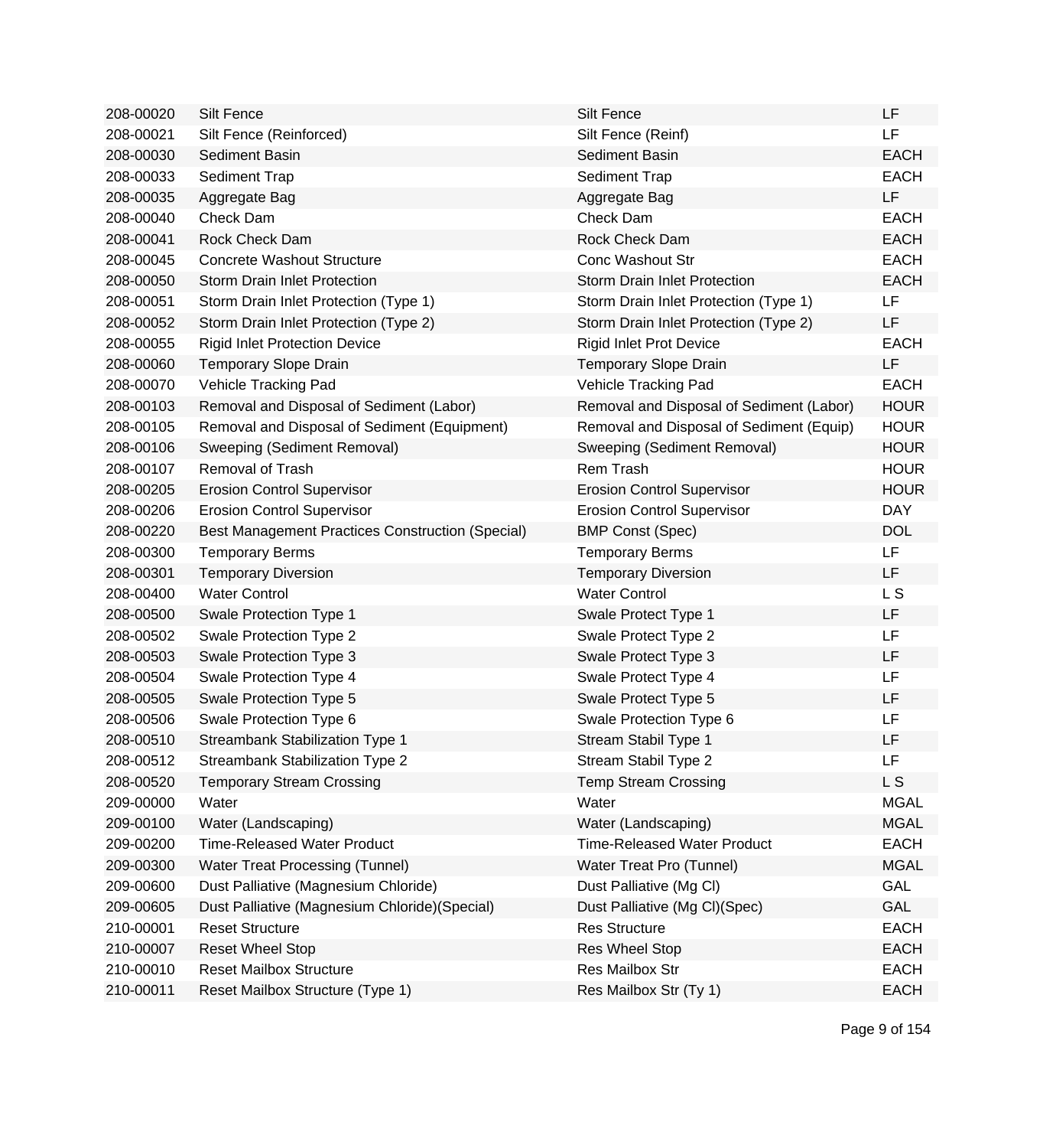| | | | |
|---|---|---|---|
| 208-00020 | Silt Fence | Silt Fence | LF |
| 208-00021 | Silt Fence (Reinforced) | Silt Fence (Reinf) | LF |
| 208-00030 | Sediment Basin | Sediment Basin | EACH |
| 208-00033 | Sediment Trap | Sediment Trap | EACH |
| 208-00035 | Aggregate Bag | Aggregate Bag | LF |
| 208-00040 | Check Dam | Check Dam | EACH |
| 208-00041 | Rock Check Dam | Rock Check Dam | EACH |
| 208-00045 | Concrete Washout Structure | Conc Washout Str | EACH |
| 208-00050 | Storm Drain Inlet Protection | Storm Drain Inlet Protection | EACH |
| 208-00051 | Storm Drain Inlet Protection (Type 1) | Storm Drain Inlet Protection (Type 1) | LF |
| 208-00052 | Storm Drain Inlet Protection (Type 2) | Storm Drain Inlet Protection (Type 2) | LF |
| 208-00055 | Rigid Inlet Protection Device | Rigid Inlet Prot Device | EACH |
| 208-00060 | Temporary Slope Drain | Temporary Slope Drain | LF |
| 208-00070 | Vehicle Tracking Pad | Vehicle Tracking Pad | EACH |
| 208-00103 | Removal and Disposal of Sediment (Labor) | Removal and Disposal of Sediment (Labor) | HOUR |
| 208-00105 | Removal and Disposal of Sediment (Equipment) | Removal and Disposal of Sediment (Equip) | HOUR |
| 208-00106 | Sweeping (Sediment Removal) | Sweeping (Sediment Removal) | HOUR |
| 208-00107 | Removal of Trash | Rem Trash | HOUR |
| 208-00205 | Erosion Control Supervisor | Erosion Control Supervisor | HOUR |
| 208-00206 | Erosion Control Supervisor | Erosion Control Supervisor | DAY |
| 208-00220 | Best Management Practices Construction (Special) | BMP Const (Spec) | DOL |
| 208-00300 | Temporary Berms | Temporary Berms | LF |
| 208-00301 | Temporary Diversion | Temporary Diversion | LF |
| 208-00400 | Water Control | Water Control | L S |
| 208-00500 | Swale Protection Type 1 | Swale Protect Type 1 | LF |
| 208-00502 | Swale Protection Type 2 | Swale Protect Type 2 | LF |
| 208-00503 | Swale Protection Type 3 | Swale Protect Type 3 | LF |
| 208-00504 | Swale Protection Type 4 | Swale Protect Type 4 | LF |
| 208-00505 | Swale Protection Type 5 | Swale Protect Type 5 | LF |
| 208-00506 | Swale Protection Type 6 | Swale Protection Type 6 | LF |
| 208-00510 | Streambank Stabilization Type 1 | Stream Stabil Type 1 | LF |
| 208-00512 | Streambank Stabilization Type 2 | Stream Stabil Type 2 | LF |
| 208-00520 | Temporary Stream Crossing | Temp Stream Crossing | L S |
| 209-00000 | Water | Water | MGAL |
| 209-00100 | Water (Landscaping) | Water (Landscaping) | MGAL |
| 209-00200 | Time-Released Water Product | Time-Released Water Product | EACH |
| 209-00300 | Water Treat Processing (Tunnel) | Water Treat Pro (Tunnel) | MGAL |
| 209-00600 | Dust Palliative (Magnesium Chloride) | Dust Palliative (Mg Cl) | GAL |
| 209-00605 | Dust Palliative (Magnesium Chloride)(Special) | Dust Palliative (Mg Cl)(Spec) | GAL |
| 210-00001 | Reset Structure | Res Structure | EACH |
| 210-00007 | Reset Wheel Stop | Res Wheel Stop | EACH |
| 210-00010 | Reset Mailbox Structure | Res Mailbox Str | EACH |
| 210-00011 | Reset Mailbox Structure (Type 1) | Res Mailbox Str (Ty 1) | EACH |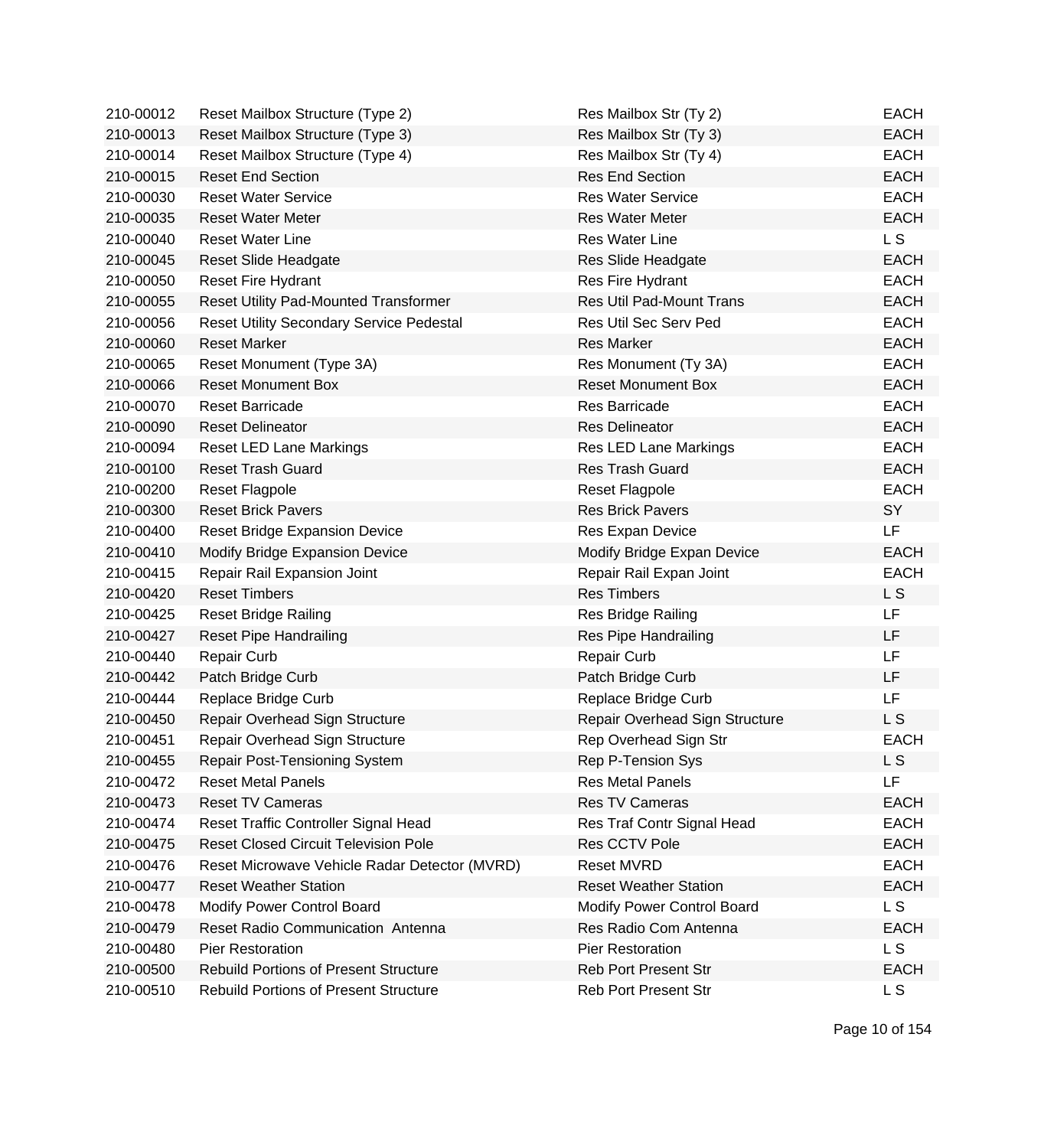| | | | |
|---|---|---|---|
| 210-00012 | Reset Mailbox Structure (Type 2) | Res Mailbox Str (Ty 2) | EACH |
| 210-00013 | Reset Mailbox Structure (Type 3) | Res Mailbox Str (Ty 3) | EACH |
| 210-00014 | Reset Mailbox Structure (Type 4) | Res Mailbox Str (Ty 4) | EACH |
| 210-00015 | Reset End Section | Res End Section | EACH |
| 210-00030 | Reset Water Service | Res Water Service | EACH |
| 210-00035 | Reset Water Meter | Res Water Meter | EACH |
| 210-00040 | Reset Water Line | Res Water Line | L S |
| 210-00045 | Reset Slide Headgate | Res Slide Headgate | EACH |
| 210-00050 | Reset Fire Hydrant | Res Fire Hydrant | EACH |
| 210-00055 | Reset Utility Pad-Mounted Transformer | Res Util Pad-Mount Trans | EACH |
| 210-00056 | Reset Utility Secondary Service Pedestal | Res Util Sec Serv Ped | EACH |
| 210-00060 | Reset Marker | Res Marker | EACH |
| 210-00065 | Reset Monument (Type 3A) | Res Monument (Ty 3A) | EACH |
| 210-00066 | Reset Monument Box | Reset Monument Box | EACH |
| 210-00070 | Reset Barricade | Res Barricade | EACH |
| 210-00090 | Reset Delineator | Res Delineator | EACH |
| 210-00094 | Reset LED Lane Markings | Res LED Lane Markings | EACH |
| 210-00100 | Reset Trash Guard | Res Trash Guard | EACH |
| 210-00200 | Reset Flagpole | Reset Flagpole | EACH |
| 210-00300 | Reset Brick Pavers | Res Brick Pavers | SY |
| 210-00400 | Reset Bridge Expansion Device | Res Expan Device | LF |
| 210-00410 | Modify Bridge Expansion Device | Modify Bridge Expan Device | EACH |
| 210-00415 | Repair Rail Expansion Joint | Repair Rail Expan Joint | EACH |
| 210-00420 | Reset Timbers | Res Timbers | L S |
| 210-00425 | Reset Bridge Railing | Res Bridge Railing | LF |
| 210-00427 | Reset Pipe Handrailing | Res Pipe Handrailing | LF |
| 210-00440 | Repair Curb | Repair Curb | LF |
| 210-00442 | Patch Bridge Curb | Patch Bridge Curb | LF |
| 210-00444 | Replace Bridge Curb | Replace Bridge Curb | LF |
| 210-00450 | Repair Overhead Sign Structure | Repair Overhead Sign Structure | L S |
| 210-00451 | Repair Overhead Sign Structure | Rep Overhead Sign Str | EACH |
| 210-00455 | Repair Post-Tensioning System | Rep P-Tension Sys | L S |
| 210-00472 | Reset Metal Panels | Res Metal Panels | LF |
| 210-00473 | Reset TV Cameras | Res TV Cameras | EACH |
| 210-00474 | Reset Traffic Controller Signal Head | Res Traf Contr Signal Head | EACH |
| 210-00475 | Reset Closed Circuit Television Pole | Res CCTV Pole | EACH |
| 210-00476 | Reset Microwave Vehicle Radar Detector (MVRD) | Reset MVRD | EACH |
| 210-00477 | Reset Weather Station | Reset Weather Station | EACH |
| 210-00478 | Modify Power Control Board | Modify Power Control Board | L S |
| 210-00479 | Reset Radio Communication Antenna | Res Radio Com Antenna | EACH |
| 210-00480 | Pier Restoration | Pier Restoration | L S |
| 210-00500 | Rebuild Portions of Present Structure | Reb Port Present Str | EACH |
| 210-00510 | Rebuild Portions of Present Structure | Reb Port Present Str | L S |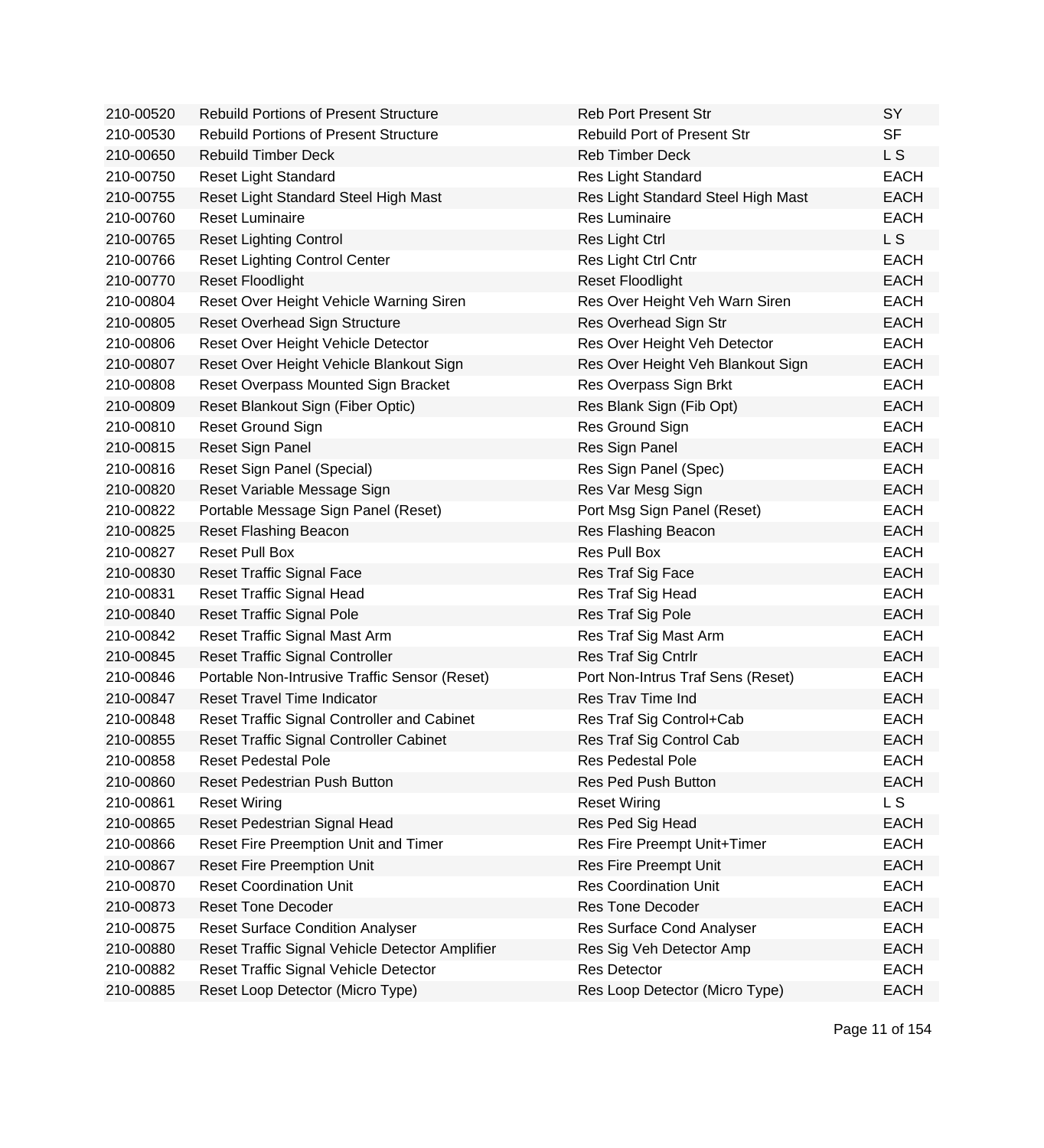| | | | |
|---|---|---|---|
| 210-00520 | Rebuild Portions of Present Structure | Reb Port Present Str | SY |
| 210-00530 | Rebuild Portions of Present Structure | Rebuild Port of Present Str | SF |
| 210-00650 | Rebuild Timber Deck | Reb Timber Deck | L S |
| 210-00750 | Reset Light Standard | Res Light Standard | EACH |
| 210-00755 | Reset Light Standard Steel High Mast | Res Light Standard Steel High Mast | EACH |
| 210-00760 | Reset Luminaire | Res Luminaire | EACH |
| 210-00765 | Reset Lighting Control | Res Light Ctrl | L S |
| 210-00766 | Reset Lighting Control Center | Res Light Ctrl Cntr | EACH |
| 210-00770 | Reset Floodlight | Reset Floodlight | EACH |
| 210-00804 | Reset Over Height Vehicle Warning Siren | Res Over Height Veh Warn Siren | EACH |
| 210-00805 | Reset Overhead Sign Structure | Res Overhead Sign Str | EACH |
| 210-00806 | Reset Over Height Vehicle Detector | Res Over Height Veh Detector | EACH |
| 210-00807 | Reset Over Height Vehicle Blankout Sign | Res Over Height Veh Blankout Sign | EACH |
| 210-00808 | Reset Overpass Mounted Sign Bracket | Res Overpass Sign Brkt | EACH |
| 210-00809 | Reset Blankout Sign (Fiber Optic) | Res Blank Sign (Fib Opt) | EACH |
| 210-00810 | Reset Ground Sign | Res Ground Sign | EACH |
| 210-00815 | Reset Sign Panel | Res Sign Panel | EACH |
| 210-00816 | Reset Sign Panel (Special) | Res Sign Panel (Spec) | EACH |
| 210-00820 | Reset Variable Message Sign | Res Var Mesg Sign | EACH |
| 210-00822 | Portable Message Sign Panel (Reset) | Port Msg Sign Panel (Reset) | EACH |
| 210-00825 | Reset Flashing Beacon | Res Flashing Beacon | EACH |
| 210-00827 | Reset Pull Box | Res Pull Box | EACH |
| 210-00830 | Reset Traffic Signal Face | Res Traf Sig Face | EACH |
| 210-00831 | Reset Traffic Signal Head | Res Traf Sig Head | EACH |
| 210-00840 | Reset Traffic Signal Pole | Res Traf Sig Pole | EACH |
| 210-00842 | Reset Traffic Signal Mast Arm | Res Traf Sig Mast Arm | EACH |
| 210-00845 | Reset Traffic Signal Controller | Res Traf Sig Cntrlr | EACH |
| 210-00846 | Portable Non-Intrusive Traffic Sensor (Reset) | Port Non-Intrus Traf Sens (Reset) | EACH |
| 210-00847 | Reset Travel Time Indicator | Res Trav Time Ind | EACH |
| 210-00848 | Reset Traffic Signal Controller and Cabinet | Res Traf Sig Control+Cab | EACH |
| 210-00855 | Reset Traffic Signal Controller Cabinet | Res Traf Sig Control Cab | EACH |
| 210-00858 | Reset Pedestal Pole | Res Pedestal Pole | EACH |
| 210-00860 | Reset Pedestrian Push Button | Res Ped Push Button | EACH |
| 210-00861 | Reset Wiring | Reset Wiring | L S |
| 210-00865 | Reset Pedestrian Signal Head | Res Ped Sig Head | EACH |
| 210-00866 | Reset Fire Preemption Unit and Timer | Res Fire Preempt Unit+Timer | EACH |
| 210-00867 | Reset Fire Preemption Unit | Res Fire Preempt Unit | EACH |
| 210-00870 | Reset Coordination Unit | Res Coordination Unit | EACH |
| 210-00873 | Reset Tone Decoder | Res Tone Decoder | EACH |
| 210-00875 | Reset Surface Condition Analyser | Res Surface Cond Analyser | EACH |
| 210-00880 | Reset Traffic Signal Vehicle Detector Amplifier | Res Sig Veh Detector Amp | EACH |
| 210-00882 | Reset Traffic Signal Vehicle Detector | Res Detector | EACH |
| 210-00885 | Reset Loop Detector (Micro Type) | Res Loop Detector (Micro Type) | EACH |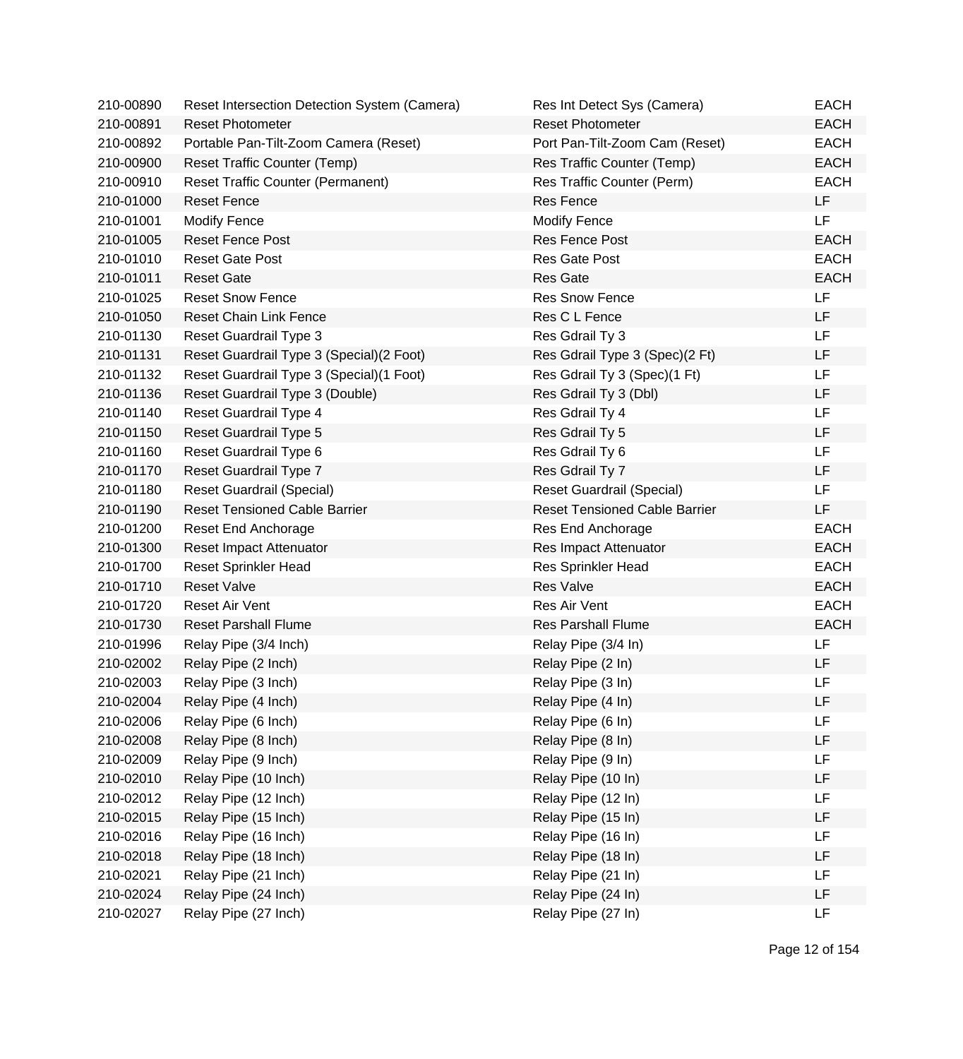| | | | |
|---|---|---|---|
| 210-00890 | Reset Intersection Detection System (Camera) | Res Int Detect Sys (Camera) | EACH |
| 210-00891 | Reset Photometer | Reset Photometer | EACH |
| 210-00892 | Portable Pan-Tilt-Zoom Camera (Reset) | Port Pan-Tilt-Zoom Cam (Reset) | EACH |
| 210-00900 | Reset Traffic Counter (Temp) | Res Traffic Counter (Temp) | EACH |
| 210-00910 | Reset Traffic Counter (Permanent) | Res Traffic Counter (Perm) | EACH |
| 210-01000 | Reset Fence | Res Fence | LF |
| 210-01001 | Modify Fence | Modify Fence | LF |
| 210-01005 | Reset Fence Post | Res Fence Post | EACH |
| 210-01010 | Reset Gate Post | Res Gate Post | EACH |
| 210-01011 | Reset Gate | Res Gate | EACH |
| 210-01025 | Reset Snow Fence | Res Snow Fence | LF |
| 210-01050 | Reset Chain Link Fence | Res C L Fence | LF |
| 210-01130 | Reset Guardrail Type 3 | Res Gdrail Ty 3 | LF |
| 210-01131 | Reset Guardrail Type 3 (Special)(2 Foot) | Res Gdrail Type 3 (Spec)(2 Ft) | LF |
| 210-01132 | Reset Guardrail Type 3 (Special)(1 Foot) | Res Gdrail Ty 3 (Spec)(1 Ft) | LF |
| 210-01136 | Reset Guardrail Type 3 (Double) | Res Gdrail Ty 3 (Dbl) | LF |
| 210-01140 | Reset Guardrail Type 4 | Res Gdrail Ty 4 | LF |
| 210-01150 | Reset Guardrail Type 5 | Res Gdrail Ty 5 | LF |
| 210-01160 | Reset Guardrail Type 6 | Res Gdrail Ty 6 | LF |
| 210-01170 | Reset Guardrail Type 7 | Res Gdrail Ty 7 | LF |
| 210-01180 | Reset Guardrail (Special) | Reset Guardrail (Special) | LF |
| 210-01190 | Reset Tensioned Cable Barrier | Reset Tensioned Cable Barrier | LF |
| 210-01200 | Reset End Anchorage | Res End Anchorage | EACH |
| 210-01300 | Reset Impact Attenuator | Res Impact Attenuator | EACH |
| 210-01700 | Reset Sprinkler Head | Res Sprinkler Head | EACH |
| 210-01710 | Reset Valve | Res Valve | EACH |
| 210-01720 | Reset Air Vent | Res Air Vent | EACH |
| 210-01730 | Reset Parshall Flume | Res Parshall Flume | EACH |
| 210-01996 | Relay Pipe (3/4 Inch) | Relay Pipe (3/4 In) | LF |
| 210-02002 | Relay Pipe (2 Inch) | Relay Pipe (2 In) | LF |
| 210-02003 | Relay Pipe (3 Inch) | Relay Pipe (3 In) | LF |
| 210-02004 | Relay Pipe (4 Inch) | Relay Pipe (4 In) | LF |
| 210-02006 | Relay Pipe (6 Inch) | Relay Pipe (6 In) | LF |
| 210-02008 | Relay Pipe (8 Inch) | Relay Pipe (8 In) | LF |
| 210-02009 | Relay Pipe (9 Inch) | Relay Pipe (9 In) | LF |
| 210-02010 | Relay Pipe (10 Inch) | Relay Pipe (10 In) | LF |
| 210-02012 | Relay Pipe (12 Inch) | Relay Pipe (12 In) | LF |
| 210-02015 | Relay Pipe (15 Inch) | Relay Pipe (15 In) | LF |
| 210-02016 | Relay Pipe (16 Inch) | Relay Pipe (16 In) | LF |
| 210-02018 | Relay Pipe (18 Inch) | Relay Pipe (18 In) | LF |
| 210-02021 | Relay Pipe (21 Inch) | Relay Pipe (21 In) | LF |
| 210-02024 | Relay Pipe (24 Inch) | Relay Pipe (24 In) | LF |
| 210-02027 | Relay Pipe (27 Inch) | Relay Pipe (27 In) | LF |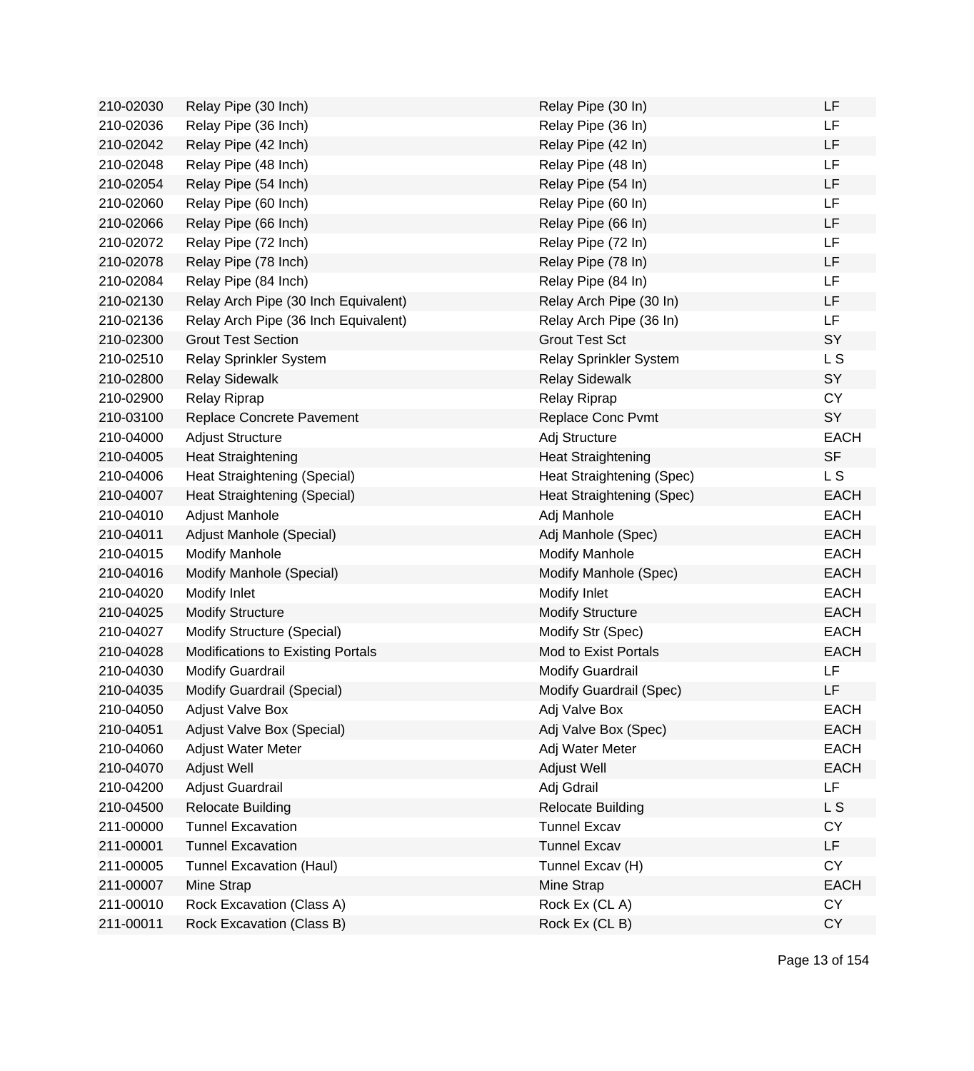| | | | |
|---|---|---|---|
| 210-02030 | Relay Pipe (30 Inch) | Relay Pipe (30 In) | LF |
| 210-02036 | Relay Pipe (36 Inch) | Relay Pipe (36 In) | LF |
| 210-02042 | Relay Pipe (42 Inch) | Relay Pipe (42 In) | LF |
| 210-02048 | Relay Pipe (48 Inch) | Relay Pipe (48 In) | LF |
| 210-02054 | Relay Pipe (54 Inch) | Relay Pipe (54 In) | LF |
| 210-02060 | Relay Pipe (60 Inch) | Relay Pipe (60 In) | LF |
| 210-02066 | Relay Pipe (66 Inch) | Relay Pipe (66 In) | LF |
| 210-02072 | Relay Pipe (72 Inch) | Relay Pipe (72 In) | LF |
| 210-02078 | Relay Pipe (78 Inch) | Relay Pipe (78 In) | LF |
| 210-02084 | Relay Pipe (84 Inch) | Relay Pipe (84 In) | LF |
| 210-02130 | Relay Arch Pipe (30 Inch Equivalent) | Relay Arch Pipe (30 In) | LF |
| 210-02136 | Relay Arch Pipe (36 Inch Equivalent) | Relay Arch Pipe (36 In) | LF |
| 210-02300 | Grout Test Section | Grout Test Sct | SY |
| 210-02510 | Relay Sprinkler System | Relay Sprinkler System | L S |
| 210-02800 | Relay Sidewalk | Relay Sidewalk | SY |
| 210-02900 | Relay Riprap | Relay Riprap | CY |
| 210-03100 | Replace Concrete Pavement | Replace Conc Pvmt | SY |
| 210-04000 | Adjust Structure | Adj Structure | EACH |
| 210-04005 | Heat Straightening | Heat Straightening | SF |
| 210-04006 | Heat Straightening (Special) | Heat Straightening (Spec) | L S |
| 210-04007 | Heat Straightening (Special) | Heat Straightening (Spec) | EACH |
| 210-04010 | Adjust Manhole | Adj Manhole | EACH |
| 210-04011 | Adjust Manhole (Special) | Adj Manhole (Spec) | EACH |
| 210-04015 | Modify Manhole | Modify Manhole | EACH |
| 210-04016 | Modify Manhole (Special) | Modify Manhole (Spec) | EACH |
| 210-04020 | Modify Inlet | Modify Inlet | EACH |
| 210-04025 | Modify Structure | Modify Structure | EACH |
| 210-04027 | Modify Structure (Special) | Modify Str (Spec) | EACH |
| 210-04028 | Modifications to Existing Portals | Mod to Exist Portals | EACH |
| 210-04030 | Modify Guardrail | Modify Guardrail | LF |
| 210-04035 | Modify Guardrail (Special) | Modify Guardrail (Spec) | LF |
| 210-04050 | Adjust Valve Box | Adj Valve Box | EACH |
| 210-04051 | Adjust Valve Box (Special) | Adj Valve Box (Spec) | EACH |
| 210-04060 | Adjust Water Meter | Adj Water Meter | EACH |
| 210-04070 | Adjust Well | Adjust Well | EACH |
| 210-04200 | Adjust Guardrail | Adj Gdrail | LF |
| 210-04500 | Relocate Building | Relocate Building | L S |
| 211-00000 | Tunnel Excavation | Tunnel Excav | CY |
| 211-00001 | Tunnel Excavation | Tunnel Excav | LF |
| 211-00005 | Tunnel Excavation (Haul) | Tunnel Excav (H) | CY |
| 211-00007 | Mine Strap | Mine Strap | EACH |
| 211-00010 | Rock Excavation (Class A) | Rock Ex (CL A) | CY |
| 211-00011 | Rock Excavation (Class B) | Rock Ex (CL B) | CY |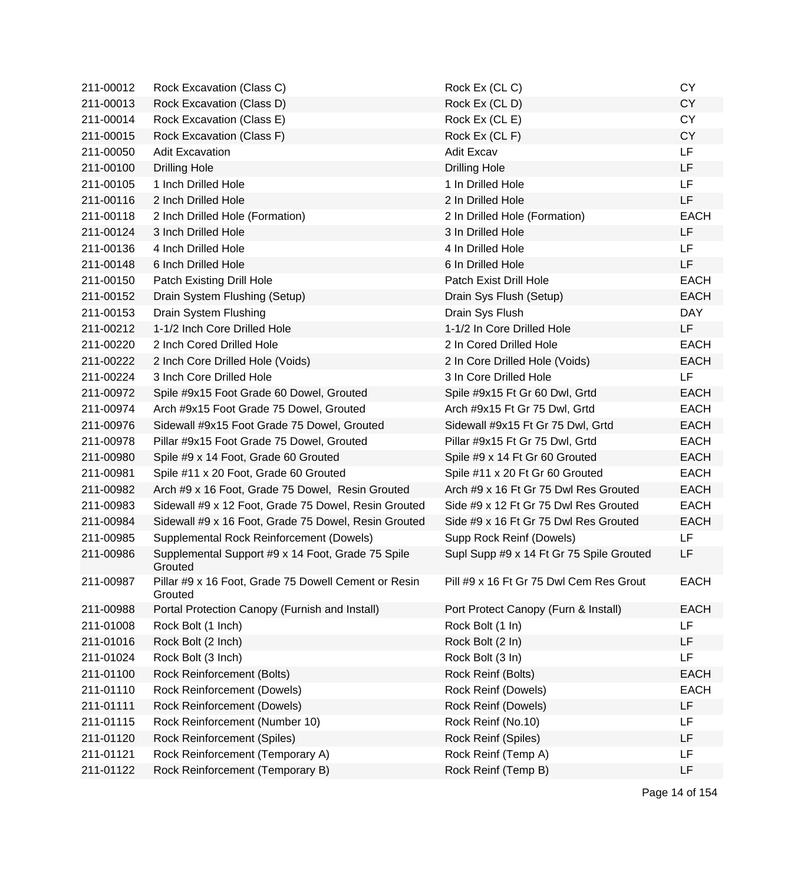| | | | |
|---|---|---|---|
| 211-00012 | Rock Excavation (Class C) | Rock Ex (CL C) | CY |
| 211-00013 | Rock Excavation (Class D) | Rock Ex (CL D) | CY |
| 211-00014 | Rock Excavation (Class E) | Rock Ex (CL E) | CY |
| 211-00015 | Rock Excavation (Class F) | Rock Ex (CL F) | CY |
| 211-00050 | Adit Excavation | Adit Excav | LF |
| 211-00100 | Drilling Hole | Drilling Hole | LF |
| 211-00105 | 1 Inch Drilled Hole | 1 In Drilled Hole | LF |
| 211-00116 | 2 Inch Drilled Hole | 2 In Drilled Hole | LF |
| 211-00118 | 2 Inch Drilled Hole (Formation) | 2 In Drilled Hole (Formation) | EACH |
| 211-00124 | 3 Inch Drilled Hole | 3 In Drilled Hole | LF |
| 211-00136 | 4 Inch Drilled Hole | 4 In Drilled Hole | LF |
| 211-00148 | 6 Inch Drilled Hole | 6 In Drilled Hole | LF |
| 211-00150 | Patch Existing Drill Hole | Patch Exist Drill Hole | EACH |
| 211-00152 | Drain System Flushing (Setup) | Drain Sys Flush (Setup) | EACH |
| 211-00153 | Drain System Flushing | Drain Sys Flush | DAY |
| 211-00212 | 1-1/2 Inch Core Drilled Hole | 1-1/2 In Core Drilled Hole | LF |
| 211-00220 | 2 Inch Cored Drilled Hole | 2 In Cored Drilled Hole | EACH |
| 211-00222 | 2 Inch Core Drilled Hole (Voids) | 2 In Core Drilled Hole (Voids) | EACH |
| 211-00224 | 3 Inch Core Drilled Hole | 3 In Core Drilled Hole | LF |
| 211-00972 | Spile #9x15 Foot Grade 60 Dowel, Grouted | Spile #9x15 Ft Gr 60 Dwl, Grtd | EACH |
| 211-00974 | Arch #9x15 Foot Grade 75 Dowel, Grouted | Arch #9x15 Ft Gr 75 Dwl, Grtd | EACH |
| 211-00976 | Sidewall #9x15 Foot Grade 75 Dowel, Grouted | Sidewall #9x15 Ft Gr 75 Dwl, Grtd | EACH |
| 211-00978 | Pillar #9x15 Foot Grade 75 Dowel, Grouted | Pillar #9x15 Ft Gr 75 Dwl, Grtd | EACH |
| 211-00980 | Spile #9 x 14 Foot, Grade 60 Grouted | Spile #9 x 14 Ft Gr 60 Grouted | EACH |
| 211-00981 | Spile #11 x 20 Foot, Grade 60 Grouted | Spile #11 x 20 Ft Gr 60 Grouted | EACH |
| 211-00982 | Arch #9 x 16 Foot, Grade 75 Dowel, Resin Grouted | Arch #9 x 16 Ft Gr 75 Dwl Res Grouted | EACH |
| 211-00983 | Sidewall #9 x 12 Foot, Grade 75 Dowel, Resin Grouted | Side #9 x 12 Ft Gr 75 Dwl Res Grouted | EACH |
| 211-00984 | Sidewall #9 x 16 Foot, Grade 75 Dowel, Resin Grouted | Side #9 x 16 Ft Gr 75 Dwl Res Grouted | EACH |
| 211-00985 | Supplemental Rock Reinforcement (Dowels) | Supp Rock Reinf (Dowels) | LF |
| 211-00986 | Supplemental Support #9 x 14 Foot, Grade 75 Spile Grouted | Supl Supp #9 x 14 Ft Gr 75 Spile Grouted | LF |
| 211-00987 | Pillar #9 x 16 Foot, Grade 75 Dowell Cement or Resin Grouted | Pill #9 x 16 Ft Gr 75 Dwl Cem Res Grout | EACH |
| 211-00988 | Portal Protection Canopy (Furnish and Install) | Port Protect Canopy (Furn & Install) | EACH |
| 211-01008 | Rock Bolt (1 Inch) | Rock Bolt (1 In) | LF |
| 211-01016 | Rock Bolt (2 Inch) | Rock Bolt (2 In) | LF |
| 211-01024 | Rock Bolt (3 Inch) | Rock Bolt (3 In) | LF |
| 211-01100 | Rock Reinforcement (Bolts) | Rock Reinf (Bolts) | EACH |
| 211-01110 | Rock Reinforcement (Dowels) | Rock Reinf (Dowels) | EACH |
| 211-01111 | Rock Reinforcement (Dowels) | Rock Reinf (Dowels) | LF |
| 211-01115 | Rock Reinforcement (Number 10) | Rock Reinf (No.10) | LF |
| 211-01120 | Rock Reinforcement (Spiles) | Rock Reinf (Spiles) | LF |
| 211-01121 | Rock Reinforcement (Temporary A) | Rock Reinf (Temp A) | LF |
| 211-01122 | Rock Reinforcement (Temporary B) | Rock Reinf (Temp B) | LF |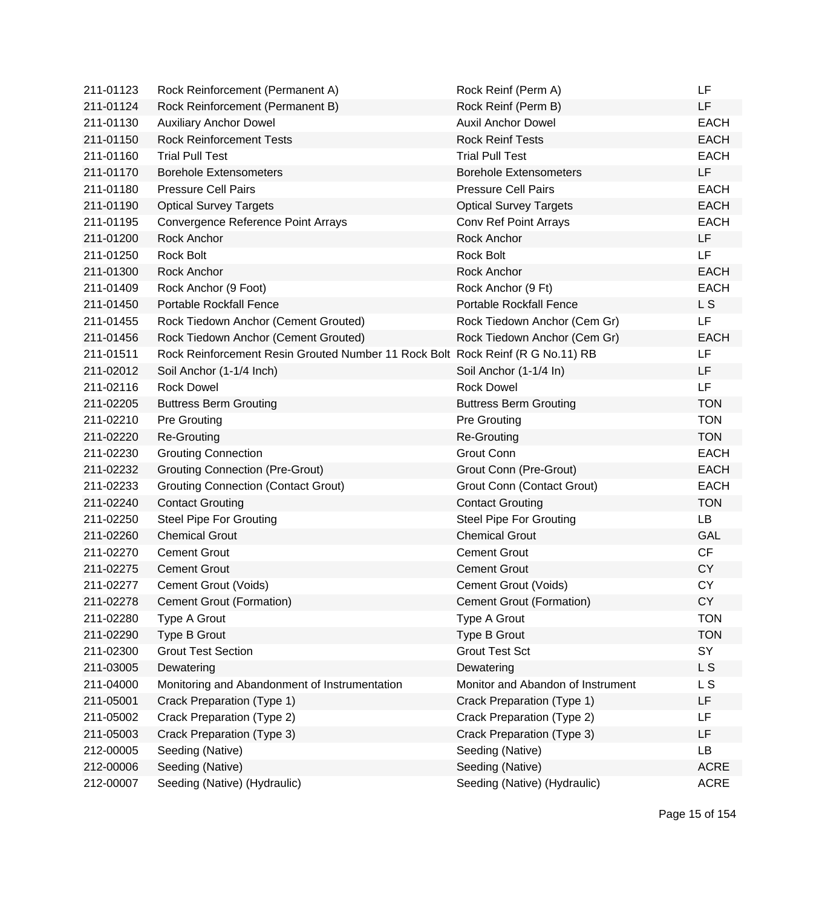| | | | |
|---|---|---|---|
| 211-01123 | Rock Reinforcement (Permanent A) | Rock Reinf (Perm A) | LF |
| 211-01124 | Rock Reinforcement (Permanent B) | Rock Reinf (Perm B) | LF |
| 211-01130 | Auxiliary Anchor Dowel | Auxil Anchor Dowel | EACH |
| 211-01150 | Rock Reinforcement Tests | Rock Reinf Tests | EACH |
| 211-01160 | Trial Pull Test | Trial Pull Test | EACH |
| 211-01170 | Borehole Extensometers | Borehole Extensometers | LF |
| 211-01180 | Pressure Cell Pairs | Pressure Cell Pairs | EACH |
| 211-01190 | Optical Survey Targets | Optical Survey Targets | EACH |
| 211-01195 | Convergence Reference Point Arrays | Conv Ref Point Arrays | EACH |
| 211-01200 | Rock Anchor | Rock Anchor | LF |
| 211-01250 | Rock Bolt | Rock Bolt | LF |
| 211-01300 | Rock Anchor | Rock Anchor | EACH |
| 211-01409 | Rock Anchor (9 Foot) | Rock Anchor (9 Ft) | EACH |
| 211-01450 | Portable Rockfall Fence | Portable Rockfall Fence | L S |
| 211-01455 | Rock Tiedown Anchor (Cement Grouted) | Rock Tiedown Anchor (Cem Gr) | LF |
| 211-01456 | Rock Tiedown Anchor (Cement Grouted) | Rock Tiedown Anchor (Cem Gr) | EACH |
| 211-01511 | Rock Reinforcement Resin Grouted Number 11 Rock Bolt | Rock Reinf (R G No.11) RB | LF |
| 211-02012 | Soil Anchor (1-1/4 Inch) | Soil Anchor (1-1/4 In) | LF |
| 211-02116 | Rock Dowel | Rock Dowel | LF |
| 211-02205 | Buttress Berm Grouting | Buttress Berm Grouting | TON |
| 211-02210 | Pre Grouting | Pre Grouting | TON |
| 211-02220 | Re-Grouting | Re-Grouting | TON |
| 211-02230 | Grouting Connection | Grout Conn | EACH |
| 211-02232 | Grouting Connection (Pre-Grout) | Grout Conn (Pre-Grout) | EACH |
| 211-02233 | Grouting Connection (Contact Grout) | Grout Conn (Contact Grout) | EACH |
| 211-02240 | Contact Grouting | Contact Grouting | TON |
| 211-02250 | Steel Pipe For Grouting | Steel Pipe For Grouting | LB |
| 211-02260 | Chemical Grout | Chemical Grout | GAL |
| 211-02270 | Cement Grout | Cement Grout | CF |
| 211-02275 | Cement Grout | Cement Grout | CY |
| 211-02277 | Cement Grout (Voids) | Cement Grout (Voids) | CY |
| 211-02278 | Cement Grout (Formation) | Cement Grout (Formation) | CY |
| 211-02280 | Type A Grout | Type A Grout | TON |
| 211-02290 | Type B Grout | Type B Grout | TON |
| 211-02300 | Grout Test Section | Grout Test Sct | SY |
| 211-03005 | Dewatering | Dewatering | L S |
| 211-04000 | Monitoring and Abandonment of Instrumentation | Monitor and Abandon of Instrument | L S |
| 211-05001 | Crack Preparation (Type 1) | Crack Preparation (Type 1) | LF |
| 211-05002 | Crack Preparation (Type 2) | Crack Preparation (Type 2) | LF |
| 211-05003 | Crack Preparation (Type 3) | Crack Preparation (Type 3) | LF |
| 212-00005 | Seeding (Native) | Seeding (Native) | LB |
| 212-00006 | Seeding (Native) | Seeding (Native) | ACRE |
| 212-00007 | Seeding (Native) (Hydraulic) | Seeding (Native) (Hydraulic) | ACRE |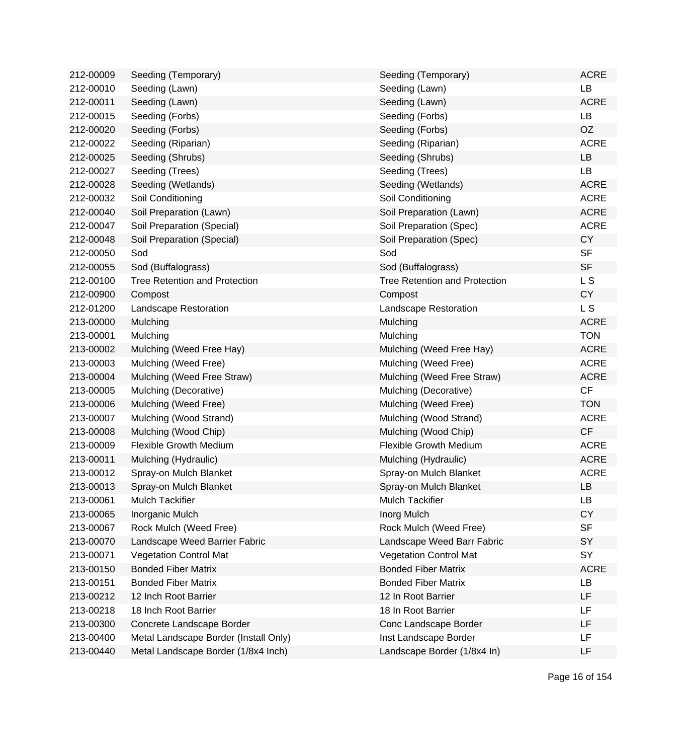| | | | |
|---|---|---|---|
| 212-00009 | Seeding (Temporary) | Seeding (Temporary) | ACRE |
| 212-00010 | Seeding (Lawn) | Seeding (Lawn) | LB |
| 212-00011 | Seeding (Lawn) | Seeding (Lawn) | ACRE |
| 212-00015 | Seeding (Forbs) | Seeding (Forbs) | LB |
| 212-00020 | Seeding (Forbs) | Seeding (Forbs) | OZ |
| 212-00022 | Seeding (Riparian) | Seeding (Riparian) | ACRE |
| 212-00025 | Seeding (Shrubs) | Seeding (Shrubs) | LB |
| 212-00027 | Seeding (Trees) | Seeding (Trees) | LB |
| 212-00028 | Seeding (Wetlands) | Seeding (Wetlands) | ACRE |
| 212-00032 | Soil Conditioning | Soil Conditioning | ACRE |
| 212-00040 | Soil Preparation (Lawn) | Soil Preparation (Lawn) | ACRE |
| 212-00047 | Soil Preparation (Special) | Soil Preparation (Spec) | ACRE |
| 212-00048 | Soil Preparation (Special) | Soil Preparation (Spec) | CY |
| 212-00050 | Sod | Sod | SF |
| 212-00055 | Sod (Buffalograss) | Sod (Buffalograss) | SF |
| 212-00100 | Tree Retention and Protection | Tree Retention and Protection | L S |
| 212-00900 | Compost | Compost | CY |
| 212-01200 | Landscape Restoration | Landscape Restoration | L S |
| 213-00000 | Mulching | Mulching | ACRE |
| 213-00001 | Mulching | Mulching | TON |
| 213-00002 | Mulching (Weed Free Hay) | Mulching (Weed Free Hay) | ACRE |
| 213-00003 | Mulching (Weed Free) | Mulching (Weed Free) | ACRE |
| 213-00004 | Mulching (Weed Free Straw) | Mulching (Weed Free Straw) | ACRE |
| 213-00005 | Mulching (Decorative) | Mulching (Decorative) | CF |
| 213-00006 | Mulching (Weed Free) | Mulching (Weed Free) | TON |
| 213-00007 | Mulching (Wood Strand) | Mulching (Wood Strand) | ACRE |
| 213-00008 | Mulching (Wood Chip) | Mulching (Wood Chip) | CF |
| 213-00009 | Flexible Growth Medium | Flexible Growth Medium | ACRE |
| 213-00011 | Mulching (Hydraulic) | Mulching (Hydraulic) | ACRE |
| 213-00012 | Spray-on Mulch Blanket | Spray-on Mulch Blanket | ACRE |
| 213-00013 | Spray-on Mulch Blanket | Spray-on Mulch Blanket | LB |
| 213-00061 | Mulch Tackifier | Mulch Tackifier | LB |
| 213-00065 | Inorganic Mulch | Inorg Mulch | CY |
| 213-00067 | Rock Mulch (Weed Free) | Rock Mulch (Weed Free) | SF |
| 213-00070 | Landscape Weed Barrier Fabric | Landscape Weed Barr Fabric | SY |
| 213-00071 | Vegetation Control Mat | Vegetation Control Mat | SY |
| 213-00150 | Bonded Fiber Matrix | Bonded Fiber Matrix | ACRE |
| 213-00151 | Bonded Fiber Matrix | Bonded Fiber Matrix | LB |
| 213-00212 | 12 Inch Root Barrier | 12 In Root Barrier | LF |
| 213-00218 | 18 Inch Root Barrier | 18 In Root Barrier | LF |
| 213-00300 | Concrete Landscape Border | Conc Landscape Border | LF |
| 213-00400 | Metal Landscape Border (Install Only) | Inst Landscape Border | LF |
| 213-00440 | Metal Landscape Border (1/8x4 Inch) | Landscape Border (1/8x4 In) | LF |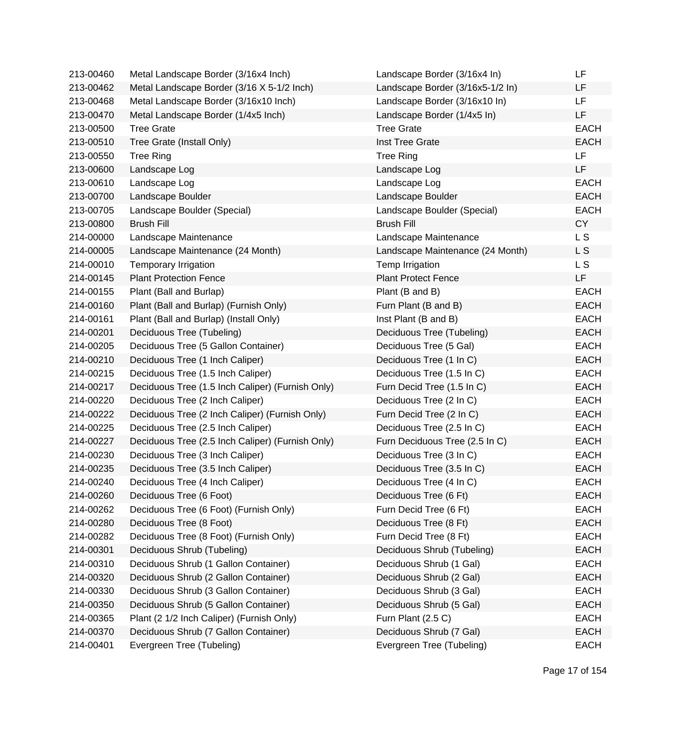| | | | |
|---|---|---|---|
| 213-00460 | Metal Landscape Border (3/16x4 Inch) | Landscape Border (3/16x4 In) | LF |
| 213-00462 | Metal Landscape Border (3/16 X 5-1/2 Inch) | Landscape Border (3/16x5-1/2 In) | LF |
| 213-00468 | Metal Landscape Border (3/16x10 Inch) | Landscape Border (3/16x10 In) | LF |
| 213-00470 | Metal Landscape Border (1/4x5 Inch) | Landscape Border (1/4x5 In) | LF |
| 213-00500 | Tree Grate | Tree Grate | EACH |
| 213-00510 | Tree Grate (Install Only) | Inst Tree Grate | EACH |
| 213-00550 | Tree Ring | Tree Ring | LF |
| 213-00600 | Landscape Log | Landscape Log | LF |
| 213-00610 | Landscape Log | Landscape Log | EACH |
| 213-00700 | Landscape Boulder | Landscape Boulder | EACH |
| 213-00705 | Landscape Boulder (Special) | Landscape Boulder (Special) | EACH |
| 213-00800 | Brush Fill | Brush Fill | CY |
| 214-00000 | Landscape Maintenance | Landscape Maintenance | L S |
| 214-00005 | Landscape Maintenance (24 Month) | Landscape Maintenance (24 Month) | L S |
| 214-00010 | Temporary Irrigation | Temp Irrigation | L S |
| 214-00145 | Plant Protection Fence | Plant Protect Fence | LF |
| 214-00155 | Plant (Ball and Burlap) | Plant (B and B) | EACH |
| 214-00160 | Plant (Ball and Burlap) (Furnish Only) | Furn Plant (B and B) | EACH |
| 214-00161 | Plant (Ball and Burlap) (Install Only) | Inst Plant (B and B) | EACH |
| 214-00201 | Deciduous Tree (Tubeling) | Deciduous Tree (Tubeling) | EACH |
| 214-00205 | Deciduous Tree (5 Gallon Container) | Deciduous Tree (5 Gal) | EACH |
| 214-00210 | Deciduous Tree (1 Inch Caliper) | Deciduous Tree (1 In C) | EACH |
| 214-00215 | Deciduous Tree (1.5 Inch Caliper) | Deciduous Tree (1.5 In C) | EACH |
| 214-00217 | Deciduous Tree (1.5 Inch Caliper) (Furnish Only) | Furn Decid Tree (1.5 In C) | EACH |
| 214-00220 | Deciduous Tree (2 Inch Caliper) | Deciduous Tree (2 In C) | EACH |
| 214-00222 | Deciduous Tree (2 Inch Caliper) (Furnish Only) | Furn Decid Tree (2 In C) | EACH |
| 214-00225 | Deciduous Tree (2.5 Inch Caliper) | Deciduous Tree (2.5 In C) | EACH |
| 214-00227 | Deciduous Tree (2.5 Inch Caliper) (Furnish Only) | Furn Deciduous Tree (2.5 In C) | EACH |
| 214-00230 | Deciduous Tree (3 Inch Caliper) | Deciduous Tree (3 In C) | EACH |
| 214-00235 | Deciduous Tree (3.5 Inch Caliper) | Deciduous Tree (3.5 In C) | EACH |
| 214-00240 | Deciduous Tree (4 Inch Caliper) | Deciduous Tree (4 In C) | EACH |
| 214-00260 | Deciduous Tree (6 Foot) | Deciduous Tree (6 Ft) | EACH |
| 214-00262 | Deciduous Tree (6 Foot) (Furnish Only) | Furn Decid Tree (6 Ft) | EACH |
| 214-00280 | Deciduous Tree (8 Foot) | Deciduous Tree (8 Ft) | EACH |
| 214-00282 | Deciduous Tree (8 Foot) (Furnish Only) | Furn Decid Tree (8 Ft) | EACH |
| 214-00301 | Deciduous Shrub (Tubeling) | Deciduous Shrub (Tubeling) | EACH |
| 214-00310 | Deciduous Shrub (1 Gallon Container) | Deciduous Shrub (1 Gal) | EACH |
| 214-00320 | Deciduous Shrub (2 Gallon Container) | Deciduous Shrub (2 Gal) | EACH |
| 214-00330 | Deciduous Shrub (3 Gallon Container) | Deciduous Shrub (3 Gal) | EACH |
| 214-00350 | Deciduous Shrub (5 Gallon Container) | Deciduous Shrub (5 Gal) | EACH |
| 214-00365 | Plant (2 1/2 Inch Caliper) (Furnish Only) | Furn Plant (2.5 C) | EACH |
| 214-00370 | Deciduous Shrub (7 Gallon Container) | Deciduous Shrub (7 Gal) | EACH |
| 214-00401 | Evergreen Tree (Tubeling) | Evergreen Tree (Tubeling) | EACH |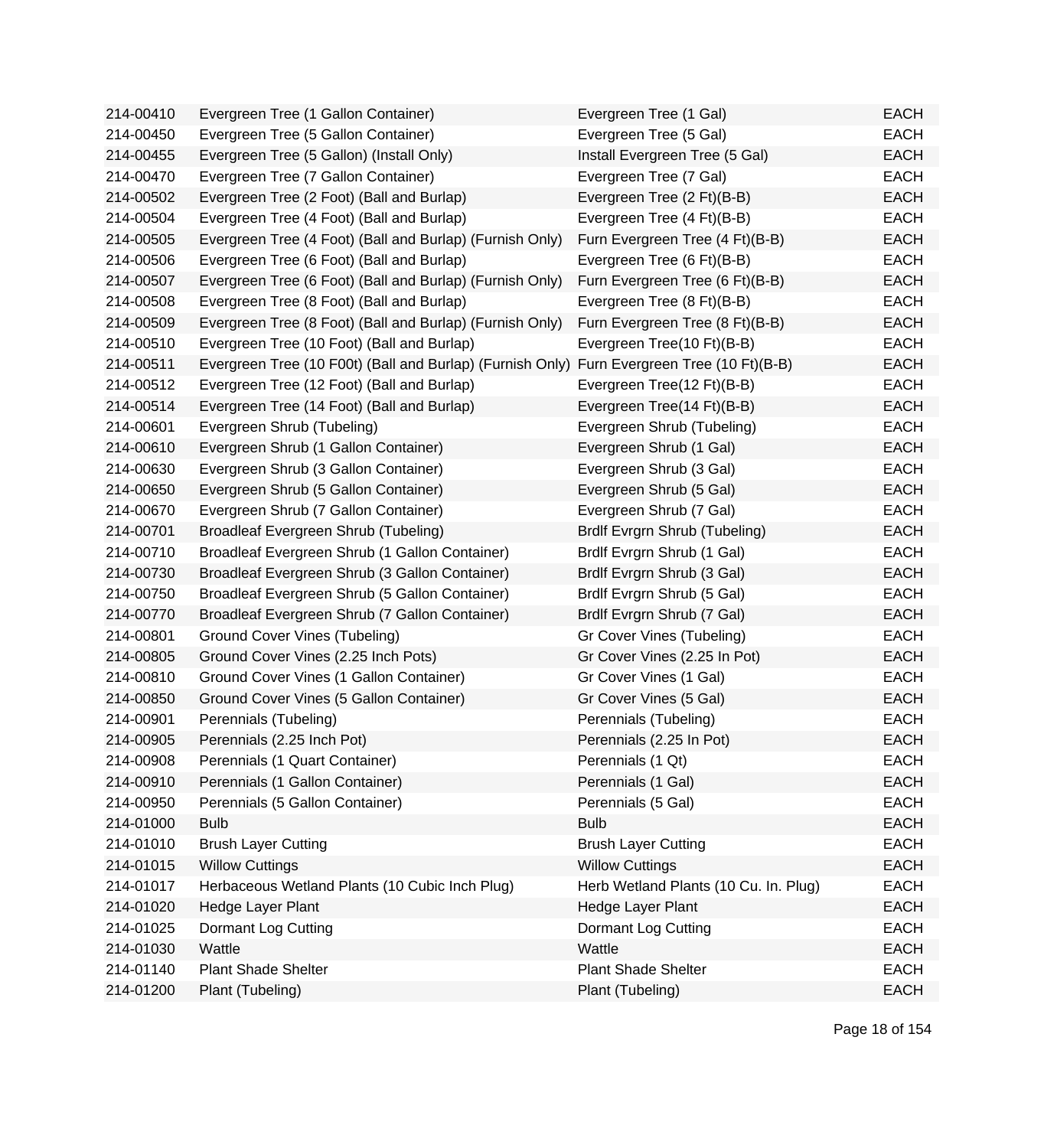| | | | |
|---|---|---|---|
| 214-00410 | Evergreen Tree (1 Gallon Container) | Evergreen Tree (1 Gal) | EACH |
| 214-00450 | Evergreen Tree (5 Gallon Container) | Evergreen Tree (5 Gal) | EACH |
| 214-00455 | Evergreen Tree (5 Gallon) (Install Only) | Install Evergreen Tree (5 Gal) | EACH |
| 214-00470 | Evergreen Tree (7 Gallon Container) | Evergreen Tree (7 Gal) | EACH |
| 214-00502 | Evergreen Tree (2 Foot) (Ball and Burlap) | Evergreen Tree (2 Ft)(B-B) | EACH |
| 214-00504 | Evergreen Tree (4 Foot) (Ball and Burlap) | Evergreen Tree (4 Ft)(B-B) | EACH |
| 214-00505 | Evergreen Tree (4 Foot) (Ball and Burlap) (Furnish Only) | Furn Evergreen Tree (4 Ft)(B-B) | EACH |
| 214-00506 | Evergreen Tree (6 Foot) (Ball and Burlap) | Evergreen Tree (6 Ft)(B-B) | EACH |
| 214-00507 | Evergreen Tree (6 Foot) (Ball and Burlap) (Furnish Only) | Furn Evergreen Tree (6 Ft)(B-B) | EACH |
| 214-00508 | Evergreen Tree (8 Foot) (Ball and Burlap) | Evergreen Tree (8 Ft)(B-B) | EACH |
| 214-00509 | Evergreen Tree (8 Foot) (Ball and Burlap) (Furnish Only) | Furn Evergreen Tree (8 Ft)(B-B) | EACH |
| 214-00510 | Evergreen Tree (10 Foot) (Ball and Burlap) | Evergreen Tree(10 Ft)(B-B) | EACH |
| 214-00511 | Evergreen Tree (10 F00t) (Ball and Burlap) (Furnish Only) | Furn Evergreen Tree (10 Ft)(B-B) | EACH |
| 214-00512 | Evergreen Tree (12 Foot) (Ball and Burlap) | Evergreen Tree(12 Ft)(B-B) | EACH |
| 214-00514 | Evergreen Tree (14 Foot) (Ball and Burlap) | Evergreen Tree(14 Ft)(B-B) | EACH |
| 214-00601 | Evergreen Shrub (Tubeling) | Evergreen Shrub (Tubeling) | EACH |
| 214-00610 | Evergreen Shrub (1 Gallon Container) | Evergreen Shrub (1 Gal) | EACH |
| 214-00630 | Evergreen Shrub (3 Gallon Container) | Evergreen Shrub (3 Gal) | EACH |
| 214-00650 | Evergreen Shrub (5 Gallon Container) | Evergreen Shrub (5 Gal) | EACH |
| 214-00670 | Evergreen Shrub (7 Gallon Container) | Evergreen Shrub (7 Gal) | EACH |
| 214-00701 | Broadleaf Evergreen Shrub (Tubeling) | Brdlf Evrgrn Shrub (Tubeling) | EACH |
| 214-00710 | Broadleaf Evergreen Shrub (1 Gallon Container) | Brdlf Evrgrn Shrub (1 Gal) | EACH |
| 214-00730 | Broadleaf Evergreen Shrub (3 Gallon Container) | Brdlf Evrgrn Shrub (3 Gal) | EACH |
| 214-00750 | Broadleaf Evergreen Shrub (5 Gallon Container) | Brdlf Evrgrn Shrub (5 Gal) | EACH |
| 214-00770 | Broadleaf Evergreen Shrub (7 Gallon Container) | Brdlf Evrgrn Shrub (7 Gal) | EACH |
| 214-00801 | Ground Cover Vines (Tubeling) | Gr Cover Vines (Tubeling) | EACH |
| 214-00805 | Ground Cover Vines (2.25 Inch Pots) | Gr Cover Vines (2.25 In Pot) | EACH |
| 214-00810 | Ground Cover Vines (1 Gallon Container) | Gr Cover Vines (1 Gal) | EACH |
| 214-00850 | Ground Cover Vines (5 Gallon Container) | Gr Cover Vines (5 Gal) | EACH |
| 214-00901 | Perennials (Tubeling) | Perennials (Tubeling) | EACH |
| 214-00905 | Perennials (2.25 Inch Pot) | Perennials (2.25 In Pot) | EACH |
| 214-00908 | Perennials (1 Quart Container) | Perennials (1 Qt) | EACH |
| 214-00910 | Perennials (1 Gallon Container) | Perennials (1 Gal) | EACH |
| 214-00950 | Perennials (5 Gallon Container) | Perennials (5 Gal) | EACH |
| 214-01000 | Bulb | Bulb | EACH |
| 214-01010 | Brush Layer Cutting | Brush Layer Cutting | EACH |
| 214-01015 | Willow Cuttings | Willow Cuttings | EACH |
| 214-01017 | Herbaceous Wetland Plants (10 Cubic Inch Plug) | Herb Wetland Plants (10 Cu. In. Plug) | EACH |
| 214-01020 | Hedge Layer Plant | Hedge Layer Plant | EACH |
| 214-01025 | Dormant Log Cutting | Dormant Log Cutting | EACH |
| 214-01030 | Wattle | Wattle | EACH |
| 214-01140 | Plant Shade Shelter | Plant Shade Shelter | EACH |
| 214-01200 | Plant (Tubeling) | Plant (Tubeling) | EACH |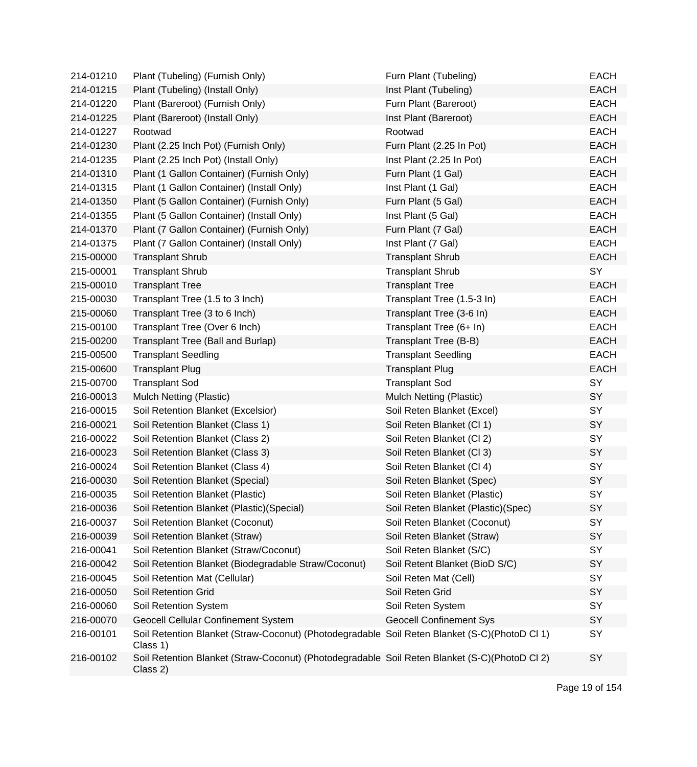| | | | |
|---|---|---|---|
| 214-01210 | Plant (Tubeling) (Furnish Only) | Furn Plant (Tubeling) | EACH |
| 214-01215 | Plant (Tubeling) (Install Only) | Inst Plant (Tubeling) | EACH |
| 214-01220 | Plant (Bareroot) (Furnish Only) | Furn Plant (Bareroot) | EACH |
| 214-01225 | Plant (Bareroot) (Install Only) | Inst Plant (Bareroot) | EACH |
| 214-01227 | Rootwad | Rootwad | EACH |
| 214-01230 | Plant (2.25 Inch Pot) (Furnish Only) | Furn Plant (2.25 In Pot) | EACH |
| 214-01235 | Plant (2.25 Inch Pot) (Install Only) | Inst Plant (2.25 In Pot) | EACH |
| 214-01310 | Plant (1 Gallon Container) (Furnish Only) | Furn Plant (1 Gal) | EACH |
| 214-01315 | Plant (1 Gallon Container) (Install Only) | Inst Plant (1 Gal) | EACH |
| 214-01350 | Plant (5 Gallon Container) (Furnish Only) | Furn Plant (5 Gal) | EACH |
| 214-01355 | Plant (5 Gallon Container) (Install Only) | Inst Plant (5 Gal) | EACH |
| 214-01370 | Plant (7 Gallon Container) (Furnish Only) | Furn Plant (7 Gal) | EACH |
| 214-01375 | Plant (7 Gallon Container) (Install Only) | Inst Plant (7 Gal) | EACH |
| 215-00000 | Transplant Shrub | Transplant Shrub | EACH |
| 215-00001 | Transplant Shrub | Transplant Shrub | SY |
| 215-00010 | Transplant Tree | Transplant Tree | EACH |
| 215-00030 | Transplant Tree (1.5 to 3 Inch) | Transplant Tree (1.5-3 In) | EACH |
| 215-00060 | Transplant Tree (3 to 6 Inch) | Transplant Tree (3-6 In) | EACH |
| 215-00100 | Transplant Tree (Over 6 Inch) | Transplant Tree (6+ In) | EACH |
| 215-00200 | Transplant Tree (Ball and Burlap) | Transplant Tree (B-B) | EACH |
| 215-00500 | Transplant Seedling | Transplant Seedling | EACH |
| 215-00600 | Transplant Plug | Transplant Plug | EACH |
| 215-00700 | Transplant Sod | Transplant Sod | SY |
| 216-00013 | Mulch Netting (Plastic) | Mulch Netting (Plastic) | SY |
| 216-00015 | Soil Retention Blanket (Excelsior) | Soil Reten Blanket (Excel) | SY |
| 216-00021 | Soil Retention Blanket (Class 1) | Soil Reten Blanket (Cl 1) | SY |
| 216-00022 | Soil Retention Blanket (Class 2) | Soil Reten Blanket (Cl 2) | SY |
| 216-00023 | Soil Retention Blanket (Class 3) | Soil Reten Blanket (Cl 3) | SY |
| 216-00024 | Soil Retention Blanket (Class 4) | Soil Reten Blanket (Cl 4) | SY |
| 216-00030 | Soil Retention Blanket (Special) | Soil Reten Blanket (Spec) | SY |
| 216-00035 | Soil Retention Blanket (Plastic) | Soil Reten Blanket (Plastic) | SY |
| 216-00036 | Soil Retention Blanket (Plastic)(Special) | Soil Reten Blanket (Plastic)(Spec) | SY |
| 216-00037 | Soil Retention Blanket (Coconut) | Soil Reten Blanket (Coconut) | SY |
| 216-00039 | Soil Retention Blanket (Straw) | Soil Reten Blanket (Straw) | SY |
| 216-00041 | Soil Retention Blanket (Straw/Coconut) | Soil Reten Blanket (S/C) | SY |
| 216-00042 | Soil Retention Blanket (Biodegradable Straw/Coconut) | Soil Retent Blanket (BioD S/C) | SY |
| 216-00045 | Soil Retention Mat (Cellular) | Soil Reten Mat (Cell) | SY |
| 216-00050 | Soil Retention Grid | Soil Reten Grid | SY |
| 216-00060 | Soil Retention System | Soil Reten System | SY |
| 216-00070 | Geocell Cellular Confinement System | Geocell Confinement Sys | SY |
| 216-00101 | Soil Retention Blanket (Straw-Coconut) (Photodegradable Class 1) | Soil Reten Blanket (S-C)(PhotoD Cl 1) | SY |
| 216-00102 | Soil Retention Blanket (Straw-Coconut) (Photodegradable Class 2) | Soil Reten Blanket (S-C)(PhotoD Cl 2) | SY |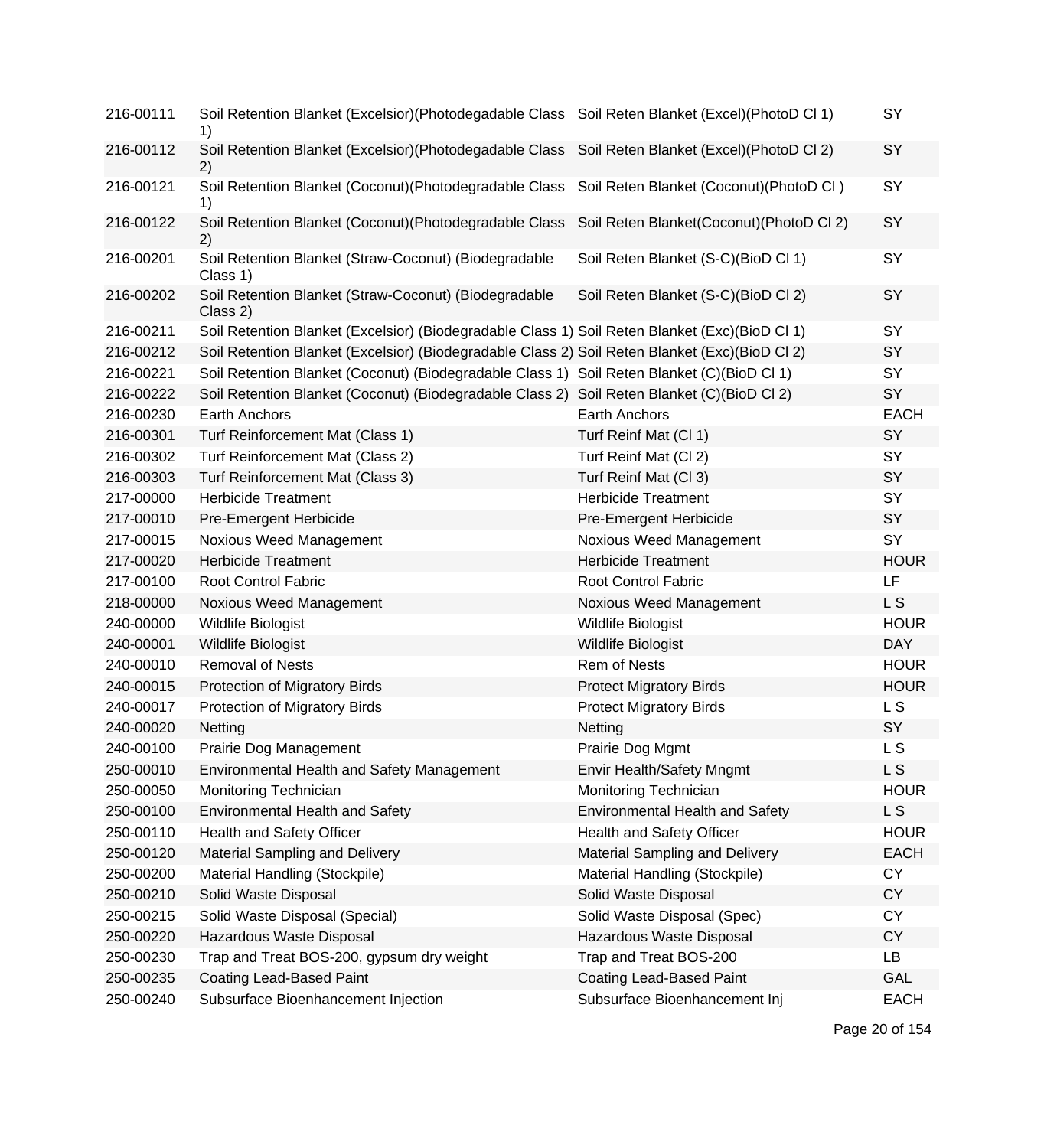| | | | |
|---|---|---|---|
| 216-00111 | Soil Retention Blanket (Excelsior)(Photodegadable Class 1) | Soil Reten Blanket (Excel)(PhotoD Cl 1) | SY |
| 216-00112 | Soil Retention Blanket (Excelsior)(Photodegadable Class 2) | Soil Reten Blanket (Excel)(PhotoD Cl 2) | SY |
| 216-00121 | Soil Retention Blanket (Coconut)(Photodegradable Class 1) | Soil Reten Blanket (Coconut)(PhotoD Cl ) | SY |
| 216-00122 | Soil Retention Blanket (Coconut)(Photodegradable Class 2) | Soil Reten Blanket(Coconut)(PhotoD Cl 2) | SY |
| 216-00201 | Soil Retention Blanket (Straw-Coconut) (Biodegradable Class 1) | Soil Reten Blanket (S-C)(BioD Cl 1) | SY |
| 216-00202 | Soil Retention Blanket (Straw-Coconut) (Biodegradable Class 2) | Soil Reten Blanket (S-C)(BioD Cl 2) | SY |
| 216-00211 | Soil Retention Blanket (Excelsior) (Biodegradable Class 1) | Soil Reten Blanket (Exc)(BioD Cl 1) | SY |
| 216-00212 | Soil Retention Blanket (Excelsior) (Biodegradable Class 2) | Soil Reten Blanket (Exc)(BioD Cl 2) | SY |
| 216-00221 | Soil Retention Blanket (Coconut) (Biodegradable Class 1) | Soil Reten Blanket (C)(BioD Cl 1) | SY |
| 216-00222 | Soil Retention Blanket (Coconut) (Biodegradable Class 2) | Soil Reten Blanket (C)(BioD Cl 2) | SY |
| 216-00230 | Earth Anchors | Earth Anchors | EACH |
| 216-00301 | Turf Reinforcement Mat (Class 1) | Turf Reinf Mat (Cl 1) | SY |
| 216-00302 | Turf Reinforcement Mat (Class 2) | Turf Reinf Mat (Cl 2) | SY |
| 216-00303 | Turf Reinforcement Mat (Class 3) | Turf Reinf Mat (Cl 3) | SY |
| 217-00000 | Herbicide Treatment | Herbicide Treatment | SY |
| 217-00010 | Pre-Emergent Herbicide | Pre-Emergent Herbicide | SY |
| 217-00015 | Noxious Weed Management | Noxious Weed Management | SY |
| 217-00020 | Herbicide Treatment | Herbicide Treatment | HOUR |
| 217-00100 | Root Control Fabric | Root Control Fabric | LF |
| 218-00000 | Noxious Weed Management | Noxious Weed Management | L S |
| 240-00000 | Wildlife Biologist | Wildlife Biologist | HOUR |
| 240-00001 | Wildlife Biologist | Wildlife Biologist | DAY |
| 240-00010 | Removal of Nests | Rem of Nests | HOUR |
| 240-00015 | Protection of Migratory Birds | Protect Migratory Birds | HOUR |
| 240-00017 | Protection of Migratory Birds | Protect Migratory Birds | L S |
| 240-00020 | Netting | Netting | SY |
| 240-00100 | Prairie Dog Management | Prairie Dog Mgmt | L S |
| 250-00010 | Environmental Health and Safety Management | Envir Health/Safety Mngmt | L S |
| 250-00050 | Monitoring Technician | Monitoring Technician | HOUR |
| 250-00100 | Environmental Health and Safety | Environmental Health and Safety | L S |
| 250-00110 | Health and Safety Officer | Health and Safety Officer | HOUR |
| 250-00120 | Material Sampling and Delivery | Material Sampling and Delivery | EACH |
| 250-00200 | Material Handling (Stockpile) | Material Handling (Stockpile) | CY |
| 250-00210 | Solid Waste Disposal | Solid Waste Disposal | CY |
| 250-00215 | Solid Waste Disposal (Special) | Solid Waste Disposal (Spec) | CY |
| 250-00220 | Hazardous Waste Disposal | Hazardous Waste Disposal | CY |
| 250-00230 | Trap and Treat BOS-200, gypsum dry weight | Trap and Treat BOS-200 | LB |
| 250-00235 | Coating Lead-Based Paint | Coating Lead-Based Paint | GAL |
| 250-00240 | Subsurface Bioenhancement Injection | Subsurface Bioenhancement Inj | EACH |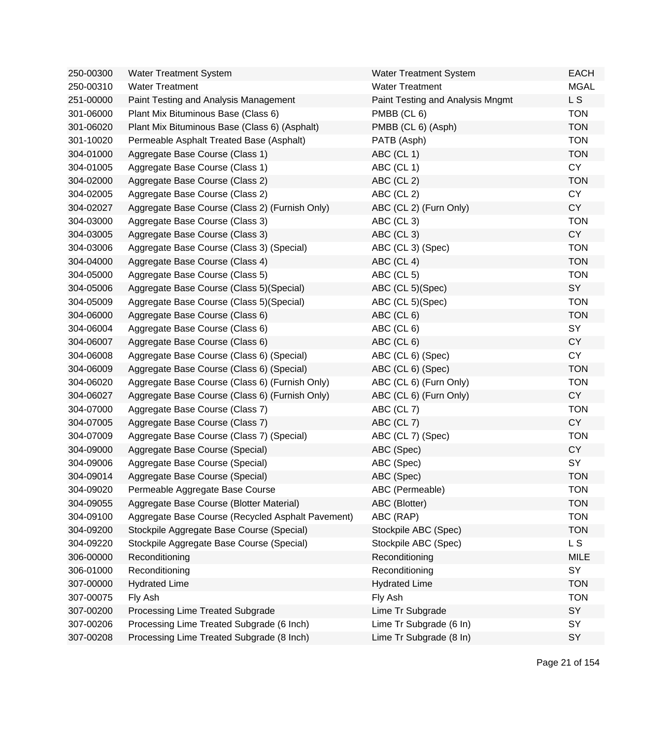| | | | |
|---|---|---|---|
| 250-00300 | Water Treatment System | Water Treatment System | EACH |
| 250-00310 | Water Treatment | Water Treatment | MGAL |
| 251-00000 | Paint Testing and Analysis Management | Paint Testing and Analysis Mngmt | L S |
| 301-06000 | Plant Mix Bituminous Base (Class 6) | PMBB (CL 6) | TON |
| 301-06020 | Plant Mix Bituminous Base (Class 6) (Asphalt) | PMBB (CL 6) (Asph) | TON |
| 301-10020 | Permeable Asphalt Treated Base (Asphalt) | PATB (Asph) | TON |
| 304-01000 | Aggregate Base Course (Class 1) | ABC (CL 1) | TON |
| 304-01005 | Aggregate Base Course (Class 1) | ABC (CL 1) | CY |
| 304-02000 | Aggregate Base Course (Class 2) | ABC (CL 2) | TON |
| 304-02005 | Aggregate Base Course (Class 2) | ABC (CL 2) | CY |
| 304-02027 | Aggregate Base Course (Class 2) (Furnish Only) | ABC (CL 2) (Furn Only) | CY |
| 304-03000 | Aggregate Base Course (Class 3) | ABC (CL 3) | TON |
| 304-03005 | Aggregate Base Course (Class 3) | ABC (CL 3) | CY |
| 304-03006 | Aggregate Base Course (Class 3) (Special) | ABC (CL 3) (Spec) | TON |
| 304-04000 | Aggregate Base Course (Class 4) | ABC (CL 4) | TON |
| 304-05000 | Aggregate Base Course (Class 5) | ABC (CL 5) | TON |
| 304-05006 | Aggregate Base Course (Class 5)(Special) | ABC (CL 5)(Spec) | SY |
| 304-05009 | Aggregate Base Course (Class 5)(Special) | ABC (CL 5)(Spec) | TON |
| 304-06000 | Aggregate Base Course (Class 6) | ABC (CL 6) | TON |
| 304-06004 | Aggregate Base Course (Class 6) | ABC (CL 6) | SY |
| 304-06007 | Aggregate Base Course (Class 6) | ABC (CL 6) | CY |
| 304-06008 | Aggregate Base Course (Class 6) (Special) | ABC (CL 6) (Spec) | CY |
| 304-06009 | Aggregate Base Course (Class 6) (Special) | ABC (CL 6) (Spec) | TON |
| 304-06020 | Aggregate Base Course (Class 6) (Furnish Only) | ABC (CL 6) (Furn Only) | TON |
| 304-06027 | Aggregate Base Course (Class 6) (Furnish Only) | ABC (CL 6) (Furn Only) | CY |
| 304-07000 | Aggregate Base Course (Class 7) | ABC (CL 7) | TON |
| 304-07005 | Aggregate Base Course (Class 7) | ABC (CL 7) | CY |
| 304-07009 | Aggregate Base Course (Class 7) (Special) | ABC (CL 7) (Spec) | TON |
| 304-09000 | Aggregate Base Course (Special) | ABC (Spec) | CY |
| 304-09006 | Aggregate Base Course (Special) | ABC (Spec) | SY |
| 304-09014 | Aggregate Base Course (Special) | ABC (Spec) | TON |
| 304-09020 | Permeable Aggregate Base Course | ABC (Permeable) | TON |
| 304-09055 | Aggregate Base Course (Blotter Material) | ABC (Blotter) | TON |
| 304-09100 | Aggregate Base Course (Recycled Asphalt Pavement) | ABC (RAP) | TON |
| 304-09200 | Stockpile Aggregate Base Course (Special) | Stockpile ABC (Spec) | TON |
| 304-09220 | Stockpile Aggregate Base Course (Special) | Stockpile ABC (Spec) | L S |
| 306-00000 | Reconditioning | Reconditioning | MILE |
| 306-01000 | Reconditioning | Reconditioning | SY |
| 307-00000 | Hydrated Lime | Hydrated Lime | TON |
| 307-00075 | Fly Ash | Fly Ash | TON |
| 307-00200 | Processing Lime Treated Subgrade | Lime Tr Subgrade | SY |
| 307-00206 | Processing Lime Treated Subgrade (6 Inch) | Lime Tr Subgrade (6 In) | SY |
| 307-00208 | Processing Lime Treated Subgrade (8 Inch) | Lime Tr Subgrade (8 In) | SY |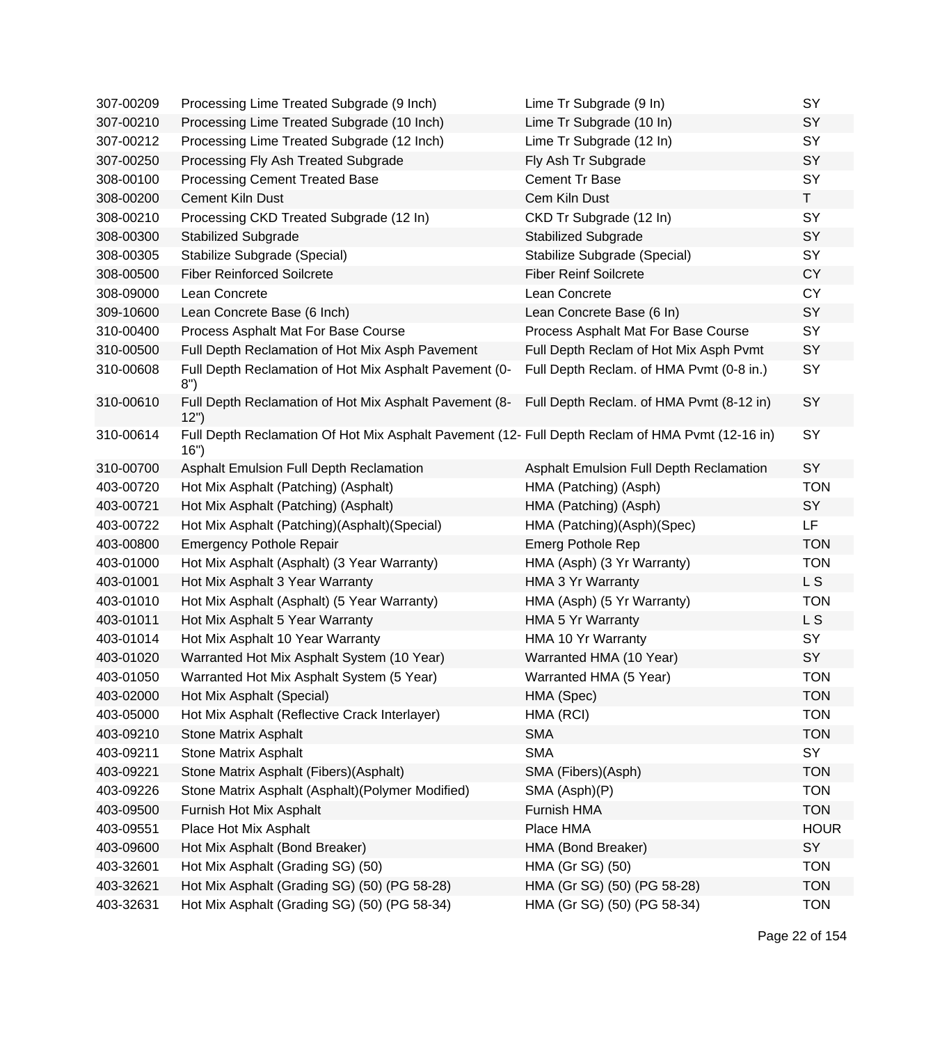| | | | |
|---|---|---|---|
| 307-00209 | Processing Lime Treated Subgrade (9 Inch) | Lime Tr Subgrade (9 In) | SY |
| 307-00210 | Processing Lime Treated Subgrade (10 Inch) | Lime Tr Subgrade (10 In) | SY |
| 307-00212 | Processing Lime Treated Subgrade (12 Inch) | Lime Tr Subgrade (12 In) | SY |
| 307-00250 | Processing Fly Ash Treated Subgrade | Fly Ash Tr Subgrade | SY |
| 308-00100 | Processing Cement Treated Base | Cement Tr Base | SY |
| 308-00200 | Cement Kiln Dust | Cem Kiln Dust | T |
| 308-00210 | Processing CKD Treated Subgrade (12 In) | CKD Tr Subgrade (12 In) | SY |
| 308-00300 | Stabilized Subgrade | Stabilized Subgrade | SY |
| 308-00305 | Stabilize Subgrade (Special) | Stabilize Subgrade (Special) | SY |
| 308-00500 | Fiber Reinforced Soilcrete | Fiber Reinf Soilcrete | CY |
| 308-09000 | Lean Concrete | Lean Concrete | CY |
| 309-10600 | Lean Concrete Base (6 Inch) | Lean Concrete Base (6 In) | SY |
| 310-00400 | Process Asphalt Mat For Base Course | Process Asphalt Mat For Base Course | SY |
| 310-00500 | Full Depth Reclamation of Hot Mix Asph Pavement | Full Depth Reclam of Hot Mix Asph Pvmt | SY |
| 310-00608 | Full Depth Reclamation of Hot Mix Asphalt Pavement (0-8") | Full Depth Reclam. of HMA Pvmt (0-8 in.) | SY |
| 310-00610 | Full Depth Reclamation of Hot Mix Asphalt Pavement (8-12") | Full Depth Reclam. of HMA Pvmt (8-12 in) | SY |
| 310-00614 | Full Depth Reclamation Of Hot Mix Asphalt Pavement (12-16") | Full Depth Reclam of HMA Pvmt (12-16 in) | SY |
| 310-00700 | Asphalt Emulsion Full Depth Reclamation | Asphalt Emulsion Full Depth Reclamation | SY |
| 403-00720 | Hot Mix Asphalt (Patching) (Asphalt) | HMA (Patching) (Asph) | TON |
| 403-00721 | Hot Mix Asphalt (Patching) (Asphalt) | HMA (Patching) (Asph) | SY |
| 403-00722 | Hot Mix Asphalt (Patching)(Asphalt)(Special) | HMA (Patching)(Asph)(Spec) | LF |
| 403-00800 | Emergency Pothole Repair | Emerg Pothole Rep | TON |
| 403-01000 | Hot Mix Asphalt (Asphalt) (3 Year Warranty) | HMA (Asph) (3 Yr Warranty) | TON |
| 403-01001 | Hot Mix Asphalt 3 Year Warranty | HMA 3 Yr Warranty | L S |
| 403-01010 | Hot Mix Asphalt (Asphalt) (5 Year Warranty) | HMA (Asph) (5 Yr Warranty) | TON |
| 403-01011 | Hot Mix Asphalt 5 Year Warranty | HMA 5 Yr Warranty | L S |
| 403-01014 | Hot Mix Asphalt 10 Year Warranty | HMA 10 Yr Warranty | SY |
| 403-01020 | Warranted Hot Mix Asphalt System (10 Year) | Warranted HMA (10 Year) | SY |
| 403-01050 | Warranted Hot Mix Asphalt System (5 Year) | Warranted HMA (5 Year) | TON |
| 403-02000 | Hot Mix Asphalt (Special) | HMA (Spec) | TON |
| 403-05000 | Hot Mix Asphalt (Reflective Crack Interlayer) | HMA (RCI) | TON |
| 403-09210 | Stone Matrix Asphalt | SMA | TON |
| 403-09211 | Stone Matrix Asphalt | SMA | SY |
| 403-09221 | Stone Matrix Asphalt (Fibers)(Asphalt) | SMA (Fibers)(Asph) | TON |
| 403-09226 | Stone Matrix Asphalt (Asphalt)(Polymer Modified) | SMA (Asph)(P) | TON |
| 403-09500 | Furnish Hot Mix Asphalt | Furnish HMA | TON |
| 403-09551 | Place Hot Mix Asphalt | Place HMA | HOUR |
| 403-09600 | Hot Mix Asphalt (Bond Breaker) | HMA (Bond Breaker) | SY |
| 403-32601 | Hot Mix Asphalt (Grading SG) (50) | HMA (Gr SG) (50) | TON |
| 403-32621 | Hot Mix Asphalt (Grading SG) (50) (PG 58-28) | HMA (Gr SG) (50) (PG 58-28) | TON |
| 403-32631 | Hot Mix Asphalt (Grading SG) (50) (PG 58-34) | HMA (Gr SG) (50) (PG 58-34) | TON |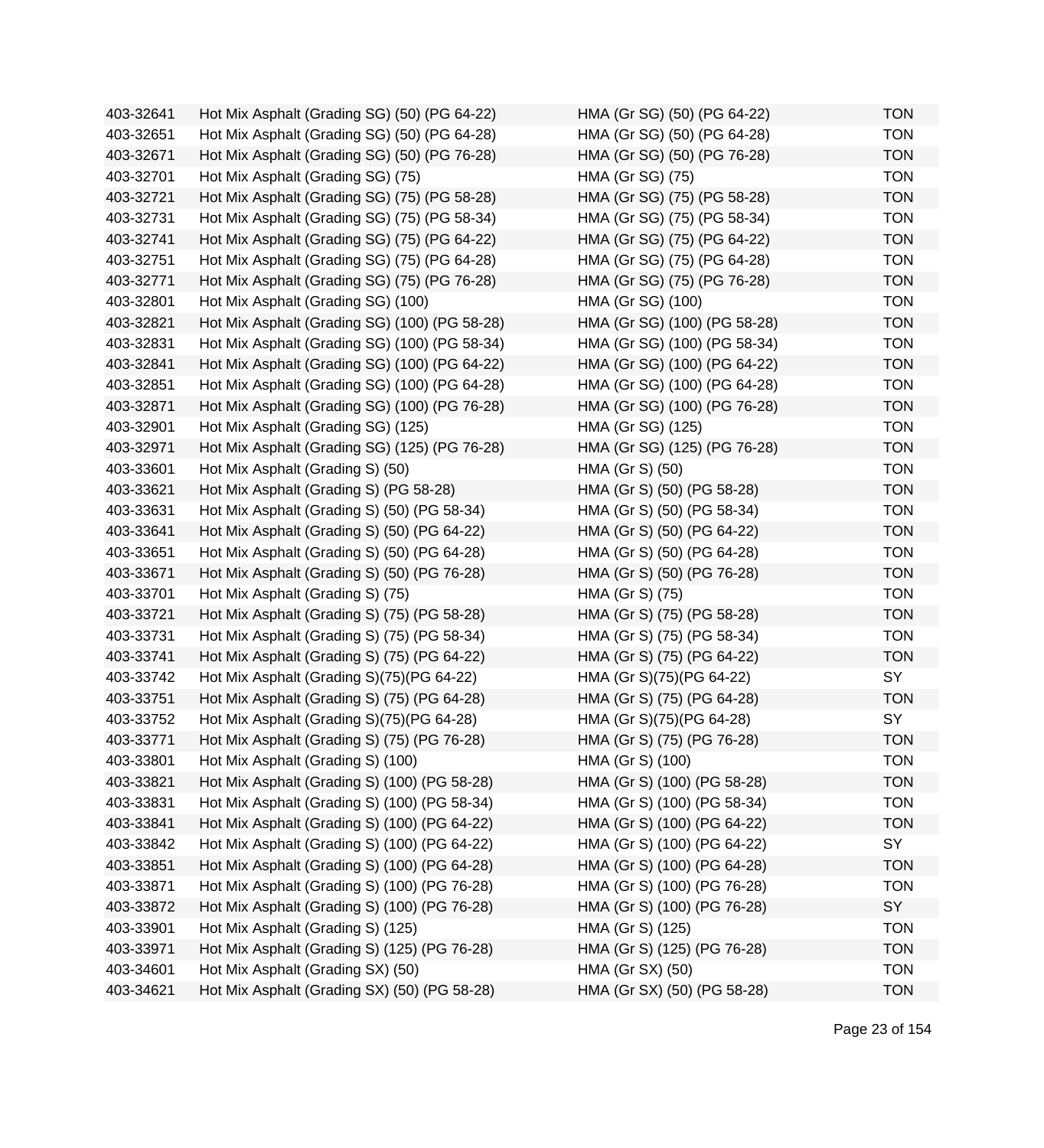| | | | |
|---|---|---|---|
| 403-32641 | Hot Mix Asphalt (Grading SG) (50) (PG 64-22) | HMA (Gr SG) (50) (PG 64-22) | TON |
| 403-32651 | Hot Mix Asphalt (Grading SG) (50) (PG 64-28) | HMA (Gr SG) (50) (PG 64-28) | TON |
| 403-32671 | Hot Mix Asphalt (Grading SG) (50) (PG 76-28) | HMA (Gr SG) (50) (PG 76-28) | TON |
| 403-32701 | Hot Mix Asphalt (Grading SG) (75) | HMA (Gr SG) (75) | TON |
| 403-32721 | Hot Mix Asphalt (Grading SG) (75) (PG 58-28) | HMA (Gr SG) (75) (PG 58-28) | TON |
| 403-32731 | Hot Mix Asphalt (Grading SG) (75) (PG 58-34) | HMA (Gr SG) (75) (PG 58-34) | TON |
| 403-32741 | Hot Mix Asphalt (Grading SG) (75) (PG 64-22) | HMA (Gr SG) (75) (PG 64-22) | TON |
| 403-32751 | Hot Mix Asphalt (Grading SG) (75) (PG 64-28) | HMA (Gr SG) (75) (PG 64-28) | TON |
| 403-32771 | Hot Mix Asphalt (Grading SG) (75) (PG 76-28) | HMA (Gr SG) (75) (PG 76-28) | TON |
| 403-32801 | Hot Mix Asphalt (Grading SG) (100) | HMA (Gr SG) (100) | TON |
| 403-32821 | Hot Mix Asphalt (Grading SG) (100) (PG 58-28) | HMA (Gr SG) (100) (PG 58-28) | TON |
| 403-32831 | Hot Mix Asphalt (Grading SG) (100) (PG 58-34) | HMA (Gr SG) (100) (PG 58-34) | TON |
| 403-32841 | Hot Mix Asphalt (Grading SG) (100) (PG 64-22) | HMA (Gr SG) (100) (PG 64-22) | TON |
| 403-32851 | Hot Mix Asphalt (Grading SG) (100) (PG 64-28) | HMA (Gr SG) (100) (PG 64-28) | TON |
| 403-32871 | Hot Mix Asphalt (Grading SG) (100) (PG 76-28) | HMA (Gr SG) (100) (PG 76-28) | TON |
| 403-32901 | Hot Mix Asphalt (Grading SG) (125) | HMA (Gr SG) (125) | TON |
| 403-32971 | Hot Mix Asphalt (Grading SG) (125) (PG 76-28) | HMA (Gr SG) (125) (PG 76-28) | TON |
| 403-33601 | Hot Mix Asphalt (Grading S) (50) | HMA (Gr S) (50) | TON |
| 403-33621 | Hot Mix Asphalt (Grading S) (PG 58-28) | HMA (Gr S) (50) (PG 58-28) | TON |
| 403-33631 | Hot Mix Asphalt (Grading S) (50) (PG 58-34) | HMA (Gr S) (50) (PG 58-34) | TON |
| 403-33641 | Hot Mix Asphalt (Grading S) (50) (PG 64-22) | HMA (Gr S) (50) (PG 64-22) | TON |
| 403-33651 | Hot Mix Asphalt (Grading S) (50) (PG 64-28) | HMA (Gr S) (50) (PG 64-28) | TON |
| 403-33671 | Hot Mix Asphalt (Grading S) (50) (PG 76-28) | HMA (Gr S) (50) (PG 76-28) | TON |
| 403-33701 | Hot Mix Asphalt (Grading S) (75) | HMA (Gr S) (75) | TON |
| 403-33721 | Hot Mix Asphalt (Grading S) (75) (PG 58-28) | HMA (Gr S) (75) (PG 58-28) | TON |
| 403-33731 | Hot Mix Asphalt (Grading S) (75) (PG 58-34) | HMA (Gr S) (75) (PG 58-34) | TON |
| 403-33741 | Hot Mix Asphalt (Grading S) (75) (PG 64-22) | HMA (Gr S) (75) (PG 64-22) | TON |
| 403-33742 | Hot Mix Asphalt (Grading S)(75)(PG 64-22) | HMA (Gr S)(75)(PG 64-22) | SY |
| 403-33751 | Hot Mix Asphalt (Grading S) (75) (PG 64-28) | HMA (Gr S) (75) (PG 64-28) | TON |
| 403-33752 | Hot Mix Asphalt (Grading S)(75)(PG 64-28) | HMA (Gr S)(75)(PG 64-28) | SY |
| 403-33771 | Hot Mix Asphalt (Grading S) (75) (PG 76-28) | HMA (Gr S) (75) (PG 76-28) | TON |
| 403-33801 | Hot Mix Asphalt (Grading S) (100) | HMA (Gr S) (100) | TON |
| 403-33821 | Hot Mix Asphalt (Grading S) (100) (PG 58-28) | HMA (Gr S) (100) (PG 58-28) | TON |
| 403-33831 | Hot Mix Asphalt (Grading S) (100) (PG 58-34) | HMA (Gr S) (100) (PG 58-34) | TON |
| 403-33841 | Hot Mix Asphalt (Grading S) (100) (PG 64-22) | HMA (Gr S) (100) (PG 64-22) | TON |
| 403-33842 | Hot Mix Asphalt (Grading S) (100) (PG 64-22) | HMA (Gr S) (100) (PG 64-22) | SY |
| 403-33851 | Hot Mix Asphalt (Grading S) (100) (PG 64-28) | HMA (Gr S) (100) (PG 64-28) | TON |
| 403-33871 | Hot Mix Asphalt (Grading S) (100) (PG 76-28) | HMA (Gr S) (100) (PG 76-28) | TON |
| 403-33872 | Hot Mix Asphalt (Grading S) (100) (PG 76-28) | HMA (Gr S) (100) (PG 76-28) | SY |
| 403-33901 | Hot Mix Asphalt (Grading S) (125) | HMA (Gr S) (125) | TON |
| 403-33971 | Hot Mix Asphalt (Grading S) (125) (PG 76-28) | HMA (Gr S) (125) (PG 76-28) | TON |
| 403-34601 | Hot Mix Asphalt (Grading SX) (50) | HMA (Gr SX) (50) | TON |
| 403-34621 | Hot Mix Asphalt (Grading SX) (50) (PG 58-28) | HMA (Gr SX) (50) (PG 58-28) | TON |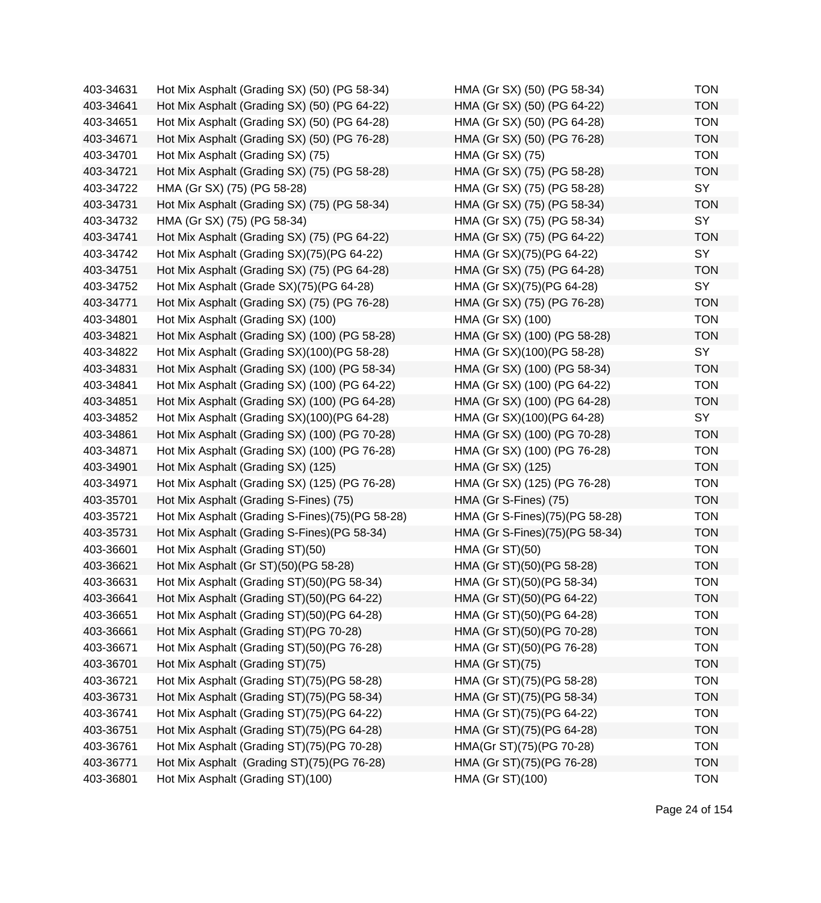| | | | |
|---|---|---|---|
| 403-34631 | Hot Mix Asphalt (Grading SX) (50) (PG 58-34) | HMA (Gr SX) (50) (PG 58-34) | TON |
| 403-34641 | Hot Mix Asphalt (Grading SX) (50) (PG 64-22) | HMA (Gr SX) (50) (PG 64-22) | TON |
| 403-34651 | Hot Mix Asphalt (Grading SX) (50) (PG 64-28) | HMA (Gr SX) (50) (PG 64-28) | TON |
| 403-34671 | Hot Mix Asphalt (Grading SX) (50) (PG 76-28) | HMA (Gr SX) (50) (PG 76-28) | TON |
| 403-34701 | Hot Mix Asphalt (Grading SX) (75) | HMA (Gr SX) (75) | TON |
| 403-34721 | Hot Mix Asphalt (Grading SX) (75) (PG 58-28) | HMA (Gr SX) (75) (PG 58-28) | TON |
| 403-34722 | HMA (Gr SX) (75) (PG 58-28) | HMA (Gr SX) (75) (PG 58-28) | SY |
| 403-34731 | Hot Mix Asphalt (Grading SX) (75) (PG 58-34) | HMA (Gr SX) (75) (PG 58-34) | TON |
| 403-34732 | HMA (Gr SX) (75) (PG 58-34) | HMA (Gr SX) (75) (PG 58-34) | SY |
| 403-34741 | Hot Mix Asphalt (Grading SX) (75) (PG 64-22) | HMA (Gr SX) (75) (PG 64-22) | TON |
| 403-34742 | Hot Mix Asphalt (Grading SX)(75)(PG 64-22) | HMA (Gr SX)(75)(PG 64-22) | SY |
| 403-34751 | Hot Mix Asphalt (Grading SX) (75) (PG 64-28) | HMA (Gr SX) (75) (PG 64-28) | TON |
| 403-34752 | Hot Mix Asphalt (Grade SX)(75)(PG 64-28) | HMA (Gr SX)(75)(PG 64-28) | SY |
| 403-34771 | Hot Mix Asphalt (Grading SX) (75) (PG 76-28) | HMA (Gr SX) (75) (PG 76-28) | TON |
| 403-34801 | Hot Mix Asphalt (Grading SX) (100) | HMA (Gr SX) (100) | TON |
| 403-34821 | Hot Mix Asphalt (Grading SX) (100) (PG 58-28) | HMA (Gr SX) (100) (PG 58-28) | TON |
| 403-34822 | Hot Mix Asphalt (Grading SX)(100)(PG 58-28) | HMA (Gr SX)(100)(PG 58-28) | SY |
| 403-34831 | Hot Mix Asphalt (Grading SX) (100) (PG 58-34) | HMA (Gr SX) (100) (PG 58-34) | TON |
| 403-34841 | Hot Mix Asphalt (Grading SX) (100) (PG 64-22) | HMA (Gr SX) (100) (PG 64-22) | TON |
| 403-34851 | Hot Mix Asphalt (Grading SX) (100) (PG 64-28) | HMA (Gr SX) (100) (PG 64-28) | TON |
| 403-34852 | Hot Mix Asphalt (Grading SX)(100)(PG 64-28) | HMA (Gr SX)(100)(PG 64-28) | SY |
| 403-34861 | Hot Mix Asphalt (Grading SX) (100) (PG 70-28) | HMA (Gr SX) (100) (PG 70-28) | TON |
| 403-34871 | Hot Mix Asphalt (Grading SX) (100) (PG 76-28) | HMA (Gr SX) (100) (PG 76-28) | TON |
| 403-34901 | Hot Mix Asphalt (Grading SX) (125) | HMA (Gr SX) (125) | TON |
| 403-34971 | Hot Mix Asphalt (Grading SX) (125) (PG 76-28) | HMA (Gr SX) (125) (PG 76-28) | TON |
| 403-35701 | Hot Mix Asphalt (Grading S-Fines) (75) | HMA (Gr S-Fines) (75) | TON |
| 403-35721 | Hot Mix Asphalt (Grading S-Fines)(75)(PG 58-28) | HMA (Gr S-Fines)(75)(PG 58-28) | TON |
| 403-35731 | Hot Mix Asphalt (Grading S-Fines)(PG 58-34) | HMA (Gr S-Fines)(75)(PG 58-34) | TON |
| 403-36601 | Hot Mix Asphalt (Grading ST)(50) | HMA (Gr ST)(50) | TON |
| 403-36621 | Hot Mix Asphalt (Gr ST)(50)(PG 58-28) | HMA (Gr ST)(50)(PG 58-28) | TON |
| 403-36631 | Hot Mix Asphalt (Grading ST)(50)(PG 58-34) | HMA (Gr ST)(50)(PG 58-34) | TON |
| 403-36641 | Hot Mix Asphalt (Grading ST)(50)(PG 64-22) | HMA (Gr ST)(50)(PG 64-22) | TON |
| 403-36651 | Hot Mix Asphalt (Grading ST)(50)(PG 64-28) | HMA (Gr ST)(50)(PG 64-28) | TON |
| 403-36661 | Hot Mix Asphalt (Grading ST)(PG 70-28) | HMA (Gr ST)(50)(PG 70-28) | TON |
| 403-36671 | Hot Mix Asphalt (Grading ST)(50)(PG 76-28) | HMA (Gr ST)(50)(PG 76-28) | TON |
| 403-36701 | Hot Mix Asphalt (Grading ST)(75) | HMA (Gr ST)(75) | TON |
| 403-36721 | Hot Mix Asphalt (Grading ST)(75)(PG 58-28) | HMA (Gr ST)(75)(PG 58-28) | TON |
| 403-36731 | Hot Mix Asphalt (Grading ST)(75)(PG 58-34) | HMA (Gr ST)(75)(PG 58-34) | TON |
| 403-36741 | Hot Mix Asphalt (Grading ST)(75)(PG 64-22) | HMA (Gr ST)(75)(PG 64-22) | TON |
| 403-36751 | Hot Mix Asphalt (Grading ST)(75)(PG 64-28) | HMA (Gr ST)(75)(PG 64-28) | TON |
| 403-36761 | Hot Mix Asphalt (Grading ST)(75)(PG 70-28) | HMA(Gr ST)(75)(PG 70-28) | TON |
| 403-36771 | Hot Mix Asphalt (Grading ST)(75)(PG 76-28) | HMA (Gr ST)(75)(PG 76-28) | TON |
| 403-36801 | Hot Mix Asphalt (Grading ST)(100) | HMA (Gr ST)(100) | TON |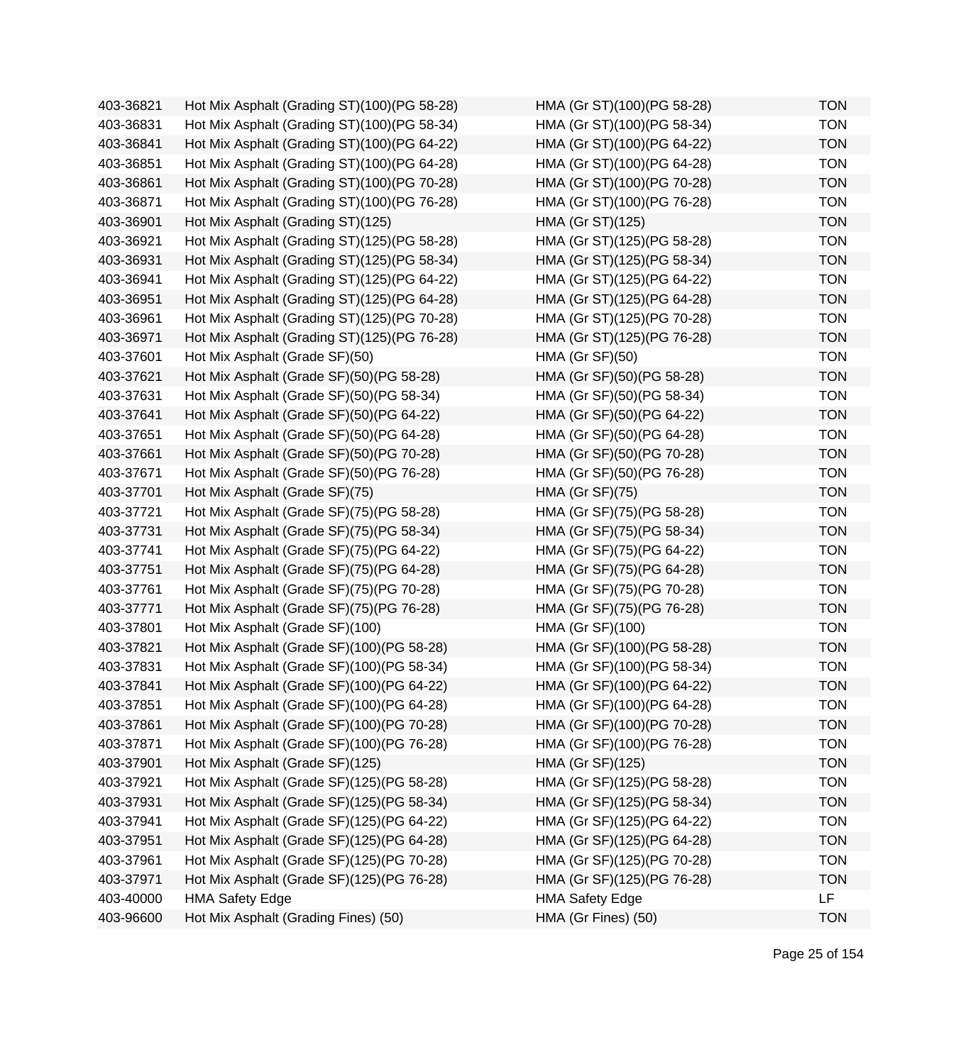| | | | |
|---|---|---|---|
| 403-36821 | Hot Mix Asphalt (Grading ST)(100)(PG 58-28) | HMA (Gr ST)(100)(PG 58-28) | TON |
| 403-36831 | Hot Mix Asphalt (Grading ST)(100)(PG 58-34) | HMA (Gr ST)(100)(PG 58-34) | TON |
| 403-36841 | Hot Mix Asphalt (Grading ST)(100)(PG 64-22) | HMA (Gr ST)(100)(PG 64-22) | TON |
| 403-36851 | Hot Mix Asphalt (Grading ST)(100)(PG 64-28) | HMA (Gr ST)(100)(PG 64-28) | TON |
| 403-36861 | Hot Mix Asphalt (Grading ST)(100)(PG 70-28) | HMA (Gr ST)(100)(PG 70-28) | TON |
| 403-36871 | Hot Mix Asphalt (Grading ST)(100)(PG 76-28) | HMA (Gr ST)(100)(PG 76-28) | TON |
| 403-36901 | Hot Mix Asphalt (Grading ST)(125) | HMA (Gr ST)(125) | TON |
| 403-36921 | Hot Mix Asphalt (Grading ST)(125)(PG 58-28) | HMA (Gr ST)(125)(PG 58-28) | TON |
| 403-36931 | Hot Mix Asphalt (Grading ST)(125)(PG 58-34) | HMA (Gr ST)(125)(PG 58-34) | TON |
| 403-36941 | Hot Mix Asphalt (Grading ST)(125)(PG 64-22) | HMA (Gr ST)(125)(PG 64-22) | TON |
| 403-36951 | Hot Mix Asphalt (Grading ST)(125)(PG 64-28) | HMA (Gr ST)(125)(PG 64-28) | TON |
| 403-36961 | Hot Mix Asphalt (Grading ST)(125)(PG 70-28) | HMA (Gr ST)(125)(PG 70-28) | TON |
| 403-36971 | Hot Mix Asphalt (Grading ST)(125)(PG 76-28) | HMA (Gr ST)(125)(PG 76-28) | TON |
| 403-37601 | Hot Mix Asphalt (Grade SF)(50) | HMA (Gr SF)(50) | TON |
| 403-37621 | Hot Mix Asphalt (Grade SF)(50)(PG 58-28) | HMA (Gr SF)(50)(PG 58-28) | TON |
| 403-37631 | Hot Mix Asphalt (Grade SF)(50)(PG 58-34) | HMA (Gr SF)(50)(PG 58-34) | TON |
| 403-37641 | Hot Mix Asphalt (Grade SF)(50)(PG 64-22) | HMA (Gr SF)(50)(PG 64-22) | TON |
| 403-37651 | Hot Mix Asphalt (Grade SF)(50)(PG 64-28) | HMA (Gr SF)(50)(PG 64-28) | TON |
| 403-37661 | Hot Mix Asphalt (Grade SF)(50)(PG 70-28) | HMA (Gr SF)(50)(PG 70-28) | TON |
| 403-37671 | Hot Mix Asphalt (Grade SF)(50)(PG 76-28) | HMA (Gr SF)(50)(PG 76-28) | TON |
| 403-37701 | Hot Mix Asphalt (Grade SF)(75) | HMA (Gr SF)(75) | TON |
| 403-37721 | Hot Mix Asphalt (Grade SF)(75)(PG 58-28) | HMA (Gr SF)(75)(PG 58-28) | TON |
| 403-37731 | Hot Mix Asphalt (Grade SF)(75)(PG 58-34) | HMA (Gr SF)(75)(PG 58-34) | TON |
| 403-37741 | Hot Mix Asphalt (Grade SF)(75)(PG 64-22) | HMA (Gr SF)(75)(PG 64-22) | TON |
| 403-37751 | Hot Mix Asphalt (Grade SF)(75)(PG 64-28) | HMA (Gr SF)(75)(PG 64-28) | TON |
| 403-37761 | Hot Mix Asphalt (Grade SF)(75)(PG 70-28) | HMA (Gr SF)(75)(PG 70-28) | TON |
| 403-37771 | Hot Mix Asphalt (Grade SF)(75)(PG 76-28) | HMA (Gr SF)(75)(PG 76-28) | TON |
| 403-37801 | Hot Mix Asphalt (Grade SF)(100) | HMA (Gr SF)(100) | TON |
| 403-37821 | Hot Mix Asphalt (Grade SF)(100)(PG 58-28) | HMA (Gr SF)(100)(PG 58-28) | TON |
| 403-37831 | Hot Mix Asphalt (Grade SF)(100)(PG 58-34) | HMA (Gr SF)(100)(PG 58-34) | TON |
| 403-37841 | Hot Mix Asphalt (Grade SF)(100)(PG 64-22) | HMA (Gr SF)(100)(PG 64-22) | TON |
| 403-37851 | Hot Mix Asphalt (Grade SF)(100)(PG 64-28) | HMA (Gr SF)(100)(PG 64-28) | TON |
| 403-37861 | Hot Mix Asphalt (Grade SF)(100)(PG 70-28) | HMA (Gr SF)(100)(PG 70-28) | TON |
| 403-37871 | Hot Mix Asphalt (Grade SF)(100)(PG 76-28) | HMA (Gr SF)(100)(PG 76-28) | TON |
| 403-37901 | Hot Mix Asphalt (Grade SF)(125) | HMA (Gr SF)(125) | TON |
| 403-37921 | Hot Mix Asphalt (Grade SF)(125)(PG 58-28) | HMA (Gr SF)(125)(PG 58-28) | TON |
| 403-37931 | Hot Mix Asphalt (Grade SF)(125)(PG 58-34) | HMA (Gr SF)(125)(PG 58-34) | TON |
| 403-37941 | Hot Mix Asphalt (Grade SF)(125)(PG 64-22) | HMA (Gr SF)(125)(PG 64-22) | TON |
| 403-37951 | Hot Mix Asphalt (Grade SF)(125)(PG 64-28) | HMA (Gr SF)(125)(PG 64-28) | TON |
| 403-37961 | Hot Mix Asphalt (Grade SF)(125)(PG 70-28) | HMA (Gr SF)(125)(PG 70-28) | TON |
| 403-37971 | Hot Mix Asphalt (Grade SF)(125)(PG 76-28) | HMA (Gr SF)(125)(PG 76-28) | TON |
| 403-40000 | HMA Safety Edge | HMA Safety Edge | LF |
| 403-96600 | Hot Mix Asphalt (Grading Fines) (50) | HMA (Gr Fines) (50) | TON |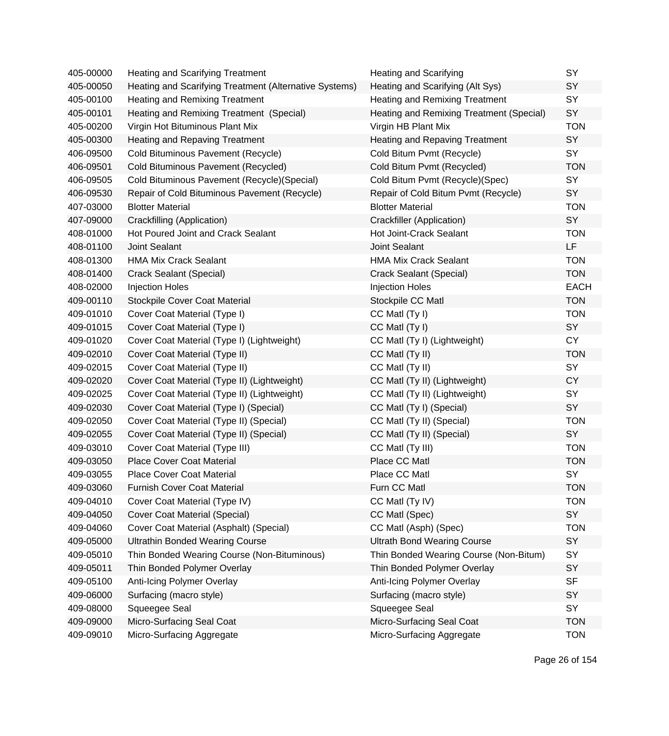| | | | |
|---|---|---|---|
| 405-00000 | Heating and Scarifying Treatment | Heating and Scarifying | SY |
| 405-00050 | Heating and Scarifying Treatment (Alternative Systems) | Heating and Scarifying (Alt Sys) | SY |
| 405-00100 | Heating and Remixing Treatment | Heating and Remixing Treatment | SY |
| 405-00101 | Heating and Remixing Treatment  (Special) | Heating and Remixing Treatment (Special) | SY |
| 405-00200 | Virgin Hot Bituminous Plant Mix | Virgin HB Plant Mix | TON |
| 405-00300 | Heating and Repaving Treatment | Heating and Repaving Treatment | SY |
| 406-09500 | Cold Bituminous Pavement (Recycle) | Cold Bitum Pvmt (Recycle) | SY |
| 406-09501 | Cold Bituminous Pavement (Recycled) | Cold Bitum Pvmt (Recycled) | TON |
| 406-09505 | Cold Bituminous Pavement (Recycle)(Special) | Cold Bitum Pvmt (Recycle)(Spec) | SY |
| 406-09530 | Repair of Cold Bituminous Pavement (Recycle) | Repair of Cold Bitum Pvmt (Recycle) | SY |
| 407-03000 | Blotter Material | Blotter Material | TON |
| 407-09000 | Crackfilling (Application) | Crackfiller (Application) | SY |
| 408-01000 | Hot Poured Joint and Crack Sealant | Hot Joint-Crack Sealant | TON |
| 408-01100 | Joint Sealant | Joint Sealant | LF |
| 408-01300 | HMA Mix Crack Sealant | HMA Mix Crack Sealant | TON |
| 408-01400 | Crack Sealant (Special) | Crack Sealant (Special) | TON |
| 408-02000 | Injection Holes | Injection Holes | EACH |
| 409-00110 | Stockpile Cover Coat Material | Stockpile CC Matl | TON |
| 409-01010 | Cover Coat Material (Type I) | CC Matl (Ty I) | TON |
| 409-01015 | Cover Coat Material (Type I) | CC Matl (Ty I) | SY |
| 409-01020 | Cover Coat Material (Type I) (Lightweight) | CC Matl (Ty I) (Lightweight) | CY |
| 409-02010 | Cover Coat Material (Type II) | CC Matl (Ty II) | TON |
| 409-02015 | Cover Coat Material (Type II) | CC Matl (Ty II) | SY |
| 409-02020 | Cover Coat Material (Type II) (Lightweight) | CC Matl (Ty II) (Lightweight) | CY |
| 409-02025 | Cover Coat Material (Type II) (Lightweight) | CC Matl (Ty II) (Lightweight) | SY |
| 409-02030 | Cover Coat Material (Type I) (Special) | CC Matl (Ty I) (Special) | SY |
| 409-02050 | Cover Coat Material (Type II) (Special) | CC Matl (Ty II) (Special) | TON |
| 409-02055 | Cover Coat Material (Type II) (Special) | CC Matl (Ty II) (Special) | SY |
| 409-03010 | Cover Coat Material (Type III) | CC Matl (Ty III) | TON |
| 409-03050 | Place Cover Coat Material | Place CC Matl | TON |
| 409-03055 | Place Cover Coat Material | Place CC Matl | SY |
| 409-03060 | Furnish Cover Coat Material | Furn CC Matl | TON |
| 409-04010 | Cover Coat Material (Type IV) | CC Matl (Ty IV) | TON |
| 409-04050 | Cover Coat Material (Special) | CC Matl (Spec) | SY |
| 409-04060 | Cover Coat Material (Asphalt) (Special) | CC Matl (Asph) (Spec) | TON |
| 409-05000 | Ultrathin Bonded Wearing Course | Ultrath Bond Wearing Course | SY |
| 409-05010 | Thin Bonded Wearing Course (Non-Bituminous) | Thin Bonded Wearing Course (Non-Bitum) | SY |
| 409-05011 | Thin Bonded Polymer Overlay | Thin Bonded Polymer Overlay | SY |
| 409-05100 | Anti-Icing Polymer Overlay | Anti-Icing Polymer Overlay | SF |
| 409-06000 | Surfacing (macro style) | Surfacing (macro style) | SY |
| 409-08000 | Squeegee Seal | Squeegee Seal | SY |
| 409-09000 | Micro-Surfacing Seal Coat | Micro-Surfacing Seal Coat | TON |
| 409-09010 | Micro-Surfacing Aggregate | Micro-Surfacing Aggregate | TON |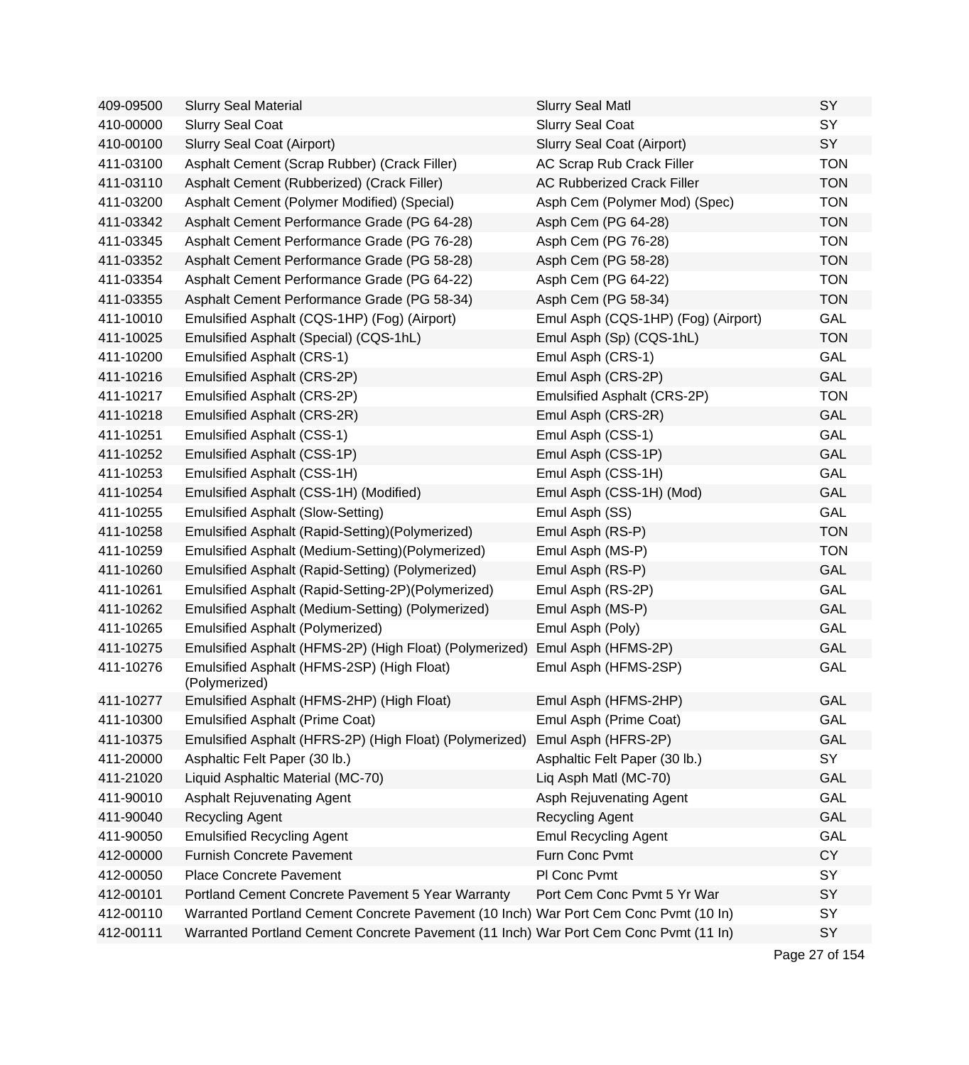| | | | |
|---|---|---|---|
| 409-09500 | Slurry Seal Material | Slurry Seal Matl | SY |
| 410-00000 | Slurry Seal Coat | Slurry Seal Coat | SY |
| 410-00100 | Slurry Seal Coat (Airport) | Slurry Seal Coat (Airport) | SY |
| 411-03100 | Asphalt Cement (Scrap Rubber) (Crack Filler) | AC Scrap Rub Crack Filler | TON |
| 411-03110 | Asphalt Cement (Rubberized) (Crack Filler) | AC Rubberized Crack Filler | TON |
| 411-03200 | Asphalt Cement (Polymer Modified) (Special) | Asph Cem (Polymer Mod) (Spec) | TON |
| 411-03342 | Asphalt Cement Performance Grade (PG 64-28) | Asph Cem (PG 64-28) | TON |
| 411-03345 | Asphalt Cement Performance Grade (PG 76-28) | Asph Cem (PG 76-28) | TON |
| 411-03352 | Asphalt Cement Performance Grade (PG 58-28) | Asph Cem (PG 58-28) | TON |
| 411-03354 | Asphalt Cement Performance Grade (PG 64-22) | Asph Cem (PG 64-22) | TON |
| 411-03355 | Asphalt Cement Performance Grade (PG 58-34) | Asph Cem (PG 58-34) | TON |
| 411-10010 | Emulsified Asphalt (CQS-1HP) (Fog) (Airport) | Emul Asph (CQS-1HP) (Fog) (Airport) | GAL |
| 411-10025 | Emulsified Asphalt (Special) (CQS-1hL) | Emul Asph (Sp) (CQS-1hL) | TON |
| 411-10200 | Emulsified Asphalt (CRS-1) | Emul Asph (CRS-1) | GAL |
| 411-10216 | Emulsified Asphalt (CRS-2P) | Emul Asph (CRS-2P) | GAL |
| 411-10217 | Emulsified Asphalt (CRS-2P) | Emulsified Asphalt (CRS-2P) | TON |
| 411-10218 | Emulsified Asphalt (CRS-2R) | Emul Asph (CRS-2R) | GAL |
| 411-10251 | Emulsified Asphalt (CSS-1) | Emul Asph (CSS-1) | GAL |
| 411-10252 | Emulsified Asphalt (CSS-1P) | Emul Asph (CSS-1P) | GAL |
| 411-10253 | Emulsified Asphalt (CSS-1H) | Emul Asph (CSS-1H) | GAL |
| 411-10254 | Emulsified Asphalt (CSS-1H) (Modified) | Emul Asph (CSS-1H) (Mod) | GAL |
| 411-10255 | Emulsified Asphalt (Slow-Setting) | Emul Asph (SS) | GAL |
| 411-10258 | Emulsified Asphalt (Rapid-Setting)(Polymerized) | Emul Asph (RS-P) | TON |
| 411-10259 | Emulsified Asphalt (Medium-Setting)(Polymerized) | Emul Asph (MS-P) | TON |
| 411-10260 | Emulsified Asphalt (Rapid-Setting) (Polymerized) | Emul Asph (RS-P) | GAL |
| 411-10261 | Emulsified Asphalt (Rapid-Setting-2P)(Polymerized) | Emul Asph (RS-2P) | GAL |
| 411-10262 | Emulsified Asphalt (Medium-Setting) (Polymerized) | Emul Asph (MS-P) | GAL |
| 411-10265 | Emulsified Asphalt (Polymerized) | Emul Asph (Poly) | GAL |
| 411-10275 | Emulsified Asphalt (HFMS-2P) (High Float) (Polymerized) | Emul Asph (HFMS-2P) | GAL |
| 411-10276 | Emulsified Asphalt (HFMS-2SP) (High Float) (Polymerized) | Emul Asph (HFMS-2SP) | GAL |
| 411-10277 | Emulsified Asphalt (HFMS-2HP) (High Float) | Emul Asph (HFMS-2HP) | GAL |
| 411-10300 | Emulsified Asphalt (Prime Coat) | Emul Asph (Prime Coat) | GAL |
| 411-10375 | Emulsified Asphalt (HFRS-2P) (High Float) (Polymerized) | Emul Asph (HFRS-2P) | GAL |
| 411-20000 | Asphaltic Felt Paper (30 lb.) | Asphaltic Felt Paper (30 lb.) | SY |
| 411-21020 | Liquid Asphaltic Material (MC-70) | Liq Asph Matl (MC-70) | GAL |
| 411-90010 | Asphalt Rejuvenating Agent | Asph Rejuvenating Agent | GAL |
| 411-90040 | Recycling Agent | Recycling Agent | GAL |
| 411-90050 | Emulsified Recycling Agent | Emul Recycling Agent | GAL |
| 412-00000 | Furnish Concrete Pavement | Furn Conc Pvmt | CY |
| 412-00050 | Place Concrete Pavement | Pl Conc Pvmt | SY |
| 412-00101 | Portland Cement Concrete Pavement 5 Year Warranty | Port Cem Conc Pvmt 5 Yr War | SY |
| 412-00110 | Warranted Portland Cement Concrete Pavement (10 Inch) | War Port Cem Conc Pvmt (10 In) | SY |
| 412-00111 | Warranted Portland Cement Concrete Pavement (11 Inch) | War Port Cem Conc Pvmt (11 In) | SY |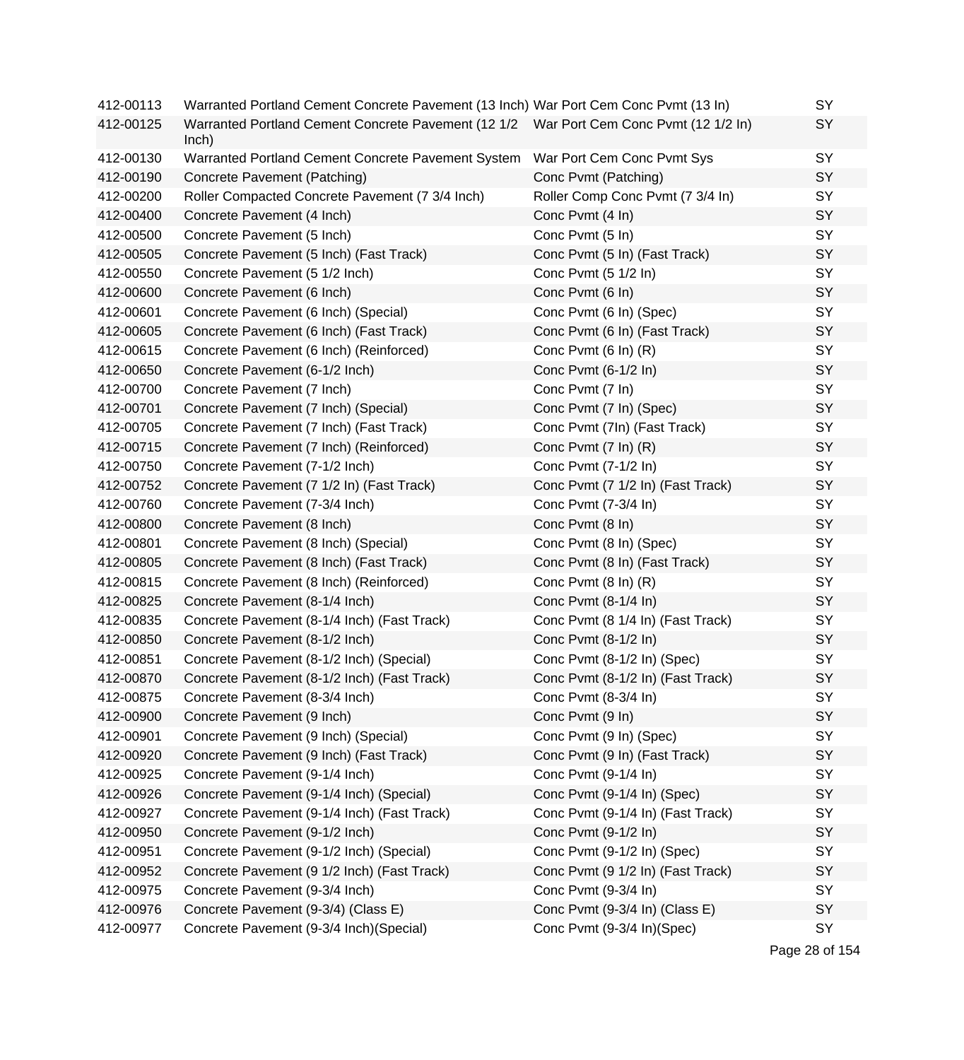| | | | |
|---|---|---|---|
| 412-00113 | Warranted Portland Cement Concrete Pavement (13 Inch) | War Port Cem Conc Pvmt (13 In) | SY |
| 412-00125 | Warranted Portland Cement Concrete Pavement (12 1/2 Inch) | War Port Cem Conc Pvmt (12 1/2 In) | SY |
| 412-00130 | Warranted Portland Cement Concrete Pavement System | War Port Cem Conc Pvmt Sys | SY |
| 412-00190 | Concrete Pavement (Patching) | Conc Pvmt (Patching) | SY |
| 412-00200 | Roller Compacted Concrete Pavement (7 3/4 Inch) | Roller Comp Conc Pvmt (7 3/4 In) | SY |
| 412-00400 | Concrete Pavement (4 Inch) | Conc Pvmt (4 In) | SY |
| 412-00500 | Concrete Pavement (5 Inch) | Conc Pvmt (5 In) | SY |
| 412-00505 | Concrete Pavement (5 Inch) (Fast Track) | Conc Pvmt (5 In) (Fast Track) | SY |
| 412-00550 | Concrete Pavement (5 1/2 Inch) | Conc Pvmt (5 1/2 In) | SY |
| 412-00600 | Concrete Pavement (6 Inch) | Conc Pvmt (6 In) | SY |
| 412-00601 | Concrete Pavement (6 Inch) (Special) | Conc Pvmt (6 In) (Spec) | SY |
| 412-00605 | Concrete Pavement (6 Inch) (Fast Track) | Conc Pvmt (6 In) (Fast Track) | SY |
| 412-00615 | Concrete Pavement (6 Inch) (Reinforced) | Conc Pvmt (6 In) (R) | SY |
| 412-00650 | Concrete Pavement (6-1/2 Inch) | Conc Pvmt (6-1/2 In) | SY |
| 412-00700 | Concrete Pavement (7 Inch) | Conc Pvmt (7 In) | SY |
| 412-00701 | Concrete Pavement (7 Inch) (Special) | Conc Pvmt (7 In) (Spec) | SY |
| 412-00705 | Concrete Pavement (7 Inch) (Fast Track) | Conc Pvmt (7In) (Fast Track) | SY |
| 412-00715 | Concrete Pavement (7 Inch) (Reinforced) | Conc Pvmt (7 In) (R) | SY |
| 412-00750 | Concrete Pavement (7-1/2 Inch) | Conc Pvmt (7-1/2 In) | SY |
| 412-00752 | Concrete Pavement (7 1/2 In) (Fast Track) | Conc Pvmt (7 1/2 In) (Fast Track) | SY |
| 412-00760 | Concrete Pavement (7-3/4 Inch) | Conc Pvmt (7-3/4 In) | SY |
| 412-00800 | Concrete Pavement (8 Inch) | Conc Pvmt (8 In) | SY |
| 412-00801 | Concrete Pavement (8 Inch) (Special) | Conc Pvmt (8 In) (Spec) | SY |
| 412-00805 | Concrete Pavement (8 Inch) (Fast Track) | Conc Pvmt (8 In) (Fast Track) | SY |
| 412-00815 | Concrete Pavement (8 Inch) (Reinforced) | Conc Pvmt (8 In) (R) | SY |
| 412-00825 | Concrete Pavement (8-1/4 Inch) | Conc Pvmt (8-1/4 In) | SY |
| 412-00835 | Concrete Pavement (8-1/4 Inch) (Fast Track) | Conc Pvmt (8 1/4 In) (Fast Track) | SY |
| 412-00850 | Concrete Pavement (8-1/2 Inch) | Conc Pvmt (8-1/2 In) | SY |
| 412-00851 | Concrete Pavement (8-1/2 Inch) (Special) | Conc Pvmt (8-1/2 In) (Spec) | SY |
| 412-00870 | Concrete Pavement (8-1/2 Inch) (Fast Track) | Conc Pvmt (8-1/2 In) (Fast Track) | SY |
| 412-00875 | Concrete Pavement (8-3/4 Inch) | Conc Pvmt (8-3/4 In) | SY |
| 412-00900 | Concrete Pavement (9 Inch) | Conc Pvmt (9 In) | SY |
| 412-00901 | Concrete Pavement (9 Inch) (Special) | Conc Pvmt (9 In) (Spec) | SY |
| 412-00920 | Concrete Pavement (9 Inch) (Fast Track) | Conc Pvmt (9 In) (Fast Track) | SY |
| 412-00925 | Concrete Pavement (9-1/4 Inch) | Conc Pvmt (9-1/4 In) | SY |
| 412-00926 | Concrete Pavement (9-1/4 Inch) (Special) | Conc Pvmt (9-1/4 In) (Spec) | SY |
| 412-00927 | Concrete Pavement (9-1/4 Inch) (Fast Track) | Conc Pvmt (9-1/4 In) (Fast Track) | SY |
| 412-00950 | Concrete Pavement (9-1/2 Inch) | Conc Pvmt (9-1/2 In) | SY |
| 412-00951 | Concrete Pavement (9-1/2 Inch) (Special) | Conc Pvmt (9-1/2 In) (Spec) | SY |
| 412-00952 | Concrete Pavement (9 1/2 Inch) (Fast Track) | Conc Pvmt (9 1/2 In) (Fast Track) | SY |
| 412-00975 | Concrete Pavement (9-3/4 Inch) | Conc Pvmt (9-3/4 In) | SY |
| 412-00976 | Concrete Pavement (9-3/4) (Class E) | Conc Pvmt (9-3/4 In) (Class E) | SY |
| 412-00977 | Concrete Pavement (9-3/4 Inch)(Special) | Conc Pvmt (9-3/4 In)(Spec) | SY |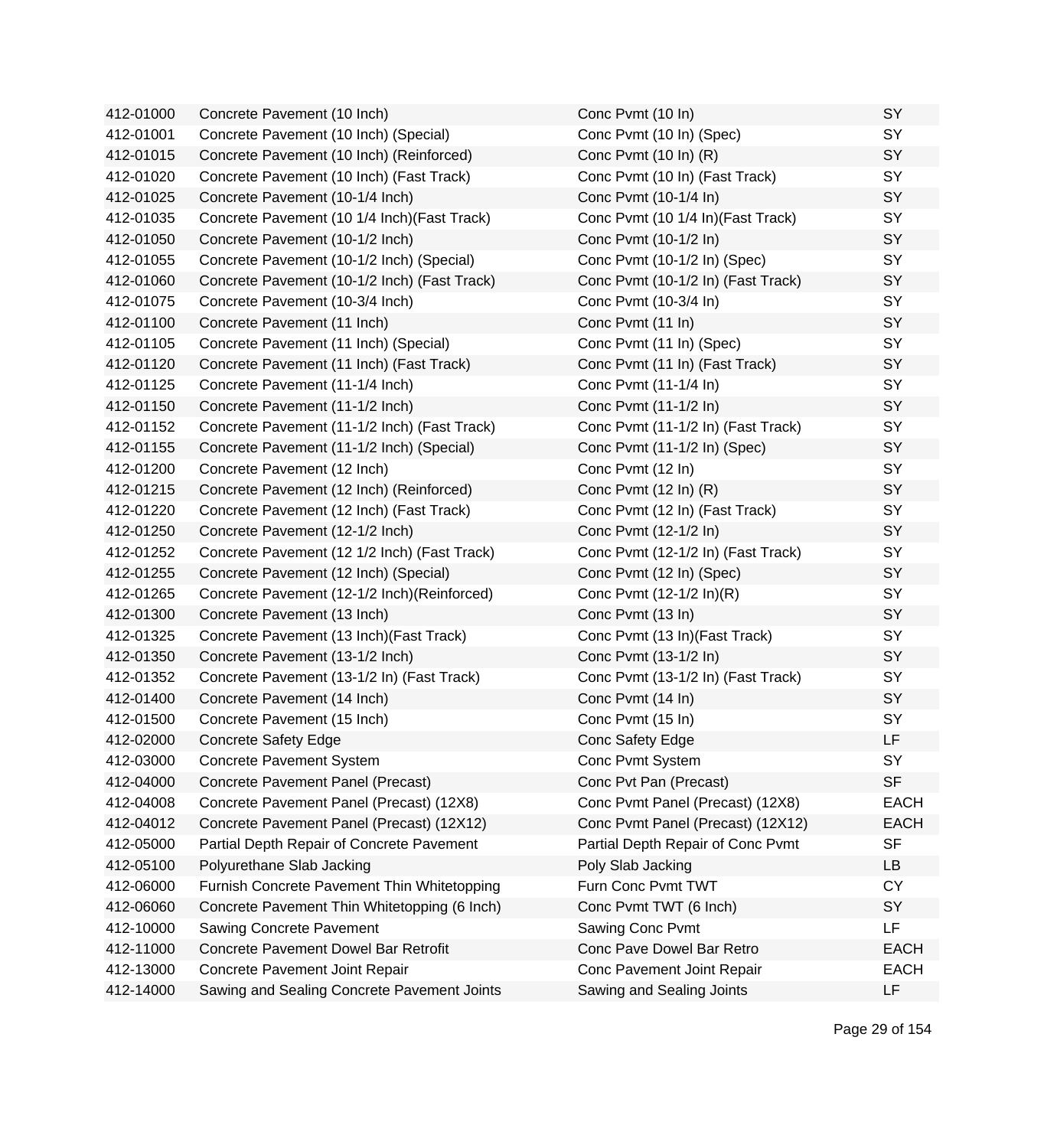| | | | |
|---|---|---|---|
| 412-01000 | Concrete Pavement (10 Inch) | Conc Pvmt (10 In) | SY |
| 412-01001 | Concrete Pavement (10 Inch) (Special) | Conc Pvmt (10 In) (Spec) | SY |
| 412-01015 | Concrete Pavement (10 Inch) (Reinforced) | Conc Pvmt (10 In) (R) | SY |
| 412-01020 | Concrete Pavement (10 Inch) (Fast Track) | Conc Pvmt (10 In) (Fast Track) | SY |
| 412-01025 | Concrete Pavement (10-1/4 Inch) | Conc Pvmt (10-1/4 In) | SY |
| 412-01035 | Concrete Pavement (10 1/4 Inch)(Fast Track) | Conc Pvmt (10 1/4 In)(Fast Track) | SY |
| 412-01050 | Concrete Pavement (10-1/2 Inch) | Conc Pvmt (10-1/2 In) | SY |
| 412-01055 | Concrete Pavement (10-1/2 Inch) (Special) | Conc Pvmt (10-1/2 In) (Spec) | SY |
| 412-01060 | Concrete Pavement (10-1/2 Inch) (Fast Track) | Conc Pvmt (10-1/2 In) (Fast Track) | SY |
| 412-01075 | Concrete Pavement (10-3/4 Inch) | Conc Pvmt (10-3/4 In) | SY |
| 412-01100 | Concrete Pavement (11 Inch) | Conc Pvmt (11 In) | SY |
| 412-01105 | Concrete Pavement (11 Inch) (Special) | Conc Pvmt (11 In) (Spec) | SY |
| 412-01120 | Concrete Pavement (11 Inch) (Fast Track) | Conc Pvmt (11 In) (Fast Track) | SY |
| 412-01125 | Concrete Pavement (11-1/4 Inch) | Conc Pvmt (11-1/4 In) | SY |
| 412-01150 | Concrete Pavement (11-1/2 Inch) | Conc Pvmt (11-1/2 In) | SY |
| 412-01152 | Concrete Pavement (11-1/2 Inch) (Fast Track) | Conc Pvmt (11-1/2 In) (Fast Track) | SY |
| 412-01155 | Concrete Pavement (11-1/2 Inch) (Special) | Conc Pvmt (11-1/2 In) (Spec) | SY |
| 412-01200 | Concrete Pavement (12 Inch) | Conc Pvmt (12 In) | SY |
| 412-01215 | Concrete Pavement (12 Inch) (Reinforced) | Conc Pvmt (12 In) (R) | SY |
| 412-01220 | Concrete Pavement (12 Inch) (Fast Track) | Conc Pvmt (12 In) (Fast Track) | SY |
| 412-01250 | Concrete Pavement (12-1/2 Inch) | Conc Pvmt (12-1/2 In) | SY |
| 412-01252 | Concrete Pavement (12 1/2 Inch) (Fast Track) | Conc Pvmt (12-1/2 In) (Fast Track) | SY |
| 412-01255 | Concrete Pavement (12 Inch) (Special) | Conc Pvmt (12 In) (Spec) | SY |
| 412-01265 | Concrete Pavement (12-1/2 Inch)(Reinforced) | Conc Pvmt (12-1/2 In)(R) | SY |
| 412-01300 | Concrete Pavement (13 Inch) | Conc Pvmt (13 In) | SY |
| 412-01325 | Concrete Pavement (13 Inch)(Fast Track) | Conc Pvmt (13 In)(Fast Track) | SY |
| 412-01350 | Concrete Pavement (13-1/2 Inch) | Conc Pvmt (13-1/2 In) | SY |
| 412-01352 | Concrete Pavement (13-1/2 In) (Fast Track) | Conc Pvmt (13-1/2 In) (Fast Track) | SY |
| 412-01400 | Concrete Pavement (14 Inch) | Conc Pvmt (14 In) | SY |
| 412-01500 | Concrete Pavement (15 Inch) | Conc Pvmt (15 In) | SY |
| 412-02000 | Concrete Safety Edge | Conc Safety Edge | LF |
| 412-03000 | Concrete Pavement System | Conc Pvmt System | SY |
| 412-04000 | Concrete Pavement Panel (Precast) | Conc Pvt Pan (Precast) | SF |
| 412-04008 | Concrete Pavement Panel (Precast) (12X8) | Conc Pvmt Panel (Precast) (12X8) | EACH |
| 412-04012 | Concrete Pavement Panel (Precast) (12X12) | Conc Pvmt Panel (Precast) (12X12) | EACH |
| 412-05000 | Partial Depth Repair of Concrete Pavement | Partial Depth Repair of Conc Pvmt | SF |
| 412-05100 | Polyurethane Slab Jacking | Poly Slab Jacking | LB |
| 412-06000 | Furnish Concrete Pavement Thin Whitetopping | Furn Conc Pvmt TWT | CY |
| 412-06060 | Concrete Pavement Thin Whitetopping (6 Inch) | Conc Pvmt TWT (6 Inch) | SY |
| 412-10000 | Sawing Concrete Pavement | Sawing Conc Pvmt | LF |
| 412-11000 | Concrete Pavement Dowel Bar Retrofit | Conc Pave Dowel Bar Retro | EACH |
| 412-13000 | Concrete Pavement Joint Repair | Conc Pavement Joint Repair | EACH |
| 412-14000 | Sawing and Sealing Concrete Pavement Joints | Sawing and Sealing Joints | LF |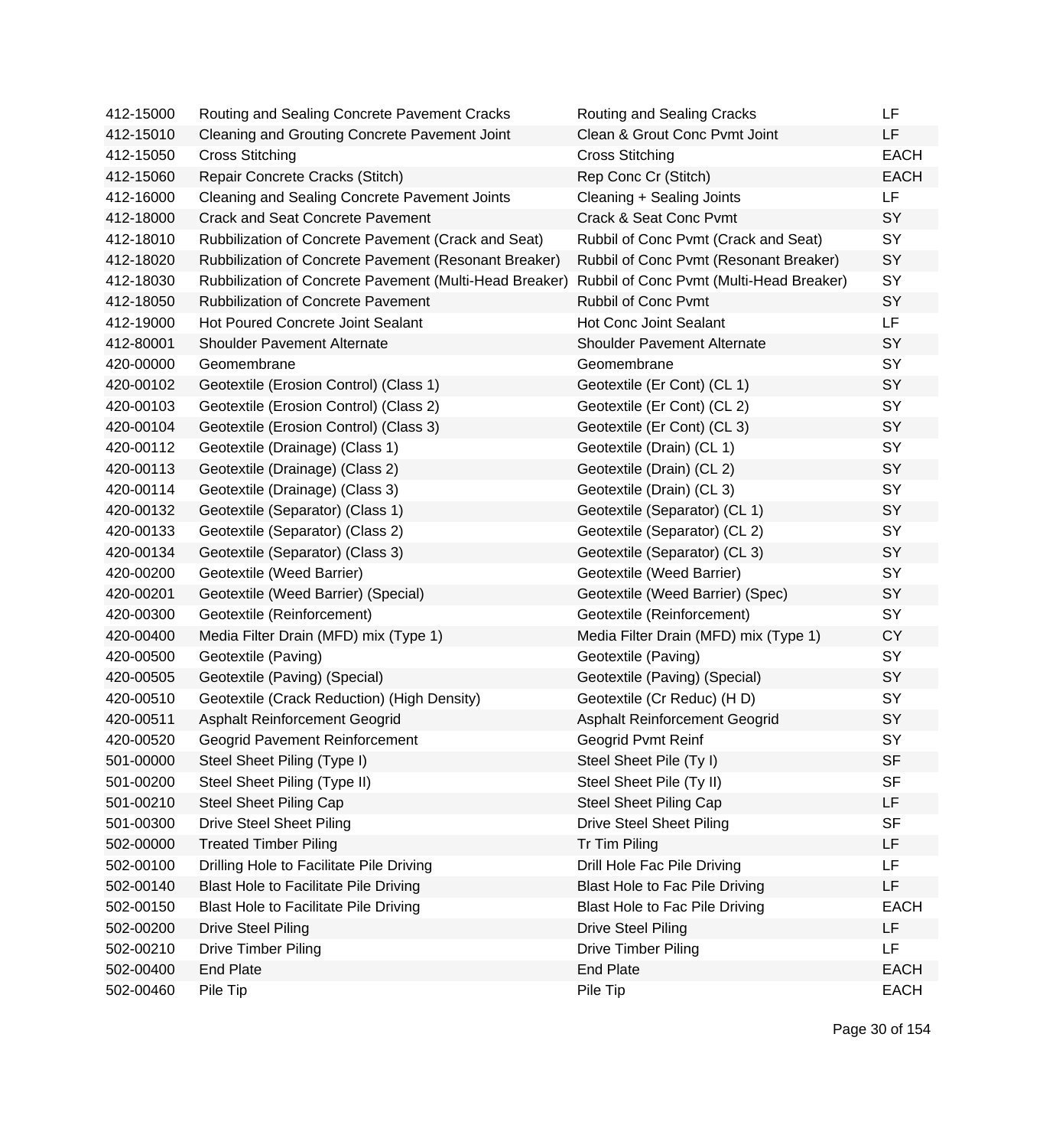| | | | |
|---|---|---|---|
| 412-15000 | Routing and Sealing Concrete Pavement Cracks | Routing and Sealing Cracks | LF |
| 412-15010 | Cleaning and Grouting Concrete Pavement Joint | Clean & Grout Conc Pvmt Joint | LF |
| 412-15050 | Cross Stitching | Cross Stitching | EACH |
| 412-15060 | Repair Concrete Cracks (Stitch) | Rep Conc Cr (Stitch) | EACH |
| 412-16000 | Cleaning and Sealing Concrete Pavement Joints | Cleaning + Sealing Joints | LF |
| 412-18000 | Crack and Seat Concrete Pavement | Crack & Seat Conc Pvmt | SY |
| 412-18010 | Rubbilization of Concrete Pavement (Crack and Seat) | Rubbil of Conc Pvmt (Crack and Seat) | SY |
| 412-18020 | Rubbilization of Concrete Pavement (Resonant Breaker) | Rubbil of Conc Pvmt (Resonant Breaker) | SY |
| 412-18030 | Rubbilization of Concrete Pavement (Multi-Head Breaker) | Rubbil of Conc Pvmt (Multi-Head Breaker) | SY |
| 412-18050 | Rubbilization of Concrete Pavement | Rubbil of Conc Pvmt | SY |
| 412-19000 | Hot Poured Concrete Joint Sealant | Hot Conc Joint Sealant | LF |
| 412-80001 | Shoulder Pavement Alternate | Shoulder Pavement Alternate | SY |
| 420-00000 | Geomembrane | Geomembrane | SY |
| 420-00102 | Geotextile (Erosion Control) (Class 1) | Geotextile (Er Cont) (CL 1) | SY |
| 420-00103 | Geotextile (Erosion Control) (Class 2) | Geotextile (Er Cont) (CL 2) | SY |
| 420-00104 | Geotextile (Erosion Control) (Class 3) | Geotextile (Er Cont) (CL 3) | SY |
| 420-00112 | Geotextile (Drainage) (Class 1) | Geotextile (Drain) (CL 1) | SY |
| 420-00113 | Geotextile (Drainage) (Class 2) | Geotextile (Drain) (CL 2) | SY |
| 420-00114 | Geotextile (Drainage) (Class 3) | Geotextile (Drain) (CL 3) | SY |
| 420-00132 | Geotextile (Separator) (Class 1) | Geotextile (Separator) (CL 1) | SY |
| 420-00133 | Geotextile (Separator) (Class 2) | Geotextile (Separator) (CL 2) | SY |
| 420-00134 | Geotextile (Separator) (Class 3) | Geotextile (Separator) (CL 3) | SY |
| 420-00200 | Geotextile (Weed Barrier) | Geotextile (Weed Barrier) | SY |
| 420-00201 | Geotextile (Weed Barrier) (Special) | Geotextile (Weed Barrier) (Spec) | SY |
| 420-00300 | Geotextile (Reinforcement) | Geotextile (Reinforcement) | SY |
| 420-00400 | Media Filter Drain (MFD) mix (Type 1) | Media Filter Drain (MFD) mix (Type 1) | CY |
| 420-00500 | Geotextile (Paving) | Geotextile (Paving) | SY |
| 420-00505 | Geotextile (Paving) (Special) | Geotextile (Paving) (Special) | SY |
| 420-00510 | Geotextile (Crack Reduction) (High Density) | Geotextile (Cr Reduc) (H D) | SY |
| 420-00511 | Asphalt Reinforcement Geogrid | Asphalt Reinforcement Geogrid | SY |
| 420-00520 | Geogrid Pavement Reinforcement | Geogrid Pvmt Reinf | SY |
| 501-00000 | Steel Sheet Piling (Type I) | Steel Sheet Pile (Ty I) | SF |
| 501-00200 | Steel Sheet Piling (Type II) | Steel Sheet Pile (Ty II) | SF |
| 501-00210 | Steel Sheet Piling Cap | Steel Sheet Piling Cap | LF |
| 501-00300 | Drive Steel Sheet Piling | Drive Steel Sheet Piling | SF |
| 502-00000 | Treated Timber Piling | Tr Tim Piling | LF |
| 502-00100 | Drilling Hole to Facilitate Pile Driving | Drill Hole Fac Pile Driving | LF |
| 502-00140 | Blast Hole to Facilitate Pile Driving | Blast Hole to Fac Pile Driving | LF |
| 502-00150 | Blast Hole to Facilitate Pile Driving | Blast Hole to Fac Pile Driving | EACH |
| 502-00200 | Drive Steel Piling | Drive Steel Piling | LF |
| 502-00210 | Drive Timber Piling | Drive Timber Piling | LF |
| 502-00400 | End Plate | End Plate | EACH |
| 502-00460 | Pile Tip | Pile Tip | EACH |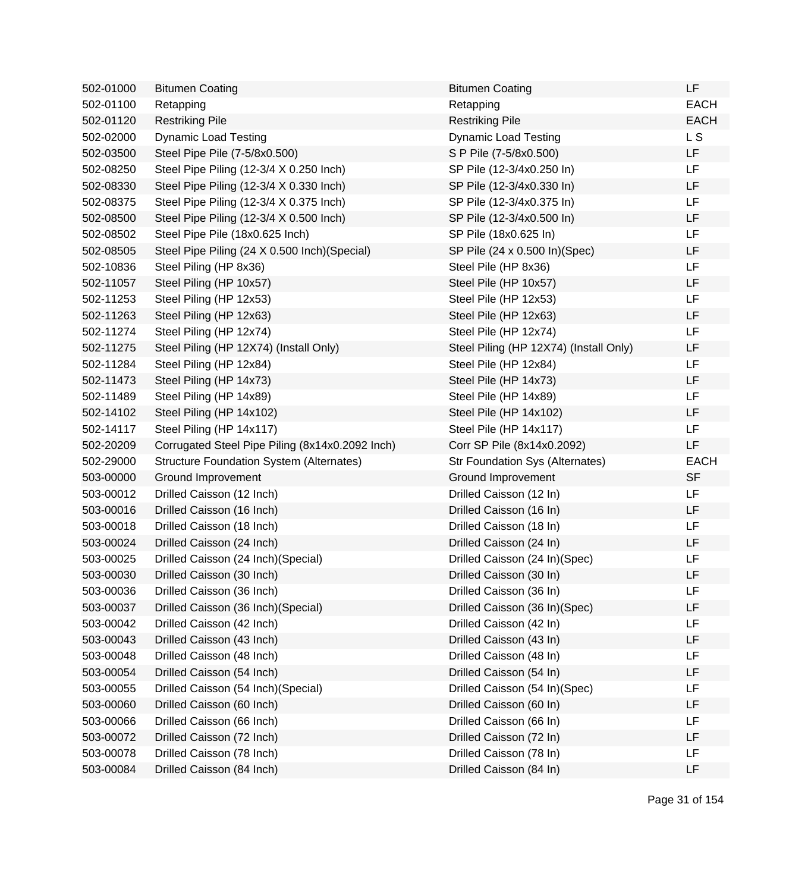| | | | |
|---|---|---|---|
| 502-01000 | Bitumen Coating | Bitumen Coating | LF |
| 502-01100 | Retapping | Retapping | EACH |
| 502-01120 | Restriking Pile | Restriking Pile | EACH |
| 502-02000 | Dynamic Load Testing | Dynamic Load Testing | L S |
| 502-03500 | Steel Pipe Pile (7-5/8x0.500) | S P Pile (7-5/8x0.500) | LF |
| 502-08250 | Steel Pipe Piling (12-3/4 X 0.250 Inch) | SP Pile (12-3/4x0.250 In) | LF |
| 502-08330 | Steel Pipe Piling (12-3/4 X 0.330 Inch) | SP Pile (12-3/4x0.330 In) | LF |
| 502-08375 | Steel Pipe Piling (12-3/4 X 0.375 Inch) | SP Pile (12-3/4x0.375 In) | LF |
| 502-08500 | Steel Pipe Piling (12-3/4 X 0.500 Inch) | SP Pile (12-3/4x0.500 In) | LF |
| 502-08502 | Steel Pipe Pile (18x0.625 Inch) | SP Pile (18x0.625 In) | LF |
| 502-08505 | Steel Pipe Piling (24 X 0.500 Inch)(Special) | SP Pile (24 x 0.500 In)(Spec) | LF |
| 502-10836 | Steel Piling (HP 8x36) | Steel Pile (HP 8x36) | LF |
| 502-11057 | Steel Piling (HP 10x57) | Steel Pile (HP 10x57) | LF |
| 502-11253 | Steel Piling (HP 12x53) | Steel Pile (HP 12x53) | LF |
| 502-11263 | Steel Piling (HP 12x63) | Steel Pile (HP 12x63) | LF |
| 502-11274 | Steel Piling (HP 12x74) | Steel Pile (HP 12x74) | LF |
| 502-11275 | Steel Piling (HP 12X74) (Install Only) | Steel Piling (HP 12X74) (Install Only) | LF |
| 502-11284 | Steel Piling (HP 12x84) | Steel Pile (HP 12x84) | LF |
| 502-11473 | Steel Piling (HP 14x73) | Steel Pile (HP 14x73) | LF |
| 502-11489 | Steel Piling (HP 14x89) | Steel Pile (HP 14x89) | LF |
| 502-14102 | Steel Piling (HP 14x102) | Steel Pile (HP 14x102) | LF |
| 502-14117 | Steel Piling (HP 14x117) | Steel Pile (HP 14x117) | LF |
| 502-20209 | Corrugated Steel Pipe Piling (8x14x0.2092 Inch) | Corr SP Pile (8x14x0.2092) | LF |
| 502-29000 | Structure Foundation System (Alternates) | Str Foundation Sys (Alternates) | EACH |
| 503-00000 | Ground Improvement | Ground Improvement | SF |
| 503-00012 | Drilled Caisson (12 Inch) | Drilled Caisson (12 In) | LF |
| 503-00016 | Drilled Caisson (16 Inch) | Drilled Caisson (16 In) | LF |
| 503-00018 | Drilled Caisson (18 Inch) | Drilled Caisson (18 In) | LF |
| 503-00024 | Drilled Caisson (24 Inch) | Drilled Caisson (24 In) | LF |
| 503-00025 | Drilled Caisson (24 Inch)(Special) | Drilled Caisson (24 In)(Spec) | LF |
| 503-00030 | Drilled Caisson (30 Inch) | Drilled Caisson (30 In) | LF |
| 503-00036 | Drilled Caisson (36 Inch) | Drilled Caisson (36 In) | LF |
| 503-00037 | Drilled Caisson (36 Inch)(Special) | Drilled Caisson (36 In)(Spec) | LF |
| 503-00042 | Drilled Caisson (42 Inch) | Drilled Caisson (42 In) | LF |
| 503-00043 | Drilled Caisson (43 Inch) | Drilled Caisson (43 In) | LF |
| 503-00048 | Drilled Caisson (48 Inch) | Drilled Caisson (48 In) | LF |
| 503-00054 | Drilled Caisson (54 Inch) | Drilled Caisson (54 In) | LF |
| 503-00055 | Drilled Caisson (54 Inch)(Special) | Drilled Caisson (54 In)(Spec) | LF |
| 503-00060 | Drilled Caisson (60 Inch) | Drilled Caisson (60 In) | LF |
| 503-00066 | Drilled Caisson (66 Inch) | Drilled Caisson (66 In) | LF |
| 503-00072 | Drilled Caisson (72 Inch) | Drilled Caisson (72 In) | LF |
| 503-00078 | Drilled Caisson (78 Inch) | Drilled Caisson (78 In) | LF |
| 503-00084 | Drilled Caisson (84 Inch) | Drilled Caisson (84 In) | LF |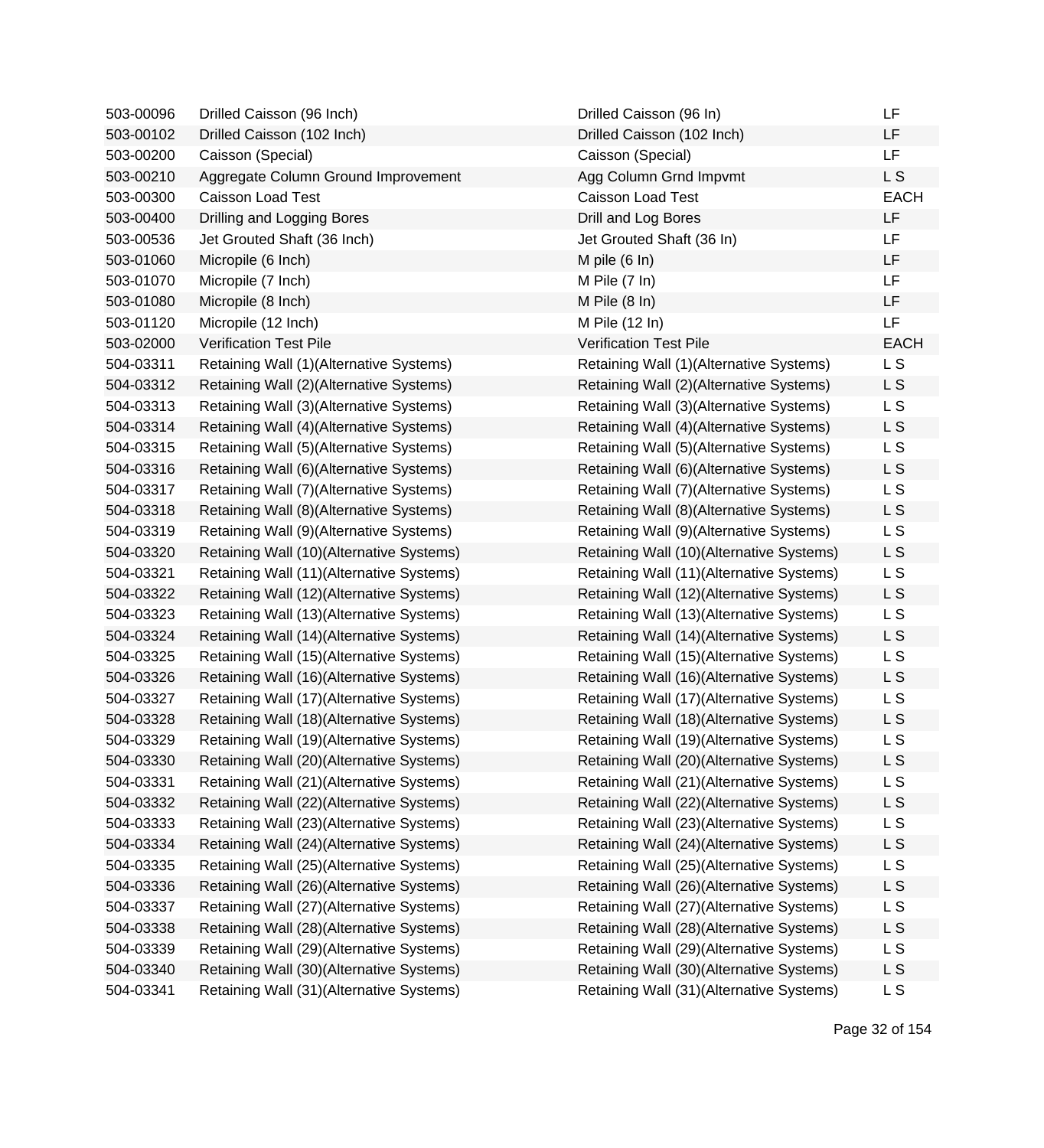| | | | |
|---|---|---|---|
| 503-00096 | Drilled Caisson (96 Inch) | Drilled Caisson (96 In) | LF |
| 503-00102 | Drilled Caisson (102 Inch) | Drilled Caisson (102 Inch) | LF |
| 503-00200 | Caisson (Special) | Caisson (Special) | LF |
| 503-00210 | Aggregate Column Ground Improvement | Agg Column Grnd Impvmt | L S |
| 503-00300 | Caisson Load Test | Caisson Load Test | EACH |
| 503-00400 | Drilling and Logging Bores | Drill and Log Bores | LF |
| 503-00536 | Jet Grouted Shaft (36 Inch) | Jet Grouted Shaft (36 In) | LF |
| 503-01060 | Micropile (6 Inch) | M pile (6 In) | LF |
| 503-01070 | Micropile (7 Inch) | M Pile (7 In) | LF |
| 503-01080 | Micropile (8 Inch) | M Pile (8 In) | LF |
| 503-01120 | Micropile (12 Inch) | M Pile (12 In) | LF |
| 503-02000 | Verification Test Pile | Verification Test Pile | EACH |
| 504-03311 | Retaining Wall (1)(Alternative Systems) | Retaining Wall (1)(Alternative Systems) | L S |
| 504-03312 | Retaining Wall (2)(Alternative Systems) | Retaining Wall (2)(Alternative Systems) | L S |
| 504-03313 | Retaining Wall (3)(Alternative Systems) | Retaining Wall (3)(Alternative Systems) | L S |
| 504-03314 | Retaining Wall (4)(Alternative Systems) | Retaining Wall (4)(Alternative Systems) | L S |
| 504-03315 | Retaining Wall (5)(Alternative Systems) | Retaining Wall (5)(Alternative Systems) | L S |
| 504-03316 | Retaining Wall (6)(Alternative Systems) | Retaining Wall (6)(Alternative Systems) | L S |
| 504-03317 | Retaining Wall (7)(Alternative Systems) | Retaining Wall (7)(Alternative Systems) | L S |
| 504-03318 | Retaining Wall (8)(Alternative Systems) | Retaining Wall (8)(Alternative Systems) | L S |
| 504-03319 | Retaining Wall (9)(Alternative Systems) | Retaining Wall (9)(Alternative Systems) | L S |
| 504-03320 | Retaining Wall (10)(Alternative Systems) | Retaining Wall (10)(Alternative Systems) | L S |
| 504-03321 | Retaining Wall (11)(Alternative Systems) | Retaining Wall (11)(Alternative Systems) | L S |
| 504-03322 | Retaining Wall (12)(Alternative Systems) | Retaining Wall (12)(Alternative Systems) | L S |
| 504-03323 | Retaining Wall (13)(Alternative Systems) | Retaining Wall (13)(Alternative Systems) | L S |
| 504-03324 | Retaining Wall (14)(Alternative Systems) | Retaining Wall (14)(Alternative Systems) | L S |
| 504-03325 | Retaining Wall (15)(Alternative Systems) | Retaining Wall (15)(Alternative Systems) | L S |
| 504-03326 | Retaining Wall (16)(Alternative Systems) | Retaining Wall (16)(Alternative Systems) | L S |
| 504-03327 | Retaining Wall (17)(Alternative Systems) | Retaining Wall (17)(Alternative Systems) | L S |
| 504-03328 | Retaining Wall (18)(Alternative Systems) | Retaining Wall (18)(Alternative Systems) | L S |
| 504-03329 | Retaining Wall (19)(Alternative Systems) | Retaining Wall (19)(Alternative Systems) | L S |
| 504-03330 | Retaining Wall (20)(Alternative Systems) | Retaining Wall (20)(Alternative Systems) | L S |
| 504-03331 | Retaining Wall (21)(Alternative Systems) | Retaining Wall (21)(Alternative Systems) | L S |
| 504-03332 | Retaining Wall (22)(Alternative Systems) | Retaining Wall (22)(Alternative Systems) | L S |
| 504-03333 | Retaining Wall (23)(Alternative Systems) | Retaining Wall (23)(Alternative Systems) | L S |
| 504-03334 | Retaining Wall (24)(Alternative Systems) | Retaining Wall (24)(Alternative Systems) | L S |
| 504-03335 | Retaining Wall (25)(Alternative Systems) | Retaining Wall (25)(Alternative Systems) | L S |
| 504-03336 | Retaining Wall (26)(Alternative Systems) | Retaining Wall (26)(Alternative Systems) | L S |
| 504-03337 | Retaining Wall (27)(Alternative Systems) | Retaining Wall (27)(Alternative Systems) | L S |
| 504-03338 | Retaining Wall (28)(Alternative Systems) | Retaining Wall (28)(Alternative Systems) | L S |
| 504-03339 | Retaining Wall (29)(Alternative Systems) | Retaining Wall (29)(Alternative Systems) | L S |
| 504-03340 | Retaining Wall (30)(Alternative Systems) | Retaining Wall (30)(Alternative Systems) | L S |
| 504-03341 | Retaining Wall (31)(Alternative Systems) | Retaining Wall (31)(Alternative Systems) | L S |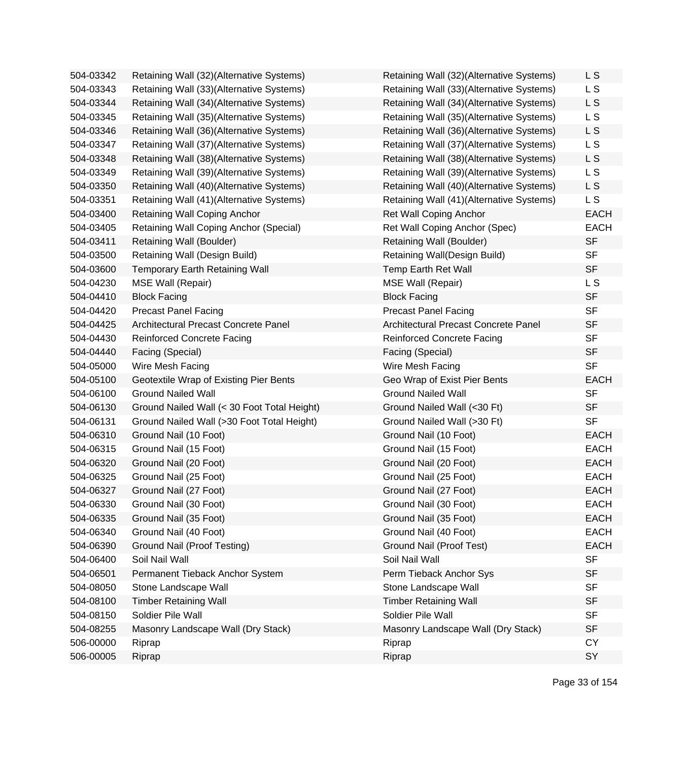| | | | |
|---|---|---|---|
| 504-03342 | Retaining Wall (32)(Alternative Systems) | Retaining Wall (32)(Alternative Systems) | L S |
| 504-03343 | Retaining Wall (33)(Alternative Systems) | Retaining Wall (33)(Alternative Systems) | L S |
| 504-03344 | Retaining Wall (34)(Alternative Systems) | Retaining Wall (34)(Alternative Systems) | L S |
| 504-03345 | Retaining Wall (35)(Alternative Systems) | Retaining Wall (35)(Alternative Systems) | L S |
| 504-03346 | Retaining Wall (36)(Alternative Systems) | Retaining Wall (36)(Alternative Systems) | L S |
| 504-03347 | Retaining Wall (37)(Alternative Systems) | Retaining Wall (37)(Alternative Systems) | L S |
| 504-03348 | Retaining Wall (38)(Alternative Systems) | Retaining Wall (38)(Alternative Systems) | L S |
| 504-03349 | Retaining Wall (39)(Alternative Systems) | Retaining Wall (39)(Alternative Systems) | L S |
| 504-03350 | Retaining Wall (40)(Alternative Systems) | Retaining Wall (40)(Alternative Systems) | L S |
| 504-03351 | Retaining Wall (41)(Alternative Systems) | Retaining Wall (41)(Alternative Systems) | L S |
| 504-03400 | Retaining Wall Coping Anchor | Ret Wall Coping Anchor | EACH |
| 504-03405 | Retaining Wall Coping Anchor (Special) | Ret Wall Coping Anchor (Spec) | EACH |
| 504-03411 | Retaining Wall (Boulder) | Retaining Wall (Boulder) | SF |
| 504-03500 | Retaining Wall (Design Build) | Retaining Wall(Design Build) | SF |
| 504-03600 | Temporary Earth Retaining Wall | Temp Earth Ret Wall | SF |
| 504-04230 | MSE Wall (Repair) | MSE Wall (Repair) | L S |
| 504-04410 | Block Facing | Block Facing | SF |
| 504-04420 | Precast Panel Facing | Precast Panel Facing | SF |
| 504-04425 | Architectural Precast Concrete Panel | Architectural Precast Concrete Panel | SF |
| 504-04430 | Reinforced Concrete Facing | Reinforced Concrete Facing | SF |
| 504-04440 | Facing (Special) | Facing (Special) | SF |
| 504-05000 | Wire Mesh Facing | Wire Mesh Facing | SF |
| 504-05100 | Geotextile Wrap of Existing Pier Bents | Geo Wrap of Exist Pier Bents | EACH |
| 504-06100 | Ground Nailed Wall | Ground Nailed Wall | SF |
| 504-06130 | Ground Nailed Wall (< 30 Foot Total Height) | Ground Nailed Wall (<30 Ft) | SF |
| 504-06131 | Ground Nailed Wall (>30 Foot Total Height) | Ground Nailed Wall (>30 Ft) | SF |
| 504-06310 | Ground Nail (10 Foot) | Ground Nail (10 Foot) | EACH |
| 504-06315 | Ground Nail (15 Foot) | Ground Nail (15 Foot) | EACH |
| 504-06320 | Ground Nail (20 Foot) | Ground Nail (20 Foot) | EACH |
| 504-06325 | Ground Nail (25 Foot) | Ground Nail (25 Foot) | EACH |
| 504-06327 | Ground Nail (27 Foot) | Ground Nail (27 Foot) | EACH |
| 504-06330 | Ground Nail (30 Foot) | Ground Nail (30 Foot) | EACH |
| 504-06335 | Ground Nail (35 Foot) | Ground Nail (35 Foot) | EACH |
| 504-06340 | Ground Nail (40 Foot) | Ground Nail (40 Foot) | EACH |
| 504-06390 | Ground Nail (Proof Testing) | Ground Nail (Proof Test) | EACH |
| 504-06400 | Soil Nail Wall | Soil Nail Wall | SF |
| 504-06501 | Permanent Tieback Anchor System | Perm Tieback Anchor Sys | SF |
| 504-08050 | Stone Landscape Wall | Stone Landscape Wall | SF |
| 504-08100 | Timber Retaining Wall | Timber Retaining Wall | SF |
| 504-08150 | Soldier Pile Wall | Soldier Pile Wall | SF |
| 504-08255 | Masonry Landscape Wall (Dry Stack) | Masonry Landscape Wall (Dry Stack) | SF |
| 506-00000 | Riprap | Riprap | CY |
| 506-00005 | Riprap | Riprap | SY |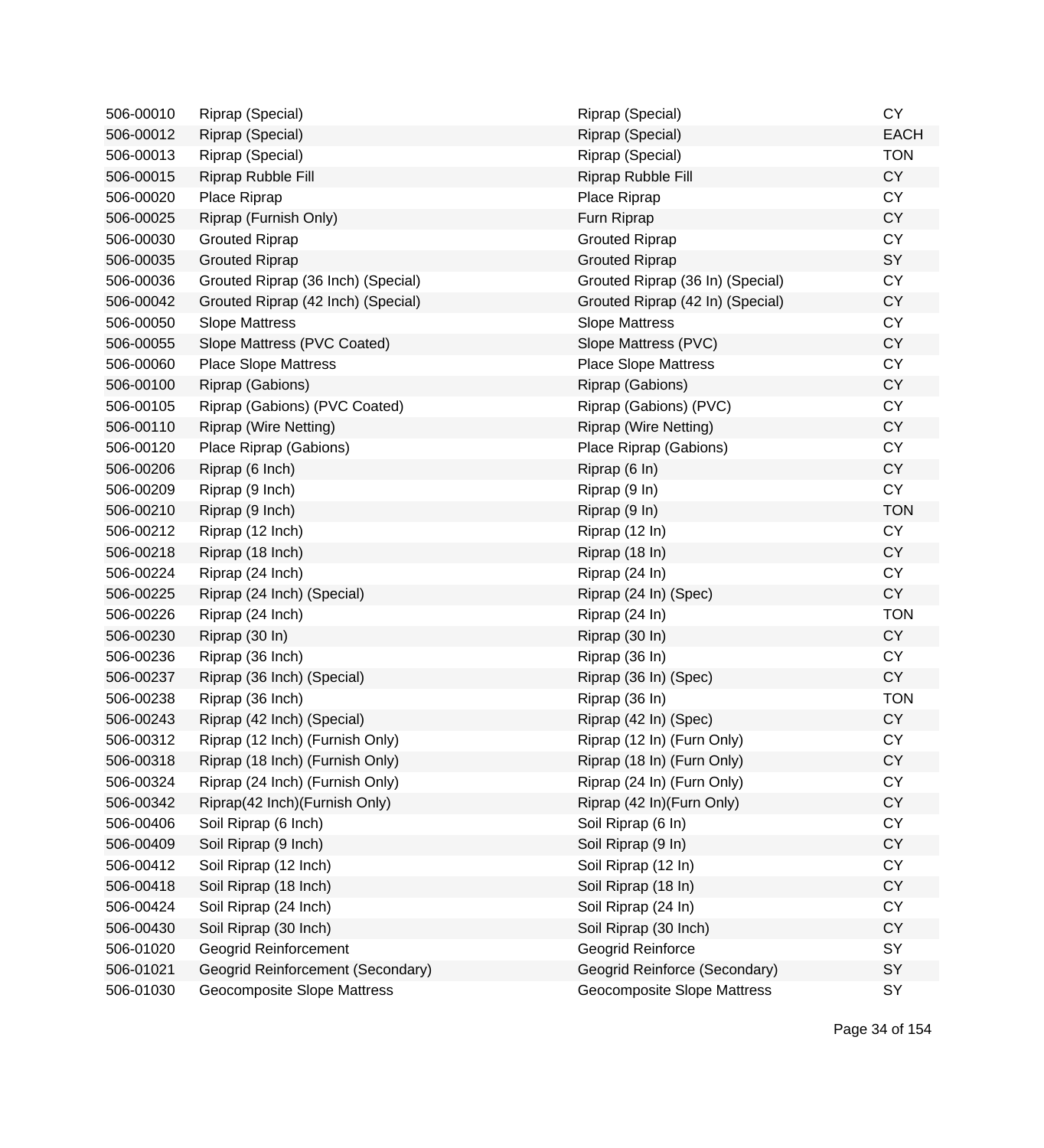| | | | |
|---|---|---|---|
| 506-00010 | Riprap (Special) | Riprap (Special) | CY |
| 506-00012 | Riprap (Special) | Riprap (Special) | EACH |
| 506-00013 | Riprap (Special) | Riprap (Special) | TON |
| 506-00015 | Riprap Rubble Fill | Riprap Rubble Fill | CY |
| 506-00020 | Place Riprap | Place Riprap | CY |
| 506-00025 | Riprap (Furnish Only) | Furn Riprap | CY |
| 506-00030 | Grouted Riprap | Grouted Riprap | CY |
| 506-00035 | Grouted Riprap | Grouted Riprap | SY |
| 506-00036 | Grouted Riprap (36 Inch) (Special) | Grouted Riprap (36 In) (Special) | CY |
| 506-00042 | Grouted Riprap (42 Inch) (Special) | Grouted Riprap (42 In) (Special) | CY |
| 506-00050 | Slope Mattress | Slope Mattress | CY |
| 506-00055 | Slope Mattress (PVC Coated) | Slope Mattress (PVC) | CY |
| 506-00060 | Place Slope Mattress | Place Slope Mattress | CY |
| 506-00100 | Riprap (Gabions) | Riprap (Gabions) | CY |
| 506-00105 | Riprap (Gabions) (PVC Coated) | Riprap (Gabions) (PVC) | CY |
| 506-00110 | Riprap (Wire Netting) | Riprap (Wire Netting) | CY |
| 506-00120 | Place Riprap (Gabions) | Place Riprap (Gabions) | CY |
| 506-00206 | Riprap (6 Inch) | Riprap (6 In) | CY |
| 506-00209 | Riprap (9 Inch) | Riprap (9 In) | CY |
| 506-00210 | Riprap (9 Inch) | Riprap (9 In) | TON |
| 506-00212 | Riprap (12 Inch) | Riprap (12 In) | CY |
| 506-00218 | Riprap (18 Inch) | Riprap (18 In) | CY |
| 506-00224 | Riprap (24 Inch) | Riprap (24 In) | CY |
| 506-00225 | Riprap (24 Inch) (Special) | Riprap (24 In) (Spec) | CY |
| 506-00226 | Riprap (24 Inch) | Riprap (24 In) | TON |
| 506-00230 | Riprap (30 In) | Riprap (30 In) | CY |
| 506-00236 | Riprap (36 Inch) | Riprap (36 In) | CY |
| 506-00237 | Riprap (36 Inch) (Special) | Riprap (36 In) (Spec) | CY |
| 506-00238 | Riprap (36 Inch) | Riprap (36 In) | TON |
| 506-00243 | Riprap (42 Inch) (Special) | Riprap (42 In) (Spec) | CY |
| 506-00312 | Riprap (12 Inch) (Furnish Only) | Riprap (12 In) (Furn Only) | CY |
| 506-00318 | Riprap (18 Inch) (Furnish Only) | Riprap (18 In) (Furn Only) | CY |
| 506-00324 | Riprap (24 Inch) (Furnish Only) | Riprap (24 In) (Furn Only) | CY |
| 506-00342 | Riprap(42 Inch)(Furnish Only) | Riprap (42 In)(Furn Only) | CY |
| 506-00406 | Soil Riprap (6 Inch) | Soil Riprap (6 In) | CY |
| 506-00409 | Soil Riprap (9 Inch) | Soil Riprap (9 In) | CY |
| 506-00412 | Soil Riprap (12 Inch) | Soil Riprap (12 In) | CY |
| 506-00418 | Soil Riprap (18 Inch) | Soil Riprap (18 In) | CY |
| 506-00424 | Soil Riprap (24 Inch) | Soil Riprap (24 In) | CY |
| 506-00430 | Soil Riprap (30 Inch) | Soil Riprap (30 Inch) | CY |
| 506-01020 | Geogrid Reinforcement | Geogrid Reinforce | SY |
| 506-01021 | Geogrid Reinforcement (Secondary) | Geogrid Reinforce (Secondary) | SY |
| 506-01030 | Geocomposite Slope Mattress | Geocomposite Slope Mattress | SY |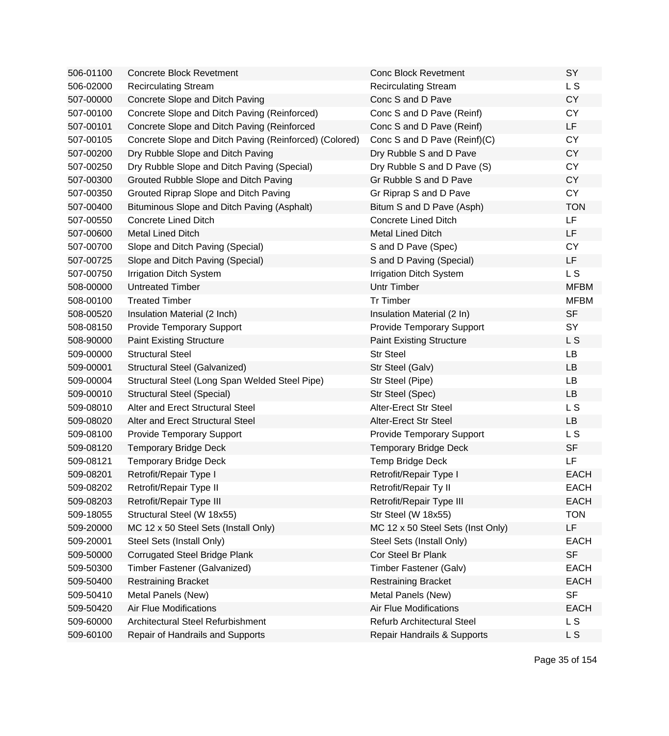| | | | |
|---|---|---|---|
| 506-01100 | Concrete Block Revetment | Conc Block Revetment | SY |
| 506-02000 | Recirculating Stream | Recirculating Stream | L S |
| 507-00000 | Concrete Slope and Ditch Paving | Conc S and D Pave | CY |
| 507-00100 | Concrete Slope and Ditch Paving (Reinforced) | Conc S and D Pave (Reinf) | CY |
| 507-00101 | Concrete Slope and Ditch Paving (Reinforced | Conc S and D Pave (Reinf) | LF |
| 507-00105 | Concrete Slope and Ditch Paving (Reinforced) (Colored) | Conc S and D Pave (Reinf)(C) | CY |
| 507-00200 | Dry Rubble Slope and Ditch Paving | Dry Rubble S and D Pave | CY |
| 507-00250 | Dry Rubble Slope and Ditch Paving (Special) | Dry Rubble S and D Pave (S) | CY |
| 507-00300 | Grouted Rubble Slope and Ditch Paving | Gr Rubble S and D Pave | CY |
| 507-00350 | Grouted Riprap Slope and Ditch Paving | Gr Riprap S and D Pave | CY |
| 507-00400 | Bituminous Slope and Ditch Paving (Asphalt) | Bitum S and D Pave (Asph) | TON |
| 507-00550 | Concrete Lined Ditch | Concrete Lined Ditch | LF |
| 507-00600 | Metal Lined Ditch | Metal Lined Ditch | LF |
| 507-00700 | Slope and Ditch Paving (Special) | S and D Pave (Spec) | CY |
| 507-00725 | Slope and Ditch Paving (Special) | S and D Paving (Special) | LF |
| 507-00750 | Irrigation Ditch System | Irrigation Ditch System | L S |
| 508-00000 | Untreated Timber | Untr Timber | MFBM |
| 508-00100 | Treated Timber | Tr Timber | MFBM |
| 508-00520 | Insulation Material (2 Inch) | Insulation Material (2 In) | SF |
| 508-08150 | Provide Temporary Support | Provide Temporary Support | SY |
| 508-90000 | Paint Existing Structure | Paint Existing Structure | L S |
| 509-00000 | Structural Steel | Str Steel | LB |
| 509-00001 | Structural Steel (Galvanized) | Str Steel (Galv) | LB |
| 509-00004 | Structural Steel (Long Span Welded Steel Pipe) | Str Steel (Pipe) | LB |
| 509-00010 | Structural Steel (Special) | Str Steel (Spec) | LB |
| 509-08010 | Alter and Erect Structural Steel | Alter-Erect Str Steel | L S |
| 509-08020 | Alter and Erect Structural Steel | Alter-Erect Str Steel | LB |
| 509-08100 | Provide Temporary Support | Provide Temporary Support | L S |
| 509-08120 | Temporary Bridge Deck | Temporary Bridge Deck | SF |
| 509-08121 | Temporary Bridge Deck | Temp Bridge Deck | LF |
| 509-08201 | Retrofit/Repair Type I | Retrofit/Repair Type I | EACH |
| 509-08202 | Retrofit/Repair Type II | Retrofit/Repair Ty II | EACH |
| 509-08203 | Retrofit/Repair Type III | Retrofit/Repair Type III | EACH |
| 509-18055 | Structural Steel (W 18x55) | Str Steel (W 18x55) | TON |
| 509-20000 | MC 12 x 50 Steel Sets (Install Only) | MC 12 x 50 Steel Sets (Inst Only) | LF |
| 509-20001 | Steel Sets (Install Only) | Steel Sets (Install Only) | EACH |
| 509-50000 | Corrugated Steel Bridge Plank | Cor Steel Br Plank | SF |
| 509-50300 | Timber Fastener (Galvanized) | Timber Fastener (Galv) | EACH |
| 509-50400 | Restraining Bracket | Restraining Bracket | EACH |
| 509-50410 | Metal Panels (New) | Metal Panels (New) | SF |
| 509-50420 | Air Flue Modifications | Air Flue Modifications | EACH |
| 509-60000 | Architectural Steel Refurbishment | Refurb Architectural Steel | L S |
| 509-60100 | Repair of Handrails and Supports | Repair Handrails & Supports | L S |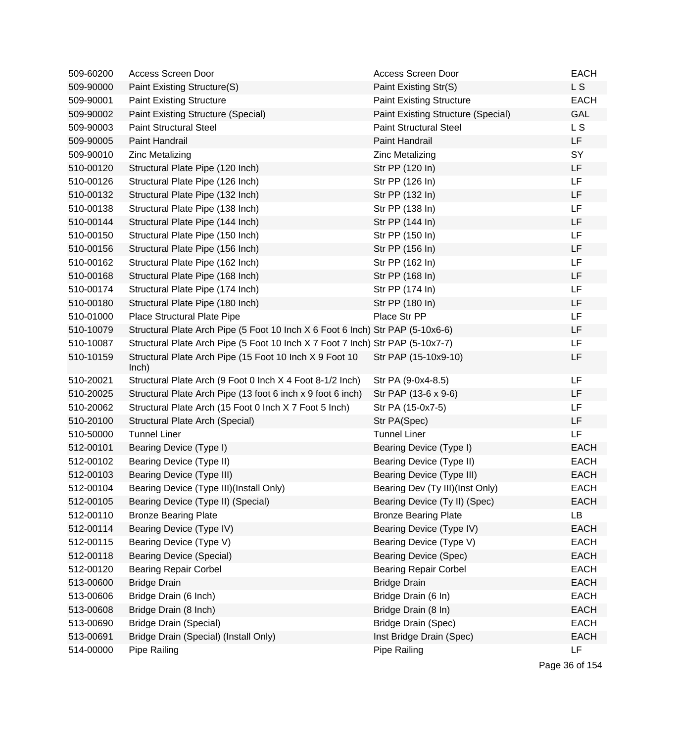| | | | |
|---|---|---|---|
| 509-60200 | Access Screen Door | Access Screen Door | EACH |
| 509-90000 | Paint Existing Structure(S) | Paint Existing Str(S) | L S |
| 509-90001 | Paint Existing Structure | Paint Existing Structure | EACH |
| 509-90002 | Paint Existing Structure (Special) | Paint Existing Structure (Special) | GAL |
| 509-90003 | Paint Structural Steel | Paint Structural Steel | L S |
| 509-90005 | Paint Handrail | Paint Handrail | LF |
| 509-90010 | Zinc Metalizing | Zinc Metalizing | SY |
| 510-00120 | Structural Plate Pipe (120 Inch) | Str PP (120 In) | LF |
| 510-00126 | Structural Plate Pipe (126 Inch) | Str PP (126 In) | LF |
| 510-00132 | Structural Plate Pipe (132 Inch) | Str PP (132 In) | LF |
| 510-00138 | Structural Plate Pipe (138 Inch) | Str PP (138 In) | LF |
| 510-00144 | Structural Plate Pipe (144 Inch) | Str PP (144 In) | LF |
| 510-00150 | Structural Plate Pipe (150 Inch) | Str PP (150 In) | LF |
| 510-00156 | Structural Plate Pipe (156 Inch) | Str PP (156 In) | LF |
| 510-00162 | Structural Plate Pipe (162 Inch) | Str PP (162 In) | LF |
| 510-00168 | Structural Plate Pipe (168 Inch) | Str PP (168 In) | LF |
| 510-00174 | Structural Plate Pipe (174 Inch) | Str PP (174 In) | LF |
| 510-00180 | Structural Plate Pipe (180 Inch) | Str PP (180 In) | LF |
| 510-01000 | Place Structural Plate Pipe | Place Str PP | LF |
| 510-10079 | Structural Plate Arch Pipe (5 Foot 10 Inch X 6 Foot 6 Inch) | Str PAP (5-10x6-6) | LF |
| 510-10087 | Structural Plate Arch Pipe (5 Foot 10 Inch X 7 Foot 7 Inch) | Str PAP (5-10x7-7) | LF |
| 510-10159 | Structural Plate Arch Pipe (15 Foot 10 Inch X 9 Foot 10 Inch) | Str PAP (15-10x9-10) | LF |
| 510-20021 | Structural Plate Arch (9 Foot 0 Inch X 4 Foot 8-1/2 Inch) | Str PA (9-0x4-8.5) | LF |
| 510-20025 | Structural Plate Arch Pipe (13 foot 6 inch x 9 foot 6 inch) | Str PAP (13-6 x 9-6) | LF |
| 510-20062 | Structural Plate Arch (15 Foot 0 Inch X 7 Foot 5 Inch) | Str PA (15-0x7-5) | LF |
| 510-20100 | Structural Plate Arch (Special) | Str PA(Spec) | LF |
| 510-50000 | Tunnel Liner | Tunnel Liner | LF |
| 512-00101 | Bearing Device (Type I) | Bearing Device (Type I) | EACH |
| 512-00102 | Bearing Device (Type II) | Bearing Device (Type II) | EACH |
| 512-00103 | Bearing Device (Type III) | Bearing Device (Type III) | EACH |
| 512-00104 | Bearing Device (Type III)(Install Only) | Bearing Dev (Ty III)(Inst Only) | EACH |
| 512-00105 | Bearing Device (Type II) (Special) | Bearing Device (Ty II) (Spec) | EACH |
| 512-00110 | Bronze Bearing Plate | Bronze Bearing Plate | LB |
| 512-00114 | Bearing Device (Type IV) | Bearing Device (Type IV) | EACH |
| 512-00115 | Bearing Device (Type V) | Bearing Device (Type V) | EACH |
| 512-00118 | Bearing Device (Special) | Bearing Device (Spec) | EACH |
| 512-00120 | Bearing Repair Corbel | Bearing Repair Corbel | EACH |
| 513-00600 | Bridge Drain | Bridge Drain | EACH |
| 513-00606 | Bridge Drain (6 Inch) | Bridge Drain (6 In) | EACH |
| 513-00608 | Bridge Drain (8 Inch) | Bridge Drain (8 In) | EACH |
| 513-00690 | Bridge Drain (Special) | Bridge Drain (Spec) | EACH |
| 513-00691 | Bridge Drain (Special) (Install Only) | Inst Bridge Drain (Spec) | EACH |
| 514-00000 | Pipe Railing | Pipe Railing | LF |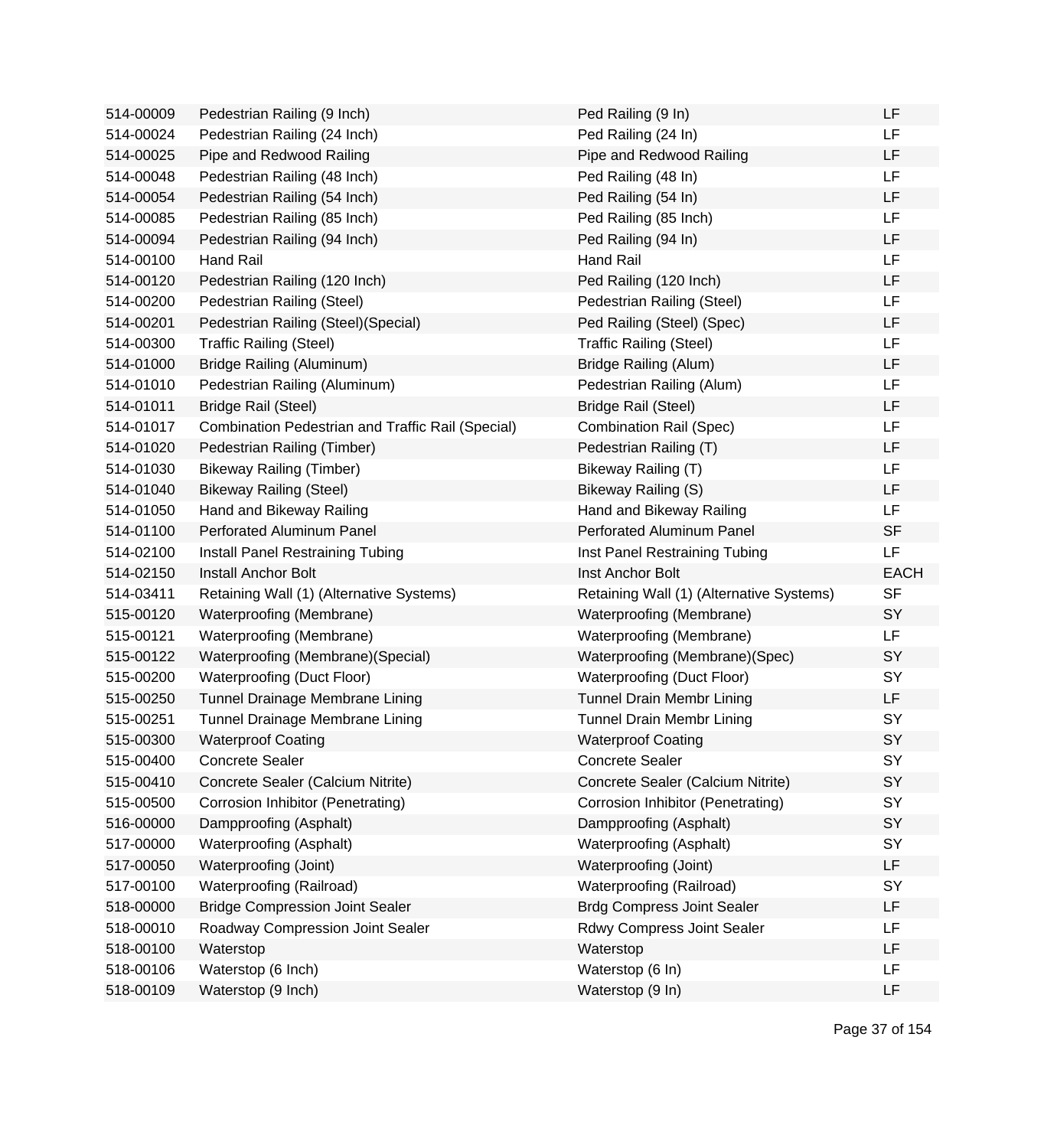| | | | |
|---|---|---|---|
| 514-00009 | Pedestrian Railing (9 Inch) | Ped Railing (9 In) | LF |
| 514-00024 | Pedestrian Railing (24 Inch) | Ped Railing (24 In) | LF |
| 514-00025 | Pipe and Redwood Railing | Pipe and Redwood Railing | LF |
| 514-00048 | Pedestrian Railing (48 Inch) | Ped Railing (48 In) | LF |
| 514-00054 | Pedestrian Railing (54 Inch) | Ped Railing (54 In) | LF |
| 514-00085 | Pedestrian Railing (85 Inch) | Ped Railing (85 Inch) | LF |
| 514-00094 | Pedestrian Railing (94 Inch) | Ped Railing (94 In) | LF |
| 514-00100 | Hand Rail | Hand Rail | LF |
| 514-00120 | Pedestrian Railing (120 Inch) | Ped Railing (120 Inch) | LF |
| 514-00200 | Pedestrian Railing (Steel) | Pedestrian Railing (Steel) | LF |
| 514-00201 | Pedestrian Railing (Steel)(Special) | Ped Railing (Steel) (Spec) | LF |
| 514-00300 | Traffic Railing (Steel) | Traffic Railing (Steel) | LF |
| 514-01000 | Bridge Railing (Aluminum) | Bridge Railing (Alum) | LF |
| 514-01010 | Pedestrian Railing (Aluminum) | Pedestrian Railing (Alum) | LF |
| 514-01011 | Bridge Rail (Steel) | Bridge Rail (Steel) | LF |
| 514-01017 | Combination Pedestrian and Traffic Rail (Special) | Combination Rail (Spec) | LF |
| 514-01020 | Pedestrian Railing (Timber) | Pedestrian Railing (T) | LF |
| 514-01030 | Bikeway Railing (Timber) | Bikeway Railing (T) | LF |
| 514-01040 | Bikeway Railing (Steel) | Bikeway Railing (S) | LF |
| 514-01050 | Hand and Bikeway Railing | Hand and Bikeway Railing | LF |
| 514-01100 | Perforated Aluminum Panel | Perforated Aluminum Panel | SF |
| 514-02100 | Install Panel Restraining Tubing | Inst Panel Restraining Tubing | LF |
| 514-02150 | Install Anchor Bolt | Inst Anchor Bolt | EACH |
| 514-03411 | Retaining Wall (1) (Alternative Systems) | Retaining Wall (1) (Alternative Systems) | SF |
| 515-00120 | Waterproofing (Membrane) | Waterproofing (Membrane) | SY |
| 515-00121 | Waterproofing (Membrane) | Waterproofing (Membrane) | LF |
| 515-00122 | Waterproofing (Membrane)(Special) | Waterproofing (Membrane)(Spec) | SY |
| 515-00200 | Waterproofing (Duct Floor) | Waterproofing (Duct Floor) | SY |
| 515-00250 | Tunnel Drainage Membrane Lining | Tunnel Drain Membr Lining | LF |
| 515-00251 | Tunnel Drainage Membrane Lining | Tunnel Drain Membr Lining | SY |
| 515-00300 | Waterproof Coating | Waterproof Coating | SY |
| 515-00400 | Concrete Sealer | Concrete Sealer | SY |
| 515-00410 | Concrete Sealer (Calcium Nitrite) | Concrete Sealer (Calcium Nitrite) | SY |
| 515-00500 | Corrosion Inhibitor (Penetrating) | Corrosion Inhibitor (Penetrating) | SY |
| 516-00000 | Dampproofing (Asphalt) | Dampproofing (Asphalt) | SY |
| 517-00000 | Waterproofing (Asphalt) | Waterproofing (Asphalt) | SY |
| 517-00050 | Waterproofing (Joint) | Waterproofing (Joint) | LF |
| 517-00100 | Waterproofing (Railroad) | Waterproofing (Railroad) | SY |
| 518-00000 | Bridge Compression Joint Sealer | Brdg Compress Joint Sealer | LF |
| 518-00010 | Roadway Compression Joint Sealer | Rdwy Compress Joint Sealer | LF |
| 518-00100 | Waterstop | Waterstop | LF |
| 518-00106 | Waterstop (6 Inch) | Waterstop (6 In) | LF |
| 518-00109 | Waterstop (9 Inch) | Waterstop (9 In) | LF |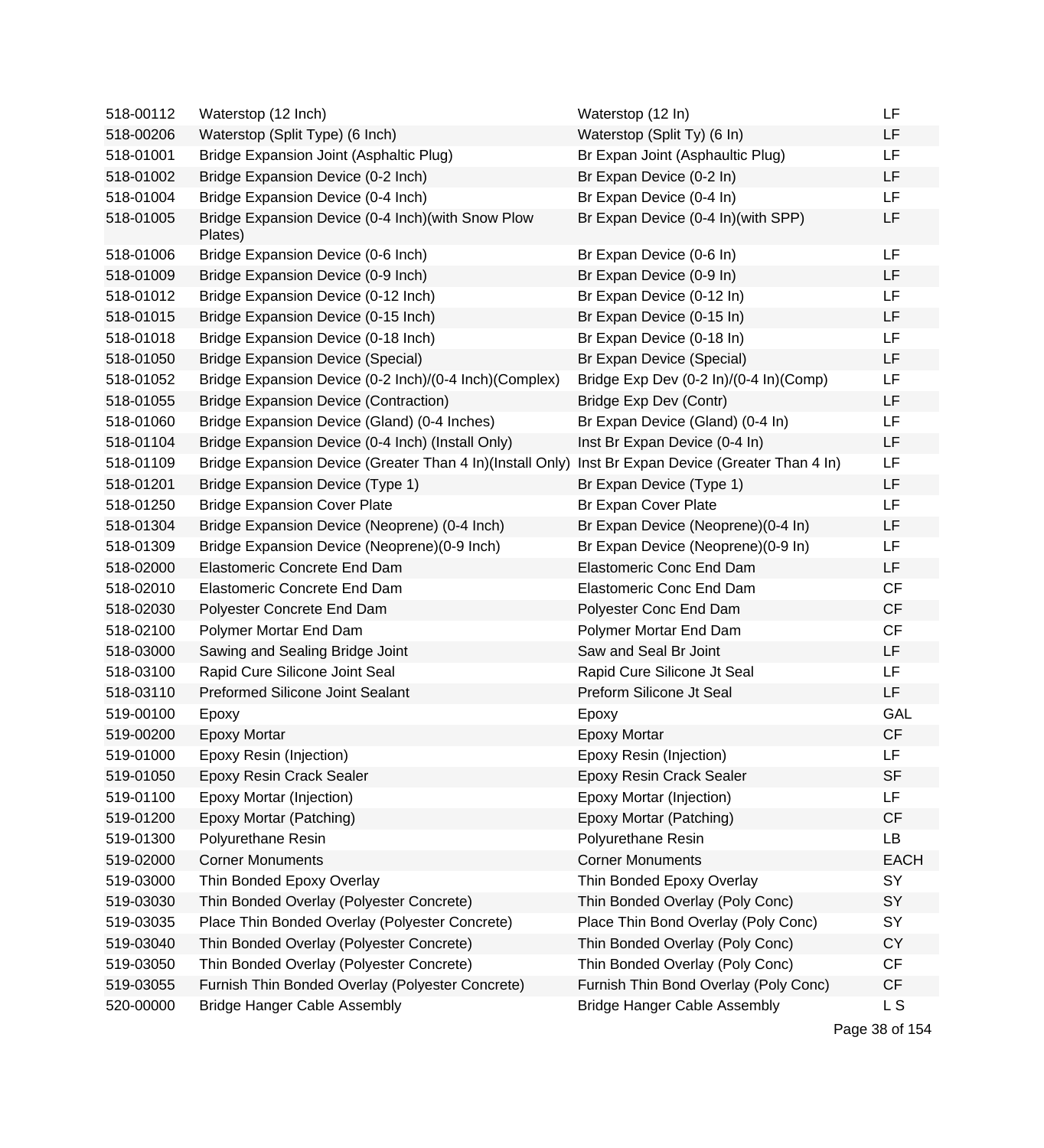| | | | |
|---|---|---|---|
| 518-00112 | Waterstop (12 Inch) | Waterstop (12 In) | LF |
| 518-00206 | Waterstop (Split Type) (6 Inch) | Waterstop (Split Ty) (6 In) | LF |
| 518-01001 | Bridge Expansion Joint (Asphaltic Plug) | Br Expan Joint (Asphaltic Plug) | LF |
| 518-01002 | Bridge Expansion Device (0-2 Inch) | Br Expan Device (0-2 In) | LF |
| 518-01004 | Bridge Expansion Device (0-4 Inch) | Br Expan Device (0-4 In) | LF |
| 518-01005 | Bridge Expansion Device (0-4 Inch)(with Snow Plow Plates) | Br Expan Device (0-4 In)(with SPP) | LF |
| 518-01006 | Bridge Expansion Device (0-6 Inch) | Br Expan Device (0-6 In) | LF |
| 518-01009 | Bridge Expansion Device (0-9 Inch) | Br Expan Device (0-9 In) | LF |
| 518-01012 | Bridge Expansion Device (0-12 Inch) | Br Expan Device (0-12 In) | LF |
| 518-01015 | Bridge Expansion Device (0-15 Inch) | Br Expan Device (0-15 In) | LF |
| 518-01018 | Bridge Expansion Device (0-18 Inch) | Br Expan Device (0-18 In) | LF |
| 518-01050 | Bridge Expansion Device (Special) | Br Expan Device (Special) | LF |
| 518-01052 | Bridge Expansion Device (0-2 Inch)/(0-4 Inch)(Complex) | Bridge Exp Dev (0-2 In)/(0-4 In)(Comp) | LF |
| 518-01055 | Bridge Expansion Device (Contraction) | Bridge Exp Dev (Contr) | LF |
| 518-01060 | Bridge Expansion Device (Gland) (0-4 Inches) | Br Expan Device (Gland) (0-4 In) | LF |
| 518-01104 | Bridge Expansion Device (0-4 Inch) (Install Only) | Inst Br Expan Device (0-4 In) | LF |
| 518-01109 | Bridge Expansion Device (Greater Than 4 In)(Install Only) | Inst Br Expan Device (Greater Than 4 In) | LF |
| 518-01201 | Bridge Expansion Device (Type 1) | Br Expan Device (Type 1) | LF |
| 518-01250 | Bridge Expansion Cover Plate | Br Expan Cover Plate | LF |
| 518-01304 | Bridge Expansion Device (Neoprene) (0-4 Inch) | Br Expan Device (Neoprene)(0-4 In) | LF |
| 518-01309 | Bridge Expansion Device (Neoprene)(0-9 Inch) | Br Expan Device (Neoprene)(0-9 In) | LF |
| 518-02000 | Elastomeric Concrete End Dam | Elastomeric Conc End Dam | LF |
| 518-02010 | Elastomeric Concrete End Dam | Elastomeric Conc End Dam | CF |
| 518-02030 | Polyester Concrete End Dam | Polyester Conc End Dam | CF |
| 518-02100 | Polymer Mortar End Dam | Polymer Mortar End Dam | CF |
| 518-03000 | Sawing and Sealing Bridge Joint | Saw and Seal Br Joint | LF |
| 518-03100 | Rapid Cure Silicone Joint Seal | Rapid Cure Silicone Jt Seal | LF |
| 518-03110 | Preformed Silicone Joint Sealant | Preform Silicone Jt Seal | LF |
| 519-00100 | Epoxy | Epoxy | GAL |
| 519-00200 | Epoxy Mortar | Epoxy Mortar | CF |
| 519-01000 | Epoxy Resin (Injection) | Epoxy Resin (Injection) | LF |
| 519-01050 | Epoxy Resin Crack Sealer | Epoxy Resin Crack Sealer | SF |
| 519-01100 | Epoxy Mortar (Injection) | Epoxy Mortar (Injection) | LF |
| 519-01200 | Epoxy Mortar (Patching) | Epoxy Mortar (Patching) | CF |
| 519-01300 | Polyurethane Resin | Polyurethane Resin | LB |
| 519-02000 | Corner Monuments | Corner Monuments | EACH |
| 519-03000 | Thin Bonded Epoxy Overlay | Thin Bonded Epoxy Overlay | SY |
| 519-03030 | Thin Bonded Overlay (Polyester Concrete) | Thin Bonded Overlay (Poly Conc) | SY |
| 519-03035 | Place Thin Bonded Overlay (Polyester Concrete) | Place Thin Bond Overlay (Poly Conc) | SY |
| 519-03040 | Thin Bonded Overlay (Polyester Concrete) | Thin Bonded Overlay (Poly Conc) | CY |
| 519-03050 | Thin Bonded Overlay (Polyester Concrete) | Thin Bonded Overlay (Poly Conc) | CF |
| 519-03055 | Furnish Thin Bonded Overlay (Polyester Concrete) | Furnish Thin Bond Overlay (Poly Conc) | CF |
| 520-00000 | Bridge Hanger Cable Assembly | Bridge Hanger Cable Assembly | L S |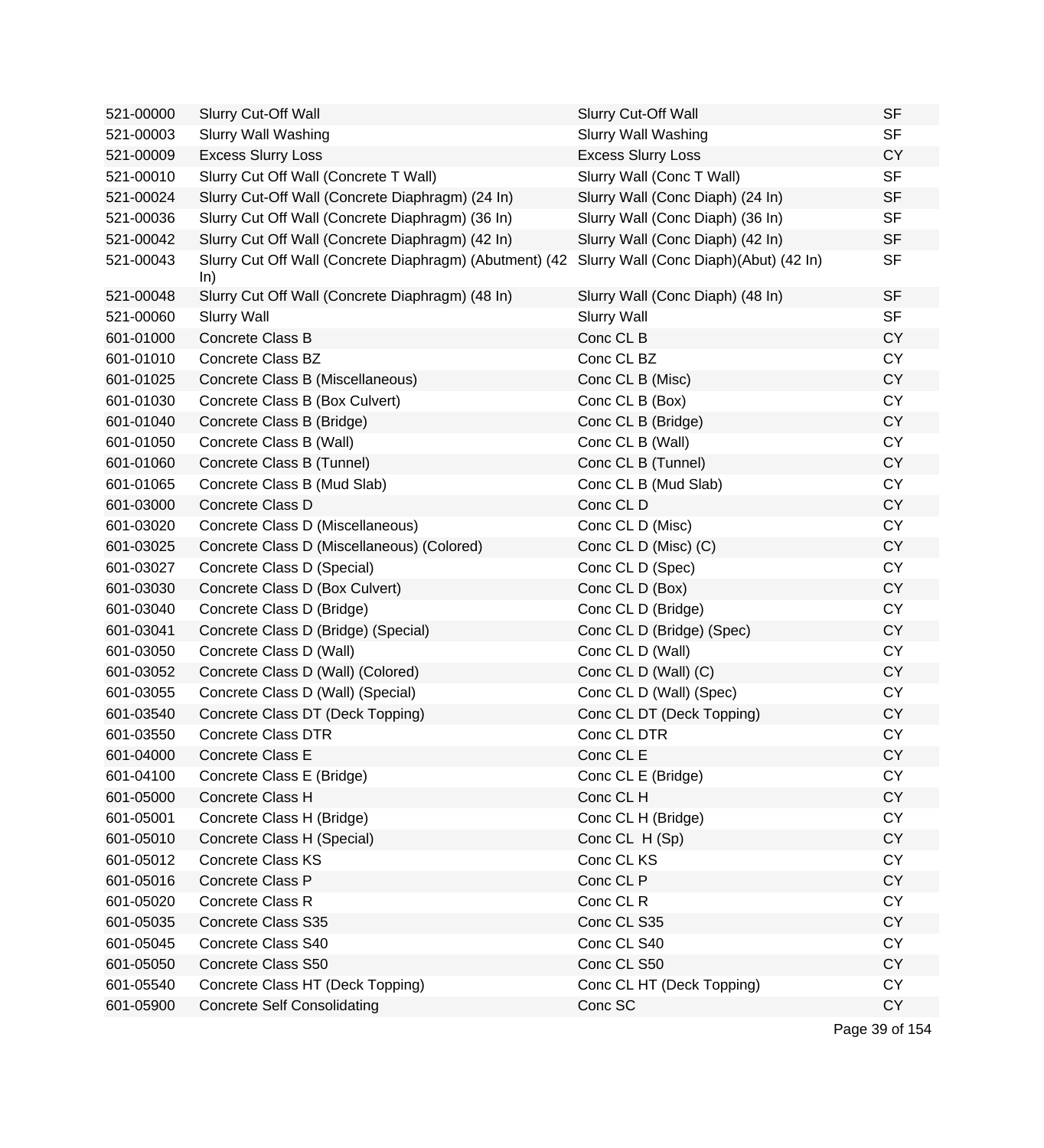| | | | |
|---|---|---|---|
| 521-00000 | Slurry Cut-Off Wall | Slurry Cut-Off Wall | SF |
| 521-00003 | Slurry Wall Washing | Slurry Wall Washing | SF |
| 521-00009 | Excess Slurry Loss | Excess Slurry Loss | CY |
| 521-00010 | Slurry Cut Off Wall (Concrete T Wall) | Slurry Wall (Conc T Wall) | SF |
| 521-00024 | Slurry Cut-Off Wall (Concrete Diaphragm) (24 In) | Slurry Wall (Conc Diaph) (24 In) | SF |
| 521-00036 | Slurry Cut Off Wall (Concrete Diaphragm) (36 In) | Slurry Wall (Conc Diaph) (36 In) | SF |
| 521-00042 | Slurry Cut Off Wall (Concrete Diaphragm) (42 In) | Slurry Wall (Conc Diaph) (42 In) | SF |
| 521-00043 | Slurry Cut Off Wall (Concrete Diaphragm) (Abutment) (42 In) | Slurry Wall (Conc Diaph)(Abut) (42 In) | SF |
| 521-00048 | Slurry Cut Off Wall (Concrete Diaphragm) (48 In) | Slurry Wall (Conc Diaph) (48 In) | SF |
| 521-00060 | Slurry Wall | Slurry Wall | SF |
| 601-01000 | Concrete Class B | Conc CL B | CY |
| 601-01010 | Concrete Class BZ | Conc CL BZ | CY |
| 601-01025 | Concrete Class B (Miscellaneous) | Conc CL B (Misc) | CY |
| 601-01030 | Concrete Class B (Box Culvert) | Conc CL B (Box) | CY |
| 601-01040 | Concrete Class B (Bridge) | Conc CL B (Bridge) | CY |
| 601-01050 | Concrete Class B (Wall) | Conc CL B (Wall) | CY |
| 601-01060 | Concrete Class B (Tunnel) | Conc CL B (Tunnel) | CY |
| 601-01065 | Concrete Class B (Mud Slab) | Conc CL B (Mud Slab) | CY |
| 601-03000 | Concrete Class D | Conc CL D | CY |
| 601-03020 | Concrete Class D (Miscellaneous) | Conc CL D (Misc) | CY |
| 601-03025 | Concrete Class D (Miscellaneous) (Colored) | Conc CL D (Misc) (C) | CY |
| 601-03027 | Concrete Class D (Special) | Conc CL D (Spec) | CY |
| 601-03030 | Concrete Class D (Box Culvert) | Conc CL D (Box) | CY |
| 601-03040 | Concrete Class D (Bridge) | Conc CL D (Bridge) | CY |
| 601-03041 | Concrete Class D (Bridge) (Special) | Conc CL D (Bridge) (Spec) | CY |
| 601-03050 | Concrete Class D (Wall) | Conc CL D (Wall) | CY |
| 601-03052 | Concrete Class D (Wall) (Colored) | Conc CL D (Wall) (C) | CY |
| 601-03055 | Concrete Class D (Wall) (Special) | Conc CL D (Wall) (Spec) | CY |
| 601-03540 | Concrete Class DT (Deck Topping) | Conc CL DT (Deck Topping) | CY |
| 601-03550 | Concrete Class DTR | Conc CL DTR | CY |
| 601-04000 | Concrete Class E | Conc CL E | CY |
| 601-04100 | Concrete Class E (Bridge) | Conc CL E (Bridge) | CY |
| 601-05000 | Concrete Class H | Conc CL H | CY |
| 601-05001 | Concrete Class H (Bridge) | Conc CL H (Bridge) | CY |
| 601-05010 | Concrete Class H (Special) | Conc CL  H (Sp) | CY |
| 601-05012 | Concrete Class KS | Conc CL KS | CY |
| 601-05016 | Concrete Class P | Conc CL P | CY |
| 601-05020 | Concrete Class R | Conc CL R | CY |
| 601-05035 | Concrete Class S35 | Conc CL S35 | CY |
| 601-05045 | Concrete Class S40 | Conc CL S40 | CY |
| 601-05050 | Concrete Class S50 | Conc CL S50 | CY |
| 601-05540 | Concrete Class HT (Deck Topping) | Conc CL HT (Deck Topping) | CY |
| 601-05900 | Concrete Self Consolidating | Conc SC | CY |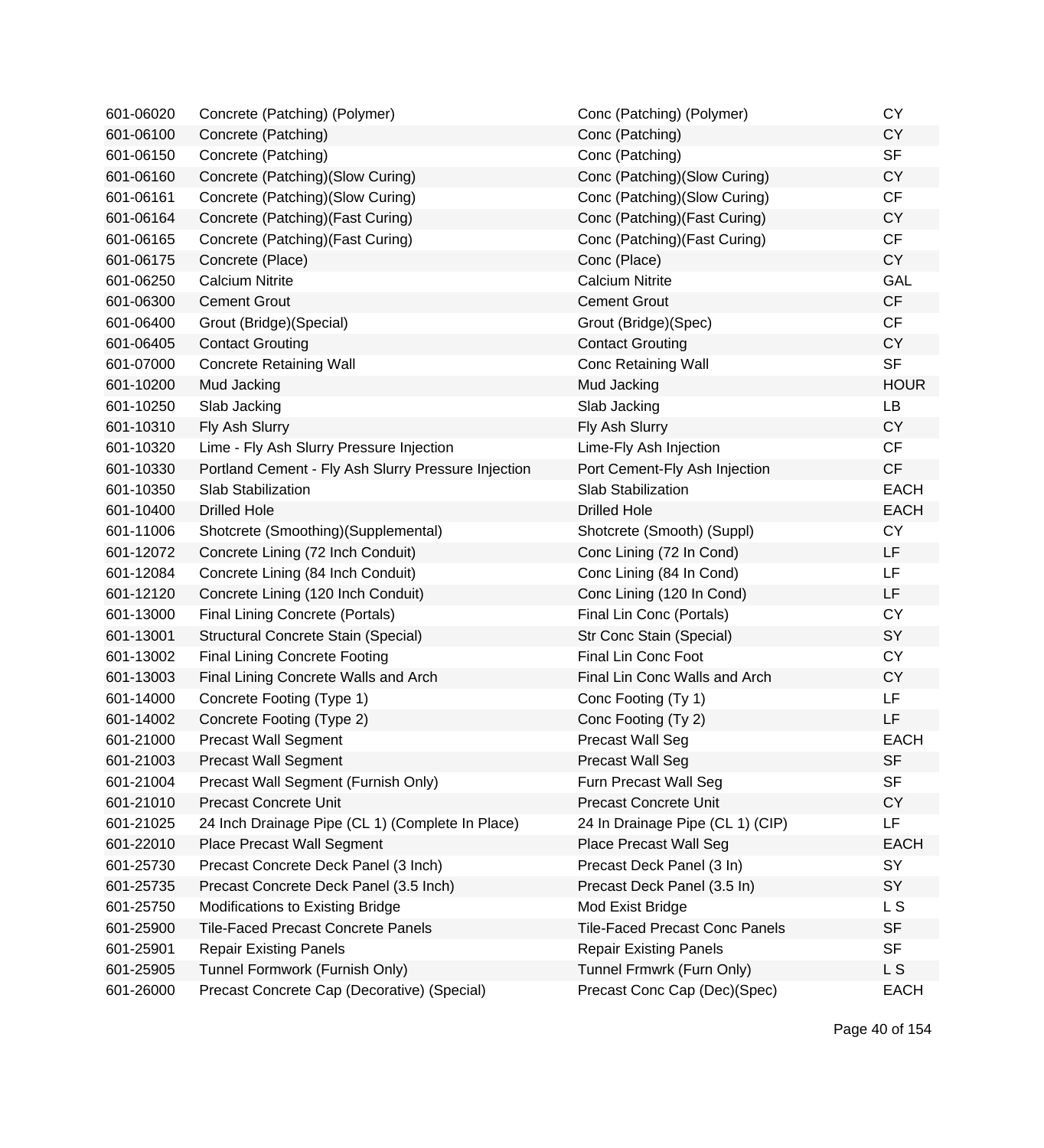| | | | |
|---|---|---|---|
| 601-06020 | Concrete (Patching) (Polymer) | Conc (Patching) (Polymer) | CY |
| 601-06100 | Concrete (Patching) | Conc (Patching) | CY |
| 601-06150 | Concrete (Patching) | Conc (Patching) | SF |
| 601-06160 | Concrete (Patching)(Slow Curing) | Conc (Patching)(Slow Curing) | CY |
| 601-06161 | Concrete (Patching)(Slow Curing) | Conc (Patching)(Slow Curing) | CF |
| 601-06164 | Concrete (Patching)(Fast Curing) | Conc (Patching)(Fast Curing) | CY |
| 601-06165 | Concrete (Patching)(Fast Curing) | Conc (Patching)(Fast Curing) | CF |
| 601-06175 | Concrete (Place) | Conc (Place) | CY |
| 601-06250 | Calcium Nitrite | Calcium Nitrite | GAL |
| 601-06300 | Cement Grout | Cement Grout | CF |
| 601-06400 | Grout (Bridge)(Special) | Grout (Bridge)(Spec) | CF |
| 601-06405 | Contact Grouting | Contact Grouting | CY |
| 601-07000 | Concrete Retaining Wall | Conc Retaining Wall | SF |
| 601-10200 | Mud Jacking | Mud Jacking | HOUR |
| 601-10250 | Slab Jacking | Slab Jacking | LB |
| 601-10310 | Fly Ash Slurry | Fly Ash Slurry | CY |
| 601-10320 | Lime - Fly Ash Slurry Pressure Injection | Lime-Fly Ash Injection | CF |
| 601-10330 | Portland Cement - Fly Ash Slurry Pressure Injection | Port Cement-Fly Ash Injection | CF |
| 601-10350 | Slab Stabilization | Slab Stabilization | EACH |
| 601-10400 | Drilled Hole | Drilled Hole | EACH |
| 601-11006 | Shotcrete (Smoothing)(Supplemental) | Shotcrete (Smooth) (Suppl) | CY |
| 601-12072 | Concrete Lining (72 Inch Conduit) | Conc Lining (72 In Cond) | LF |
| 601-12084 | Concrete Lining (84 Inch Conduit) | Conc Lining (84 In Cond) | LF |
| 601-12120 | Concrete Lining (120 Inch Conduit) | Conc Lining (120 In Cond) | LF |
| 601-13000 | Final Lining Concrete (Portals) | Final Lin Conc (Portals) | CY |
| 601-13001 | Structural Concrete Stain (Special) | Str Conc Stain (Special) | SY |
| 601-13002 | Final Lining Concrete Footing | Final Lin Conc Foot | CY |
| 601-13003 | Final Lining Concrete Walls and Arch | Final Lin Conc Walls and Arch | CY |
| 601-14000 | Concrete Footing (Type 1) | Conc Footing (Ty 1) | LF |
| 601-14002 | Concrete Footing (Type 2) | Conc Footing (Ty 2) | LF |
| 601-21000 | Precast Wall Segment | Precast Wall Seg | EACH |
| 601-21003 | Precast Wall Segment | Precast Wall Seg | SF |
| 601-21004 | Precast Wall Segment (Furnish Only) | Furn Precast Wall Seg | SF |
| 601-21010 | Precast Concrete Unit | Precast Concrete Unit | CY |
| 601-21025 | 24 Inch Drainage Pipe (CL 1) (Complete In Place) | 24 In Drainage Pipe (CL 1) (CIP) | LF |
| 601-22010 | Place Precast Wall Segment | Place Precast Wall Seg | EACH |
| 601-25730 | Precast Concrete Deck Panel (3 Inch) | Precast Deck Panel (3 In) | SY |
| 601-25735 | Precast Concrete Deck Panel (3.5 Inch) | Precast Deck Panel (3.5 In) | SY |
| 601-25750 | Modifications to Existing Bridge | Mod Exist Bridge | L S |
| 601-25900 | Tile-Faced Precast Concrete Panels | Tile-Faced Precast Conc Panels | SF |
| 601-25901 | Repair Existing Panels | Repair Existing Panels | SF |
| 601-25905 | Tunnel Formwork (Furnish Only) | Tunnel Frmwrk (Furn Only) | L S |
| 601-26000 | Precast Concrete Cap (Decorative) (Special) | Precast Conc Cap (Dec)(Spec) | EACH |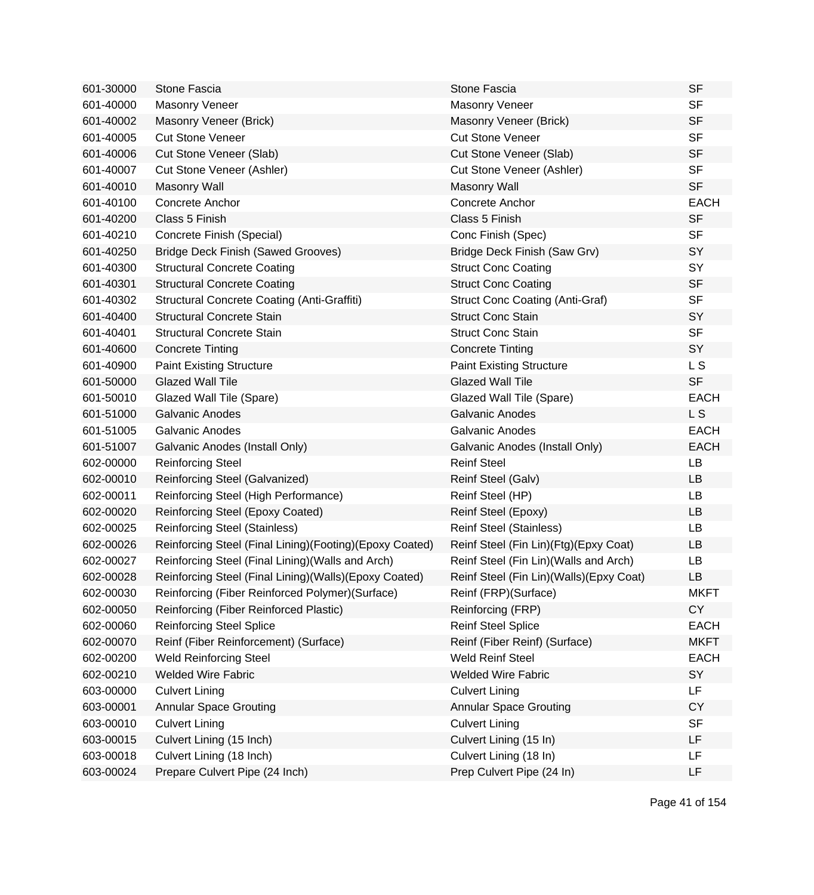| | | | |
|---|---|---|---|
| 601-30000 | Stone Fascia | Stone Fascia | SF |
| 601-40000 | Masonry Veneer | Masonry Veneer | SF |
| 601-40002 | Masonry Veneer (Brick) | Masonry Veneer (Brick) | SF |
| 601-40005 | Cut Stone Veneer | Cut Stone Veneer | SF |
| 601-40006 | Cut Stone Veneer (Slab) | Cut Stone Veneer (Slab) | SF |
| 601-40007 | Cut Stone Veneer (Ashler) | Cut Stone Veneer (Ashler) | SF |
| 601-40010 | Masonry Wall | Masonry Wall | SF |
| 601-40100 | Concrete Anchor | Concrete Anchor | EACH |
| 601-40200 | Class 5 Finish | Class 5 Finish | SF |
| 601-40210 | Concrete Finish (Special) | Conc Finish (Spec) | SF |
| 601-40250 | Bridge Deck Finish (Sawed Grooves) | Bridge Deck Finish (Saw Grv) | SY |
| 601-40300 | Structural Concrete Coating | Struct Conc Coating | SY |
| 601-40301 | Structural Concrete Coating | Struct Conc Coating | SF |
| 601-40302 | Structural Concrete Coating (Anti-Graffiti) | Struct Conc Coating (Anti-Graf) | SF |
| 601-40400 | Structural Concrete Stain | Struct Conc Stain | SY |
| 601-40401 | Structural Concrete Stain | Struct Conc Stain | SF |
| 601-40600 | Concrete Tinting | Concrete Tinting | SY |
| 601-40900 | Paint Existing Structure | Paint Existing Structure | L S |
| 601-50000 | Glazed Wall Tile | Glazed Wall Tile | SF |
| 601-50010 | Glazed Wall Tile (Spare) | Glazed Wall Tile (Spare) | EACH |
| 601-51000 | Galvanic Anodes | Galvanic Anodes | L S |
| 601-51005 | Galvanic Anodes | Galvanic Anodes | EACH |
| 601-51007 | Galvanic Anodes (Install Only) | Galvanic Anodes (Install Only) | EACH |
| 602-00000 | Reinforcing Steel | Reinf Steel | LB |
| 602-00010 | Reinforcing Steel (Galvanized) | Reinf Steel (Galv) | LB |
| 602-00011 | Reinforcing Steel (High Performance) | Reinf Steel (HP) | LB |
| 602-00020 | Reinforcing Steel (Epoxy Coated) | Reinf Steel (Epoxy) | LB |
| 602-00025 | Reinforcing Steel (Stainless) | Reinf Steel (Stainless) | LB |
| 602-00026 | Reinforcing Steel (Final Lining)(Footing)(Epoxy Coated) | Reinf Steel (Fin Lin)(Ftg)(Epxy Coat) | LB |
| 602-00027 | Reinforcing Steel (Final Lining)(Walls and Arch) | Reinf Steel (Fin Lin)(Walls and Arch) | LB |
| 602-00028 | Reinforcing Steel (Final Lining)(Walls)(Epoxy Coated) | Reinf Steel (Fin Lin)(Walls)(Epxy Coat) | LB |
| 602-00030 | Reinforcing (Fiber Reinforced Polymer)(Surface) | Reinf (FRP)(Surface) | MKFT |
| 602-00050 | Reinforcing (Fiber Reinforced Plastic) | Reinforcing (FRP) | CY |
| 602-00060 | Reinforcing Steel Splice | Reinf Steel Splice | EACH |
| 602-00070 | Reinf (Fiber Reinforcement) (Surface) | Reinf (Fiber Reinf) (Surface) | MKFT |
| 602-00200 | Weld Reinforcing Steel | Weld Reinf Steel | EACH |
| 602-00210 | Welded Wire Fabric | Welded Wire Fabric | SY |
| 603-00000 | Culvert Lining | Culvert Lining | LF |
| 603-00001 | Annular Space Grouting | Annular Space Grouting | CY |
| 603-00010 | Culvert Lining | Culvert Lining | SF |
| 603-00015 | Culvert Lining (15 Inch) | Culvert Lining (15 In) | LF |
| 603-00018 | Culvert Lining (18 Inch) | Culvert Lining (18 In) | LF |
| 603-00024 | Prepare Culvert Pipe (24 Inch) | Prep Culvert Pipe (24 In) | LF |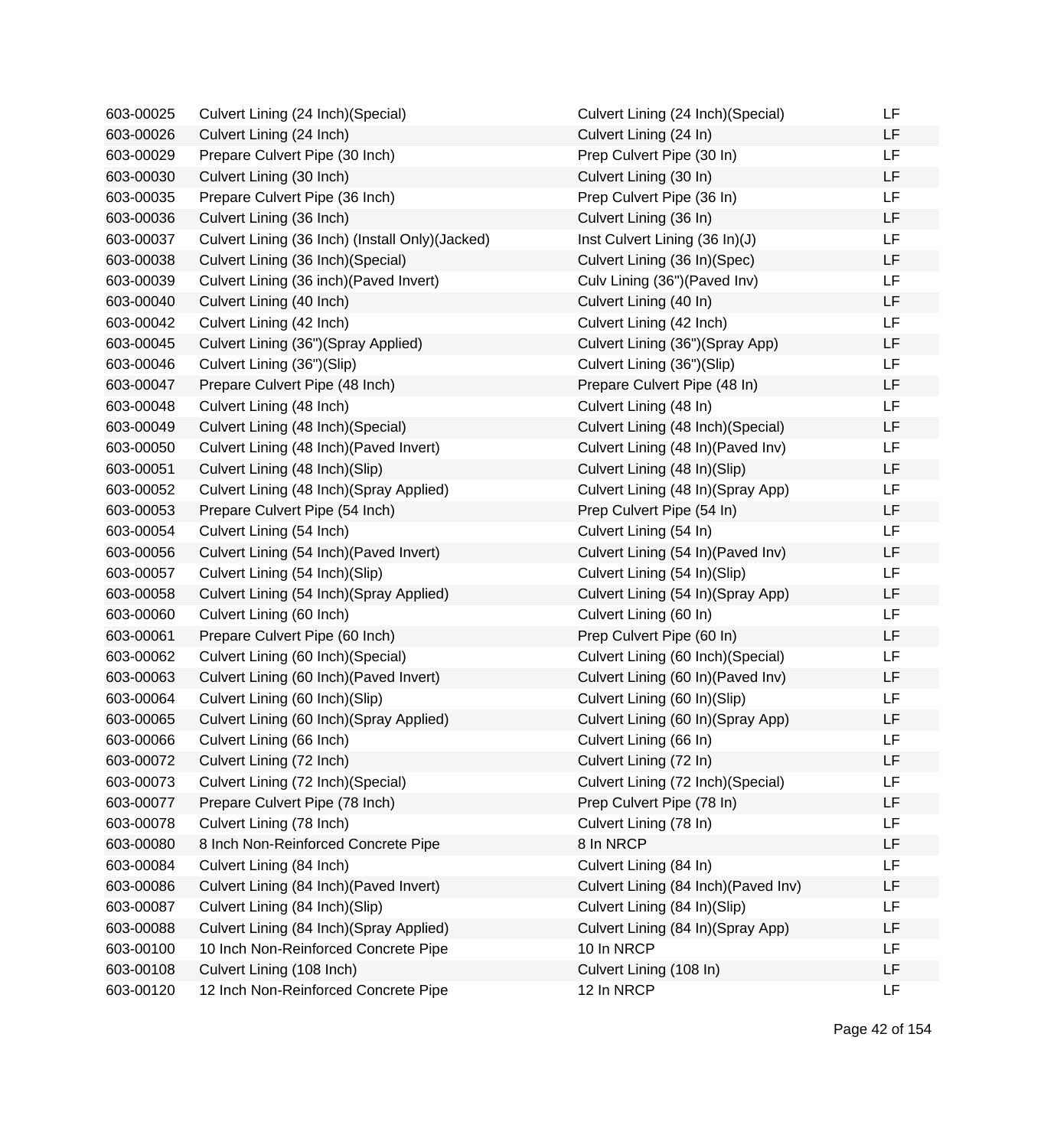| | | | |
|---|---|---|---|
| 603-00025 | Culvert Lining (24 Inch)(Special) | Culvert Lining (24 Inch)(Special) | LF |
| 603-00026 | Culvert Lining (24 Inch) | Culvert Lining (24 In) | LF |
| 603-00029 | Prepare Culvert Pipe (30 Inch) | Prep Culvert Pipe (30 In) | LF |
| 603-00030 | Culvert Lining (30 Inch) | Culvert Lining (30 In) | LF |
| 603-00035 | Prepare Culvert Pipe (36 Inch) | Prep Culvert Pipe (36 In) | LF |
| 603-00036 | Culvert Lining (36 Inch) | Culvert Lining (36 In) | LF |
| 603-00037 | Culvert Lining (36 Inch) (Install Only)(Jacked) | Inst Culvert Lining (36 In)(J) | LF |
| 603-00038 | Culvert Lining (36 Inch)(Special) | Culvert Lining (36 In)(Spec) | LF |
| 603-00039 | Culvert Lining (36 inch)(Paved Invert) | Culv Lining (36")(Paved Inv) | LF |
| 603-00040 | Culvert Lining (40 Inch) | Culvert Lining (40 In) | LF |
| 603-00042 | Culvert Lining (42 Inch) | Culvert Lining (42 Inch) | LF |
| 603-00045 | Culvert Lining (36")(Spray Applied) | Culvert Lining (36")(Spray App) | LF |
| 603-00046 | Culvert Lining (36")(Slip) | Culvert Lining (36")(Slip) | LF |
| 603-00047 | Prepare Culvert Pipe (48 Inch) | Prepare Culvert Pipe (48 In) | LF |
| 603-00048 | Culvert Lining (48 Inch) | Culvert Lining (48 In) | LF |
| 603-00049 | Culvert Lining (48 Inch)(Special) | Culvert Lining (48 Inch)(Special) | LF |
| 603-00050 | Culvert Lining (48 Inch)(Paved Invert) | Culvert Lining (48 In)(Paved Inv) | LF |
| 603-00051 | Culvert Lining (48 Inch)(Slip) | Culvert Lining (48 In)(Slip) | LF |
| 603-00052 | Culvert Lining (48 Inch)(Spray Applied) | Culvert Lining (48 In)(Spray App) | LF |
| 603-00053 | Prepare Culvert Pipe (54 Inch) | Prep Culvert Pipe (54 In) | LF |
| 603-00054 | Culvert Lining (54 Inch) | Culvert Lining (54 In) | LF |
| 603-00056 | Culvert Lining (54 Inch)(Paved Invert) | Culvert Lining (54 In)(Paved Inv) | LF |
| 603-00057 | Culvert Lining (54 Inch)(Slip) | Culvert Lining (54 In)(Slip) | LF |
| 603-00058 | Culvert Lining (54 Inch)(Spray Applied) | Culvert Lining (54 In)(Spray App) | LF |
| 603-00060 | Culvert Lining (60 Inch) | Culvert Lining (60 In) | LF |
| 603-00061 | Prepare Culvert Pipe (60 Inch) | Prep Culvert Pipe (60 In) | LF |
| 603-00062 | Culvert Lining (60 Inch)(Special) | Culvert Lining (60 Inch)(Special) | LF |
| 603-00063 | Culvert Lining (60 Inch)(Paved Invert) | Culvert Lining (60 In)(Paved Inv) | LF |
| 603-00064 | Culvert Lining (60 Inch)(Slip) | Culvert Lining (60 In)(Slip) | LF |
| 603-00065 | Culvert Lining (60 Inch)(Spray Applied) | Culvert Lining (60 In)(Spray App) | LF |
| 603-00066 | Culvert Lining (66 Inch) | Culvert Lining (66 In) | LF |
| 603-00072 | Culvert Lining (72 Inch) | Culvert Lining (72 In) | LF |
| 603-00073 | Culvert Lining (72 Inch)(Special) | Culvert Lining (72 Inch)(Special) | LF |
| 603-00077 | Prepare Culvert Pipe (78 Inch) | Prep Culvert Pipe (78 In) | LF |
| 603-00078 | Culvert Lining (78 Inch) | Culvert Lining (78 In) | LF |
| 603-00080 | 8 Inch Non-Reinforced Concrete Pipe | 8 In NRCP | LF |
| 603-00084 | Culvert Lining (84 Inch) | Culvert Lining (84 In) | LF |
| 603-00086 | Culvert Lining (84 Inch)(Paved Invert) | Culvert Lining (84 Inch)(Paved Inv) | LF |
| 603-00087 | Culvert Lining (84 Inch)(Slip) | Culvert Lining (84 In)(Slip) | LF |
| 603-00088 | Culvert Lining (84 Inch)(Spray Applied) | Culvert Lining (84 In)(Spray App) | LF |
| 603-00100 | 10 Inch Non-Reinforced Concrete Pipe | 10 In NRCP | LF |
| 603-00108 | Culvert Lining (108 Inch) | Culvert Lining (108 In) | LF |
| 603-00120 | 12 Inch Non-Reinforced Concrete Pipe | 12 In NRCP | LF |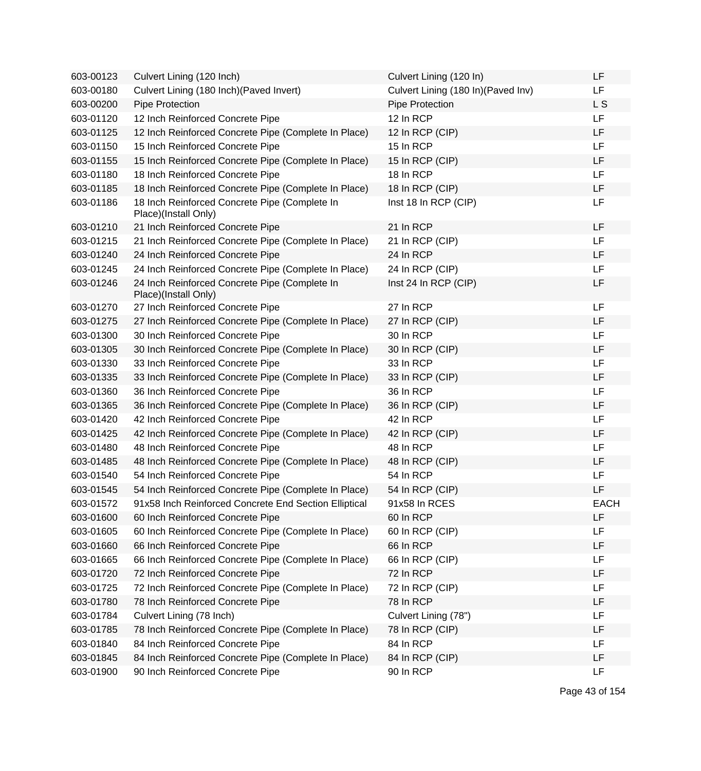| | | | |
|---|---|---|---|
| 603-00123 | Culvert Lining (120 Inch) | Culvert Lining (120 In) | LF |
| 603-00180 | Culvert Lining (180 Inch)(Paved Invert) | Culvert Lining (180 In)(Paved Inv) | LF |
| 603-00200 | Pipe Protection | Pipe Protection | L S |
| 603-01120 | 12 Inch Reinforced Concrete Pipe | 12 In RCP | LF |
| 603-01125 | 12 Inch Reinforced Concrete Pipe (Complete In Place) | 12 In RCP (CIP) | LF |
| 603-01150 | 15 Inch Reinforced Concrete Pipe | 15 In RCP | LF |
| 603-01155 | 15 Inch Reinforced Concrete Pipe (Complete In Place) | 15 In RCP (CIP) | LF |
| 603-01180 | 18 Inch Reinforced Concrete Pipe | 18 In RCP | LF |
| 603-01185 | 18 Inch Reinforced Concrete Pipe (Complete In Place) | 18 In RCP (CIP) | LF |
| 603-01186 | 18 Inch Reinforced Concrete Pipe (Complete In Place)(Install Only) | Inst 18 In RCP (CIP) | LF |
| 603-01210 | 21 Inch Reinforced Concrete Pipe | 21 In RCP | LF |
| 603-01215 | 21 Inch Reinforced Concrete Pipe (Complete In Place) | 21 In RCP (CIP) | LF |
| 603-01240 | 24 Inch Reinforced Concrete Pipe | 24 In RCP | LF |
| 603-01245 | 24 Inch Reinforced Concrete Pipe (Complete In Place) | 24 In RCP (CIP) | LF |
| 603-01246 | 24 Inch Reinforced Concrete Pipe (Complete In Place)(Install Only) | Inst 24 In RCP (CIP) | LF |
| 603-01270 | 27 Inch Reinforced Concrete Pipe | 27 In RCP | LF |
| 603-01275 | 27 Inch Reinforced Concrete Pipe (Complete In Place) | 27 In RCP (CIP) | LF |
| 603-01300 | 30 Inch Reinforced Concrete Pipe | 30 In RCP | LF |
| 603-01305 | 30 Inch Reinforced Concrete Pipe (Complete In Place) | 30 In RCP (CIP) | LF |
| 603-01330 | 33 Inch Reinforced Concrete Pipe | 33 In RCP | LF |
| 603-01335 | 33 Inch Reinforced Concrete Pipe (Complete In Place) | 33 In RCP (CIP) | LF |
| 603-01360 | 36 Inch Reinforced Concrete Pipe | 36 In RCP | LF |
| 603-01365 | 36 Inch Reinforced Concrete Pipe (Complete In Place) | 36 In RCP (CIP) | LF |
| 603-01420 | 42 Inch Reinforced Concrete Pipe | 42 In RCP | LF |
| 603-01425 | 42 Inch Reinforced Concrete Pipe (Complete In Place) | 42 In RCP (CIP) | LF |
| 603-01480 | 48 Inch Reinforced Concrete Pipe | 48 In RCP | LF |
| 603-01485 | 48 Inch Reinforced Concrete Pipe (Complete In Place) | 48 In RCP (CIP) | LF |
| 603-01540 | 54 Inch Reinforced Concrete Pipe | 54 In RCP | LF |
| 603-01545 | 54 Inch Reinforced Concrete Pipe (Complete In Place) | 54 In RCP (CIP) | LF |
| 603-01572 | 91x58 Inch Reinforced Concrete End Section Elliptical | 91x58 In RCES | EACH |
| 603-01600 | 60 Inch Reinforced Concrete Pipe | 60 In RCP | LF |
| 603-01605 | 60 Inch Reinforced Concrete Pipe (Complete In Place) | 60 In RCP (CIP) | LF |
| 603-01660 | 66 Inch Reinforced Concrete Pipe | 66 In RCP | LF |
| 603-01665 | 66 Inch Reinforced Concrete Pipe (Complete In Place) | 66 In RCP (CIP) | LF |
| 603-01720 | 72 Inch Reinforced Concrete Pipe | 72 In RCP | LF |
| 603-01725 | 72 Inch Reinforced Concrete Pipe (Complete In Place) | 72 In RCP (CIP) | LF |
| 603-01780 | 78 Inch Reinforced Concrete Pipe | 78 In RCP | LF |
| 603-01784 | Culvert Lining (78 Inch) | Culvert Lining (78") | LF |
| 603-01785 | 78 Inch Reinforced Concrete Pipe (Complete In Place) | 78 In RCP (CIP) | LF |
| 603-01840 | 84 Inch Reinforced Concrete Pipe | 84 In RCP | LF |
| 603-01845 | 84 Inch Reinforced Concrete Pipe (Complete In Place) | 84 In RCP (CIP) | LF |
| 603-01900 | 90 Inch Reinforced Concrete Pipe | 90 In RCP | LF |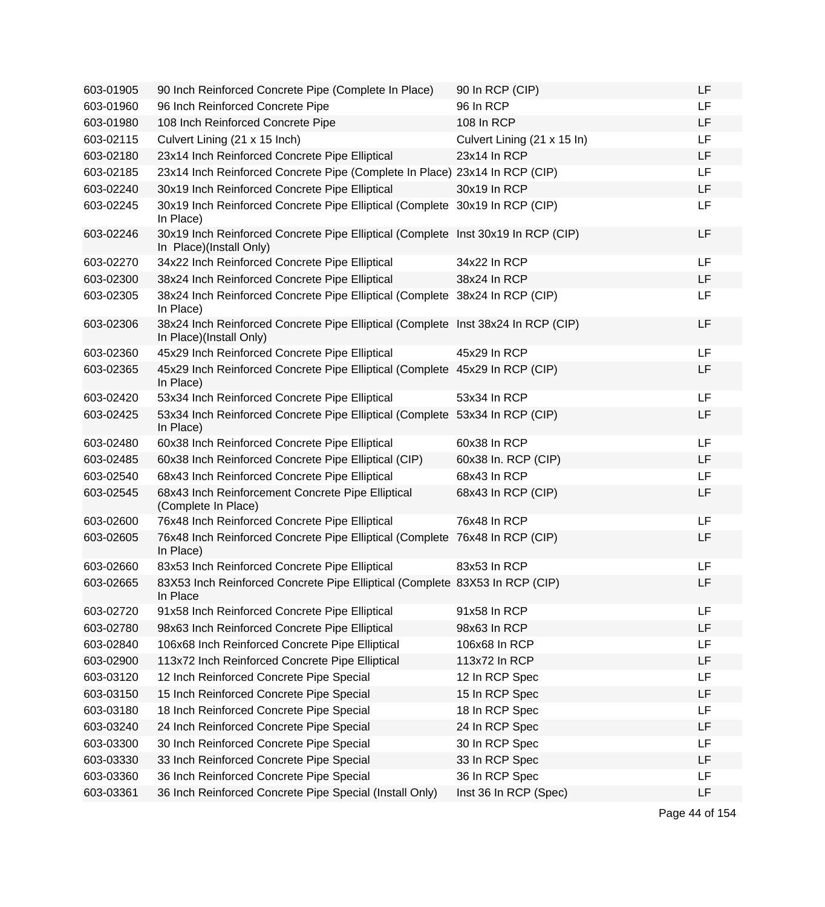| | | | |
|---|---|---|---|
| 603-01905 | 90 Inch Reinforced Concrete Pipe (Complete In Place) | 90 In RCP (CIP) | LF |
| 603-01960 | 96 Inch Reinforced Concrete Pipe | 96 In RCP | LF |
| 603-01980 | 108 Inch Reinforced Concrete Pipe | 108 In RCP | LF |
| 603-02115 | Culvert Lining (21 x 15 Inch) | Culvert Lining (21 x 15 In) | LF |
| 603-02180 | 23x14 Inch Reinforced Concrete Pipe Elliptical | 23x14 In RCP | LF |
| 603-02185 | 23x14 Inch Reinforced Concrete Pipe (Complete In Place) | 23x14 In RCP (CIP) | LF |
| 603-02240 | 30x19 Inch Reinforced Concrete Pipe Elliptical | 30x19 In RCP | LF |
| 603-02245 | 30x19 Inch Reinforced Concrete Pipe Elliptical (Complete In Place) | 30x19 In RCP (CIP) | LF |
| 603-02246 | 30x19 Inch Reinforced Concrete Pipe Elliptical (Complete In Place)(Install Only) | Inst 30x19 In RCP (CIP) | LF |
| 603-02270 | 34x22 Inch Reinforced Concrete Pipe Elliptical | 34x22 In RCP | LF |
| 603-02300 | 38x24 Inch Reinforced Concrete Pipe Elliptical | 38x24 In RCP | LF |
| 603-02305 | 38x24 Inch Reinforced Concrete Pipe Elliptical (Complete In Place) | 38x24 In RCP (CIP) | LF |
| 603-02306 | 38x24 Inch Reinforced Concrete Pipe Elliptical (Complete In Place)(Install Only) | Inst 38x24 In RCP (CIP) | LF |
| 603-02360 | 45x29 Inch Reinforced Concrete Pipe Elliptical | 45x29 In RCP | LF |
| 603-02365 | 45x29 Inch Reinforced Concrete Pipe Elliptical (Complete In Place) | 45x29 In RCP (CIP) | LF |
| 603-02420 | 53x34 Inch Reinforced Concrete Pipe Elliptical | 53x34 In RCP | LF |
| 603-02425 | 53x34 Inch Reinforced Concrete Pipe Elliptical (Complete In Place) | 53x34 In RCP (CIP) | LF |
| 603-02480 | 60x38 Inch Reinforced Concrete Pipe Elliptical | 60x38 In RCP | LF |
| 603-02485 | 60x38 Inch Reinforced Concrete Pipe Elliptical (CIP) | 60x38 In. RCP (CIP) | LF |
| 603-02540 | 68x43 Inch Reinforced Concrete Pipe Elliptical | 68x43 In RCP | LF |
| 603-02545 | 68x43 Inch Reinforcement Concrete Pipe Elliptical (Complete In Place) | 68x43 In RCP (CIP) | LF |
| 603-02600 | 76x48 Inch Reinforced Concrete Pipe Elliptical | 76x48 In RCP | LF |
| 603-02605 | 76x48 Inch Reinforced Concrete Pipe Elliptical (Complete In Place) | 76x48 In RCP (CIP) | LF |
| 603-02660 | 83x53 Inch Reinforced Concrete Pipe Elliptical | 83x53 In RCP | LF |
| 603-02665 | 83X53 Inch Reinforced Concrete Pipe Elliptical (Complete In Place | 83X53 In RCP (CIP) | LF |
| 603-02720 | 91x58 Inch Reinforced Concrete Pipe Elliptical | 91x58 In RCP | LF |
| 603-02780 | 98x63 Inch Reinforced Concrete Pipe Elliptical | 98x63 In RCP | LF |
| 603-02840 | 106x68 Inch Reinforced Concrete Pipe Elliptical | 106x68 In RCP | LF |
| 603-02900 | 113x72 Inch Reinforced Concrete Pipe Elliptical | 113x72 In RCP | LF |
| 603-03120 | 12 Inch Reinforced Concrete Pipe Special | 12 In RCP Spec | LF |
| 603-03150 | 15 Inch Reinforced Concrete Pipe Special | 15 In RCP Spec | LF |
| 603-03180 | 18 Inch Reinforced Concrete Pipe Special | 18 In RCP Spec | LF |
| 603-03240 | 24 Inch Reinforced Concrete Pipe Special | 24 In RCP Spec | LF |
| 603-03300 | 30 Inch Reinforced Concrete Pipe Special | 30 In RCP Spec | LF |
| 603-03330 | 33 Inch Reinforced Concrete Pipe Special | 33 In RCP Spec | LF |
| 603-03360 | 36 Inch Reinforced Concrete Pipe Special | 36 In RCP Spec | LF |
| 603-03361 | 36 Inch Reinforced Concrete Pipe Special (Install Only) | Inst 36 In RCP (Spec) | LF |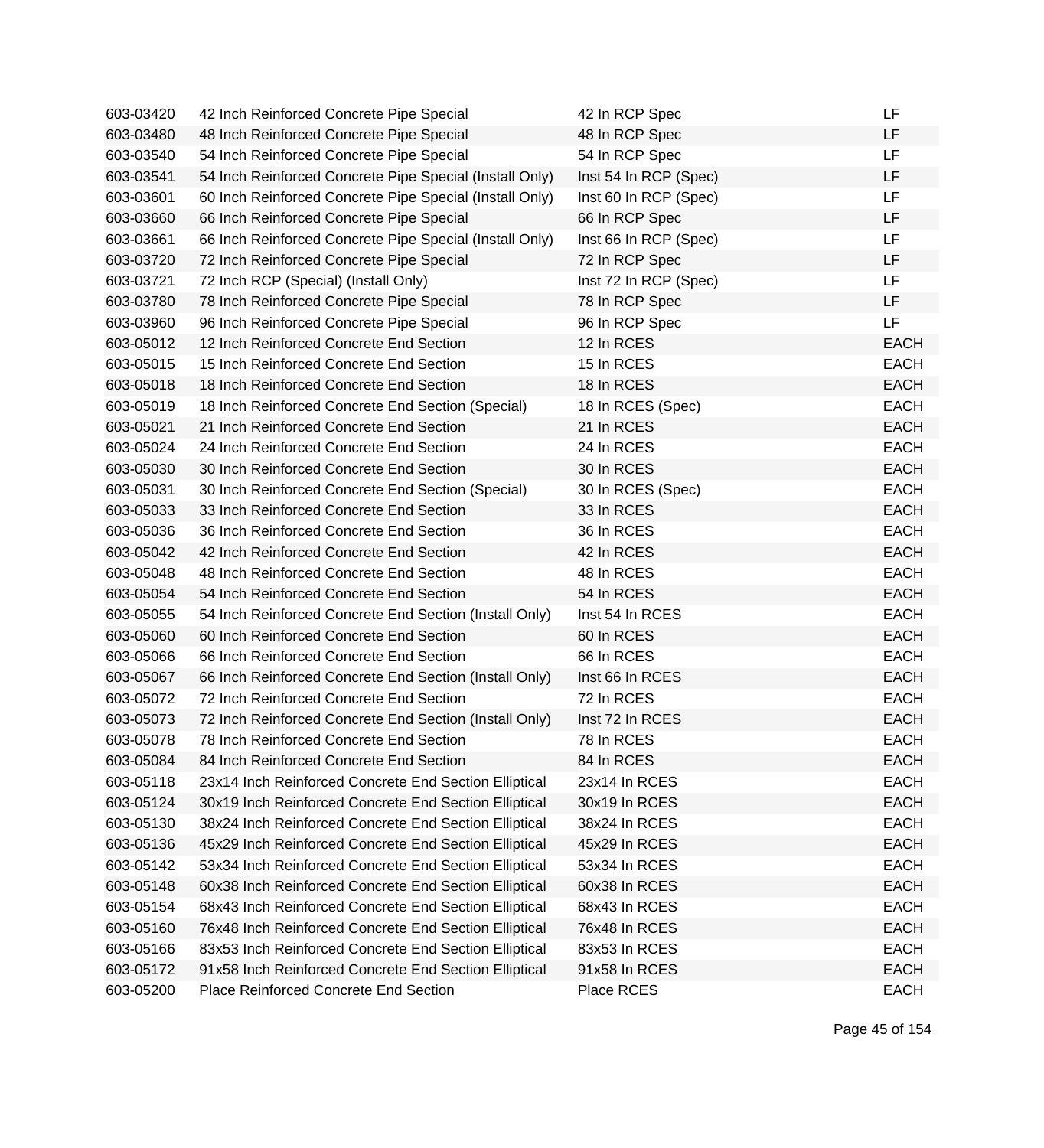| | | | |
|---|---|---|---|
| 603-03420 | 42 Inch Reinforced Concrete Pipe Special | 42 In RCP Spec | LF |
| 603-03480 | 48 Inch Reinforced Concrete Pipe Special | 48 In RCP Spec | LF |
| 603-03540 | 54 Inch Reinforced Concrete Pipe Special | 54 In RCP Spec | LF |
| 603-03541 | 54 Inch Reinforced Concrete Pipe Special (Install Only) | Inst 54 In RCP (Spec) | LF |
| 603-03601 | 60 Inch Reinforced Concrete Pipe Special (Install Only) | Inst 60 In RCP (Spec) | LF |
| 603-03660 | 66 Inch Reinforced Concrete Pipe Special | 66 In RCP Spec | LF |
| 603-03661 | 66 Inch Reinforced Concrete Pipe Special (Install Only) | Inst 66 In RCP (Spec) | LF |
| 603-03720 | 72 Inch Reinforced Concrete Pipe Special | 72 In RCP Spec | LF |
| 603-03721 | 72 Inch RCP (Special) (Install Only) | Inst 72 In RCP (Spec) | LF |
| 603-03780 | 78 Inch Reinforced Concrete Pipe Special | 78 In RCP Spec | LF |
| 603-03960 | 96 Inch Reinforced Concrete Pipe Special | 96 In RCP Spec | LF |
| 603-05012 | 12 Inch Reinforced Concrete End Section | 12 In RCES | EACH |
| 603-05015 | 15 Inch Reinforced Concrete End Section | 15 In RCES | EACH |
| 603-05018 | 18 Inch Reinforced Concrete End Section | 18 In RCES | EACH |
| 603-05019 | 18 Inch Reinforced Concrete End Section (Special) | 18 In RCES (Spec) | EACH |
| 603-05021 | 21 Inch Reinforced Concrete End Section | 21 In RCES | EACH |
| 603-05024 | 24 Inch Reinforced Concrete End Section | 24 In RCES | EACH |
| 603-05030 | 30 Inch Reinforced Concrete End Section | 30 In RCES | EACH |
| 603-05031 | 30 Inch Reinforced Concrete End Section (Special) | 30 In RCES (Spec) | EACH |
| 603-05033 | 33 Inch Reinforced Concrete End Section | 33 In RCES | EACH |
| 603-05036 | 36 Inch Reinforced Concrete End Section | 36 In RCES | EACH |
| 603-05042 | 42 Inch Reinforced Concrete End Section | 42 In RCES | EACH |
| 603-05048 | 48 Inch Reinforced Concrete End Section | 48 In RCES | EACH |
| 603-05054 | 54 Inch Reinforced Concrete End Section | 54 In RCES | EACH |
| 603-05055 | 54 Inch Reinforced Concrete End Section (Install Only) | Inst 54 In RCES | EACH |
| 603-05060 | 60 Inch Reinforced Concrete End Section | 60 In RCES | EACH |
| 603-05066 | 66 Inch Reinforced Concrete End Section | 66 In RCES | EACH |
| 603-05067 | 66 Inch Reinforced Concrete End Section (Install Only) | Inst 66 In RCES | EACH |
| 603-05072 | 72 Inch Reinforced Concrete End Section | 72 In RCES | EACH |
| 603-05073 | 72 Inch Reinforced Concrete End Section (Install Only) | Inst 72 In RCES | EACH |
| 603-05078 | 78 Inch Reinforced Concrete End Section | 78 In RCES | EACH |
| 603-05084 | 84 Inch Reinforced Concrete End Section | 84 In RCES | EACH |
| 603-05118 | 23x14 Inch Reinforced Concrete End Section Elliptical | 23x14 In RCES | EACH |
| 603-05124 | 30x19 Inch Reinforced Concrete End Section Elliptical | 30x19 In RCES | EACH |
| 603-05130 | 38x24 Inch Reinforced Concrete End Section Elliptical | 38x24 In RCES | EACH |
| 603-05136 | 45x29 Inch Reinforced Concrete End Section Elliptical | 45x29 In RCES | EACH |
| 603-05142 | 53x34 Inch Reinforced Concrete End Section Elliptical | 53x34 In RCES | EACH |
| 603-05148 | 60x38 Inch Reinforced Concrete End Section Elliptical | 60x38 In RCES | EACH |
| 603-05154 | 68x43 Inch Reinforced Concrete End Section Elliptical | 68x43 In RCES | EACH |
| 603-05160 | 76x48 Inch Reinforced Concrete End Section Elliptical | 76x48 In RCES | EACH |
| 603-05166 | 83x53 Inch Reinforced Concrete End Section Elliptical | 83x53 In RCES | EACH |
| 603-05172 | 91x58 Inch Reinforced Concrete End Section Elliptical | 91x58 In RCES | EACH |
| 603-05200 | Place Reinforced Concrete End Section | Place RCES | EACH |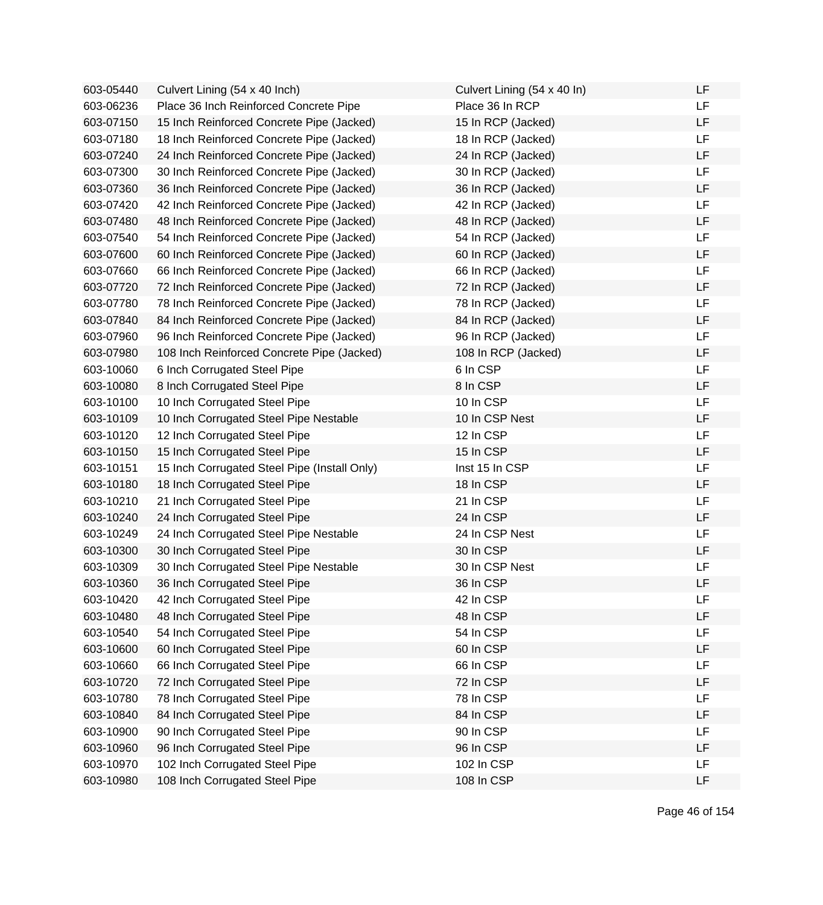| | | | |
|---|---|---|---|
| 603-05440 | Culvert Lining (54 x 40 Inch) | Culvert Lining (54 x 40 In) | LF |
| 603-06236 | Place 36 Inch Reinforced Concrete Pipe | Place 36 In RCP | LF |
| 603-07150 | 15 Inch Reinforced Concrete Pipe (Jacked) | 15 In RCP (Jacked) | LF |
| 603-07180 | 18 Inch Reinforced Concrete Pipe (Jacked) | 18 In RCP (Jacked) | LF |
| 603-07240 | 24 Inch Reinforced Concrete Pipe (Jacked) | 24 In RCP (Jacked) | LF |
| 603-07300 | 30 Inch Reinforced Concrete Pipe (Jacked) | 30 In RCP (Jacked) | LF |
| 603-07360 | 36 Inch Reinforced Concrete Pipe (Jacked) | 36 In RCP (Jacked) | LF |
| 603-07420 | 42 Inch Reinforced Concrete Pipe (Jacked) | 42 In RCP (Jacked) | LF |
| 603-07480 | 48 Inch Reinforced Concrete Pipe (Jacked) | 48 In RCP (Jacked) | LF |
| 603-07540 | 54 Inch Reinforced Concrete Pipe (Jacked) | 54 In RCP (Jacked) | LF |
| 603-07600 | 60 Inch Reinforced Concrete Pipe (Jacked) | 60 In RCP (Jacked) | LF |
| 603-07660 | 66 Inch Reinforced Concrete Pipe (Jacked) | 66 In RCP (Jacked) | LF |
| 603-07720 | 72 Inch Reinforced Concrete Pipe (Jacked) | 72 In RCP (Jacked) | LF |
| 603-07780 | 78 Inch Reinforced Concrete Pipe (Jacked) | 78 In RCP (Jacked) | LF |
| 603-07840 | 84 Inch Reinforced Concrete Pipe (Jacked) | 84 In RCP (Jacked) | LF |
| 603-07960 | 96 Inch Reinforced Concrete Pipe (Jacked) | 96 In RCP (Jacked) | LF |
| 603-07980 | 108 Inch Reinforced Concrete Pipe (Jacked) | 108 In RCP (Jacked) | LF |
| 603-10060 | 6 Inch Corrugated Steel Pipe | 6 In CSP | LF |
| 603-10080 | 8 Inch Corrugated Steel Pipe | 8 In CSP | LF |
| 603-10100 | 10 Inch Corrugated Steel Pipe | 10 In CSP | LF |
| 603-10109 | 10 Inch Corrugated Steel Pipe Nestable | 10 In CSP Nest | LF |
| 603-10120 | 12 Inch Corrugated Steel Pipe | 12 In CSP | LF |
| 603-10150 | 15 Inch Corrugated Steel Pipe | 15 In CSP | LF |
| 603-10151 | 15 Inch Corrugated Steel Pipe (Install Only) | Inst 15 In CSP | LF |
| 603-10180 | 18 Inch Corrugated Steel Pipe | 18 In CSP | LF |
| 603-10210 | 21 Inch Corrugated Steel Pipe | 21 In CSP | LF |
| 603-10240 | 24 Inch Corrugated Steel Pipe | 24 In CSP | LF |
| 603-10249 | 24 Inch Corrugated Steel Pipe Nestable | 24 In CSP Nest | LF |
| 603-10300 | 30 Inch Corrugated Steel Pipe | 30 In CSP | LF |
| 603-10309 | 30 Inch Corrugated Steel Pipe Nestable | 30 In CSP Nest | LF |
| 603-10360 | 36 Inch Corrugated Steel Pipe | 36 In CSP | LF |
| 603-10420 | 42 Inch Corrugated Steel Pipe | 42 In CSP | LF |
| 603-10480 | 48 Inch Corrugated Steel Pipe | 48 In CSP | LF |
| 603-10540 | 54 Inch Corrugated Steel Pipe | 54 In CSP | LF |
| 603-10600 | 60 Inch Corrugated Steel Pipe | 60 In CSP | LF |
| 603-10660 | 66 Inch Corrugated Steel Pipe | 66 In CSP | LF |
| 603-10720 | 72 Inch Corrugated Steel Pipe | 72 In CSP | LF |
| 603-10780 | 78 Inch Corrugated Steel Pipe | 78 In CSP | LF |
| 603-10840 | 84 Inch Corrugated Steel Pipe | 84 In CSP | LF |
| 603-10900 | 90 Inch Corrugated Steel Pipe | 90 In CSP | LF |
| 603-10960 | 96 Inch Corrugated Steel Pipe | 96 In CSP | LF |
| 603-10970 | 102 Inch Corrugated Steel Pipe | 102 In CSP | LF |
| 603-10980 | 108 Inch Corrugated Steel Pipe | 108 In CSP | LF |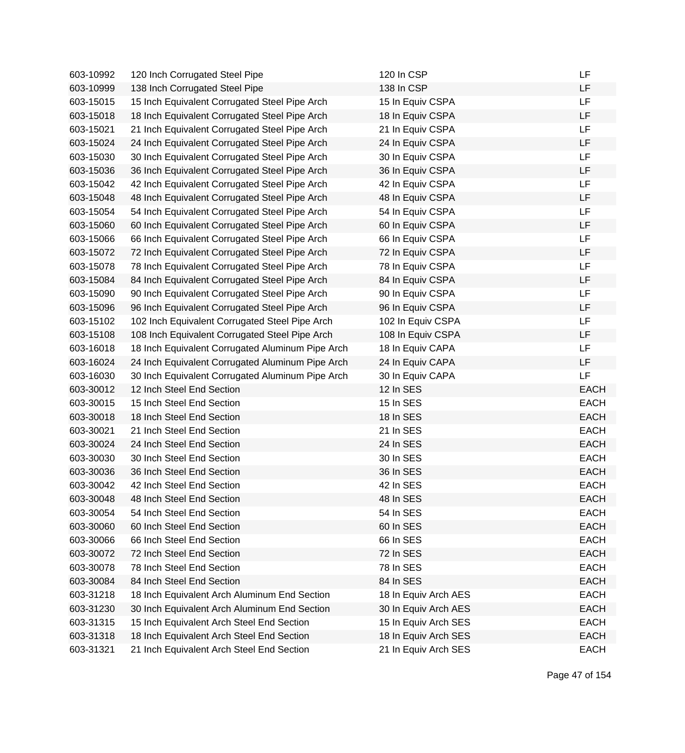| | | | |
|---|---|---|---|
| 603-10992 | 120 Inch Corrugated Steel Pipe | 120 In CSP | LF |
| 603-10999 | 138 Inch Corrugated Steel Pipe | 138 In CSP | LF |
| 603-15015 | 15 Inch Equivalent Corrugated Steel Pipe Arch | 15 In Equiv CSPA | LF |
| 603-15018 | 18 Inch Equivalent Corrugated Steel Pipe Arch | 18 In Equiv CSPA | LF |
| 603-15021 | 21 Inch Equivalent Corrugated Steel Pipe Arch | 21 In Equiv CSPA | LF |
| 603-15024 | 24 Inch Equivalent Corrugated Steel Pipe Arch | 24 In Equiv CSPA | LF |
| 603-15030 | 30 Inch Equivalent Corrugated Steel Pipe Arch | 30 In Equiv CSPA | LF |
| 603-15036 | 36 Inch Equivalent Corrugated Steel Pipe Arch | 36 In Equiv CSPA | LF |
| 603-15042 | 42 Inch Equivalent Corrugated Steel Pipe Arch | 42 In Equiv CSPA | LF |
| 603-15048 | 48 Inch Equivalent Corrugated Steel Pipe Arch | 48 In Equiv CSPA | LF |
| 603-15054 | 54 Inch Equivalent Corrugated Steel Pipe Arch | 54 In Equiv CSPA | LF |
| 603-15060 | 60 Inch Equivalent Corrugated Steel Pipe Arch | 60 In Equiv CSPA | LF |
| 603-15066 | 66 Inch Equivalent Corrugated Steel Pipe Arch | 66 In Equiv CSPA | LF |
| 603-15072 | 72 Inch Equivalent Corrugated Steel Pipe Arch | 72 In Equiv CSPA | LF |
| 603-15078 | 78 Inch Equivalent Corrugated Steel Pipe Arch | 78 In Equiv CSPA | LF |
| 603-15084 | 84 Inch Equivalent Corrugated Steel Pipe Arch | 84 In Equiv CSPA | LF |
| 603-15090 | 90 Inch Equivalent Corrugated Steel Pipe Arch | 90 In Equiv CSPA | LF |
| 603-15096 | 96 Inch Equivalent Corrugated Steel Pipe Arch | 96 In Equiv CSPA | LF |
| 603-15102 | 102 Inch Equivalent Corrugated Steel Pipe Arch | 102 In Equiv CSPA | LF |
| 603-15108 | 108 Inch Equivalent Corrugated Steel Pipe Arch | 108 In Equiv CSPA | LF |
| 603-16018 | 18 Inch Equivalent Corrugated Aluminum Pipe Arch | 18 In Equiv CAPA | LF |
| 603-16024 | 24 Inch Equivalent Corrugated Aluminum Pipe Arch | 24 In Equiv CAPA | LF |
| 603-16030 | 30 Inch Equivalent Corrugated Aluminum Pipe Arch | 30 In Equiv CAPA | LF |
| 603-30012 | 12 Inch Steel End Section | 12 In SES | EACH |
| 603-30015 | 15 Inch Steel End Section | 15 In SES | EACH |
| 603-30018 | 18 Inch Steel End Section | 18 In SES | EACH |
| 603-30021 | 21 Inch Steel End Section | 21 In SES | EACH |
| 603-30024 | 24 Inch Steel End Section | 24 In SES | EACH |
| 603-30030 | 30 Inch Steel End Section | 30 In SES | EACH |
| 603-30036 | 36 Inch Steel End Section | 36 In SES | EACH |
| 603-30042 | 42 Inch Steel End Section | 42 In SES | EACH |
| 603-30048 | 48 Inch Steel End Section | 48 In SES | EACH |
| 603-30054 | 54 Inch Steel End Section | 54 In SES | EACH |
| 603-30060 | 60 Inch Steel End Section | 60 In SES | EACH |
| 603-30066 | 66 Inch Steel End Section | 66 In SES | EACH |
| 603-30072 | 72 Inch Steel End Section | 72 In SES | EACH |
| 603-30078 | 78 Inch Steel End Section | 78 In SES | EACH |
| 603-30084 | 84 Inch Steel End Section | 84 In SES | EACH |
| 603-31218 | 18 Inch Equivalent Arch Aluminum End Section | 18 In Equiv Arch AES | EACH |
| 603-31230 | 30 Inch Equivalent Arch Aluminum End Section | 30 In Equiv Arch AES | EACH |
| 603-31315 | 15 Inch Equivalent Arch Steel End Section | 15 In Equiv Arch SES | EACH |
| 603-31318 | 18 Inch Equivalent Arch Steel End Section | 18 In Equiv Arch SES | EACH |
| 603-31321 | 21 Inch Equivalent Arch Steel End Section | 21 In Equiv Arch SES | EACH |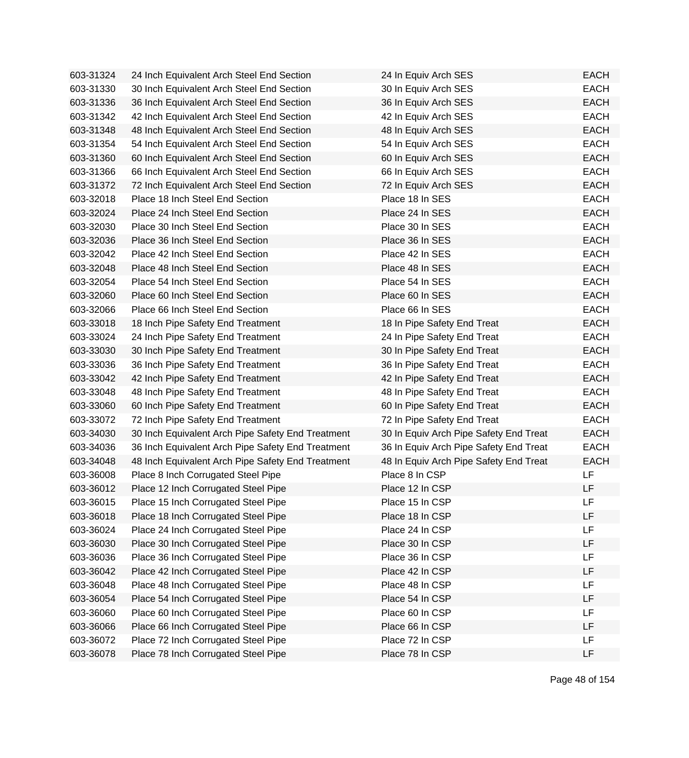| | | | |
|---|---|---|---|
| 603-31324 | 24 Inch Equivalent Arch Steel End Section | 24 In Equiv Arch SES | EACH |
| 603-31330 | 30 Inch Equivalent Arch Steel End Section | 30 In Equiv Arch SES | EACH |
| 603-31336 | 36 Inch Equivalent Arch Steel End Section | 36 In Equiv Arch SES | EACH |
| 603-31342 | 42 Inch Equivalent Arch Steel End Section | 42 In Equiv Arch SES | EACH |
| 603-31348 | 48 Inch Equivalent Arch Steel End Section | 48 In Equiv Arch SES | EACH |
| 603-31354 | 54 Inch Equivalent Arch Steel End Section | 54 In Equiv Arch SES | EACH |
| 603-31360 | 60 Inch Equivalent Arch Steel End Section | 60 In Equiv Arch SES | EACH |
| 603-31366 | 66 Inch Equivalent Arch Steel End Section | 66 In Equiv Arch SES | EACH |
| 603-31372 | 72 Inch Equivalent Arch Steel End Section | 72 In Equiv Arch SES | EACH |
| 603-32018 | Place 18 Inch Steel End Section | Place 18 In SES | EACH |
| 603-32024 | Place 24 Inch Steel End Section | Place 24 In SES | EACH |
| 603-32030 | Place 30 Inch Steel End Section | Place 30 In SES | EACH |
| 603-32036 | Place 36 Inch Steel End Section | Place 36 In SES | EACH |
| 603-32042 | Place 42 Inch Steel End Section | Place 42 In SES | EACH |
| 603-32048 | Place 48 Inch Steel End Section | Place 48 In SES | EACH |
| 603-32054 | Place 54 Inch Steel End Section | Place 54 In SES | EACH |
| 603-32060 | Place 60 Inch Steel End Section | Place 60 In SES | EACH |
| 603-32066 | Place 66 Inch Steel End Section | Place 66 In SES | EACH |
| 603-33018 | 18 Inch Pipe Safety End Treatment | 18 In Pipe Safety End Treat | EACH |
| 603-33024 | 24 Inch Pipe Safety End Treatment | 24 In Pipe Safety End Treat | EACH |
| 603-33030 | 30 Inch Pipe Safety End Treatment | 30 In Pipe Safety End Treat | EACH |
| 603-33036 | 36 Inch Pipe Safety End Treatment | 36 In Pipe Safety End Treat | EACH |
| 603-33042 | 42 Inch Pipe Safety End Treatment | 42 In Pipe Safety End Treat | EACH |
| 603-33048 | 48 Inch Pipe Safety End Treatment | 48 In Pipe Safety End Treat | EACH |
| 603-33060 | 60 Inch Pipe Safety End Treatment | 60 In Pipe Safety End Treat | EACH |
| 603-33072 | 72 Inch Pipe Safety End Treatment | 72 In Pipe Safety End Treat | EACH |
| 603-34030 | 30 Inch Equivalent Arch Pipe Safety End Treatment | 30 In Equiv Arch Pipe Safety End Treat | EACH |
| 603-34036 | 36 Inch Equivalent Arch Pipe Safety End Treatment | 36 In Equiv Arch Pipe Safety End Treat | EACH |
| 603-34048 | 48 Inch Equivalent Arch Pipe Safety End Treatment | 48 In Equiv Arch Pipe Safety End Treat | EACH |
| 603-36008 | Place 8 Inch Corrugated Steel Pipe | Place 8 In CSP | LF |
| 603-36012 | Place 12 Inch Corrugated Steel Pipe | Place 12 In CSP | LF |
| 603-36015 | Place 15 Inch Corrugated Steel Pipe | Place 15 In CSP | LF |
| 603-36018 | Place 18 Inch Corrugated Steel Pipe | Place 18 In CSP | LF |
| 603-36024 | Place 24 Inch Corrugated Steel Pipe | Place 24 In CSP | LF |
| 603-36030 | Place 30 Inch Corrugated Steel Pipe | Place 30 In CSP | LF |
| 603-36036 | Place 36 Inch Corrugated Steel Pipe | Place 36 In CSP | LF |
| 603-36042 | Place 42 Inch Corrugated Steel Pipe | Place 42 In CSP | LF |
| 603-36048 | Place 48 Inch Corrugated Steel Pipe | Place 48 In CSP | LF |
| 603-36054 | Place 54 Inch Corrugated Steel Pipe | Place 54 In CSP | LF |
| 603-36060 | Place 60 Inch Corrugated Steel Pipe | Place 60 In CSP | LF |
| 603-36066 | Place 66 Inch Corrugated Steel Pipe | Place 66 In CSP | LF |
| 603-36072 | Place 72 Inch Corrugated Steel Pipe | Place 72 In CSP | LF |
| 603-36078 | Place 78 Inch Corrugated Steel Pipe | Place 78 In CSP | LF |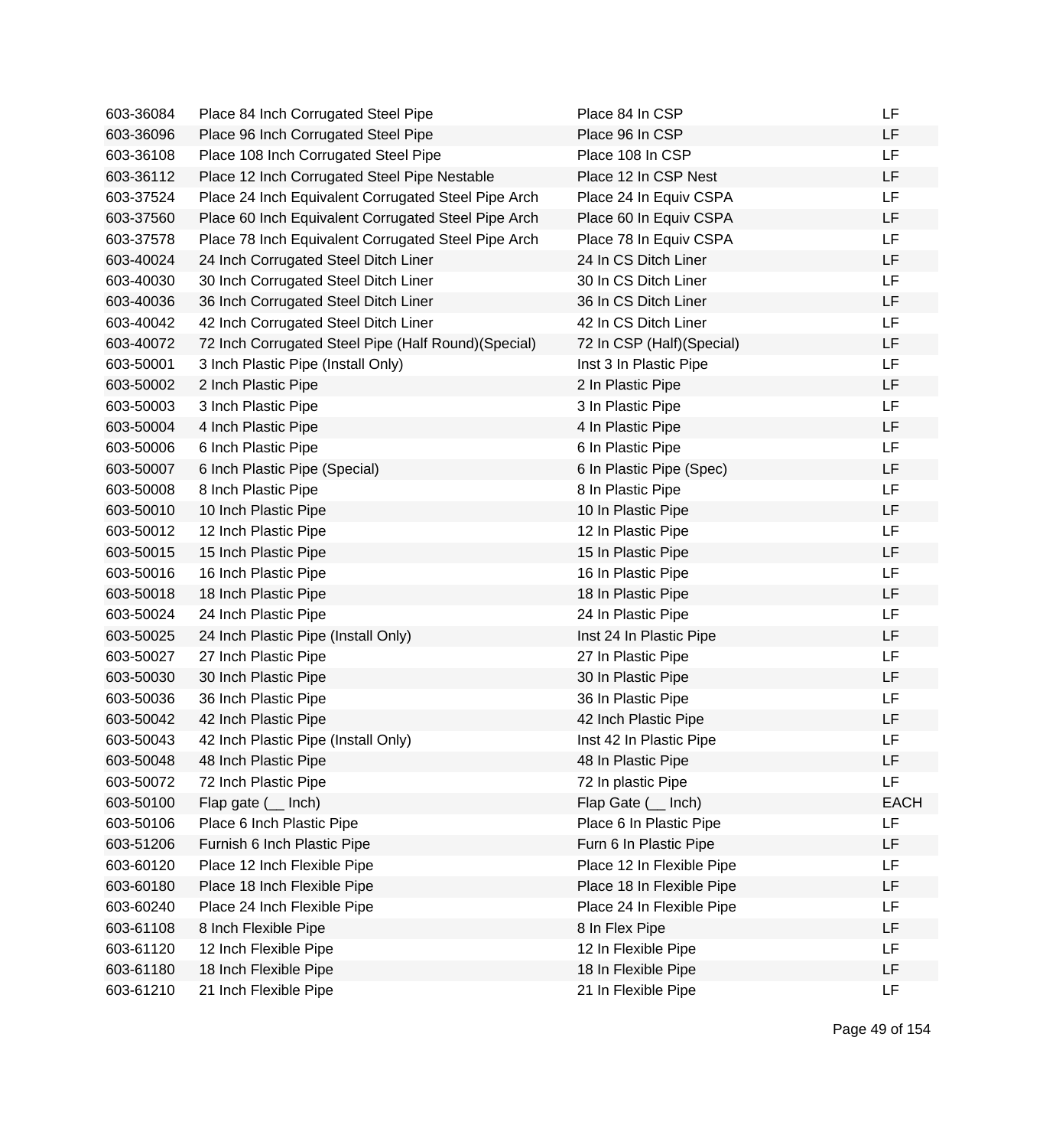| | | | |
|---|---|---|---|
| 603-36084 | Place 84 Inch Corrugated Steel Pipe | Place 84 In CSP | LF |
| 603-36096 | Place 96 Inch Corrugated Steel Pipe | Place 96 In CSP | LF |
| 603-36108 | Place 108 Inch Corrugated Steel Pipe | Place 108 In CSP | LF |
| 603-36112 | Place 12 Inch Corrugated Steel Pipe Nestable | Place 12 In CSP Nest | LF |
| 603-37524 | Place 24 Inch Equivalent Corrugated Steel Pipe Arch | Place 24 In Equiv CSPA | LF |
| 603-37560 | Place 60 Inch Equivalent Corrugated Steel Pipe Arch | Place 60 In Equiv CSPA | LF |
| 603-37578 | Place 78 Inch Equivalent Corrugated Steel Pipe Arch | Place 78 In Equiv CSPA | LF |
| 603-40024 | 24 Inch Corrugated Steel Ditch Liner | 24 In CS Ditch Liner | LF |
| 603-40030 | 30 Inch Corrugated Steel Ditch Liner | 30 In CS Ditch Liner | LF |
| 603-40036 | 36 Inch Corrugated Steel Ditch Liner | 36 In CS Ditch Liner | LF |
| 603-40042 | 42 Inch Corrugated Steel Ditch Liner | 42 In CS Ditch Liner | LF |
| 603-40072 | 72 Inch Corrugated Steel Pipe (Half Round)(Special) | 72 In CSP (Half)(Special) | LF |
| 603-50001 | 3 Inch Plastic Pipe (Install Only) | Inst 3 In Plastic Pipe | LF |
| 603-50002 | 2 Inch Plastic Pipe | 2 In Plastic Pipe | LF |
| 603-50003 | 3 Inch Plastic Pipe | 3 In Plastic Pipe | LF |
| 603-50004 | 4 Inch Plastic Pipe | 4 In Plastic Pipe | LF |
| 603-50006 | 6 Inch Plastic Pipe | 6 In Plastic Pipe | LF |
| 603-50007 | 6 Inch Plastic Pipe (Special) | 6 In Plastic Pipe (Spec) | LF |
| 603-50008 | 8 Inch Plastic Pipe | 8 In Plastic Pipe | LF |
| 603-50010 | 10 Inch Plastic Pipe | 10 In Plastic Pipe | LF |
| 603-50012 | 12 Inch Plastic Pipe | 12 In Plastic Pipe | LF |
| 603-50015 | 15 Inch Plastic Pipe | 15 In Plastic Pipe | LF |
| 603-50016 | 16 Inch Plastic Pipe | 16 In Plastic Pipe | LF |
| 603-50018 | 18 Inch Plastic Pipe | 18 In Plastic Pipe | LF |
| 603-50024 | 24 Inch Plastic Pipe | 24 In Plastic Pipe | LF |
| 603-50025 | 24 Inch Plastic Pipe (Install Only) | Inst 24 In Plastic Pipe | LF |
| 603-50027 | 27 Inch Plastic Pipe | 27 In Plastic Pipe | LF |
| 603-50030 | 30 Inch Plastic Pipe | 30 In Plastic Pipe | LF |
| 603-50036 | 36 Inch Plastic Pipe | 36 In Plastic Pipe | LF |
| 603-50042 | 42 Inch Plastic Pipe | 42 Inch Plastic Pipe | LF |
| 603-50043 | 42 Inch Plastic Pipe (Install Only) | Inst 42 In Plastic Pipe | LF |
| 603-50048 | 48 Inch Plastic Pipe | 48 In Plastic Pipe | LF |
| 603-50072 | 72 Inch Plastic Pipe | 72 In plastic Pipe | LF |
| 603-50100 | Flap gate (__ Inch) | Flap Gate (__ Inch) | EACH |
| 603-50106 | Place 6 Inch Plastic Pipe | Place 6 In Plastic Pipe | LF |
| 603-51206 | Furnish 6 Inch Plastic Pipe | Furn 6 In Plastic Pipe | LF |
| 603-60120 | Place 12 Inch Flexible Pipe | Place 12 In Flexible Pipe | LF |
| 603-60180 | Place 18 Inch Flexible Pipe | Place 18 In Flexible Pipe | LF |
| 603-60240 | Place 24 Inch Flexible Pipe | Place 24 In Flexible Pipe | LF |
| 603-61108 | 8 Inch Flexible Pipe | 8 In Flex Pipe | LF |
| 603-61120 | 12 Inch Flexible Pipe | 12 In Flexible Pipe | LF |
| 603-61180 | 18 Inch Flexible Pipe | 18 In Flexible Pipe | LF |
| 603-61210 | 21 Inch Flexible Pipe | 21 In Flexible Pipe | LF |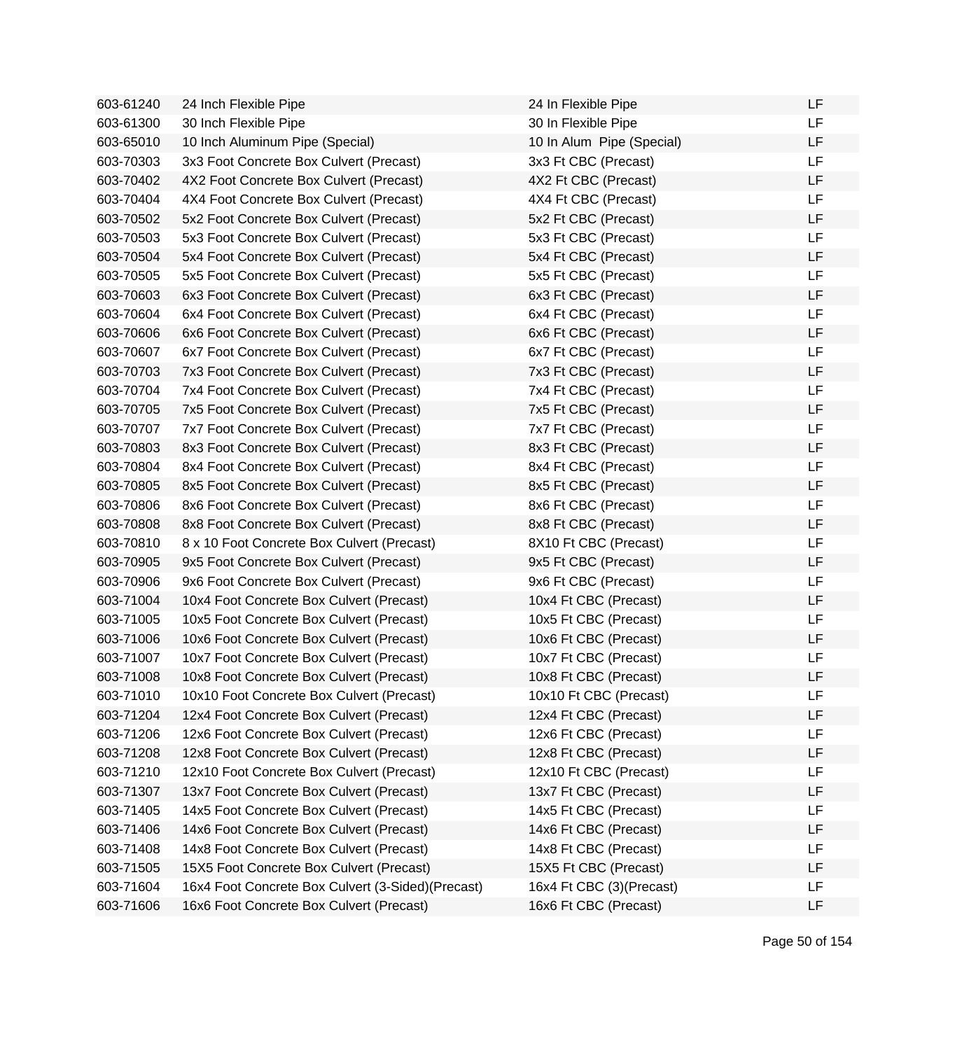| | | | |
|---|---|---|---|
| 603-61240 | 24 Inch Flexible Pipe | 24 In Flexible Pipe | LF |
| 603-61300 | 30 Inch Flexible Pipe | 30 In Flexible Pipe | LF |
| 603-65010 | 10 Inch Aluminum Pipe (Special) | 10 In Alum  Pipe (Special) | LF |
| 603-70303 | 3x3 Foot Concrete Box Culvert (Precast) | 3x3 Ft CBC (Precast) | LF |
| 603-70402 | 4X2 Foot Concrete Box Culvert (Precast) | 4X2 Ft CBC (Precast) | LF |
| 603-70404 | 4X4 Foot Concrete Box Culvert (Precast) | 4X4 Ft CBC (Precast) | LF |
| 603-70502 | 5x2 Foot Concrete Box Culvert (Precast) | 5x2 Ft CBC (Precast) | LF |
| 603-70503 | 5x3 Foot Concrete Box Culvert (Precast) | 5x3 Ft CBC (Precast) | LF |
| 603-70504 | 5x4 Foot Concrete Box Culvert (Precast) | 5x4 Ft CBC (Precast) | LF |
| 603-70505 | 5x5 Foot Concrete Box Culvert (Precast) | 5x5 Ft CBC (Precast) | LF |
| 603-70603 | 6x3 Foot Concrete Box Culvert (Precast) | 6x3 Ft CBC (Precast) | LF |
| 603-70604 | 6x4 Foot Concrete Box Culvert (Precast) | 6x4 Ft CBC (Precast) | LF |
| 603-70606 | 6x6 Foot Concrete Box Culvert (Precast) | 6x6 Ft CBC (Precast) | LF |
| 603-70607 | 6x7 Foot Concrete Box Culvert (Precast) | 6x7 Ft CBC (Precast) | LF |
| 603-70703 | 7x3 Foot Concrete Box Culvert (Precast) | 7x3 Ft CBC (Precast) | LF |
| 603-70704 | 7x4 Foot Concrete Box Culvert (Precast) | 7x4 Ft CBC (Precast) | LF |
| 603-70705 | 7x5 Foot Concrete Box Culvert (Precast) | 7x5 Ft CBC (Precast) | LF |
| 603-70707 | 7x7 Foot Concrete Box Culvert (Precast) | 7x7 Ft CBC (Precast) | LF |
| 603-70803 | 8x3 Foot Concrete Box Culvert (Precast) | 8x3 Ft CBC (Precast) | LF |
| 603-70804 | 8x4 Foot Concrete Box Culvert (Precast) | 8x4 Ft CBC (Precast) | LF |
| 603-70805 | 8x5 Foot Concrete Box Culvert (Precast) | 8x5 Ft CBC (Precast) | LF |
| 603-70806 | 8x6 Foot Concrete Box Culvert (Precast) | 8x6 Ft CBC (Precast) | LF |
| 603-70808 | 8x8 Foot Concrete Box Culvert (Precast) | 8x8 Ft CBC (Precast) | LF |
| 603-70810 | 8 x 10 Foot Concrete Box Culvert (Precast) | 8X10 Ft CBC (Precast) | LF |
| 603-70905 | 9x5 Foot Concrete Box Culvert (Precast) | 9x5 Ft CBC (Precast) | LF |
| 603-70906 | 9x6 Foot Concrete Box Culvert (Precast) | 9x6 Ft CBC (Precast) | LF |
| 603-71004 | 10x4 Foot Concrete Box Culvert (Precast) | 10x4 Ft CBC (Precast) | LF |
| 603-71005 | 10x5 Foot Concrete Box Culvert (Precast) | 10x5 Ft CBC (Precast) | LF |
| 603-71006 | 10x6 Foot Concrete Box Culvert (Precast) | 10x6 Ft CBC (Precast) | LF |
| 603-71007 | 10x7 Foot Concrete Box Culvert (Precast) | 10x7 Ft CBC (Precast) | LF |
| 603-71008 | 10x8 Foot Concrete Box Culvert (Precast) | 10x8 Ft CBC (Precast) | LF |
| 603-71010 | 10x10 Foot Concrete Box Culvert (Precast) | 10x10 Ft CBC (Precast) | LF |
| 603-71204 | 12x4 Foot Concrete Box Culvert (Precast) | 12x4 Ft CBC (Precast) | LF |
| 603-71206 | 12x6 Foot Concrete Box Culvert (Precast) | 12x6 Ft CBC (Precast) | LF |
| 603-71208 | 12x8 Foot Concrete Box Culvert (Precast) | 12x8 Ft CBC (Precast) | LF |
| 603-71210 | 12x10 Foot Concrete Box Culvert (Precast) | 12x10 Ft CBC (Precast) | LF |
| 603-71307 | 13x7 Foot Concrete Box Culvert (Precast) | 13x7 Ft CBC (Precast) | LF |
| 603-71405 | 14x5 Foot Concrete Box Culvert (Precast) | 14x5 Ft CBC (Precast) | LF |
| 603-71406 | 14x6 Foot Concrete Box Culvert (Precast) | 14x6 Ft CBC (Precast) | LF |
| 603-71408 | 14x8 Foot Concrete Box Culvert (Precast) | 14x8 Ft CBC (Precast) | LF |
| 603-71505 | 15X5 Foot Concrete Box Culvert (Precast) | 15X5 Ft CBC (Precast) | LF |
| 603-71604 | 16x4 Foot Concrete Box Culvert (3-Sided)(Precast) | 16x4 Ft CBC (3)(Precast) | LF |
| 603-71606 | 16x6 Foot Concrete Box Culvert (Precast) | 16x6 Ft CBC (Precast) | LF |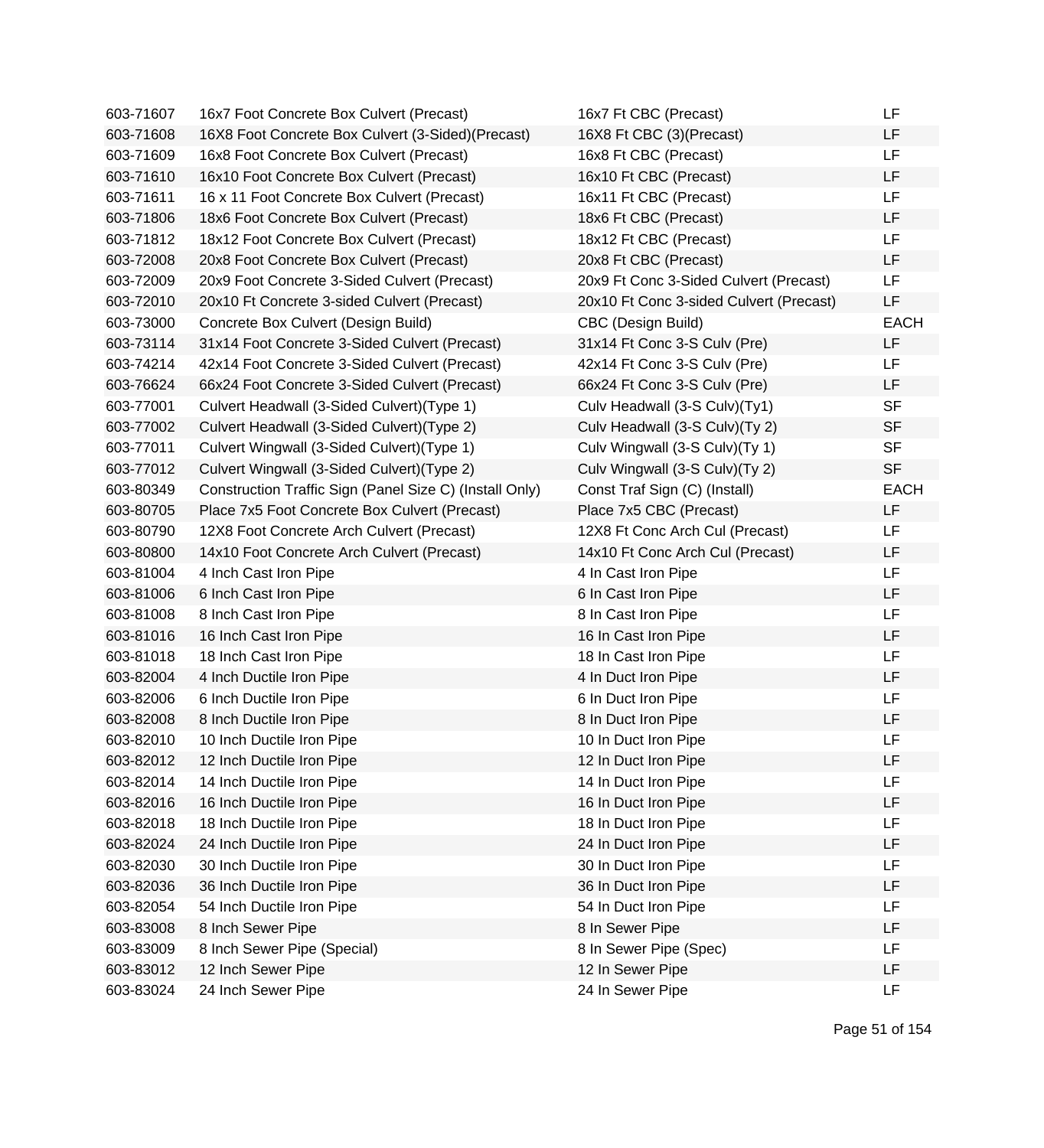| | | | |
|---|---|---|---|
| 603-71607 | 16x7 Foot Concrete Box Culvert (Precast) | 16x7 Ft CBC (Precast) | LF |
| 603-71608 | 16X8 Foot Concrete Box Culvert (3-Sided)(Precast) | 16X8 Ft CBC (3)(Precast) | LF |
| 603-71609 | 16x8 Foot Concrete Box Culvert (Precast) | 16x8 Ft CBC (Precast) | LF |
| 603-71610 | 16x10 Foot Concrete Box Culvert (Precast) | 16x10 Ft CBC (Precast) | LF |
| 603-71611 | 16 x 11 Foot Concrete Box Culvert (Precast) | 16x11 Ft CBC (Precast) | LF |
| 603-71806 | 18x6 Foot Concrete Box Culvert (Precast) | 18x6 Ft CBC (Precast) | LF |
| 603-71812 | 18x12 Foot Concrete Box Culvert (Precast) | 18x12 Ft CBC (Precast) | LF |
| 603-72008 | 20x8 Foot Concrete Box Culvert (Precast) | 20x8 Ft CBC (Precast) | LF |
| 603-72009 | 20x9 Foot Concrete 3-Sided Culvert (Precast) | 20x9 Ft Conc 3-Sided Culvert (Precast) | LF |
| 603-72010 | 20x10 Ft Concrete 3-sided Culvert (Precast) | 20x10 Ft Conc 3-sided Culvert (Precast) | LF |
| 603-73000 | Concrete Box Culvert (Design Build) | CBC (Design Build) | EACH |
| 603-73114 | 31x14 Foot Concrete 3-Sided Culvert (Precast) | 31x14 Ft Conc 3-S Culv (Pre) | LF |
| 603-74214 | 42x14 Foot Concrete 3-Sided Culvert (Precast) | 42x14 Ft Conc 3-S Culv (Pre) | LF |
| 603-76624 | 66x24 Foot Concrete 3-Sided Culvert (Precast) | 66x24 Ft Conc 3-S Culv (Pre) | LF |
| 603-77001 | Culvert Headwall (3-Sided Culvert)(Type 1) | Culv Headwall (3-S Culv)(Ty1) | SF |
| 603-77002 | Culvert Headwall (3-Sided Culvert)(Type 2) | Culv Headwall (3-S Culv)(Ty 2) | SF |
| 603-77011 | Culvert Wingwall (3-Sided Culvert)(Type 1) | Culv Wingwall (3-S Culv)(Ty 1) | SF |
| 603-77012 | Culvert Wingwall (3-Sided Culvert)(Type 2) | Culv Wingwall (3-S Culv)(Ty 2) | SF |
| 603-80349 | Construction Traffic Sign (Panel Size C) (Install Only) | Const Traf Sign (C) (Install) | EACH |
| 603-80705 | Place 7x5 Foot Concrete Box Culvert (Precast) | Place 7x5 CBC (Precast) | LF |
| 603-80790 | 12X8 Foot Concrete Arch Culvert (Precast) | 12X8 Ft Conc Arch Cul (Precast) | LF |
| 603-80800 | 14x10 Foot Concrete Arch Culvert (Precast) | 14x10 Ft Conc Arch Cul (Precast) | LF |
| 603-81004 | 4 Inch Cast Iron Pipe | 4 In Cast Iron Pipe | LF |
| 603-81006 | 6 Inch Cast Iron Pipe | 6 In Cast Iron Pipe | LF |
| 603-81008 | 8 Inch Cast Iron Pipe | 8 In Cast Iron Pipe | LF |
| 603-81016 | 16 Inch Cast Iron Pipe | 16 In Cast Iron Pipe | LF |
| 603-81018 | 18 Inch Cast Iron Pipe | 18 In Cast Iron Pipe | LF |
| 603-82004 | 4 Inch Ductile Iron Pipe | 4 In Duct Iron Pipe | LF |
| 603-82006 | 6 Inch Ductile Iron Pipe | 6 In Duct Iron Pipe | LF |
| 603-82008 | 8 Inch Ductile Iron Pipe | 8 In Duct Iron Pipe | LF |
| 603-82010 | 10 Inch Ductile Iron Pipe | 10 In Duct Iron Pipe | LF |
| 603-82012 | 12 Inch Ductile Iron Pipe | 12 In Duct Iron Pipe | LF |
| 603-82014 | 14 Inch Ductile Iron Pipe | 14 In Duct Iron Pipe | LF |
| 603-82016 | 16 Inch Ductile Iron Pipe | 16 In Duct Iron Pipe | LF |
| 603-82018 | 18 Inch Ductile Iron Pipe | 18 In Duct Iron Pipe | LF |
| 603-82024 | 24 Inch Ductile Iron Pipe | 24 In Duct Iron Pipe | LF |
| 603-82030 | 30 Inch Ductile Iron Pipe | 30 In Duct Iron Pipe | LF |
| 603-82036 | 36 Inch Ductile Iron Pipe | 36 In Duct Iron Pipe | LF |
| 603-82054 | 54 Inch Ductile Iron Pipe | 54 In Duct Iron Pipe | LF |
| 603-83008 | 8 Inch Sewer Pipe | 8 In Sewer Pipe | LF |
| 603-83009 | 8 Inch Sewer Pipe (Special) | 8 In Sewer Pipe (Spec) | LF |
| 603-83012 | 12 Inch Sewer Pipe | 12 In Sewer Pipe | LF |
| 603-83024 | 24 Inch Sewer Pipe | 24 In Sewer Pipe | LF |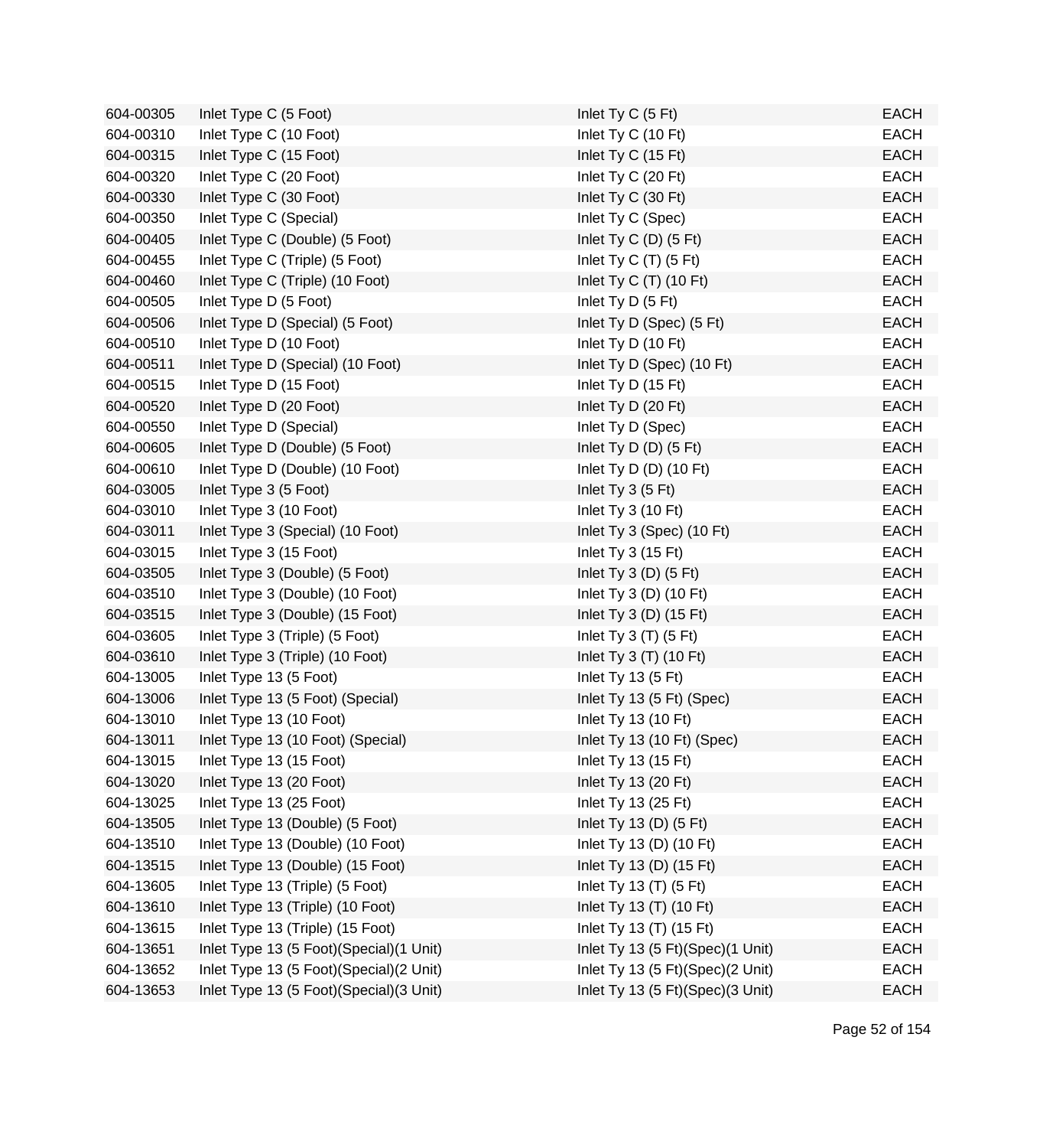| | | | |
|---|---|---|---|
| 604-00305 | Inlet Type C (5 Foot) | Inlet Ty C (5 Ft) | EACH |
| 604-00310 | Inlet Type C (10 Foot) | Inlet Ty C (10 Ft) | EACH |
| 604-00315 | Inlet Type C (15 Foot) | Inlet Ty C (15 Ft) | EACH |
| 604-00320 | Inlet Type C (20 Foot) | Inlet Ty C (20 Ft) | EACH |
| 604-00330 | Inlet Type C (30 Foot) | Inlet Ty C (30 Ft) | EACH |
| 604-00350 | Inlet Type C (Special) | Inlet Ty C (Spec) | EACH |
| 604-00405 | Inlet Type C (Double) (5 Foot) | Inlet Ty C (D) (5 Ft) | EACH |
| 604-00455 | Inlet Type C (Triple) (5 Foot) | Inlet Ty C (T) (5 Ft) | EACH |
| 604-00460 | Inlet Type C (Triple) (10 Foot) | Inlet Ty C (T) (10 Ft) | EACH |
| 604-00505 | Inlet Type D (5 Foot) | Inlet Ty D (5 Ft) | EACH |
| 604-00506 | Inlet Type D (Special) (5 Foot) | Inlet Ty D (Spec) (5 Ft) | EACH |
| 604-00510 | Inlet Type D (10 Foot) | Inlet Ty D (10 Ft) | EACH |
| 604-00511 | Inlet Type D (Special) (10 Foot) | Inlet Ty D (Spec) (10 Ft) | EACH |
| 604-00515 | Inlet Type D (15 Foot) | Inlet Ty D (15 Ft) | EACH |
| 604-00520 | Inlet Type D (20 Foot) | Inlet Ty D (20 Ft) | EACH |
| 604-00550 | Inlet Type D (Special) | Inlet Ty D (Spec) | EACH |
| 604-00605 | Inlet Type D (Double) (5 Foot) | Inlet Ty D (D) (5 Ft) | EACH |
| 604-00610 | Inlet Type D (Double) (10 Foot) | Inlet Ty D (D) (10 Ft) | EACH |
| 604-03005 | Inlet Type 3 (5 Foot) | Inlet Ty 3 (5 Ft) | EACH |
| 604-03010 | Inlet Type 3 (10 Foot) | Inlet Ty 3 (10 Ft) | EACH |
| 604-03011 | Inlet Type 3 (Special) (10 Foot) | Inlet Ty 3 (Spec) (10 Ft) | EACH |
| 604-03015 | Inlet Type 3 (15 Foot) | Inlet Ty 3 (15 Ft) | EACH |
| 604-03505 | Inlet Type 3 (Double) (5 Foot) | Inlet Ty 3 (D) (5 Ft) | EACH |
| 604-03510 | Inlet Type 3 (Double) (10 Foot) | Inlet Ty 3 (D) (10 Ft) | EACH |
| 604-03515 | Inlet Type 3 (Double) (15 Foot) | Inlet Ty 3 (D) (15 Ft) | EACH |
| 604-03605 | Inlet Type 3 (Triple) (5 Foot) | Inlet Ty 3 (T) (5 Ft) | EACH |
| 604-03610 | Inlet Type 3 (Triple) (10 Foot) | Inlet Ty 3 (T) (10 Ft) | EACH |
| 604-13005 | Inlet Type 13 (5 Foot) | Inlet Ty 13 (5 Ft) | EACH |
| 604-13006 | Inlet Type 13 (5 Foot) (Special) | Inlet Ty 13 (5 Ft) (Spec) | EACH |
| 604-13010 | Inlet Type 13 (10 Foot) | Inlet Ty 13 (10 Ft) | EACH |
| 604-13011 | Inlet Type 13 (10 Foot) (Special) | Inlet Ty 13 (10 Ft) (Spec) | EACH |
| 604-13015 | Inlet Type 13 (15 Foot) | Inlet Ty 13 (15 Ft) | EACH |
| 604-13020 | Inlet Type 13 (20 Foot) | Inlet Ty 13 (20 Ft) | EACH |
| 604-13025 | Inlet Type 13 (25 Foot) | Inlet Ty 13 (25 Ft) | EACH |
| 604-13505 | Inlet Type 13 (Double) (5 Foot) | Inlet Ty 13 (D) (5 Ft) | EACH |
| 604-13510 | Inlet Type 13 (Double) (10 Foot) | Inlet Ty 13 (D) (10 Ft) | EACH |
| 604-13515 | Inlet Type 13 (Double) (15 Foot) | Inlet Ty 13 (D) (15 Ft) | EACH |
| 604-13605 | Inlet Type 13 (Triple) (5 Foot) | Inlet Ty 13 (T) (5 Ft) | EACH |
| 604-13610 | Inlet Type 13 (Triple) (10 Foot) | Inlet Ty 13 (T) (10 Ft) | EACH |
| 604-13615 | Inlet Type 13 (Triple) (15 Foot) | Inlet Ty 13 (T) (15 Ft) | EACH |
| 604-13651 | Inlet Type 13 (5 Foot)(Special)(1 Unit) | Inlet Ty 13 (5 Ft)(Spec)(1 Unit) | EACH |
| 604-13652 | Inlet Type 13 (5 Foot)(Special)(2 Unit) | Inlet Ty 13 (5 Ft)(Spec)(2 Unit) | EACH |
| 604-13653 | Inlet Type 13 (5 Foot)(Special)(3 Unit) | Inlet Ty 13 (5 Ft)(Spec)(3 Unit) | EACH |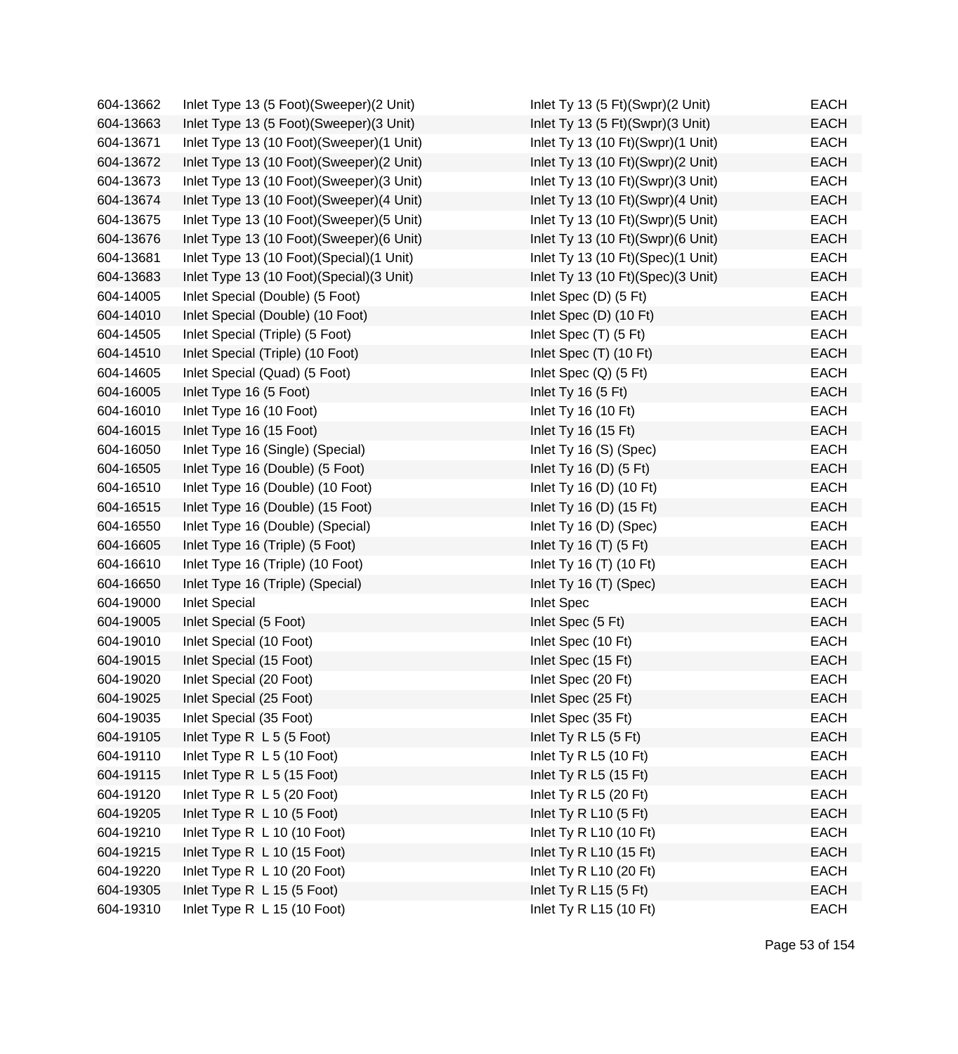| | | | |
|---|---|---|---|
| 604-13662 | Inlet Type 13 (5 Foot)(Sweeper)(2 Unit) | Inlet Ty 13 (5 Ft)(Swpr)(2 Unit) | EACH |
| 604-13663 | Inlet Type 13 (5 Foot)(Sweeper)(3 Unit) | Inlet Ty 13 (5 Ft)(Swpr)(3 Unit) | EACH |
| 604-13671 | Inlet Type 13 (10 Foot)(Sweeper)(1 Unit) | Inlet Ty 13 (10 Ft)(Swpr)(1 Unit) | EACH |
| 604-13672 | Inlet Type 13 (10 Foot)(Sweeper)(2 Unit) | Inlet Ty 13 (10 Ft)(Swpr)(2 Unit) | EACH |
| 604-13673 | Inlet Type 13 (10 Foot)(Sweeper)(3 Unit) | Inlet Ty 13 (10 Ft)(Swpr)(3 Unit) | EACH |
| 604-13674 | Inlet Type 13 (10 Foot)(Sweeper)(4 Unit) | Inlet Ty 13 (10 Ft)(Swpr)(4 Unit) | EACH |
| 604-13675 | Inlet Type 13 (10 Foot)(Sweeper)(5 Unit) | Inlet Ty 13 (10 Ft)(Swpr)(5 Unit) | EACH |
| 604-13676 | Inlet Type 13 (10 Foot)(Sweeper)(6 Unit) | Inlet Ty 13 (10 Ft)(Swpr)(6 Unit) | EACH |
| 604-13681 | Inlet Type 13 (10 Foot)(Special)(1 Unit) | Inlet Ty 13 (10 Ft)(Spec)(1 Unit) | EACH |
| 604-13683 | Inlet Type 13 (10 Foot)(Special)(3 Unit) | Inlet Ty 13 (10 Ft)(Spec)(3 Unit) | EACH |
| 604-14005 | Inlet Special (Double) (5 Foot) | Inlet Spec (D) (5 Ft) | EACH |
| 604-14010 | Inlet Special (Double) (10 Foot) | Inlet Spec (D) (10 Ft) | EACH |
| 604-14505 | Inlet Special (Triple) (5 Foot) | Inlet Spec (T) (5 Ft) | EACH |
| 604-14510 | Inlet Special (Triple) (10 Foot) | Inlet Spec (T) (10 Ft) | EACH |
| 604-14605 | Inlet Special (Quad) (5 Foot) | Inlet Spec (Q) (5 Ft) | EACH |
| 604-16005 | Inlet Type 16 (5 Foot) | Inlet Ty 16 (5 Ft) | EACH |
| 604-16010 | Inlet Type 16 (10 Foot) | Inlet Ty 16 (10 Ft) | EACH |
| 604-16015 | Inlet Type 16 (15 Foot) | Inlet Ty 16 (15 Ft) | EACH |
| 604-16050 | Inlet Type 16 (Single) (Special) | Inlet Ty 16 (S) (Spec) | EACH |
| 604-16505 | Inlet Type 16 (Double) (5 Foot) | Inlet Ty 16 (D) (5 Ft) | EACH |
| 604-16510 | Inlet Type 16 (Double) (10 Foot) | Inlet Ty 16 (D) (10 Ft) | EACH |
| 604-16515 | Inlet Type 16 (Double) (15 Foot) | Inlet Ty 16 (D) (15 Ft) | EACH |
| 604-16550 | Inlet Type 16 (Double) (Special) | Inlet Ty 16 (D) (Spec) | EACH |
| 604-16605 | Inlet Type 16 (Triple) (5 Foot) | Inlet Ty 16 (T) (5 Ft) | EACH |
| 604-16610 | Inlet Type 16 (Triple) (10 Foot) | Inlet Ty 16 (T) (10 Ft) | EACH |
| 604-16650 | Inlet Type 16 (Triple) (Special) | Inlet Ty 16 (T) (Spec) | EACH |
| 604-19000 | Inlet Special | Inlet Spec | EACH |
| 604-19005 | Inlet Special (5 Foot) | Inlet Spec (5 Ft) | EACH |
| 604-19010 | Inlet Special (10 Foot) | Inlet Spec (10 Ft) | EACH |
| 604-19015 | Inlet Special (15 Foot) | Inlet Spec (15 Ft) | EACH |
| 604-19020 | Inlet Special (20 Foot) | Inlet Spec (20 Ft) | EACH |
| 604-19025 | Inlet Special (25 Foot) | Inlet Spec (25 Ft) | EACH |
| 604-19035 | Inlet Special (35 Foot) | Inlet Spec (35 Ft) | EACH |
| 604-19105 | Inlet Type R L 5 (5 Foot) | Inlet Ty R L5 (5 Ft) | EACH |
| 604-19110 | Inlet Type R L 5 (10 Foot) | Inlet Ty R L5 (10 Ft) | EACH |
| 604-19115 | Inlet Type R L 5 (15 Foot) | Inlet Ty R L5 (15 Ft) | EACH |
| 604-19120 | Inlet Type R L 5 (20 Foot) | Inlet Ty R L5 (20 Ft) | EACH |
| 604-19205 | Inlet Type R L 10 (5 Foot) | Inlet Ty R L10 (5 Ft) | EACH |
| 604-19210 | Inlet Type R L 10 (10 Foot) | Inlet Ty R L10 (10 Ft) | EACH |
| 604-19215 | Inlet Type R L 10 (15 Foot) | Inlet Ty R L10 (15 Ft) | EACH |
| 604-19220 | Inlet Type R L 10 (20 Foot) | Inlet Ty R L10 (20 Ft) | EACH |
| 604-19305 | Inlet Type R L 15 (5 Foot) | Inlet Ty R L15 (5 Ft) | EACH |
| 604-19310 | Inlet Type R L 15 (10 Foot) | Inlet Ty R L15 (10 Ft) | EACH |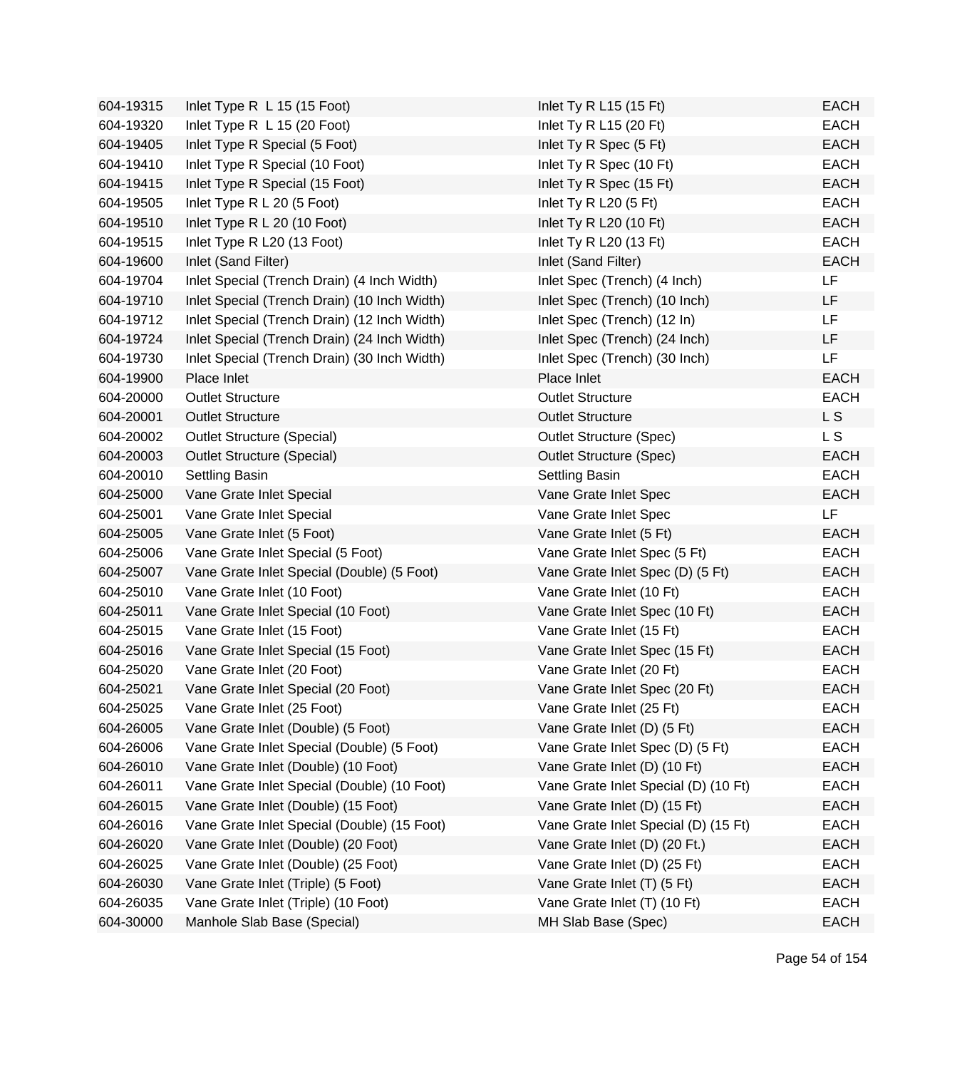| | | | |
|---|---|---|---|
| 604-19315 | Inlet Type R  L 15 (15 Foot) | Inlet Ty R L15 (15 Ft) | EACH |
| 604-19320 | Inlet Type R  L 15 (20 Foot) | Inlet Ty R L15 (20 Ft) | EACH |
| 604-19405 | Inlet Type R Special (5 Foot) | Inlet Ty R Spec (5 Ft) | EACH |
| 604-19410 | Inlet Type R Special (10 Foot) | Inlet Ty R Spec (10 Ft) | EACH |
| 604-19415 | Inlet Type R Special (15 Foot) | Inlet Ty R Spec (15 Ft) | EACH |
| 604-19505 | Inlet Type R L 20 (5 Foot) | Inlet Ty R L20 (5 Ft) | EACH |
| 604-19510 | Inlet Type R L 20 (10 Foot) | Inlet Ty R L20 (10 Ft) | EACH |
| 604-19515 | Inlet Type R L20 (13 Foot) | Inlet Ty R L20 (13 Ft) | EACH |
| 604-19600 | Inlet (Sand Filter) | Inlet (Sand Filter) | EACH |
| 604-19704 | Inlet Special (Trench Drain) (4 Inch Width) | Inlet Spec (Trench) (4 Inch) | LF |
| 604-19710 | Inlet Special (Trench Drain) (10 Inch Width) | Inlet Spec (Trench) (10 Inch) | LF |
| 604-19712 | Inlet Special (Trench Drain) (12 Inch Width) | Inlet Spec (Trench) (12 In) | LF |
| 604-19724 | Inlet Special (Trench Drain) (24 Inch Width) | Inlet Spec (Trench) (24 Inch) | LF |
| 604-19730 | Inlet Special (Trench Drain) (30 Inch Width) | Inlet Spec (Trench) (30 Inch) | LF |
| 604-19900 | Place Inlet | Place Inlet | EACH |
| 604-20000 | Outlet Structure | Outlet Structure | EACH |
| 604-20001 | Outlet Structure | Outlet Structure | L S |
| 604-20002 | Outlet Structure (Special) | Outlet Structure (Spec) | L S |
| 604-20003 | Outlet Structure (Special) | Outlet Structure (Spec) | EACH |
| 604-20010 | Settling Basin | Settling Basin | EACH |
| 604-25000 | Vane Grate Inlet Special | Vane Grate Inlet Spec | EACH |
| 604-25001 | Vane Grate Inlet Special | Vane Grate Inlet Spec | LF |
| 604-25005 | Vane Grate Inlet (5 Foot) | Vane Grate Inlet (5 Ft) | EACH |
| 604-25006 | Vane Grate Inlet Special (5 Foot) | Vane Grate Inlet Spec (5 Ft) | EACH |
| 604-25007 | Vane Grate Inlet Special (Double) (5 Foot) | Vane Grate Inlet Spec (D) (5 Ft) | EACH |
| 604-25010 | Vane Grate Inlet (10 Foot) | Vane Grate Inlet (10 Ft) | EACH |
| 604-25011 | Vane Grate Inlet Special (10 Foot) | Vane Grate Inlet Spec (10 Ft) | EACH |
| 604-25015 | Vane Grate Inlet (15 Foot) | Vane Grate Inlet (15 Ft) | EACH |
| 604-25016 | Vane Grate Inlet Special (15 Foot) | Vane Grate Inlet Spec (15 Ft) | EACH |
| 604-25020 | Vane Grate Inlet (20 Foot) | Vane Grate Inlet (20 Ft) | EACH |
| 604-25021 | Vane Grate Inlet Special (20 Foot) | Vane Grate Inlet Spec (20 Ft) | EACH |
| 604-25025 | Vane Grate Inlet (25 Foot) | Vane Grate Inlet (25 Ft) | EACH |
| 604-26005 | Vane Grate Inlet (Double) (5 Foot) | Vane Grate Inlet (D) (5 Ft) | EACH |
| 604-26006 | Vane Grate Inlet Special (Double) (5 Foot) | Vane Grate Inlet Spec (D) (5 Ft) | EACH |
| 604-26010 | Vane Grate Inlet (Double) (10 Foot) | Vane Grate Inlet (D) (10 Ft) | EACH |
| 604-26011 | Vane Grate Inlet Special (Double) (10 Foot) | Vane Grate Inlet Special (D) (10 Ft) | EACH |
| 604-26015 | Vane Grate Inlet (Double) (15 Foot) | Vane Grate Inlet (D) (15 Ft) | EACH |
| 604-26016 | Vane Grate Inlet Special (Double) (15 Foot) | Vane Grate Inlet Special (D) (15 Ft) | EACH |
| 604-26020 | Vane Grate Inlet (Double) (20 Foot) | Vane Grate Inlet (D) (20 Ft.) | EACH |
| 604-26025 | Vane Grate Inlet (Double) (25 Foot) | Vane Grate Inlet (D) (25 Ft) | EACH |
| 604-26030 | Vane Grate Inlet (Triple) (5 Foot) | Vane Grate Inlet (T) (5 Ft) | EACH |
| 604-26035 | Vane Grate Inlet (Triple) (10 Foot) | Vane Grate Inlet (T) (10 Ft) | EACH |
| 604-30000 | Manhole Slab Base (Special) | MH Slab Base (Spec) | EACH |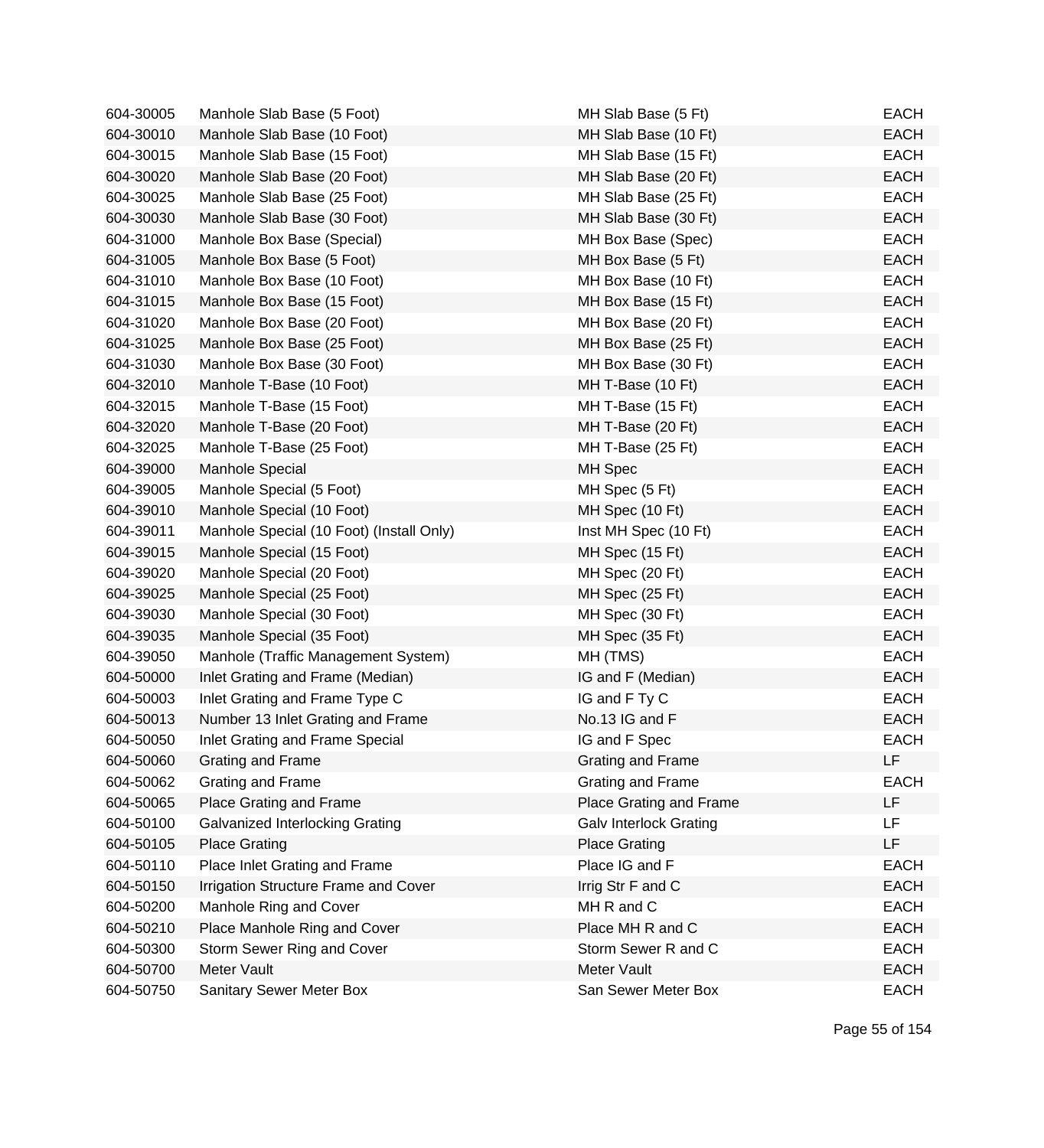| | | | |
|---|---|---|---|
| 604-30005 | Manhole Slab Base (5 Foot) | MH Slab Base (5 Ft) | EACH |
| 604-30010 | Manhole Slab Base (10 Foot) | MH Slab Base (10 Ft) | EACH |
| 604-30015 | Manhole Slab Base (15 Foot) | MH Slab Base (15 Ft) | EACH |
| 604-30020 | Manhole Slab Base (20 Foot) | MH Slab Base (20 Ft) | EACH |
| 604-30025 | Manhole Slab Base (25 Foot) | MH Slab Base (25 Ft) | EACH |
| 604-30030 | Manhole Slab Base (30 Foot) | MH Slab Base (30 Ft) | EACH |
| 604-31000 | Manhole Box Base (Special) | MH Box Base (Spec) | EACH |
| 604-31005 | Manhole Box Base (5 Foot) | MH Box Base (5 Ft) | EACH |
| 604-31010 | Manhole Box Base (10 Foot) | MH Box Base (10 Ft) | EACH |
| 604-31015 | Manhole Box Base (15 Foot) | MH Box Base (15 Ft) | EACH |
| 604-31020 | Manhole Box Base (20 Foot) | MH Box Base (20 Ft) | EACH |
| 604-31025 | Manhole Box Base (25 Foot) | MH Box Base (25 Ft) | EACH |
| 604-31030 | Manhole Box Base (30 Foot) | MH Box Base (30 Ft) | EACH |
| 604-32010 | Manhole T-Base (10 Foot) | MH T-Base (10 Ft) | EACH |
| 604-32015 | Manhole T-Base (15 Foot) | MH T-Base (15 Ft) | EACH |
| 604-32020 | Manhole T-Base (20 Foot) | MH T-Base (20 Ft) | EACH |
| 604-32025 | Manhole T-Base (25 Foot) | MH T-Base (25 Ft) | EACH |
| 604-39000 | Manhole Special | MH Spec | EACH |
| 604-39005 | Manhole Special (5 Foot) | MH Spec (5 Ft) | EACH |
| 604-39010 | Manhole Special (10 Foot) | MH Spec (10 Ft) | EACH |
| 604-39011 | Manhole Special (10 Foot) (Install Only) | Inst MH Spec (10 Ft) | EACH |
| 604-39015 | Manhole Special (15 Foot) | MH Spec (15 Ft) | EACH |
| 604-39020 | Manhole Special (20 Foot) | MH Spec (20 Ft) | EACH |
| 604-39025 | Manhole Special (25 Foot) | MH Spec (25 Ft) | EACH |
| 604-39030 | Manhole Special (30 Foot) | MH Spec (30 Ft) | EACH |
| 604-39035 | Manhole Special (35 Foot) | MH Spec (35 Ft) | EACH |
| 604-39050 | Manhole (Traffic Management System) | MH (TMS) | EACH |
| 604-50000 | Inlet Grating and Frame (Median) | IG and F (Median) | EACH |
| 604-50003 | Inlet Grating and Frame Type C | IG and F Ty C | EACH |
| 604-50013 | Number 13 Inlet Grating and Frame | No.13 IG and F | EACH |
| 604-50050 | Inlet Grating and Frame Special | IG and F Spec | EACH |
| 604-50060 | Grating and Frame | Grating and Frame | LF |
| 604-50062 | Grating and Frame | Grating and Frame | EACH |
| 604-50065 | Place Grating and Frame | Place Grating and Frame | LF |
| 604-50100 | Galvanized Interlocking Grating | Galv Interlock Grating | LF |
| 604-50105 | Place Grating | Place Grating | LF |
| 604-50110 | Place Inlet Grating and Frame | Place IG and F | EACH |
| 604-50150 | Irrigation Structure Frame and Cover | Irrig Str F and C | EACH |
| 604-50200 | Manhole Ring and Cover | MH R and C | EACH |
| 604-50210 | Place Manhole Ring and Cover | Place MH R and C | EACH |
| 604-50300 | Storm Sewer Ring and Cover | Storm Sewer R and C | EACH |
| 604-50700 | Meter Vault | Meter Vault | EACH |
| 604-50750 | Sanitary Sewer Meter Box | San Sewer Meter Box | EACH |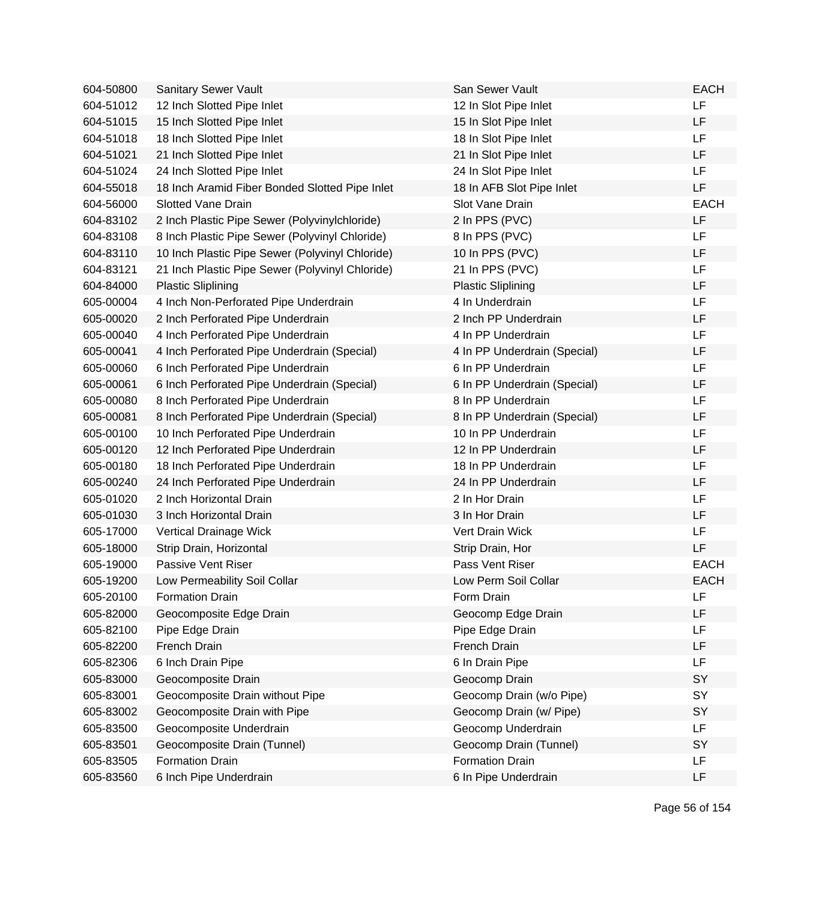| | | | |
|---|---|---|---|
| 604-50800 | Sanitary Sewer Vault | San Sewer Vault | EACH |
| 604-51012 | 12 Inch Slotted Pipe Inlet | 12 In Slot Pipe Inlet | LF |
| 604-51015 | 15 Inch Slotted Pipe Inlet | 15 In Slot Pipe Inlet | LF |
| 604-51018 | 18 Inch Slotted Pipe Inlet | 18 In Slot Pipe Inlet | LF |
| 604-51021 | 21 Inch Slotted Pipe Inlet | 21 In Slot Pipe Inlet | LF |
| 604-51024 | 24 Inch Slotted Pipe Inlet | 24 In Slot Pipe Inlet | LF |
| 604-55018 | 18 Inch Aramid Fiber Bonded Slotted Pipe Inlet | 18 In AFB Slot Pipe Inlet | LF |
| 604-56000 | Slotted Vane Drain | Slot Vane Drain | EACH |
| 604-83102 | 2 Inch Plastic Pipe Sewer (Polyvinylchloride) | 2 In PPS (PVC) | LF |
| 604-83108 | 8 Inch Plastic Pipe Sewer (Polyvinyl Chloride) | 8 In PPS (PVC) | LF |
| 604-83110 | 10 Inch Plastic Pipe Sewer (Polyvinyl Chloride) | 10 In PPS (PVC) | LF |
| 604-83121 | 21 Inch Plastic Pipe Sewer (Polyvinyl Chloride) | 21 In PPS (PVC) | LF |
| 604-84000 | Plastic Sliplining | Plastic Sliplining | LF |
| 605-00004 | 4 Inch Non-Perforated Pipe Underdrain | 4 In Underdrain | LF |
| 605-00020 | 2 Inch Perforated Pipe Underdrain | 2 Inch PP Underdrain | LF |
| 605-00040 | 4 Inch Perforated Pipe Underdrain | 4 In PP Underdrain | LF |
| 605-00041 | 4 Inch Perforated Pipe Underdrain (Special) | 4 In PP Underdrain (Special) | LF |
| 605-00060 | 6 Inch Perforated Pipe Underdrain | 6 In PP Underdrain | LF |
| 605-00061 | 6 Inch Perforated Pipe Underdrain (Special) | 6 In PP Underdrain (Special) | LF |
| 605-00080 | 8 Inch Perforated Pipe Underdrain | 8 In PP Underdrain | LF |
| 605-00081 | 8 Inch Perforated Pipe Underdrain (Special) | 8 In PP Underdrain (Special) | LF |
| 605-00100 | 10 Inch Perforated Pipe Underdrain | 10 In PP Underdrain | LF |
| 605-00120 | 12 Inch Perforated Pipe Underdrain | 12 In PP Underdrain | LF |
| 605-00180 | 18 Inch Perforated Pipe Underdrain | 18 In PP Underdrain | LF |
| 605-00240 | 24 Inch Perforated Pipe Underdrain | 24 In PP Underdrain | LF |
| 605-01020 | 2 Inch Horizontal Drain | 2 In Hor Drain | LF |
| 605-01030 | 3 Inch Horizontal Drain | 3 In Hor Drain | LF |
| 605-17000 | Vertical Drainage Wick | Vert Drain Wick | LF |
| 605-18000 | Strip Drain, Horizontal | Strip Drain, Hor | LF |
| 605-19000 | Passive Vent Riser | Pass Vent Riser | EACH |
| 605-19200 | Low Permeability Soil Collar | Low Perm Soil Collar | EACH |
| 605-20100 | Formation Drain | Form Drain | LF |
| 605-82000 | Geocomposite Edge Drain | Geocomp Edge Drain | LF |
| 605-82100 | Pipe Edge Drain | Pipe Edge Drain | LF |
| 605-82200 | French Drain | French Drain | LF |
| 605-82306 | 6 Inch Drain Pipe | 6 In Drain Pipe | LF |
| 605-83000 | Geocomposite Drain | Geocomp Drain | SY |
| 605-83001 | Geocomposite Drain without Pipe | Geocomp Drain (w/o Pipe) | SY |
| 605-83002 | Geocomposite Drain with Pipe | Geocomp Drain (w/ Pipe) | SY |
| 605-83500 | Geocomposite Underdrain | Geocomp Underdrain | LF |
| 605-83501 | Geocomposite Drain (Tunnel) | Geocomp Drain (Tunnel) | SY |
| 605-83505 | Formation Drain | Formation Drain | LF |
| 605-83560 | 6 Inch Pipe Underdrain | 6 In Pipe Underdrain | LF |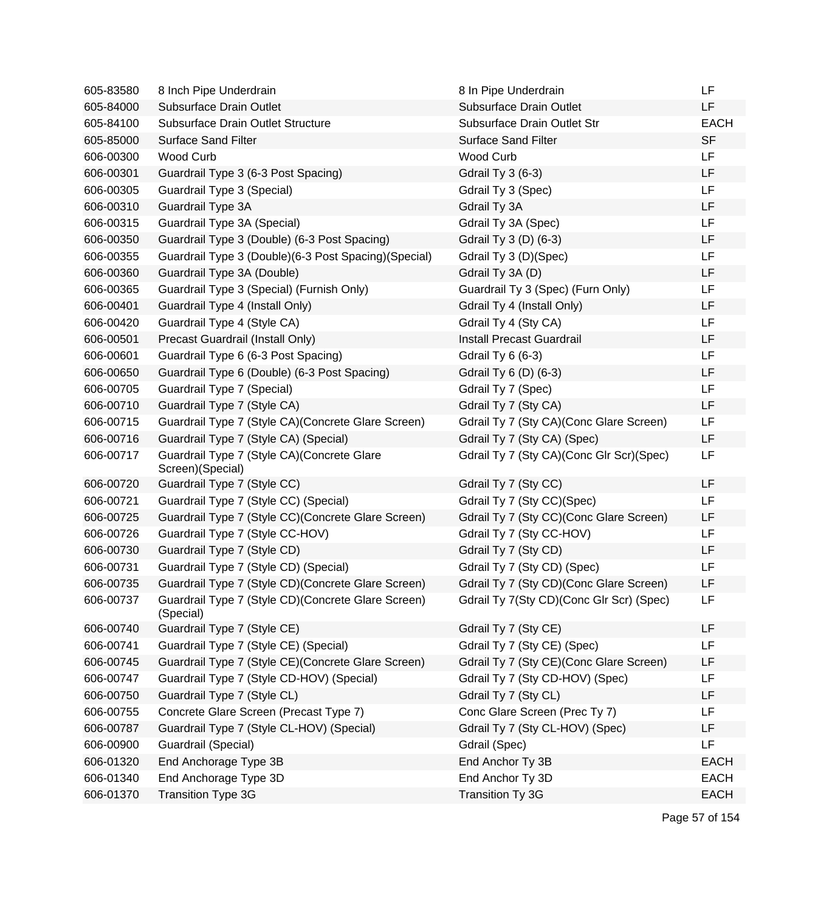| | | | |
|---|---|---|---|
| 605-83580 | 8 Inch Pipe Underdrain | 8 In Pipe Underdrain | LF |
| 605-84000 | Subsurface Drain Outlet | Subsurface Drain Outlet | LF |
| 605-84100 | Subsurface Drain Outlet Structure | Subsurface Drain Outlet Str | EACH |
| 605-85000 | Surface Sand Filter | Surface Sand Filter | SF |
| 606-00300 | Wood Curb | Wood Curb | LF |
| 606-00301 | Guardrail Type 3 (6-3 Post Spacing) | Gdrail Ty 3 (6-3) | LF |
| 606-00305 | Guardrail Type 3 (Special) | Gdrail Ty 3 (Spec) | LF |
| 606-00310 | Guardrail Type 3A | Gdrail Ty 3A | LF |
| 606-00315 | Guardrail Type 3A (Special) | Gdrail Ty 3A (Spec) | LF |
| 606-00350 | Guardrail Type 3 (Double) (6-3 Post Spacing) | Gdrail Ty 3 (D) (6-3) | LF |
| 606-00355 | Guardrail Type 3 (Double)(6-3 Post Spacing)(Special) | Gdrail Ty 3 (D)(Spec) | LF |
| 606-00360 | Guardrail Type 3A (Double) | Gdrail Ty 3A (D) | LF |
| 606-00365 | Guardrail Type 3 (Special) (Furnish Only) | Guardrail Ty 3 (Spec) (Furn Only) | LF |
| 606-00401 | Guardrail Type 4 (Install Only) | Gdrail Ty 4 (Install Only) | LF |
| 606-00420 | Guardrail Type 4 (Style CA) | Gdrail Ty 4 (Sty CA) | LF |
| 606-00501 | Precast Guardrail (Install Only) | Install Precast Guardrail | LF |
| 606-00601 | Guardrail Type 6 (6-3 Post Spacing) | Gdrail Ty 6 (6-3) | LF |
| 606-00650 | Guardrail Type 6 (Double) (6-3 Post Spacing) | Gdrail Ty 6 (D) (6-3) | LF |
| 606-00705 | Guardrail Type 7 (Special) | Gdrail Ty 7 (Spec) | LF |
| 606-00710 | Guardrail Type 7 (Style CA) | Gdrail Ty 7 (Sty CA) | LF |
| 606-00715 | Guardrail Type 7 (Style CA)(Concrete Glare Screen) | Gdrail Ty 7 (Sty CA)(Conc Glare Screen) | LF |
| 606-00716 | Guardrail Type 7 (Style CA) (Special) | Gdrail Ty 7 (Sty CA) (Spec) | LF |
| 606-00717 | Guardrail Type 7 (Style CA)(Concrete Glare Screen)(Special) | Gdrail Ty 7 (Sty CA)(Conc Glr Scr)(Spec) | LF |
| 606-00720 | Guardrail Type 7 (Style CC) | Gdrail Ty 7 (Sty CC) | LF |
| 606-00721 | Guardrail Type 7 (Style CC) (Special) | Gdrail Ty 7 (Sty CC)(Spec) | LF |
| 606-00725 | Guardrail Type 7 (Style CC)(Concrete Glare Screen) | Gdrail Ty 7 (Sty CC)(Conc Glare Screen) | LF |
| 606-00726 | Guardrail Type 7 (Style CC-HOV) | Gdrail Ty 7 (Sty CC-HOV) | LF |
| 606-00730 | Guardrail Type 7 (Style CD) | Gdrail Ty 7 (Sty CD) | LF |
| 606-00731 | Guardrail Type 7 (Style CD) (Special) | Gdrail Ty 7 (Sty CD) (Spec) | LF |
| 606-00735 | Guardrail Type 7 (Style CD)(Concrete Glare Screen) | Gdrail Ty 7 (Sty CD)(Conc Glare Screen) | LF |
| 606-00737 | Guardrail Type 7 (Style CD)(Concrete Glare Screen) (Special) | Gdrail Ty 7(Sty CD)(Conc Glr Scr) (Spec) | LF |
| 606-00740 | Guardrail Type 7 (Style CE) | Gdrail Ty 7 (Sty CE) | LF |
| 606-00741 | Guardrail Type 7 (Style CE) (Special) | Gdrail Ty 7 (Sty CE) (Spec) | LF |
| 606-00745 | Guardrail Type 7 (Style CE)(Concrete Glare Screen) | Gdrail Ty 7 (Sty CE)(Conc Glare Screen) | LF |
| 606-00747 | Guardrail Type 7 (Style CD-HOV) (Special) | Gdrail Ty 7 (Sty CD-HOV) (Spec) | LF |
| 606-00750 | Guardrail Type 7 (Style CL) | Gdrail Ty 7 (Sty CL) | LF |
| 606-00755 | Concrete Glare Screen (Precast Type 7) | Conc Glare Screen (Prec Ty 7) | LF |
| 606-00787 | Guardrail Type 7 (Style CL-HOV) (Special) | Gdrail Ty 7 (Sty CL-HOV) (Spec) | LF |
| 606-00900 | Guardrail (Special) | Gdrail (Spec) | LF |
| 606-01320 | End Anchorage Type 3B | End Anchor Ty 3B | EACH |
| 606-01340 | End Anchorage Type 3D | End Anchor Ty 3D | EACH |
| 606-01370 | Transition Type 3G | Transition Ty 3G | EACH |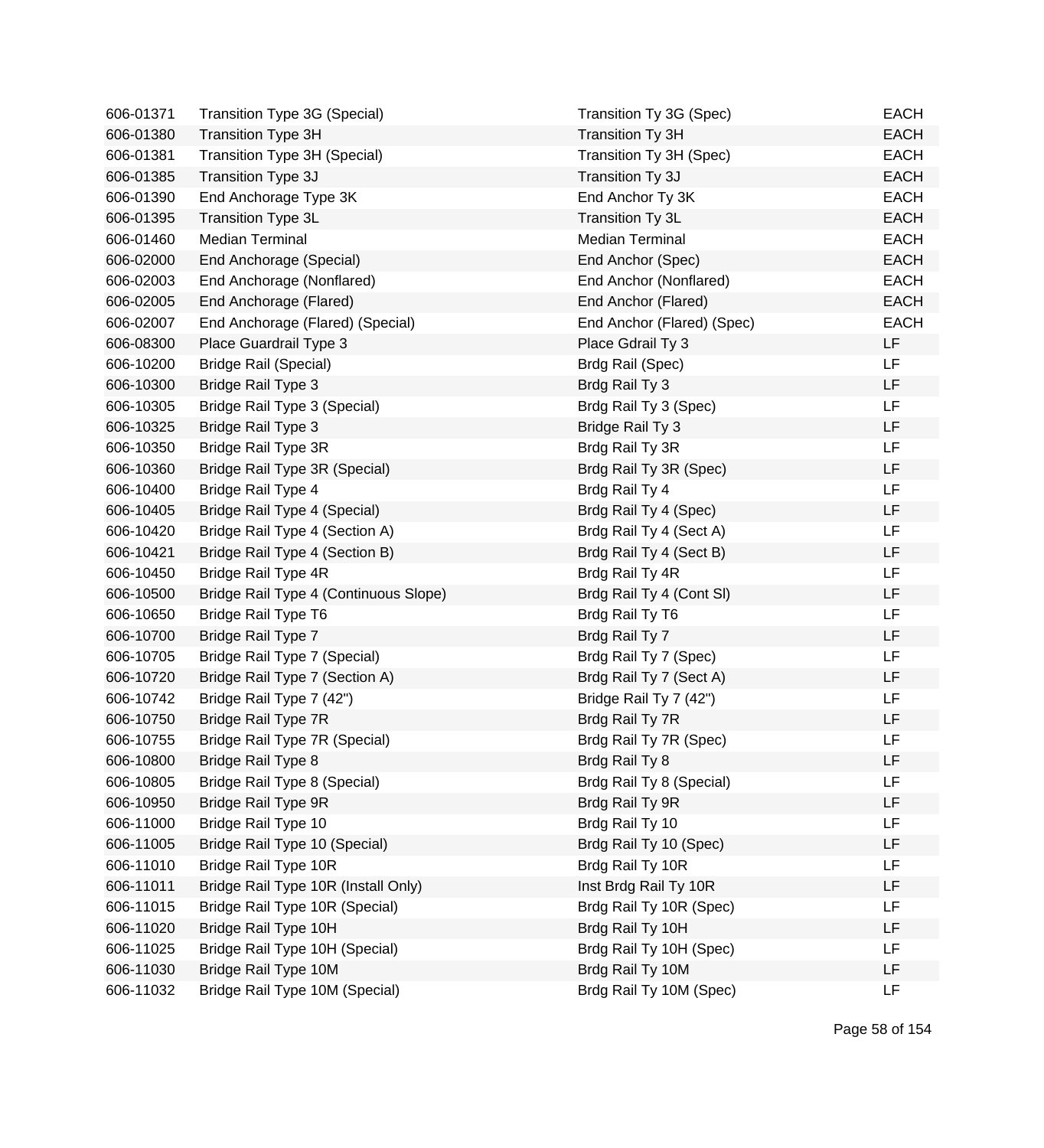| | | | |
|---|---|---|---|
| 606-01371 | Transition Type 3G (Special) | Transition Ty 3G (Spec) | EACH |
| 606-01380 | Transition Type 3H | Transition Ty 3H | EACH |
| 606-01381 | Transition Type 3H (Special) | Transition Ty 3H (Spec) | EACH |
| 606-01385 | Transition Type 3J | Transition Ty 3J | EACH |
| 606-01390 | End Anchorage Type 3K | End Anchor Ty 3K | EACH |
| 606-01395 | Transition Type 3L | Transition Ty 3L | EACH |
| 606-01460 | Median Terminal | Median Terminal | EACH |
| 606-02000 | End Anchorage (Special) | End Anchor (Spec) | EACH |
| 606-02003 | End Anchorage (Nonflared) | End Anchor (Nonflared) | EACH |
| 606-02005 | End Anchorage (Flared) | End Anchor (Flared) | EACH |
| 606-02007 | End Anchorage (Flared) (Special) | End Anchor (Flared) (Spec) | EACH |
| 606-08300 | Place Guardrail Type 3 | Place Gdrail Ty 3 | LF |
| 606-10200 | Bridge Rail (Special) | Brdg Rail (Spec) | LF |
| 606-10300 | Bridge Rail Type 3 | Brdg Rail Ty 3 | LF |
| 606-10305 | Bridge Rail Type 3 (Special) | Brdg Rail Ty 3 (Spec) | LF |
| 606-10325 | Bridge Rail Type 3 | Bridge Rail Ty 3 | LF |
| 606-10350 | Bridge Rail Type 3R | Brdg Rail Ty 3R | LF |
| 606-10360 | Bridge Rail Type 3R (Special) | Brdg Rail Ty 3R (Spec) | LF |
| 606-10400 | Bridge Rail Type 4 | Brdg Rail Ty 4 | LF |
| 606-10405 | Bridge Rail Type 4 (Special) | Brdg Rail Ty 4 (Spec) | LF |
| 606-10420 | Bridge Rail Type 4 (Section A) | Brdg Rail Ty 4 (Sect A) | LF |
| 606-10421 | Bridge Rail Type 4 (Section B) | Brdg Rail Ty 4 (Sect B) | LF |
| 606-10450 | Bridge Rail Type 4R | Brdg Rail Ty 4R | LF |
| 606-10500 | Bridge Rail Type 4 (Continuous Slope) | Brdg Rail Ty 4 (Cont Sl) | LF |
| 606-10650 | Bridge Rail Type T6 | Brdg Rail Ty T6 | LF |
| 606-10700 | Bridge Rail Type 7 | Brdg Rail Ty 7 | LF |
| 606-10705 | Bridge Rail Type 7 (Special) | Brdg Rail Ty 7 (Spec) | LF |
| 606-10720 | Bridge Rail Type 7 (Section A) | Brdg Rail Ty 7 (Sect A) | LF |
| 606-10742 | Bridge Rail Type 7 (42") | Bridge Rail Ty 7 (42") | LF |
| 606-10750 | Bridge Rail Type 7R | Brdg Rail Ty 7R | LF |
| 606-10755 | Bridge Rail Type 7R (Special) | Brdg Rail Ty 7R (Spec) | LF |
| 606-10800 | Bridge Rail Type 8 | Brdg Rail Ty 8 | LF |
| 606-10805 | Bridge Rail Type 8 (Special) | Brdg Rail Ty 8 (Special) | LF |
| 606-10950 | Bridge Rail Type 9R | Brdg Rail Ty 9R | LF |
| 606-11000 | Bridge Rail Type 10 | Brdg Rail Ty 10 | LF |
| 606-11005 | Bridge Rail Type 10 (Special) | Brdg Rail Ty 10 (Spec) | LF |
| 606-11010 | Bridge Rail Type 10R | Brdg Rail Ty 10R | LF |
| 606-11011 | Bridge Rail Type 10R (Install Only) | Inst Brdg Rail Ty 10R | LF |
| 606-11015 | Bridge Rail Type 10R (Special) | Brdg Rail Ty 10R (Spec) | LF |
| 606-11020 | Bridge Rail Type 10H | Brdg Rail Ty 10H | LF |
| 606-11025 | Bridge Rail Type 10H (Special) | Brdg Rail Ty 10H (Spec) | LF |
| 606-11030 | Bridge Rail Type 10M | Brdg Rail Ty 10M | LF |
| 606-11032 | Bridge Rail Type 10M (Special) | Brdg Rail Ty 10M (Spec) | LF |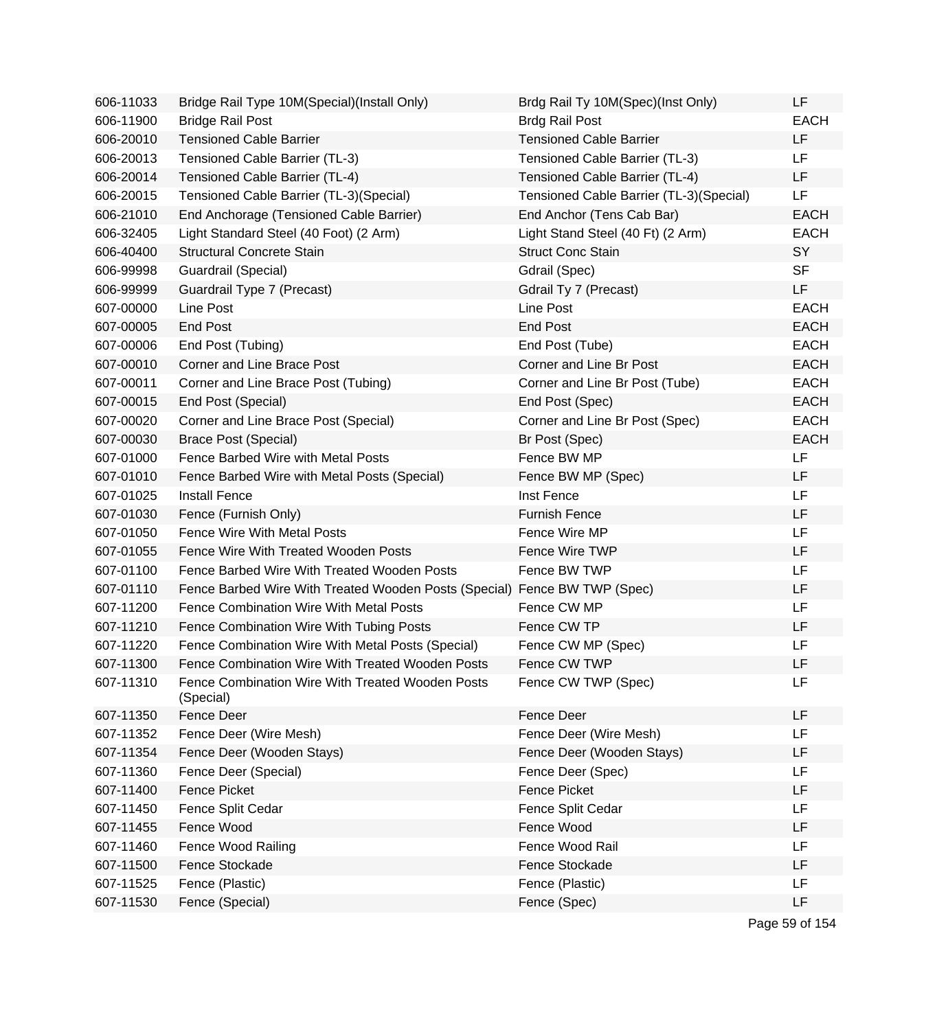| | | | |
|---|---|---|---|
| 606-11033 | Bridge Rail Type 10M(Special)(Install Only) | Brdg Rail Ty 10M(Spec)(Inst Only) | LF |
| 606-11900 | Bridge Rail Post | Brdg Rail Post | EACH |
| 606-20010 | Tensioned Cable Barrier | Tensioned Cable Barrier | LF |
| 606-20013 | Tensioned Cable Barrier (TL-3) | Tensioned Cable Barrier (TL-3) | LF |
| 606-20014 | Tensioned Cable Barrier (TL-4) | Tensioned Cable Barrier (TL-4) | LF |
| 606-20015 | Tensioned Cable Barrier (TL-3)(Special) | Tensioned Cable Barrier (TL-3)(Special) | LF |
| 606-21010 | End Anchorage (Tensioned Cable Barrier) | End Anchor (Tens Cab Bar) | EACH |
| 606-32405 | Light Standard Steel (40 Foot) (2 Arm) | Light Stand Steel (40 Ft) (2 Arm) | EACH |
| 606-40400 | Structural Concrete Stain | Struct Conc Stain | SY |
| 606-99998 | Guardrail (Special) | Gdrail (Spec) | SF |
| 606-99999 | Guardrail Type 7 (Precast) | Gdrail Ty 7 (Precast) | LF |
| 607-00000 | Line Post | Line Post | EACH |
| 607-00005 | End Post | End Post | EACH |
| 607-00006 | End Post (Tubing) | End Post (Tube) | EACH |
| 607-00010 | Corner and Line Brace Post | Corner and Line Br Post | EACH |
| 607-00011 | Corner and Line Brace Post (Tubing) | Corner and Line Br Post (Tube) | EACH |
| 607-00015 | End Post (Special) | End Post (Spec) | EACH |
| 607-00020 | Corner and Line Brace Post (Special) | Corner and Line Br Post (Spec) | EACH |
| 607-00030 | Brace Post (Special) | Br Post (Spec) | EACH |
| 607-01000 | Fence Barbed Wire with Metal Posts | Fence BW MP | LF |
| 607-01010 | Fence Barbed Wire with Metal Posts (Special) | Fence BW MP (Spec) | LF |
| 607-01025 | Install Fence | Inst Fence | LF |
| 607-01030 | Fence (Furnish Only) | Furnish Fence | LF |
| 607-01050 | Fence Wire With Metal Posts | Fence Wire MP | LF |
| 607-01055 | Fence Wire With Treated Wooden Posts | Fence Wire TWP | LF |
| 607-01100 | Fence Barbed Wire With Treated Wooden Posts | Fence BW TWP | LF |
| 607-01110 | Fence Barbed Wire With Treated Wooden Posts (Special) | Fence BW TWP (Spec) | LF |
| 607-11200 | Fence Combination Wire With Metal Posts | Fence CW MP | LF |
| 607-11210 | Fence Combination Wire With Tubing Posts | Fence CW TP | LF |
| 607-11220 | Fence Combination Wire With Metal Posts (Special) | Fence CW MP (Spec) | LF |
| 607-11300 | Fence Combination Wire With Treated Wooden Posts | Fence CW TWP | LF |
| 607-11310 | Fence Combination Wire With Treated Wooden Posts (Special) | Fence CW TWP (Spec) | LF |
| 607-11350 | Fence Deer | Fence Deer | LF |
| 607-11352 | Fence Deer (Wire Mesh) | Fence Deer (Wire Mesh) | LF |
| 607-11354 | Fence Deer (Wooden Stays) | Fence Deer (Wooden Stays) | LF |
| 607-11360 | Fence Deer (Special) | Fence Deer (Spec) | LF |
| 607-11400 | Fence Picket | Fence Picket | LF |
| 607-11450 | Fence Split Cedar | Fence Split Cedar | LF |
| 607-11455 | Fence Wood | Fence Wood | LF |
| 607-11460 | Fence Wood Railing | Fence Wood Rail | LF |
| 607-11500 | Fence Stockade | Fence Stockade | LF |
| 607-11525 | Fence (Plastic) | Fence (Plastic) | LF |
| 607-11530 | Fence (Special) | Fence (Spec) | LF |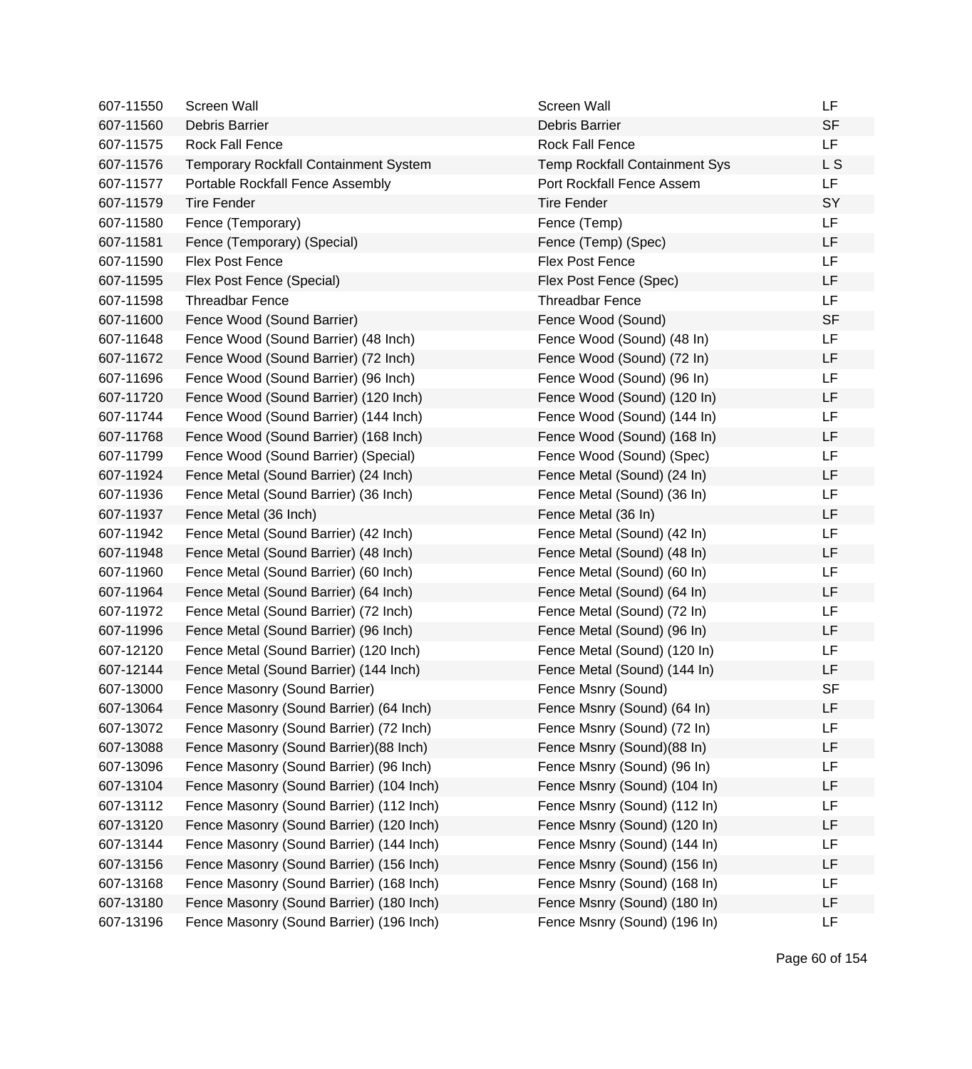| | | | |
|---|---|---|---|
| 607-11550 | Screen Wall | Screen Wall | LF |
| 607-11560 | Debris Barrier | Debris Barrier | SF |
| 607-11575 | Rock Fall Fence | Rock Fall Fence | LF |
| 607-11576 | Temporary Rockfall Containment System | Temp Rockfall Containment Sys | L S |
| 607-11577 | Portable Rockfall Fence Assembly | Port Rockfall Fence Assem | LF |
| 607-11579 | Tire Fender | Tire Fender | SY |
| 607-11580 | Fence (Temporary) | Fence (Temp) | LF |
| 607-11581 | Fence (Temporary) (Special) | Fence (Temp) (Spec) | LF |
| 607-11590 | Flex Post Fence | Flex Post Fence | LF |
| 607-11595 | Flex Post Fence (Special) | Flex Post Fence (Spec) | LF |
| 607-11598 | Threadbar Fence | Threadbar Fence | LF |
| 607-11600 | Fence Wood (Sound Barrier) | Fence Wood (Sound) | SF |
| 607-11648 | Fence Wood (Sound Barrier) (48 Inch) | Fence Wood (Sound) (48 In) | LF |
| 607-11672 | Fence Wood (Sound Barrier) (72 Inch) | Fence Wood (Sound) (72 In) | LF |
| 607-11696 | Fence Wood (Sound Barrier) (96 Inch) | Fence Wood (Sound) (96 In) | LF |
| 607-11720 | Fence Wood (Sound Barrier) (120 Inch) | Fence Wood (Sound) (120 In) | LF |
| 607-11744 | Fence Wood (Sound Barrier) (144 Inch) | Fence Wood (Sound) (144 In) | LF |
| 607-11768 | Fence Wood (Sound Barrier) (168 Inch) | Fence Wood (Sound) (168 In) | LF |
| 607-11799 | Fence Wood (Sound Barrier) (Special) | Fence Wood (Sound) (Spec) | LF |
| 607-11924 | Fence Metal (Sound Barrier) (24 Inch) | Fence Metal (Sound) (24 In) | LF |
| 607-11936 | Fence Metal (Sound Barrier) (36 Inch) | Fence Metal (Sound) (36 In) | LF |
| 607-11937 | Fence Metal (36 Inch) | Fence Metal (36 In) | LF |
| 607-11942 | Fence Metal (Sound Barrier) (42 Inch) | Fence Metal (Sound) (42 In) | LF |
| 607-11948 | Fence Metal (Sound Barrier) (48 Inch) | Fence Metal (Sound) (48 In) | LF |
| 607-11960 | Fence Metal (Sound Barrier) (60 Inch) | Fence Metal (Sound) (60 In) | LF |
| 607-11964 | Fence Metal (Sound Barrier) (64 Inch) | Fence Metal (Sound) (64 In) | LF |
| 607-11972 | Fence Metal (Sound Barrier) (72 Inch) | Fence Metal (Sound) (72 In) | LF |
| 607-11996 | Fence Metal (Sound Barrier) (96 Inch) | Fence Metal (Sound) (96 In) | LF |
| 607-12120 | Fence Metal (Sound Barrier) (120 Inch) | Fence Metal (Sound) (120 In) | LF |
| 607-12144 | Fence Metal (Sound Barrier) (144 Inch) | Fence Metal (Sound) (144 In) | LF |
| 607-13000 | Fence Masonry (Sound Barrier) | Fence Msnry (Sound) | SF |
| 607-13064 | Fence Masonry (Sound Barrier) (64 Inch) | Fence Msnry (Sound) (64 In) | LF |
| 607-13072 | Fence Masonry (Sound Barrier) (72 Inch) | Fence Msnry (Sound) (72 In) | LF |
| 607-13088 | Fence Masonry (Sound Barrier)(88 Inch) | Fence Msnry (Sound)(88 In) | LF |
| 607-13096 | Fence Masonry (Sound Barrier) (96 Inch) | Fence Msnry (Sound) (96 In) | LF |
| 607-13104 | Fence Masonry (Sound Barrier) (104 Inch) | Fence Msnry (Sound) (104 In) | LF |
| 607-13112 | Fence Masonry (Sound Barrier) (112 Inch) | Fence Msnry (Sound) (112 In) | LF |
| 607-13120 | Fence Masonry (Sound Barrier) (120 Inch) | Fence Msnry (Sound) (120 In) | LF |
| 607-13144 | Fence Masonry (Sound Barrier) (144 Inch) | Fence Msnry (Sound) (144 In) | LF |
| 607-13156 | Fence Masonry (Sound Barrier) (156 Inch) | Fence Msnry (Sound) (156 In) | LF |
| 607-13168 | Fence Masonry (Sound Barrier) (168 Inch) | Fence Msnry (Sound) (168 In) | LF |
| 607-13180 | Fence Masonry (Sound Barrier) (180 Inch) | Fence Msnry (Sound) (180 In) | LF |
| 607-13196 | Fence Masonry (Sound Barrier) (196 Inch) | Fence Msnry (Sound) (196 In) | LF |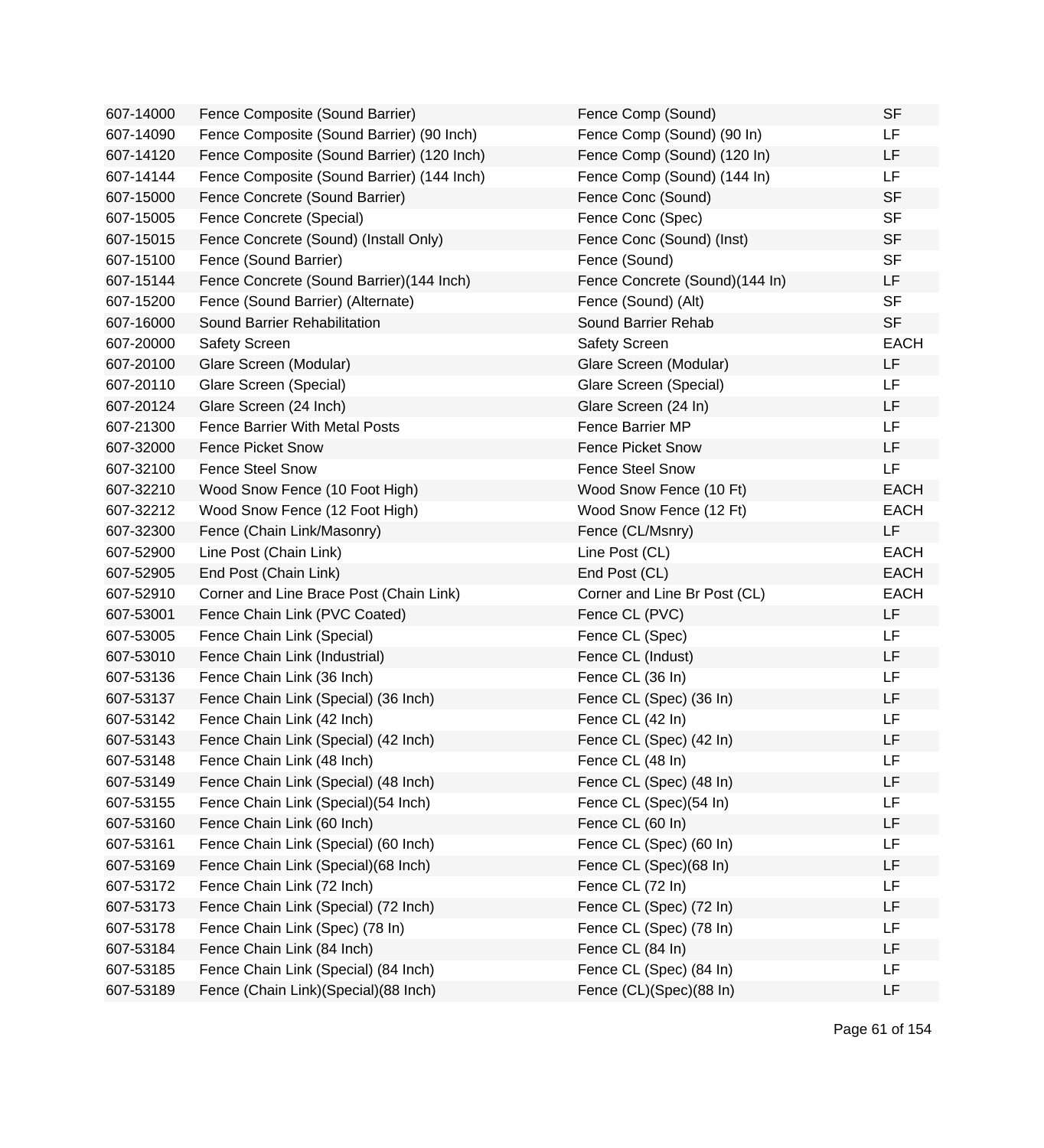| | | | |
|---|---|---|---|
| 607-14000 | Fence Composite (Sound Barrier) | Fence Comp (Sound) | SF |
| 607-14090 | Fence Composite (Sound Barrier) (90 Inch) | Fence Comp (Sound) (90 In) | LF |
| 607-14120 | Fence Composite (Sound Barrier) (120 Inch) | Fence Comp (Sound) (120 In) | LF |
| 607-14144 | Fence Composite (Sound Barrier) (144 Inch) | Fence Comp (Sound) (144 In) | LF |
| 607-15000 | Fence Concrete (Sound Barrier) | Fence Conc (Sound) | SF |
| 607-15005 | Fence Concrete (Special) | Fence Conc (Spec) | SF |
| 607-15015 | Fence Concrete (Sound) (Install Only) | Fence Conc (Sound) (Inst) | SF |
| 607-15100 | Fence (Sound Barrier) | Fence (Sound) | SF |
| 607-15144 | Fence Concrete (Sound Barrier)(144 Inch) | Fence Concrete (Sound)(144 In) | LF |
| 607-15200 | Fence (Sound Barrier) (Alternate) | Fence (Sound) (Alt) | SF |
| 607-16000 | Sound Barrier Rehabilitation | Sound Barrier Rehab | SF |
| 607-20000 | Safety Screen | Safety Screen | EACH |
| 607-20100 | Glare Screen (Modular) | Glare Screen (Modular) | LF |
| 607-20110 | Glare Screen (Special) | Glare Screen (Special) | LF |
| 607-20124 | Glare Screen (24 Inch) | Glare Screen (24 In) | LF |
| 607-21300 | Fence Barrier With Metal Posts | Fence Barrier MP | LF |
| 607-32000 | Fence Picket Snow | Fence Picket Snow | LF |
| 607-32100 | Fence Steel Snow | Fence Steel Snow | LF |
| 607-32210 | Wood Snow Fence (10 Foot High) | Wood Snow Fence (10 Ft) | EACH |
| 607-32212 | Wood Snow Fence (12 Foot High) | Wood Snow Fence (12 Ft) | EACH |
| 607-32300 | Fence (Chain Link/Masonry) | Fence (CL/Msnry) | LF |
| 607-52900 | Line Post (Chain Link) | Line Post (CL) | EACH |
| 607-52905 | End Post (Chain Link) | End Post (CL) | EACH |
| 607-52910 | Corner and Line Brace Post (Chain Link) | Corner and Line Br Post (CL) | EACH |
| 607-53001 | Fence Chain Link (PVC Coated) | Fence CL (PVC) | LF |
| 607-53005 | Fence Chain Link (Special) | Fence CL (Spec) | LF |
| 607-53010 | Fence Chain Link (Industrial) | Fence CL (Indust) | LF |
| 607-53136 | Fence Chain Link (36 Inch) | Fence CL (36 In) | LF |
| 607-53137 | Fence Chain Link (Special) (36 Inch) | Fence CL (Spec) (36 In) | LF |
| 607-53142 | Fence Chain Link (42 Inch) | Fence CL (42 In) | LF |
| 607-53143 | Fence Chain Link (Special) (42 Inch) | Fence CL (Spec) (42 In) | LF |
| 607-53148 | Fence Chain Link (48 Inch) | Fence CL (48 In) | LF |
| 607-53149 | Fence Chain Link (Special) (48 Inch) | Fence CL (Spec) (48 In) | LF |
| 607-53155 | Fence Chain Link (Special)(54 Inch) | Fence CL (Spec)(54 In) | LF |
| 607-53160 | Fence Chain Link (60 Inch) | Fence CL (60 In) | LF |
| 607-53161 | Fence Chain Link (Special) (60 Inch) | Fence CL (Spec) (60 In) | LF |
| 607-53169 | Fence Chain Link (Special)(68 Inch) | Fence CL (Spec)(68 In) | LF |
| 607-53172 | Fence Chain Link (72 Inch) | Fence CL (72 In) | LF |
| 607-53173 | Fence Chain Link (Special) (72 Inch) | Fence CL (Spec) (72 In) | LF |
| 607-53178 | Fence Chain Link (Spec) (78 In) | Fence CL (Spec) (78 In) | LF |
| 607-53184 | Fence Chain Link (84 Inch) | Fence CL (84 In) | LF |
| 607-53185 | Fence Chain Link (Special) (84 Inch) | Fence CL (Spec) (84 In) | LF |
| 607-53189 | Fence (Chain Link)(Special)(88 Inch) | Fence (CL)(Spec)(88 In) | LF |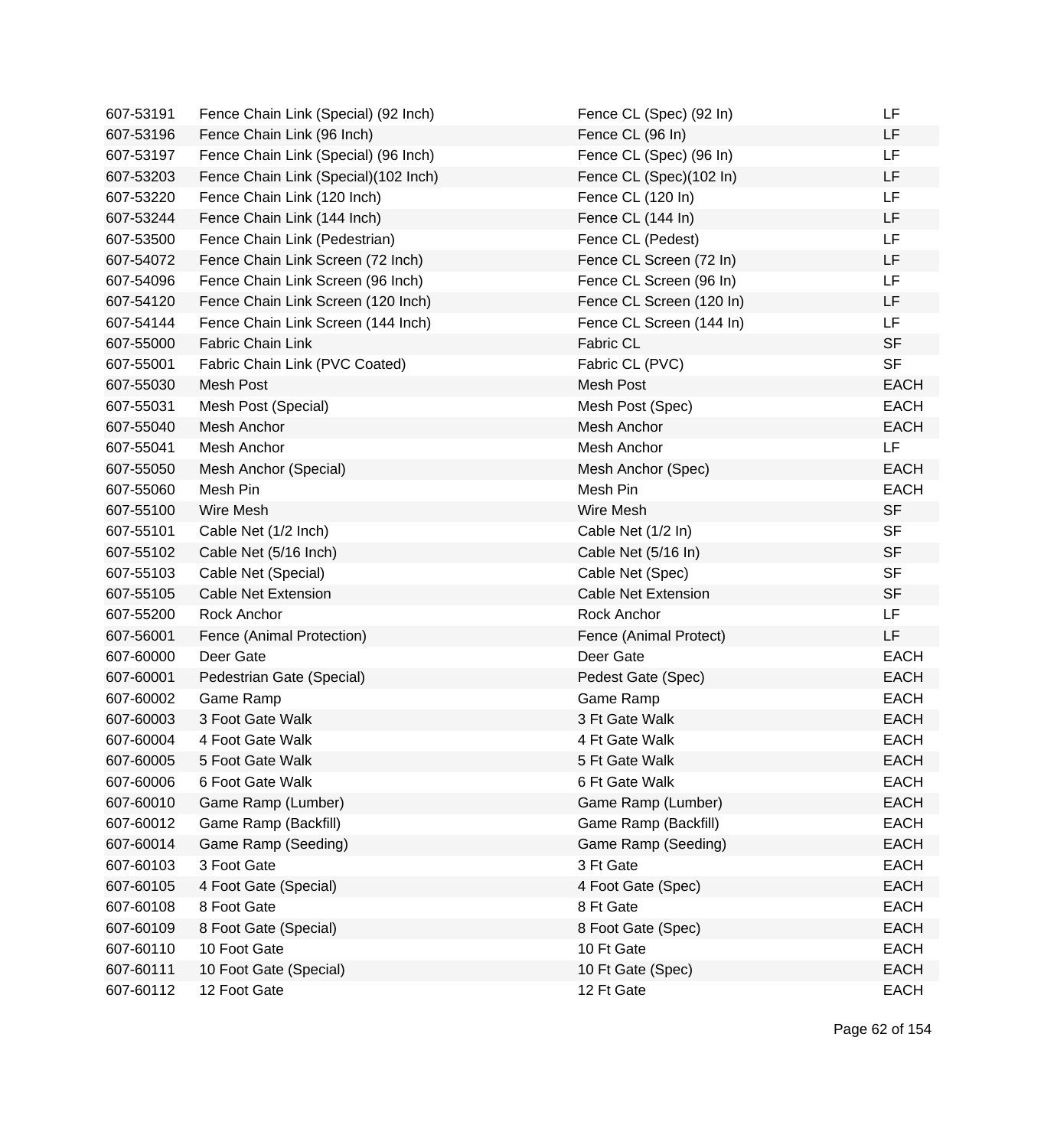| | | | |
|---|---|---|---|
| 607-53191 | Fence Chain Link (Special) (92 Inch) | Fence CL (Spec) (92 In) | LF |
| 607-53196 | Fence Chain Link (96 Inch) | Fence CL (96 In) | LF |
| 607-53197 | Fence Chain Link (Special) (96 Inch) | Fence CL (Spec) (96 In) | LF |
| 607-53203 | Fence Chain Link (Special)(102 Inch) | Fence CL (Spec)(102 In) | LF |
| 607-53220 | Fence Chain Link (120 Inch) | Fence CL (120 In) | LF |
| 607-53244 | Fence Chain Link (144 Inch) | Fence CL (144 In) | LF |
| 607-53500 | Fence Chain Link (Pedestrian) | Fence CL (Pedest) | LF |
| 607-54072 | Fence Chain Link Screen (72 Inch) | Fence CL Screen (72 In) | LF |
| 607-54096 | Fence Chain Link Screen (96 Inch) | Fence CL Screen (96 In) | LF |
| 607-54120 | Fence Chain Link Screen (120 Inch) | Fence CL Screen (120 In) | LF |
| 607-54144 | Fence Chain Link Screen (144 Inch) | Fence CL Screen (144 In) | LF |
| 607-55000 | Fabric Chain Link | Fabric CL | SF |
| 607-55001 | Fabric Chain Link (PVC Coated) | Fabric CL (PVC) | SF |
| 607-55030 | Mesh Post | Mesh Post | EACH |
| 607-55031 | Mesh Post (Special) | Mesh Post (Spec) | EACH |
| 607-55040 | Mesh Anchor | Mesh Anchor | EACH |
| 607-55041 | Mesh Anchor | Mesh Anchor | LF |
| 607-55050 | Mesh Anchor (Special) | Mesh Anchor (Spec) | EACH |
| 607-55060 | Mesh Pin | Mesh Pin | EACH |
| 607-55100 | Wire Mesh | Wire Mesh | SF |
| 607-55101 | Cable Net (1/2 Inch) | Cable Net (1/2 In) | SF |
| 607-55102 | Cable Net (5/16 Inch) | Cable Net (5/16 In) | SF |
| 607-55103 | Cable Net (Special) | Cable Net (Spec) | SF |
| 607-55105 | Cable Net Extension | Cable Net Extension | SF |
| 607-55200 | Rock Anchor | Rock Anchor | LF |
| 607-56001 | Fence (Animal Protection) | Fence (Animal Protect) | LF |
| 607-60000 | Deer Gate | Deer Gate | EACH |
| 607-60001 | Pedestrian Gate (Special) | Pedest Gate (Spec) | EACH |
| 607-60002 | Game Ramp | Game Ramp | EACH |
| 607-60003 | 3 Foot Gate Walk | 3 Ft Gate Walk | EACH |
| 607-60004 | 4 Foot Gate Walk | 4 Ft Gate Walk | EACH |
| 607-60005 | 5 Foot Gate Walk | 5 Ft Gate Walk | EACH |
| 607-60006 | 6 Foot Gate Walk | 6 Ft Gate Walk | EACH |
| 607-60010 | Game Ramp (Lumber) | Game Ramp (Lumber) | EACH |
| 607-60012 | Game Ramp (Backfill) | Game Ramp (Backfill) | EACH |
| 607-60014 | Game Ramp (Seeding) | Game Ramp (Seeding) | EACH |
| 607-60103 | 3 Foot Gate | 3 Ft Gate | EACH |
| 607-60105 | 4 Foot Gate (Special) | 4 Foot Gate (Spec) | EACH |
| 607-60108 | 8 Foot Gate | 8 Ft Gate | EACH |
| 607-60109 | 8 Foot Gate (Special) | 8 Foot Gate (Spec) | EACH |
| 607-60110 | 10 Foot Gate | 10 Ft Gate | EACH |
| 607-60111 | 10 Foot Gate (Special) | 10 Ft Gate (Spec) | EACH |
| 607-60112 | 12 Foot Gate | 12 Ft Gate | EACH |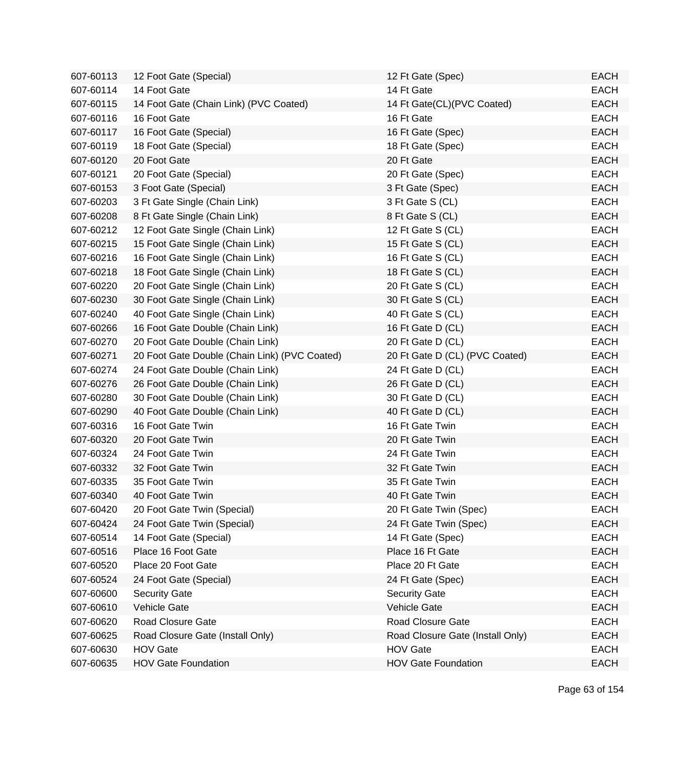| | | | |
|---|---|---|---|
| 607-60113 | 12 Foot Gate (Special) | 12 Ft Gate (Spec) | EACH |
| 607-60114 | 14 Foot Gate | 14 Ft Gate | EACH |
| 607-60115 | 14 Foot Gate (Chain Link) (PVC Coated) | 14 Ft Gate(CL)(PVC Coated) | EACH |
| 607-60116 | 16 Foot Gate | 16 Ft Gate | EACH |
| 607-60117 | 16 Foot Gate (Special) | 16 Ft Gate (Spec) | EACH |
| 607-60119 | 18 Foot Gate (Special) | 18 Ft Gate (Spec) | EACH |
| 607-60120 | 20 Foot Gate | 20 Ft Gate | EACH |
| 607-60121 | 20 Foot Gate (Special) | 20 Ft Gate (Spec) | EACH |
| 607-60153 | 3 Foot Gate (Special) | 3 Ft Gate (Spec) | EACH |
| 607-60203 | 3 Ft Gate Single (Chain Link) | 3 Ft Gate S (CL) | EACH |
| 607-60208 | 8 Ft Gate Single (Chain Link) | 8 Ft Gate S (CL) | EACH |
| 607-60212 | 12 Foot Gate Single (Chain Link) | 12 Ft Gate S (CL) | EACH |
| 607-60215 | 15 Foot Gate Single (Chain Link) | 15 Ft Gate S (CL) | EACH |
| 607-60216 | 16 Foot Gate Single (Chain Link) | 16 Ft Gate S (CL) | EACH |
| 607-60218 | 18 Foot Gate Single (Chain Link) | 18 Ft Gate S (CL) | EACH |
| 607-60220 | 20 Foot Gate Single (Chain Link) | 20 Ft Gate S (CL) | EACH |
| 607-60230 | 30 Foot Gate Single (Chain Link) | 30 Ft Gate S (CL) | EACH |
| 607-60240 | 40 Foot Gate Single (Chain Link) | 40 Ft Gate S (CL) | EACH |
| 607-60266 | 16 Foot Gate Double (Chain Link) | 16 Ft Gate D (CL) | EACH |
| 607-60270 | 20 Foot Gate Double (Chain Link) | 20 Ft Gate D (CL) | EACH |
| 607-60271 | 20 Foot Gate Double (Chain Link) (PVC Coated) | 20 Ft Gate D (CL) (PVC Coated) | EACH |
| 607-60274 | 24 Foot Gate Double (Chain Link) | 24 Ft Gate D (CL) | EACH |
| 607-60276 | 26 Foot Gate Double (Chain Link) | 26 Ft Gate D (CL) | EACH |
| 607-60280 | 30 Foot Gate Double (Chain Link) | 30 Ft Gate D (CL) | EACH |
| 607-60290 | 40 Foot Gate Double (Chain Link) | 40 Ft Gate D (CL) | EACH |
| 607-60316 | 16 Foot Gate Twin | 16 Ft Gate Twin | EACH |
| 607-60320 | 20 Foot Gate Twin | 20 Ft Gate Twin | EACH |
| 607-60324 | 24 Foot Gate Twin | 24 Ft Gate Twin | EACH |
| 607-60332 | 32 Foot Gate Twin | 32 Ft Gate Twin | EACH |
| 607-60335 | 35 Foot Gate Twin | 35 Ft Gate Twin | EACH |
| 607-60340 | 40 Foot Gate Twin | 40 Ft Gate Twin | EACH |
| 607-60420 | 20 Foot Gate Twin (Special) | 20 Ft Gate Twin (Spec) | EACH |
| 607-60424 | 24 Foot Gate Twin (Special) | 24 Ft Gate Twin (Spec) | EACH |
| 607-60514 | 14 Foot Gate (Special) | 14 Ft Gate (Spec) | EACH |
| 607-60516 | Place 16 Foot Gate | Place 16 Ft Gate | EACH |
| 607-60520 | Place 20 Foot Gate | Place 20 Ft Gate | EACH |
| 607-60524 | 24 Foot Gate (Special) | 24 Ft Gate (Spec) | EACH |
| 607-60600 | Security Gate | Security Gate | EACH |
| 607-60610 | Vehicle Gate | Vehicle Gate | EACH |
| 607-60620 | Road Closure Gate | Road Closure Gate | EACH |
| 607-60625 | Road Closure Gate (Install Only) | Road Closure Gate (Install Only) | EACH |
| 607-60630 | HOV Gate | HOV Gate | EACH |
| 607-60635 | HOV Gate Foundation | HOV Gate Foundation | EACH |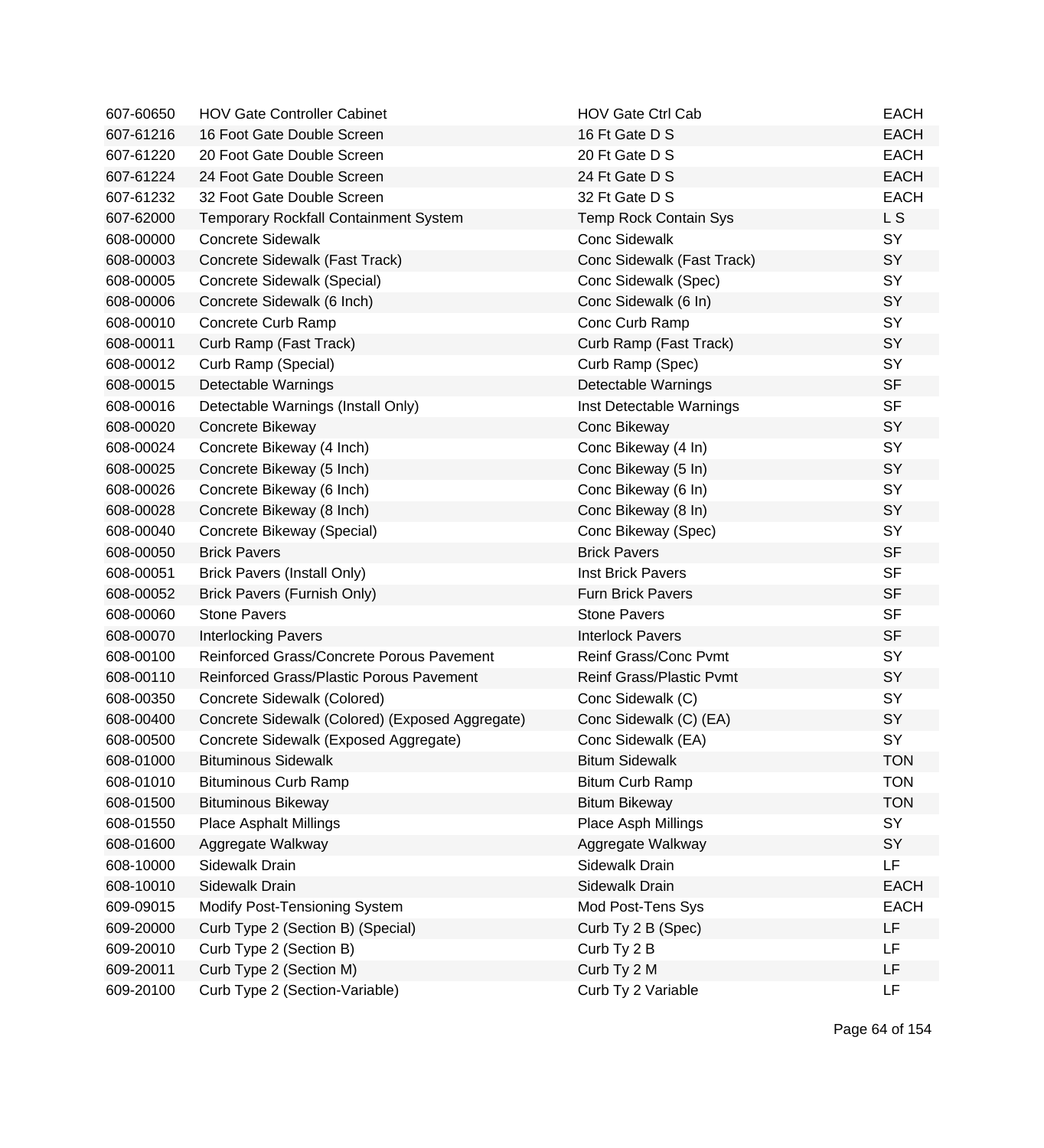| | | | |
|---|---|---|---|
| 607-60650 | HOV Gate Controller Cabinet | HOV Gate Ctrl Cab | EACH |
| 607-61216 | 16 Foot Gate Double Screen | 16 Ft Gate D S | EACH |
| 607-61220 | 20 Foot Gate Double Screen | 20 Ft Gate D S | EACH |
| 607-61224 | 24 Foot Gate Double Screen | 24 Ft Gate D S | EACH |
| 607-61232 | 32 Foot Gate Double Screen | 32 Ft Gate D S | EACH |
| 607-62000 | Temporary Rockfall Containment System | Temp Rock Contain Sys | L S |
| 608-00000 | Concrete Sidewalk | Conc Sidewalk | SY |
| 608-00003 | Concrete Sidewalk (Fast Track) | Conc Sidewalk (Fast Track) | SY |
| 608-00005 | Concrete Sidewalk (Special) | Conc Sidewalk (Spec) | SY |
| 608-00006 | Concrete Sidewalk (6 Inch) | Conc Sidewalk (6 In) | SY |
| 608-00010 | Concrete Curb Ramp | Conc Curb Ramp | SY |
| 608-00011 | Curb Ramp (Fast Track) | Curb Ramp (Fast Track) | SY |
| 608-00012 | Curb Ramp (Special) | Curb Ramp (Spec) | SY |
| 608-00015 | Detectable Warnings | Detectable Warnings | SF |
| 608-00016 | Detectable Warnings (Install Only) | Inst Detectable Warnings | SF |
| 608-00020 | Concrete Bikeway | Conc Bikeway | SY |
| 608-00024 | Concrete Bikeway (4 Inch) | Conc Bikeway (4 In) | SY |
| 608-00025 | Concrete Bikeway (5 Inch) | Conc Bikeway (5 In) | SY |
| 608-00026 | Concrete Bikeway (6 Inch) | Conc Bikeway (6 In) | SY |
| 608-00028 | Concrete Bikeway (8 Inch) | Conc Bikeway (8 In) | SY |
| 608-00040 | Concrete Bikeway (Special) | Conc Bikeway (Spec) | SY |
| 608-00050 | Brick Pavers | Brick Pavers | SF |
| 608-00051 | Brick Pavers (Install Only) | Inst Brick Pavers | SF |
| 608-00052 | Brick Pavers (Furnish Only) | Furn Brick Pavers | SF |
| 608-00060 | Stone Pavers | Stone Pavers | SF |
| 608-00070 | Interlocking Pavers | Interlock Pavers | SF |
| 608-00100 | Reinforced Grass/Concrete Porous Pavement | Reinf Grass/Conc Pvmt | SY |
| 608-00110 | Reinforced Grass/Plastic Porous Pavement | Reinf Grass/Plastic Pvmt | SY |
| 608-00350 | Concrete Sidewalk (Colored) | Conc Sidewalk (C) | SY |
| 608-00400 | Concrete Sidewalk (Colored) (Exposed Aggregate) | Conc Sidewalk (C) (EA) | SY |
| 608-00500 | Concrete Sidewalk (Exposed Aggregate) | Conc Sidewalk (EA) | SY |
| 608-01000 | Bituminous Sidewalk | Bitum Sidewalk | TON |
| 608-01010 | Bituminous Curb Ramp | Bitum Curb Ramp | TON |
| 608-01500 | Bituminous Bikeway | Bitum Bikeway | TON |
| 608-01550 | Place Asphalt Millings | Place Asph Millings | SY |
| 608-01600 | Aggregate Walkway | Aggregate Walkway | SY |
| 608-10000 | Sidewalk Drain | Sidewalk Drain | LF |
| 608-10010 | Sidewalk Drain | Sidewalk Drain | EACH |
| 609-09015 | Modify Post-Tensioning System | Mod Post-Tens Sys | EACH |
| 609-20000 | Curb Type 2 (Section B) (Special) | Curb Ty 2 B (Spec) | LF |
| 609-20010 | Curb Type 2 (Section B) | Curb Ty 2 B | LF |
| 609-20011 | Curb Type 2 (Section M) | Curb Ty 2 M | LF |
| 609-20100 | Curb Type 2 (Section-Variable) | Curb Ty 2 Variable | LF |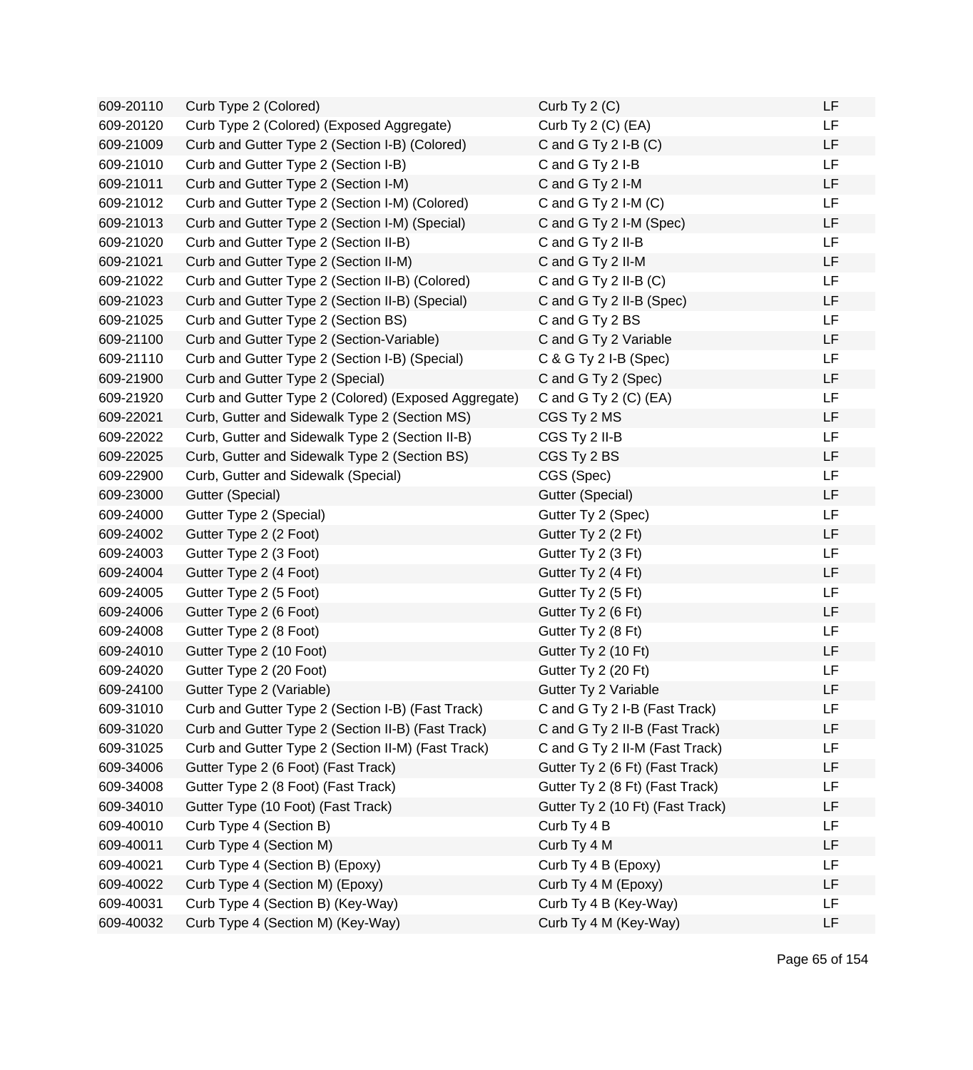| | | | |
|---|---|---|---|
| 609-20110 | Curb Type 2 (Colored) | Curb Ty 2 (C) | LF |
| 609-20120 | Curb Type 2 (Colored) (Exposed Aggregate) | Curb Ty 2 (C) (EA) | LF |
| 609-21009 | Curb and Gutter Type 2 (Section I-B) (Colored) | C and G Ty 2 I-B (C) | LF |
| 609-21010 | Curb and Gutter Type 2 (Section I-B) | C and G Ty 2 I-B | LF |
| 609-21011 | Curb and Gutter Type 2 (Section I-M) | C and G Ty 2 I-M | LF |
| 609-21012 | Curb and Gutter Type 2 (Section I-M) (Colored) | C and G Ty 2 I-M (C) | LF |
| 609-21013 | Curb and Gutter Type 2 (Section I-M) (Special) | C and G Ty 2 I-M (Spec) | LF |
| 609-21020 | Curb and Gutter Type 2 (Section II-B) | C and G Ty 2 II-B | LF |
| 609-21021 | Curb and Gutter Type 2 (Section II-M) | C and G Ty 2 II-M | LF |
| 609-21022 | Curb and Gutter Type 2 (Section II-B) (Colored) | C and G Ty 2 II-B (C) | LF |
| 609-21023 | Curb and Gutter Type 2 (Section II-B) (Special) | C and G Ty 2 II-B (Spec) | LF |
| 609-21025 | Curb and Gutter Type 2 (Section BS) | C and G Ty 2 BS | LF |
| 609-21100 | Curb and Gutter Type 2 (Section-Variable) | C and G Ty 2 Variable | LF |
| 609-21110 | Curb and Gutter Type 2 (Section I-B) (Special) | C & G Ty 2 I-B (Spec) | LF |
| 609-21900 | Curb and Gutter Type 2 (Special) | C and G Ty 2 (Spec) | LF |
| 609-21920 | Curb and Gutter Type 2 (Colored) (Exposed Aggregate) | C and G Ty 2 (C) (EA) | LF |
| 609-22021 | Curb, Gutter and Sidewalk Type 2 (Section MS) | CGS Ty 2 MS | LF |
| 609-22022 | Curb, Gutter and Sidewalk Type 2 (Section II-B) | CGS Ty 2 II-B | LF |
| 609-22025 | Curb, Gutter and Sidewalk Type 2 (Section BS) | CGS Ty 2 BS | LF |
| 609-22900 | Curb, Gutter and Sidewalk (Special) | CGS (Spec) | LF |
| 609-23000 | Gutter (Special) | Gutter (Special) | LF |
| 609-24000 | Gutter Type 2 (Special) | Gutter Ty 2 (Spec) | LF |
| 609-24002 | Gutter Type 2 (2 Foot) | Gutter Ty 2 (2 Ft) | LF |
| 609-24003 | Gutter Type 2 (3 Foot) | Gutter Ty 2 (3 Ft) | LF |
| 609-24004 | Gutter Type 2 (4 Foot) | Gutter Ty 2 (4 Ft) | LF |
| 609-24005 | Gutter Type 2 (5 Foot) | Gutter Ty 2 (5 Ft) | LF |
| 609-24006 | Gutter Type 2 (6 Foot) | Gutter Ty 2 (6 Ft) | LF |
| 609-24008 | Gutter Type 2 (8 Foot) | Gutter Ty 2 (8 Ft) | LF |
| 609-24010 | Gutter Type 2 (10 Foot) | Gutter Ty 2 (10 Ft) | LF |
| 609-24020 | Gutter Type 2 (20 Foot) | Gutter Ty 2 (20 Ft) | LF |
| 609-24100 | Gutter Type 2 (Variable) | Gutter Ty 2 Variable | LF |
| 609-31010 | Curb and Gutter Type 2 (Section I-B) (Fast Track) | C and G Ty 2 I-B (Fast Track) | LF |
| 609-31020 | Curb and Gutter Type 2 (Section II-B) (Fast Track) | C and G Ty 2 II-B (Fast Track) | LF |
| 609-31025 | Curb and Gutter Type 2 (Section II-M) (Fast Track) | C and G Ty 2 II-M (Fast Track) | LF |
| 609-34006 | Gutter Type 2 (6 Foot) (Fast Track) | Gutter Ty 2 (6 Ft) (Fast Track) | LF |
| 609-34008 | Gutter Type 2 (8 Foot) (Fast Track) | Gutter Ty 2 (8 Ft) (Fast Track) | LF |
| 609-34010 | Gutter Type (10 Foot) (Fast Track) | Gutter Ty 2 (10 Ft) (Fast Track) | LF |
| 609-40010 | Curb Type 4 (Section B) | Curb Ty 4 B | LF |
| 609-40011 | Curb Type 4 (Section M) | Curb Ty 4 M | LF |
| 609-40021 | Curb Type 4 (Section B) (Epoxy) | Curb Ty 4 B (Epoxy) | LF |
| 609-40022 | Curb Type 4 (Section M) (Epoxy) | Curb Ty 4 M (Epoxy) | LF |
| 609-40031 | Curb Type 4 (Section B) (Key-Way) | Curb Ty 4 B (Key-Way) | LF |
| 609-40032 | Curb Type 4 (Section M) (Key-Way) | Curb Ty 4 M (Key-Way) | LF |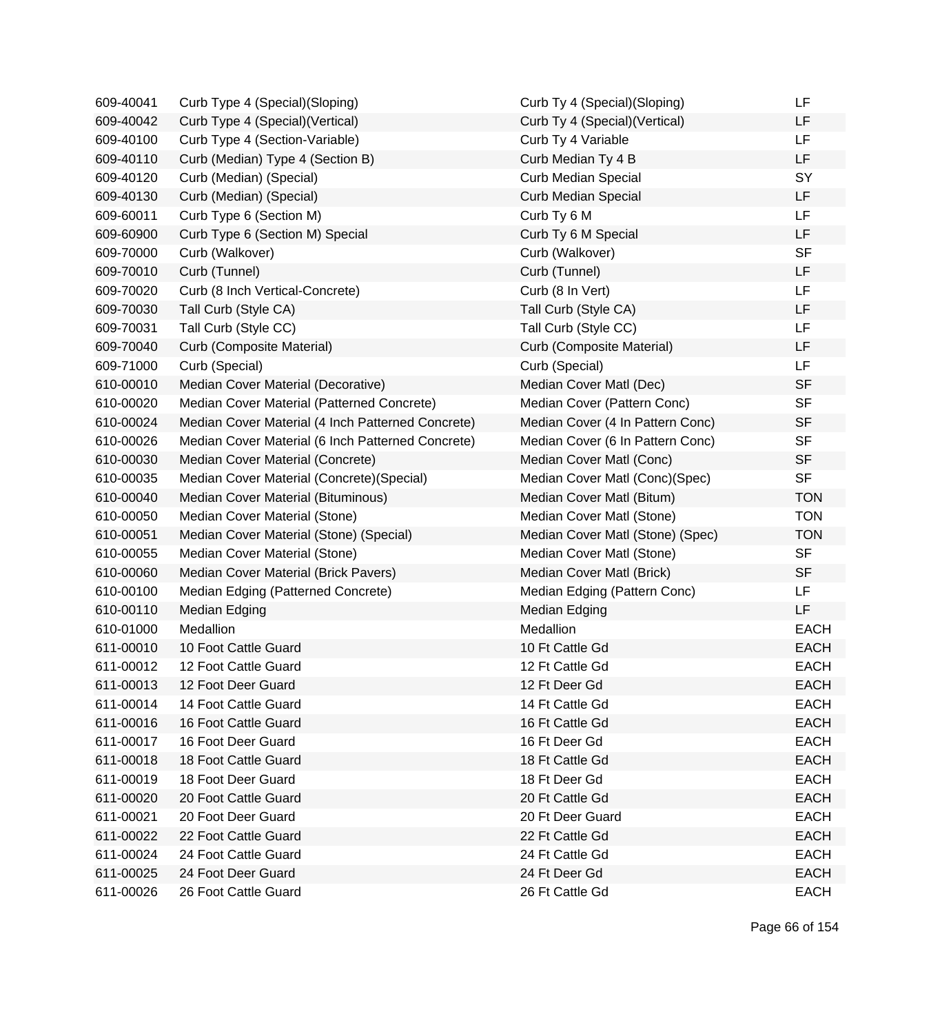| | | | |
|---|---|---|---|
| 609-40041 | Curb Type 4 (Special)(Sloping) | Curb Ty 4 (Special)(Sloping) | LF |
| 609-40042 | Curb Type 4 (Special)(Vertical) | Curb Ty 4 (Special)(Vertical) | LF |
| 609-40100 | Curb Type 4 (Section-Variable) | Curb Ty 4 Variable | LF |
| 609-40110 | Curb (Median) Type 4 (Section B) | Curb Median Ty 4 B | LF |
| 609-40120 | Curb (Median) (Special) | Curb Median Special | SY |
| 609-40130 | Curb (Median) (Special) | Curb Median Special | LF |
| 609-60011 | Curb Type 6 (Section M) | Curb Ty 6 M | LF |
| 609-60900 | Curb Type 6 (Section M) Special | Curb Ty 6 M Special | LF |
| 609-70000 | Curb (Walkover) | Curb (Walkover) | SF |
| 609-70010 | Curb (Tunnel) | Curb (Tunnel) | LF |
| 609-70020 | Curb (8 Inch Vertical-Concrete) | Curb (8 In Vert) | LF |
| 609-70030 | Tall Curb (Style CA) | Tall Curb (Style CA) | LF |
| 609-70031 | Tall Curb (Style CC) | Tall Curb (Style CC) | LF |
| 609-70040 | Curb (Composite Material) | Curb (Composite Material) | LF |
| 609-71000 | Curb (Special) | Curb (Special) | LF |
| 610-00010 | Median Cover Material (Decorative) | Median Cover Matl (Dec) | SF |
| 610-00020 | Median Cover Material (Patterned Concrete) | Median Cover (Pattern Conc) | SF |
| 610-00024 | Median Cover Material (4 Inch Patterned Concrete) | Median Cover (4 In Pattern Conc) | SF |
| 610-00026 | Median Cover Material (6 Inch Patterned Concrete) | Median Cover (6 In Pattern Conc) | SF |
| 610-00030 | Median Cover Material (Concrete) | Median Cover Matl (Conc) | SF |
| 610-00035 | Median Cover Material (Concrete)(Special) | Median Cover Matl (Conc)(Spec) | SF |
| 610-00040 | Median Cover Material (Bituminous) | Median Cover Matl (Bitum) | TON |
| 610-00050 | Median Cover Material (Stone) | Median Cover Matl (Stone) | TON |
| 610-00051 | Median Cover Material (Stone) (Special) | Median Cover Matl (Stone) (Spec) | TON |
| 610-00055 | Median Cover Material (Stone) | Median Cover Matl (Stone) | SF |
| 610-00060 | Median Cover Material (Brick Pavers) | Median Cover Matl (Brick) | SF |
| 610-00100 | Median Edging (Patterned Concrete) | Median Edging (Pattern Conc) | LF |
| 610-00110 | Median Edging | Median Edging | LF |
| 610-01000 | Medallion | Medallion | EACH |
| 611-00010 | 10 Foot Cattle Guard | 10 Ft Cattle Gd | EACH |
| 611-00012 | 12 Foot Cattle Guard | 12 Ft Cattle Gd | EACH |
| 611-00013 | 12 Foot Deer Guard | 12 Ft Deer Gd | EACH |
| 611-00014 | 14 Foot Cattle Guard | 14 Ft Cattle Gd | EACH |
| 611-00016 | 16 Foot Cattle Guard | 16 Ft Cattle Gd | EACH |
| 611-00017 | 16 Foot Deer Guard | 16 Ft Deer Gd | EACH |
| 611-00018 | 18 Foot Cattle Guard | 18 Ft Cattle Gd | EACH |
| 611-00019 | 18 Foot Deer Guard | 18 Ft Deer Gd | EACH |
| 611-00020 | 20 Foot Cattle Guard | 20 Ft Cattle Gd | EACH |
| 611-00021 | 20 Foot Deer Guard | 20 Ft Deer Guard | EACH |
| 611-00022 | 22 Foot Cattle Guard | 22 Ft Cattle Gd | EACH |
| 611-00024 | 24 Foot Cattle Guard | 24 Ft Cattle Gd | EACH |
| 611-00025 | 24 Foot Deer Guard | 24 Ft Deer Gd | EACH |
| 611-00026 | 26 Foot Cattle Guard | 26 Ft Cattle Gd | EACH |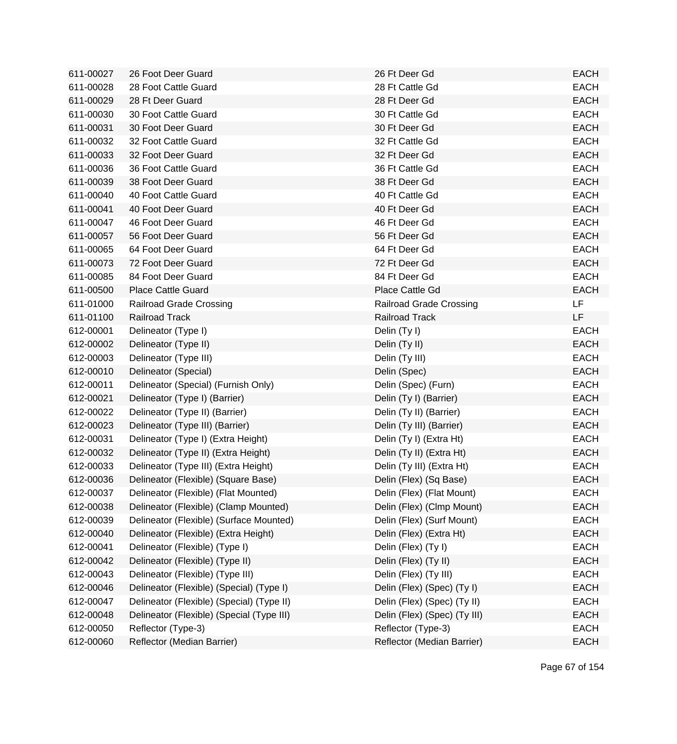| | | | |
|---|---|---|---|
| 611-00027 | 26 Foot Deer Guard | 26 Ft Deer Gd | EACH |
| 611-00028 | 28 Foot Cattle Guard | 28 Ft Cattle Gd | EACH |
| 611-00029 | 28 Ft Deer Guard | 28 Ft Deer Gd | EACH |
| 611-00030 | 30 Foot Cattle Guard | 30 Ft Cattle Gd | EACH |
| 611-00031 | 30 Foot Deer Guard | 30 Ft Deer Gd | EACH |
| 611-00032 | 32 Foot Cattle Guard | 32 Ft Cattle Gd | EACH |
| 611-00033 | 32 Foot Deer Guard | 32 Ft Deer Gd | EACH |
| 611-00036 | 36 Foot Cattle Guard | 36 Ft Cattle Gd | EACH |
| 611-00039 | 38 Foot Deer Guard | 38 Ft Deer Gd | EACH |
| 611-00040 | 40 Foot Cattle Guard | 40 Ft Cattle Gd | EACH |
| 611-00041 | 40 Foot Deer Guard | 40 Ft Deer Gd | EACH |
| 611-00047 | 46 Foot Deer Guard | 46 Ft Deer Gd | EACH |
| 611-00057 | 56 Foot Deer Guard | 56 Ft Deer Gd | EACH |
| 611-00065 | 64 Foot Deer Guard | 64 Ft Deer Gd | EACH |
| 611-00073 | 72 Foot Deer Guard | 72 Ft Deer Gd | EACH |
| 611-00085 | 84 Foot Deer Guard | 84 Ft Deer Gd | EACH |
| 611-00500 | Place Cattle Guard | Place Cattle Gd | EACH |
| 611-01000 | Railroad Grade Crossing | Railroad Grade Crossing | LF |
| 611-01100 | Railroad Track | Railroad Track | LF |
| 612-00001 | Delineator (Type I) | Delin (Ty I) | EACH |
| 612-00002 | Delineator (Type II) | Delin (Ty II) | EACH |
| 612-00003 | Delineator (Type III) | Delin (Ty III) | EACH |
| 612-00010 | Delineator (Special) | Delin (Spec) | EACH |
| 612-00011 | Delineator (Special) (Furnish Only) | Delin (Spec) (Furn) | EACH |
| 612-00021 | Delineator (Type I) (Barrier) | Delin (Ty I) (Barrier) | EACH |
| 612-00022 | Delineator (Type II) (Barrier) | Delin (Ty II) (Barrier) | EACH |
| 612-00023 | Delineator (Type III) (Barrier) | Delin (Ty III) (Barrier) | EACH |
| 612-00031 | Delineator (Type I) (Extra Height) | Delin (Ty I) (Extra Ht) | EACH |
| 612-00032 | Delineator (Type II) (Extra Height) | Delin (Ty II) (Extra Ht) | EACH |
| 612-00033 | Delineator (Type III) (Extra Height) | Delin (Ty III) (Extra Ht) | EACH |
| 612-00036 | Delineator (Flexible) (Square Base) | Delin (Flex) (Sq Base) | EACH |
| 612-00037 | Delineator (Flexible) (Flat Mounted) | Delin (Flex) (Flat Mount) | EACH |
| 612-00038 | Delineator (Flexible) (Clamp Mounted) | Delin (Flex) (Clmp Mount) | EACH |
| 612-00039 | Delineator (Flexible) (Surface Mounted) | Delin (Flex) (Surf Mount) | EACH |
| 612-00040 | Delineator (Flexible) (Extra Height) | Delin (Flex) (Extra Ht) | EACH |
| 612-00041 | Delineator (Flexible) (Type I) | Delin (Flex) (Ty I) | EACH |
| 612-00042 | Delineator (Flexible) (Type II) | Delin (Flex) (Ty II) | EACH |
| 612-00043 | Delineator (Flexible) (Type III) | Delin (Flex) (Ty III) | EACH |
| 612-00046 | Delineator (Flexible) (Special) (Type I) | Delin (Flex) (Spec) (Ty I) | EACH |
| 612-00047 | Delineator (Flexible) (Special) (Type II) | Delin (Flex) (Spec) (Ty II) | EACH |
| 612-00048 | Delineator (Flexible) (Special (Type III) | Delin (Flex) (Spec) (Ty III) | EACH |
| 612-00050 | Reflector (Type-3) | Reflector (Type-3) | EACH |
| 612-00060 | Reflector (Median Barrier) | Reflector (Median Barrier) | EACH |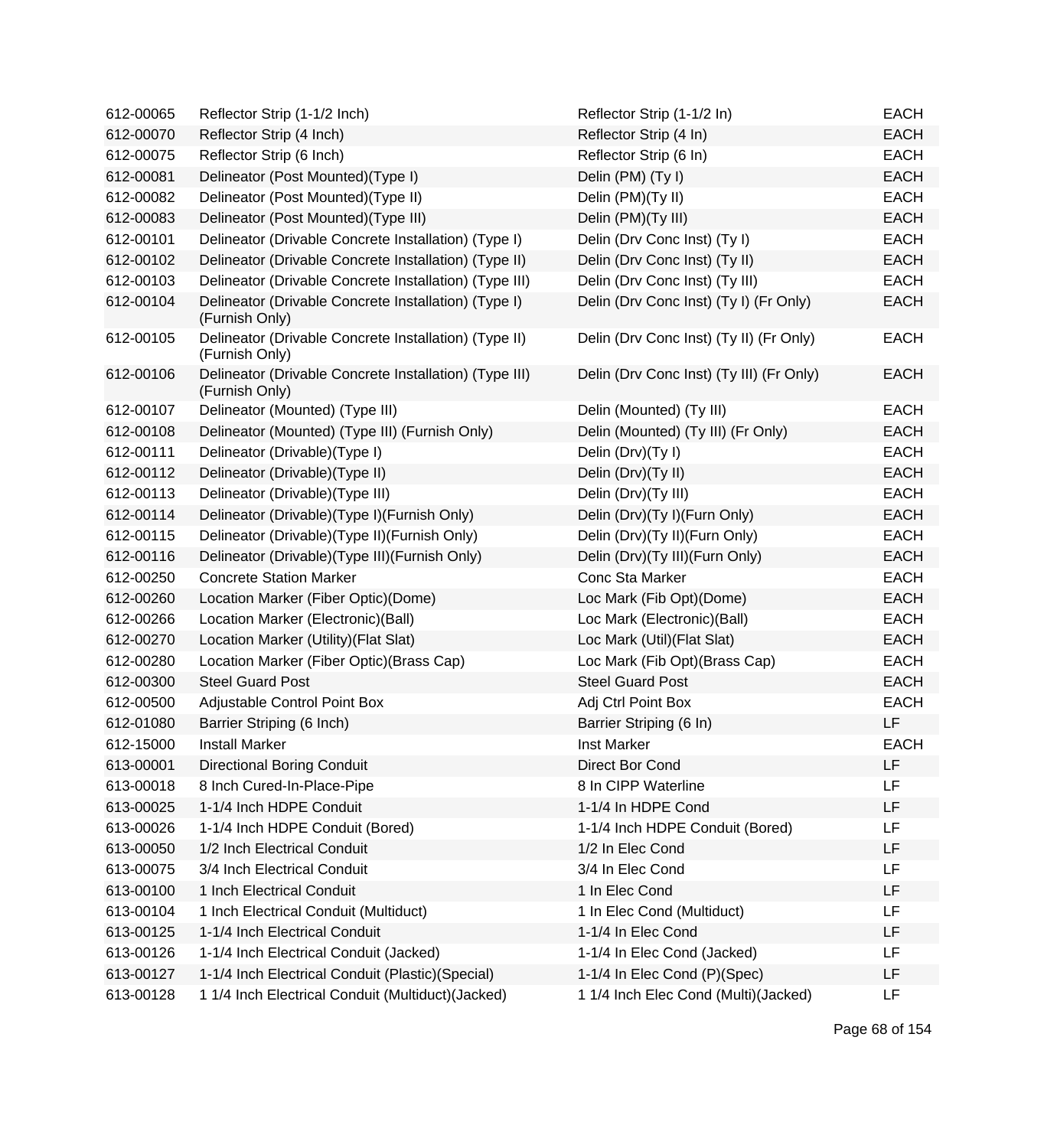| | | | |
|---|---|---|---|
| 612-00065 | Reflector Strip (1-1/2 Inch) | Reflector Strip (1-1/2 In) | EACH |
| 612-00070 | Reflector Strip (4 Inch) | Reflector Strip (4 In) | EACH |
| 612-00075 | Reflector Strip (6 Inch) | Reflector Strip (6 In) | EACH |
| 612-00081 | Delineator (Post Mounted)(Type I) | Delin (PM) (Ty I) | EACH |
| 612-00082 | Delineator (Post Mounted)(Type II) | Delin (PM)(Ty II) | EACH |
| 612-00083 | Delineator (Post Mounted)(Type III) | Delin (PM)(Ty III) | EACH |
| 612-00101 | Delineator (Drivable Concrete Installation) (Type I) | Delin (Drv Conc Inst) (Ty I) | EACH |
| 612-00102 | Delineator (Drivable Concrete Installation) (Type II) | Delin (Drv Conc Inst) (Ty II) | EACH |
| 612-00103 | Delineator (Drivable Concrete Installation) (Type III) | Delin (Drv Conc Inst) (Ty III) | EACH |
| 612-00104 | Delineator (Drivable Concrete Installation) (Type I) (Furnish Only) | Delin (Drv Conc Inst) (Ty I) (Fr Only) | EACH |
| 612-00105 | Delineator (Drivable Concrete Installation) (Type II) (Furnish Only) | Delin (Drv Conc Inst) (Ty II) (Fr Only) | EACH |
| 612-00106 | Delineator (Drivable Concrete Installation) (Type III) (Furnish Only) | Delin (Drv Conc Inst) (Ty III) (Fr Only) | EACH |
| 612-00107 | Delineator (Mounted) (Type III) | Delin (Mounted) (Ty III) | EACH |
| 612-00108 | Delineator (Mounted) (Type III) (Furnish Only) | Delin (Mounted) (Ty III) (Fr Only) | EACH |
| 612-00111 | Delineator (Drivable)(Type I) | Delin (Drv)(Ty I) | EACH |
| 612-00112 | Delineator (Drivable)(Type II) | Delin (Drv)(Ty II) | EACH |
| 612-00113 | Delineator (Drivable)(Type III) | Delin (Drv)(Ty III) | EACH |
| 612-00114 | Delineator (Drivable)(Type I)(Furnish Only) | Delin (Drv)(Ty I)(Furn Only) | EACH |
| 612-00115 | Delineator (Drivable)(Type II)(Furnish Only) | Delin (Drv)(Ty II)(Furn Only) | EACH |
| 612-00116 | Delineator (Drivable)(Type III)(Furnish Only) | Delin (Drv)(Ty III)(Furn Only) | EACH |
| 612-00250 | Concrete Station Marker | Conc Sta Marker | EACH |
| 612-00260 | Location Marker (Fiber Optic)(Dome) | Loc Mark (Fib Opt)(Dome) | EACH |
| 612-00266 | Location Marker (Electronic)(Ball) | Loc Mark (Electronic)(Ball) | EACH |
| 612-00270 | Location Marker (Utility)(Flat Slat) | Loc Mark (Util)(Flat Slat) | EACH |
| 612-00280 | Location Marker (Fiber Optic)(Brass Cap) | Loc Mark (Fib Opt)(Brass Cap) | EACH |
| 612-00300 | Steel Guard Post | Steel Guard Post | EACH |
| 612-00500 | Adjustable Control Point Box | Adj Ctrl Point Box | EACH |
| 612-01080 | Barrier Striping (6 Inch) | Barrier Striping (6 In) | LF |
| 612-15000 | Install Marker | Inst Marker | EACH |
| 613-00001 | Directional Boring Conduit | Direct Bor Cond | LF |
| 613-00018 | 8 Inch Cured-In-Place-Pipe | 8 In CIPP Waterline | LF |
| 613-00025 | 1-1/4 Inch HDPE Conduit | 1-1/4 In HDPE Cond | LF |
| 613-00026 | 1-1/4 Inch HDPE Conduit (Bored) | 1-1/4 Inch HDPE Conduit (Bored) | LF |
| 613-00050 | 1/2 Inch Electrical Conduit | 1/2 In Elec Cond | LF |
| 613-00075 | 3/4 Inch Electrical Conduit | 3/4 In Elec Cond | LF |
| 613-00100 | 1 Inch Electrical Conduit | 1 In Elec Cond | LF |
| 613-00104 | 1 Inch Electrical Conduit (Multiduct) | 1 In Elec Cond (Multiduct) | LF |
| 613-00125 | 1-1/4 Inch Electrical Conduit | 1-1/4 In Elec Cond | LF |
| 613-00126 | 1-1/4 Inch Electrical Conduit (Jacked) | 1-1/4 In Elec Cond (Jacked) | LF |
| 613-00127 | 1-1/4 Inch Electrical Conduit (Plastic)(Special) | 1-1/4 In Elec Cond (P)(Spec) | LF |
| 613-00128 | 1 1/4 Inch Electrical Conduit (Multiduct)(Jacked) | 1 1/4 Inch Elec Cond (Multi)(Jacked) | LF |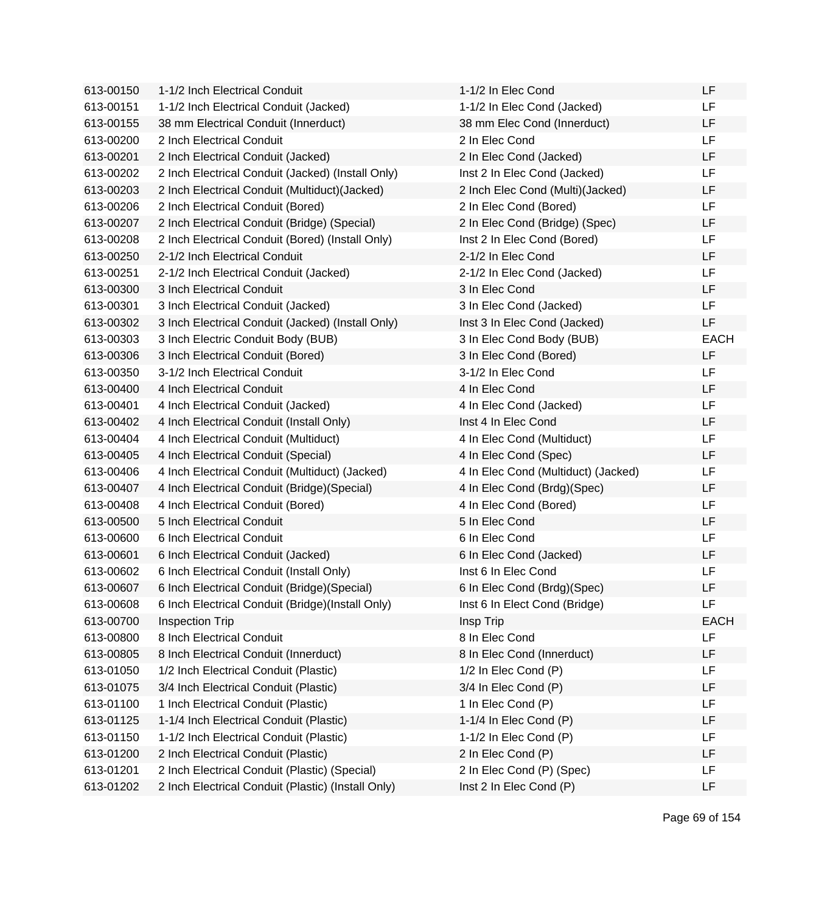| | | | |
|---|---|---|---|
| 613-00150 | 1-1/2 Inch Electrical Conduit | 1-1/2 In Elec Cond | LF |
| 613-00151 | 1-1/2 Inch Electrical Conduit (Jacked) | 1-1/2 In Elec Cond (Jacked) | LF |
| 613-00155 | 38 mm Electrical Conduit (Innerduct) | 38 mm Elec Cond (Innerduct) | LF |
| 613-00200 | 2 Inch Electrical Conduit | 2 In Elec Cond | LF |
| 613-00201 | 2 Inch Electrical Conduit (Jacked) | 2 In Elec Cond (Jacked) | LF |
| 613-00202 | 2 Inch Electrical Conduit (Jacked) (Install Only) | Inst 2 In Elec Cond (Jacked) | LF |
| 613-00203 | 2 Inch Electrical Conduit (Multiduct)(Jacked) | 2 Inch Elec Cond (Multi)(Jacked) | LF |
| 613-00206 | 2 Inch Electrical Conduit (Bored) | 2 In Elec Cond (Bored) | LF |
| 613-00207 | 2 Inch Electrical Conduit (Bridge) (Special) | 2 In Elec Cond (Bridge) (Spec) | LF |
| 613-00208 | 2 Inch Electrical Conduit (Bored) (Install Only) | Inst 2 In Elec Cond (Bored) | LF |
| 613-00250 | 2-1/2 Inch Electrical Conduit | 2-1/2 In Elec Cond | LF |
| 613-00251 | 2-1/2 Inch Electrical Conduit (Jacked) | 2-1/2 In Elec Cond (Jacked) | LF |
| 613-00300 | 3 Inch Electrical Conduit | 3 In Elec Cond | LF |
| 613-00301 | 3 Inch Electrical Conduit (Jacked) | 3 In Elec Cond (Jacked) | LF |
| 613-00302 | 3 Inch Electrical Conduit (Jacked) (Install Only) | Inst 3 In Elec Cond (Jacked) | LF |
| 613-00303 | 3 Inch Electric Conduit Body (BUB) | 3 In Elec Cond Body (BUB) | EACH |
| 613-00306 | 3 Inch Electrical Conduit (Bored) | 3 In Elec Cond (Bored) | LF |
| 613-00350 | 3-1/2 Inch Electrical Conduit | 3-1/2 In Elec Cond | LF |
| 613-00400 | 4 Inch Electrical Conduit | 4 In Elec Cond | LF |
| 613-00401 | 4 Inch Electrical Conduit (Jacked) | 4 In Elec Cond (Jacked) | LF |
| 613-00402 | 4 Inch Electrical Conduit (Install Only) | Inst 4 In Elec Cond | LF |
| 613-00404 | 4 Inch Electrical Conduit (Multiduct) | 4 In Elec Cond (Multiduct) | LF |
| 613-00405 | 4 Inch Electrical Conduit (Special) | 4 In Elec Cond (Spec) | LF |
| 613-00406 | 4 Inch Electrical Conduit (Multiduct) (Jacked) | 4 In Elec Cond (Multiduct) (Jacked) | LF |
| 613-00407 | 4 Inch Electrical Conduit (Bridge)(Special) | 4 In Elec Cond (Brdg)(Spec) | LF |
| 613-00408 | 4 Inch Electrical Conduit (Bored) | 4 In Elec Cond (Bored) | LF |
| 613-00500 | 5 Inch Electrical Conduit | 5 In Elec Cond | LF |
| 613-00600 | 6 Inch Electrical Conduit | 6 In Elec Cond | LF |
| 613-00601 | 6 Inch Electrical Conduit (Jacked) | 6 In Elec Cond (Jacked) | LF |
| 613-00602 | 6 Inch Electrical Conduit (Install Only) | Inst 6 In Elec Cond | LF |
| 613-00607 | 6 Inch Electrical Conduit (Bridge)(Special) | 6 In Elec Cond (Brdg)(Spec) | LF |
| 613-00608 | 6 Inch Electrical Conduit (Bridge)(Install Only) | Inst 6 In Elect Cond (Bridge) | LF |
| 613-00700 | Inspection Trip | Insp Trip | EACH |
| 613-00800 | 8 Inch Electrical Conduit | 8 In Elec Cond | LF |
| 613-00805 | 8 Inch Electrical Conduit (Innerduct) | 8 In Elec Cond (Innerduct) | LF |
| 613-01050 | 1/2 Inch Electrical Conduit (Plastic) | 1/2 In Elec Cond (P) | LF |
| 613-01075 | 3/4 Inch Electrical Conduit (Plastic) | 3/4 In Elec Cond (P) | LF |
| 613-01100 | 1 Inch Electrical Conduit (Plastic) | 1 In Elec Cond (P) | LF |
| 613-01125 | 1-1/4 Inch Electrical Conduit (Plastic) | 1-1/4 In Elec Cond (P) | LF |
| 613-01150 | 1-1/2 Inch Electrical Conduit (Plastic) | 1-1/2 In Elec Cond (P) | LF |
| 613-01200 | 2 Inch Electrical Conduit (Plastic) | 2 In Elec Cond (P) | LF |
| 613-01201 | 2 Inch Electrical Conduit (Plastic) (Special) | 2 In Elec Cond (P) (Spec) | LF |
| 613-01202 | 2 Inch Electrical Conduit (Plastic) (Install Only) | Inst 2 In Elec Cond (P) | LF |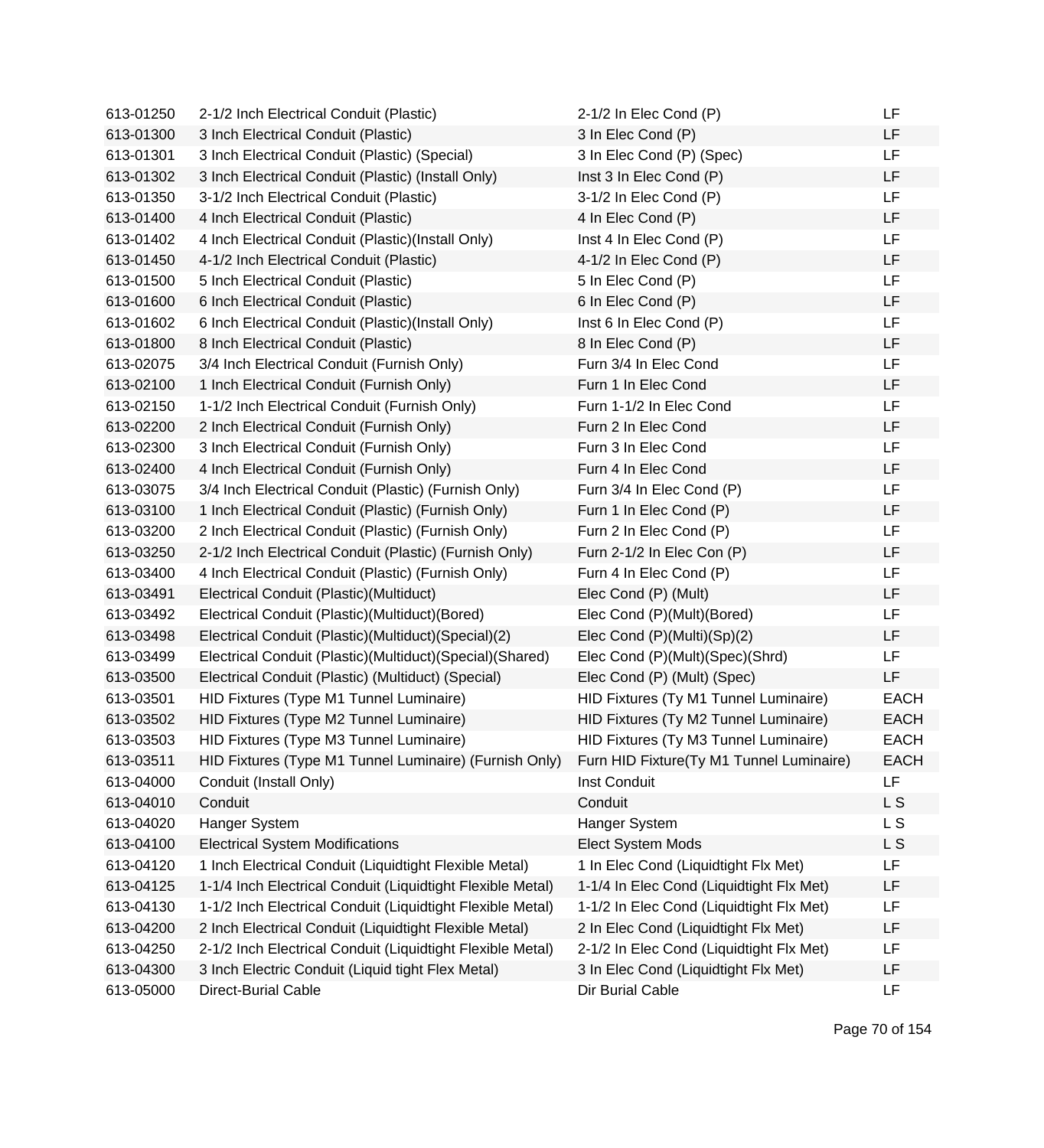| | | | |
|---|---|---|---|
| 613-01250 | 2-1/2 Inch Electrical Conduit (Plastic) | 2-1/2 In Elec Cond (P) | LF |
| 613-01300 | 3 Inch Electrical Conduit (Plastic) | 3 In Elec Cond (P) | LF |
| 613-01301 | 3 Inch Electrical Conduit (Plastic) (Special) | 3 In Elec Cond (P) (Spec) | LF |
| 613-01302 | 3 Inch Electrical Conduit (Plastic) (Install Only) | Inst 3 In Elec Cond (P) | LF |
| 613-01350 | 3-1/2 Inch Electrical Conduit (Plastic) | 3-1/2 In Elec Cond (P) | LF |
| 613-01400 | 4 Inch Electrical Conduit (Plastic) | 4 In Elec Cond (P) | LF |
| 613-01402 | 4 Inch Electrical Conduit (Plastic)(Install Only) | Inst 4 In Elec Cond (P) | LF |
| 613-01450 | 4-1/2 Inch Electrical Conduit (Plastic) | 4-1/2 In Elec Cond (P) | LF |
| 613-01500 | 5 Inch Electrical Conduit (Plastic) | 5 In Elec Cond (P) | LF |
| 613-01600 | 6 Inch Electrical Conduit (Plastic) | 6 In Elec Cond (P) | LF |
| 613-01602 | 6 Inch Electrical Conduit (Plastic)(Install Only) | Inst 6 In Elec Cond (P) | LF |
| 613-01800 | 8 Inch Electrical Conduit (Plastic) | 8 In Elec Cond (P) | LF |
| 613-02075 | 3/4 Inch Electrical Conduit (Furnish Only) | Furn 3/4 In Elec Cond | LF |
| 613-02100 | 1 Inch Electrical Conduit (Furnish Only) | Furn 1 In Elec Cond | LF |
| 613-02150 | 1-1/2 Inch Electrical Conduit (Furnish Only) | Furn 1-1/2 In Elec Cond | LF |
| 613-02200 | 2 Inch Electrical Conduit (Furnish Only) | Furn 2 In Elec Cond | LF |
| 613-02300 | 3 Inch Electrical Conduit (Furnish Only) | Furn 3 In Elec Cond | LF |
| 613-02400 | 4 Inch Electrical Conduit (Furnish Only) | Furn 4 In Elec Cond | LF |
| 613-03075 | 3/4 Inch Electrical Conduit (Plastic) (Furnish Only) | Furn 3/4 In Elec Cond (P) | LF |
| 613-03100 | 1 Inch Electrical Conduit (Plastic) (Furnish Only) | Furn 1 In Elec Cond (P) | LF |
| 613-03200 | 2 Inch Electrical Conduit (Plastic) (Furnish Only) | Furn 2 In Elec Cond (P) | LF |
| 613-03250 | 2-1/2 Inch Electrical Conduit (Plastic) (Furnish Only) | Furn 2-1/2 In Elec Con (P) | LF |
| 613-03400 | 4 Inch Electrical Conduit (Plastic) (Furnish Only) | Furn 4 In Elec Cond (P) | LF |
| 613-03491 | Electrical Conduit (Plastic)(Multiduct) | Elec Cond (P) (Mult) | LF |
| 613-03492 | Electrical Conduit (Plastic)(Multiduct)(Bored) | Elec Cond (P)(Mult)(Bored) | LF |
| 613-03498 | Electrical Conduit (Plastic)(Multiduct)(Special)(2) | Elec Cond (P)(Multi)(Sp)(2) | LF |
| 613-03499 | Electrical Conduit (Plastic)(Multiduct)(Special)(Shared) | Elec Cond (P)(Mult)(Spec)(Shrd) | LF |
| 613-03500 | Electrical Conduit (Plastic) (Multiduct) (Special) | Elec Cond (P) (Mult) (Spec) | LF |
| 613-03501 | HID Fixtures (Type M1 Tunnel Luminaire) | HID Fixtures (Ty M1 Tunnel Luminaire) | EACH |
| 613-03502 | HID Fixtures (Type M2 Tunnel Luminaire) | HID Fixtures (Ty M2 Tunnel Luminaire) | EACH |
| 613-03503 | HID Fixtures (Type M3 Tunnel Luminaire) | HID Fixtures (Ty M3 Tunnel Luminaire) | EACH |
| 613-03511 | HID Fixtures (Type M1 Tunnel Luminaire) (Furnish Only) | Furn HID Fixture(Ty M1 Tunnel Luminaire) | EACH |
| 613-04000 | Conduit (Install Only) | Inst Conduit | LF |
| 613-04010 | Conduit | Conduit | L S |
| 613-04020 | Hanger System | Hanger System | L S |
| 613-04100 | Electrical System Modifications | Elect System Mods | L S |
| 613-04120 | 1 Inch Electrical Conduit (Liquidtight Flexible Metal) | 1 In Elec Cond (Liquidtight Flx Met) | LF |
| 613-04125 | 1-1/4 Inch Electrical Conduit (Liquidtight Flexible Metal) | 1-1/4 In Elec Cond (Liquidtight Flx Met) | LF |
| 613-04130 | 1-1/2 Inch Electrical Conduit (Liquidtight Flexible Metal) | 1-1/2 In Elec Cond (Liquidtight Flx Met) | LF |
| 613-04200 | 2 Inch Electrical Conduit (Liquidtight Flexible Metal) | 2 In Elec Cond (Liquidtight Flx Met) | LF |
| 613-04250 | 2-1/2 Inch Electrical Conduit (Liquidtight Flexible Metal) | 2-1/2 In Elec Cond (Liquidtight Flx Met) | LF |
| 613-04300 | 3 Inch Electric Conduit (Liquid tight Flex Metal) | 3 In Elec Cond (Liquidtight Flx Met) | LF |
| 613-05000 | Direct-Burial Cable | Dir Burial Cable | LF |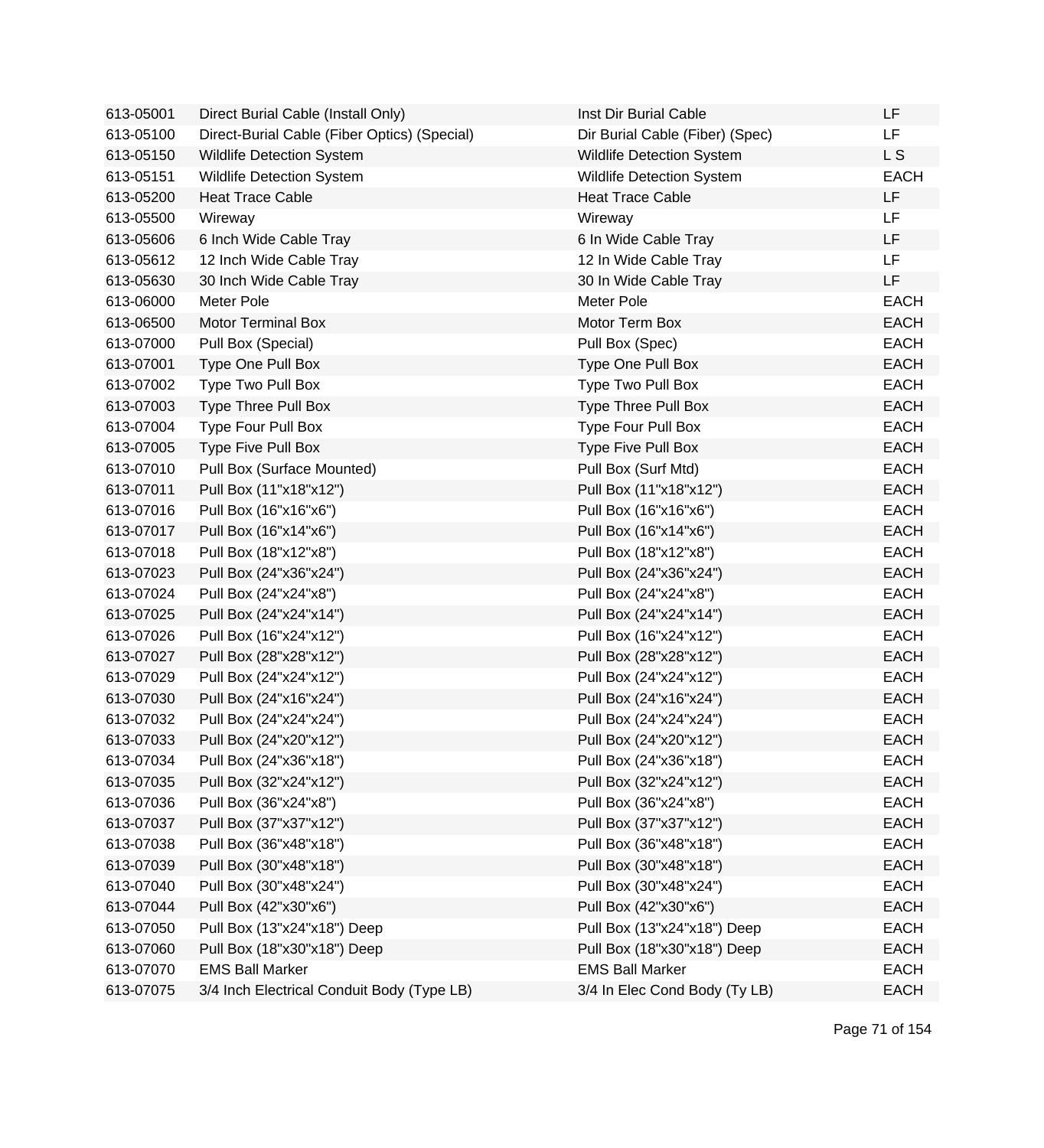| | | | |
|---|---|---|---|
| 613-05001 | Direct Burial Cable (Install Only) | Inst Dir Burial Cable | LF |
| 613-05100 | Direct-Burial Cable (Fiber Optics) (Special) | Dir Burial Cable (Fiber) (Spec) | LF |
| 613-05150 | Wildlife Detection System | Wildlife Detection System | L S |
| 613-05151 | Wildlife Detection System | Wildlife Detection System | EACH |
| 613-05200 | Heat Trace Cable | Heat Trace Cable | LF |
| 613-05500 | Wireway | Wireway | LF |
| 613-05606 | 6 Inch Wide Cable Tray | 6 In Wide Cable Tray | LF |
| 613-05612 | 12 Inch Wide Cable Tray | 12 In Wide Cable Tray | LF |
| 613-05630 | 30 Inch Wide Cable Tray | 30 In Wide Cable Tray | LF |
| 613-06000 | Meter Pole | Meter Pole | EACH |
| 613-06500 | Motor Terminal Box | Motor Term Box | EACH |
| 613-07000 | Pull Box (Special) | Pull Box (Spec) | EACH |
| 613-07001 | Type One Pull Box | Type One Pull Box | EACH |
| 613-07002 | Type Two Pull Box | Type Two Pull Box | EACH |
| 613-07003 | Type Three Pull Box | Type Three Pull Box | EACH |
| 613-07004 | Type Four Pull Box | Type Four Pull Box | EACH |
| 613-07005 | Type Five Pull Box | Type Five Pull Box | EACH |
| 613-07010 | Pull Box (Surface Mounted) | Pull Box (Surf Mtd) | EACH |
| 613-07011 | Pull Box (11"x18"x12") | Pull Box (11"x18"x12") | EACH |
| 613-07016 | Pull Box (16"x16"x6") | Pull Box (16"x16"x6") | EACH |
| 613-07017 | Pull Box (16"x14"x6") | Pull Box (16"x14"x6") | EACH |
| 613-07018 | Pull Box (18"x12"x8") | Pull Box (18"x12"x8") | EACH |
| 613-07023 | Pull Box (24"x36"x24") | Pull Box (24"x36"x24") | EACH |
| 613-07024 | Pull Box (24"x24"x8") | Pull Box (24"x24"x8") | EACH |
| 613-07025 | Pull Box (24"x24"x14") | Pull Box (24"x24"x14") | EACH |
| 613-07026 | Pull Box (16"x24"x12") | Pull Box (16"x24"x12") | EACH |
| 613-07027 | Pull Box (28"x28"x12") | Pull Box (28"x28"x12") | EACH |
| 613-07029 | Pull Box (24"x24"x12") | Pull Box (24"x24"x12") | EACH |
| 613-07030 | Pull Box (24"x16"x24") | Pull Box (24"x16"x24") | EACH |
| 613-07032 | Pull Box (24"x24"x24") | Pull Box (24"x24"x24") | EACH |
| 613-07033 | Pull Box (24"x20"x12") | Pull Box (24"x20"x12") | EACH |
| 613-07034 | Pull Box (24"x36"x18") | Pull Box (24"x36"x18") | EACH |
| 613-07035 | Pull Box (32"x24"x12") | Pull Box (32"x24"x12") | EACH |
| 613-07036 | Pull Box (36"x24"x8") | Pull Box (36"x24"x8") | EACH |
| 613-07037 | Pull Box (37"x37"x12") | Pull Box (37"x37"x12") | EACH |
| 613-07038 | Pull Box (36"x48"x18") | Pull Box (36"x48"x18") | EACH |
| 613-07039 | Pull Box (30"x48"x18") | Pull Box (30"x48"x18") | EACH |
| 613-07040 | Pull Box (30"x48"x24") | Pull Box (30"x48"x24") | EACH |
| 613-07044 | Pull Box (42"x30"x6") | Pull Box (42"x30"x6") | EACH |
| 613-07050 | Pull Box (13"x24"x18") Deep | Pull Box (13"x24"x18") Deep | EACH |
| 613-07060 | Pull Box (18"x30"x18") Deep | Pull Box (18"x30"x18") Deep | EACH |
| 613-07070 | EMS Ball Marker | EMS Ball Marker | EACH |
| 613-07075 | 3/4 Inch Electrical Conduit Body (Type LB) | 3/4 In Elec Cond Body (Ty LB) | EACH |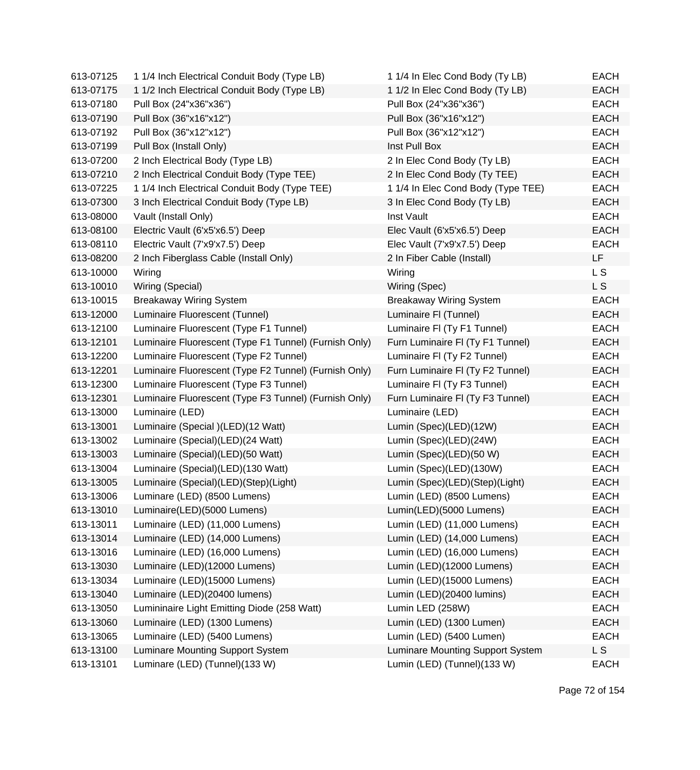| | | | |
|---|---|---|---|
| 613-07125 | 1 1/4 Inch Electrical Conduit Body (Type LB) | 1 1/4 In Elec Cond Body (Ty LB) | EACH |
| 613-07175 | 1 1/2 Inch Electrical Conduit Body (Type LB) | 1 1/2 In Elec Cond Body (Ty LB) | EACH |
| 613-07180 | Pull Box (24"x36"x36") | Pull Box (24"x36"x36") | EACH |
| 613-07190 | Pull Box (36"x16"x12") | Pull Box (36"x16"x12") | EACH |
| 613-07192 | Pull Box (36"x12"x12") | Pull Box (36"x12"x12") | EACH |
| 613-07199 | Pull Box (Install Only) | Inst Pull Box | EACH |
| 613-07200 | 2 Inch Electrical Body (Type LB) | 2 In Elec Cond Body (Ty LB) | EACH |
| 613-07210 | 2 Inch Electrical Conduit Body (Type TEE) | 2 In Elec Cond Body (Ty TEE) | EACH |
| 613-07225 | 1 1/4 Inch Electrical Conduit Body (Type TEE) | 1 1/4 In Elec Cond Body (Type TEE) | EACH |
| 613-07300 | 3 Inch Electrical Conduit Body (Type LB) | 3 In Elec Cond Body (Ty LB) | EACH |
| 613-08000 | Vault (Install Only) | Inst Vault | EACH |
| 613-08100 | Electric Vault (6'x5'x6.5') Deep | Elec Vault (6'x5'x6.5') Deep | EACH |
| 613-08110 | Electric Vault (7'x9'x7.5') Deep | Elec Vault (7'x9'x7.5') Deep | EACH |
| 613-08200 | 2 Inch Fiberglass Cable (Install Only) | 2 In Fiber Cable (Install) | LF |
| 613-10000 | Wiring | Wiring | L S |
| 613-10010 | Wiring (Special) | Wiring (Spec) | L S |
| 613-10015 | Breakaway Wiring System | Breakaway Wiring System | EACH |
| 613-12000 | Luminaire Fluorescent (Tunnel) | Luminaire Fl (Tunnel) | EACH |
| 613-12100 | Luminaire Fluorescent (Type F1 Tunnel) | Luminaire Fl (Ty F1 Tunnel) | EACH |
| 613-12101 | Luminaire Fluorescent (Type F1 Tunnel) (Furnish Only) | Furn Luminaire Fl (Ty F1 Tunnel) | EACH |
| 613-12200 | Luminaire Fluorescent (Type F2 Tunnel) | Luminaire Fl (Ty F2 Tunnel) | EACH |
| 613-12201 | Luminaire Fluorescent (Type F2 Tunnel) (Furnish Only) | Furn Luminaire Fl (Ty F2 Tunnel) | EACH |
| 613-12300 | Luminaire Fluorescent (Type F3 Tunnel) | Luminaire Fl (Ty F3 Tunnel) | EACH |
| 613-12301 | Luminaire Fluorescent (Type F3 Tunnel) (Furnish Only) | Furn Luminaire Fl (Ty F3 Tunnel) | EACH |
| 613-13000 | Luminaire (LED) | Luminaire (LED) | EACH |
| 613-13001 | Luminaire (Special )(LED)(12 Watt) | Lumin (Spec)(LED)(12W) | EACH |
| 613-13002 | Luminaire (Special)(LED)(24 Watt) | Lumin (Spec)(LED)(24W) | EACH |
| 613-13003 | Luminaire (Special)(LED)(50 Watt) | Lumin (Spec)(LED)(50 W) | EACH |
| 613-13004 | Luminaire (Special)(LED)(130 Watt) | Lumin (Spec)(LED)(130W) | EACH |
| 613-13005 | Luminaire (Special)(LED)(Step)(Light) | Lumin (Spec)(LED)(Step)(Light) | EACH |
| 613-13006 | Luminare (LED) (8500 Lumens) | Lumin (LED) (8500 Lumens) | EACH |
| 613-13010 | Luminaire(LED)(5000 Lumens) | Lumin(LED)(5000 Lumens) | EACH |
| 613-13011 | Luminaire (LED) (11,000 Lumens) | Lumin (LED) (11,000 Lumens) | EACH |
| 613-13014 | Luminaire (LED) (14,000 Lumens) | Lumin (LED) (14,000 Lumens) | EACH |
| 613-13016 | Luminaire (LED) (16,000 Lumens) | Lumin (LED) (16,000 Lumens) | EACH |
| 613-13030 | Luminaire (LED)(12000 Lumens) | Lumin (LED)(12000 Lumens) | EACH |
| 613-13034 | Luminaire (LED)(15000 Lumens) | Lumin (LED)(15000 Lumens) | EACH |
| 613-13040 | Luminaire (LED)(20400 lumens) | Lumin (LED)(20400 lumins) | EACH |
| 613-13050 | Lumininaire Light Emitting Diode (258 Watt) | Lumin LED (258W) | EACH |
| 613-13060 | Luminaire (LED) (1300 Lumens) | Lumin (LED) (1300 Lumen) | EACH |
| 613-13065 | Luminaire (LED) (5400 Lumens) | Lumin (LED) (5400 Lumen) | EACH |
| 613-13100 | Luminare Mounting Support System | Luminare Mounting Support System | L S |
| 613-13101 | Luminare (LED) (Tunnel)(133 W) | Lumin (LED) (Tunnel)(133 W) | EACH |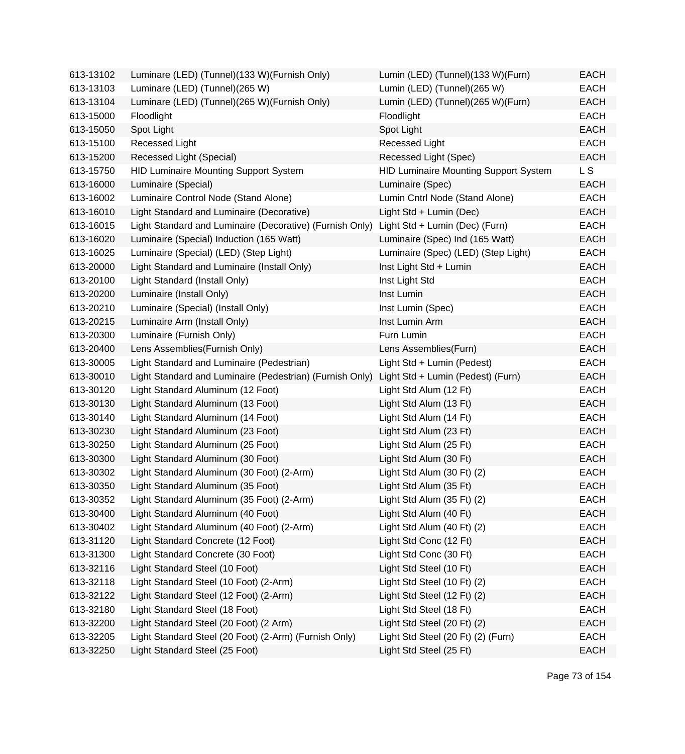| | | | |
|---|---|---|---|
| 613-13102 | Luminare (LED) (Tunnel)(133 W)(Furnish Only) | Lumin (LED) (Tunnel)(133 W)(Furn) | EACH |
| 613-13103 | Luminare (LED) (Tunnel)(265 W) | Lumin (LED) (Tunnel)(265 W) | EACH |
| 613-13104 | Luminare (LED) (Tunnel)(265 W)(Furnish Only) | Lumin (LED) (Tunnel)(265 W)(Furn) | EACH |
| 613-15000 | Floodlight | Floodlight | EACH |
| 613-15050 | Spot Light | Spot Light | EACH |
| 613-15100 | Recessed Light | Recessed Light | EACH |
| 613-15200 | Recessed Light (Special) | Recessed Light (Spec) | EACH |
| 613-15750 | HID Luminaire Mounting Support System | HID Luminaire Mounting Support System | L S |
| 613-16000 | Luminaire (Special) | Luminaire (Spec) | EACH |
| 613-16002 | Luminaire Control Node (Stand Alone) | Lumin Cntrl Node (Stand Alone) | EACH |
| 613-16010 | Light Standard and Luminaire (Decorative) | Light Std + Lumin (Dec) | EACH |
| 613-16015 | Light Standard and Luminaire (Decorative) (Furnish Only) | Light Std + Lumin (Dec) (Furn) | EACH |
| 613-16020 | Luminaire (Special) Induction (165 Watt) | Luminaire (Spec) Ind (165 Watt) | EACH |
| 613-16025 | Luminaire (Special) (LED) (Step Light) | Luminaire (Spec) (LED) (Step Light) | EACH |
| 613-20000 | Light Standard and Luminaire (Install Only) | Inst Light Std + Lumin | EACH |
| 613-20100 | Light Standard (Install Only) | Inst Light Std | EACH |
| 613-20200 | Luminaire (Install Only) | Inst Lumin | EACH |
| 613-20210 | Luminaire (Special) (Install Only) | Inst Lumin (Spec) | EACH |
| 613-20215 | Luminaire Arm (Install Only) | Inst Lumin Arm | EACH |
| 613-20300 | Luminaire (Furnish Only) | Furn Lumin | EACH |
| 613-20400 | Lens Assemblies(Furnish Only) | Lens Assemblies(Furn) | EACH |
| 613-30005 | Light Standard and Luminaire (Pedestrian) | Light Std + Lumin (Pedest) | EACH |
| 613-30010 | Light Standard and Luminaire (Pedestrian) (Furnish Only) | Light Std + Lumin (Pedest) (Furn) | EACH |
| 613-30120 | Light Standard Aluminum (12 Foot) | Light Std Alum (12 Ft) | EACH |
| 613-30130 | Light Standard Aluminum (13 Foot) | Light Std Alum (13 Ft) | EACH |
| 613-30140 | Light Standard Aluminum (14 Foot) | Light Std Alum (14 Ft) | EACH |
| 613-30230 | Light Standard Aluminum (23 Foot) | Light Std Alum (23 Ft) | EACH |
| 613-30250 | Light Standard Aluminum (25 Foot) | Light Std Alum (25 Ft) | EACH |
| 613-30300 | Light Standard Aluminum (30 Foot) | Light Std Alum (30 Ft) | EACH |
| 613-30302 | Light Standard Aluminum (30 Foot) (2-Arm) | Light Std Alum (30 Ft) (2) | EACH |
| 613-30350 | Light Standard Aluminum (35 Foot) | Light Std Alum (35 Ft) | EACH |
| 613-30352 | Light Standard Aluminum (35 Foot) (2-Arm) | Light Std Alum (35 Ft) (2) | EACH |
| 613-30400 | Light Standard Aluminum (40 Foot) | Light Std Alum (40 Ft) | EACH |
| 613-30402 | Light Standard Aluminum (40 Foot) (2-Arm) | Light Std Alum (40 Ft) (2) | EACH |
| 613-31120 | Light Standard Concrete (12 Foot) | Light Std Conc (12 Ft) | EACH |
| 613-31300 | Light Standard Concrete (30 Foot) | Light Std Conc (30 Ft) | EACH |
| 613-32116 | Light Standard Steel (10 Foot) | Light Std Steel (10 Ft) | EACH |
| 613-32118 | Light Standard Steel (10 Foot) (2-Arm) | Light Std Steel (10 Ft) (2) | EACH |
| 613-32122 | Light Standard Steel (12 Foot) (2-Arm) | Light Std Steel (12 Ft) (2) | EACH |
| 613-32180 | Light Standard Steel (18 Foot) | Light Std Steel (18 Ft) | EACH |
| 613-32200 | Light Standard Steel (20 Foot) (2 Arm) | Light Std Steel (20 Ft) (2) | EACH |
| 613-32205 | Light Standard Steel (20 Foot) (2-Arm) (Furnish Only) | Light Std Steel (20 Ft) (2) (Furn) | EACH |
| 613-32250 | Light Standard Steel (25 Foot) | Light Std Steel (25 Ft) | EACH |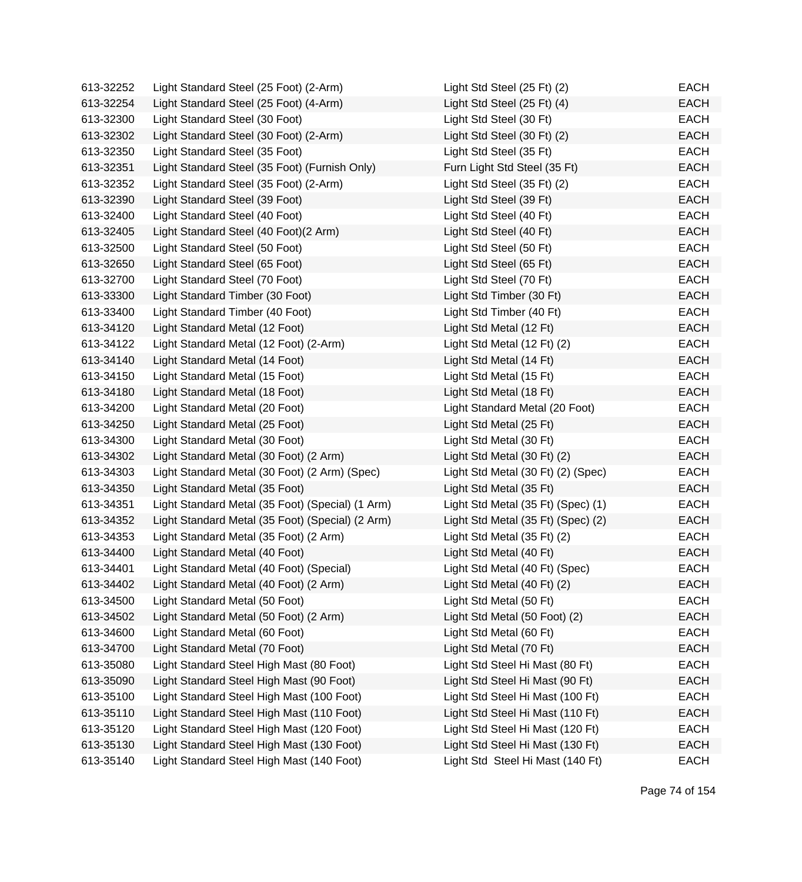| | | | |
|---|---|---|---|
| 613-32252 | Light Standard Steel (25 Foot) (2-Arm) | Light Std Steel (25 Ft) (2) | EACH |
| 613-32254 | Light Standard Steel (25 Foot) (4-Arm) | Light Std Steel (25 Ft) (4) | EACH |
| 613-32300 | Light Standard Steel (30 Foot) | Light Std Steel (30 Ft) | EACH |
| 613-32302 | Light Standard Steel (30 Foot) (2-Arm) | Light Std Steel (30 Ft) (2) | EACH |
| 613-32350 | Light Standard Steel (35 Foot) | Light Std Steel (35 Ft) | EACH |
| 613-32351 | Light Standard Steel (35 Foot) (Furnish Only) | Furn Light Std Steel (35 Ft) | EACH |
| 613-32352 | Light Standard Steel (35 Foot) (2-Arm) | Light Std Steel (35 Ft) (2) | EACH |
| 613-32390 | Light Standard Steel (39 Foot) | Light Std Steel (39 Ft) | EACH |
| 613-32400 | Light Standard Steel (40 Foot) | Light Std Steel (40 Ft) | EACH |
| 613-32405 | Light Standard Steel (40 Foot)(2 Arm) | Light Std Steel (40 Ft) | EACH |
| 613-32500 | Light Standard Steel (50 Foot) | Light Std Steel (50 Ft) | EACH |
| 613-32650 | Light Standard Steel (65 Foot) | Light Std Steel (65 Ft) | EACH |
| 613-32700 | Light Standard Steel (70 Foot) | Light Std Steel (70 Ft) | EACH |
| 613-33300 | Light Standard Timber (30 Foot) | Light Std Timber (30 Ft) | EACH |
| 613-33400 | Light Standard Timber (40 Foot) | Light Std Timber (40 Ft) | EACH |
| 613-34120 | Light Standard Metal (12 Foot) | Light Std Metal (12 Ft) | EACH |
| 613-34122 | Light Standard Metal (12 Foot) (2-Arm) | Light Std Metal (12 Ft) (2) | EACH |
| 613-34140 | Light Standard Metal (14 Foot) | Light Std Metal (14 Ft) | EACH |
| 613-34150 | Light Standard Metal (15 Foot) | Light Std Metal (15 Ft) | EACH |
| 613-34180 | Light Standard Metal (18 Foot) | Light Std Metal (18 Ft) | EACH |
| 613-34200 | Light Standard Metal (20 Foot) | Light Standard Metal (20 Foot) | EACH |
| 613-34250 | Light Standard Metal (25 Foot) | Light Std Metal (25 Ft) | EACH |
| 613-34300 | Light Standard Metal (30 Foot) | Light Std Metal (30 Ft) | EACH |
| 613-34302 | Light Standard Metal (30 Foot) (2 Arm) | Light Std Metal (30 Ft) (2) | EACH |
| 613-34303 | Light Standard Metal (30 Foot) (2 Arm) (Spec) | Light Std Metal (30 Ft) (2) (Spec) | EACH |
| 613-34350 | Light Standard Metal (35 Foot) | Light Std Metal (35 Ft) | EACH |
| 613-34351 | Light Standard Metal (35 Foot) (Special) (1 Arm) | Light Std Metal (35 Ft) (Spec) (1) | EACH |
| 613-34352 | Light Standard Metal (35 Foot) (Special) (2 Arm) | Light Std Metal (35 Ft) (Spec) (2) | EACH |
| 613-34353 | Light Standard Metal (35 Foot) (2 Arm) | Light Std Metal (35 Ft) (2) | EACH |
| 613-34400 | Light Standard Metal (40 Foot) | Light Std Metal (40 Ft) | EACH |
| 613-34401 | Light Standard Metal (40 Foot) (Special) | Light Std Metal (40 Ft) (Spec) | EACH |
| 613-34402 | Light Standard Metal (40 Foot) (2 Arm) | Light Std Metal (40 Ft) (2) | EACH |
| 613-34500 | Light Standard Metal (50 Foot) | Light Std Metal (50 Ft) | EACH |
| 613-34502 | Light Standard Metal (50 Foot) (2 Arm) | Light Std Metal (50 Foot) (2) | EACH |
| 613-34600 | Light Standard Metal (60 Foot) | Light Std Metal (60 Ft) | EACH |
| 613-34700 | Light Standard Metal (70 Foot) | Light Std Metal (70 Ft) | EACH |
| 613-35080 | Light Standard Steel High Mast (80 Foot) | Light Std Steel Hi Mast (80 Ft) | EACH |
| 613-35090 | Light Standard Steel High Mast (90 Foot) | Light Std Steel Hi Mast (90 Ft) | EACH |
| 613-35100 | Light Standard Steel High Mast (100 Foot) | Light Std Steel Hi Mast (100 Ft) | EACH |
| 613-35110 | Light Standard Steel High Mast (110 Foot) | Light Std Steel Hi Mast (110 Ft) | EACH |
| 613-35120 | Light Standard Steel High Mast (120 Foot) | Light Std Steel Hi Mast (120 Ft) | EACH |
| 613-35130 | Light Standard Steel High Mast (130 Foot) | Light Std Steel Hi Mast (130 Ft) | EACH |
| 613-35140 | Light Standard Steel High Mast (140 Foot) | Light Std  Steel Hi Mast (140 Ft) | EACH |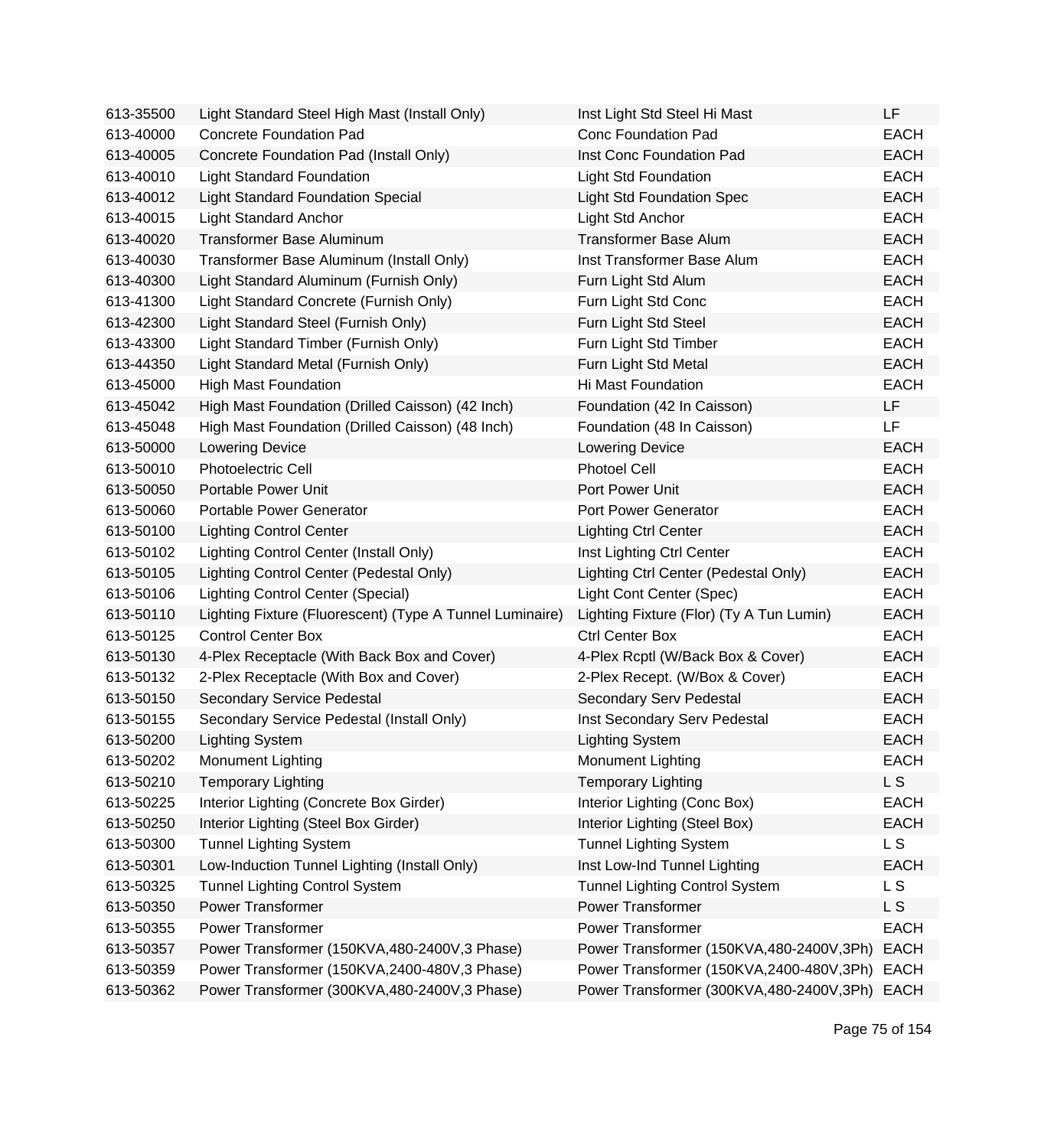| | | | |
|---|---|---|---|
| 613-35500 | Light Standard Steel High Mast (Install Only) | Inst Light Std Steel Hi Mast | LF |
| 613-40000 | Concrete Foundation Pad | Conc Foundation Pad | EACH |
| 613-40005 | Concrete Foundation Pad (Install Only) | Inst Conc Foundation Pad | EACH |
| 613-40010 | Light Standard Foundation | Light Std Foundation | EACH |
| 613-40012 | Light Standard Foundation Special | Light Std Foundation Spec | EACH |
| 613-40015 | Light Standard Anchor | Light Std Anchor | EACH |
| 613-40020 | Transformer Base Aluminum | Transformer Base Alum | EACH |
| 613-40030 | Transformer Base Aluminum (Install Only) | Inst Transformer Base Alum | EACH |
| 613-40300 | Light Standard Aluminum (Furnish Only) | Furn Light Std Alum | EACH |
| 613-41300 | Light Standard Concrete (Furnish Only) | Furn Light Std Conc | EACH |
| 613-42300 | Light Standard Steel (Furnish Only) | Furn Light Std Steel | EACH |
| 613-43300 | Light Standard Timber (Furnish Only) | Furn Light Std Timber | EACH |
| 613-44350 | Light Standard Metal (Furnish Only) | Furn Light Std Metal | EACH |
| 613-45000 | High Mast Foundation | Hi Mast Foundation | EACH |
| 613-45042 | High Mast Foundation (Drilled Caisson) (42 Inch) | Foundation (42 In Caisson) | LF |
| 613-45048 | High Mast Foundation (Drilled Caisson) (48 Inch) | Foundation (48 In Caisson) | LF |
| 613-50000 | Lowering Device | Lowering Device | EACH |
| 613-50010 | Photoelectric Cell | Photoel Cell | EACH |
| 613-50050 | Portable Power Unit | Port Power Unit | EACH |
| 613-50060 | Portable Power Generator | Port Power Generator | EACH |
| 613-50100 | Lighting Control Center | Lighting Ctrl Center | EACH |
| 613-50102 | Lighting Control Center (Install Only) | Inst Lighting Ctrl Center | EACH |
| 613-50105 | Lighting Control Center (Pedestal Only) | Lighting Ctrl Center (Pedestal Only) | EACH |
| 613-50106 | Lighting Control Center (Special) | Light Cont Center (Spec) | EACH |
| 613-50110 | Lighting Fixture (Fluorescent) (Type A Tunnel Luminaire) | Lighting Fixture (Flor) (Ty A Tun Lumin) | EACH |
| 613-50125 | Control Center Box | Ctrl Center Box | EACH |
| 613-50130 | 4-Plex Receptacle (With Back Box and Cover) | 4-Plex Rcptl (W/Back Box & Cover) | EACH |
| 613-50132 | 2-Plex Receptacle (With Box and Cover) | 2-Plex Recept. (W/Box & Cover) | EACH |
| 613-50150 | Secondary Service Pedestal | Secondary Serv Pedestal | EACH |
| 613-50155 | Secondary Service Pedestal (Install Only) | Inst Secondary Serv Pedestal | EACH |
| 613-50200 | Lighting System | Lighting System | EACH |
| 613-50202 | Monument Lighting | Monument Lighting | EACH |
| 613-50210 | Temporary Lighting | Temporary Lighting | L S |
| 613-50225 | Interior Lighting (Concrete Box Girder) | Interior Lighting (Conc Box) | EACH |
| 613-50250 | Interior Lighting (Steel Box Girder) | Interior Lighting (Steel Box) | EACH |
| 613-50300 | Tunnel Lighting System | Tunnel Lighting System | L S |
| 613-50301 | Low-Induction Tunnel Lighting (Install Only) | Inst Low-Ind Tunnel Lighting | EACH |
| 613-50325 | Tunnel Lighting Control System | Tunnel Lighting Control System | L S |
| 613-50350 | Power Transformer | Power Transformer | L S |
| 613-50355 | Power Transformer | Power Transformer | EACH |
| 613-50357 | Power Transformer (150KVA,480-2400V,3 Phase) | Power Transformer (150KVA,480-2400V,3Ph) | EACH |
| 613-50359 | Power Transformer (150KVA,2400-480V,3 Phase) | Power Transformer (150KVA,2400-480V,3Ph) | EACH |
| 613-50362 | Power Transformer (300KVA,480-2400V,3 Phase) | Power Transformer (300KVA,480-2400V,3Ph) | EACH |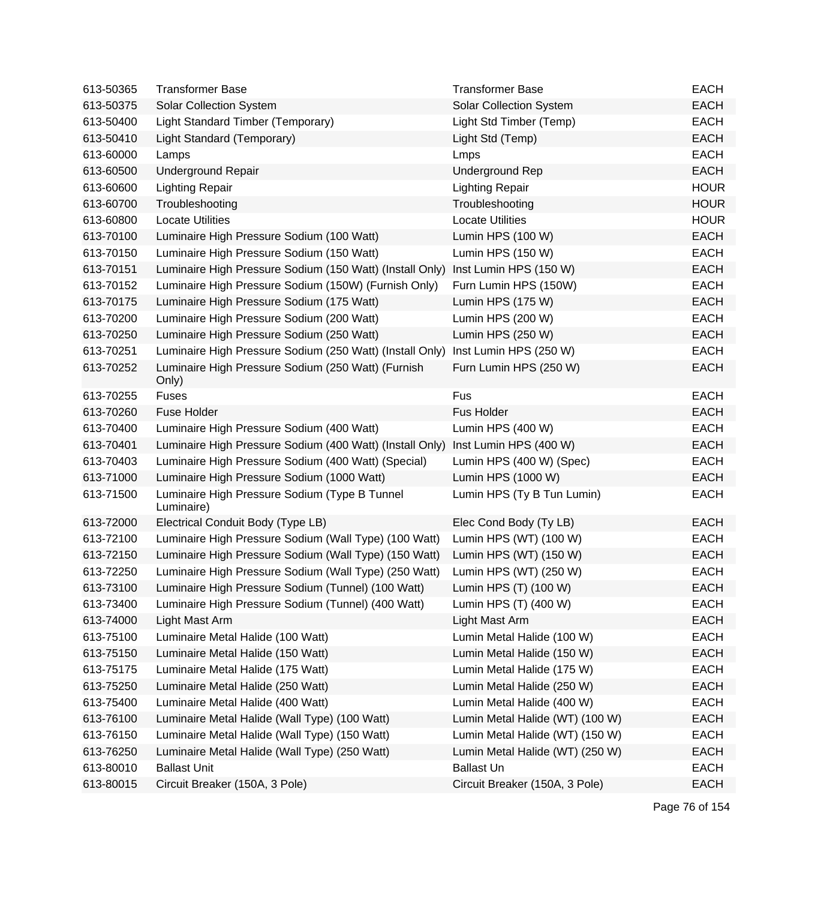| | | | |
|---|---|---|---|
| 613-50365 | Transformer Base | Transformer Base | EACH |
| 613-50375 | Solar Collection System | Solar Collection System | EACH |
| 613-50400 | Light Standard Timber (Temporary) | Light Std Timber (Temp) | EACH |
| 613-50410 | Light Standard (Temporary) | Lught Std (Temp) | EACH |
| 613-60000 | Lamps | Lmps | EACH |
| 613-60500 | Underground Repair | Underground Rep | EACH |
| 613-60600 | Lighting Repair | Lighting Repair | HOUR |
| 613-60700 | Troubleshooting | Troubleshooting | HOUR |
| 613-60800 | Locate Utilities | Locate Utilities | HOUR |
| 613-70100 | Luminaire High Pressure Sodium (100 Watt) | Lumin HPS (100 W) | EACH |
| 613-70150 | Luminaire High Pressure Sodium (150 Watt) | Lumin HPS (150 W) | EACH |
| 613-70151 | Luminaire High Pressure Sodium (150 Watt) (Install Only) | Inst Lumin HPS (150 W) | EACH |
| 613-70152 | Luminaire High Pressure Sodium (150W) (Furnish Only) | Furn Lumin HPS (150W) | EACH |
| 613-70175 | Luminaire High Pressure Sodium (175 Watt) | Lumin HPS (175 W) | EACH |
| 613-70200 | Luminaire High Pressure Sodium (200 Watt) | Lumin HPS (200 W) | EACH |
| 613-70250 | Luminaire High Pressure Sodium (250 Watt) | Lumin HPS (250 W) | EACH |
| 613-70251 | Luminaire High Pressure Sodium (250 Watt) (Install Only) | Inst Lumin HPS (250 W) | EACH |
| 613-70252 | Luminaire High Pressure Sodium (250 Watt) (Furnish Only) | Furn Lumin HPS (250 W) | EACH |
| 613-70255 | Fuses | Fus | EACH |
| 613-70260 | Fuse Holder | Fus Holder | EACH |
| 613-70400 | Luminaire High Pressure Sodium (400 Watt) | Lumin HPS (400 W) | EACH |
| 613-70401 | Luminaire High Pressure Sodium (400 Watt) (Install Only) | Inst Lumin HPS (400 W) | EACH |
| 613-70403 | Luminaire High Pressure Sodium (400 Watt) (Special) | Lumin HPS (400 W) (Spec) | EACH |
| 613-71000 | Luminaire High Pressure Sodium (1000 Watt) | Lumin HPS (1000 W) | EACH |
| 613-71500 | Luminaire High Pressure Sodium (Type B Tunnel Luminaire) | Lumin HPS (Ty B Tun Lumin) | EACH |
| 613-72000 | Electrical Conduit Body (Type LB) | Elec Cond Body (Ty LB) | EACH |
| 613-72100 | Luminaire High Pressure Sodium (Wall Type) (100 Watt) | Lumin HPS (WT) (100 W) | EACH |
| 613-72150 | Luminaire High Pressure Sodium (Wall Type) (150 Watt) | Lumin HPS (WT) (150 W) | EACH |
| 613-72250 | Luminaire High Pressure Sodium (Wall Type) (250 Watt) | Lumin HPS (WT) (250 W) | EACH |
| 613-73100 | Luminaire High Pressure Sodium (Tunnel) (100 Watt) | Lumin HPS (T) (100 W) | EACH |
| 613-73400 | Luminaire High Pressure Sodium (Tunnel) (400 Watt) | Lumin HPS (T) (400 W) | EACH |
| 613-74000 | Light Mast Arm | Light Mast Arm | EACH |
| 613-75100 | Luminaire Metal Halide (100 Watt) | Lumin Metal Halide (100 W) | EACH |
| 613-75150 | Luminaire Metal Halide (150 Watt) | Lumin Metal Halide (150 W) | EACH |
| 613-75175 | Luminaire Metal Halide (175 Watt) | Lumin Metal Halide (175 W) | EACH |
| 613-75250 | Luminaire Metal Halide (250 Watt) | Lumin Metal Halide (250 W) | EACH |
| 613-75400 | Luminaire Metal Halide (400 Watt) | Lumin Metal Halide (400 W) | EACH |
| 613-76100 | Luminaire Metal Halide (Wall Type) (100 Watt) | Lumin Metal Halide (WT) (100 W) | EACH |
| 613-76150 | Luminaire Metal Halide (Wall Type) (150 Watt) | Lumin Metal Halide (WT) (150 W) | EACH |
| 613-76250 | Luminaire Metal Halide (Wall Type) (250 Watt) | Lumin Metal Halide (WT) (250 W) | EACH |
| 613-80010 | Ballast Unit | Ballast Un | EACH |
| 613-80015 | Circuit Breaker (150A, 3 Pole) | Circuit Breaker (150A, 3 Pole) | EACH |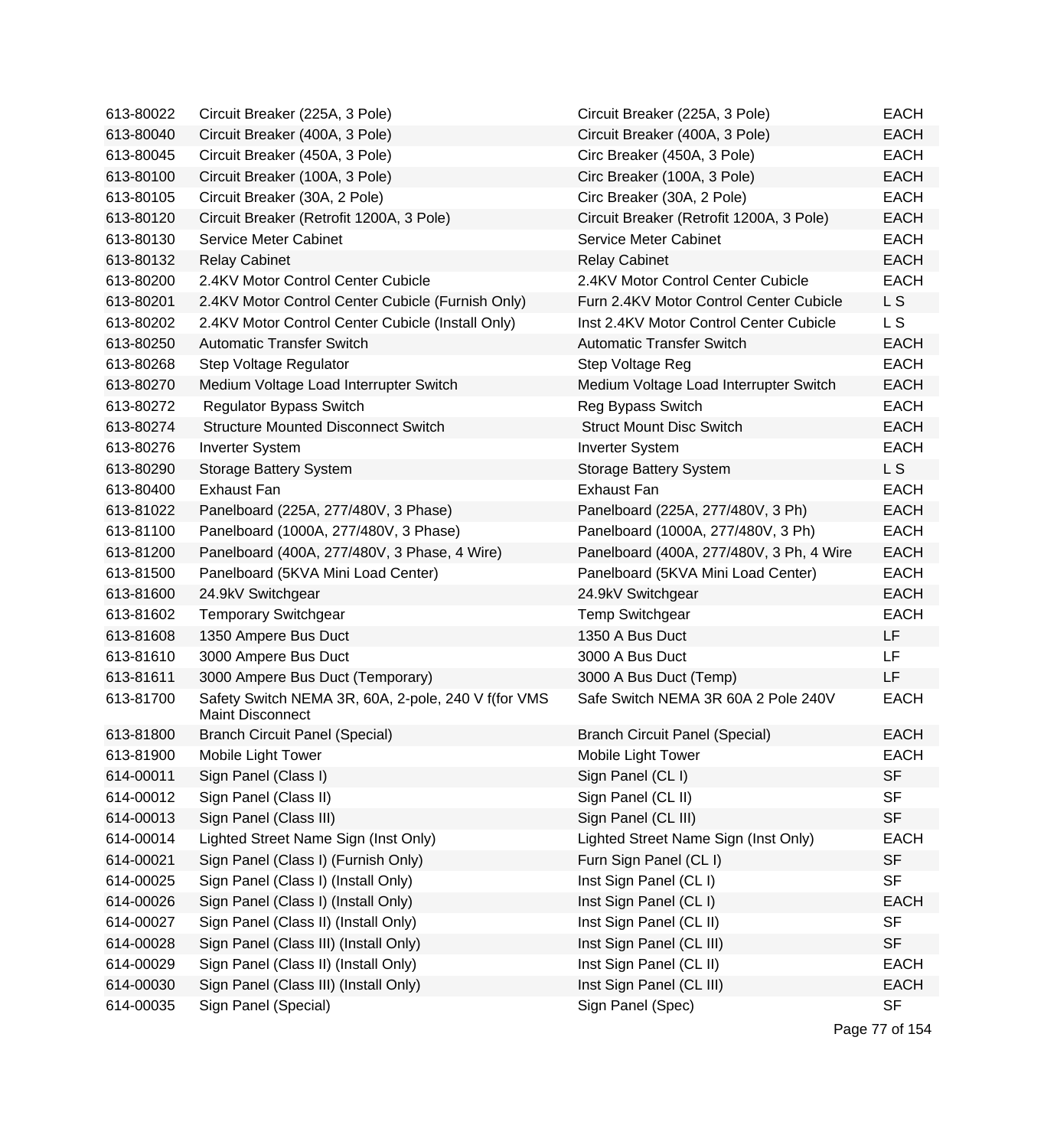| | | | |
|---|---|---|---|
| 613-80022 | Circuit Breaker (225A, 3 Pole) | Circuit Breaker (225A, 3 Pole) | EACH |
| 613-80040 | Circuit Breaker (400A, 3 Pole) | Circuit Breaker (400A, 3 Pole) | EACH |
| 613-80045 | Circuit Breaker (450A, 3 Pole) | Circ Breaker (450A, 3 Pole) | EACH |
| 613-80100 | Circuit Breaker (100A, 3 Pole) | Circ Breaker (100A, 3 Pole) | EACH |
| 613-80105 | Circuit Breaker (30A, 2 Pole) | Circ Breaker (30A, 2 Pole) | EACH |
| 613-80120 | Circuit Breaker (Retrofit 1200A, 3 Pole) | Circuit Breaker (Retrofit 1200A, 3 Pole) | EACH |
| 613-80130 | Service Meter Cabinet | Service Meter Cabinet | EACH |
| 613-80132 | Relay Cabinet | Relay Cabinet | EACH |
| 613-80200 | 2.4KV Motor Control Center Cubicle | 2.4KV Motor Control Center Cubicle | EACH |
| 613-80201 | 2.4KV Motor Control Center Cubicle (Furnish Only) | Furn 2.4KV Motor Control Center Cubicle | L S |
| 613-80202 | 2.4KV Motor Control Center Cubicle (Install Only) | Inst 2.4KV Motor Control Center Cubicle | L S |
| 613-80250 | Automatic Transfer Switch | Automatic Transfer Switch | EACH |
| 613-80268 | Step Voltage Regulator | Step Voltage Reg | EACH |
| 613-80270 | Medium Voltage Load Interrupter Switch | Medium Voltage Load Interrupter Switch | EACH |
| 613-80272 | Regulator Bypass Switch | Reg Bypass Switch | EACH |
| 613-80274 | Structure Mounted Disconnect Switch | Struct Mount Disc Switch | EACH |
| 613-80276 | Inverter System | Inverter System | EACH |
| 613-80290 | Storage Battery System | Storage Battery System | L S |
| 613-80400 | Exhaust Fan | Exhaust Fan | EACH |
| 613-81022 | Panelboard (225A, 277/480V, 3 Phase) | Panelboard (225A, 277/480V, 3 Ph) | EACH |
| 613-81100 | Panelboard (1000A, 277/480V, 3 Phase) | Panelboard (1000A, 277/480V, 3 Ph) | EACH |
| 613-81200 | Panelboard (400A, 277/480V, 3 Phase, 4 Wire) | Panelboard (400A, 277/480V, 3 Ph, 4 Wire | EACH |
| 613-81500 | Panelboard (5KVA Mini Load Center) | Panelboard (5KVA Mini Load Center) | EACH |
| 613-81600 | 24.9kV Switchgear | 24.9kV Switchgear | EACH |
| 613-81602 | Temporary Switchgear | Temp Switchgear | EACH |
| 613-81608 | 1350 Ampere Bus Duct | 1350 A Bus Duct | LF |
| 613-81610 | 3000 Ampere Bus Duct | 3000 A Bus Duct | LF |
| 613-81611 | 3000 Ampere Bus Duct (Temporary) | 3000 A Bus Duct (Temp) | LF |
| 613-81700 | Safety Switch NEMA 3R, 60A, 2-pole, 240 V f(for VMS Maint Disconnect | Safe Switch NEMA 3R 60A 2 Pole 240V | EACH |
| 613-81800 | Branch Circuit Panel (Special) | Branch Circuit Panel (Special) | EACH |
| 613-81900 | Mobile Light Tower | Mobile Light Tower | EACH |
| 614-00011 | Sign Panel (Class I) | Sign Panel (CL I) | SF |
| 614-00012 | Sign Panel (Class II) | Sign Panel (CL II) | SF |
| 614-00013 | Sign Panel (Class III) | Sign Panel (CL III) | SF |
| 614-00014 | Lighted Street Name Sign (Inst Only) | Lighted Street Name Sign (Inst Only) | EACH |
| 614-00021 | Sign Panel (Class I) (Furnish Only) | Furn Sign Panel (CL I) | SF |
| 614-00025 | Sign Panel (Class I) (Install Only) | Inst Sign Panel (CL I) | SF |
| 614-00026 | Sign Panel (Class I) (Install Only) | Inst Sign Panel (CL I) | EACH |
| 614-00027 | Sign Panel (Class II) (Install Only) | Inst Sign Panel (CL II) | SF |
| 614-00028 | Sign Panel (Class III) (Install Only) | Inst Sign Panel (CL III) | SF |
| 614-00029 | Sign Panel (Class II) (Install Only) | Inst Sign Panel (CL II) | EACH |
| 614-00030 | Sign Panel (Class III) (Install Only) | Inst Sign Panel (CL III) | EACH |
| 614-00035 | Sign Panel (Special) | Sign Panel (Spec) | SF |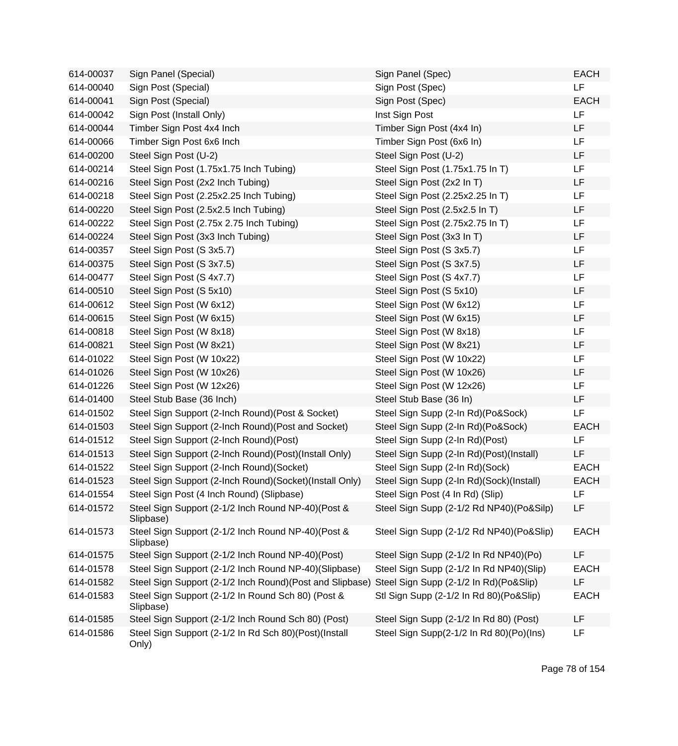| | | | |
|---|---|---|---|
| 614-00037 | Sign Panel (Special) | Sign Panel (Spec) | EACH |
| 614-00040 | Sign Post (Special) | Sign Post (Spec) | LF |
| 614-00041 | Sign Post (Special) | Sign Post (Spec) | EACH |
| 614-00042 | Sign Post (Install Only) | Inst Sign Post | LF |
| 614-00044 | Timber Sign Post 4x4 Inch | Timber Sign Post (4x4 In) | LF |
| 614-00066 | Timber Sign Post 6x6 Inch | Timber Sign Post (6x6 In) | LF |
| 614-00200 | Steel Sign Post (U-2) | Steel Sign Post (U-2) | LF |
| 614-00214 | Steel Sign Post (1.75x1.75 Inch Tubing) | Steel Sign Post (1.75x1.75 In T) | LF |
| 614-00216 | Steel Sign Post (2x2 Inch Tubing) | Steel Sign Post (2x2 In T) | LF |
| 614-00218 | Steel Sign Post (2.25x2.25 Inch Tubing) | Steel Sign Post (2.25x2.25 In T) | LF |
| 614-00220 | Steel Sign Post (2.5x2.5 Inch Tubing) | Steel Sign Post (2.5x2.5 In T) | LF |
| 614-00222 | Steel Sign Post (2.75x 2.75 Inch Tubing) | Steel Sign Post (2.75x2.75 In T) | LF |
| 614-00224 | Steel Sign Post (3x3 Inch Tubing) | Steel Sign Post (3x3 In T) | LF |
| 614-00357 | Steel Sign Post (S 3x5.7) | Steel Sign Post (S 3x5.7) | LF |
| 614-00375 | Steel Sign Post (S 3x7.5) | Steel Sign Post (S 3x7.5) | LF |
| 614-00477 | Steel Sign Post (S 4x7.7) | Steel Sign Post (S 4x7.7) | LF |
| 614-00510 | Steel Sign Post (S 5x10) | Steel Sign Post (S 5x10) | LF |
| 614-00612 | Steel Sign Post (W 6x12) | Steel Sign Post (W 6x12) | LF |
| 614-00615 | Steel Sign Post (W 6x15) | Steel Sign Post (W 6x15) | LF |
| 614-00818 | Steel Sign Post (W 8x18) | Steel Sign Post (W 8x18) | LF |
| 614-00821 | Steel Sign Post (W 8x21) | Steel Sign Post (W 8x21) | LF |
| 614-01022 | Steel Sign Post (W 10x22) | Steel Sign Post (W 10x22) | LF |
| 614-01026 | Steel Sign Post (W 10x26) | Steel Sign Post (W 10x26) | LF |
| 614-01226 | Steel Sign Post (W 12x26) | Steel Sign Post (W 12x26) | LF |
| 614-01400 | Steel Stub Base (36 Inch) | Steel Stub Base (36 In) | LF |
| 614-01502 | Steel Sign Support (2-Inch Round)(Post & Socket) | Steel Sign Supp (2-In Rd)(Po&Sock) | LF |
| 614-01503 | Steel Sign Support (2-Inch Round)(Post and Socket) | Steel Sign Supp (2-In Rd)(Po&Sock) | EACH |
| 614-01512 | Steel Sign Support (2-Inch Round)(Post) | Steel Sign Supp (2-In Rd)(Post) | LF |
| 614-01513 | Steel Sign Support (2-Inch Round)(Post)(Install Only) | Steel Sign Supp (2-In Rd)(Post)(Install) | LF |
| 614-01522 | Steel Sign Support (2-Inch Round)(Socket) | Steel Sign Supp (2-In Rd)(Sock) | EACH |
| 614-01523 | Steel Sign Support (2-Inch Round)(Socket)(Install Only) | Steel Sign Supp (2-In Rd)(Sock)(Install) | EACH |
| 614-01554 | Steel Sign Post (4 Inch Round) (Slipbase) | Steel Sign Post (4 In Rd) (Slip) | LF |
| 614-01572 | Steel Sign Support (2-1/2 Inch Round NP-40)(Post & Slipbase) | Steel Sign Supp (2-1/2 Rd NP40)(Po&Silp) | LF |
| 614-01573 | Steel Sign Support (2-1/2 Inch Round NP-40)(Post & Slipbase) | Steel Sign Supp (2-1/2 Rd NP40)(Po&Slip) | EACH |
| 614-01575 | Steel Sign Support (2-1/2 Inch Round NP-40)(Post) | Steel Sign Supp (2-1/2 In Rd NP40)(Po) | LF |
| 614-01578 | Steel Sign Support (2-1/2 Inch Round NP-40)(Slipbase) | Steel Sign Supp (2-1/2 In Rd NP40)(Slip) | EACH |
| 614-01582 | Steel Sign Support (2-1/2 Inch Round)(Post and Slipbase) | Steel Sign Supp (2-1/2 In Rd)(Po&Slip) | LF |
| 614-01583 | Steel Sign Support (2-1/2 In Round Sch 80) (Post & Slipbase) | Stl Sign Supp (2-1/2 In Rd 80)(Po&Slip) | EACH |
| 614-01585 | Steel Sign Support (2-1/2 Inch Round Sch 80) (Post) | Steel Sign Supp (2-1/2 In Rd 80) (Post) | LF |
| 614-01586 | Steel Sign Support (2-1/2 In Rd Sch 80)(Post)(Install Only) | Steel Sign Supp(2-1/2 In Rd 80)(Po)(Ins) | LF |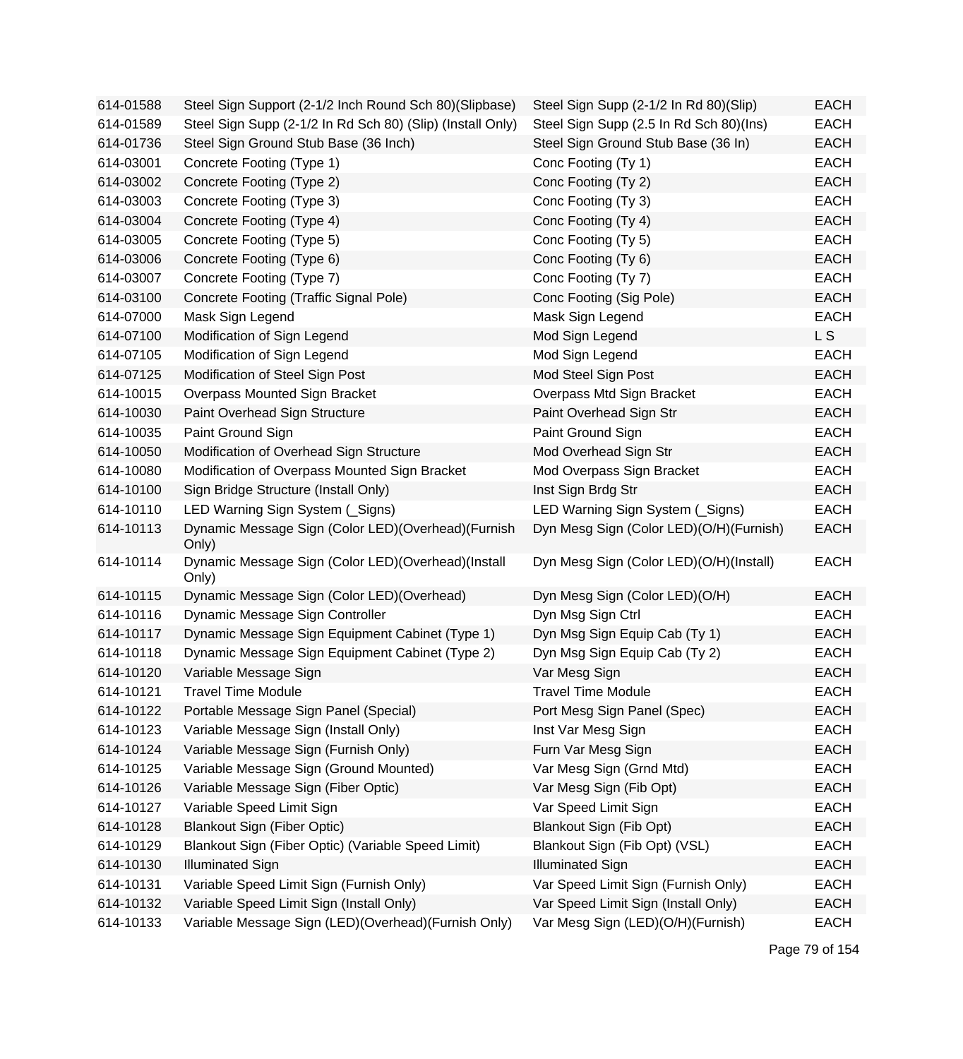| | | | |
|---|---|---|---|
| 614-01588 | Steel Sign Support (2-1/2 Inch Round Sch 80)(Slipbase) | Steel Sign Supp (2-1/2 In Rd 80)(Slip) | EACH |
| 614-01589 | Steel Sign Supp (2-1/2 In Rd Sch 80) (Slip) (Install Only) | Steel Sign Supp (2.5 In Rd Sch 80)(Ins) | EACH |
| 614-01736 | Steel Sign Ground Stub Base (36 Inch) | Steel Sign Ground Stub Base (36 In) | EACH |
| 614-03001 | Concrete Footing (Type 1) | Conc Footing (Ty 1) | EACH |
| 614-03002 | Concrete Footing (Type 2) | Conc Footing (Ty 2) | EACH |
| 614-03003 | Concrete Footing (Type 3) | Conc Footing (Ty 3) | EACH |
| 614-03004 | Concrete Footing (Type 4) | Conc Footing (Ty 4) | EACH |
| 614-03005 | Concrete Footing (Type 5) | Conc Footing (Ty 5) | EACH |
| 614-03006 | Concrete Footing (Type 6) | Conc Footing (Ty 6) | EACH |
| 614-03007 | Concrete Footing (Type 7) | Conc Footing (Ty 7) | EACH |
| 614-03100 | Concrete Footing (Traffic Signal Pole) | Conc Footing (Sig Pole) | EACH |
| 614-07000 | Mask Sign Legend | Mask Sign Legend | EACH |
| 614-07100 | Modification of Sign Legend | Mod Sign Legend | L S |
| 614-07105 | Modification of Sign Legend | Mod Sign Legend | EACH |
| 614-07125 | Modification of Steel Sign Post | Mod Steel Sign Post | EACH |
| 614-10015 | Overpass Mounted Sign Bracket | Overpass Mtd Sign Bracket | EACH |
| 614-10030 | Paint Overhead Sign Structure | Paint Overhead Sign Str | EACH |
| 614-10035 | Paint Ground Sign | Paint Ground Sign | EACH |
| 614-10050 | Modification of Overhead Sign Structure | Mod Overhead Sign Str | EACH |
| 614-10080 | Modification of Overpass Mounted Sign Bracket | Mod Overpass Sign Bracket | EACH |
| 614-10100 | Sign Bridge Structure (Install Only) | Inst Sign Brdg Str | EACH |
| 614-10110 | LED Warning Sign System (_Signs) | LED Warning Sign System (_Signs) | EACH |
| 614-10113 | Dynamic Message Sign (Color LED)(Overhead)(Furnish Only) | Dyn Mesg Sign (Color LED)(O/H)(Furnish) | EACH |
| 614-10114 | Dynamic Message Sign (Color LED)(Overhead)(Install Only) | Dyn Mesg Sign (Color LED)(O/H)(Install) | EACH |
| 614-10115 | Dynamic Message Sign (Color LED)(Overhead) | Dyn Mesg Sign (Color LED)(O/H) | EACH |
| 614-10116 | Dynamic Message Sign Controller | Dyn Msg Sign Ctrl | EACH |
| 614-10117 | Dynamic Message Sign Equipment Cabinet (Type 1) | Dyn Msg Sign Equip Cab (Ty 1) | EACH |
| 614-10118 | Dynamic Message Sign Equipment Cabinet (Type 2) | Dyn Msg Sign Equip Cab (Ty 2) | EACH |
| 614-10120 | Variable Message Sign | Var Mesg Sign | EACH |
| 614-10121 | Travel Time Module | Travel Time Module | EACH |
| 614-10122 | Portable Message Sign Panel (Special) | Port Mesg Sign Panel (Spec) | EACH |
| 614-10123 | Variable Message Sign (Install Only) | Inst Var Mesg Sign | EACH |
| 614-10124 | Variable Message Sign (Furnish Only) | Furn Var Mesg Sign | EACH |
| 614-10125 | Variable Message Sign (Ground Mounted) | Var Mesg Sign (Grnd Mtd) | EACH |
| 614-10126 | Variable Message Sign (Fiber Optic) | Var Mesg Sign (Fib Opt) | EACH |
| 614-10127 | Variable Speed Limit Sign | Var Speed Limit Sign | EACH |
| 614-10128 | Blankout Sign (Fiber Optic) | Blankout Sign (Fib Opt) | EACH |
| 614-10129 | Blankout Sign (Fiber Optic) (Variable Speed Limit) | Blankout Sign (Fib Opt) (VSL) | EACH |
| 614-10130 | Illuminated Sign | Illuminated Sign | EACH |
| 614-10131 | Variable Speed Limit Sign (Furnish Only) | Var Speed Limit Sign (Furnish Only) | EACH |
| 614-10132 | Variable Speed Limit Sign (Install Only) | Var Speed Limit Sign (Install Only) | EACH |
| 614-10133 | Variable Message Sign (LED)(Overhead)(Furnish Only) | Var Mesg Sign (LED)(O/H)(Furnish) | EACH |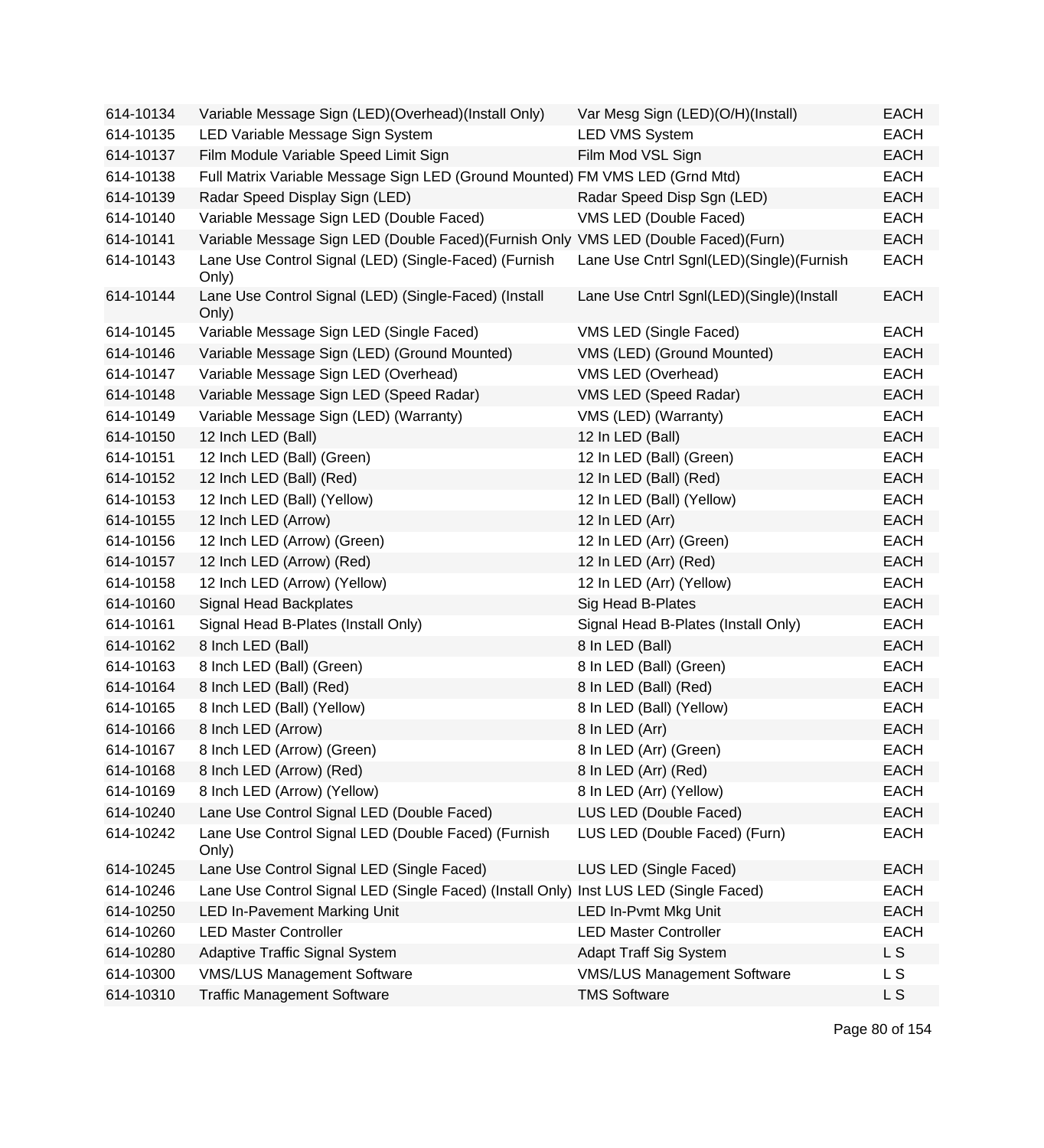| | | | |
|---|---|---|---|
| 614-10134 | Variable Message Sign (LED)(Overhead)(Install Only) | Var Mesg Sign (LED)(O/H)(Install) | EACH |
| 614-10135 | LED Variable Message Sign System | LED VMS System | EACH |
| 614-10137 | Film Module Variable Speed Limit Sign | Film Mod VSL Sign | EACH |
| 614-10138 | Full Matrix Variable Message Sign LED (Ground Mounted) | FM VMS LED (Grnd Mtd) | EACH |
| 614-10139 | Radar Speed Display Sign (LED) | Radar Speed Disp Sgn (LED) | EACH |
| 614-10140 | Variable Message Sign LED (Double Faced) | VMS LED (Double Faced) | EACH |
| 614-10141 | Variable Message Sign LED (Double Faced)(Furnish Only | VMS LED (Double Faced)(Furn) | EACH |
| 614-10143 | Lane Use Control Signal (LED) (Single-Faced) (Furnish Only) | Lane Use Cntrl Sgnl(LED)(Single)(Furnish | EACH |
| 614-10144 | Lane Use Control Signal (LED) (Single-Faced) (Install Only) | Lane Use Cntrl Sgnl(LED)(Single)(Install | EACH |
| 614-10145 | Variable Message Sign LED (Single Faced) | VMS LED (Single Faced) | EACH |
| 614-10146 | Variable Message Sign (LED) (Ground Mounted) | VMS (LED) (Ground Mounted) | EACH |
| 614-10147 | Variable Message Sign LED (Overhead) | VMS LED (Overhead) | EACH |
| 614-10148 | Variable Message Sign LED (Speed Radar) | VMS LED (Speed Radar) | EACH |
| 614-10149 | Variable Message Sign (LED) (Warranty) | VMS (LED) (Warranty) | EACH |
| 614-10150 | 12 Inch LED (Ball) | 12 In LED (Ball) | EACH |
| 614-10151 | 12 Inch LED (Ball) (Green) | 12 In LED (Ball) (Green) | EACH |
| 614-10152 | 12 Inch LED (Ball) (Red) | 12 In LED (Ball) (Red) | EACH |
| 614-10153 | 12 Inch LED (Ball) (Yellow) | 12 In LED (Ball) (Yellow) | EACH |
| 614-10155 | 12 Inch LED (Arrow) | 12 In LED (Arr) | EACH |
| 614-10156 | 12 Inch LED (Arrow) (Green) | 12 In LED (Arr) (Green) | EACH |
| 614-10157 | 12 Inch LED (Arrow) (Red) | 12 In LED (Arr) (Red) | EACH |
| 614-10158 | 12 Inch LED (Arrow) (Yellow) | 12 In LED (Arr) (Yellow) | EACH |
| 614-10160 | Signal Head Backplates | Sig Head B-Plates | EACH |
| 614-10161 | Signal Head B-Plates (Install Only) | Signal Head B-Plates (Install Only) | EACH |
| 614-10162 | 8 Inch LED (Ball) | 8 In LED (Ball) | EACH |
| 614-10163 | 8 Inch LED (Ball) (Green) | 8 In LED (Ball) (Green) | EACH |
| 614-10164 | 8 Inch LED (Ball) (Red) | 8 In LED (Ball) (Red) | EACH |
| 614-10165 | 8 Inch LED (Ball) (Yellow) | 8 In LED (Ball) (Yellow) | EACH |
| 614-10166 | 8 Inch LED (Arrow) | 8 In LED (Arr) | EACH |
| 614-10167 | 8 Inch LED (Arrow) (Green) | 8 In LED (Arr) (Green) | EACH |
| 614-10168 | 8 Inch LED (Arrow) (Red) | 8 In LED (Arr) (Red) | EACH |
| 614-10169 | 8 Inch LED (Arrow) (Yellow) | 8 In LED (Arr) (Yellow) | EACH |
| 614-10240 | Lane Use Control Signal LED (Double Faced) | LUS LED (Double Faced) | EACH |
| 614-10242 | Lane Use Control Signal LED (Double Faced) (Furnish Only) | LUS LED (Double Faced) (Furn) | EACH |
| 614-10245 | Lane Use Control Signal LED (Single Faced) | LUS LED (Single Faced) | EACH |
| 614-10246 | Lane Use Control Signal LED (Single Faced) (Install Only) | Inst LUS LED (Single Faced) | EACH |
| 614-10250 | LED In-Pavement Marking Unit | LED In-Pvmt Mkg Unit | EACH |
| 614-10260 | LED Master Controller | LED Master Controller | EACH |
| 614-10280 | Adaptive Traffic Signal System | Adapt Traff Sig System | L S |
| 614-10300 | VMS/LUS Management Software | VMS/LUS Management Software | L S |
| 614-10310 | Traffic Management Software | TMS Software | L S |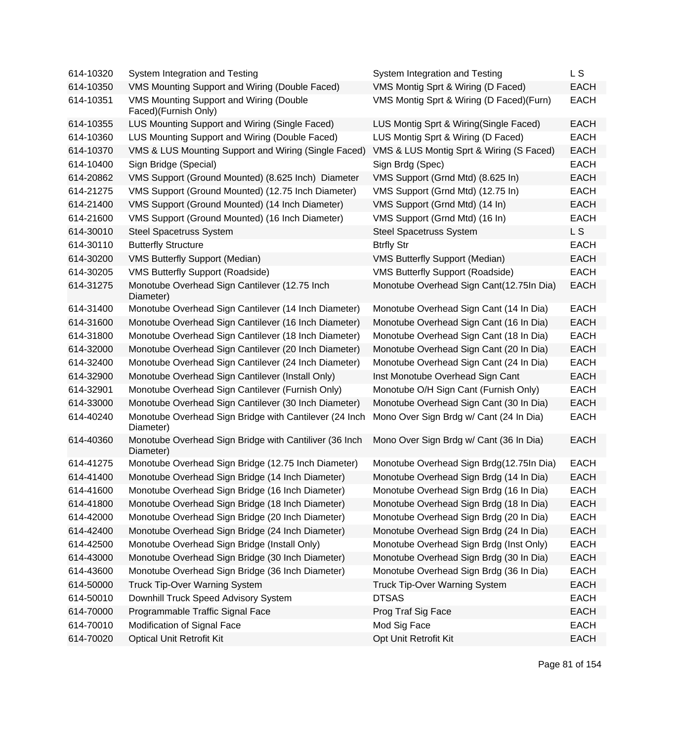| | | | |
|---|---|---|---|
| 614-10320 | System Integration and Testing | System Integration and Testing | L S |
| 614-10350 | VMS Mounting Support and Wiring (Double Faced) | VMS Montig Sprt & Wiring (D Faced) | EACH |
| 614-10351 | VMS Mounting Support and Wiring (Double Faced)(Furnish Only) | VMS Montig Sprt & Wiring (D Faced)(Furn) | EACH |
| 614-10355 | LUS Mounting Support and Wiring (Single Faced) | LUS Montig Sprt & Wiring(Single Faced) | EACH |
| 614-10360 | LUS Mounting Support and Wiring (Double Faced) | LUS Montig Sprt & Wiring (D Faced) | EACH |
| 614-10370 | VMS & LUS Mounting Support and Wiring (Single Faced) | VMS & LUS Montig Sprt & Wiring (S Faced) | EACH |
| 614-10400 | Sign Bridge (Special) | Sign Brdg (Spec) | EACH |
| 614-20862 | VMS Support (Ground Mounted) (8.625 Inch) Diameter | VMS Support (Grnd Mtd) (8.625 In) | EACH |
| 614-21275 | VMS Support (Ground Mounted) (12.75 Inch Diameter) | VMS Support (Grnd Mtd) (12.75 In) | EACH |
| 614-21400 | VMS Support (Ground Mounted) (14 Inch Diameter) | VMS Support (Grnd Mtd) (14 In) | EACH |
| 614-21600 | VMS Support (Ground Mounted) (16 Inch Diameter) | VMS Support (Grnd Mtd) (16 In) | EACH |
| 614-30010 | Steel Spacetruss System | Steel Spacetruss System | L S |
| 614-30110 | Butterfly Structure | Btrfly Str | EACH |
| 614-30200 | VMS Butterfly Support (Median) | VMS Butterfly Support (Median) | EACH |
| 614-30205 | VMS Butterfly Support (Roadside) | VMS Butterfly Support (Roadside) | EACH |
| 614-31275 | Monotube Overhead Sign Cantilever (12.75 Inch Diameter) | Monotube Overhead Sign Cant(12.75In Dia) | EACH |
| 614-31400 | Monotube Overhead Sign Cantilever (14 Inch Diameter) | Monotube Overhead Sign Cant (14 In Dia) | EACH |
| 614-31600 | Monotube Overhead Sign Cantilever (16 Inch Diameter) | Monotube Overhead Sign Cant (16 In Dia) | EACH |
| 614-31800 | Monotube Overhead Sign Cantilever (18 Inch Diameter) | Monotube Overhead Sign Cant (18 In Dia) | EACH |
| 614-32000 | Monotube Overhead Sign Cantilever (20 Inch Diameter) | Monotube Overhead Sign Cant (20 In Dia) | EACH |
| 614-32400 | Monotube Overhead Sign Cantilever (24 Inch Diameter) | Monotube Overhead Sign Cant (24 In Dia) | EACH |
| 614-32900 | Monotube Overhead Sign Cantilever (Install Only) | Inst Monotube Overhead Sign Cant | EACH |
| 614-32901 | Monotube Overhead Sign Cantilever (Furnish Only) | Monotube O/H Sign Cant (Furnish Only) | EACH |
| 614-33000 | Monotube Overhead Sign Cantilever (30 Inch Diameter) | Monotube Overhead Sign Cant (30 In Dia) | EACH |
| 614-40240 | Monotube Overhead Sign Bridge with Cantilever (24 Inch Diameter) | Mono Over Sign Brdg w/ Cant (24 In Dia) | EACH |
| 614-40360 | Monotube Overhead Sign Bridge with Cantiliver (36 Inch Diameter) | Mono Over Sign Brdg w/ Cant (36 In Dia) | EACH |
| 614-41275 | Monotube Overhead Sign Bridge (12.75 Inch Diameter) | Monotube Overhead Sign Brdg(12.75In Dia) | EACH |
| 614-41400 | Monotube Overhead Sign Bridge (14 Inch Diameter) | Monotube Overhead Sign Brdg (14 In Dia) | EACH |
| 614-41600 | Monotube Overhead Sign Bridge (16 Inch Diameter) | Monotube Overhead Sign Brdg (16 In Dia) | EACH |
| 614-41800 | Monotube Overhead Sign Bridge (18 Inch Diameter) | Monotube Overhead Sign Brdg (18 In Dia) | EACH |
| 614-42000 | Monotube Overhead Sign Bridge (20 Inch Diameter) | Monotube Overhead Sign Brdg (20 In Dia) | EACH |
| 614-42400 | Monotube Overhead Sign Bridge (24 Inch Diameter) | Monotube Overhead Sign Brdg (24 In Dia) | EACH |
| 614-42500 | Monotube Overhead Sign Bridge (Install Only) | Monotube Overhead Sign Brdg (Inst Only) | EACH |
| 614-43000 | Monotube Overhead Sign Bridge (30 Inch Diameter) | Monotube Overhead Sign Brdg (30 In Dia) | EACH |
| 614-43600 | Monotube Overhead Sign Bridge (36 Inch Diameter) | Monotube Overhead Sign Brdg (36 In Dia) | EACH |
| 614-50000 | Truck Tip-Over Warning System | Truck Tip-Over Warning System | EACH |
| 614-50010 | Downhill Truck Speed Advisory System | DTSAS | EACH |
| 614-70000 | Programmable Traffic Signal Face | Prog Traf Sig Face | EACH |
| 614-70010 | Modification of Signal Face | Mod Sig Face | EACH |
| 614-70020 | Optical Unit Retrofit Kit | Opt Unit Retrofit Kit | EACH |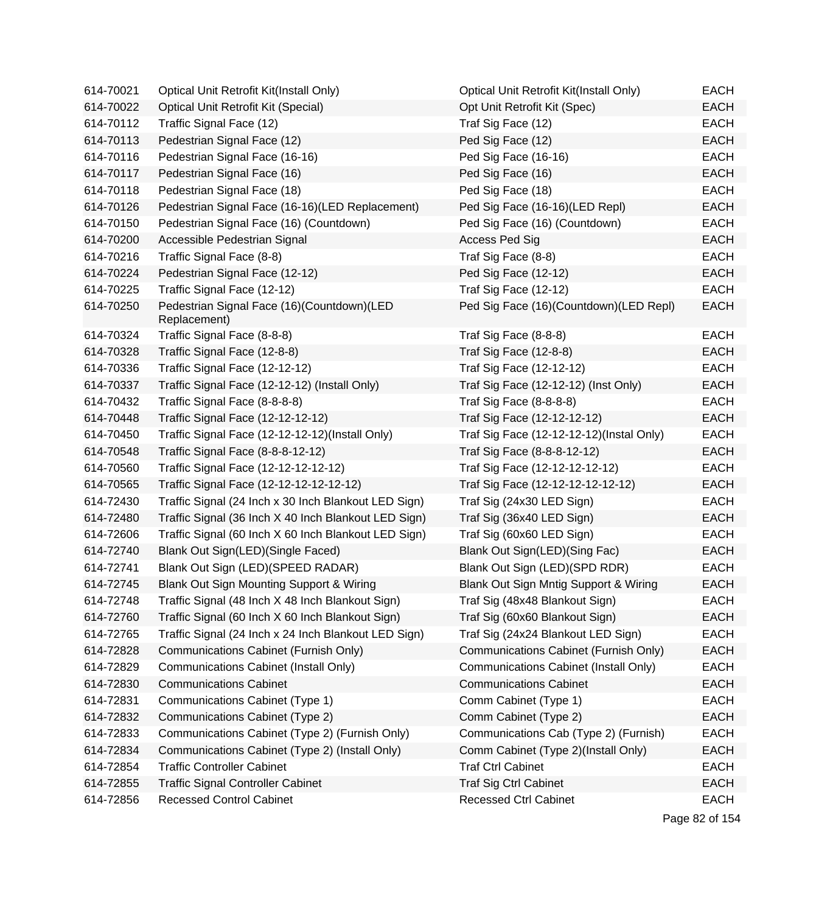| | | | |
|---|---|---|---|
| 614-70021 | Optical Unit Retrofit Kit(Install Only) | Optical Unit Retrofit Kit(Install Only) | EACH |
| 614-70022 | Optical Unit Retrofit Kit (Special) | Opt Unit Retrofit Kit (Spec) | EACH |
| 614-70112 | Traffic Signal Face (12) | Traf Sig Face (12) | EACH |
| 614-70113 | Pedestrian Signal Face (12) | Ped Sig Face (12) | EACH |
| 614-70116 | Pedestrian Signal Face (16-16) | Ped Sig Face (16-16) | EACH |
| 614-70117 | Pedestrian Signal Face (16) | Ped Sig Face (16) | EACH |
| 614-70118 | Pedestrian Signal Face (18) | Ped Sig Face (18) | EACH |
| 614-70126 | Pedestrian Signal Face (16-16)(LED Replacement) | Ped Sig Face (16-16)(LED Repl) | EACH |
| 614-70150 | Pedestrian Signal Face (16) (Countdown) | Ped Sig Face (16) (Countdown) | EACH |
| 614-70200 | Accessible Pedestrian Signal | Access Ped Sig | EACH |
| 614-70216 | Traffic Signal Face (8-8) | Traf Sig Face (8-8) | EACH |
| 614-70224 | Pedestrian Signal Face (12-12) | Ped Sig Face (12-12) | EACH |
| 614-70225 | Traffic Signal Face (12-12) | Traf Sig Face (12-12) | EACH |
| 614-70250 | Pedestrian Signal Face (16)(Countdown)(LED Replacement) | Ped Sig Face (16)(Countdown)(LED Repl) | EACH |
| 614-70324 | Traffic Signal Face (8-8-8) | Traf Sig Face (8-8-8) | EACH |
| 614-70328 | Traffic Signal Face (12-8-8) | Traf Sig Face (12-8-8) | EACH |
| 614-70336 | Traffic Signal Face (12-12-12) | Traf Sig Face (12-12-12) | EACH |
| 614-70337 | Traffic Signal Face (12-12-12) (Install Only) | Traf Sig Face (12-12-12) (Inst Only) | EACH |
| 614-70432 | Traffic Signal Face (8-8-8-8) | Traf Sig Face (8-8-8-8) | EACH |
| 614-70448 | Traffic Signal Face (12-12-12-12) | Traf Sig Face (12-12-12-12) | EACH |
| 614-70450 | Traffic Signal Face (12-12-12-12)(Install Only) | Traf Sig Face (12-12-12-12)(Instal Only) | EACH |
| 614-70548 | Traffic Signal Face (8-8-8-12-12) | Traf Sig Face (8-8-8-12-12) | EACH |
| 614-70560 | Traffic Signal Face (12-12-12-12-12) | Traf Sig Face (12-12-12-12-12) | EACH |
| 614-70565 | Traffic Signal Face (12-12-12-12-12-12) | Traf Sig Face (12-12-12-12-12-12) | EACH |
| 614-72430 | Traffic Signal (24 Inch x 30 Inch Blankout LED Sign) | Traf Sig (24x30 LED Sign) | EACH |
| 614-72480 | Traffic Signal (36 Inch X 40 Inch Blankout LED Sign) | Traf Sig (36x40 LED Sign) | EACH |
| 614-72606 | Traffic Signal (60 Inch X 60 Inch Blankout LED Sign) | Traf Sig (60x60 LED Sign) | EACH |
| 614-72740 | Blank Out Sign(LED)(Single Faced) | Blank Out Sign(LED)(Sing Fac) | EACH |
| 614-72741 | Blank Out Sign (LED)(SPEED RADAR) | Blank Out Sign (LED)(SPD RDR) | EACH |
| 614-72745 | Blank Out Sign Mounting Support & Wiring | Blank Out Sign Mntig Support & Wiring | EACH |
| 614-72748 | Traffic Signal (48 Inch X 48 Inch Blankout Sign) | Traf Sig (48x48 Blankout Sign) | EACH |
| 614-72760 | Traffic Signal (60 Inch X 60 Inch Blankout Sign) | Traf Sig (60x60 Blankout Sign) | EACH |
| 614-72765 | Traffic Signal (24 Inch x 24 Inch Blankout LED Sign) | Traf Sig (24x24 Blankout LED Sign) | EACH |
| 614-72828 | Communications Cabinet (Furnish Only) | Communications Cabinet (Furnish Only) | EACH |
| 614-72829 | Communications Cabinet (Install Only) | Communications Cabinet (Install Only) | EACH |
| 614-72830 | Communications Cabinet | Communications Cabinet | EACH |
| 614-72831 | Communications Cabinet (Type 1) | Comm Cabinet (Type 1) | EACH |
| 614-72832 | Communications Cabinet (Type 2) | Comm Cabinet (Type 2) | EACH |
| 614-72833 | Communications Cabinet (Type 2) (Furnish Only) | Communications Cab (Type 2) (Furnish) | EACH |
| 614-72834 | Communications Cabinet (Type 2) (Install Only) | Comm Cabinet (Type 2)(Install Only) | EACH |
| 614-72854 | Traffic Controller Cabinet | Traf Ctrl Cabinet | EACH |
| 614-72855 | Traffic Signal Controller Cabinet | Traf Sig Ctrl Cabinet | EACH |
| 614-72856 | Recessed Control Cabinet | Recessed Ctrl Cabinet | EACH |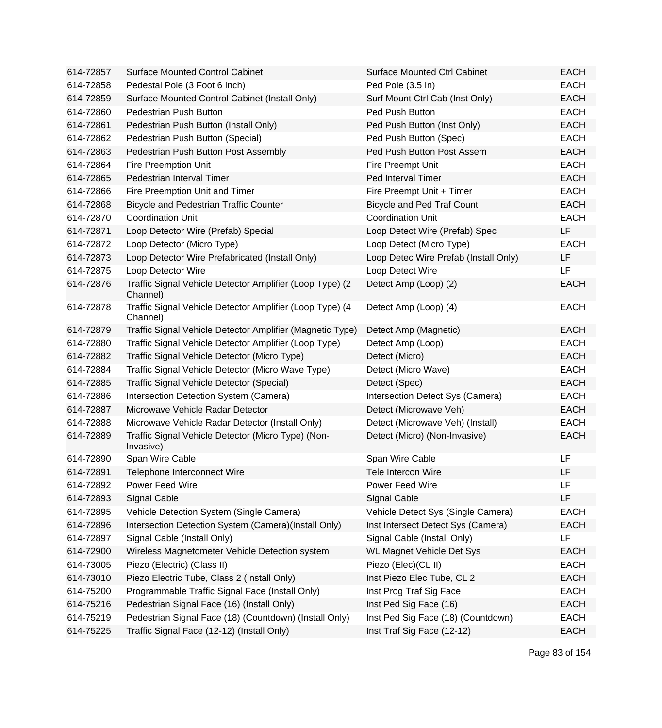| | | | |
|---|---|---|---|
| 614-72857 | Surface Mounted Control Cabinet | Surface Mounted Ctrl Cabinet | EACH |
| 614-72858 | Pedestal Pole (3 Foot 6 Inch) | Ped Pole (3.5 In) | EACH |
| 614-72859 | Surface Mounted Control Cabinet (Install Only) | Surf Mount Ctrl Cab (Inst Only) | EACH |
| 614-72860 | Pedestrian Push Button | Ped Push Button | EACH |
| 614-72861 | Pedestrian Push Button (Install Only) | Ped Push Button (Inst Only) | EACH |
| 614-72862 | Pedestrian Push Button (Special) | Ped Push Button (Spec) | EACH |
| 614-72863 | Pedestrian Push Button Post Assembly | Ped Push Button Post Assem | EACH |
| 614-72864 | Fire Preemption Unit | Fire Preempt Unit | EACH |
| 614-72865 | Pedestrian Interval Timer | Ped Interval Timer | EACH |
| 614-72866 | Fire Preemption Unit and Timer | Fire Preempt Unit + Timer | EACH |
| 614-72868 | Bicycle and Pedestrian Traffic Counter | Bicycle and Ped Traf Count | EACH |
| 614-72870 | Coordination Unit | Coordination Unit | EACH |
| 614-72871 | Loop Detector Wire (Prefab) Special | Loop Detect Wire (Prefab) Spec | LF |
| 614-72872 | Loop Detector (Micro Type) | Loop Detect (Micro Type) | EACH |
| 614-72873 | Loop Detector Wire Prefabricated (Install Only) | Loop Detec Wire Prefab (Install Only) | LF |
| 614-72875 | Loop Detector Wire | Loop Detect Wire | LF |
| 614-72876 | Traffic Signal Vehicle Detector Amplifier (Loop Type) (2 Channel) | Detect Amp (Loop) (2) | EACH |
| 614-72878 | Traffic Signal Vehicle Detector Amplifier (Loop Type) (4 Channel) | Detect Amp (Loop) (4) | EACH |
| 614-72879 | Traffic Signal Vehicle Detector Amplifier (Magnetic Type) | Detect Amp (Magnetic) | EACH |
| 614-72880 | Traffic Signal Vehicle Detector Amplifier (Loop Type) | Detect Amp (Loop) | EACH |
| 614-72882 | Traffic Signal Vehicle Detector (Micro Type) | Detect (Micro) | EACH |
| 614-72884 | Traffic Signal Vehicle Detector (Micro Wave Type) | Detect (Micro Wave) | EACH |
| 614-72885 | Traffic Signal Vehicle Detector (Special) | Detect (Spec) | EACH |
| 614-72886 | Intersection Detection System (Camera) | Intersection Detect Sys (Camera) | EACH |
| 614-72887 | Microwave Vehicle Radar Detector | Detect (Microwave Veh) | EACH |
| 614-72888 | Microwave Vehicle Radar Detector (Install Only) | Detect (Microwave Veh) (Install) | EACH |
| 614-72889 | Traffic Signal Vehicle Detector (Micro Type) (Non-Invasive) | Detect (Micro) (Non-Invasive) | EACH |
| 614-72890 | Span Wire Cable | Span Wire Cable | LF |
| 614-72891 | Telephone Interconnect Wire | Tele Intercon Wire | LF |
| 614-72892 | Power Feed Wire | Power Feed Wire | LF |
| 614-72893 | Signal Cable | Signal Cable | LF |
| 614-72895 | Vehicle Detection System (Single Camera) | Vehicle Detect Sys (Single Camera) | EACH |
| 614-72896 | Intersection Detection System (Camera)(Install Only) | Inst Intersect Detect Sys (Camera) | EACH |
| 614-72897 | Signal Cable (Install Only) | Signal Cable (Install Only) | LF |
| 614-72900 | Wireless Magnetometer Vehicle Detection system | WL Magnet Vehicle Det Sys | EACH |
| 614-73005 | Piezo (Electric) (Class II) | Piezo (Elec)(CL II) | EACH |
| 614-73010 | Piezo Electric Tube, Class 2 (Install Only) | Inst Piezo Elec Tube, CL 2 | EACH |
| 614-75200 | Programmable Traffic Signal Face (Install Only) | Inst Prog Traf Sig Face | EACH |
| 614-75216 | Pedestrian Signal Face (16) (Install Only) | Inst Ped Sig Face (16) | EACH |
| 614-75219 | Pedestrian Signal Face (18) (Countdown) (Install Only) | Inst Ped Sig Face (18) (Countdown) | EACH |
| 614-75225 | Traffic Signal Face (12-12) (Install Only) | Inst Traf Sig Face (12-12) | EACH |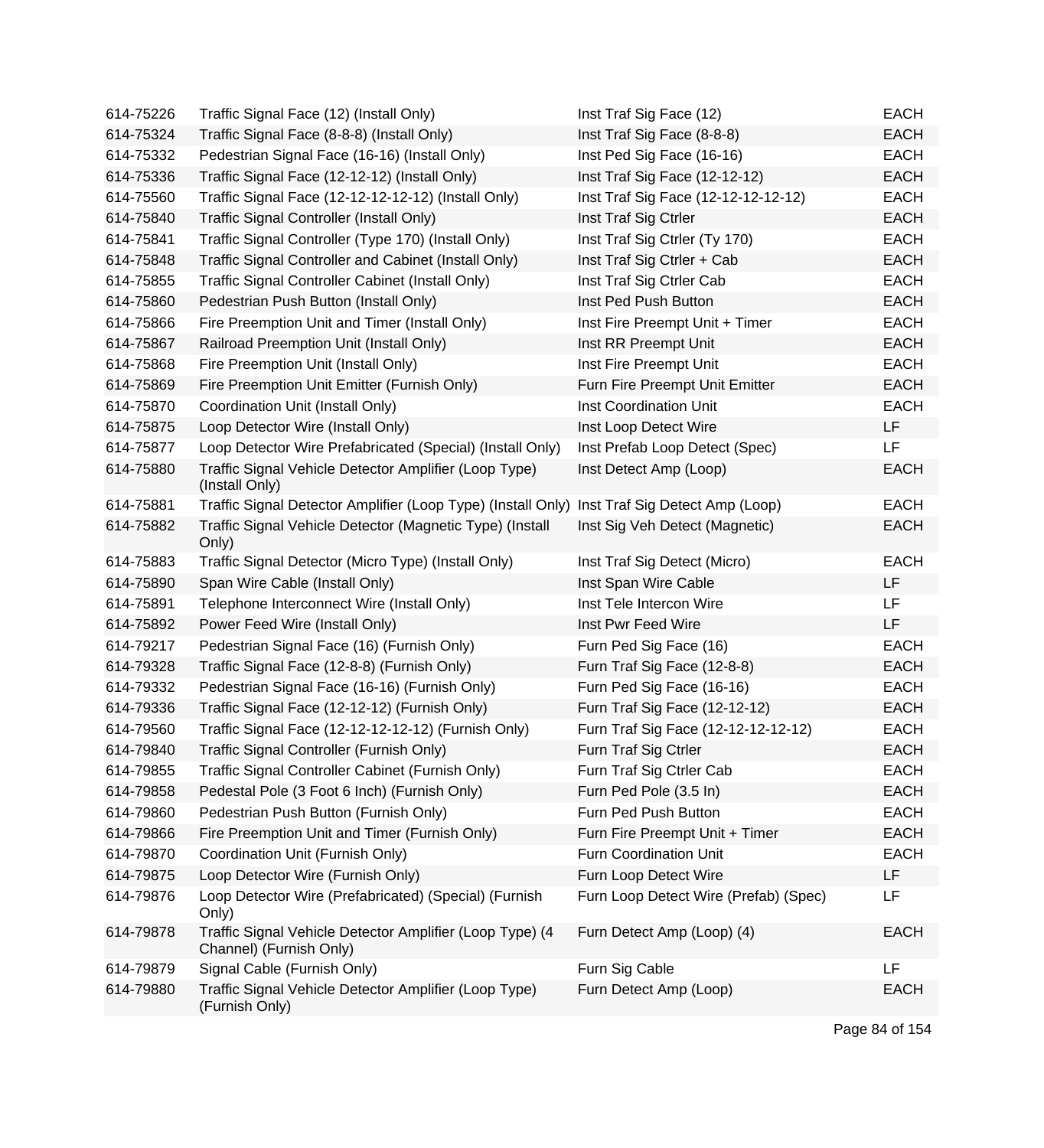| | | | |
|---|---|---|---|
| 614-75226 | Traffic Signal Face (12) (Install Only) | Inst Traf Sig Face (12) | EACH |
| 614-75324 | Traffic Signal Face (8-8-8) (Install Only) | Inst Traf Sig Face (8-8-8) | EACH |
| 614-75332 | Pedestrian Signal Face (16-16) (Install Only) | Inst Ped Sig Face (16-16) | EACH |
| 614-75336 | Traffic Signal Face (12-12-12) (Install Only) | Inst Traf Sig Face (12-12-12) | EACH |
| 614-75560 | Traffic Signal Face (12-12-12-12-12) (Install Only) | Inst Traf Sig Face (12-12-12-12-12) | EACH |
| 614-75840 | Traffic Signal Controller (Install Only) | Inst Traf Sig Ctrler | EACH |
| 614-75841 | Traffic Signal Controller (Type 170) (Install Only) | Inst Traf Sig Ctrler (Ty 170) | EACH |
| 614-75848 | Traffic Signal Controller and Cabinet (Install Only) | Inst Traf Sig Ctrler + Cab | EACH |
| 614-75855 | Traffic Signal Controller Cabinet (Install Only) | Inst Traf Sig Ctrler Cab | EACH |
| 614-75860 | Pedestrian Push Button (Install Only) | Inst Ped Push Button | EACH |
| 614-75866 | Fire Preemption Unit and Timer (Install Only) | Inst Fire Preempt Unit + Timer | EACH |
| 614-75867 | Railroad Preemption Unit (Install Only) | Inst RR Preempt Unit | EACH |
| 614-75868 | Fire Preemption Unit (Install Only) | Inst Fire Preempt Unit | EACH |
| 614-75869 | Fire Preemption Unit Emitter (Furnish Only) | Furn Fire Preempt Unit Emitter | EACH |
| 614-75870 | Coordination Unit (Install Only) | Inst Coordination Unit | EACH |
| 614-75875 | Loop Detector Wire (Install Only) | Inst Loop Detect Wire | LF |
| 614-75877 | Loop Detector Wire Prefabricated (Special) (Install Only) | Inst Prefab Loop Detect (Spec) | LF |
| 614-75880 | Traffic Signal Vehicle Detector Amplifier (Loop Type) (Install Only) | Inst Detect Amp (Loop) | EACH |
| 614-75881 | Traffic Signal Detector Amplifier (Loop Type) (Install Only) | Inst Traf Sig Detect Amp (Loop) | EACH |
| 614-75882 | Traffic Signal Vehicle Detector (Magnetic Type) (Install Only) | Inst Sig Veh Detect (Magnetic) | EACH |
| 614-75883 | Traffic Signal Detector (Micro Type) (Install Only) | Inst Traf Sig Detect (Micro) | EACH |
| 614-75890 | Span Wire Cable (Install Only) | Inst Span Wire Cable | LF |
| 614-75891 | Telephone Interconnect Wire (Install Only) | Inst Tele Intercon Wire | LF |
| 614-75892 | Power Feed Wire (Install Only) | Inst Pwr Feed Wire | LF |
| 614-79217 | Pedestrian Signal Face (16) (Furnish Only) | Furn Ped Sig Face (16) | EACH |
| 614-79328 | Traffic Signal Face (12-8-8) (Furnish Only) | Furn Traf Sig Face (12-8-8) | EACH |
| 614-79332 | Pedestrian Signal Face (16-16) (Furnish Only) | Furn Ped Sig Face (16-16) | EACH |
| 614-79336 | Traffic Signal Face (12-12-12) (Furnish Only) | Furn Traf Sig Face (12-12-12) | EACH |
| 614-79560 | Traffic Signal Face (12-12-12-12-12) (Furnish Only) | Furn Traf Sig Face (12-12-12-12-12) | EACH |
| 614-79840 | Traffic Signal Controller (Furnish Only) | Furn Traf Sig Ctrler | EACH |
| 614-79855 | Traffic Signal Controller Cabinet (Furnish Only) | Furn Traf Sig Ctrler Cab | EACH |
| 614-79858 | Pedestal Pole (3 Foot 6 Inch) (Furnish Only) | Furn Ped Pole (3.5 In) | EACH |
| 614-79860 | Pedestrian Push Button (Furnish Only) | Furn Ped Push Button | EACH |
| 614-79866 | Fire Preemption Unit and Timer (Furnish Only) | Furn Fire Preempt Unit + Timer | EACH |
| 614-79870 | Coordination Unit (Furnish Only) | Furn Coordination Unit | EACH |
| 614-79875 | Loop Detector Wire (Furnish Only) | Furn Loop Detect Wire | LF |
| 614-79876 | Loop Detector Wire (Prefabricated) (Special) (Furnish Only) | Furn Loop Detect Wire (Prefab) (Spec) | LF |
| 614-79878 | Traffic Signal Vehicle Detector Amplifier (Loop Type) (4 Channel) (Furnish Only) | Furn Detect Amp (Loop) (4) | EACH |
| 614-79879 | Signal Cable (Furnish Only) | Furn Sig Cable | LF |
| 614-79880 | Traffic Signal Vehicle Detector Amplifier (Loop Type) (Furnish Only) | Furn Detect Amp (Loop) | EACH |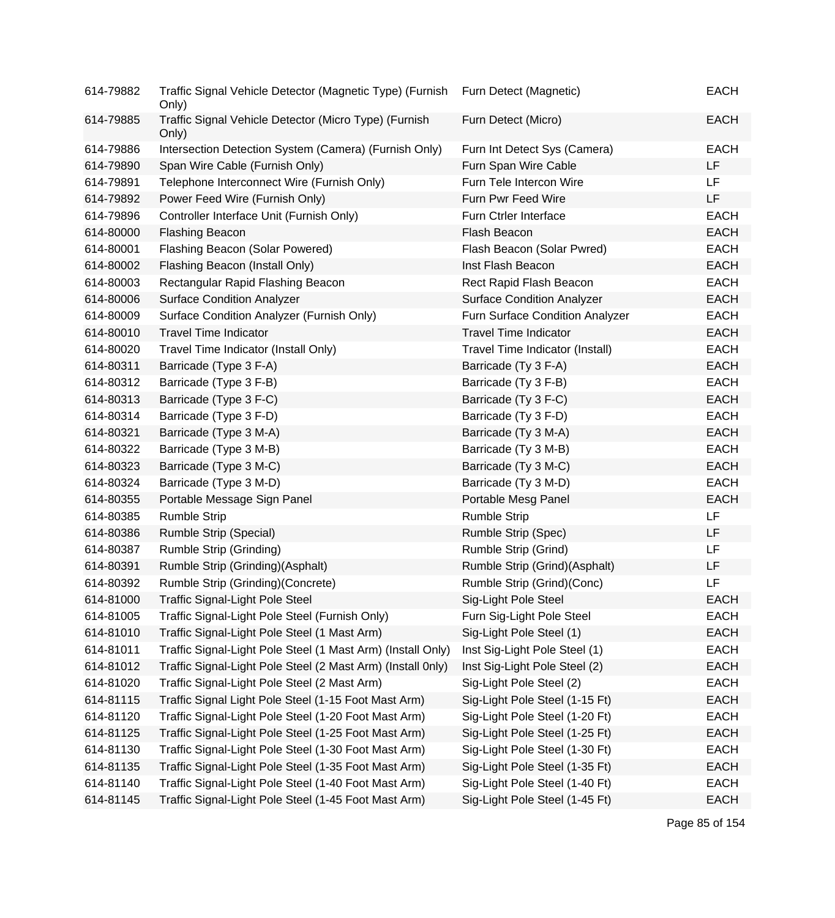| | | | |
|---|---|---|---|
| 614-79882 | Traffic Signal Vehicle Detector (Magnetic Type) (Furnish Only) | Furn Detect (Magnetic) | EACH |
| 614-79885 | Traffic Signal Vehicle Detector (Micro Type) (Furnish Only) | Furn Detect (Micro) | EACH |
| 614-79886 | Intersection Detection System (Camera) (Furnish Only) | Furn Int Detect Sys (Camera) | EACH |
| 614-79890 | Span Wire Cable (Furnish Only) | Furn Span Wire Cable | LF |
| 614-79891 | Telephone Interconnect Wire (Furnish Only) | Furn Tele Intercon Wire | LF |
| 614-79892 | Power Feed Wire (Furnish Only) | Furn Pwr Feed Wire | LF |
| 614-79896 | Controller Interface Unit (Furnish Only) | Furn Ctrler Interface | EACH |
| 614-80000 | Flashing Beacon | Flash Beacon | EACH |
| 614-80001 | Flashing Beacon (Solar Powered) | Flash Beacon (Solar Pwred) | EACH |
| 614-80002 | Flashing Beacon (Install Only) | Inst Flash Beacon | EACH |
| 614-80003 | Rectangular Rapid Flashing Beacon | Rect Rapid Flash Beacon | EACH |
| 614-80006 | Surface Condition Analyzer | Surface Condition Analyzer | EACH |
| 614-80009 | Surface Condition Analyzer (Furnish Only) | Furn Surface Condition Analyzer | EACH |
| 614-80010 | Travel Time Indicator | Travel Time Indicator | EACH |
| 614-80020 | Travel Time Indicator (Install Only) | Travel Time Indicator (Install) | EACH |
| 614-80311 | Barricade (Type 3 F-A) | Barricade (Ty 3 F-A) | EACH |
| 614-80312 | Barricade (Type 3 F-B) | Barricade (Ty 3 F-B) | EACH |
| 614-80313 | Barricade (Type 3 F-C) | Barricade (Ty 3 F-C) | EACH |
| 614-80314 | Barricade (Type 3 F-D) | Barricade (Ty 3 F-D) | EACH |
| 614-80321 | Barricade (Type 3 M-A) | Barricade (Ty 3 M-A) | EACH |
| 614-80322 | Barricade (Type 3 M-B) | Barricade (Ty 3 M-B) | EACH |
| 614-80323 | Barricade (Type 3 M-C) | Barricade (Ty 3 M-C) | EACH |
| 614-80324 | Barricade (Type 3 M-D) | Barricade (Ty 3 M-D) | EACH |
| 614-80355 | Portable Message Sign Panel | Portable Mesg Panel | EACH |
| 614-80385 | Rumble Strip | Rumble Strip | LF |
| 614-80386 | Rumble Strip (Special) | Rumble Strip (Spec) | LF |
| 614-80387 | Rumble Strip (Grinding) | Rumble Strip (Grind) | LF |
| 614-80391 | Rumble Strip (Grinding)(Asphalt) | Rumble Strip (Grind)(Asphalt) | LF |
| 614-80392 | Rumble Strip (Grinding)(Concrete) | Rumble Strip (Grind)(Conc) | LF |
| 614-81000 | Traffic Signal-Light Pole Steel | Sig-Light Pole Steel | EACH |
| 614-81005 | Traffic Signal-Light Pole Steel (Furnish Only) | Furn Sig-Light Pole Steel | EACH |
| 614-81010 | Traffic Signal-Light Pole Steel (1 Mast Arm) | Sig-Light Pole Steel (1) | EACH |
| 614-81011 | Traffic Signal-Light Pole Steel (1 Mast Arm) (Install Only) | Inst Sig-Light Pole Steel (1) | EACH |
| 614-81012 | Traffic Signal-Light Pole Steel (2 Mast Arm) (Install 0nly) | Inst Sig-Light Pole Steel (2) | EACH |
| 614-81020 | Traffic Signal-Light Pole Steel (2 Mast Arm) | Sig-Light Pole Steel (2) | EACH |
| 614-81115 | Traffic Signal Light Pole Steel (1-15 Foot Mast Arm) | Sig-Light Pole Steel (1-15 Ft) | EACH |
| 614-81120 | Traffic Signal-Light Pole Steel (1-20 Foot Mast Arm) | Sig-Light Pole Steel (1-20 Ft) | EACH |
| 614-81125 | Traffic Signal-Light Pole Steel (1-25 Foot Mast Arm) | Sig-Light Pole Steel (1-25 Ft) | EACH |
| 614-81130 | Traffic Signal-Light Pole Steel (1-30 Foot Mast Arm) | Sig-Light Pole Steel (1-30 Ft) | EACH |
| 614-81135 | Traffic Signal-Light Pole Steel (1-35 Foot Mast Arm) | Sig-Light Pole Steel (1-35 Ft) | EACH |
| 614-81140 | Traffic Signal-Light Pole Steel (1-40 Foot Mast Arm) | Sig-Light Pole Steel (1-40 Ft) | EACH |
| 614-81145 | Traffic Signal-Light Pole Steel (1-45 Foot Mast Arm) | Sig-Light Pole Steel (1-45 Ft) | EACH |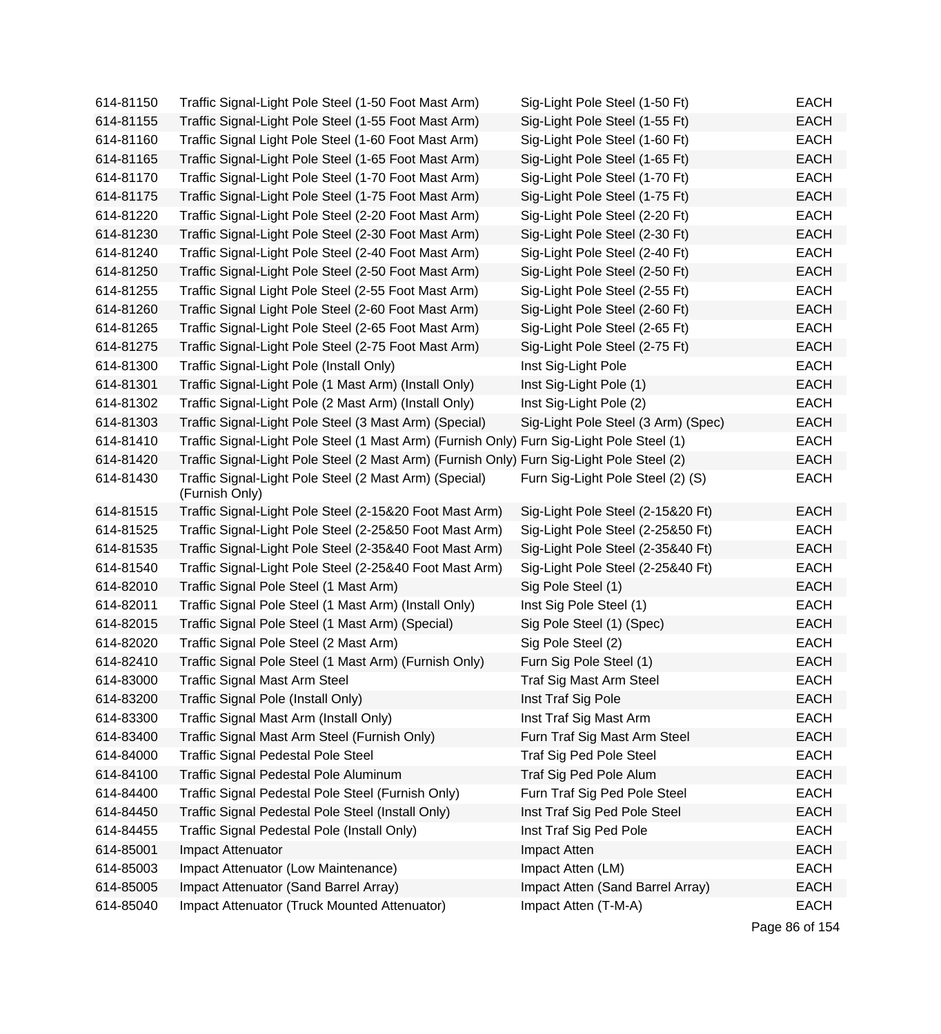| | | | |
|---|---|---|---|
| 614-81150 | Traffic Signal-Light Pole Steel (1-50 Foot Mast Arm) | Sig-Light Pole Steel (1-50 Ft) | EACH |
| 614-81155 | Traffic Signal-Light Pole Steel (1-55 Foot Mast Arm) | Sig-Light Pole Steel (1-55 Ft) | EACH |
| 614-81160 | Traffic Signal Light Pole Steel (1-60 Foot Mast Arm) | Sig-Light Pole Steel (1-60 Ft) | EACH |
| 614-81165 | Traffic Signal-Light Pole Steel (1-65 Foot Mast Arm) | Sig-Light Pole Steel (1-65 Ft) | EACH |
| 614-81170 | Traffic Signal-Light Pole Steel (1-70 Foot Mast Arm) | Sig-Light Pole Steel (1-70 Ft) | EACH |
| 614-81175 | Traffic Signal-Light Pole Steel (1-75 Foot Mast Arm) | Sig-Light Pole Steel (1-75 Ft) | EACH |
| 614-81220 | Traffic Signal-Light Pole Steel (2-20 Foot Mast Arm) | Sig-Light Pole Steel (2-20 Ft) | EACH |
| 614-81230 | Traffic Signal-Light Pole Steel (2-30 Foot Mast Arm) | Sig-Light Pole Steel (2-30 Ft) | EACH |
| 614-81240 | Traffic Signal-Light Pole Steel (2-40 Foot Mast Arm) | Sig-Light Pole Steel (2-40 Ft) | EACH |
| 614-81250 | Traffic Signal-Light Pole Steel (2-50 Foot Mast Arm) | Sig-Light Pole Steel (2-50 Ft) | EACH |
| 614-81255 | Traffic Signal Light Pole Steel (2-55 Foot Mast Arm) | Sig-Light Pole Steel (2-55 Ft) | EACH |
| 614-81260 | Traffic Signal Light Pole Steel (2-60 Foot Mast Arm) | Sig-Light Pole Steel (2-60 Ft) | EACH |
| 614-81265 | Traffic Signal-Light Pole Steel (2-65 Foot Mast Arm) | Sig-Light Pole Steel (2-65 Ft) | EACH |
| 614-81275 | Traffic Signal-Light Pole Steel (2-75 Foot Mast Arm) | Sig-Light Pole Steel (2-75 Ft) | EACH |
| 614-81300 | Traffic Signal-Light Pole (Install Only) | Inst Sig-Light Pole | EACH |
| 614-81301 | Traffic Signal-Light Pole (1 Mast Arm) (Install Only) | Inst Sig-Light Pole (1) | EACH |
| 614-81302 | Traffic Signal-Light Pole (2 Mast Arm) (Install Only) | Inst Sig-Light Pole (2) | EACH |
| 614-81303 | Traffic Signal-Light Pole Steel (3 Mast Arm) (Special) | Sig-Light Pole Steel (3 Arm) (Spec) | EACH |
| 614-81410 | Traffic Signal-Light Pole Steel (1 Mast Arm) (Furnish Only) | Furn Sig-Light Pole Steel (1) | EACH |
| 614-81420 | Traffic Signal-Light Pole Steel (2 Mast Arm) (Furnish Only) | Furn Sig-Light Pole Steel (2) | EACH |
| 614-81430 | Traffic Signal-Light Pole Steel (2 Mast Arm) (Special) (Furnish Only) | Furn Sig-Light Pole Steel (2) (S) | EACH |
| 614-81515 | Traffic Signal-Light Pole Steel (2-15&20 Foot Mast Arm) | Sig-Light Pole Steel (2-15&20 Ft) | EACH |
| 614-81525 | Traffic Signal-Light Pole Steel (2-25&50 Foot Mast Arm) | Sig-Light Pole Steel (2-25&50 Ft) | EACH |
| 614-81535 | Traffic Signal-Light Pole Steel (2-35&40 Foot Mast Arm) | Sig-Light Pole Steel (2-35&40 Ft) | EACH |
| 614-81540 | Traffic Signal-Light Pole Steel (2-25&40 Foot Mast Arm) | Sig-Light Pole Steel (2-25&40 Ft) | EACH |
| 614-82010 | Traffic Signal Pole Steel (1 Mast Arm) | Sig Pole Steel (1) | EACH |
| 614-82011 | Traffic Signal Pole Steel (1 Mast Arm) (Install Only) | Inst Sig Pole Steel (1) | EACH |
| 614-82015 | Traffic Signal Pole Steel (1 Mast Arm) (Special) | Sig Pole Steel (1) (Spec) | EACH |
| 614-82020 | Traffic Signal Pole Steel (2 Mast Arm) | Sig Pole Steel (2) | EACH |
| 614-82410 | Traffic Signal Pole Steel (1 Mast Arm) (Furnish Only) | Furn Sig Pole Steel (1) | EACH |
| 614-83000 | Traffic Signal Mast Arm Steel | Traf Sig Mast Arm Steel | EACH |
| 614-83200 | Traffic Signal Pole (Install Only) | Inst Traf Sig Pole | EACH |
| 614-83300 | Traffic Signal Mast Arm (Install Only) | Inst Traf Sig Mast Arm | EACH |
| 614-83400 | Traffic Signal Mast Arm Steel (Furnish Only) | Furn Traf Sig Mast Arm Steel | EACH |
| 614-84000 | Traffic Signal Pedestal Pole Steel | Traf Sig Ped Pole Steel | EACH |
| 614-84100 | Traffic Signal Pedestal Pole Aluminum | Traf Sig Ped Pole Alum | EACH |
| 614-84400 | Traffic Signal Pedestal Pole Steel (Furnish Only) | Furn Traf Sig Ped Pole Steel | EACH |
| 614-84450 | Traffic Signal Pedestal Pole Steel (Install Only) | Inst Traf Sig Ped Pole Steel | EACH |
| 614-84455 | Traffic Signal Pedestal Pole (Install Only) | Inst Traf Sig Ped Pole | EACH |
| 614-85001 | Impact Attenuator | Impact Atten | EACH |
| 614-85003 | Impact Attenuator (Low Maintenance) | Impact Atten (LM) | EACH |
| 614-85005 | Impact Attenuator (Sand Barrel Array) | Impact Atten (Sand Barrel Array) | EACH |
| 614-85040 | Impact Attenuator (Truck Mounted Attenuator) | Impact Atten (T-M-A) | EACH |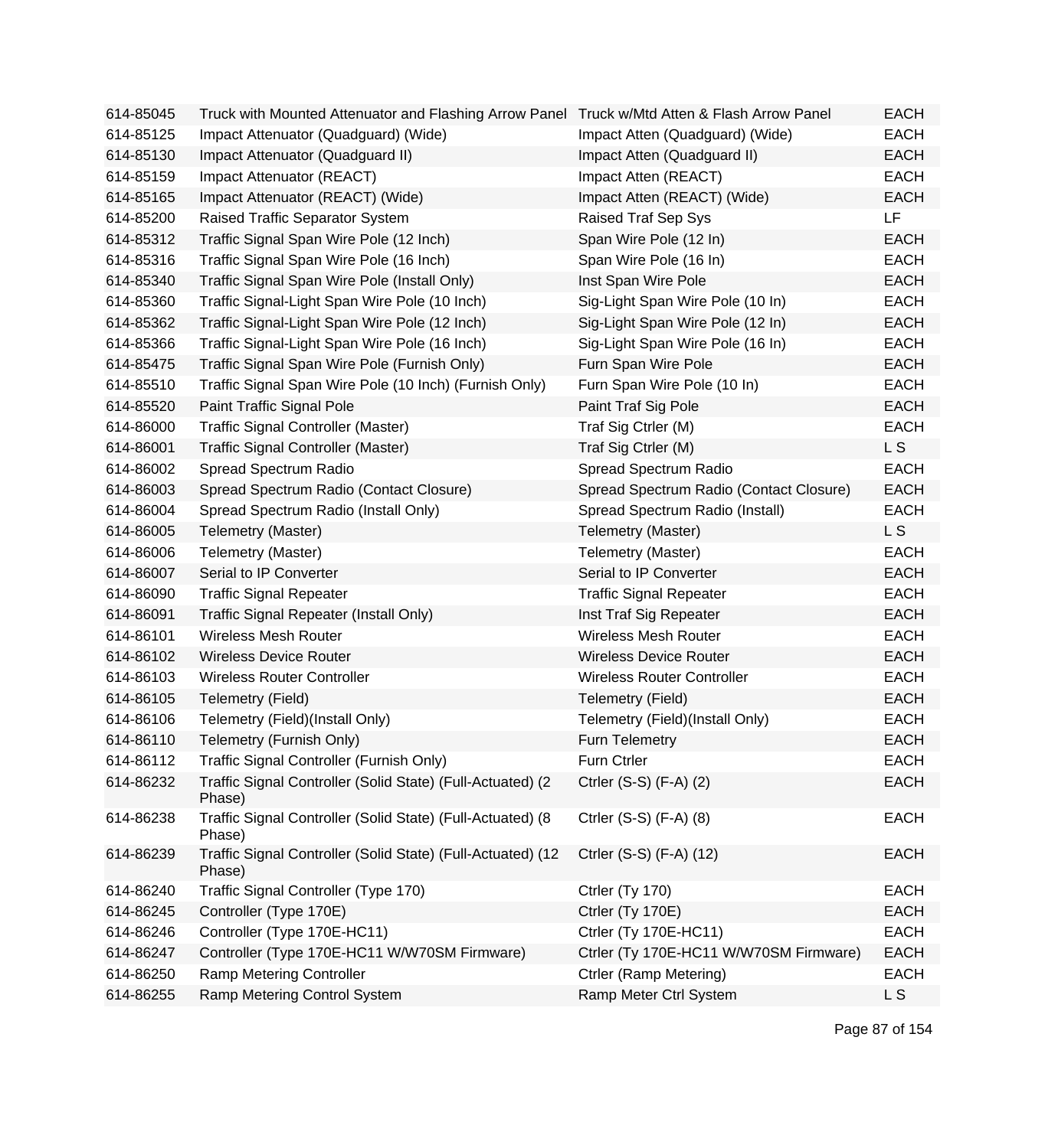| | | | |
|---|---|---|---|
| 614-85045 | Truck with Mounted Attenuator and Flashing Arrow Panel | Truck w/Mtd Atten & Flash Arrow Panel | EACH |
| 614-85125 | Impact Attenuator (Quadguard) (Wide) | Impact Atten (Quadguard) (Wide) | EACH |
| 614-85130 | Impact Attenuator (Quadguard II) | Impact Atten (Quadguard II) | EACH |
| 614-85159 | Impact Attenuator (REACT) | Impact Atten (REACT) | EACH |
| 614-85165 | Impact Attenuator (REACT) (Wide) | Impact Atten (REACT) (Wide) | EACH |
| 614-85200 | Raised Traffic Separator System | Raised Traf Sep Sys | LF |
| 614-85312 | Traffic Signal Span Wire Pole (12 Inch) | Span Wire Pole (12 In) | EACH |
| 614-85316 | Traffic Signal Span Wire Pole (16 Inch) | Span Wire Pole (16 In) | EACH |
| 614-85340 | Traffic Signal Span Wire Pole (Install Only) | Inst Span Wire Pole | EACH |
| 614-85360 | Traffic Signal-Light Span Wire Pole (10 Inch) | Sig-Light Span Wire Pole (10 In) | EACH |
| 614-85362 | Traffic Signal-Light Span Wire Pole (12 Inch) | Sig-Light Span Wire Pole (12 In) | EACH |
| 614-85366 | Traffic Signal-Light Span Wire Pole (16 Inch) | Sig-Light Span Wire Pole (16 In) | EACH |
| 614-85475 | Traffic Signal Span Wire Pole (Furnish Only) | Furn Span Wire Pole | EACH |
| 614-85510 | Traffic Signal Span Wire Pole (10 Inch) (Furnish Only) | Furn Span Wire Pole (10 In) | EACH |
| 614-85520 | Paint Traffic Signal Pole | Paint Traf Sig Pole | EACH |
| 614-86000 | Traffic Signal Controller (Master) | Traf Sig Ctrler (M) | EACH |
| 614-86001 | Traffic Signal Controller (Master) | Traf Sig Ctrler (M) | L S |
| 614-86002 | Spread Spectrum Radio | Spread Spectrum Radio | EACH |
| 614-86003 | Spread Spectrum Radio (Contact Closure) | Spread Spectrum Radio (Contact Closure) | EACH |
| 614-86004 | Spread Spectrum Radio (Install Only) | Spread Spectrum Radio (Install) | EACH |
| 614-86005 | Telemetry (Master) | Telemetry (Master) | L S |
| 614-86006 | Telemetry (Master) | Telemetry (Master) | EACH |
| 614-86007 | Serial to IP Converter | Serial to IP Converter | EACH |
| 614-86090 | Traffic Signal Repeater | Traffic Signal Repeater | EACH |
| 614-86091 | Traffic Signal Repeater (Install Only) | Inst Traf Sig Repeater | EACH |
| 614-86101 | Wireless Mesh Router | Wireless Mesh Router | EACH |
| 614-86102 | Wireless Device Router | Wireless Device Router | EACH |
| 614-86103 | Wireless Router Controller | Wireless Router Controller | EACH |
| 614-86105 | Telemetry (Field) | Telemetry (Field) | EACH |
| 614-86106 | Telemetry (Field)(Install Only) | Telemetry (Field)(Install Only) | EACH |
| 614-86110 | Telemetry (Furnish Only) | Furn Telemetry | EACH |
| 614-86112 | Traffic Signal Controller (Furnish Only) | Furn Ctrler | EACH |
| 614-86232 | Traffic Signal Controller (Solid State) (Full-Actuated) (2 Phase) | Ctrler (S-S) (F-A) (2) | EACH |
| 614-86238 | Traffic Signal Controller (Solid State) (Full-Actuated) (8 Phase) | Ctrler (S-S) (F-A) (8) | EACH |
| 614-86239 | Traffic Signal Controller (Solid State) (Full-Actuated) (12 Phase) | Ctrler (S-S) (F-A) (12) | EACH |
| 614-86240 | Traffic Signal Controller (Type 170) | Ctrler (Ty 170) | EACH |
| 614-86245 | Controller (Type 170E) | Ctrler (Ty 170E) | EACH |
| 614-86246 | Controller (Type 170E-HC11) | Ctrler (Ty 170E-HC11) | EACH |
| 614-86247 | Controller (Type 170E-HC11 W/W70SM Firmware) | Ctrler (Ty 170E-HC11 W/W70SM Firmware) | EACH |
| 614-86250 | Ramp Metering Controller | Ctrler (Ramp Metering) | EACH |
| 614-86255 | Ramp Metering Control System | Ramp Meter Ctrl System | L S |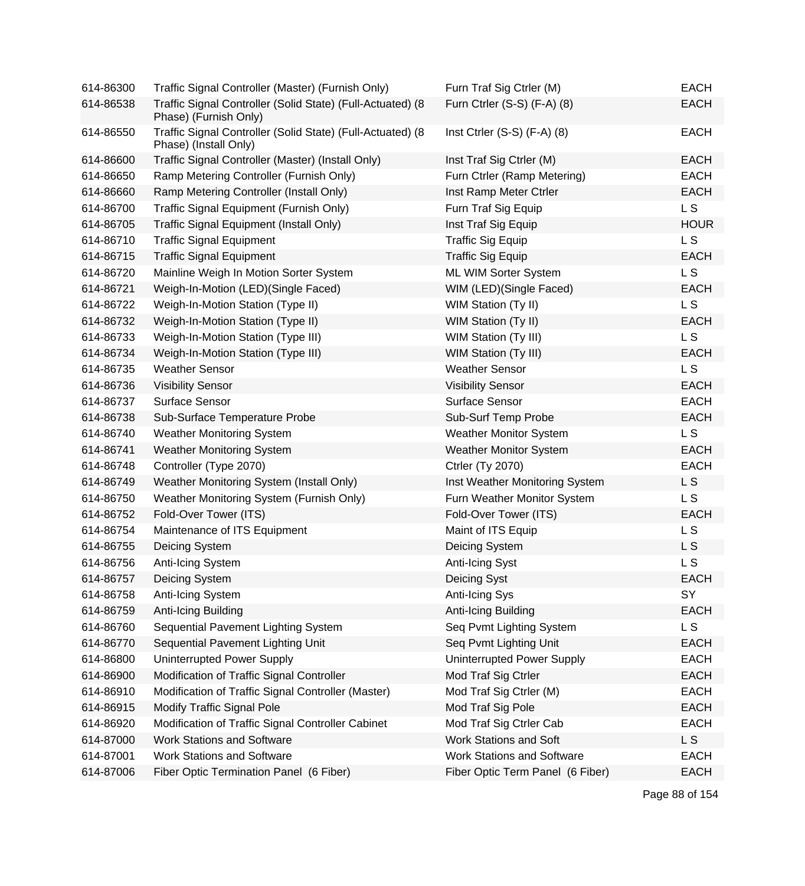| | | | |
|---|---|---|---|
| 614-86300 | Traffic Signal Controller (Master) (Furnish Only) | Furn Traf Sig Ctrler (M) | EACH |
| 614-86538 | Traffic Signal Controller (Solid State) (Full-Actuated) (8 Phase) (Furnish Only) | Furn Ctrler (S-S) (F-A) (8) | EACH |
| 614-86550 | Traffic Signal Controller (Solid State) (Full-Actuated) (8 Phase) (Install Only) | Inst Ctrler (S-S) (F-A) (8) | EACH |
| 614-86600 | Traffic Signal Controller (Master) (Install Only) | Inst Traf Sig Ctrler (M) | EACH |
| 614-86650 | Ramp Metering Controller (Furnish Only) | Furn Ctrler (Ramp Metering) | EACH |
| 614-86660 | Ramp Metering Controller (Install Only) | Inst Ramp Meter Ctrler | EACH |
| 614-86700 | Traffic Signal Equipment (Furnish Only) | Furn Traf Sig Equip | L S |
| 614-86705 | Traffic Signal Equipment (Install Only) | Inst Traf Sig Equip | HOUR |
| 614-86710 | Traffic Signal Equipment | Traffic Sig Equip | L S |
| 614-86715 | Traffic Signal Equipment | Traffic Sig Equip | EACH |
| 614-86720 | Mainline Weigh In Motion Sorter System | ML WIM Sorter System | L S |
| 614-86721 | Weigh-In-Motion (LED)(Single Faced) | WIM (LED)(Single Faced) | EACH |
| 614-86722 | Weigh-In-Motion Station (Type II) | WIM Station (Ty II) | L S |
| 614-86732 | Weigh-In-Motion Station (Type II) | WIM Station (Ty II) | EACH |
| 614-86733 | Weigh-In-Motion Station (Type III) | WIM Station (Ty III) | L S |
| 614-86734 | Weigh-In-Motion Station (Type III) | WIM Station (Ty III) | EACH |
| 614-86735 | Weather Sensor | Weather Sensor | L S |
| 614-86736 | Visibility Sensor | Visibility Sensor | EACH |
| 614-86737 | Surface Sensor | Surface Sensor | EACH |
| 614-86738 | Sub-Surface Temperature Probe | Sub-Surf Temp Probe | EACH |
| 614-86740 | Weather Monitoring System | Weather Monitor System | L S |
| 614-86741 | Weather Monitoring System | Weather Monitor System | EACH |
| 614-86748 | Controller (Type 2070) | Ctrler (Ty 2070) | EACH |
| 614-86749 | Weather Monitoring System (Install Only) | Inst Weather Monitoring System | L S |
| 614-86750 | Weather Monitoring System (Furnish Only) | Furn Weather Monitor System | L S |
| 614-86752 | Fold-Over Tower (ITS) | Fold-Over Tower (ITS) | EACH |
| 614-86754 | Maintenance of ITS Equipment | Maint of ITS Equip | L S |
| 614-86755 | Deicing System | Deicing System | L S |
| 614-86756 | Anti-Icing System | Anti-Icing Syst | L S |
| 614-86757 | Deicing System | Deicing Syst | EACH |
| 614-86758 | Anti-Icing System | Anti-Icing Sys | SY |
| 614-86759 | Anti-Icing Building | Anti-Icing Building | EACH |
| 614-86760 | Sequential Pavement Lighting System | Seq Pvmt Lighting System | L S |
| 614-86770 | Sequential Pavement Lighting Unit | Seq Pvmt Lighting Unit | EACH |
| 614-86800 | Uninterrupted Power Supply | Uninterrupted Power Supply | EACH |
| 614-86900 | Modification of Traffic Signal Controller | Mod Traf Sig Ctrler | EACH |
| 614-86910 | Modification of Traffic Signal Controller (Master) | Mod Traf Sig Ctrler (M) | EACH |
| 614-86915 | Modify Traffic Signal Pole | Mod Traf Sig Pole | EACH |
| 614-86920 | Modification of Traffic Signal Controller Cabinet | Mod Traf Sig Ctrler Cab | EACH |
| 614-87000 | Work Stations and Software | Work Stations and Soft | L S |
| 614-87001 | Work Stations and Software | Work Stations and Software | EACH |
| 614-87006 | Fiber Optic Termination Panel (6 Fiber) | Fiber Optic Term Panel (6 Fiber) | EACH |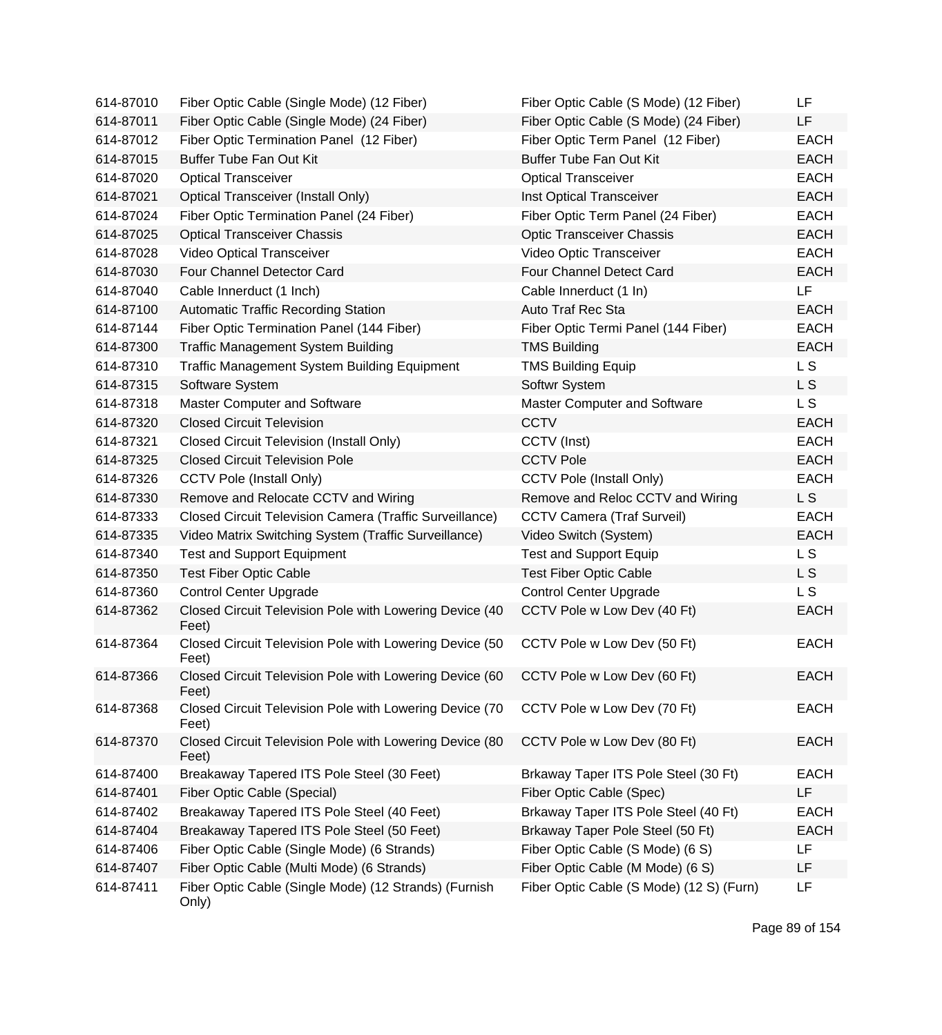| | | | |
|---|---|---|---|
| 614-87010 | Fiber Optic Cable (Single Mode) (12 Fiber) | Fiber Optic Cable (S Mode) (12 Fiber) | LF |
| 614-87011 | Fiber Optic Cable (Single Mode) (24 Fiber) | Fiber Optic Cable (S Mode) (24 Fiber) | LF |
| 614-87012 | Fiber Optic Termination Panel (12 Fiber) | Fiber Optic Term Panel (12 Fiber) | EACH |
| 614-87015 | Buffer Tube Fan Out Kit | Buffer Tube Fan Out Kit | EACH |
| 614-87020 | Optical Transceiver | Optical Transceiver | EACH |
| 614-87021 | Optical Transceiver (Install Only) | Inst Optical Transceiver | EACH |
| 614-87024 | Fiber Optic Termination Panel (24 Fiber) | Fiber Optic Term Panel (24 Fiber) | EACH |
| 614-87025 | Optical Transceiver Chassis | Optic Transceiver Chassis | EACH |
| 614-87028 | Video Optical Transceiver | Video Optic Transceiver | EACH |
| 614-87030 | Four Channel Detector Card | Four Channel Detect Card | EACH |
| 614-87040 | Cable Innerduct (1 Inch) | Cable Innerduct (1 In) | LF |
| 614-87100 | Automatic Traffic Recording Station | Auto Traf Rec Sta | EACH |
| 614-87144 | Fiber Optic Termination Panel (144 Fiber) | Fiber Optic Termi Panel (144 Fiber) | EACH |
| 614-87300 | Traffic Management System Building | TMS Building | EACH |
| 614-87310 | Traffic Management System Building Equipment | TMS Building Equip | L S |
| 614-87315 | Software System | Softwr System | L S |
| 614-87318 | Master Computer and Software | Master Computer and Software | L S |
| 614-87320 | Closed Circuit Television | CCTV | EACH |
| 614-87321 | Closed Circuit Television (Install Only) | CCTV (Inst) | EACH |
| 614-87325 | Closed Circuit Television Pole | CCTV Pole | EACH |
| 614-87326 | CCTV Pole (Install Only) | CCTV Pole (Install Only) | EACH |
| 614-87330 | Remove and Relocate CCTV and Wiring | Remove and Reloc CCTV and Wiring | L S |
| 614-87333 | Closed Circuit Television Camera (Traffic Surveillance) | CCTV Camera (Traf Surveil) | EACH |
| 614-87335 | Video Matrix Switching System (Traffic Surveillance) | Video Switch (System) | EACH |
| 614-87340 | Test and Support Equipment | Test and Support Equip | L S |
| 614-87350 | Test Fiber Optic Cable | Test Fiber Optic Cable | L S |
| 614-87360 | Control Center Upgrade | Control Center Upgrade | L S |
| 614-87362 | Closed Circuit Television Pole with Lowering Device (40 Feet) | CCTV Pole w Low Dev (40 Ft) | EACH |
| 614-87364 | Closed Circuit Television Pole with Lowering Device (50 Feet) | CCTV Pole w Low Dev (50 Ft) | EACH |
| 614-87366 | Closed Circuit Television Pole with Lowering Device (60 Feet) | CCTV Pole w Low Dev (60 Ft) | EACH |
| 614-87368 | Closed Circuit Television Pole with Lowering Device (70 Feet) | CCTV Pole w Low Dev (70 Ft) | EACH |
| 614-87370 | Closed Circuit Television Pole with Lowering Device (80 Feet) | CCTV Pole w Low Dev (80 Ft) | EACH |
| 614-87400 | Breakaway Tapered ITS Pole Steel (30 Feet) | Brkaway Taper ITS Pole Steel (30 Ft) | EACH |
| 614-87401 | Fiber Optic Cable (Special) | Fiber Optic Cable (Spec) | LF |
| 614-87402 | Breakaway Tapered ITS Pole Steel (40 Feet) | Brkaway Taper ITS Pole Steel (40 Ft) | EACH |
| 614-87404 | Breakaway Tapered ITS Pole Steel (50 Feet) | Brkaway Taper Pole Steel (50 Ft) | EACH |
| 614-87406 | Fiber Optic Cable (Single Mode) (6 Strands) | Fiber Optic Cable (S Mode) (6 S) | LF |
| 614-87407 | Fiber Optic Cable (Multi Mode) (6 Strands) | Fiber Optic Cable (M Mode) (6 S) | LF |
| 614-87411 | Fiber Optic Cable (Single Mode) (12 Strands) (Furnish Only) | Fiber Optic Cable (S Mode) (12 S) (Furn) | LF |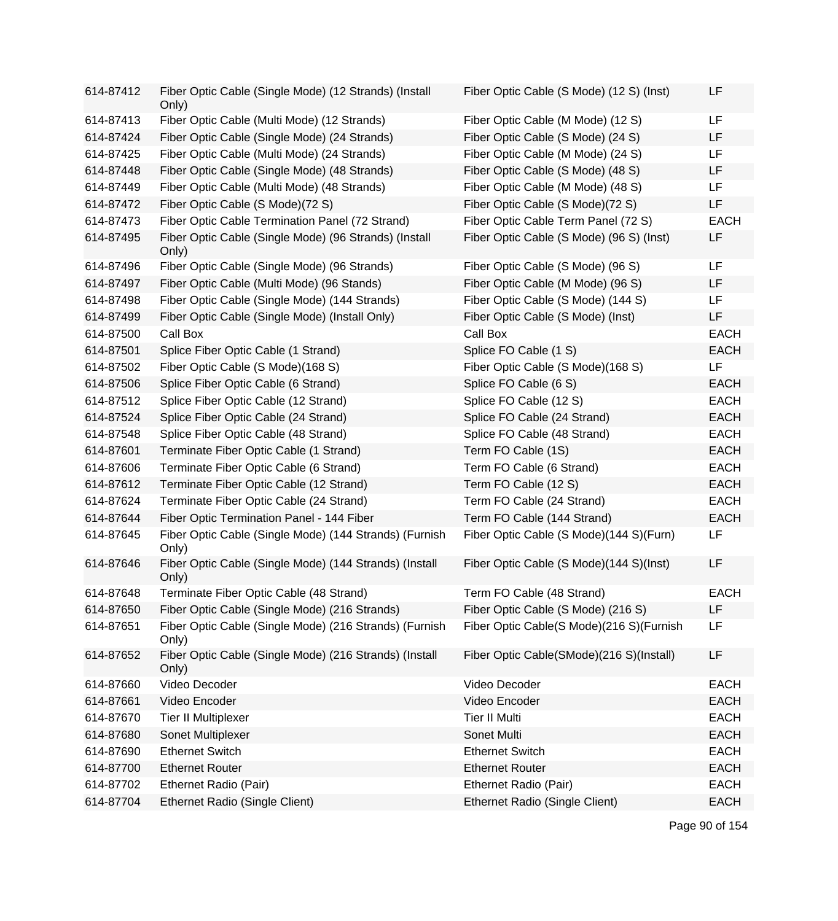| | | | |
|---|---|---|---|
| 614-87412 | Fiber Optic Cable (Single Mode) (12 Strands) (Install Only) | Fiber Optic Cable (S Mode) (12 S) (Inst) | LF |
| 614-87413 | Fiber Optic Cable (Multi Mode) (12 Strands) | Fiber Optic Cable (M Mode) (12 S) | LF |
| 614-87424 | Fiber Optic Cable (Single Mode) (24 Strands) | Fiber Optic Cable (S Mode) (24 S) | LF |
| 614-87425 | Fiber Optic Cable (Multi Mode) (24 Strands) | Fiber Optic Cable (M Mode) (24 S) | LF |
| 614-87448 | Fiber Optic Cable (Single Mode) (48 Strands) | Fiber Optic Cable (S Mode) (48 S) | LF |
| 614-87449 | Fiber Optic Cable (Multi Mode) (48 Strands) | Fiber Optic Cable (M Mode) (48 S) | LF |
| 614-87472 | Fiber Optic Cable (S Mode)(72 S) | Fiber Optic Cable (S Mode)(72 S) | LF |
| 614-87473 | Fiber Optic Cable Termination Panel (72 Strand) | Fiber Optic Cable Term Panel (72 S) | EACH |
| 614-87495 | Fiber Optic Cable (Single Mode) (96 Strands) (Install Only) | Fiber Optic Cable (S Mode) (96 S) (Inst) | LF |
| 614-87496 | Fiber Optic Cable (Single Mode) (96 Strands) | Fiber Optic Cable (S Mode) (96 S) | LF |
| 614-87497 | Fiber Optic Cable (Multi Mode) (96 Stands) | Fiber Optic Cable (M Mode) (96 S) | LF |
| 614-87498 | Fiber Optic Cable (Single Mode) (144 Strands) | Fiber Optic Cable (S Mode) (144 S) | LF |
| 614-87499 | Fiber Optic Cable (Single Mode) (Install Only) | Fiber Optic Cable (S Mode) (Inst) | LF |
| 614-87500 | Call Box | Call Box | EACH |
| 614-87501 | Splice Fiber Optic Cable (1 Strand) | Splice FO Cable (1 S) | EACH |
| 614-87502 | Fiber Optic Cable (S Mode)(168 S) | Fiber Optic Cable (S Mode)(168 S) | LF |
| 614-87506 | Splice Fiber Optic Cable (6 Strand) | Splice FO Cable (6 S) | EACH |
| 614-87512 | Splice Fiber Optic Cable (12 Strand) | Splice FO Cable (12 S) | EACH |
| 614-87524 | Splice Fiber Optic Cable (24 Strand) | Splice FO Cable (24 Strand) | EACH |
| 614-87548 | Splice Fiber Optic Cable (48 Strand) | Splice FO Cable (48 Strand) | EACH |
| 614-87601 | Terminate Fiber Optic Cable (1 Strand) | Term FO Cable (1S) | EACH |
| 614-87606 | Terminate Fiber Optic Cable (6 Strand) | Term FO Cable (6 Strand) | EACH |
| 614-87612 | Terminate Fiber Optic Cable (12 Strand) | Term FO Cable (12 S) | EACH |
| 614-87624 | Terminate Fiber Optic Cable (24 Strand) | Term FO Cable (24 Strand) | EACH |
| 614-87644 | Fiber Optic Termination Panel - 144 Fiber | Term FO Cable (144 Strand) | EACH |
| 614-87645 | Fiber Optic Cable (Single Mode) (144 Strands) (Furnish Only) | Fiber Optic Cable (S Mode)(144 S)(Furn) | LF |
| 614-87646 | Fiber Optic Cable (Single Mode) (144 Strands) (Install Only) | Fiber Optic Cable (S Mode)(144 S)(Inst) | LF |
| 614-87648 | Terminate Fiber Optic Cable (48 Strand) | Term FO Cable (48 Strand) | EACH |
| 614-87650 | Fiber Optic Cable (Single Mode) (216 Strands) | Fiber Optic Cable (S Mode) (216 S) | LF |
| 614-87651 | Fiber Optic Cable (Single Mode) (216 Strands) (Furnish Only) | Fiber Optic Cable(S Mode)(216 S)(Furnish | LF |
| 614-87652 | Fiber Optic Cable (Single Mode) (216 Strands) (Install Only) | Fiber Optic Cable(SMode)(216 S)(Install) | LF |
| 614-87660 | Video Decoder | Video Decoder | EACH |
| 614-87661 | Video Encoder | Video Encoder | EACH |
| 614-87670 | Tier II Multiplexer | Tier II Multi | EACH |
| 614-87680 | Sonet Multiplexer | Sonet Multi | EACH |
| 614-87690 | Ethernet Switch | Ethernet Switch | EACH |
| 614-87700 | Ethernet Router | Ethernet Router | EACH |
| 614-87702 | Ethernet Radio (Pair) | Ethernet Radio (Pair) | EACH |
| 614-87704 | Ethernet Radio (Single Client) | Ethernet Radio (Single Client) | EACH |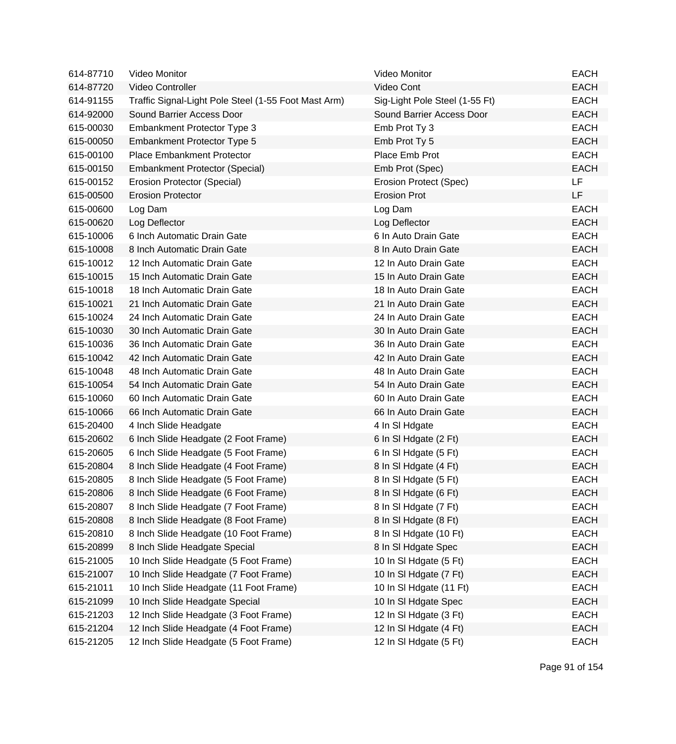| | | | |
|---|---|---|---|
| 614-87710 | Video Monitor | Video Monitor | EACH |
| 614-87720 | Video Controller | Video Cont | EACH |
| 614-91155 | Traffic Signal-Light Pole Steel (1-55 Foot Mast Arm) | Sig-Light Pole Steel (1-55 Ft) | EACH |
| 614-92000 | Sound Barrier Access Door | Sound Barrier Access Door | EACH |
| 615-00030 | Embankment Protector Type 3 | Emb Prot Ty 3 | EACH |
| 615-00050 | Embankment Protector Type 5 | Emb Prot Ty 5 | EACH |
| 615-00100 | Place Embankment Protector | Place Emb Prot | EACH |
| 615-00150 | Embankment Protector (Special) | Emb Prot (Spec) | EACH |
| 615-00152 | Erosion Protector (Special) | Erosion Protect (Spec) | LF |
| 615-00500 | Erosion Protector | Erosion Prot | LF |
| 615-00600 | Log Dam | Log Dam | EACH |
| 615-00620 | Log Deflector | Log Deflector | EACH |
| 615-10006 | 6 Inch Automatic Drain Gate | 6 In Auto Drain Gate | EACH |
| 615-10008 | 8 Inch Automatic Drain Gate | 8 In Auto Drain Gate | EACH |
| 615-10012 | 12 Inch Automatic Drain Gate | 12 In Auto Drain Gate | EACH |
| 615-10015 | 15 Inch Automatic Drain Gate | 15 In Auto Drain Gate | EACH |
| 615-10018 | 18 Inch Automatic Drain Gate | 18 In Auto Drain Gate | EACH |
| 615-10021 | 21 Inch Automatic Drain Gate | 21 In Auto Drain Gate | EACH |
| 615-10024 | 24 Inch Automatic Drain Gate | 24 In Auto Drain Gate | EACH |
| 615-10030 | 30 Inch Automatic Drain Gate | 30 In Auto Drain Gate | EACH |
| 615-10036 | 36 Inch Automatic Drain Gate | 36 In Auto Drain Gate | EACH |
| 615-10042 | 42 Inch Automatic Drain Gate | 42 In Auto Drain Gate | EACH |
| 615-10048 | 48 Inch Automatic Drain Gate | 48 In Auto Drain Gate | EACH |
| 615-10054 | 54 Inch Automatic Drain Gate | 54 In Auto Drain Gate | EACH |
| 615-10060 | 60 Inch Automatic Drain Gate | 60 In Auto Drain Gate | EACH |
| 615-10066 | 66 Inch Automatic Drain Gate | 66 In Auto Drain Gate | EACH |
| 615-20400 | 4 Inch Slide Headgate | 4 In Sl Hdgate | EACH |
| 615-20602 | 6 Inch Slide Headgate (2 Foot Frame) | 6 In Sl Hdgate (2 Ft) | EACH |
| 615-20605 | 6 Inch Slide Headgate (5 Foot Frame) | 6 In Sl Hdgate (5 Ft) | EACH |
| 615-20804 | 8 Inch Slide Headgate (4 Foot Frame) | 8 In Sl Hdgate (4 Ft) | EACH |
| 615-20805 | 8 Inch Slide Headgate (5 Foot Frame) | 8 In Sl Hdgate (5 Ft) | EACH |
| 615-20806 | 8 Inch Slide Headgate (6 Foot Frame) | 8 In Sl Hdgate (6 Ft) | EACH |
| 615-20807 | 8 Inch Slide Headgate (7 Foot Frame) | 8 In Sl Hdgate (7 Ft) | EACH |
| 615-20808 | 8 Inch Slide Headgate (8 Foot Frame) | 8 In Sl Hdgate (8 Ft) | EACH |
| 615-20810 | 8 Inch Slide Headgate (10 Foot Frame) | 8 In Sl Hdgate (10 Ft) | EACH |
| 615-20899 | 8 Inch Slide Headgate Special | 8 In Sl Hdgate Spec | EACH |
| 615-21005 | 10 Inch Slide Headgate (5 Foot Frame) | 10 In Sl Hdgate (5 Ft) | EACH |
| 615-21007 | 10 Inch Slide Headgate (7 Foot Frame) | 10 In Sl Hdgate (7 Ft) | EACH |
| 615-21011 | 10 Inch Slide Headgate (11 Foot Frame) | 10 In Sl Hdgate (11 Ft) | EACH |
| 615-21099 | 10 Inch Slide Headgate Special | 10 In Sl Hdgate Spec | EACH |
| 615-21203 | 12 Inch Slide Headgate (3 Foot Frame) | 12 In Sl Hdgate (3 Ft) | EACH |
| 615-21204 | 12 Inch Slide Headgate (4 Foot Frame) | 12 In Sl Hdgate (4 Ft) | EACH |
| 615-21205 | 12 Inch Slide Headgate (5 Foot Frame) | 12 In Sl Hdgate (5 Ft) | EACH |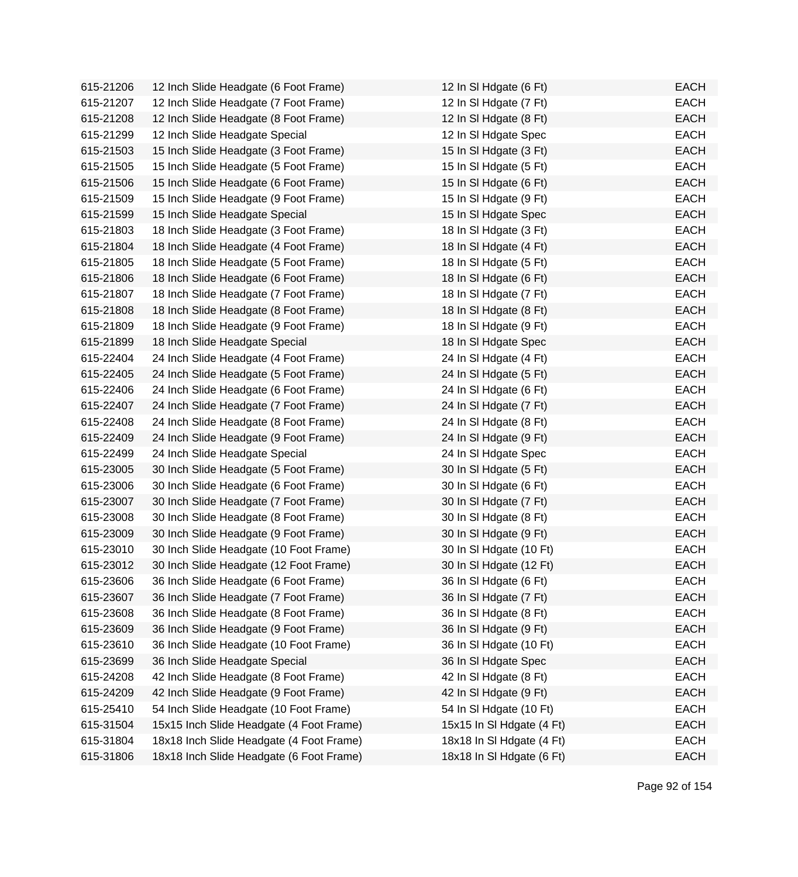| | | | |
|---|---|---|---|
| 615-21206 | 12 Inch Slide Headgate (6 Foot Frame) | 12 In Sl Hdgate (6 Ft) | EACH |
| 615-21207 | 12 Inch Slide Headgate (7 Foot Frame) | 12 In Sl Hdgate (7 Ft) | EACH |
| 615-21208 | 12 Inch Slide Headgate (8 Foot Frame) | 12 In Sl Hdgate (8 Ft) | EACH |
| 615-21299 | 12 Inch Slide Headgate Special | 12 In Sl Hdgate Spec | EACH |
| 615-21503 | 15 Inch Slide Headgate (3 Foot Frame) | 15 In Sl Hdgate (3 Ft) | EACH |
| 615-21505 | 15 Inch Slide Headgate (5 Foot Frame) | 15 In Sl Hdgate (5 Ft) | EACH |
| 615-21506 | 15 Inch Slide Headgate (6 Foot Frame) | 15 In Sl Hdgate (6 Ft) | EACH |
| 615-21509 | 15 Inch Slide Headgate (9 Foot Frame) | 15 In Sl Hdgate (9 Ft) | EACH |
| 615-21599 | 15 Inch Slide Headgate Special | 15 In Sl Hdgate Spec | EACH |
| 615-21803 | 18 Inch Slide Headgate (3 Foot Frame) | 18 In Sl Hdgate (3 Ft) | EACH |
| 615-21804 | 18 Inch Slide Headgate (4 Foot Frame) | 18 In Sl Hdgate (4 Ft) | EACH |
| 615-21805 | 18 Inch Slide Headgate (5 Foot Frame) | 18 In Sl Hdgate (5 Ft) | EACH |
| 615-21806 | 18 Inch Slide Headgate (6 Foot Frame) | 18 In Sl Hdgate (6 Ft) | EACH |
| 615-21807 | 18 Inch Slide Headgate (7 Foot Frame) | 18 In Sl Hdgate (7 Ft) | EACH |
| 615-21808 | 18 Inch Slide Headgate (8 Foot Frame) | 18 In Sl Hdgate (8 Ft) | EACH |
| 615-21809 | 18 Inch Slide Headgate (9 Foot Frame) | 18 In Sl Hdgate (9 Ft) | EACH |
| 615-21899 | 18 Inch Slide Headgate Special | 18 In Sl Hdgate Spec | EACH |
| 615-22404 | 24 Inch Slide Headgate (4 Foot Frame) | 24 In Sl Hdgate (4 Ft) | EACH |
| 615-22405 | 24 Inch Slide Headgate (5 Foot Frame) | 24 In Sl Hdgate (5 Ft) | EACH |
| 615-22406 | 24 Inch Slide Headgate (6 Foot Frame) | 24 In Sl Hdgate (6 Ft) | EACH |
| 615-22407 | 24 Inch Slide Headgate (7 Foot Frame) | 24 In Sl Hdgate (7 Ft) | EACH |
| 615-22408 | 24 Inch Slide Headgate (8 Foot Frame) | 24 In Sl Hdgate (8 Ft) | EACH |
| 615-22409 | 24 Inch Slide Headgate (9 Foot Frame) | 24 In Sl Hdgate (9 Ft) | EACH |
| 615-22499 | 24 Inch Slide Headgate Special | 24 In Sl Hdgate Spec | EACH |
| 615-23005 | 30 Inch Slide Headgate (5 Foot Frame) | 30 In Sl Hdgate (5 Ft) | EACH |
| 615-23006 | 30 Inch Slide Headgate (6 Foot Frame) | 30 In Sl Hdgate (6 Ft) | EACH |
| 615-23007 | 30 Inch Slide Headgate (7 Foot Frame) | 30 In Sl Hdgate (7 Ft) | EACH |
| 615-23008 | 30 Inch Slide Headgate (8 Foot Frame) | 30 In Sl Hdgate (8 Ft) | EACH |
| 615-23009 | 30 Inch Slide Headgate (9 Foot Frame) | 30 In Sl Hdgate (9 Ft) | EACH |
| 615-23010 | 30 Inch Slide Headgate (10 Foot Frame) | 30 In Sl Hdgate (10 Ft) | EACH |
| 615-23012 | 30 Inch Slide Headgate (12 Foot Frame) | 30 In Sl Hdgate (12 Ft) | EACH |
| 615-23606 | 36 Inch Slide Headgate (6 Foot Frame) | 36 In Sl Hdgate (6 Ft) | EACH |
| 615-23607 | 36 Inch Slide Headgate (7 Foot Frame) | 36 In Sl Hdgate (7 Ft) | EACH |
| 615-23608 | 36 Inch Slide Headgate (8 Foot Frame) | 36 In Sl Hdgate (8 Ft) | EACH |
| 615-23609 | 36 Inch Slide Headgate (9 Foot Frame) | 36 In Sl Hdgate (9 Ft) | EACH |
| 615-23610 | 36 Inch Slide Headgate (10 Foot Frame) | 36 In Sl Hdgate (10 Ft) | EACH |
| 615-23699 | 36 Inch Slide Headgate Special | 36 In Sl Hdgate Spec | EACH |
| 615-24208 | 42 Inch Slide Headgate (8 Foot Frame) | 42 In Sl Hdgate (8 Ft) | EACH |
| 615-24209 | 42 Inch Slide Headgate (9 Foot Frame) | 42 In Sl Hdgate (9 Ft) | EACH |
| 615-25410 | 54 Inch Slide Headgate (10 Foot Frame) | 54 In Sl Hdgate (10 Ft) | EACH |
| 615-31504 | 15x15 Inch Slide Headgate (4 Foot Frame) | 15x15 In Sl Hdgate (4 Ft) | EACH |
| 615-31804 | 18x18 Inch Slide Headgate (4 Foot Frame) | 18x18 In Sl Hdgate (4 Ft) | EACH |
| 615-31806 | 18x18 Inch Slide Headgate (6 Foot Frame) | 18x18 In Sl Hdgate (6 Ft) | EACH |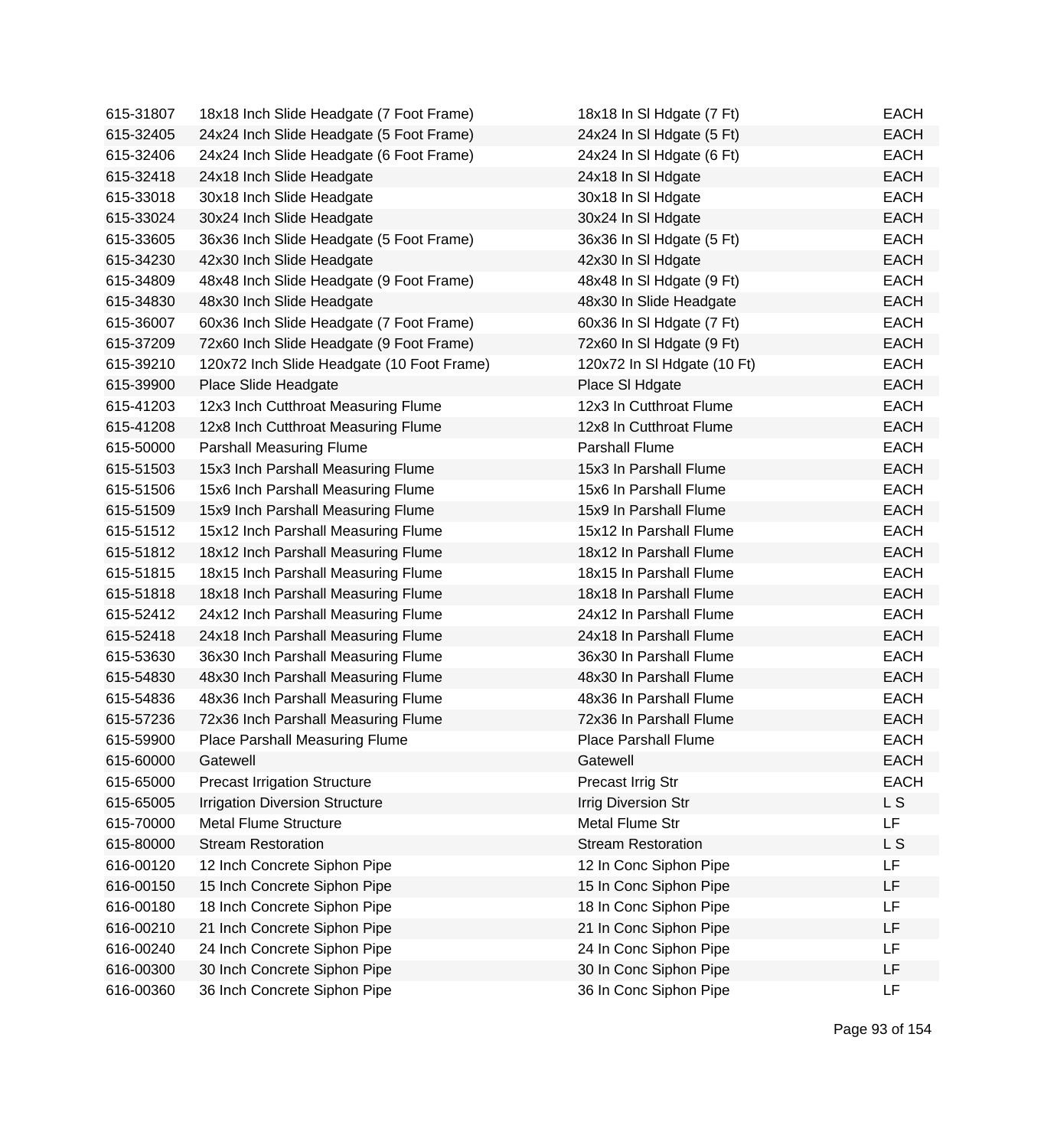| | | | |
|---|---|---|---|
| 615-31807 | 18x18 Inch Slide Headgate (7 Foot Frame) | 18x18 In Sl Hdgate (7 Ft) | EACH |
| 615-32405 | 24x24 Inch Slide Headgate (5 Foot Frame) | 24x24 In Sl Hdgate (5 Ft) | EACH |
| 615-32406 | 24x24 Inch Slide Headgate (6 Foot Frame) | 24x24 In Sl Hdgate (6 Ft) | EACH |
| 615-32418 | 24x18 Inch Slide Headgate | 24x18 In Sl Hdgate | EACH |
| 615-33018 | 30x18 Inch Slide Headgate | 30x18 In Sl Hdgate | EACH |
| 615-33024 | 30x24 Inch Slide Headgate | 30x24 In Sl Hdgate | EACH |
| 615-33605 | 36x36 Inch Slide Headgate (5 Foot Frame) | 36x36 In Sl Hdgate (5 Ft) | EACH |
| 615-34230 | 42x30 Inch Slide Headgate | 42x30 In Sl Hdgate | EACH |
| 615-34809 | 48x48 Inch Slide Headgate (9 Foot Frame) | 48x48 In Sl Hdgate (9 Ft) | EACH |
| 615-34830 | 48x30 Inch Slide Headgate | 48x30 In Slide Headgate | EACH |
| 615-36007 | 60x36 Inch Slide Headgate (7 Foot Frame) | 60x36 In Sl Hdgate (7 Ft) | EACH |
| 615-37209 | 72x60 Inch Slide Headgate (9 Foot Frame) | 72x60 In Sl Hdgate (9 Ft) | EACH |
| 615-39210 | 120x72 Inch Slide Headgate (10 Foot Frame) | 120x72 In Sl Hdgate (10 Ft) | EACH |
| 615-39900 | Place Slide Headgate | Place Sl Hdgate | EACH |
| 615-41203 | 12x3 Inch Cutthroat Measuring Flume | 12x3 In Cutthroat Flume | EACH |
| 615-41208 | 12x8 Inch Cutthroat Measuring Flume | 12x8 In Cutthroat Flume | EACH |
| 615-50000 | Parshall Measuring Flume | Parshall Flume | EACH |
| 615-51503 | 15x3 Inch Parshall Measuring Flume | 15x3 In Parshall Flume | EACH |
| 615-51506 | 15x6 Inch Parshall Measuring Flume | 15x6 In Parshall Flume | EACH |
| 615-51509 | 15x9 Inch Parshall Measuring Flume | 15x9 In Parshall Flume | EACH |
| 615-51512 | 15x12 Inch Parshall Measuring Flume | 15x12 In Parshall Flume | EACH |
| 615-51812 | 18x12 Inch Parshall Measuring Flume | 18x12 In Parshall Flume | EACH |
| 615-51815 | 18x15 Inch Parshall Measuring Flume | 18x15 In Parshall Flume | EACH |
| 615-51818 | 18x18 Inch Parshall Measuring Flume | 18x18 In Parshall Flume | EACH |
| 615-52412 | 24x12 Inch Parshall Measuring Flume | 24x12 In Parshall Flume | EACH |
| 615-52418 | 24x18 Inch Parshall Measuring Flume | 24x18 In Parshall Flume | EACH |
| 615-53630 | 36x30 Inch Parshall Measuring Flume | 36x30 In Parshall Flume | EACH |
| 615-54830 | 48x30 Inch Parshall Measuring Flume | 48x30 In Parshall Flume | EACH |
| 615-54836 | 48x36 Inch Parshall Measuring Flume | 48x36 In Parshall Flume | EACH |
| 615-57236 | 72x36 Inch Parshall Measuring Flume | 72x36 In Parshall Flume | EACH |
| 615-59900 | Place Parshall Measuring Flume | Place Parshall Flume | EACH |
| 615-60000 | Gatewell | Gatewell | EACH |
| 615-65000 | Precast Irrigation Structure | Precast Irrig Str | EACH |
| 615-65005 | Irrigation Diversion Structure | Irrig Diversion Str | L S |
| 615-70000 | Metal Flume Structure | Metal Flume Str | LF |
| 615-80000 | Stream Restoration | Stream Restoration | L S |
| 616-00120 | 12 Inch Concrete Siphon Pipe | 12 In Conc Siphon Pipe | LF |
| 616-00150 | 15 Inch Concrete Siphon Pipe | 15 In Conc Siphon Pipe | LF |
| 616-00180 | 18 Inch Concrete Siphon Pipe | 18 In Conc Siphon Pipe | LF |
| 616-00210 | 21 Inch Concrete Siphon Pipe | 21 In Conc Siphon Pipe | LF |
| 616-00240 | 24 Inch Concrete Siphon Pipe | 24 In Conc Siphon Pipe | LF |
| 616-00300 | 30 Inch Concrete Siphon Pipe | 30 In Conc Siphon Pipe | LF |
| 616-00360 | 36 Inch Concrete Siphon Pipe | 36 In Conc Siphon Pipe | LF |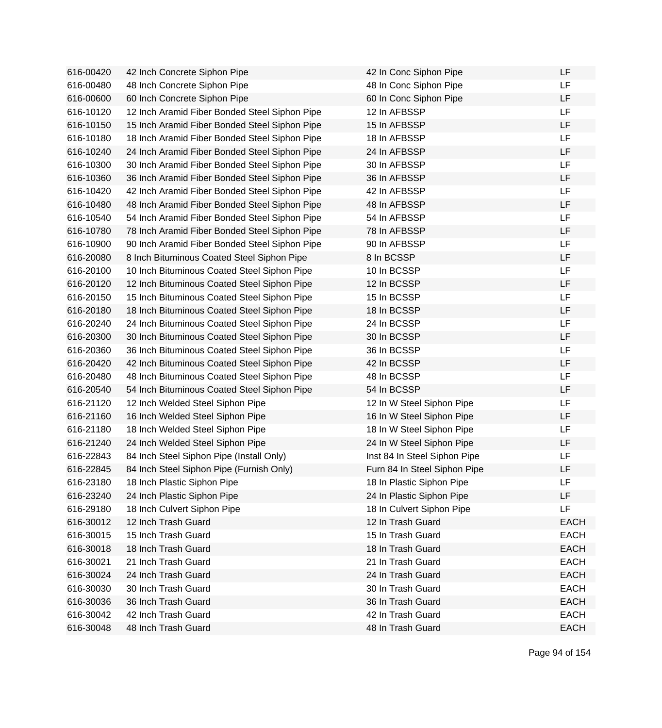| | | | |
|---|---|---|---|
| 616-00420 | 42 Inch Concrete Siphon Pipe | 42 In Conc Siphon Pipe | LF |
| 616-00480 | 48 Inch Concrete Siphon Pipe | 48 In Conc Siphon Pipe | LF |
| 616-00600 | 60 Inch Concrete Siphon Pipe | 60 In Conc Siphon Pipe | LF |
| 616-10120 | 12 Inch Aramid Fiber Bonded Steel Siphon Pipe | 12 In AFBSSP | LF |
| 616-10150 | 15 Inch Aramid Fiber Bonded Steel Siphon Pipe | 15 In AFBSSP | LF |
| 616-10180 | 18 Inch Aramid Fiber Bonded Steel Siphon Pipe | 18 In AFBSSP | LF |
| 616-10240 | 24 Inch Aramid Fiber Bonded Steel Siphon Pipe | 24 In AFBSSP | LF |
| 616-10300 | 30 Inch Aramid Fiber Bonded Steel Siphon Pipe | 30 In AFBSSP | LF |
| 616-10360 | 36 Inch Aramid Fiber Bonded Steel Siphon Pipe | 36 In AFBSSP | LF |
| 616-10420 | 42 Inch Aramid Fiber Bonded Steel Siphon Pipe | 42 In AFBSSP | LF |
| 616-10480 | 48 Inch Aramid Fiber Bonded Steel Siphon Pipe | 48 In AFBSSP | LF |
| 616-10540 | 54 Inch Aramid Fiber Bonded Steel Siphon Pipe | 54 In AFBSSP | LF |
| 616-10780 | 78 Inch Aramid Fiber Bonded Steel Siphon Pipe | 78 In AFBSSP | LF |
| 616-10900 | 90 Inch Aramid Fiber Bonded Steel Siphon Pipe | 90 In AFBSSP | LF |
| 616-20080 | 8 Inch Bituminous Coated Steel Siphon Pipe | 8 In BCSSP | LF |
| 616-20100 | 10 Inch Bituminous Coated Steel Siphon Pipe | 10 In BCSSP | LF |
| 616-20120 | 12 Inch Bituminous Coated Steel Siphon Pipe | 12 In BCSSP | LF |
| 616-20150 | 15 Inch Bituminous Coated Steel Siphon Pipe | 15 In BCSSP | LF |
| 616-20180 | 18 Inch Bituminous Coated Steel Siphon Pipe | 18 In BCSSP | LF |
| 616-20240 | 24 Inch Bituminous Coated Steel Siphon Pipe | 24 In BCSSP | LF |
| 616-20300 | 30 Inch Bituminous Coated Steel Siphon Pipe | 30 In BCSSP | LF |
| 616-20360 | 36 Inch Bituminous Coated Steel Siphon Pipe | 36 In BCSSP | LF |
| 616-20420 | 42 Inch Bituminous Coated Steel Siphon Pipe | 42 In BCSSP | LF |
| 616-20480 | 48 Inch Bituminous Coated Steel Siphon Pipe | 48 In BCSSP | LF |
| 616-20540 | 54 Inch Bituminous Coated Steel Siphon Pipe | 54 In BCSSP | LF |
| 616-21120 | 12 Inch Welded Steel Siphon Pipe | 12 In W Steel Siphon Pipe | LF |
| 616-21160 | 16 Inch Welded Steel Siphon Pipe | 16 In W Steel Siphon Pipe | LF |
| 616-21180 | 18 Inch Welded Steel Siphon Pipe | 18 In W Steel Siphon Pipe | LF |
| 616-21240 | 24 Inch Welded Steel Siphon Pipe | 24 In W Steel Siphon Pipe | LF |
| 616-22843 | 84 Inch Steel Siphon Pipe (Install Only) | Inst 84 In Steel Siphon Pipe | LF |
| 616-22845 | 84 Inch Steel Siphon Pipe (Furnish Only) | Furn 84 In Steel Siphon Pipe | LF |
| 616-23180 | 18 Inch Plastic Siphon Pipe | 18 In Plastic Siphon Pipe | LF |
| 616-23240 | 24 Inch Plastic Siphon Pipe | 24 In Plastic Siphon Pipe | LF |
| 616-29180 | 18 Inch Culvert Siphon Pipe | 18 In Culvert Siphon Pipe | LF |
| 616-30012 | 12 Inch Trash Guard | 12 In Trash Guard | EACH |
| 616-30015 | 15 Inch Trash Guard | 15 In Trash Guard | EACH |
| 616-30018 | 18 Inch Trash Guard | 18 In Trash Guard | EACH |
| 616-30021 | 21 Inch Trash Guard | 21 In Trash Guard | EACH |
| 616-30024 | 24 Inch Trash Guard | 24 In Trash Guard | EACH |
| 616-30030 | 30 Inch Trash Guard | 30 In Trash Guard | EACH |
| 616-30036 | 36 Inch Trash Guard | 36 In Trash Guard | EACH |
| 616-30042 | 42 Inch Trash Guard | 42 In Trash Guard | EACH |
| 616-30048 | 48 Inch Trash Guard | 48 In Trash Guard | EACH |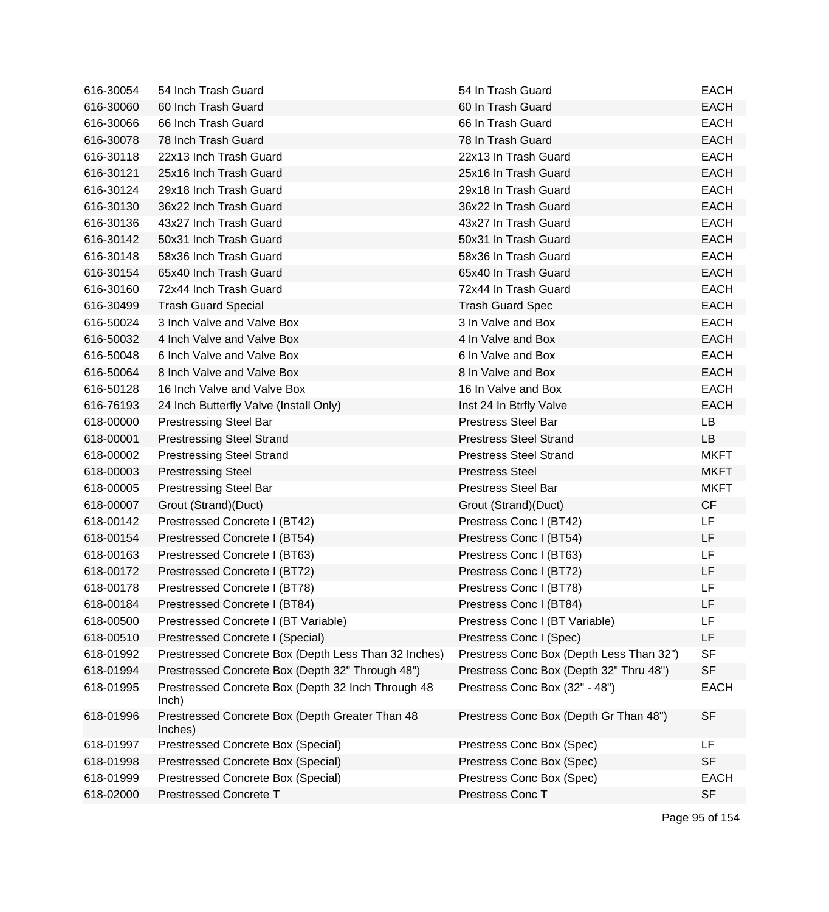| | | | |
|---|---|---|---|
| 616-30054 | 54 Inch Trash Guard | 54 In Trash Guard | EACH |
| 616-30060 | 60 Inch Trash Guard | 60 In Trash Guard | EACH |
| 616-30066 | 66 Inch Trash Guard | 66 In Trash Guard | EACH |
| 616-30078 | 78 Inch Trash Guard | 78 In Trash Guard | EACH |
| 616-30118 | 22x13 Inch Trash Guard | 22x13 In Trash Guard | EACH |
| 616-30121 | 25x16 Inch Trash Guard | 25x16 In Trash Guard | EACH |
| 616-30124 | 29x18 Inch Trash Guard | 29x18 In Trash Guard | EACH |
| 616-30130 | 36x22 Inch Trash Guard | 36x22 In Trash Guard | EACH |
| 616-30136 | 43x27 Inch Trash Guard | 43x27 In Trash Guard | EACH |
| 616-30142 | 50x31 Inch Trash Guard | 50x31 In Trash Guard | EACH |
| 616-30148 | 58x36 Inch Trash Guard | 58x36 In Trash Guard | EACH |
| 616-30154 | 65x40 Inch Trash Guard | 65x40 In Trash Guard | EACH |
| 616-30160 | 72x44 Inch Trash Guard | 72x44 In Trash Guard | EACH |
| 616-30499 | Trash Guard Special | Trash Guard Spec | EACH |
| 616-50024 | 3 Inch Valve and Valve Box | 3 In Valve and Box | EACH |
| 616-50032 | 4 Inch Valve and Valve Box | 4 In Valve and Box | EACH |
| 616-50048 | 6 Inch Valve and Valve Box | 6 In Valve and Box | EACH |
| 616-50064 | 8 Inch Valve and Valve Box | 8 In Valve and Box | EACH |
| 616-50128 | 16 Inch Valve and Valve Box | 16 In Valve and Box | EACH |
| 616-76193 | 24 Inch Butterfly Valve (Install Only) | Inst 24 In Btrfly Valve | EACH |
| 618-00000 | Prestressing Steel Bar | Prestress Steel Bar | LB |
| 618-00001 | Prestressing Steel Strand | Prestress Steel Strand | LB |
| 618-00002 | Prestressing Steel Strand | Prestress Steel Strand | MKFT |
| 618-00003 | Prestressing Steel | Prestress Steel | MKFT |
| 618-00005 | Prestressing Steel Bar | Prestress Steel Bar | MKFT |
| 618-00007 | Grout (Strand)(Duct) | Grout (Strand)(Duct) | CF |
| 618-00142 | Prestressed Concrete I (BT42) | Prestress Conc I (BT42) | LF |
| 618-00154 | Prestressed Concrete I (BT54) | Prestress Conc I (BT54) | LF |
| 618-00163 | Prestressed Concrete I (BT63) | Prestress Conc I (BT63) | LF |
| 618-00172 | Prestressed Concrete I (BT72) | Prestress Conc I (BT72) | LF |
| 618-00178 | Prestressed Concrete I (BT78) | Prestress Conc I (BT78) | LF |
| 618-00184 | Prestressed Concrete I (BT84) | Prestress Conc I (BT84) | LF |
| 618-00500 | Prestressed Concrete I (BT Variable) | Prestress Conc I (BT Variable) | LF |
| 618-00510 | Prestressed Concrete I (Special) | Prestress Conc I (Spec) | LF |
| 618-01992 | Prestressed Concrete Box (Depth Less Than 32 Inches) | Prestress Conc Box (Depth Less Than 32") | SF |
| 618-01994 | Prestressed Concrete Box (Depth 32" Through 48") | Prestress Conc Box (Depth 32" Thru 48") | SF |
| 618-01995 | Prestressed Concrete Box (Depth 32 Inch Through 48 Inch) | Prestress Conc Box (32" - 48") | EACH |
| 618-01996 | Prestressed Concrete Box (Depth Greater Than 48 Inches) | Prestress Conc Box (Depth Gr Than 48") | SF |
| 618-01997 | Prestressed Concrete Box (Special) | Prestress Conc Box (Spec) | LF |
| 618-01998 | Prestressed Concrete Box (Special) | Prestress Conc Box (Spec) | SF |
| 618-01999 | Prestressed Concrete Box (Special) | Prestress Conc Box (Spec) | EACH |
| 618-02000 | Prestressed Concrete T | Prestress Conc T | SF |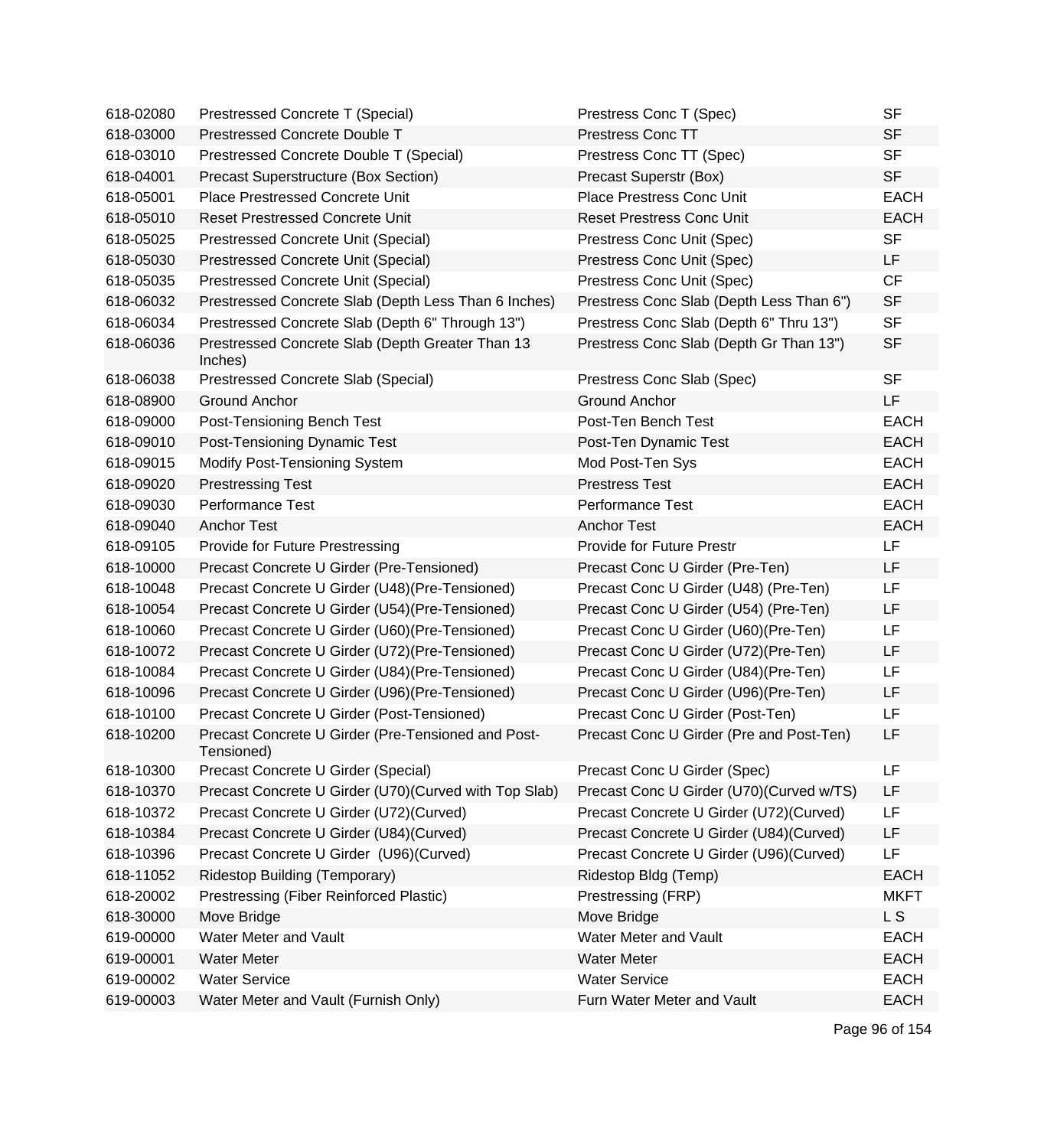| | | | |
|---|---|---|---|
| 618-02080 | Prestressed Concrete T (Special) | Prestress Conc T (Spec) | SF |
| 618-03000 | Prestressed Concrete Double T | Prestress Conc TT | SF |
| 618-03010 | Prestressed Concrete Double T (Special) | Prestress Conc TT (Spec) | SF |
| 618-04001 | Precast Superstructure (Box Section) | Precast Superstr (Box) | SF |
| 618-05001 | Place Prestressed Concrete Unit | Place Prestress Conc Unit | EACH |
| 618-05010 | Reset Prestressed Concrete Unit | Reset Prestress Conc Unit | EACH |
| 618-05025 | Prestressed Concrete Unit (Special) | Prestress Conc Unit (Spec) | SF |
| 618-05030 | Prestressed Concrete Unit (Special) | Prestress Conc Unit (Spec) | LF |
| 618-05035 | Prestressed Concrete Unit (Special) | Prestress Conc Unit (Spec) | CF |
| 618-06032 | Prestressed Concrete Slab (Depth Less Than 6 Inches) | Prestress Conc Slab (Depth Less Than 6") | SF |
| 618-06034 | Prestressed Concrete Slab (Depth 6" Through 13") | Prestress Conc Slab (Depth 6" Thru 13") | SF |
| 618-06036 | Prestressed Concrete Slab (Depth Greater Than 13 Inches) | Prestress Conc Slab (Depth Gr Than 13") | SF |
| 618-06038 | Prestressed Concrete Slab (Special) | Prestress Conc Slab (Spec) | SF |
| 618-08900 | Ground Anchor | Ground Anchor | LF |
| 618-09000 | Post-Tensioning Bench Test | Post-Ten Bench Test | EACH |
| 618-09010 | Post-Tensioning Dynamic Test | Post-Ten Dynamic Test | EACH |
| 618-09015 | Modify Post-Tensioning System | Mod Post-Ten Sys | EACH |
| 618-09020 | Prestressing Test | Prestress Test | EACH |
| 618-09030 | Performance Test | Performance Test | EACH |
| 618-09040 | Anchor Test | Anchor Test | EACH |
| 618-09105 | Provide for Future Prestressing | Provide for Future Prestr | LF |
| 618-10000 | Precast Concrete U Girder (Pre-Tensioned) | Precast Conc U Girder (Pre-Ten) | LF |
| 618-10048 | Precast Concrete U Girder (U48)(Pre-Tensioned) | Precast Conc U Girder (U48) (Pre-Ten) | LF |
| 618-10054 | Precast Concrete U Girder (U54)(Pre-Tensioned) | Precast Conc U Girder (U54) (Pre-Ten) | LF |
| 618-10060 | Precast Concrete U Girder (U60)(Pre-Tensioned) | Precast Conc U Girder (U60)(Pre-Ten) | LF |
| 618-10072 | Precast Concrete U Girder (U72)(Pre-Tensioned) | Precast Conc U Girder (U72)(Pre-Ten) | LF |
| 618-10084 | Precast Concrete U Girder (U84)(Pre-Tensioned) | Precast Conc U Girder (U84)(Pre-Ten) | LF |
| 618-10096 | Precast Concrete U Girder (U96)(Pre-Tensioned) | Precast Conc U Girder (U96)(Pre-Ten) | LF |
| 618-10100 | Precast Concrete U Girder (Post-Tensioned) | Precast Conc U Girder (Post-Ten) | LF |
| 618-10200 | Precast Concrete U Girder (Pre-Tensioned and Post-Tensioned) | Precast Conc U Girder (Pre and Post-Ten) | LF |
| 618-10300 | Precast Concrete U Girder (Special) | Precast Conc U Girder (Spec) | LF |
| 618-10370 | Precast Concrete U Girder (U70)(Curved with Top Slab) | Precast Conc U Girder (U70)(Curved w/TS) | LF |
| 618-10372 | Precast Concrete U Girder (U72)(Curved) | Precast Concrete U Girder (U72)(Curved) | LF |
| 618-10384 | Precast Concrete U Girder (U84)(Curved) | Precast Concrete U Girder (U84)(Curved) | LF |
| 618-10396 | Precast Concrete U Girder (U96)(Curved) | Precast Concrete U Girder (U96)(Curved) | LF |
| 618-11052 | Ridestop Building (Temporary) | Ridestop Bldg (Temp) | EACH |
| 618-20002 | Prestressing (Fiber Reinforced Plastic) | Prestressing (FRP) | MKFT |
| 618-30000 | Move Bridge | Move Bridge | L S |
| 619-00000 | Water Meter and Vault | Water Meter and Vault | EACH |
| 619-00001 | Water Meter | Water Meter | EACH |
| 619-00002 | Water Service | Water Service | EACH |
| 619-00003 | Water Meter and Vault (Furnish Only) | Furn Water Meter and Vault | EACH |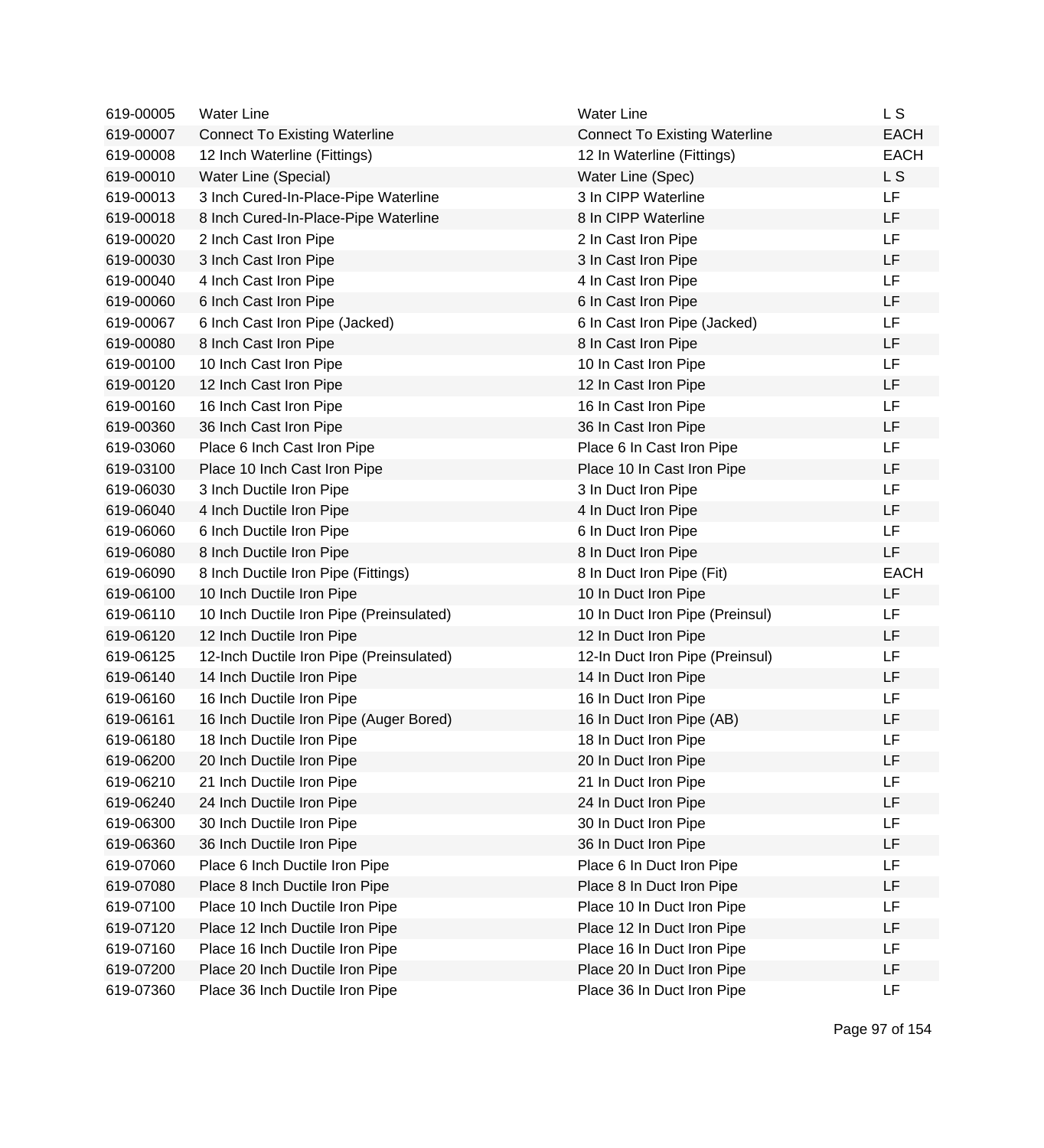| | | | |
|---|---|---|---|
| 619-00005 | Water Line | Water Line | L S |
| 619-00007 | Connect To Existing Waterline | Connect To Existing Waterline | EACH |
| 619-00008 | 12 Inch Waterline (Fittings) | 12 In Waterline (Fittings) | EACH |
| 619-00010 | Water Line (Special) | Water Line (Spec) | L S |
| 619-00013 | 3 Inch Cured-In-Place-Pipe Waterline | 3 In CIPP Waterline | LF |
| 619-00018 | 8 Inch Cured-In-Place-Pipe Waterline | 8 In CIPP Waterline | LF |
| 619-00020 | 2 Inch Cast Iron Pipe | 2 In Cast Iron Pipe | LF |
| 619-00030 | 3 Inch Cast Iron Pipe | 3 In Cast Iron Pipe | LF |
| 619-00040 | 4 Inch Cast Iron Pipe | 4 In Cast Iron Pipe | LF |
| 619-00060 | 6 Inch Cast Iron Pipe | 6 In Cast Iron Pipe | LF |
| 619-00067 | 6 Inch Cast Iron Pipe (Jacked) | 6 In Cast Iron Pipe (Jacked) | LF |
| 619-00080 | 8 Inch Cast Iron Pipe | 8 In Cast Iron Pipe | LF |
| 619-00100 | 10 Inch Cast Iron Pipe | 10 In Cast Iron Pipe | LF |
| 619-00120 | 12 Inch Cast Iron Pipe | 12 In Cast Iron Pipe | LF |
| 619-00160 | 16 Inch Cast Iron Pipe | 16 In Cast Iron Pipe | LF |
| 619-00360 | 36 Inch Cast Iron Pipe | 36 In Cast Iron Pipe | LF |
| 619-03060 | Place 6 Inch Cast Iron Pipe | Place 6 In Cast Iron Pipe | LF |
| 619-03100 | Place 10 Inch Cast Iron Pipe | Place 10 In Cast Iron Pipe | LF |
| 619-06030 | 3 Inch Ductile Iron Pipe | 3 In Duct Iron Pipe | LF |
| 619-06040 | 4 Inch Ductile Iron Pipe | 4 In Duct Iron Pipe | LF |
| 619-06060 | 6 Inch Ductile Iron Pipe | 6 In Duct Iron Pipe | LF |
| 619-06080 | 8 Inch Ductile Iron Pipe | 8 In Duct Iron Pipe | LF |
| 619-06090 | 8 Inch Ductile Iron Pipe (Fittings) | 8 In Duct Iron Pipe (Fit) | EACH |
| 619-06100 | 10 Inch Ductile Iron Pipe | 10 In Duct Iron Pipe | LF |
| 619-06110 | 10 Inch Ductile Iron Pipe (Preinsulated) | 10 In Duct Iron Pipe (Preinsul) | LF |
| 619-06120 | 12 Inch Ductile Iron Pipe | 12 In Duct Iron Pipe | LF |
| 619-06125 | 12-Inch Ductile Iron Pipe (Preinsulated) | 12-In Duct Iron Pipe (Preinsul) | LF |
| 619-06140 | 14 Inch Ductile Iron Pipe | 14 In Duct Iron Pipe | LF |
| 619-06160 | 16 Inch Ductile Iron Pipe | 16 In Duct Iron Pipe | LF |
| 619-06161 | 16 Inch Ductile Iron Pipe (Auger Bored) | 16 In Duct Iron Pipe (AB) | LF |
| 619-06180 | 18 Inch Ductile Iron Pipe | 18 In Duct Iron Pipe | LF |
| 619-06200 | 20 Inch Ductile Iron Pipe | 20 In Duct Iron Pipe | LF |
| 619-06210 | 21 Inch Ductile Iron Pipe | 21 In Duct Iron Pipe | LF |
| 619-06240 | 24 Inch Ductile Iron Pipe | 24 In Duct Iron Pipe | LF |
| 619-06300 | 30 Inch Ductile Iron Pipe | 30 In Duct Iron Pipe | LF |
| 619-06360 | 36 Inch Ductile Iron Pipe | 36 In Duct Iron Pipe | LF |
| 619-07060 | Place 6 Inch Ductile Iron Pipe | Place 6 In Duct Iron Pipe | LF |
| 619-07080 | Place 8 Inch Ductile Iron Pipe | Place 8 In Duct Iron Pipe | LF |
| 619-07100 | Place 10 Inch Ductile Iron Pipe | Place 10 In Duct Iron Pipe | LF |
| 619-07120 | Place 12 Inch Ductile Iron Pipe | Place 12 In Duct Iron Pipe | LF |
| 619-07160 | Place 16 Inch Ductile Iron Pipe | Place 16 In Duct Iron Pipe | LF |
| 619-07200 | Place 20 Inch Ductile Iron Pipe | Place 20 In Duct Iron Pipe | LF |
| 619-07360 | Place 36 Inch Ductile Iron Pipe | Place 36 In Duct Iron Pipe | LF |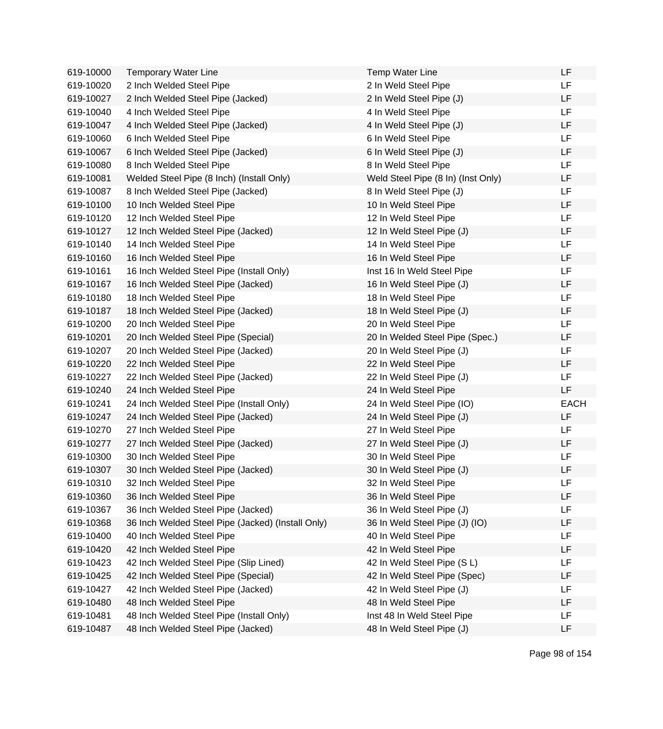| | | | |
|---|---|---|---|
| 619-10000 | Temporary Water Line | Temp Water Line | LF |
| 619-10020 | 2 Inch Welded Steel Pipe | 2 In Weld Steel Pipe | LF |
| 619-10027 | 2 Inch Welded Steel Pipe (Jacked) | 2 In Weld Steel Pipe (J) | LF |
| 619-10040 | 4 Inch Welded Steel Pipe | 4 In Weld Steel Pipe | LF |
| 619-10047 | 4 Inch Welded Steel Pipe (Jacked) | 4 In Weld Steel Pipe (J) | LF |
| 619-10060 | 6 Inch Welded Steel Pipe | 6 In Weld Steel Pipe | LF |
| 619-10067 | 6 Inch Welded Steel Pipe (Jacked) | 6 In Weld Steel Pipe (J) | LF |
| 619-10080 | 8 Inch Welded Steel Pipe | 8 In Weld Steel Pipe | LF |
| 619-10081 | Welded Steel Pipe (8 Inch) (Install Only) | Weld Steel Pipe (8 In) (Inst Only) | LF |
| 619-10087 | 8 Inch Welded Steel Pipe (Jacked) | 8 In Weld Steel Pipe (J) | LF |
| 619-10100 | 10 Inch Welded Steel Pipe | 10 In Weld Steel Pipe | LF |
| 619-10120 | 12 Inch Welded Steel Pipe | 12 In Weld Steel Pipe | LF |
| 619-10127 | 12 Inch Welded Steel Pipe (Jacked) | 12 In Weld Steel Pipe (J) | LF |
| 619-10140 | 14 Inch Welded Steel Pipe | 14 In Weld Steel Pipe | LF |
| 619-10160 | 16 Inch Welded Steel Pipe | 16 In Weld Steel Pipe | LF |
| 619-10161 | 16 Inch Welded Steel Pipe (Install Only) | Inst 16 In Weld Steel Pipe | LF |
| 619-10167 | 16 Inch Welded Steel Pipe (Jacked) | 16 In Weld Steel Pipe (J) | LF |
| 619-10180 | 18 Inch Welded Steel Pipe | 18 In Weld Steel Pipe | LF |
| 619-10187 | 18 Inch Welded Steel Pipe (Jacked) | 18 In Weld Steel Pipe (J) | LF |
| 619-10200 | 20 Inch Welded Steel Pipe | 20 In Weld Steel Pipe | LF |
| 619-10201 | 20 Inch Welded Steel Pipe (Special) | 20 In Welded Steel Pipe (Spec.) | LF |
| 619-10207 | 20 Inch Welded Steel Pipe (Jacked) | 20 In Weld Steel Pipe (J) | LF |
| 619-10220 | 22 Inch Welded Steel Pipe | 22 In Weld Steel Pipe | LF |
| 619-10227 | 22 Inch Welded Steel Pipe (Jacked) | 22 In Weld Steel Pipe (J) | LF |
| 619-10240 | 24 Inch Welded Steel Pipe | 24 In Weld Steel Pipe | LF |
| 619-10241 | 24 Inch Welded Steel Pipe (Install Only) | 24 In Weld Steel Pipe (IO) | EACH |
| 619-10247 | 24 Inch Welded Steel Pipe (Jacked) | 24 In Weld Steel Pipe (J) | LF |
| 619-10270 | 27 Inch Welded Steel Pipe | 27 In Weld Steel Pipe | LF |
| 619-10277 | 27 Inch Welded Steel Pipe (Jacked) | 27 In Weld Steel Pipe (J) | LF |
| 619-10300 | 30 Inch Welded Steel Pipe | 30 In Weld Steel Pipe | LF |
| 619-10307 | 30 Inch Welded Steel Pipe (Jacked) | 30 In Weld Steel Pipe (J) | LF |
| 619-10310 | 32 Inch Welded Steel Pipe | 32 In Weld Steel Pipe | LF |
| 619-10360 | 36 Inch Welded Steel Pipe | 36 In Weld Steel Pipe | LF |
| 619-10367 | 36 Inch Welded Steel Pipe (Jacked) | 36 In Weld Steel Pipe (J) | LF |
| 619-10368 | 36 Inch Welded Steel Pipe (Jacked) (Install Only) | 36 In Weld Steel Pipe (J) (IO) | LF |
| 619-10400 | 40 Inch Welded Steel Pipe | 40 In Weld Steel Pipe | LF |
| 619-10420 | 42 Inch Welded Steel Pipe | 42 In Weld Steel Pipe | LF |
| 619-10423 | 42 Inch Welded Steel Pipe (Slip Lined) | 42 In Weld Steel Pipe (S L) | LF |
| 619-10425 | 42 Inch Welded Steel Pipe (Special) | 42 In Weld Steel Pipe (Spec) | LF |
| 619-10427 | 42 Inch Welded Steel Pipe (Jacked) | 42 In Weld Steel Pipe (J) | LF |
| 619-10480 | 48 Inch Welded Steel Pipe | 48 In Weld Steel Pipe | LF |
| 619-10481 | 48 Inch Welded Steel Pipe (Install Only) | Inst 48 In Weld Steel Pipe | LF |
| 619-10487 | 48 Inch Welded Steel Pipe (Jacked) | 48 In Weld Steel Pipe (J) | LF |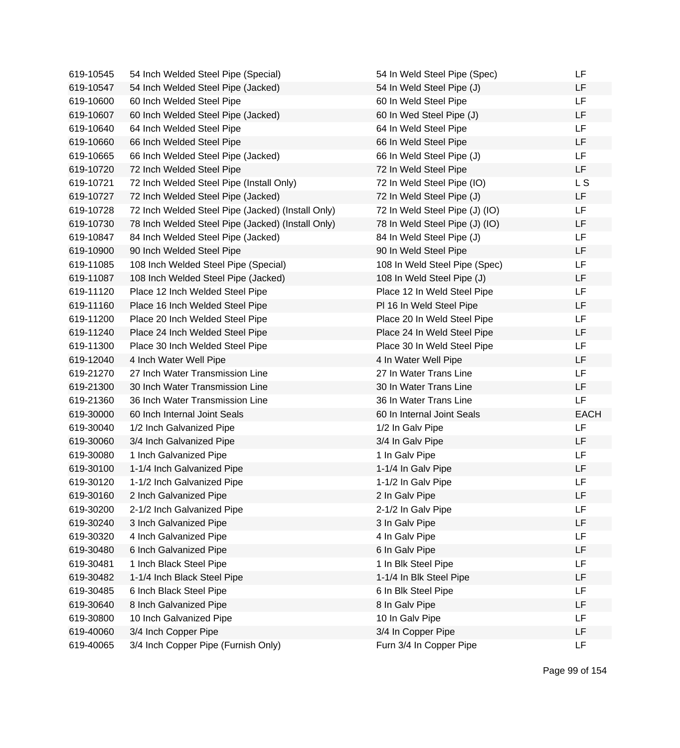| | | | |
|---|---|---|---|
| 619-10545 | 54 Inch Welded Steel Pipe (Special) | 54 In Weld Steel Pipe (Spec) | LF |
| 619-10547 | 54 Inch Welded Steel Pipe (Jacked) | 54 In Weld Steel Pipe (J) | LF |
| 619-10600 | 60 Inch Welded Steel Pipe | 60 In Weld Steel Pipe | LF |
| 619-10607 | 60 Inch Welded Steel Pipe (Jacked) | 60 In Wed Steel Pipe (J) | LF |
| 619-10640 | 64 Inch Welded Steel Pipe | 64 In Weld Steel Pipe | LF |
| 619-10660 | 66 Inch Welded Steel Pipe | 66 In Weld Steel Pipe | LF |
| 619-10665 | 66 Inch Welded Steel Pipe (Jacked) | 66 In Weld Steel Pipe (J) | LF |
| 619-10720 | 72 Inch Welded Steel Pipe | 72 In Weld Steel Pipe | LF |
| 619-10721 | 72 Inch Welded Steel Pipe (Install Only) | 72 In Weld Steel Pipe (IO) | L S |
| 619-10727 | 72 Inch Welded Steel Pipe (Jacked) | 72 In Weld Steel Pipe (J) | LF |
| 619-10728 | 72 Inch Welded Steel Pipe (Jacked) (Install Only) | 72 In Weld Steel Pipe (J) (IO) | LF |
| 619-10730 | 78 Inch Welded Steel Pipe (Jacked) (Install Only) | 78 In Weld Steel Pipe (J) (IO) | LF |
| 619-10847 | 84 Inch Welded Steel Pipe (Jacked) | 84 In Weld Steel Pipe (J) | LF |
| 619-10900 | 90 Inch Welded Steel Pipe | 90 In Weld Steel Pipe | LF |
| 619-11085 | 108 Inch Welded Steel Pipe (Special) | 108 In Weld Steel Pipe (Spec) | LF |
| 619-11087 | 108 Inch Welded Steel Pipe (Jacked) | 108 In Weld Steel Pipe (J) | LF |
| 619-11120 | Place 12 Inch Welded Steel Pipe | Place 12 In Weld Steel Pipe | LF |
| 619-11160 | Place 16 Inch Welded Steel Pipe | Pl 16 In Weld Steel Pipe | LF |
| 619-11200 | Place 20 Inch Welded Steel Pipe | Place 20 In Weld Steel Pipe | LF |
| 619-11240 | Place 24 Inch Welded Steel Pipe | Place 24 In Weld Steel Pipe | LF |
| 619-11300 | Place 30 Inch Welded Steel Pipe | Place 30 In Weld Steel Pipe | LF |
| 619-12040 | 4 Inch Water Well Pipe | 4 In Water Well Pipe | LF |
| 619-21270 | 27 Inch Water Transmission Line | 27 In Water Trans Line | LF |
| 619-21300 | 30 Inch Water Transmission Line | 30 In Water Trans Line | LF |
| 619-21360 | 36 Inch Water Transmission Line | 36 In Water Trans Line | LF |
| 619-30000 | 60 Inch Internal Joint Seals | 60 In Internal Joint Seals | EACH |
| 619-30040 | 1/2 Inch Galvanized Pipe | 1/2 In Galv Pipe | LF |
| 619-30060 | 3/4 Inch Galvanized Pipe | 3/4 In Galv Pipe | LF |
| 619-30080 | 1 Inch Galvanized Pipe | 1 In Galv Pipe | LF |
| 619-30100 | 1-1/4 Inch Galvanized Pipe | 1-1/4 In Galv Pipe | LF |
| 619-30120 | 1-1/2 Inch Galvanized Pipe | 1-1/2 In Galv Pipe | LF |
| 619-30160 | 2 Inch Galvanized Pipe | 2 In Galv Pipe | LF |
| 619-30200 | 2-1/2 Inch Galvanized Pipe | 2-1/2 In Galv Pipe | LF |
| 619-30240 | 3 Inch Galvanized Pipe | 3 In Galv Pipe | LF |
| 619-30320 | 4 Inch Galvanized Pipe | 4 In Galv Pipe | LF |
| 619-30480 | 6 Inch Galvanized Pipe | 6 In Galv Pipe | LF |
| 619-30481 | 1 Inch Black Steel Pipe | 1 In Blk Steel Pipe | LF |
| 619-30482 | 1-1/4 Inch Black Steel Pipe | 1-1/4 In Blk Steel Pipe | LF |
| 619-30485 | 6 Inch Black Steel Pipe | 6 In Blk Steel Pipe | LF |
| 619-30640 | 8 Inch Galvanized Pipe | 8 In Galv Pipe | LF |
| 619-30800 | 10 Inch Galvanized Pipe | 10 In Galv Pipe | LF |
| 619-40060 | 3/4 Inch Copper Pipe | 3/4 In Copper Pipe | LF |
| 619-40065 | 3/4 Inch Copper Pipe (Furnish Only) | Furn 3/4 In Copper Pipe | LF |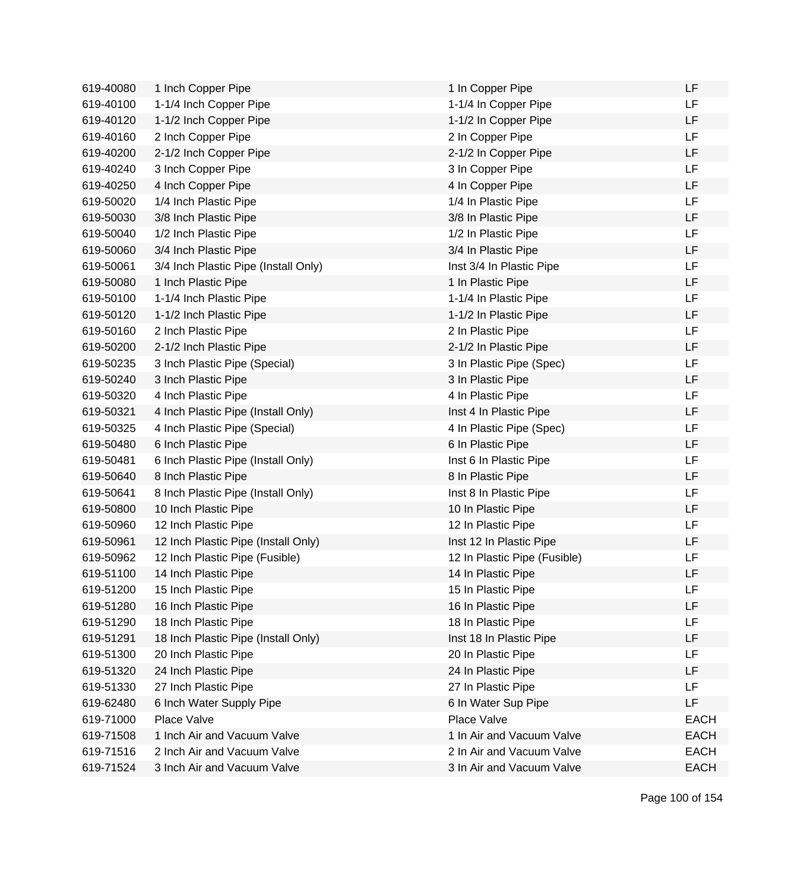| | | | |
|---|---|---|---|
| 619-40080 | 1 Inch Copper Pipe | 1 In Copper Pipe | LF |
| 619-40100 | 1-1/4 Inch Copper Pipe | 1-1/4 In Copper Pipe | LF |
| 619-40120 | 1-1/2 Inch Copper Pipe | 1-1/2 In Copper Pipe | LF |
| 619-40160 | 2 Inch Copper Pipe | 2 In Copper Pipe | LF |
| 619-40200 | 2-1/2 Inch Copper Pipe | 2-1/2 In Copper Pipe | LF |
| 619-40240 | 3 Inch Copper Pipe | 3 In Copper Pipe | LF |
| 619-40250 | 4 Inch Copper Pipe | 4 In Copper Pipe | LF |
| 619-50020 | 1/4 Inch Plastic Pipe | 1/4 In Plastic Pipe | LF |
| 619-50030 | 3/8 Inch Plastic Pipe | 3/8 In Plastic Pipe | LF |
| 619-50040 | 1/2 Inch Plastic Pipe | 1/2 In Plastic Pipe | LF |
| 619-50060 | 3/4 Inch Plastic Pipe | 3/4 In Plastic Pipe | LF |
| 619-50061 | 3/4 Inch Plastic Pipe (Install Only) | Inst 3/4 In Plastic Pipe | LF |
| 619-50080 | 1 Inch Plastic Pipe | 1 In Plastic Pipe | LF |
| 619-50100 | 1-1/4 Inch Plastic Pipe | 1-1/4 In Plastic Pipe | LF |
| 619-50120 | 1-1/2 Inch Plastic Pipe | 1-1/2 In Plastic Pipe | LF |
| 619-50160 | 2 Inch Plastic Pipe | 2 In Plastic Pipe | LF |
| 619-50200 | 2-1/2 Inch Plastic Pipe | 2-1/2 In Plastic Pipe | LF |
| 619-50235 | 3 Inch Plastic Pipe (Special) | 3 In Plastic Pipe (Spec) | LF |
| 619-50240 | 3 Inch Plastic Pipe | 3 In Plastic Pipe | LF |
| 619-50320 | 4 Inch Plastic Pipe | 4 In Plastic Pipe | LF |
| 619-50321 | 4 Inch Plastic Pipe (Install Only) | Inst 4 In Plastic Pipe | LF |
| 619-50325 | 4 Inch Plastic Pipe (Special) | 4 In Plastic Pipe (Spec) | LF |
| 619-50480 | 6 Inch Plastic Pipe | 6 In Plastic Pipe | LF |
| 619-50481 | 6 Inch Plastic Pipe (Install Only) | Inst 6 In Plastic Pipe | LF |
| 619-50640 | 8 Inch Plastic Pipe | 8 In Plastic Pipe | LF |
| 619-50641 | 8 Inch Plastic Pipe (Install Only) | Inst 8 In Plastic Pipe | LF |
| 619-50800 | 10 Inch Plastic Pipe | 10 In Plastic Pipe | LF |
| 619-50960 | 12 Inch Plastic Pipe | 12 In Plastic Pipe | LF |
| 619-50961 | 12 Inch Plastic Pipe (Install Only) | Inst 12 In Plastic Pipe | LF |
| 619-50962 | 12 Inch Plastic Pipe (Fusible) | 12 In Plastic Pipe (Fusible) | LF |
| 619-51100 | 14 Inch Plastic Pipe | 14 In Plastic Pipe | LF |
| 619-51200 | 15 Inch Plastic Pipe | 15 In Plastic Pipe | LF |
| 619-51280 | 16 Inch Plastic Pipe | 16 In Plastic Pipe | LF |
| 619-51290 | 18 Inch Plastic Pipe | 18 In Plastic Pipe | LF |
| 619-51291 | 18 Inch Plastic Pipe (Install Only) | Inst 18 In Plastic Pipe | LF |
| 619-51300 | 20 Inch Plastic Pipe | 20 In Plastic Pipe | LF |
| 619-51320 | 24 Inch Plastic Pipe | 24 In Plastic Pipe | LF |
| 619-51330 | 27 Inch Plastic Pipe | 27 In Plastic Pipe | LF |
| 619-62480 | 6 Inch Water Supply Pipe | 6 In Water Sup Pipe | LF |
| 619-71000 | Place Valve | Place Valve | EACH |
| 619-71508 | 1 Inch Air and Vacuum Valve | 1 In Air and Vacuum Valve | EACH |
| 619-71516 | 2 Inch Air and Vacuum Valve | 2 In Air and Vacuum Valve | EACH |
| 619-71524 | 3 Inch Air and Vacuum Valve | 3 In Air and Vacuum Valve | EACH |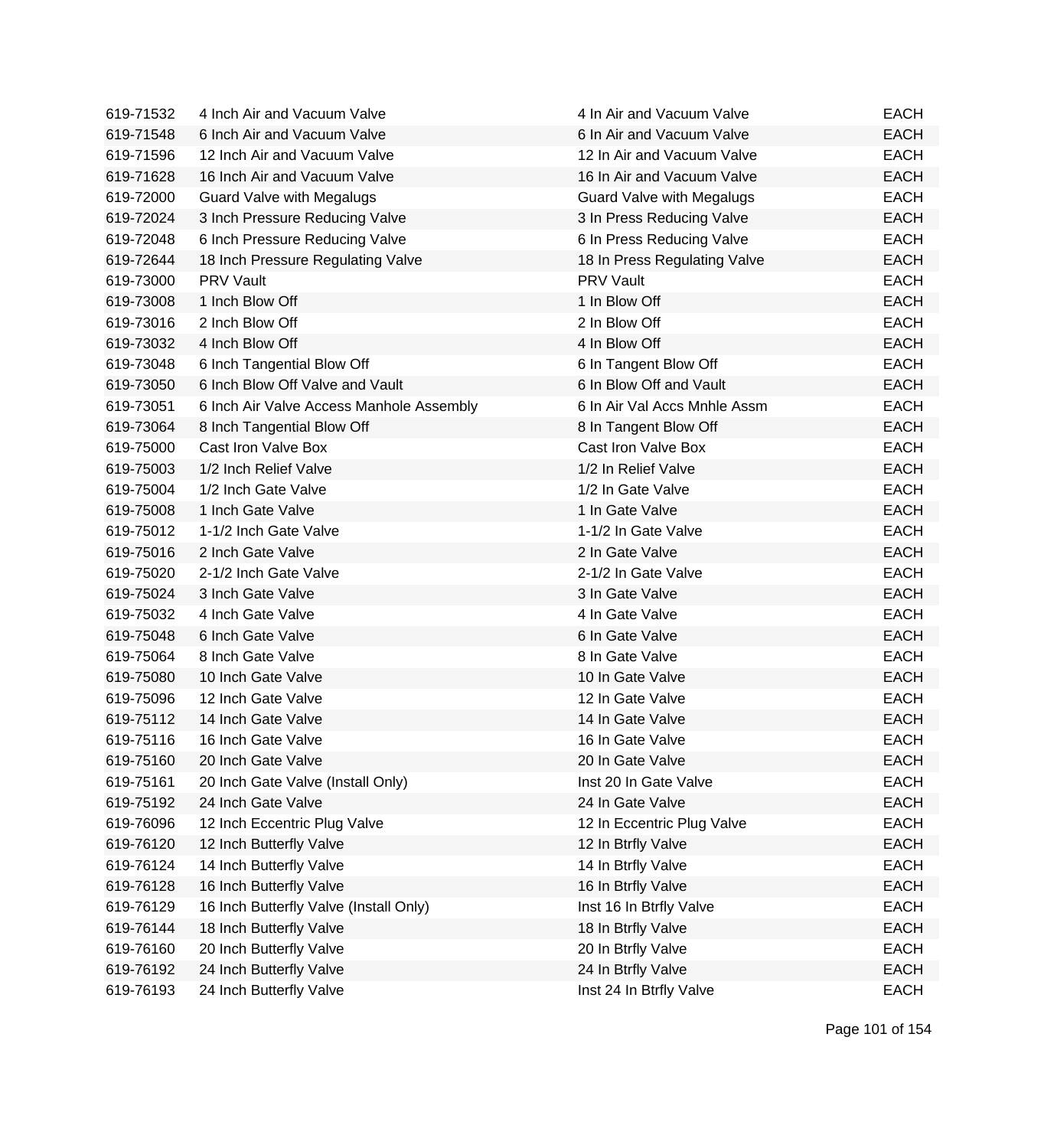| | | | |
|---|---|---|---|
| 619-71532 | 4 Inch Air and Vacuum Valve | 4 In Air and Vacuum Valve | EACH |
| 619-71548 | 6 Inch Air and Vacuum Valve | 6 In Air and Vacuum Valve | EACH |
| 619-71596 | 12 Inch Air and Vacuum Valve | 12 In Air and Vacuum Valve | EACH |
| 619-71628 | 16 Inch Air and Vacuum Valve | 16 In Air and Vacuum Valve | EACH |
| 619-72000 | Guard Valve with Megalugs | Guard Valve with Megalugs | EACH |
| 619-72024 | 3 Inch Pressure Reducing Valve | 3 In Press Reducing Valve | EACH |
| 619-72048 | 6 Inch Pressure Reducing Valve | 6 In Press Reducing Valve | EACH |
| 619-72644 | 18 Inch Pressure Regulating Valve | 18 In Press Regulating Valve | EACH |
| 619-73000 | PRV Vault | PRV Vault | EACH |
| 619-73008 | 1 Inch Blow Off | 1 In Blow Off | EACH |
| 619-73016 | 2 Inch Blow Off | 2 In Blow Off | EACH |
| 619-73032 | 4 Inch Blow Off | 4 In Blow Off | EACH |
| 619-73048 | 6 Inch Tangential Blow Off | 6 In Tangent Blow Off | EACH |
| 619-73050 | 6 Inch Blow Off Valve and Vault | 6 In Blow Off and Vault | EACH |
| 619-73051 | 6 Inch Air Valve Access Manhole Assembly | 6 In Air Val Accs Mnhle Assm | EACH |
| 619-73064 | 8 Inch Tangential Blow Off | 8 In Tangent Blow Off | EACH |
| 619-75000 | Cast Iron Valve Box | Cast Iron Valve Box | EACH |
| 619-75003 | 1/2 Inch Relief Valve | 1/2 In Relief Valve | EACH |
| 619-75004 | 1/2 Inch Gate Valve | 1/2 In Gate Valve | EACH |
| 619-75008 | 1 Inch Gate Valve | 1 In Gate Valve | EACH |
| 619-75012 | 1-1/2 Inch Gate Valve | 1-1/2 In Gate Valve | EACH |
| 619-75016 | 2 Inch Gate Valve | 2 In Gate Valve | EACH |
| 619-75020 | 2-1/2 Inch Gate Valve | 2-1/2 In Gate Valve | EACH |
| 619-75024 | 3 Inch Gate Valve | 3 In Gate Valve | EACH |
| 619-75032 | 4 Inch Gate Valve | 4 In Gate Valve | EACH |
| 619-75048 | 6 Inch Gate Valve | 6 In Gate Valve | EACH |
| 619-75064 | 8 Inch Gate Valve | 8 In Gate Valve | EACH |
| 619-75080 | 10 Inch Gate Valve | 10 In Gate Valve | EACH |
| 619-75096 | 12 Inch Gate Valve | 12 In Gate Valve | EACH |
| 619-75112 | 14 Inch Gate Valve | 14 In Gate Valve | EACH |
| 619-75116 | 16 Inch Gate Valve | 16 In Gate Valve | EACH |
| 619-75160 | 20 Inch Gate Valve | 20 In Gate Valve | EACH |
| 619-75161 | 20 Inch Gate Valve (Install Only) | Inst 20 In Gate Valve | EACH |
| 619-75192 | 24 Inch Gate Valve | 24 In Gate Valve | EACH |
| 619-76096 | 12 Inch Eccentric Plug Valve | 12 In Eccentric Plug Valve | EACH |
| 619-76120 | 12 Inch Butterfly Valve | 12 In Btrfly Valve | EACH |
| 619-76124 | 14 Inch Butterfly Valve | 14 In Btrfly Valve | EACH |
| 619-76128 | 16 Inch Butterfly Valve | 16 In Btrfly Valve | EACH |
| 619-76129 | 16 Inch Butterfly Valve (Install Only) | Inst 16 In Btrfly Valve | EACH |
| 619-76144 | 18 Inch Butterfly Valve | 18 In Btrfly Valve | EACH |
| 619-76160 | 20 Inch Butterfly Valve | 20 In Btrfly Valve | EACH |
| 619-76192 | 24 Inch Butterfly Valve | 24 In Btrfly Valve | EACH |
| 619-76193 | 24 Inch Butterfly Valve | Inst 24 In Btrfly Valve | EACH |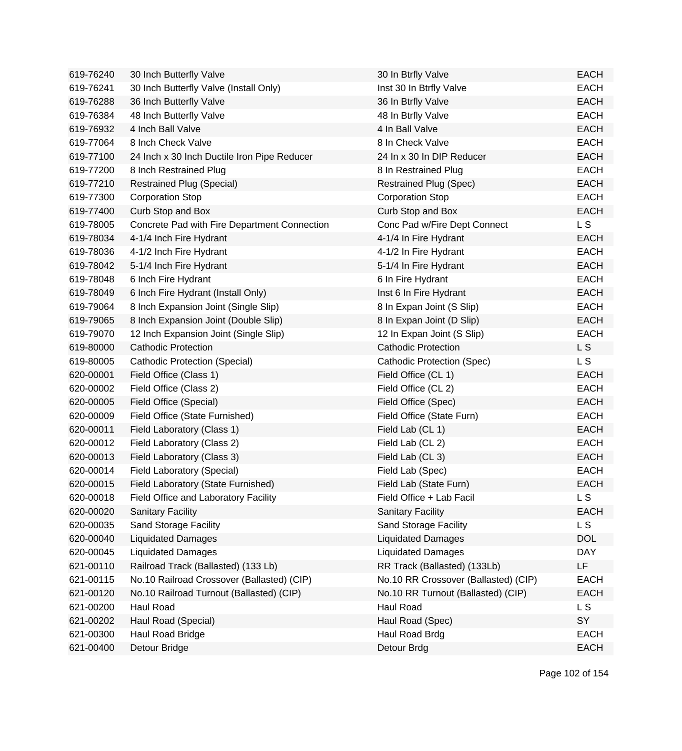| | | | |
|---|---|---|---|
| 619-76240 | 30 Inch Butterfly Valve | 30 In Btrfly Valve | EACH |
| 619-76241 | 30 Inch Butterfly Valve (Install Only) | Inst 30 In Btrfly Valve | EACH |
| 619-76288 | 36 Inch Butterfly Valve | 36 In Btrfly Valve | EACH |
| 619-76384 | 48 Inch Butterfly Valve | 48 In Btrfly Valve | EACH |
| 619-76932 | 4 Inch Ball Valve | 4 In Ball Valve | EACH |
| 619-77064 | 8 Inch Check Valve | 8 In Check Valve | EACH |
| 619-77100 | 24 Inch x 30 Inch Ductile Iron Pipe Reducer | 24 In x 30 In DIP Reducer | EACH |
| 619-77200 | 8 Inch Restrained Plug | 8 In Restrained Plug | EACH |
| 619-77210 | Restrained Plug (Special) | Restrained Plug (Spec) | EACH |
| 619-77300 | Corporation Stop | Corporation Stop | EACH |
| 619-77400 | Curb Stop and Box | Curb Stop and Box | EACH |
| 619-78005 | Concrete Pad with Fire Department Connection | Conc Pad w/Fire Dept Connect | L S |
| 619-78034 | 4-1/4 Inch Fire Hydrant | 4-1/4 In Fire Hydrant | EACH |
| 619-78036 | 4-1/2 Inch Fire Hydrant | 4-1/2 In Fire Hydrant | EACH |
| 619-78042 | 5-1/4 Inch Fire Hydrant | 5-1/4 In Fire Hydrant | EACH |
| 619-78048 | 6 Inch Fire Hydrant | 6 In Fire Hydrant | EACH |
| 619-78049 | 6 Inch Fire Hydrant (Install Only) | Inst 6 In Fire Hydrant | EACH |
| 619-79064 | 8 Inch Expansion Joint (Single Slip) | 8 In Expan Joint (S Slip) | EACH |
| 619-79065 | 8 Inch Expansion Joint (Double Slip) | 8 In Expan Joint (D Slip) | EACH |
| 619-79070 | 12 Inch Expansion Joint (Single Slip) | 12 In Expan Joint (S Slip) | EACH |
| 619-80000 | Cathodic Protection | Cathodic Protection | L S |
| 619-80005 | Cathodic Protection (Special) | Cathodic Protection (Spec) | L S |
| 620-00001 | Field Office (Class 1) | Field Office (CL 1) | EACH |
| 620-00002 | Field Office (Class 2) | Field Office (CL 2) | EACH |
| 620-00005 | Field Office (Special) | Field Office (Spec) | EACH |
| 620-00009 | Field Office (State Furnished) | Field Office (State Furn) | EACH |
| 620-00011 | Field Laboratory (Class 1) | Field Lab (CL 1) | EACH |
| 620-00012 | Field Laboratory (Class 2) | Field Lab (CL 2) | EACH |
| 620-00013 | Field Laboratory (Class 3) | Field Lab (CL 3) | EACH |
| 620-00014 | Field Laboratory (Special) | Field Lab (Spec) | EACH |
| 620-00015 | Field Laboratory (State Furnished) | Field Lab (State Furn) | EACH |
| 620-00018 | Field Office and Laboratory Facility | Field Office + Lab Facil | L S |
| 620-00020 | Sanitary Facility | Sanitary Facility | EACH |
| 620-00035 | Sand Storage Facility | Sand Storage Facility | L S |
| 620-00040 | Liquidated Damages | Liquidated Damages | DOL |
| 620-00045 | Liquidated Damages | Liquidated Damages | DAY |
| 621-00110 | Railroad Track (Ballasted) (133 Lb) | RR Track (Ballasted) (133Lb) | LF |
| 621-00115 | No.10 Railroad Crossover (Ballasted) (CIP) | No.10 RR Crossover (Ballasted) (CIP) | EACH |
| 621-00120 | No.10 Railroad Turnout (Ballasted) (CIP) | No.10 RR Turnout (Ballasted) (CIP) | EACH |
| 621-00200 | Haul Road | Haul Road | L S |
| 621-00202 | Haul Road (Special) | Haul Road (Spec) | SY |
| 621-00300 | Haul Road Bridge | Haul Road Brdg | EACH |
| 621-00400 | Detour Bridge | Detour Brdg | EACH |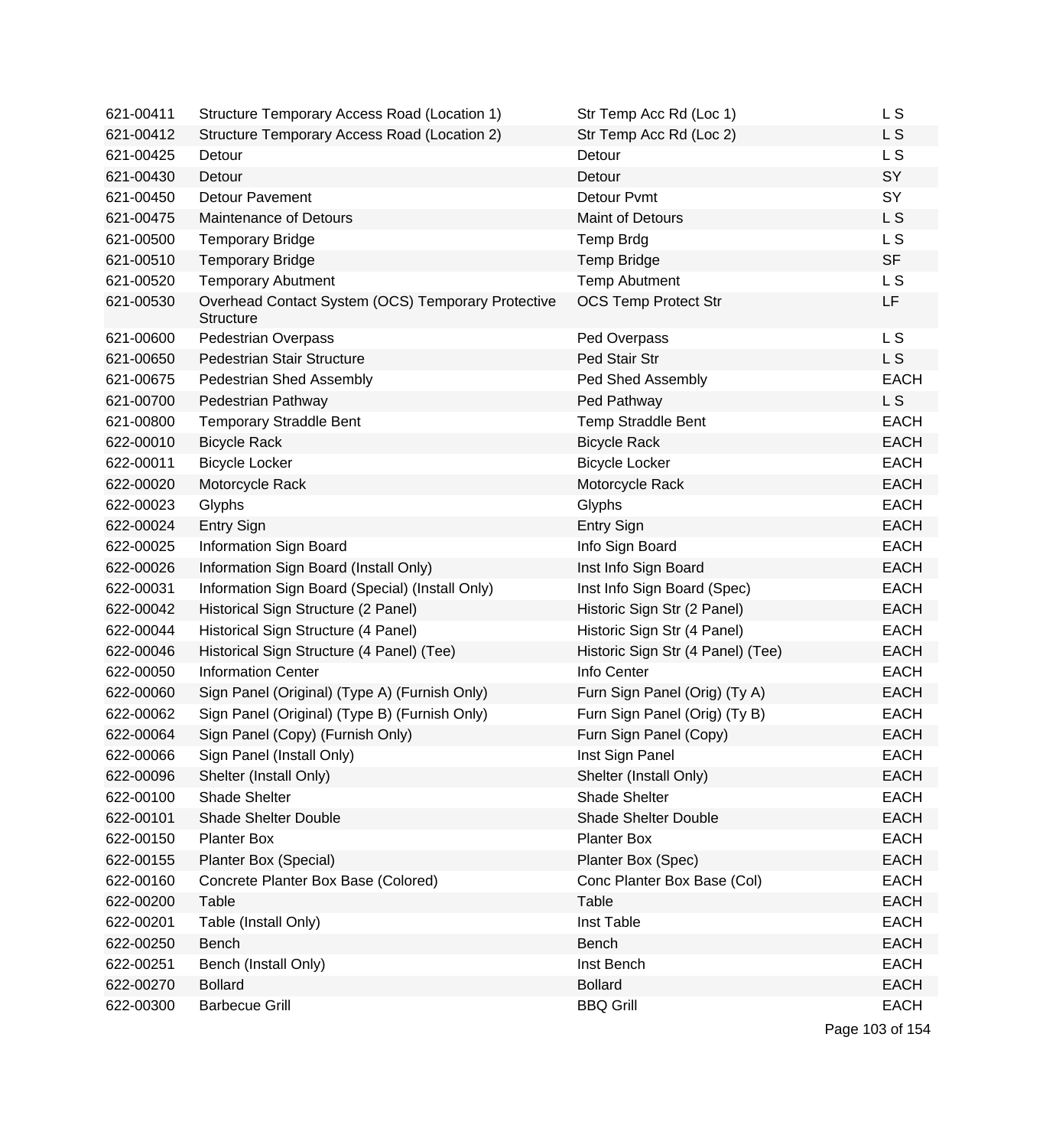| | | | |
|---|---|---|---|
| 621-00411 | Structure Temporary Access Road (Location 1) | Str Temp Acc Rd (Loc 1) | L S |
| 621-00412 | Structure Temporary Access Road (Location 2) | Str Temp Acc Rd (Loc 2) | L S |
| 621-00425 | Detour | Detour | L S |
| 621-00430 | Detour | Detour | SY |
| 621-00450 | Detour Pavement | Detour Pvmt | SY |
| 621-00475 | Maintenance of Detours | Maint of Detours | L S |
| 621-00500 | Temporary Bridge | Temp Brdg | L S |
| 621-00510 | Temporary Bridge | Temp Bridge | SF |
| 621-00520 | Temporary Abutment | Temp Abutment | L S |
| 621-00530 | Overhead Contact System (OCS) Temporary Protective Structure | OCS Temp Protect Str | LF |
| 621-00600 | Pedestrian Overpass | Ped Overpass | L S |
| 621-00650 | Pedestrian Stair Structure | Ped Stair Str | L S |
| 621-00675 | Pedestrian Shed Assembly | Ped Shed Assembly | EACH |
| 621-00700 | Pedestrian Pathway | Ped Pathway | L S |
| 621-00800 | Temporary Straddle Bent | Temp Straddle Bent | EACH |
| 622-00010 | Bicycle Rack | Bicycle Rack | EACH |
| 622-00011 | Bicycle Locker | Bicycle Locker | EACH |
| 622-00020 | Motorcycle Rack | Motorcycle Rack | EACH |
| 622-00023 | Glyphs | Glyphs | EACH |
| 622-00024 | Entry Sign | Entry Sign | EACH |
| 622-00025 | Information Sign Board | Info Sign Board | EACH |
| 622-00026 | Information Sign Board (Install Only) | Inst Info Sign Board | EACH |
| 622-00031 | Information Sign Board (Special) (Install Only) | Inst Info Sign Board (Spec) | EACH |
| 622-00042 | Historical Sign Structure (2 Panel) | Historic Sign Str (2 Panel) | EACH |
| 622-00044 | Historical Sign Structure (4 Panel) | Historic Sign Str (4 Panel) | EACH |
| 622-00046 | Historical Sign Structure (4 Panel) (Tee) | Historic Sign Str (4 Panel) (Tee) | EACH |
| 622-00050 | Information Center | Info Center | EACH |
| 622-00060 | Sign Panel (Original) (Type A) (Furnish Only) | Furn Sign Panel (Orig) (Ty A) | EACH |
| 622-00062 | Sign Panel (Original) (Type B) (Furnish Only) | Furn Sign Panel (Orig) (Ty B) | EACH |
| 622-00064 | Sign Panel (Copy) (Furnish Only) | Furn Sign Panel (Copy) | EACH |
| 622-00066 | Sign Panel (Install Only) | Inst Sign Panel | EACH |
| 622-00096 | Shelter (Install Only) | Shelter (Install Only) | EACH |
| 622-00100 | Shade Shelter | Shade Shelter | EACH |
| 622-00101 | Shade Shelter Double | Shade Shelter Double | EACH |
| 622-00150 | Planter Box | Planter Box | EACH |
| 622-00155 | Planter Box (Special) | Planter Box (Spec) | EACH |
| 622-00160 | Concrete Planter Box Base (Colored) | Conc Planter Box Base (Col) | EACH |
| 622-00200 | Table | Table | EACH |
| 622-00201 | Table (Install Only) | Inst Table | EACH |
| 622-00250 | Bench | Bench | EACH |
| 622-00251 | Bench (Install Only) | Inst Bench | EACH |
| 622-00270 | Bollard | Bollard | EACH |
| 622-00300 | Barbecue Grill | BBQ Grill | EACH |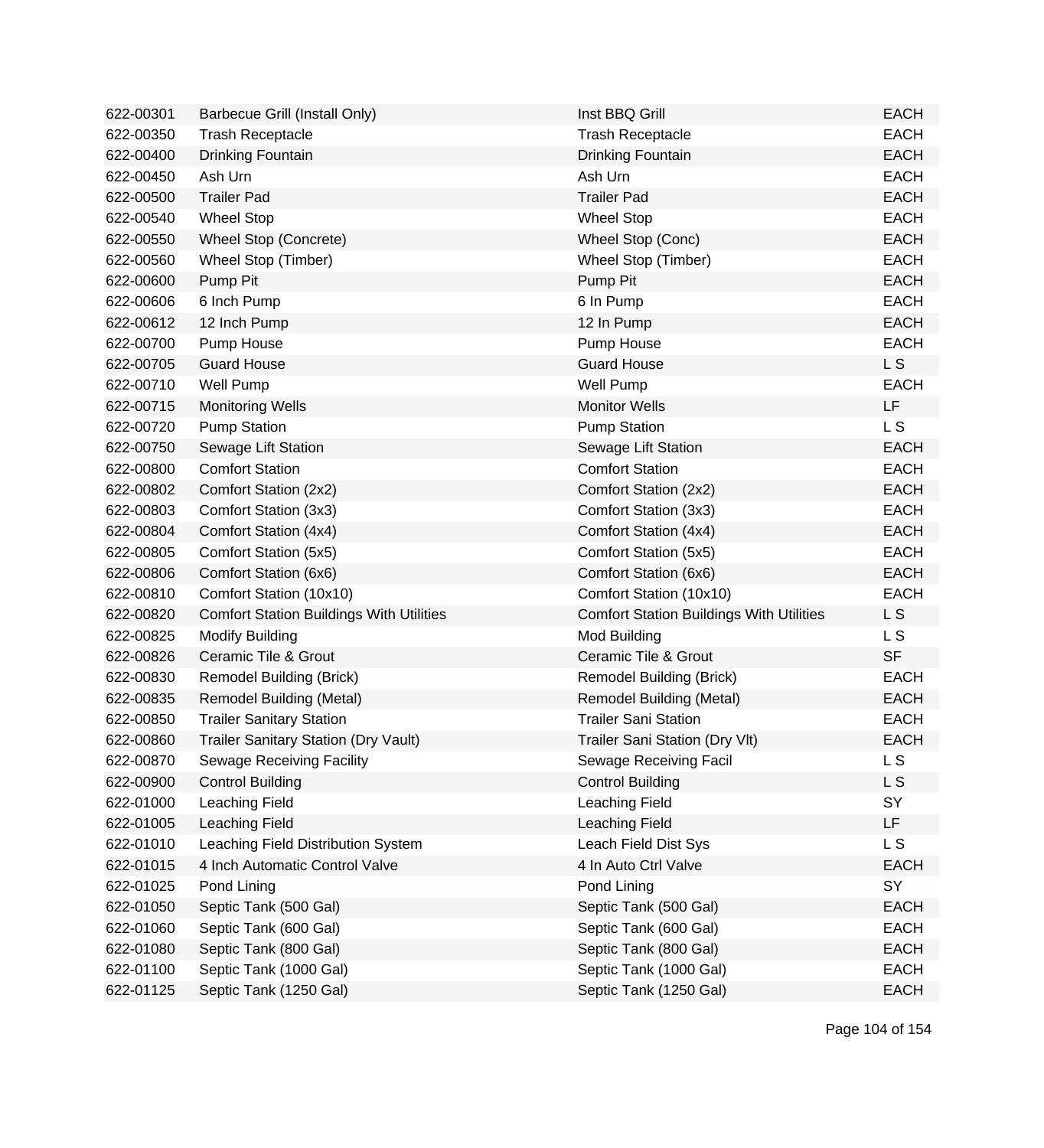| | | | |
|---|---|---|---|
| 622-00301 | Barbecue Grill (Install Only) | Inst BBQ Grill | EACH |
| 622-00350 | Trash Receptacle | Trash Receptacle | EACH |
| 622-00400 | Drinking Fountain | Drinking Fountain | EACH |
| 622-00450 | Ash Urn | Ash Urn | EACH |
| 622-00500 | Trailer Pad | Trailer Pad | EACH |
| 622-00540 | Wheel Stop | Wheel Stop | EACH |
| 622-00550 | Wheel Stop (Concrete) | Wheel Stop (Conc) | EACH |
| 622-00560 | Wheel Stop (Timber) | Wheel Stop (Timber) | EACH |
| 622-00600 | Pump Pit | Pump Pit | EACH |
| 622-00606 | 6 Inch Pump | 6 In Pump | EACH |
| 622-00612 | 12 Inch Pump | 12 In Pump | EACH |
| 622-00700 | Pump House | Pump House | EACH |
| 622-00705 | Guard House | Guard House | L S |
| 622-00710 | Well Pump | Well Pump | EACH |
| 622-00715 | Monitoring Wells | Monitor Wells | LF |
| 622-00720 | Pump Station | Pump Station | L S |
| 622-00750 | Sewage Lift Station | Sewage Lift Station | EACH |
| 622-00800 | Comfort Station | Comfort Station | EACH |
| 622-00802 | Comfort Station (2x2) | Comfort Station (2x2) | EACH |
| 622-00803 | Comfort Station (3x3) | Comfort Station (3x3) | EACH |
| 622-00804 | Comfort Station (4x4) | Comfort Station (4x4) | EACH |
| 622-00805 | Comfort Station (5x5) | Comfort Station (5x5) | EACH |
| 622-00806 | Comfort Station (6x6) | Comfort Station (6x6) | EACH |
| 622-00810 | Comfort Station (10x10) | Comfort Station (10x10) | EACH |
| 622-00820 | Comfort Station Buildings With Utilities | Comfort Station Buildings With Utilities | L S |
| 622-00825 | Modify Building | Mod Building | L S |
| 622-00826 | Ceramic Tile & Grout | Ceramic Tile & Grout | SF |
| 622-00830 | Remodel Building (Brick) | Remodel Building (Brick) | EACH |
| 622-00835 | Remodel Building (Metal) | Remodel Building (Metal) | EACH |
| 622-00850 | Trailer Sanitary Station | Trailer Sani Station | EACH |
| 622-00860 | Trailer Sanitary Station (Dry Vault) | Trailer Sani Station (Dry Vlt) | EACH |
| 622-00870 | Sewage Receiving Facility | Sewage Receiving Facil | L S |
| 622-00900 | Control Building | Control Building | L S |
| 622-01000 | Leaching Field | Leaching Field | SY |
| 622-01005 | Leaching Field | Leaching Field | LF |
| 622-01010 | Leaching Field Distribution System | Leach Field Dist Sys | L S |
| 622-01015 | 4 Inch Automatic Control Valve | 4 In Auto Ctrl Valve | EACH |
| 622-01025 | Pond Lining | Pond Lining | SY |
| 622-01050 | Septic Tank (500 Gal) | Septic Tank (500 Gal) | EACH |
| 622-01060 | Septic Tank (600 Gal) | Septic Tank (600 Gal) | EACH |
| 622-01080 | Septic Tank (800 Gal) | Septic Tank (800 Gal) | EACH |
| 622-01100 | Septic Tank (1000 Gal) | Septic Tank (1000 Gal) | EACH |
| 622-01125 | Septic Tank (1250 Gal) | Septic Tank (1250 Gal) | EACH |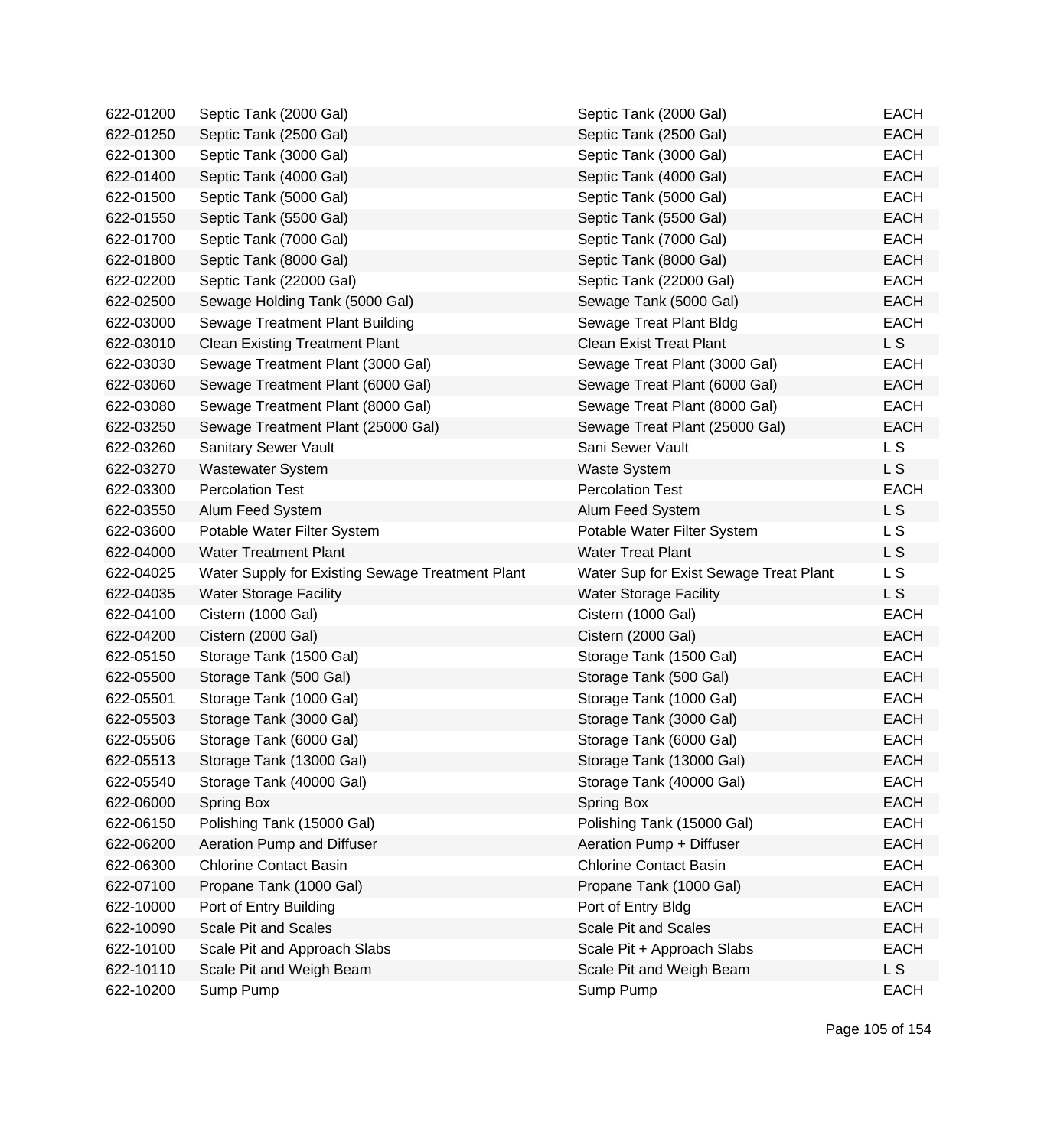| | | | |
|---|---|---|---|
| 622-01200 | Septic Tank (2000 Gal) | Septic Tank (2000 Gal) | EACH |
| 622-01250 | Septic Tank (2500 Gal) | Septic Tank (2500 Gal) | EACH |
| 622-01300 | Septic Tank (3000 Gal) | Septic Tank (3000 Gal) | EACH |
| 622-01400 | Septic Tank (4000 Gal) | Septic Tank (4000 Gal) | EACH |
| 622-01500 | Septic Tank (5000 Gal) | Septic Tank (5000 Gal) | EACH |
| 622-01550 | Septic Tank (5500 Gal) | Septic Tank (5500 Gal) | EACH |
| 622-01700 | Septic Tank (7000 Gal) | Septic Tank (7000 Gal) | EACH |
| 622-01800 | Septic Tank (8000 Gal) | Septic Tank (8000 Gal) | EACH |
| 622-02200 | Septic Tank (22000 Gal) | Septic Tank (22000 Gal) | EACH |
| 622-02500 | Sewage Holding Tank (5000 Gal) | Sewage Tank (5000 Gal) | EACH |
| 622-03000 | Sewage Treatment Plant Building | Sewage Treat Plant Bldg | EACH |
| 622-03010 | Clean Existing Treatment Plant | Clean Exist Treat Plant | L S |
| 622-03030 | Sewage Treatment Plant (3000 Gal) | Sewage Treat Plant (3000 Gal) | EACH |
| 622-03060 | Sewage Treatment Plant (6000 Gal) | Sewage Treat Plant (6000 Gal) | EACH |
| 622-03080 | Sewage Treatment Plant (8000 Gal) | Sewage Treat Plant (8000 Gal) | EACH |
| 622-03250 | Sewage Treatment Plant (25000 Gal) | Sewage Treat Plant (25000 Gal) | EACH |
| 622-03260 | Sanitary Sewer Vault | Sani Sewer Vault | L S |
| 622-03270 | Wastewater System | Waste System | L S |
| 622-03300 | Percolation Test | Percolation Test | EACH |
| 622-03550 | Alum Feed System | Alum Feed System | L S |
| 622-03600 | Potable Water Filter System | Potable Water Filter System | L S |
| 622-04000 | Water Treatment Plant | Water Treat Plant | L S |
| 622-04025 | Water Supply for Existing Sewage Treatment Plant | Water Sup for Exist Sewage Treat Plant | L S |
| 622-04035 | Water Storage Facility | Water Storage Facility | L S |
| 622-04100 | Cistern (1000 Gal) | Cistern (1000 Gal) | EACH |
| 622-04200 | Cistern (2000 Gal) | Cistern (2000 Gal) | EACH |
| 622-05150 | Storage Tank (1500 Gal) | Storage Tank (1500 Gal) | EACH |
| 622-05500 | Storage Tank (500 Gal) | Storage Tank (500 Gal) | EACH |
| 622-05501 | Storage Tank (1000 Gal) | Storage Tank (1000 Gal) | EACH |
| 622-05503 | Storage Tank (3000 Gal) | Storage Tank (3000 Gal) | EACH |
| 622-05506 | Storage Tank (6000 Gal) | Storage Tank (6000 Gal) | EACH |
| 622-05513 | Storage Tank (13000 Gal) | Storage Tank (13000 Gal) | EACH |
| 622-05540 | Storage Tank (40000 Gal) | Storage Tank (40000 Gal) | EACH |
| 622-06000 | Spring Box | Spring Box | EACH |
| 622-06150 | Polishing Tank (15000 Gal) | Polishing Tank (15000 Gal) | EACH |
| 622-06200 | Aeration Pump and Diffuser | Aeration Pump + Diffuser | EACH |
| 622-06300 | Chlorine Contact Basin | Chlorine Contact Basin | EACH |
| 622-07100 | Propane Tank (1000 Gal) | Propane Tank (1000 Gal) | EACH |
| 622-10000 | Port of Entry Building | Port of Entry Bldg | EACH |
| 622-10090 | Scale Pit and Scales | Scale Pit and Scales | EACH |
| 622-10100 | Scale Pit and Approach Slabs | Scale Pit + Approach Slabs | EACH |
| 622-10110 | Scale Pit and Weigh Beam | Scale Pit and Weigh Beam | L S |
| 622-10200 | Sump Pump | Sump Pump | EACH |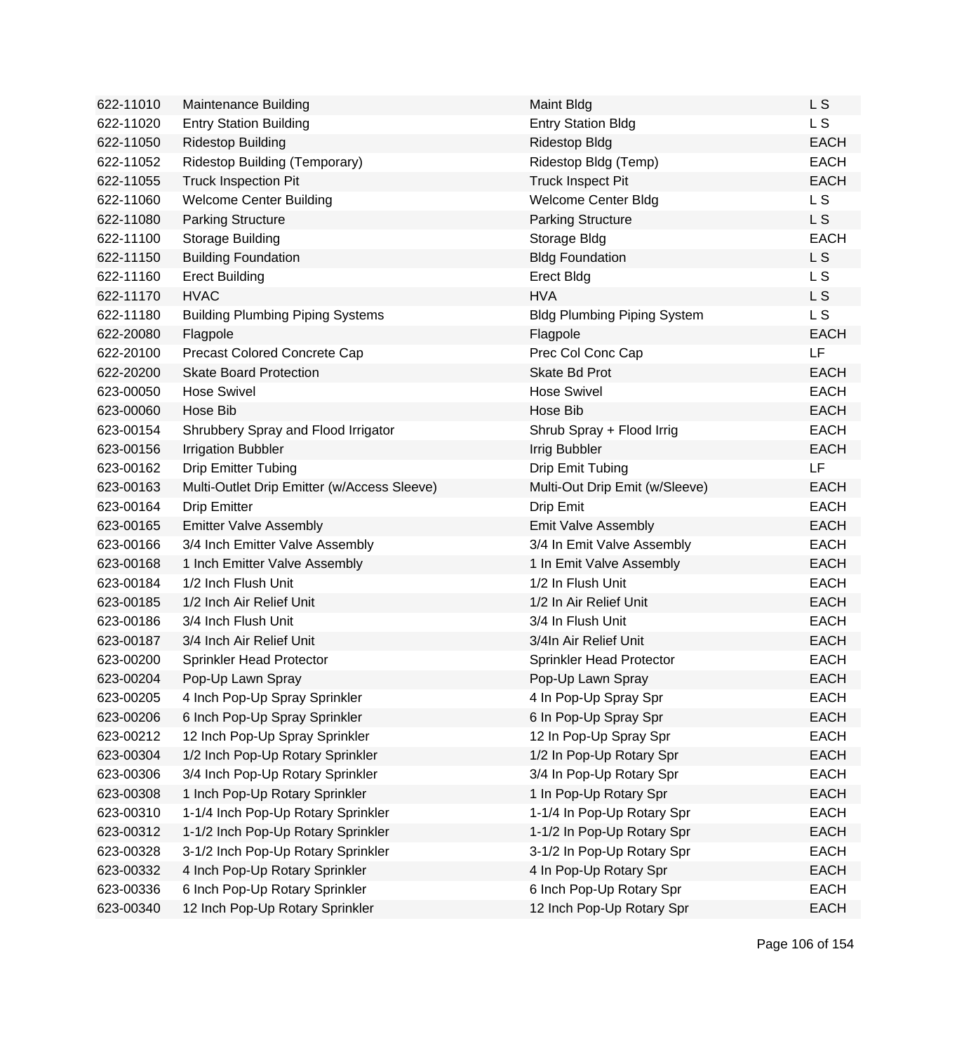| | | | |
|---|---|---|---|
| 622-11010 | Maintenance Building | Maint Bldg | L S |
| 622-11020 | Entry Station Building | Entry Station Bldg | L S |
| 622-11050 | Ridestop Building | Ridestop Bldg | EACH |
| 622-11052 | Ridestop Building (Temporary) | Ridestop Bldg (Temp) | EACH |
| 622-11055 | Truck Inspection Pit | Truck Inspect Pit | EACH |
| 622-11060 | Welcome Center Building | Welcome Center Bldg | L S |
| 622-11080 | Parking Structure | Parking Structure | L S |
| 622-11100 | Storage Building | Storage Bldg | EACH |
| 622-11150 | Building Foundation | Bldg Foundation | L S |
| 622-11160 | Erect Building | Erect Bldg | L S |
| 622-11170 | HVAC | HVA | L S |
| 622-11180 | Building Plumbing Piping Systems | Bldg Plumbing Piping System | L S |
| 622-20080 | Flagpole | Flagpole | EACH |
| 622-20100 | Precast Colored Concrete Cap | Prec Col Conc Cap | LF |
| 622-20200 | Skate Board Protection | Skate Bd Prot | EACH |
| 623-00050 | Hose Swivel | Hose Swivel | EACH |
| 623-00060 | Hose Bib | Hose Bib | EACH |
| 623-00154 | Shrubbery Spray and Flood Irrigator | Shrub Spray + Flood Irrig | EACH |
| 623-00156 | Irrigation Bubbler | Irrig Bubbler | EACH |
| 623-00162 | Drip Emitter Tubing | Drip Emit Tubing | LF |
| 623-00163 | Multi-Outlet Drip Emitter (w/Access Sleeve) | Multi-Out Drip Emit (w/Sleeve) | EACH |
| 623-00164 | Drip Emitter | Drip Emit | EACH |
| 623-00165 | Emitter Valve Assembly | Emit Valve Assembly | EACH |
| 623-00166 | 3/4 Inch Emitter Valve Assembly | 3/4 In Emit Valve Assembly | EACH |
| 623-00168 | 1 Inch Emitter Valve Assembly | 1 In Emit Valve Assembly | EACH |
| 623-00184 | 1/2 Inch Flush Unit | 1/2 In Flush Unit | EACH |
| 623-00185 | 1/2 Inch Air Relief Unit | 1/2 In Air Relief Unit | EACH |
| 623-00186 | 3/4 Inch Flush Unit | 3/4 In Flush Unit | EACH |
| 623-00187 | 3/4 Inch Air Relief Unit | 3/4In Air Relief Unit | EACH |
| 623-00200 | Sprinkler Head Protector | Sprinkler Head Protector | EACH |
| 623-00204 | Pop-Up Lawn Spray | Pop-Up Lawn Spray | EACH |
| 623-00205 | 4 Inch Pop-Up Spray Sprinkler | 4 In Pop-Up Spray Spr | EACH |
| 623-00206 | 6 Inch Pop-Up Spray Sprinkler | 6 In Pop-Up Spray Spr | EACH |
| 623-00212 | 12 Inch Pop-Up Spray Sprinkler | 12 In Pop-Up Spray Spr | EACH |
| 623-00304 | 1/2 Inch Pop-Up Rotary Sprinkler | 1/2 In Pop-Up Rotary Spr | EACH |
| 623-00306 | 3/4 Inch Pop-Up Rotary Sprinkler | 3/4 In Pop-Up Rotary Spr | EACH |
| 623-00308 | 1 Inch Pop-Up Rotary Sprinkler | 1 In Pop-Up Rotary Spr | EACH |
| 623-00310 | 1-1/4 Inch Pop-Up Rotary Sprinkler | 1-1/4 In Pop-Up Rotary Spr | EACH |
| 623-00312 | 1-1/2 Inch Pop-Up Rotary Sprinkler | 1-1/2 In Pop-Up Rotary Spr | EACH |
| 623-00328 | 3-1/2 Inch Pop-Up Rotary Sprinkler | 3-1/2 In Pop-Up Rotary Spr | EACH |
| 623-00332 | 4 Inch Pop-Up Rotary Sprinkler | 4 In Pop-Up Rotary Spr | EACH |
| 623-00336 | 6 Inch Pop-Up Rotary Sprinkler | 6 Inch Pop-Up Rotary Spr | EACH |
| 623-00340 | 12 Inch Pop-Up Rotary Sprinkler | 12 Inch Pop-Up Rotary Spr | EACH |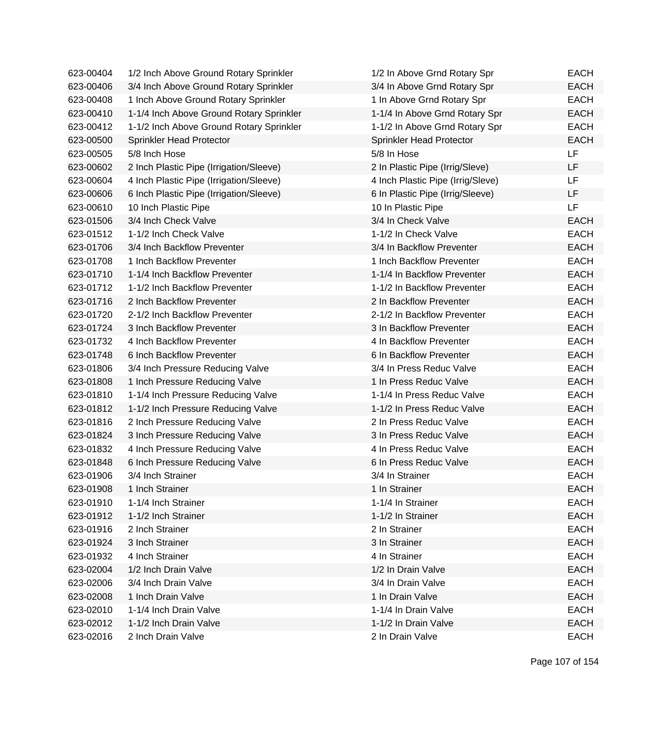| | | | |
|---|---|---|---|
| 623-00404 | 1/2 Inch Above Ground Rotary Sprinkler | 1/2 In Above Grnd Rotary Spr | EACH |
| 623-00406 | 3/4 Inch Above Ground Rotary Sprinkler | 3/4 In Above Grnd Rotary Spr | EACH |
| 623-00408 | 1 Inch Above Ground Rotary Sprinkler | 1 In Above Grnd Rotary Spr | EACH |
| 623-00410 | 1-1/4 Inch Above Ground Rotary Sprinkler | 1-1/4 In Above Grnd Rotary Spr | EACH |
| 623-00412 | 1-1/2 Inch Above Ground Rotary Sprinkler | 1-1/2 In Above Grnd Rotary Spr | EACH |
| 623-00500 | Sprinkler Head Protector | Sprinkler Head Protector | EACH |
| 623-00505 | 5/8 Inch Hose | 5/8 In Hose | LF |
| 623-00602 | 2 Inch Plastic Pipe (Irrigation/Sleeve) | 2 In Plastic Pipe (Irrig/Sleve) | LF |
| 623-00604 | 4 Inch Plastic Pipe (Irrigation/Sleeve) | 4 Inch Plastic Pipe (Irrig/Sleve) | LF |
| 623-00606 | 6 Inch Plastic Pipe (Irrigation/Sleeve) | 6 In Plastic Pipe (Irrig/Sleeve) | LF |
| 623-00610 | 10 Inch Plastic Pipe | 10 In Plastic Pipe | LF |
| 623-01506 | 3/4 Inch Check Valve | 3/4 In Check Valve | EACH |
| 623-01512 | 1-1/2 Inch Check Valve | 1-1/2 In Check Valve | EACH |
| 623-01706 | 3/4 Inch Backflow Preventer | 3/4 In Backflow Preventer | EACH |
| 623-01708 | 1 Inch Backflow Preventer | 1 Inch Backflow Preventer | EACH |
| 623-01710 | 1-1/4 Inch Backflow Preventer | 1-1/4 In Backflow Preventer | EACH |
| 623-01712 | 1-1/2 Inch Backflow Preventer | 1-1/2 In Backflow Preventer | EACH |
| 623-01716 | 2 Inch Backflow Preventer | 2 In Backflow Preventer | EACH |
| 623-01720 | 2-1/2 Inch Backflow Preventer | 2-1/2 In Backflow Preventer | EACH |
| 623-01724 | 3 Inch Backflow Preventer | 3 In Backflow Preventer | EACH |
| 623-01732 | 4 Inch Backflow Preventer | 4 In Backflow Preventer | EACH |
| 623-01748 | 6 Inch Backflow Preventer | 6 In Backflow Preventer | EACH |
| 623-01806 | 3/4 Inch Pressure Reducing Valve | 3/4 In Press Reduc Valve | EACH |
| 623-01808 | 1 Inch Pressure Reducing Valve | 1 In Press Reduc Valve | EACH |
| 623-01810 | 1-1/4 Inch Pressure Reducing Valve | 1-1/4 In Press Reduc Valve | EACH |
| 623-01812 | 1-1/2 Inch Pressure Reducing Valve | 1-1/2 In Press Reduc Valve | EACH |
| 623-01816 | 2 Inch Pressure Reducing Valve | 2 In Press Reduc Valve | EACH |
| 623-01824 | 3 Inch Pressure Reducing Valve | 3 In Press Reduc Valve | EACH |
| 623-01832 | 4 Inch Pressure Reducing Valve | 4 In Press Reduc Valve | EACH |
| 623-01848 | 6 Inch Pressure Reducing Valve | 6 In Press Reduc Valve | EACH |
| 623-01906 | 3/4 Inch Strainer | 3/4 In Strainer | EACH |
| 623-01908 | 1 Inch Strainer | 1 In Strainer | EACH |
| 623-01910 | 1-1/4 Inch Strainer | 1-1/4 In Strainer | EACH |
| 623-01912 | 1-1/2 Inch Strainer | 1-1/2 In Strainer | EACH |
| 623-01916 | 2 Inch Strainer | 2 In Strainer | EACH |
| 623-01924 | 3 Inch Strainer | 3 In Strainer | EACH |
| 623-01932 | 4 Inch Strainer | 4 In Strainer | EACH |
| 623-02004 | 1/2 Inch Drain Valve | 1/2 In Drain Valve | EACH |
| 623-02006 | 3/4 Inch Drain Valve | 3/4 In Drain Valve | EACH |
| 623-02008 | 1 Inch Drain Valve | 1 In Drain Valve | EACH |
| 623-02010 | 1-1/4 Inch Drain Valve | 1-1/4 In Drain Valve | EACH |
| 623-02012 | 1-1/2 Inch Drain Valve | 1-1/2 In Drain Valve | EACH |
| 623-02016 | 2 Inch Drain Valve | 2 In Drain Valve | EACH |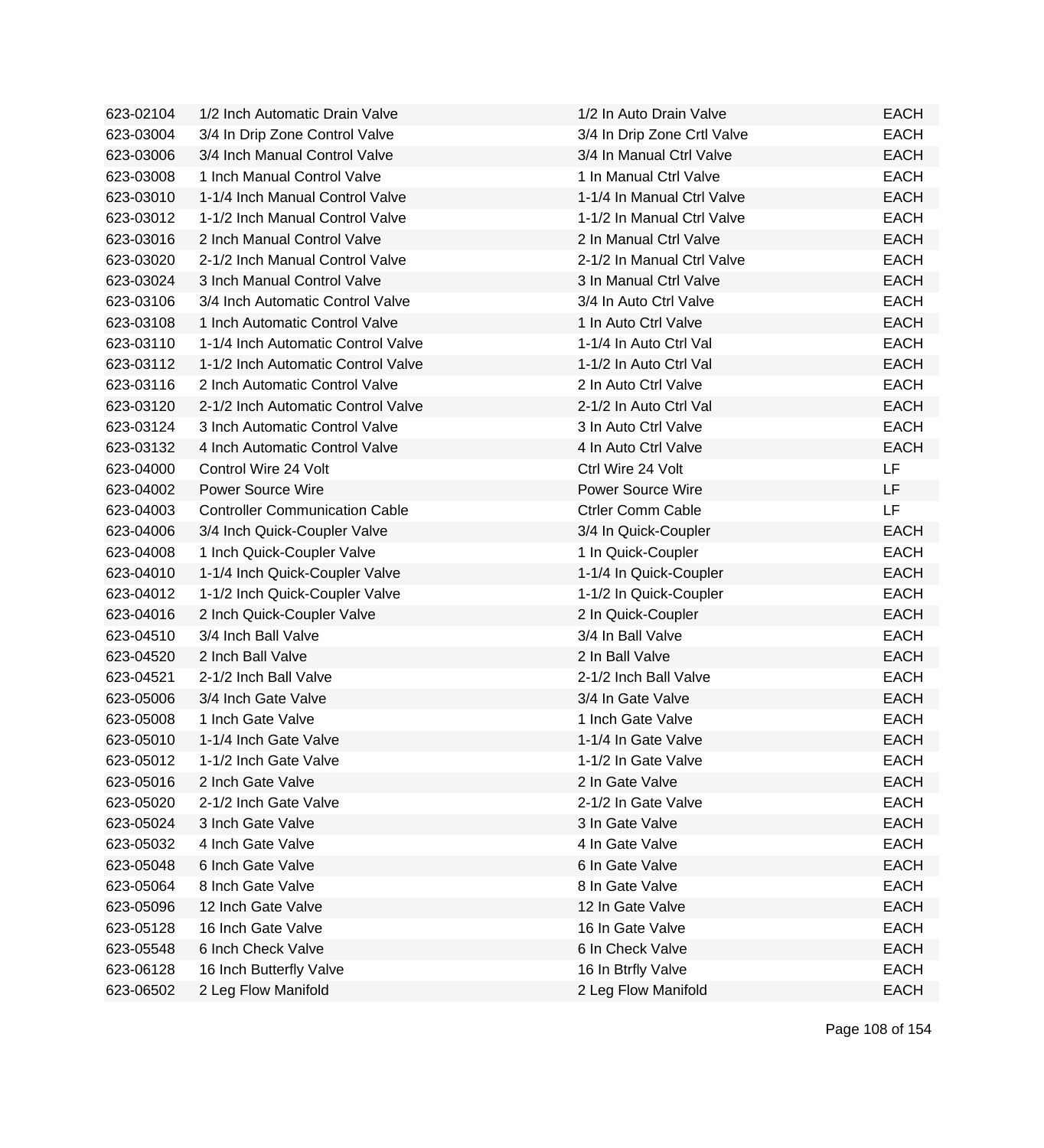| | | | |
|---|---|---|---|
| 623-02104 | 1/2 Inch Automatic Drain Valve | 1/2 In Auto Drain Valve | EACH |
| 623-03004 | 3/4 In Drip Zone Control Valve | 3/4 In Drip Zone Crtl Valve | EACH |
| 623-03006 | 3/4 Inch Manual Control Valve | 3/4 In Manual Ctrl Valve | EACH |
| 623-03008 | 1 Inch Manual Control Valve | 1 In Manual Ctrl Valve | EACH |
| 623-03010 | 1-1/4 Inch Manual Control Valve | 1-1/4 In Manual Ctrl Valve | EACH |
| 623-03012 | 1-1/2 Inch Manual Control Valve | 1-1/2 In Manual Ctrl Valve | EACH |
| 623-03016 | 2 Inch Manual Control Valve | 2 In Manual Ctrl Valve | EACH |
| 623-03020 | 2-1/2 Inch Manual Control Valve | 2-1/2 In Manual Ctrl Valve | EACH |
| 623-03024 | 3 Inch Manual Control Valve | 3 In Manual Ctrl Valve | EACH |
| 623-03106 | 3/4 Inch Automatic Control Valve | 3/4 In Auto Ctrl Valve | EACH |
| 623-03108 | 1 Inch Automatic Control Valve | 1 In Auto Ctrl Valve | EACH |
| 623-03110 | 1-1/4 Inch Automatic Control Valve | 1-1/4 In Auto Ctrl Val | EACH |
| 623-03112 | 1-1/2 Inch Automatic Control Valve | 1-1/2 In Auto Ctrl Val | EACH |
| 623-03116 | 2 Inch Automatic Control Valve | 2 In Auto Ctrl Valve | EACH |
| 623-03120 | 2-1/2 Inch Automatic Control Valve | 2-1/2 In Auto Ctrl Val | EACH |
| 623-03124 | 3 Inch Automatic Control Valve | 3 In Auto Ctrl Valve | EACH |
| 623-03132 | 4 Inch Automatic Control Valve | 4 In Auto Ctrl Valve | EACH |
| 623-04000 | Control Wire 24 Volt | Ctrl Wire 24 Volt | LF |
| 623-04002 | Power Source Wire | Power Source Wire | LF |
| 623-04003 | Controller Communication Cable | Ctrler Comm Cable | LF |
| 623-04006 | 3/4 Inch Quick-Coupler Valve | 3/4 In Quick-Coupler | EACH |
| 623-04008 | 1 Inch Quick-Coupler Valve | 1 In Quick-Coupler | EACH |
| 623-04010 | 1-1/4 Inch Quick-Coupler Valve | 1-1/4 In Quick-Coupler | EACH |
| 623-04012 | 1-1/2 Inch Quick-Coupler Valve | 1-1/2 In Quick-Coupler | EACH |
| 623-04016 | 2 Inch Quick-Coupler Valve | 2 In Quick-Coupler | EACH |
| 623-04510 | 3/4 Inch Ball Valve | 3/4 In Ball Valve | EACH |
| 623-04520 | 2 Inch Ball Valve | 2 In Ball Valve | EACH |
| 623-04521 | 2-1/2 Inch Ball Valve | 2-1/2 Inch Ball Valve | EACH |
| 623-05006 | 3/4 Inch Gate Valve | 3/4 In Gate Valve | EACH |
| 623-05008 | 1 Inch Gate Valve | 1 Inch Gate Valve | EACH |
| 623-05010 | 1-1/4 Inch Gate Valve | 1-1/4 In Gate Valve | EACH |
| 623-05012 | 1-1/2 Inch Gate Valve | 1-1/2 In Gate Valve | EACH |
| 623-05016 | 2 Inch Gate Valve | 2 In Gate Valve | EACH |
| 623-05020 | 2-1/2 Inch Gate Valve | 2-1/2 In Gate Valve | EACH |
| 623-05024 | 3 Inch Gate Valve | 3 In Gate Valve | EACH |
| 623-05032 | 4 Inch Gate Valve | 4 In Gate Valve | EACH |
| 623-05048 | 6 Inch Gate Valve | 6 In Gate Valve | EACH |
| 623-05064 | 8 Inch Gate Valve | 8 In Gate Valve | EACH |
| 623-05096 | 12 Inch Gate Valve | 12 In Gate Valve | EACH |
| 623-05128 | 16 Inch Gate Valve | 16 In Gate Valve | EACH |
| 623-05548 | 6 Inch Check Valve | 6 In Check Valve | EACH |
| 623-06128 | 16 Inch Butterfly Valve | 16 In Btrfly Valve | EACH |
| 623-06502 | 2 Leg Flow Manifold | 2 Leg Flow Manifold | EACH |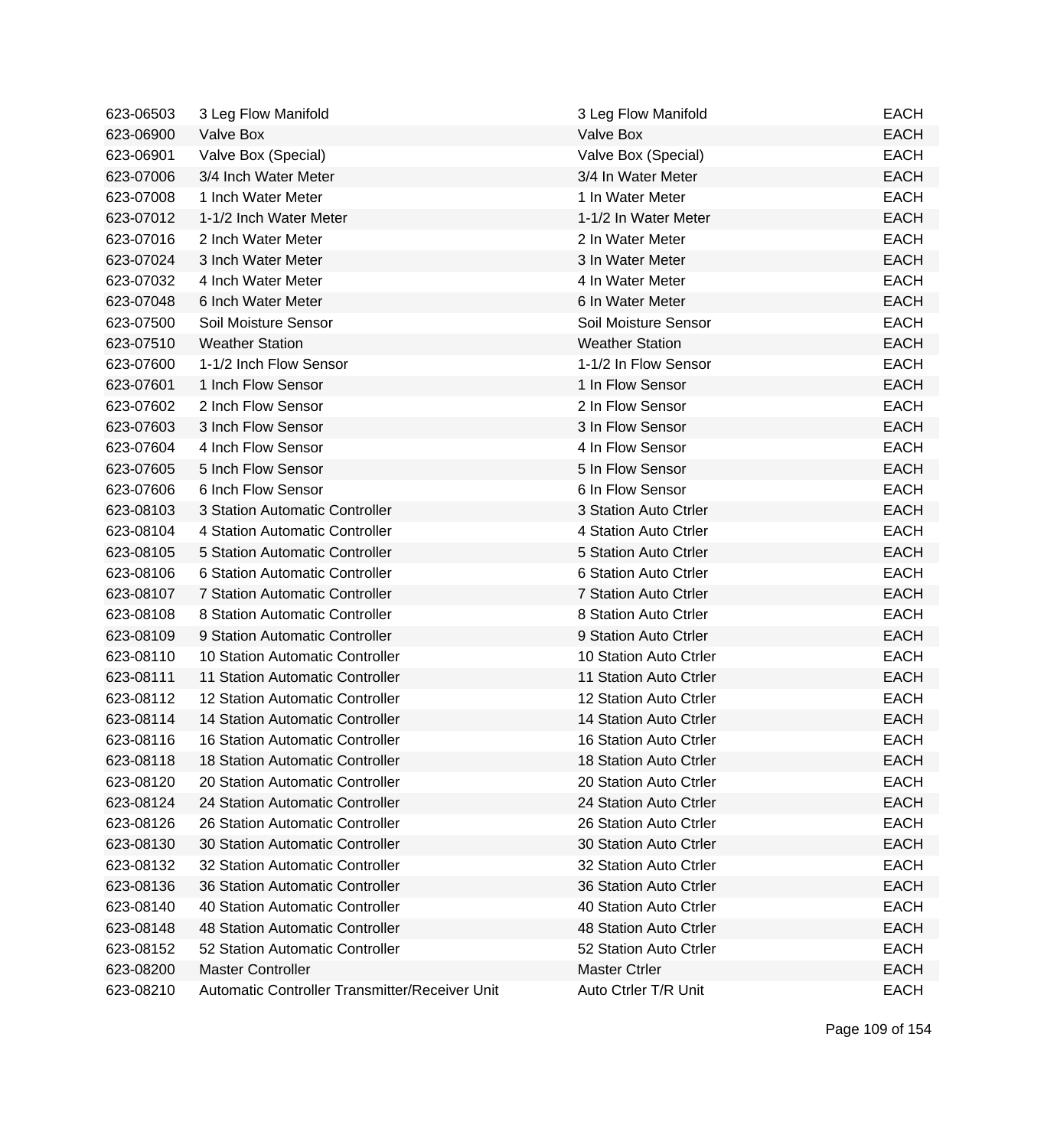| | | | |
|---|---|---|---|
| 623-06503 | 3 Leg Flow Manifold | 3 Leg Flow Manifold | EACH |
| 623-06900 | Valve Box | Valve Box | EACH |
| 623-06901 | Valve Box (Special) | Valve Box (Special) | EACH |
| 623-07006 | 3/4 Inch Water Meter | 3/4 In Water Meter | EACH |
| 623-07008 | 1 Inch Water Meter | 1 In Water Meter | EACH |
| 623-07012 | 1-1/2 Inch Water Meter | 1-1/2 In Water Meter | EACH |
| 623-07016 | 2 Inch Water Meter | 2 In Water Meter | EACH |
| 623-07024 | 3 Inch Water Meter | 3 In Water Meter | EACH |
| 623-07032 | 4 Inch Water Meter | 4 In Water Meter | EACH |
| 623-07048 | 6 Inch Water Meter | 6 In Water Meter | EACH |
| 623-07500 | Soil Moisture Sensor | Soil Moisture Sensor | EACH |
| 623-07510 | Weather Station | Weather Station | EACH |
| 623-07600 | 1-1/2 Inch Flow Sensor | 1-1/2 In Flow Sensor | EACH |
| 623-07601 | 1 Inch Flow Sensor | 1 In Flow Sensor | EACH |
| 623-07602 | 2 Inch Flow Sensor | 2 In Flow Sensor | EACH |
| 623-07603 | 3 Inch Flow Sensor | 3 In Flow Sensor | EACH |
| 623-07604 | 4 Inch Flow Sensor | 4 In Flow Sensor | EACH |
| 623-07605 | 5 Inch Flow Sensor | 5 In Flow Sensor | EACH |
| 623-07606 | 6 Inch Flow Sensor | 6 In Flow Sensor | EACH |
| 623-08103 | 3 Station Automatic Controller | 3 Station Auto Ctrler | EACH |
| 623-08104 | 4 Station Automatic Controller | 4 Station Auto Ctrler | EACH |
| 623-08105 | 5 Station Automatic Controller | 5 Station Auto Ctrler | EACH |
| 623-08106 | 6 Station Automatic Controller | 6 Station Auto Ctrler | EACH |
| 623-08107 | 7 Station Automatic Controller | 7 Station Auto Ctrler | EACH |
| 623-08108 | 8 Station Automatic Controller | 8 Station Auto Ctrler | EACH |
| 623-08109 | 9 Station Automatic Controller | 9 Station Auto Ctrler | EACH |
| 623-08110 | 10 Station Automatic Controller | 10 Station Auto Ctrler | EACH |
| 623-08111 | 11 Station Automatic Controller | 11 Station Auto Ctrler | EACH |
| 623-08112 | 12 Station Automatic Controller | 12 Station Auto Ctrler | EACH |
| 623-08114 | 14 Station Automatic Controller | 14 Station Auto Ctrler | EACH |
| 623-08116 | 16 Station Automatic Controller | 16 Station Auto Ctrler | EACH |
| 623-08118 | 18 Station Automatic Controller | 18 Station Auto Ctrler | EACH |
| 623-08120 | 20 Station Automatic Controller | 20 Station Auto Ctrler | EACH |
| 623-08124 | 24 Station Automatic Controller | 24 Station Auto Ctrler | EACH |
| 623-08126 | 26 Station Automatic Controller | 26 Station Auto Ctrler | EACH |
| 623-08130 | 30 Station Automatic Controller | 30 Station Auto Ctrler | EACH |
| 623-08132 | 32 Station Automatic Controller | 32 Station Auto Ctrler | EACH |
| 623-08136 | 36 Station Automatic Controller | 36 Station Auto Ctrler | EACH |
| 623-08140 | 40 Station Automatic Controller | 40 Station Auto Ctrler | EACH |
| 623-08148 | 48 Station Automatic Controller | 48 Station Auto Ctrler | EACH |
| 623-08152 | 52 Station Automatic Controller | 52 Station Auto Ctrler | EACH |
| 623-08200 | Master Controller | Master Ctrler | EACH |
| 623-08210 | Automatic Controller Transmitter/Receiver Unit | Auto Ctrler T/R Unit | EACH |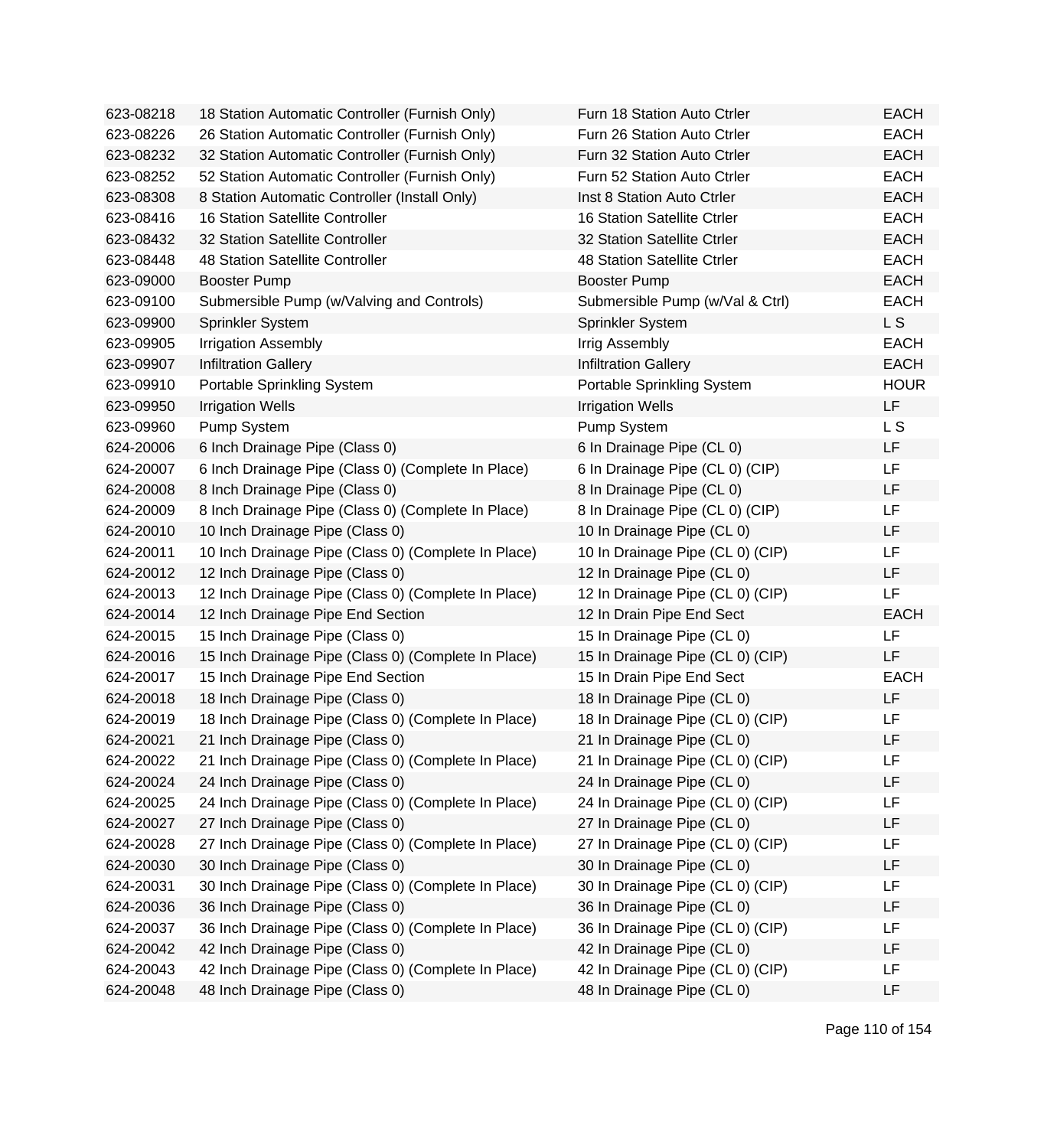| | | | |
|---|---|---|---|
| 623-08218 | 18 Station Automatic Controller (Furnish Only) | Furn 18 Station Auto Ctrler | EACH |
| 623-08226 | 26 Station Automatic Controller (Furnish Only) | Furn 26 Station Auto Ctrler | EACH |
| 623-08232 | 32 Station Automatic Controller (Furnish Only) | Furn 32 Station Auto Ctrler | EACH |
| 623-08252 | 52 Station Automatic Controller (Furnish Only) | Furn 52 Station Auto Ctrler | EACH |
| 623-08308 | 8 Station Automatic Controller (Install Only) | Inst 8 Station Auto Ctrler | EACH |
| 623-08416 | 16 Station Satellite Controller | 16 Station Satellite Ctrler | EACH |
| 623-08432 | 32 Station Satellite Controller | 32 Station Satellite Ctrler | EACH |
| 623-08448 | 48 Station Satellite Controller | 48 Station Satellite Ctrler | EACH |
| 623-09000 | Booster Pump | Booster Pump | EACH |
| 623-09100 | Submersible Pump (w/Valving and Controls) | Submersible Pump (w/Val & Ctrl) | EACH |
| 623-09900 | Sprinkler System | Sprinkler System | L S |
| 623-09905 | Irrigation Assembly | Irrig Assembly | EACH |
| 623-09907 | Infiltration Gallery | Infiltration Gallery | EACH |
| 623-09910 | Portable Sprinkling System | Portable Sprinkling System | HOUR |
| 623-09950 | Irrigation Wells | Irrigation Wells | LF |
| 623-09960 | Pump System | Pump System | L S |
| 624-20006 | 6 Inch Drainage Pipe (Class 0) | 6 In Drainage Pipe (CL 0) | LF |
| 624-20007 | 6 Inch Drainage Pipe (Class 0) (Complete In Place) | 6 In Drainage Pipe (CL 0) (CIP) | LF |
| 624-20008 | 8 Inch Drainage Pipe (Class 0) | 8 In Drainage Pipe (CL 0) | LF |
| 624-20009 | 8 Inch Drainage Pipe (Class 0) (Complete In Place) | 8 In Drainage Pipe (CL 0) (CIP) | LF |
| 624-20010 | 10 Inch Drainage Pipe (Class 0) | 10 In Drainage Pipe (CL 0) | LF |
| 624-20011 | 10 Inch Drainage Pipe (Class 0) (Complete In Place) | 10 In Drainage Pipe (CL 0) (CIP) | LF |
| 624-20012 | 12 Inch Drainage Pipe (Class 0) | 12 In Drainage Pipe (CL 0) | LF |
| 624-20013 | 12 Inch Drainage Pipe (Class 0) (Complete In Place) | 12 In Drainage Pipe (CL 0) (CIP) | LF |
| 624-20014 | 12 Inch Drainage Pipe End Section | 12 In Drain Pipe End Sect | EACH |
| 624-20015 | 15 Inch Drainage Pipe (Class 0) | 15 In Drainage Pipe (CL 0) | LF |
| 624-20016 | 15 Inch Drainage Pipe (Class 0) (Complete In Place) | 15 In Drainage Pipe (CL 0) (CIP) | LF |
| 624-20017 | 15 Inch Drainage Pipe End Section | 15 In Drain Pipe End Sect | EACH |
| 624-20018 | 18 Inch Drainage Pipe (Class 0) | 18 In Drainage Pipe (CL 0) | LF |
| 624-20019 | 18 Inch Drainage Pipe (Class 0) (Complete In Place) | 18 In Drainage Pipe (CL 0) (CIP) | LF |
| 624-20021 | 21 Inch Drainage Pipe (Class 0) | 21 In Drainage Pipe (CL 0) | LF |
| 624-20022 | 21 Inch Drainage Pipe (Class 0) (Complete In Place) | 21 In Drainage Pipe (CL 0) (CIP) | LF |
| 624-20024 | 24 Inch Drainage Pipe (Class 0) | 24 In Drainage Pipe (CL 0) | LF |
| 624-20025 | 24 Inch Drainage Pipe (Class 0) (Complete In Place) | 24 In Drainage Pipe (CL 0) (CIP) | LF |
| 624-20027 | 27 Inch Drainage Pipe (Class 0) | 27 In Drainage Pipe (CL 0) | LF |
| 624-20028 | 27 Inch Drainage Pipe (Class 0) (Complete In Place) | 27 In Drainage Pipe (CL 0) (CIP) | LF |
| 624-20030 | 30 Inch Drainage Pipe (Class 0) | 30 In Drainage Pipe (CL 0) | LF |
| 624-20031 | 30 Inch Drainage Pipe (Class 0) (Complete In Place) | 30 In Drainage Pipe (CL 0) (CIP) | LF |
| 624-20036 | 36 Inch Drainage Pipe (Class 0) | 36 In Drainage Pipe (CL 0) | LF |
| 624-20037 | 36 Inch Drainage Pipe (Class 0) (Complete In Place) | 36 In Drainage Pipe (CL 0) (CIP) | LF |
| 624-20042 | 42 Inch Drainage Pipe (Class 0) | 42 In Drainage Pipe (CL 0) | LF |
| 624-20043 | 42 Inch Drainage Pipe (Class 0) (Complete In Place) | 42 In Drainage Pipe (CL 0) (CIP) | LF |
| 624-20048 | 48 Inch Drainage Pipe (Class 0) | 48 In Drainage Pipe (CL 0) | LF |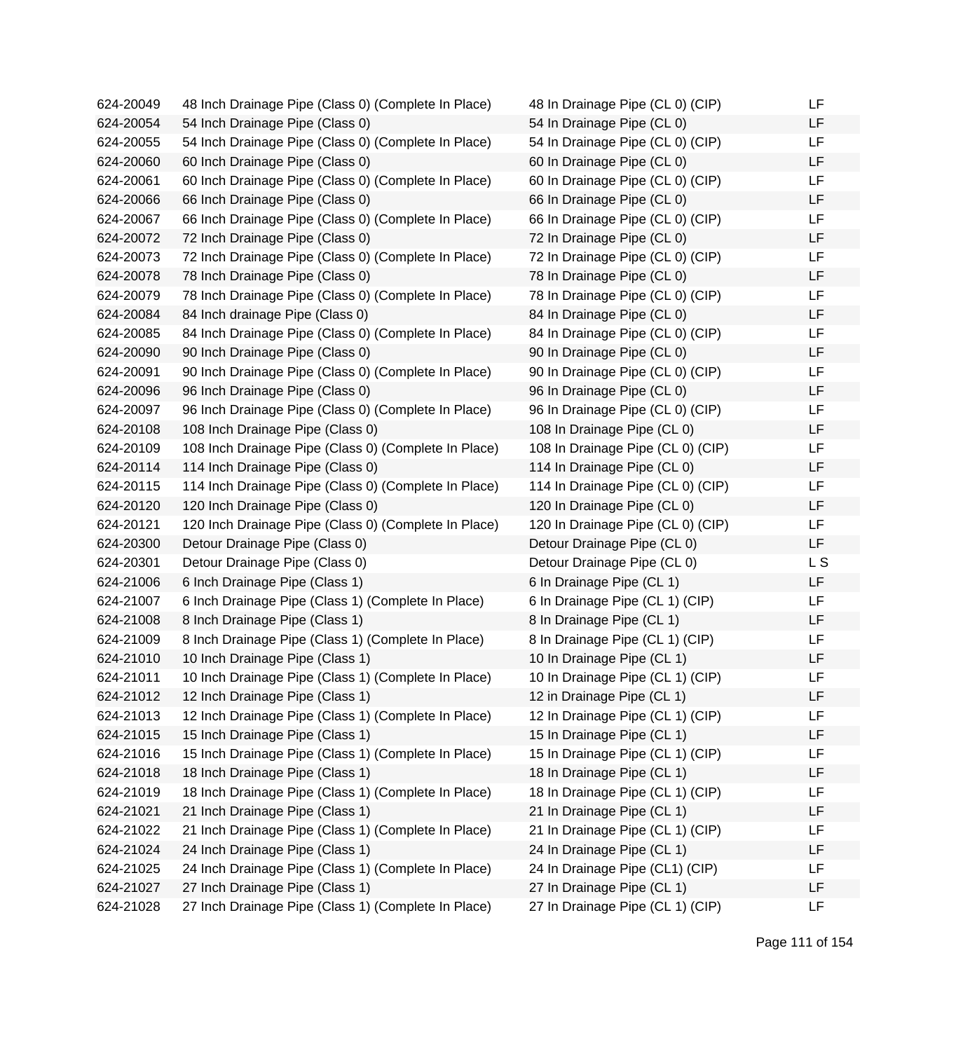| | | | |
|---|---|---|---|
| 624-20049 | 48 Inch Drainage Pipe (Class 0) (Complete In Place) | 48 In Drainage Pipe (CL 0) (CIP) | LF |
| 624-20054 | 54 Inch Drainage Pipe (Class 0) | 54 In Drainage Pipe (CL 0) | LF |
| 624-20055 | 54 Inch Drainage Pipe (Class 0) (Complete In Place) | 54 In Drainage Pipe (CL 0) (CIP) | LF |
| 624-20060 | 60 Inch Drainage Pipe (Class 0) | 60 In Drainage Pipe (CL 0) | LF |
| 624-20061 | 60 Inch Drainage Pipe (Class 0) (Complete In Place) | 60 In Drainage Pipe (CL 0) (CIP) | LF |
| 624-20066 | 66 Inch Drainage Pipe (Class 0) | 66 In Drainage Pipe (CL 0) | LF |
| 624-20067 | 66 Inch Drainage Pipe (Class 0) (Complete In Place) | 66 In Drainage Pipe (CL 0) (CIP) | LF |
| 624-20072 | 72 Inch Drainage Pipe (Class 0) | 72 In Drainage Pipe (CL 0) | LF |
| 624-20073 | 72 Inch Drainage Pipe (Class 0) (Complete In Place) | 72 In Drainage Pipe (CL 0) (CIP) | LF |
| 624-20078 | 78 Inch Drainage Pipe (Class 0) | 78 In Drainage Pipe (CL 0) | LF |
| 624-20079 | 78 Inch Drainage Pipe (Class 0) (Complete In Place) | 78 In Drainage Pipe (CL 0) (CIP) | LF |
| 624-20084 | 84 Inch drainage Pipe (Class 0) | 84 In Drainage Pipe (CL 0) | LF |
| 624-20085 | 84 Inch Drainage Pipe (Class 0) (Complete In Place) | 84 In Drainage Pipe (CL 0) (CIP) | LF |
| 624-20090 | 90 Inch Drainage Pipe (Class 0) | 90 In Drainage Pipe (CL 0) | LF |
| 624-20091 | 90 Inch Drainage Pipe (Class 0) (Complete In Place) | 90 In Drainage Pipe (CL 0) (CIP) | LF |
| 624-20096 | 96 Inch Drainage Pipe (Class 0) | 96 In Drainage Pipe (CL 0) | LF |
| 624-20097 | 96 Inch Drainage Pipe (Class 0) (Complete In Place) | 96 In Drainage Pipe (CL 0) (CIP) | LF |
| 624-20108 | 108 Inch Drainage Pipe (Class 0) | 108 In Drainage Pipe (CL 0) | LF |
| 624-20109 | 108 Inch Drainage Pipe (Class 0) (Complete In Place) | 108 In Drainage Pipe (CL 0) (CIP) | LF |
| 624-20114 | 114 Inch Drainage Pipe (Class 0) | 114 In Drainage Pipe (CL 0) | LF |
| 624-20115 | 114 Inch Drainage Pipe (Class 0) (Complete In Place) | 114 In Drainage Pipe (CL 0) (CIP) | LF |
| 624-20120 | 120 Inch Drainage Pipe (Class 0) | 120 In Drainage Pipe (CL 0) | LF |
| 624-20121 | 120 Inch Drainage Pipe (Class 0) (Complete In Place) | 120 In Drainage Pipe (CL 0) (CIP) | LF |
| 624-20300 | Detour Drainage Pipe (Class 0) | Detour Drainage Pipe (CL 0) | LF |
| 624-20301 | Detour Drainage Pipe (Class 0) | Detour Drainage Pipe (CL 0) | L S |
| 624-21006 | 6 Inch Drainage Pipe (Class 1) | 6 In Drainage Pipe (CL 1) | LF |
| 624-21007 | 6 Inch Drainage Pipe (Class 1) (Complete In Place) | 6 In Drainage Pipe (CL 1) (CIP) | LF |
| 624-21008 | 8 Inch Drainage Pipe (Class 1) | 8 In Drainage Pipe (CL 1) | LF |
| 624-21009 | 8 Inch Drainage Pipe (Class 1) (Complete In Place) | 8 In Drainage Pipe (CL 1) (CIP) | LF |
| 624-21010 | 10 Inch Drainage Pipe (Class 1) | 10 In Drainage Pipe (CL 1) | LF |
| 624-21011 | 10 Inch Drainage Pipe (Class 1) (Complete In Place) | 10 In Drainage Pipe (CL 1) (CIP) | LF |
| 624-21012 | 12 Inch Drainage Pipe (Class 1) | 12 in Drainage Pipe (CL 1) | LF |
| 624-21013 | 12 Inch Drainage Pipe (Class 1) (Complete In Place) | 12 In Drainage Pipe (CL 1) (CIP) | LF |
| 624-21015 | 15 Inch Drainage Pipe (Class 1) | 15 In Drainage Pipe (CL 1) | LF |
| 624-21016 | 15 Inch Drainage Pipe (Class 1) (Complete In Place) | 15 In Drainage Pipe (CL 1) (CIP) | LF |
| 624-21018 | 18 Inch Drainage Pipe (Class 1) | 18 In Drainage Pipe (CL 1) | LF |
| 624-21019 | 18 Inch Drainage Pipe (Class 1) (Complete In Place) | 18 In Drainage Pipe (CL 1) (CIP) | LF |
| 624-21021 | 21 Inch Drainage Pipe (Class 1) | 21 In Drainage Pipe (CL 1) | LF |
| 624-21022 | 21 Inch Drainage Pipe (Class 1) (Complete In Place) | 21 In Drainage Pipe (CL 1) (CIP) | LF |
| 624-21024 | 24 Inch Drainage Pipe (Class 1) | 24 In Drainage Pipe (CL 1) | LF |
| 624-21025 | 24 Inch Drainage Pipe (Class 1) (Complete In Place) | 24 In Drainage Pipe (CL1) (CIP) | LF |
| 624-21027 | 27 Inch Drainage Pipe (Class 1) | 27 In Drainage Pipe (CL 1) | LF |
| 624-21028 | 27 Inch Drainage Pipe (Class 1) (Complete In Place) | 27 In Drainage Pipe (CL 1) (CIP) | LF |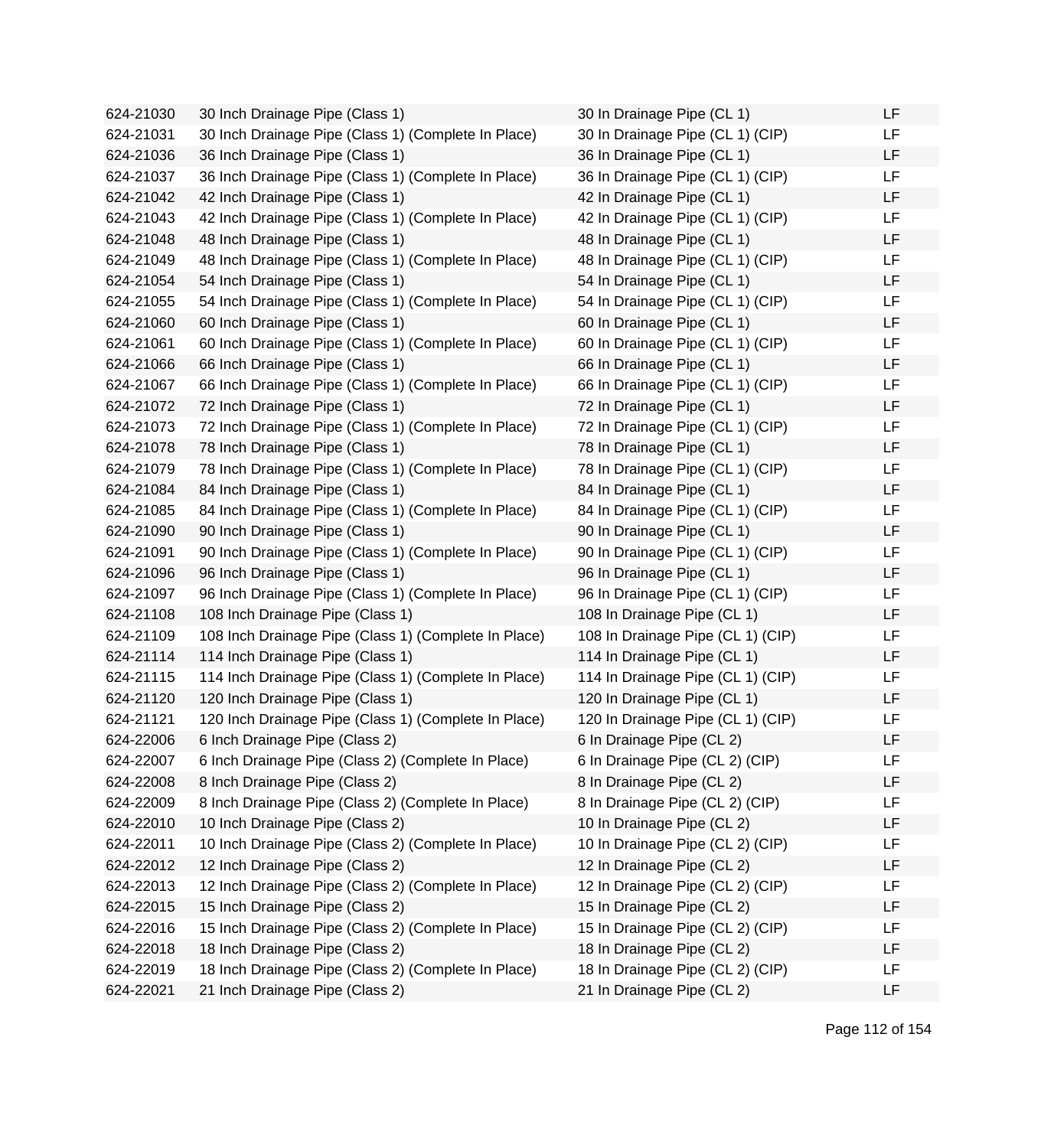| | | | |
|---|---|---|---|
| 624-21030 | 30 Inch Drainage Pipe (Class 1) | 30 In Drainage Pipe (CL 1) | LF |
| 624-21031 | 30 Inch Drainage Pipe (Class 1) (Complete In Place) | 30 In Drainage Pipe (CL 1) (CIP) | LF |
| 624-21036 | 36 Inch Drainage Pipe (Class 1) | 36 In Drainage Pipe (CL 1) | LF |
| 624-21037 | 36 Inch Drainage Pipe (Class 1) (Complete In Place) | 36 In Drainage Pipe (CL 1) (CIP) | LF |
| 624-21042 | 42 Inch Drainage Pipe (Class 1) | 42 In Drainage Pipe (CL 1) | LF |
| 624-21043 | 42 Inch Drainage Pipe (Class 1) (Complete In Place) | 42 In Drainage Pipe (CL 1) (CIP) | LF |
| 624-21048 | 48 Inch Drainage Pipe (Class 1) | 48 In Drainage Pipe (CL 1) | LF |
| 624-21049 | 48 Inch Drainage Pipe (Class 1) (Complete In Place) | 48 In Drainage Pipe (CL 1) (CIP) | LF |
| 624-21054 | 54 Inch Drainage Pipe (Class 1) | 54 In Drainage Pipe (CL 1) | LF |
| 624-21055 | 54 Inch Drainage Pipe (Class 1) (Complete In Place) | 54 In Drainage Pipe (CL 1) (CIP) | LF |
| 624-21060 | 60 Inch Drainage Pipe (Class 1) | 60 In Drainage Pipe (CL 1) | LF |
| 624-21061 | 60 Inch Drainage Pipe (Class 1) (Complete In Place) | 60 In Drainage Pipe (CL 1) (CIP) | LF |
| 624-21066 | 66 Inch Drainage Pipe (Class 1) | 66 In Drainage Pipe (CL 1) | LF |
| 624-21067 | 66 Inch Drainage Pipe (Class 1) (Complete In Place) | 66 In Drainage Pipe (CL 1) (CIP) | LF |
| 624-21072 | 72 Inch Drainage Pipe (Class 1) | 72 In Drainage Pipe (CL 1) | LF |
| 624-21073 | 72 Inch Drainage Pipe (Class 1) (Complete In Place) | 72 In Drainage Pipe (CL 1) (CIP) | LF |
| 624-21078 | 78 Inch Drainage Pipe (Class 1) | 78 In Drainage Pipe (CL 1) | LF |
| 624-21079 | 78 Inch Drainage Pipe (Class 1) (Complete In Place) | 78 In Drainage Pipe (CL 1) (CIP) | LF |
| 624-21084 | 84 Inch Drainage Pipe (Class 1) | 84 In Drainage Pipe (CL 1) | LF |
| 624-21085 | 84 Inch Drainage Pipe (Class 1) (Complete In Place) | 84 In Drainage Pipe (CL 1) (CIP) | LF |
| 624-21090 | 90 Inch Drainage Pipe (Class 1) | 90 In Drainage Pipe (CL 1) | LF |
| 624-21091 | 90 Inch Drainage Pipe (Class 1) (Complete In Place) | 90 In Drainage Pipe (CL 1) (CIP) | LF |
| 624-21096 | 96 Inch Drainage Pipe (Class 1) | 96 In Drainage Pipe (CL 1) | LF |
| 624-21097 | 96 Inch Drainage Pipe (Class 1) (Complete In Place) | 96 In Drainage Pipe (CL 1) (CIP) | LF |
| 624-21108 | 108 Inch Drainage Pipe (Class 1) | 108 In Drainage Pipe (CL 1) | LF |
| 624-21109 | 108 Inch Drainage Pipe (Class 1) (Complete In Place) | 108 In Drainage Pipe (CL 1) (CIP) | LF |
| 624-21114 | 114 Inch Drainage Pipe (Class 1) | 114 In Drainage Pipe (CL 1) | LF |
| 624-21115 | 114 Inch Drainage Pipe (Class 1) (Complete In Place) | 114 In Drainage Pipe (CL 1) (CIP) | LF |
| 624-21120 | 120 Inch Drainage Pipe (Class 1) | 120 In Drainage Pipe (CL 1) | LF |
| 624-21121 | 120 Inch Drainage Pipe (Class 1) (Complete In Place) | 120 In Drainage Pipe (CL 1) (CIP) | LF |
| 624-22006 | 6 Inch Drainage Pipe (Class 2) | 6 In Drainage Pipe (CL 2) | LF |
| 624-22007 | 6 Inch Drainage Pipe (Class 2) (Complete In Place) | 6 In Drainage Pipe (CL 2) (CIP) | LF |
| 624-22008 | 8 Inch Drainage Pipe (Class 2) | 8 In Drainage Pipe (CL 2) | LF |
| 624-22009 | 8 Inch Drainage Pipe (Class 2) (Complete In Place) | 8 In Drainage Pipe (CL 2) (CIP) | LF |
| 624-22010 | 10 Inch Drainage Pipe (Class 2) | 10 In Drainage Pipe (CL 2) | LF |
| 624-22011 | 10 Inch Drainage Pipe (Class 2) (Complete In Place) | 10 In Drainage Pipe (CL 2) (CIP) | LF |
| 624-22012 | 12 Inch Drainage Pipe (Class 2) | 12 In Drainage Pipe (CL 2) | LF |
| 624-22013 | 12 Inch Drainage Pipe (Class 2) (Complete In Place) | 12 In Drainage Pipe (CL 2) (CIP) | LF |
| 624-22015 | 15 Inch Drainage Pipe (Class 2) | 15 In Drainage Pipe (CL 2) | LF |
| 624-22016 | 15 Inch Drainage Pipe (Class 2) (Complete In Place) | 15 In Drainage Pipe (CL 2) (CIP) | LF |
| 624-22018 | 18 Inch Drainage Pipe (Class 2) | 18 In Drainage Pipe (CL 2) | LF |
| 624-22019 | 18 Inch Drainage Pipe (Class 2) (Complete In Place) | 18 In Drainage Pipe (CL 2) (CIP) | LF |
| 624-22021 | 21 Inch Drainage Pipe (Class 2) | 21 In Drainage Pipe (CL 2) | LF |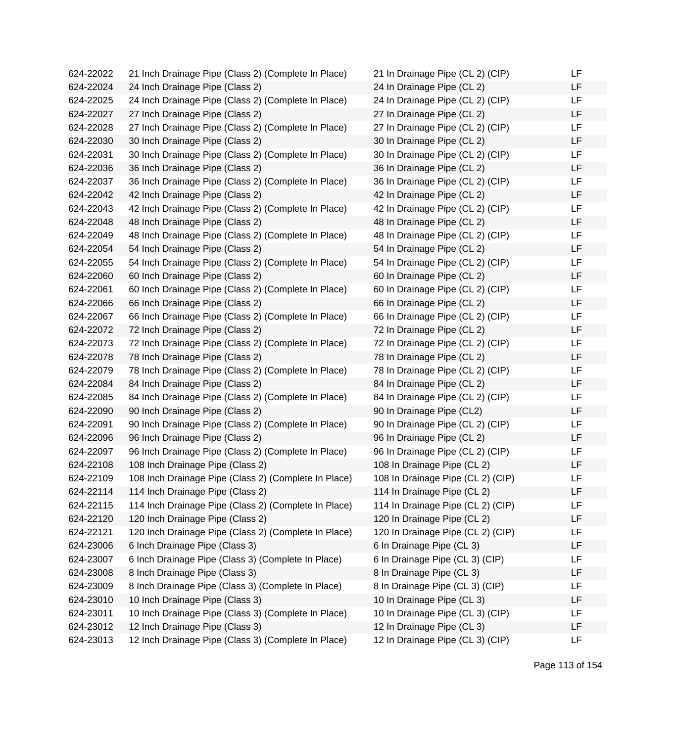| | | | |
|---|---|---|---|
| 624-22022 | 21 Inch Drainage Pipe (Class 2) (Complete In Place) | 21 In Drainage Pipe (CL 2) (CIP) | LF |
| 624-22024 | 24 Inch Drainage Pipe (Class 2) | 24 In Drainage Pipe (CL 2) | LF |
| 624-22025 | 24 Inch Drainage Pipe (Class 2) (Complete In Place) | 24 In Drainage Pipe (CL 2) (CIP) | LF |
| 624-22027 | 27 Inch Drainage Pipe (Class 2) | 27 In Drainage Pipe (CL 2) | LF |
| 624-22028 | 27 Inch Drainage Pipe (Class 2) (Complete In Place) | 27 In Drainage Pipe (CL 2) (CIP) | LF |
| 624-22030 | 30 Inch Drainage Pipe (Class 2) | 30 In Drainage Pipe (CL 2) | LF |
| 624-22031 | 30 Inch Drainage Pipe (Class 2) (Complete In Place) | 30 In Drainage Pipe (CL 2) (CIP) | LF |
| 624-22036 | 36 Inch Drainage Pipe (Class 2) | 36 In Drainage Pipe (CL 2) | LF |
| 624-22037 | 36 Inch Drainage Pipe (Class 2) (Complete In Place) | 36 In Drainage Pipe (CL 2) (CIP) | LF |
| 624-22042 | 42 Inch Drainage Pipe (Class 2) | 42 In Drainage Pipe (CL 2) | LF |
| 624-22043 | 42 Inch Drainage Pipe (Class 2) (Complete In Place) | 42 In Drainage Pipe (CL 2) (CIP) | LF |
| 624-22048 | 48 Inch Drainage Pipe (Class 2) | 48 In Drainage Pipe (CL 2) | LF |
| 624-22049 | 48 Inch Drainage Pipe (Class 2) (Complete In Place) | 48 In Drainage Pipe (CL 2) (CIP) | LF |
| 624-22054 | 54 Inch Drainage Pipe (Class 2) | 54 In Drainage Pipe (CL 2) | LF |
| 624-22055 | 54 Inch Drainage Pipe (Class 2) (Complete In Place) | 54 In Drainage Pipe (CL 2) (CIP) | LF |
| 624-22060 | 60 Inch Drainage Pipe (Class 2) | 60 In Drainage Pipe (CL 2) | LF |
| 624-22061 | 60 Inch Drainage Pipe (Class 2) (Complete In Place) | 60 In Drainage Pipe (CL 2) (CIP) | LF |
| 624-22066 | 66 Inch Drainage Pipe (Class 2) | 66 In Drainage Pipe (CL 2) | LF |
| 624-22067 | 66 Inch Drainage Pipe (Class 2) (Complete In Place) | 66 In Drainage Pipe (CL 2) (CIP) | LF |
| 624-22072 | 72 Inch Drainage Pipe (Class 2) | 72 In Drainage Pipe (CL 2) | LF |
| 624-22073 | 72 Inch Drainage Pipe (Class 2) (Complete In Place) | 72 In Drainage Pipe (CL 2) (CIP) | LF |
| 624-22078 | 78 Inch Drainage Pipe (Class 2) | 78 In Drainage Pipe (CL 2) | LF |
| 624-22079 | 78 Inch Drainage Pipe (Class 2) (Complete In Place) | 78 In Drainage Pipe (CL 2) (CIP) | LF |
| 624-22084 | 84 Inch Drainage Pipe (Class 2) | 84 In Drainage Pipe (CL 2) | LF |
| 624-22085 | 84 Inch Drainage Pipe (Class 2) (Complete In Place) | 84 In Drainage Pipe (CL 2) (CIP) | LF |
| 624-22090 | 90 Inch Drainage Pipe (Class 2) | 90 In Drainage Pipe (CL2) | LF |
| 624-22091 | 90 Inch Drainage Pipe (Class 2) (Complete In Place) | 90 In Drainage Pipe (CL 2) (CIP) | LF |
| 624-22096 | 96 Inch Drainage Pipe (Class 2) | 96 In Drainage Pipe (CL 2) | LF |
| 624-22097 | 96 Inch Drainage Pipe (Class 2) (Complete In Place) | 96 In Drainage Pipe (CL 2) (CIP) | LF |
| 624-22108 | 108 Inch Drainage Pipe (Class 2) | 108 In Drainage Pipe (CL 2) | LF |
| 624-22109 | 108 Inch Drainage Pipe (Class 2) (Complete In Place) | 108 In Drainage Pipe (CL 2) (CIP) | LF |
| 624-22114 | 114 Inch Drainage Pipe (Class 2) | 114 In Drainage Pipe (CL 2) | LF |
| 624-22115 | 114 Inch Drainage Pipe (Class 2) (Complete In Place) | 114 In Drainage Pipe (CL 2) (CIP) | LF |
| 624-22120 | 120 Inch Drainage Pipe (Class 2) | 120 In Drainage Pipe (CL 2) | LF |
| 624-22121 | 120 Inch Drainage Pipe (Class 2) (Complete In Place) | 120 In Drainage Pipe (CL 2) (CIP) | LF |
| 624-23006 | 6 Inch Drainage Pipe (Class 3) | 6 In Drainage Pipe (CL 3) | LF |
| 624-23007 | 6 Inch Drainage Pipe (Class 3) (Complete In Place) | 6 In Drainage Pipe (CL 3) (CIP) | LF |
| 624-23008 | 8 Inch Drainage Pipe (Class 3) | 8 In Drainage Pipe (CL 3) | LF |
| 624-23009 | 8 Inch Drainage Pipe (Class 3) (Complete In Place) | 8 In Drainage Pipe (CL 3) (CIP) | LF |
| 624-23010 | 10 Inch Drainage Pipe (Class 3) | 10 In Drainage Pipe (CL 3) | LF |
| 624-23011 | 10 Inch Drainage Pipe (Class 3) (Complete In Place) | 10 In Drainage Pipe (CL 3) (CIP) | LF |
| 624-23012 | 12 Inch Drainage Pipe (Class 3) | 12 In Drainage Pipe (CL 3) | LF |
| 624-23013 | 12 Inch Drainage Pipe (Class 3) (Complete In Place) | 12 In Drainage Pipe (CL 3) (CIP) | LF |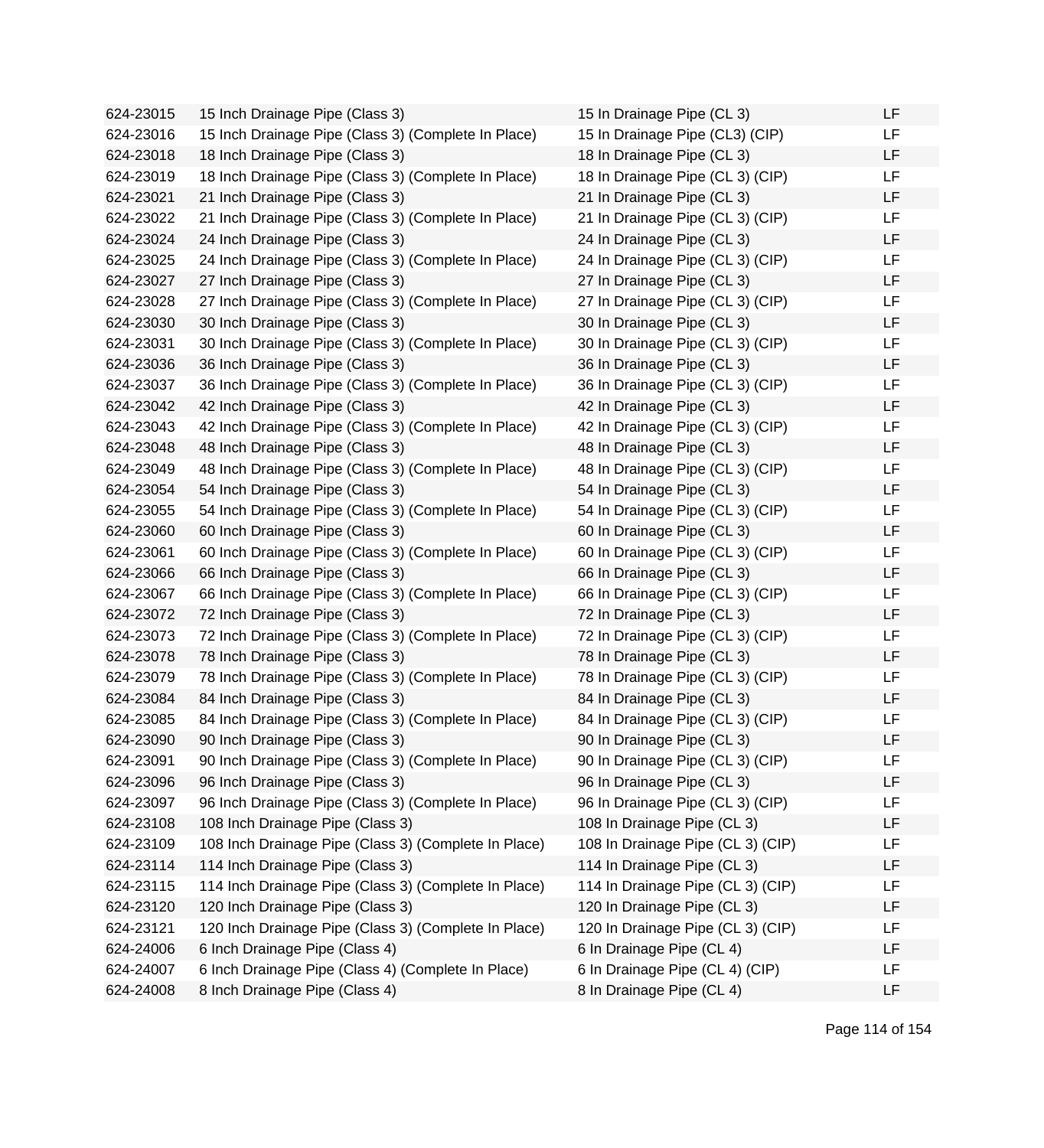| | | | |
|---|---|---|---|
| 624-23015 | 15 Inch Drainage Pipe (Class 3) | 15 In Drainage Pipe (CL 3) | LF |
| 624-23016 | 15 Inch Drainage Pipe (Class 3) (Complete In Place) | 15 In Drainage Pipe (CL3) (CIP) | LF |
| 624-23018 | 18 Inch Drainage Pipe (Class 3) | 18 In Drainage Pipe (CL 3) | LF |
| 624-23019 | 18 Inch Drainage Pipe (Class 3) (Complete In Place) | 18 In Drainage Pipe (CL 3) (CIP) | LF |
| 624-23021 | 21 Inch Drainage Pipe (Class 3) | 21 In Drainage Pipe (CL 3) | LF |
| 624-23022 | 21 Inch Drainage Pipe (Class 3) (Complete In Place) | 21 In Drainage Pipe (CL 3) (CIP) | LF |
| 624-23024 | 24 Inch Drainage Pipe (Class 3) | 24 In Drainage Pipe (CL 3) | LF |
| 624-23025 | 24 Inch Drainage Pipe (Class 3) (Complete In Place) | 24 In Drainage Pipe (CL 3) (CIP) | LF |
| 624-23027 | 27 Inch Drainage Pipe (Class 3) | 27 In Drainage Pipe (CL 3) | LF |
| 624-23028 | 27 Inch Drainage Pipe (Class 3) (Complete In Place) | 27 In Drainage Pipe (CL 3) (CIP) | LF |
| 624-23030 | 30 Inch Drainage Pipe (Class 3) | 30 In Drainage Pipe (CL 3) | LF |
| 624-23031 | 30 Inch Drainage Pipe (Class 3) (Complete In Place) | 30 In Drainage Pipe (CL 3) (CIP) | LF |
| 624-23036 | 36 Inch Drainage Pipe (Class 3) | 36 In Drainage Pipe (CL 3) | LF |
| 624-23037 | 36 Inch Drainage Pipe (Class 3) (Complete In Place) | 36 In Drainage Pipe (CL 3) (CIP) | LF |
| 624-23042 | 42 Inch Drainage Pipe (Class 3) | 42 In Drainage Pipe (CL 3) | LF |
| 624-23043 | 42 Inch Drainage Pipe (Class 3) (Complete In Place) | 42 In Drainage Pipe (CL 3) (CIP) | LF |
| 624-23048 | 48 Inch Drainage Pipe (Class 3) | 48 In Drainage Pipe (CL 3) | LF |
| 624-23049 | 48 Inch Drainage Pipe (Class 3) (Complete In Place) | 48 In Drainage Pipe (CL 3) (CIP) | LF |
| 624-23054 | 54 Inch Drainage Pipe (Class 3) | 54 In Drainage Pipe (CL 3) | LF |
| 624-23055 | 54 Inch Drainage Pipe (Class 3) (Complete In Place) | 54 In Drainage Pipe (CL 3) (CIP) | LF |
| 624-23060 | 60 Inch Drainage Pipe (Class 3) | 60 In Drainage Pipe (CL 3) | LF |
| 624-23061 | 60 Inch Drainage Pipe (Class 3) (Complete In Place) | 60 In Drainage Pipe (CL 3) (CIP) | LF |
| 624-23066 | 66 Inch Drainage Pipe (Class 3) | 66 In Drainage Pipe (CL 3) | LF |
| 624-23067 | 66 Inch Drainage Pipe (Class 3) (Complete In Place) | 66 In Drainage Pipe (CL 3) (CIP) | LF |
| 624-23072 | 72 Inch Drainage Pipe (Class 3) | 72 In Drainage Pipe (CL 3) | LF |
| 624-23073 | 72 Inch Drainage Pipe (Class 3) (Complete In Place) | 72 In Drainage Pipe (CL 3) (CIP) | LF |
| 624-23078 | 78 Inch Drainage Pipe (Class 3) | 78 In Drainage Pipe (CL 3) | LF |
| 624-23079 | 78 Inch Drainage Pipe (Class 3) (Complete In Place) | 78 In Drainage Pipe (CL 3) (CIP) | LF |
| 624-23084 | 84 Inch Drainage Pipe (Class 3) | 84 In Drainage Pipe (CL 3) | LF |
| 624-23085 | 84 Inch Drainage Pipe (Class 3) (Complete In Place) | 84 In Drainage Pipe (CL 3) (CIP) | LF |
| 624-23090 | 90 Inch Drainage Pipe (Class 3) | 90 In Drainage Pipe (CL 3) | LF |
| 624-23091 | 90 Inch Drainage Pipe (Class 3) (Complete In Place) | 90 In Drainage Pipe (CL 3) (CIP) | LF |
| 624-23096 | 96 Inch Drainage Pipe (Class 3) | 96 In Drainage Pipe (CL 3) | LF |
| 624-23097 | 96 Inch Drainage Pipe (Class 3) (Complete In Place) | 96 In Drainage Pipe (CL 3) (CIP) | LF |
| 624-23108 | 108 Inch Drainage Pipe (Class 3) | 108 In Drainage Pipe (CL 3) | LF |
| 624-23109 | 108 Inch Drainage Pipe (Class 3) (Complete In Place) | 108 In Drainage Pipe (CL 3) (CIP) | LF |
| 624-23114 | 114 Inch Drainage Pipe (Class 3) | 114 In Drainage Pipe (CL 3) | LF |
| 624-23115 | 114 Inch Drainage Pipe (Class 3) (Complete In Place) | 114 In Drainage Pipe (CL 3) (CIP) | LF |
| 624-23120 | 120 Inch Drainage Pipe (Class 3) | 120 In Drainage Pipe (CL 3) | LF |
| 624-23121 | 120 Inch Drainage Pipe (Class 3) (Complete In Place) | 120 In Drainage Pipe (CL 3) (CIP) | LF |
| 624-24006 | 6 Inch Drainage Pipe (Class 4) | 6 In Drainage Pipe (CL 4) | LF |
| 624-24007 | 6 Inch Drainage Pipe (Class 4) (Complete In Place) | 6 In Drainage Pipe (CL 4) (CIP) | LF |
| 624-24008 | 8 Inch Drainage Pipe (Class 4) | 8 In Drainage Pipe (CL 4) | LF |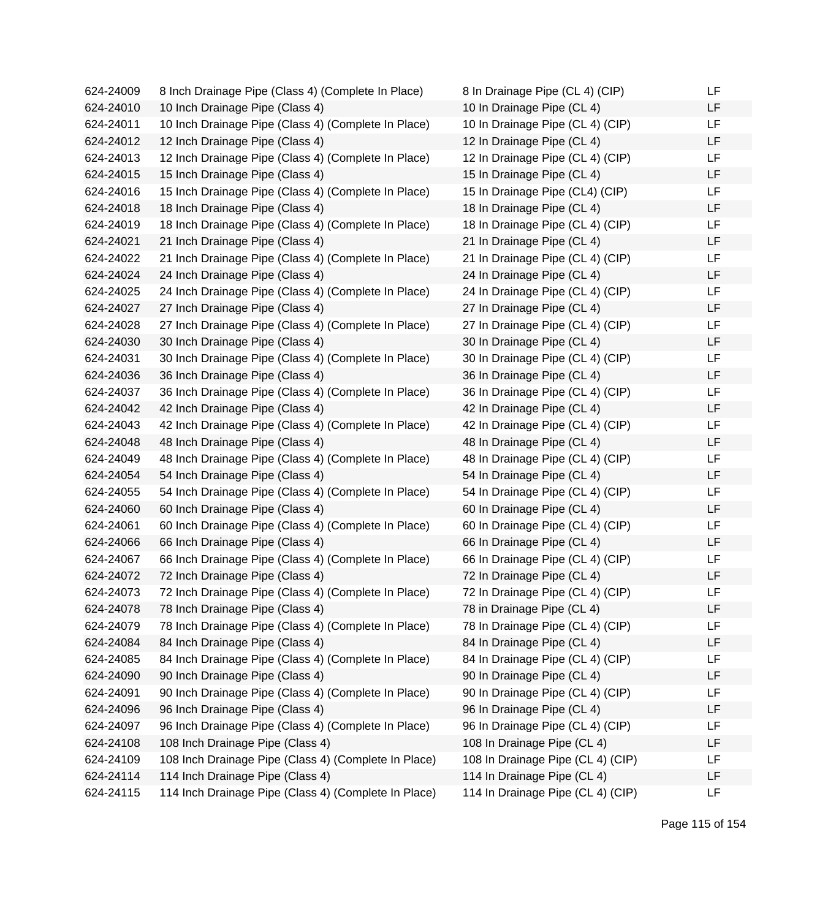| | | | |
|---|---|---|---|
| 624-24009 | 8 Inch Drainage Pipe (Class 4) (Complete In Place) | 8 In Drainage Pipe (CL 4) (CIP) | LF |
| 624-24010 | 10 Inch Drainage Pipe (Class 4) | 10 In Drainage Pipe (CL 4) | LF |
| 624-24011 | 10 Inch Drainage Pipe (Class 4) (Complete In Place) | 10 In Drainage Pipe (CL 4) (CIP) | LF |
| 624-24012 | 12 Inch Drainage Pipe (Class 4) | 12 In Drainage Pipe (CL 4) | LF |
| 624-24013 | 12 Inch Drainage Pipe (Class 4) (Complete In Place) | 12 In Drainage Pipe (CL 4) (CIP) | LF |
| 624-24015 | 15 Inch Drainage Pipe (Class 4) | 15 In Drainage Pipe (CL 4) | LF |
| 624-24016 | 15 Inch Drainage Pipe (Class 4) (Complete In Place) | 15 In Drainage Pipe (CL4) (CIP) | LF |
| 624-24018 | 18 Inch Drainage Pipe (Class 4) | 18 In Drainage Pipe (CL 4) | LF |
| 624-24019 | 18 Inch Drainage Pipe (Class 4) (Complete In Place) | 18 In Drainage Pipe (CL 4) (CIP) | LF |
| 624-24021 | 21 Inch Drainage Pipe (Class 4) | 21 In Drainage Pipe (CL 4) | LF |
| 624-24022 | 21 Inch Drainage Pipe (Class 4) (Complete In Place) | 21 In Drainage Pipe (CL 4) (CIP) | LF |
| 624-24024 | 24 Inch Drainage Pipe (Class 4) | 24 In Drainage Pipe (CL 4) | LF |
| 624-24025 | 24 Inch Drainage Pipe (Class 4) (Complete In Place) | 24 In Drainage Pipe (CL 4) (CIP) | LF |
| 624-24027 | 27 Inch Drainage Pipe (Class 4) | 27 In Drainage Pipe (CL 4) | LF |
| 624-24028 | 27 Inch Drainage Pipe (Class 4) (Complete In Place) | 27 In Drainage Pipe (CL 4) (CIP) | LF |
| 624-24030 | 30 Inch Drainage Pipe (Class 4) | 30 In Drainage Pipe (CL 4) | LF |
| 624-24031 | 30 Inch Drainage Pipe (Class 4) (Complete In Place) | 30 In Drainage Pipe (CL 4) (CIP) | LF |
| 624-24036 | 36 Inch Drainage Pipe (Class 4) | 36 In Drainage Pipe (CL 4) | LF |
| 624-24037 | 36 Inch Drainage Pipe (Class 4) (Complete In Place) | 36 In Drainage Pipe (CL 4) (CIP) | LF |
| 624-24042 | 42 Inch Drainage Pipe (Class 4) | 42 In Drainage Pipe (CL 4) | LF |
| 624-24043 | 42 Inch Drainage Pipe (Class 4) (Complete In Place) | 42 In Drainage Pipe (CL 4) (CIP) | LF |
| 624-24048 | 48 Inch Drainage Pipe (Class 4) | 48 In Drainage Pipe (CL 4) | LF |
| 624-24049 | 48 Inch Drainage Pipe (Class 4) (Complete In Place) | 48 In Drainage Pipe (CL 4) (CIP) | LF |
| 624-24054 | 54 Inch Drainage Pipe (Class 4) | 54 In Drainage Pipe (CL 4) | LF |
| 624-24055 | 54 Inch Drainage Pipe (Class 4) (Complete In Place) | 54 In Drainage Pipe (CL 4) (CIP) | LF |
| 624-24060 | 60 Inch Drainage Pipe (Class 4) | 60 In Drainage Pipe (CL 4) | LF |
| 624-24061 | 60 Inch Drainage Pipe (Class 4) (Complete In Place) | 60 In Drainage Pipe (CL 4) (CIP) | LF |
| 624-24066 | 66 Inch Drainage Pipe (Class 4) | 66 In Drainage Pipe (CL 4) | LF |
| 624-24067 | 66 Inch Drainage Pipe (Class 4) (Complete In Place) | 66 In Drainage Pipe (CL 4) (CIP) | LF |
| 624-24072 | 72 Inch Drainage Pipe (Class 4) | 72 In Drainage Pipe (CL 4) | LF |
| 624-24073 | 72 Inch Drainage Pipe (Class 4) (Complete In Place) | 72 In Drainage Pipe (CL 4) (CIP) | LF |
| 624-24078 | 78 Inch Drainage Pipe (Class 4) | 78 in Drainage Pipe (CL 4) | LF |
| 624-24079 | 78 Inch Drainage Pipe (Class 4) (Complete In Place) | 78 In Drainage Pipe (CL 4) (CIP) | LF |
| 624-24084 | 84 Inch Drainage Pipe (Class 4) | 84 In Drainage Pipe (CL 4) | LF |
| 624-24085 | 84 Inch Drainage Pipe (Class 4) (Complete In Place) | 84 In Drainage Pipe (CL 4) (CIP) | LF |
| 624-24090 | 90 Inch Drainage Pipe (Class 4) | 90 In Drainage Pipe (CL 4) | LF |
| 624-24091 | 90 Inch Drainage Pipe (Class 4) (Complete In Place) | 90 In Drainage Pipe (CL 4) (CIP) | LF |
| 624-24096 | 96 Inch Drainage Pipe (Class 4) | 96 In Drainage Pipe (CL 4) | LF |
| 624-24097 | 96 Inch Drainage Pipe (Class 4) (Complete In Place) | 96 In Drainage Pipe (CL 4) (CIP) | LF |
| 624-24108 | 108 Inch Drainage Pipe (Class 4) | 108 In Drainage Pipe (CL 4) | LF |
| 624-24109 | 108 Inch Drainage Pipe (Class 4) (Complete In Place) | 108 In Drainage Pipe (CL 4) (CIP) | LF |
| 624-24114 | 114 Inch Drainage Pipe (Class 4) | 114 In Drainage Pipe (CL 4) | LF |
| 624-24115 | 114 Inch Drainage Pipe (Class 4) (Complete In Place) | 114 In Drainage Pipe (CL 4) (CIP) | LF |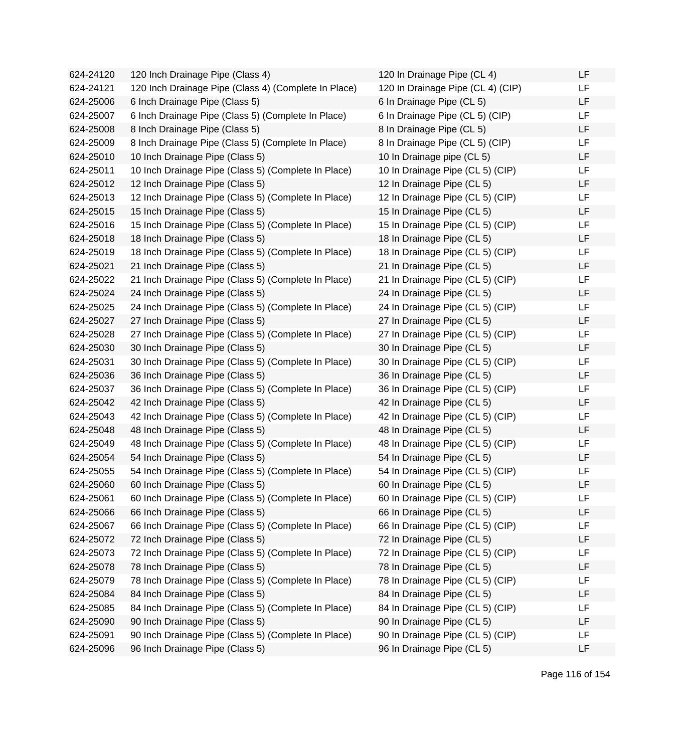| | | | |
|---|---|---|---|
| 624-24120 | 120 Inch Drainage Pipe (Class 4) | 120 In Drainage Pipe (CL 4) | LF |
| 624-24121 | 120 Inch Drainage Pipe (Class 4) (Complete In Place) | 120 In Drainage Pipe (CL 4) (CIP) | LF |
| 624-25006 | 6 Inch Drainage Pipe (Class 5) | 6 In Drainage Pipe (CL 5) | LF |
| 624-25007 | 6 Inch Drainage Pipe (Class 5) (Complete In Place) | 6 In Drainage Pipe (CL 5) (CIP) | LF |
| 624-25008 | 8 Inch Drainage Pipe (Class 5) | 8 In Drainage Pipe (CL 5) | LF |
| 624-25009 | 8 Inch Drainage Pipe (Class 5) (Complete In Place) | 8 In Drainage Pipe (CL 5) (CIP) | LF |
| 624-25010 | 10 Inch Drainage Pipe (Class 5) | 10 In Drainage pipe (CL 5) | LF |
| 624-25011 | 10 Inch Drainage Pipe (Class 5) (Complete In Place) | 10 In Drainage Pipe (CL 5) (CIP) | LF |
| 624-25012 | 12 Inch Drainage Pipe (Class 5) | 12 In Drainage Pipe (CL 5) | LF |
| 624-25013 | 12 Inch Drainage Pipe (Class 5) (Complete In Place) | 12 In Drainage Pipe (CL 5) (CIP) | LF |
| 624-25015 | 15 Inch Drainage Pipe (Class 5) | 15 In Drainage Pipe (CL 5) | LF |
| 624-25016 | 15 Inch Drainage Pipe (Class 5) (Complete In Place) | 15 In Drainage Pipe (CL 5) (CIP) | LF |
| 624-25018 | 18 Inch Drainage Pipe (Class 5) | 18 In Drainage Pipe (CL 5) | LF |
| 624-25019 | 18 Inch Drainage Pipe (Class 5) (Complete In Place) | 18 In Drainage Pipe (CL 5) (CIP) | LF |
| 624-25021 | 21 Inch Drainage Pipe (Class 5) | 21 In Drainage Pipe (CL 5) | LF |
| 624-25022 | 21 Inch Drainage Pipe (Class 5) (Complete In Place) | 21 In Drainage Pipe (CL 5) (CIP) | LF |
| 624-25024 | 24 Inch Drainage Pipe (Class 5) | 24 In Drainage Pipe (CL 5) | LF |
| 624-25025 | 24 Inch Drainage Pipe (Class 5) (Complete In Place) | 24 In Drainage Pipe (CL 5) (CIP) | LF |
| 624-25027 | 27 Inch Drainage Pipe (Class 5) | 27 In Drainage Pipe (CL 5) | LF |
| 624-25028 | 27 Inch Drainage Pipe (Class 5) (Complete In Place) | 27 In Drainage Pipe (CL 5) (CIP) | LF |
| 624-25030 | 30 Inch Drainage Pipe (Class 5) | 30 In Drainage Pipe (CL 5) | LF |
| 624-25031 | 30 Inch Drainage Pipe (Class 5) (Complete In Place) | 30 In Drainage Pipe (CL 5) (CIP) | LF |
| 624-25036 | 36 Inch Drainage Pipe (Class 5) | 36 In Drainage Pipe (CL 5) | LF |
| 624-25037 | 36 Inch Drainage Pipe (Class 5) (Complete In Place) | 36 In Drainage Pipe (CL 5) (CIP) | LF |
| 624-25042 | 42 Inch Drainage Pipe (Class 5) | 42 In Drainage Pipe (CL 5) | LF |
| 624-25043 | 42 Inch Drainage Pipe (Class 5) (Complete In Place) | 42 In Drainage Pipe (CL 5) (CIP) | LF |
| 624-25048 | 48 Inch Drainage Pipe (Class 5) | 48 In Drainage Pipe (CL 5) | LF |
| 624-25049 | 48 Inch Drainage Pipe (Class 5) (Complete In Place) | 48 In Drainage Pipe (CL 5) (CIP) | LF |
| 624-25054 | 54 Inch Drainage Pipe (Class 5) | 54 In Drainage Pipe (CL 5) | LF |
| 624-25055 | 54 Inch Drainage Pipe (Class 5) (Complete In Place) | 54 In Drainage Pipe (CL 5) (CIP) | LF |
| 624-25060 | 60 Inch Drainage Pipe (Class 5) | 60 In Drainage Pipe (CL 5) | LF |
| 624-25061 | 60 Inch Drainage Pipe (Class 5) (Complete In Place) | 60 In Drainage Pipe (CL 5) (CIP) | LF |
| 624-25066 | 66 Inch Drainage Pipe (Class 5) | 66 In Drainage Pipe (CL 5) | LF |
| 624-25067 | 66 Inch Drainage Pipe (Class 5) (Complete In Place) | 66 In Drainage Pipe (CL 5) (CIP) | LF |
| 624-25072 | 72 Inch Drainage Pipe (Class 5) | 72 In Drainage Pipe (CL 5) | LF |
| 624-25073 | 72 Inch Drainage Pipe (Class 5) (Complete In Place) | 72 In Drainage Pipe (CL 5) (CIP) | LF |
| 624-25078 | 78 Inch Drainage Pipe (Class 5) | 78 In Drainage Pipe (CL 5) | LF |
| 624-25079 | 78 Inch Drainage Pipe (Class 5) (Complete In Place) | 78 In Drainage Pipe (CL 5) (CIP) | LF |
| 624-25084 | 84 Inch Drainage Pipe (Class 5) | 84 In Drainage Pipe (CL 5) | LF |
| 624-25085 | 84 Inch Drainage Pipe (Class 5) (Complete In Place) | 84 In Drainage Pipe (CL 5) (CIP) | LF |
| 624-25090 | 90 Inch Drainage Pipe (Class 5) | 90 In Drainage Pipe (CL 5) | LF |
| 624-25091 | 90 Inch Drainage Pipe (Class 5) (Complete In Place) | 90 In Drainage Pipe (CL 5) (CIP) | LF |
| 624-25096 | 96 Inch Drainage Pipe (Class 5) | 96 In Drainage Pipe (CL 5) | LF |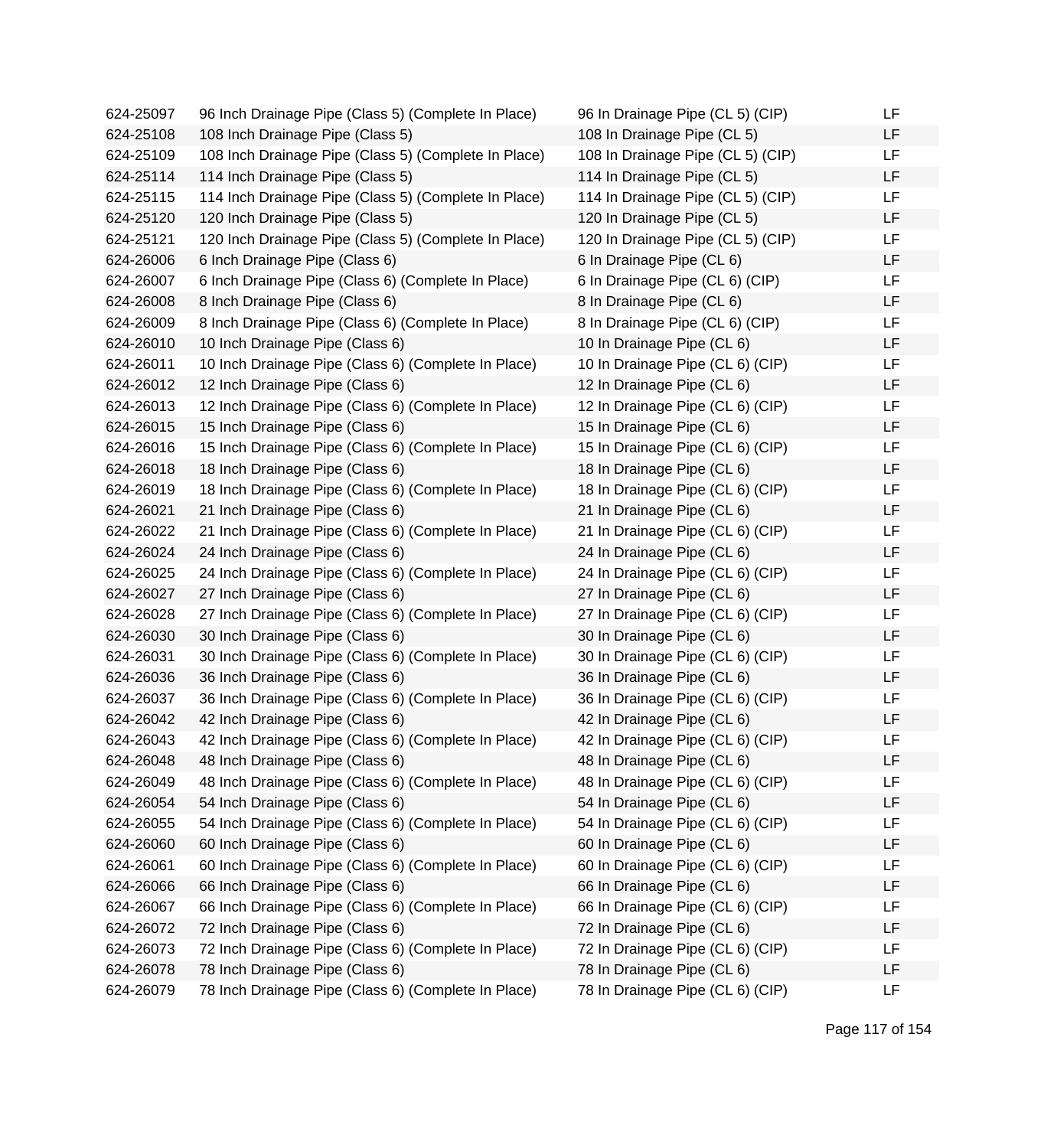| | | | |
|---|---|---|---|
| 624-25097 | 96 Inch Drainage Pipe (Class 5) (Complete In Place) | 96 In Drainage Pipe (CL 5) (CIP) | LF |
| 624-25108 | 108 Inch Drainage Pipe (Class 5) | 108 In Drainage Pipe (CL 5) | LF |
| 624-25109 | 108 Inch Drainage Pipe (Class 5) (Complete In Place) | 108 In Drainage Pipe (CL 5) (CIP) | LF |
| 624-25114 | 114 Inch Drainage Pipe (Class 5) | 114 In Drainage Pipe (CL 5) | LF |
| 624-25115 | 114 Inch Drainage Pipe (Class 5) (Complete In Place) | 114 In Drainage Pipe (CL 5) (CIP) | LF |
| 624-25120 | 120 Inch Drainage Pipe (Class 5) | 120 In Drainage Pipe (CL 5) | LF |
| 624-25121 | 120 Inch Drainage Pipe (Class 5) (Complete In Place) | 120 In Drainage Pipe (CL 5) (CIP) | LF |
| 624-26006 | 6 Inch Drainage Pipe (Class 6) | 6 In Drainage Pipe (CL 6) | LF |
| 624-26007 | 6 Inch Drainage Pipe (Class 6) (Complete In Place) | 6 In Drainage Pipe (CL 6) (CIP) | LF |
| 624-26008 | 8 Inch Drainage Pipe (Class 6) | 8 In Drainage Pipe (CL 6) | LF |
| 624-26009 | 8 Inch Drainage Pipe (Class 6) (Complete In Place) | 8 In Drainage Pipe (CL 6) (CIP) | LF |
| 624-26010 | 10 Inch Drainage Pipe (Class 6) | 10 In Drainage Pipe (CL 6) | LF |
| 624-26011 | 10 Inch Drainage Pipe (Class 6) (Complete In Place) | 10 In Drainage Pipe (CL 6) (CIP) | LF |
| 624-26012 | 12 Inch Drainage Pipe (Class 6) | 12 In Drainage Pipe (CL 6) | LF |
| 624-26013 | 12 Inch Drainage Pipe (Class 6) (Complete In Place) | 12 In Drainage Pipe (CL 6) (CIP) | LF |
| 624-26015 | 15 Inch Drainage Pipe (Class 6) | 15 In Drainage Pipe (CL 6) | LF |
| 624-26016 | 15 Inch Drainage Pipe (Class 6) (Complete In Place) | 15 In Drainage Pipe (CL 6) (CIP) | LF |
| 624-26018 | 18 Inch Drainage Pipe (Class 6) | 18 In Drainage Pipe (CL 6) | LF |
| 624-26019 | 18 Inch Drainage Pipe (Class 6) (Complete In Place) | 18 In Drainage Pipe (CL 6) (CIP) | LF |
| 624-26021 | 21 Inch Drainage Pipe (Class 6) | 21 In Drainage Pipe (CL 6) | LF |
| 624-26022 | 21 Inch Drainage Pipe (Class 6) (Complete In Place) | 21 In Drainage Pipe (CL 6) (CIP) | LF |
| 624-26024 | 24 Inch Drainage Pipe (Class 6) | 24 In Drainage Pipe (CL 6) | LF |
| 624-26025 | 24 Inch Drainage Pipe (Class 6) (Complete In Place) | 24 In Drainage Pipe (CL 6) (CIP) | LF |
| 624-26027 | 27 Inch Drainage Pipe (Class 6) | 27 In Drainage Pipe (CL 6) | LF |
| 624-26028 | 27 Inch Drainage Pipe (Class 6) (Complete In Place) | 27 In Drainage Pipe (CL 6) (CIP) | LF |
| 624-26030 | 30 Inch Drainage Pipe (Class 6) | 30 In Drainage Pipe (CL 6) | LF |
| 624-26031 | 30 Inch Drainage Pipe (Class 6) (Complete In Place) | 30 In Drainage Pipe (CL 6) (CIP) | LF |
| 624-26036 | 36 Inch Drainage Pipe (Class 6) | 36 In Drainage Pipe (CL 6) | LF |
| 624-26037 | 36 Inch Drainage Pipe (Class 6) (Complete In Place) | 36 In Drainage Pipe (CL 6) (CIP) | LF |
| 624-26042 | 42 Inch Drainage Pipe (Class 6) | 42 In Drainage Pipe (CL 6) | LF |
| 624-26043 | 42 Inch Drainage Pipe (Class 6) (Complete In Place) | 42 In Drainage Pipe (CL 6) (CIP) | LF |
| 624-26048 | 48 Inch Drainage Pipe (Class 6) | 48 In Drainage Pipe (CL 6) | LF |
| 624-26049 | 48 Inch Drainage Pipe (Class 6) (Complete In Place) | 48 In Drainage Pipe (CL 6) (CIP) | LF |
| 624-26054 | 54 Inch Drainage Pipe (Class 6) | 54 In Drainage Pipe (CL 6) | LF |
| 624-26055 | 54 Inch Drainage Pipe (Class 6) (Complete In Place) | 54 In Drainage Pipe (CL 6) (CIP) | LF |
| 624-26060 | 60 Inch Drainage Pipe (Class 6) | 60 In Drainage Pipe (CL 6) | LF |
| 624-26061 | 60 Inch Drainage Pipe (Class 6) (Complete In Place) | 60 In Drainage Pipe (CL 6) (CIP) | LF |
| 624-26066 | 66 Inch Drainage Pipe (Class 6) | 66 In Drainage Pipe (CL 6) | LF |
| 624-26067 | 66 Inch Drainage Pipe (Class 6) (Complete In Place) | 66 In Drainage Pipe (CL 6) (CIP) | LF |
| 624-26072 | 72 Inch Drainage Pipe (Class 6) | 72 In Drainage Pipe (CL 6) | LF |
| 624-26073 | 72 Inch Drainage Pipe (Class 6) (Complete In Place) | 72 In Drainage Pipe (CL 6) (CIP) | LF |
| 624-26078 | 78 Inch Drainage Pipe (Class 6) | 78 In Drainage Pipe (CL 6) | LF |
| 624-26079 | 78 Inch Drainage Pipe (Class 6) (Complete In Place) | 78 In Drainage Pipe (CL 6) (CIP) | LF |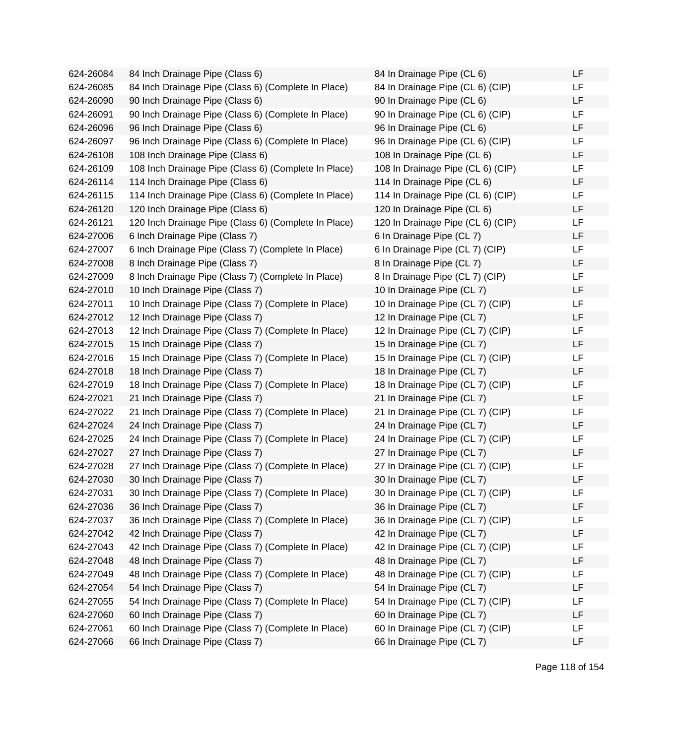| | | | |
|---|---|---|---|
| 624-26084 | 84 Inch Drainage Pipe (Class 6) | 84 In Drainage Pipe (CL 6) | LF |
| 624-26085 | 84 Inch Drainage Pipe (Class 6) (Complete In Place) | 84 In Drainage Pipe (CL 6) (CIP) | LF |
| 624-26090 | 90 Inch Drainage Pipe (Class 6) | 90 In Drainage Pipe (CL 6) | LF |
| 624-26091 | 90 Inch Drainage Pipe (Class 6) (Complete In Place) | 90 In Drainage Pipe (CL 6) (CIP) | LF |
| 624-26096 | 96 Inch Drainage Pipe (Class 6) | 96 In Drainage Pipe (CL 6) | LF |
| 624-26097 | 96 Inch Drainage Pipe (Class 6) (Complete In Place) | 96 In Drainage Pipe (CL 6) (CIP) | LF |
| 624-26108 | 108 Inch Drainage Pipe (Class 6) | 108 In Drainage Pipe (CL 6) | LF |
| 624-26109 | 108 Inch Drainage Pipe (Class 6) (Complete In Place) | 108 In Drainage Pipe (CL 6) (CIP) | LF |
| 624-26114 | 114 Inch Drainage Pipe (Class 6) | 114 In Drainage Pipe (CL 6) | LF |
| 624-26115 | 114 Inch Drainage Pipe (Class 6) (Complete In Place) | 114 In Drainage Pipe (CL 6) (CIP) | LF |
| 624-26120 | 120 Inch Drainage Pipe (Class 6) | 120 In Drainage Pipe (CL 6) | LF |
| 624-26121 | 120 Inch Drainage Pipe (Class 6) (Complete In Place) | 120 In Drainage Pipe (CL 6) (CIP) | LF |
| 624-27006 | 6 Inch Drainage Pipe (Class 7) | 6 In Drainage Pipe (CL 7) | LF |
| 624-27007 | 6 Inch Drainage Pipe (Class 7) (Complete In Place) | 6 In Drainage Pipe (CL 7) (CIP) | LF |
| 624-27008 | 8 Inch Drainage Pipe (Class 7) | 8 In Drainage Pipe (CL 7) | LF |
| 624-27009 | 8 Inch Drainage Pipe (Class 7) (Complete In Place) | 8 In Drainage Pipe (CL 7) (CIP) | LF |
| 624-27010 | 10 Inch Drainage Pipe (Class 7) | 10 In Drainage Pipe (CL 7) | LF |
| 624-27011 | 10 Inch Drainage Pipe (Class 7) (Complete In Place) | 10 In Drainage Pipe (CL 7) (CIP) | LF |
| 624-27012 | 12 Inch Drainage Pipe (Class 7) | 12 In Drainage Pipe (CL 7) | LF |
| 624-27013 | 12 Inch Drainage Pipe (Class 7) (Complete In Place) | 12 In Drainage Pipe (CL 7) (CIP) | LF |
| 624-27015 | 15 Inch Drainage Pipe (Class 7) | 15 In Drainage Pipe (CL 7) | LF |
| 624-27016 | 15 Inch Drainage Pipe (Class 7) (Complete In Place) | 15 In Drainage Pipe (CL 7) (CIP) | LF |
| 624-27018 | 18 Inch Drainage Pipe (Class 7) | 18 In Drainage Pipe (CL 7) | LF |
| 624-27019 | 18 Inch Drainage Pipe (Class 7) (Complete In Place) | 18 In Drainage Pipe (CL 7) (CIP) | LF |
| 624-27021 | 21 Inch Drainage Pipe (Class 7) | 21 In Drainage Pipe (CL 7) | LF |
| 624-27022 | 21 Inch Drainage Pipe (Class 7) (Complete In Place) | 21 In Drainage Pipe (CL 7) (CIP) | LF |
| 624-27024 | 24 Inch Drainage Pipe (Class 7) | 24 In Drainage Pipe (CL 7) | LF |
| 624-27025 | 24 Inch Drainage Pipe (Class 7) (Complete In Place) | 24 In Drainage Pipe (CL 7) (CIP) | LF |
| 624-27027 | 27 Inch Drainage Pipe (Class 7) | 27 In Drainage Pipe (CL 7) | LF |
| 624-27028 | 27 Inch Drainage Pipe (Class 7) (Complete In Place) | 27 In Drainage Pipe (CL 7) (CIP) | LF |
| 624-27030 | 30 Inch Drainage Pipe (Class 7) | 30 In Drainage Pipe (CL 7) | LF |
| 624-27031 | 30 Inch Drainage Pipe (Class 7) (Complete In Place) | 30 In Drainage Pipe (CL 7) (CIP) | LF |
| 624-27036 | 36 Inch Drainage Pipe (Class 7) | 36 In Drainage Pipe (CL 7) | LF |
| 624-27037 | 36 Inch Drainage Pipe (Class 7) (Complete In Place) | 36 In Drainage Pipe (CL 7) (CIP) | LF |
| 624-27042 | 42 Inch Drainage Pipe (Class 7) | 42 In Drainage Pipe (CL 7) | LF |
| 624-27043 | 42 Inch Drainage Pipe (Class 7) (Complete In Place) | 42 In Drainage Pipe (CL 7) (CIP) | LF |
| 624-27048 | 48 Inch Drainage Pipe (Class 7) | 48 In Drainage Pipe (CL 7) | LF |
| 624-27049 | 48 Inch Drainage Pipe (Class 7) (Complete In Place) | 48 In Drainage Pipe (CL 7) (CIP) | LF |
| 624-27054 | 54 Inch Drainage Pipe (Class 7) | 54 In Drainage Pipe (CL 7) | LF |
| 624-27055 | 54 Inch Drainage Pipe (Class 7) (Complete In Place) | 54 In Drainage Pipe (CL 7) (CIP) | LF |
| 624-27060 | 60 Inch Drainage Pipe (Class 7) | 60 In Drainage Pipe (CL 7) | LF |
| 624-27061 | 60 Inch Drainage Pipe (Class 7) (Complete In Place) | 60 In Drainage Pipe (CL 7) (CIP) | LF |
| 624-27066 | 66 Inch Drainage Pipe (Class 7) | 66 In Drainage Pipe (CL 7) | LF |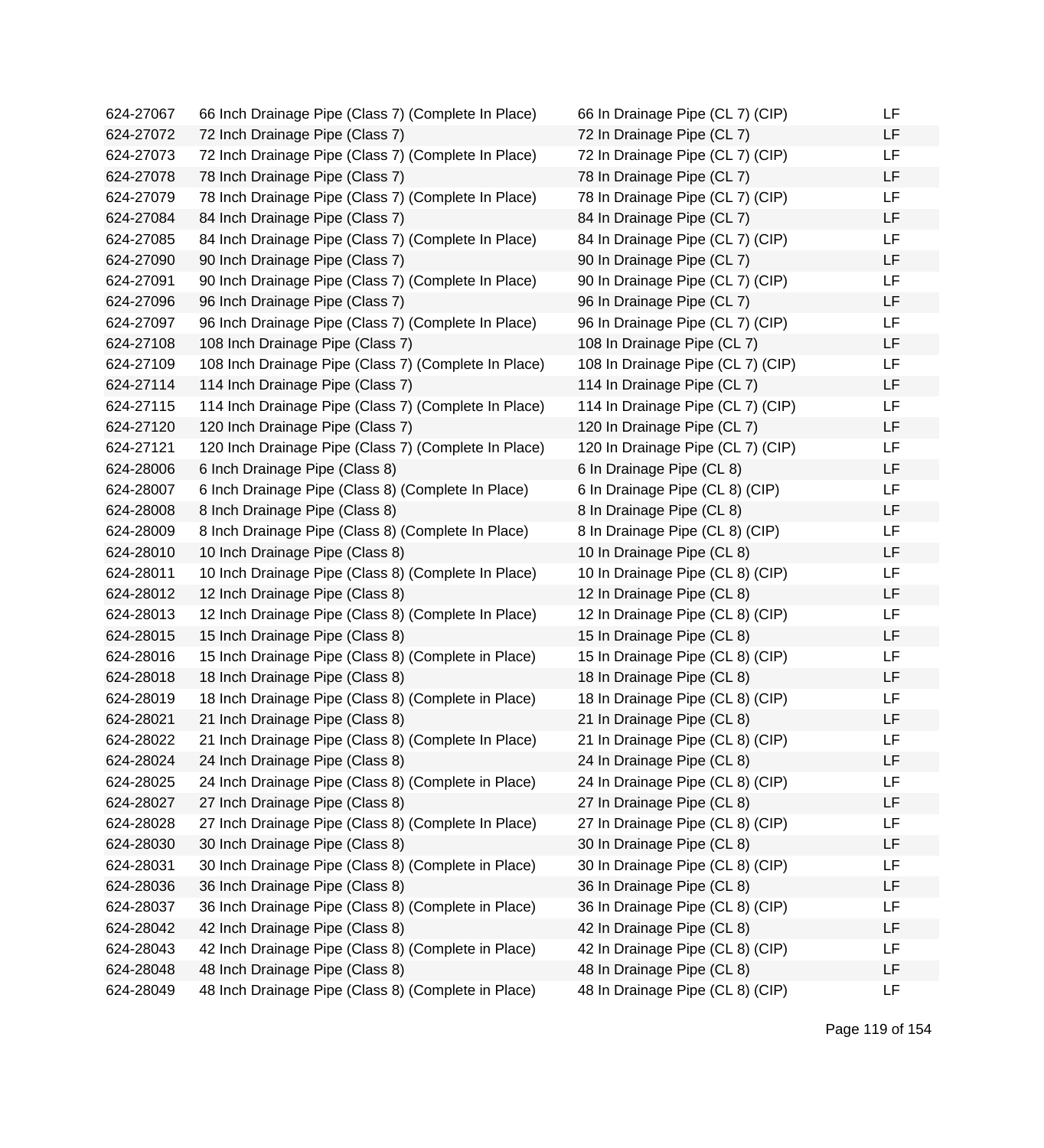| | | | |
|---|---|---|---|
| 624-27067 | 66 Inch Drainage Pipe (Class 7) (Complete In Place) | 66 In Drainage Pipe (CL 7) (CIP) | LF |
| 624-27072 | 72 Inch Drainage Pipe (Class 7) | 72 In Drainage Pipe (CL 7) | LF |
| 624-27073 | 72 Inch Drainage Pipe (Class 7) (Complete In Place) | 72 In Drainage Pipe (CL 7) (CIP) | LF |
| 624-27078 | 78 Inch Drainage Pipe (Class 7) | 78 In Drainage Pipe (CL 7) | LF |
| 624-27079 | 78 Inch Drainage Pipe (Class 7) (Complete In Place) | 78 In Drainage Pipe (CL 7) (CIP) | LF |
| 624-27084 | 84 Inch Drainage Pipe (Class 7) | 84 In Drainage Pipe (CL 7) | LF |
| 624-27085 | 84 Inch Drainage Pipe (Class 7) (Complete In Place) | 84 In Drainage Pipe (CL 7) (CIP) | LF |
| 624-27090 | 90 Inch Drainage Pipe (Class 7) | 90 In Drainage Pipe (CL 7) | LF |
| 624-27091 | 90 Inch Drainage Pipe (Class 7) (Complete In Place) | 90 In Drainage Pipe (CL 7) (CIP) | LF |
| 624-27096 | 96 Inch Drainage Pipe (Class 7) | 96 In Drainage Pipe (CL 7) | LF |
| 624-27097 | 96 Inch Drainage Pipe (Class 7) (Complete In Place) | 96 In Drainage Pipe (CL 7) (CIP) | LF |
| 624-27108 | 108 Inch Drainage Pipe (Class 7) | 108 In Drainage Pipe (CL 7) | LF |
| 624-27109 | 108 Inch Drainage Pipe (Class 7) (Complete In Place) | 108 In Drainage Pipe (CL 7) (CIP) | LF |
| 624-27114 | 114 Inch Drainage Pipe (Class 7) | 114 In Drainage Pipe (CL 7) | LF |
| 624-27115 | 114 Inch Drainage Pipe (Class 7) (Complete In Place) | 114 In Drainage Pipe (CL 7) (CIP) | LF |
| 624-27120 | 120 Inch Drainage Pipe (Class 7) | 120 In Drainage Pipe (CL 7) | LF |
| 624-27121 | 120 Inch Drainage Pipe (Class 7) (Complete In Place) | 120 In Drainage Pipe (CL 7) (CIP) | LF |
| 624-28006 | 6 Inch Drainage Pipe (Class 8) | 6 In Drainage Pipe (CL 8) | LF |
| 624-28007 | 6 Inch Drainage Pipe (Class 8) (Complete In Place) | 6 In Drainage Pipe (CL 8) (CIP) | LF |
| 624-28008 | 8 Inch Drainage Pipe (Class 8) | 8 In Drainage Pipe (CL 8) | LF |
| 624-28009 | 8 Inch Drainage Pipe (Class 8) (Complete In Place) | 8 In Drainage Pipe (CL 8) (CIP) | LF |
| 624-28010 | 10 Inch Drainage Pipe (Class 8) | 10 In Drainage Pipe (CL 8) | LF |
| 624-28011 | 10 Inch Drainage Pipe (Class 8) (Complete In Place) | 10 In Drainage Pipe (CL 8) (CIP) | LF |
| 624-28012 | 12 Inch Drainage Pipe (Class 8) | 12 In Drainage Pipe (CL 8) | LF |
| 624-28013 | 12 Inch Drainage Pipe (Class 8) (Complete In Place) | 12 In Drainage Pipe (CL 8) (CIP) | LF |
| 624-28015 | 15 Inch Drainage Pipe (Class 8) | 15 In Drainage Pipe (CL 8) | LF |
| 624-28016 | 15 Inch Drainage Pipe (Class 8) (Complete in Place) | 15 In Drainage Pipe (CL 8) (CIP) | LF |
| 624-28018 | 18 Inch Drainage Pipe (Class 8) | 18 In Drainage Pipe (CL 8) | LF |
| 624-28019 | 18 Inch Drainage Pipe (Class 8) (Complete in Place) | 18 In Drainage Pipe (CL 8) (CIP) | LF |
| 624-28021 | 21 Inch Drainage Pipe (Class 8) | 21 In Drainage Pipe (CL 8) | LF |
| 624-28022 | 21 Inch Drainage Pipe (Class 8) (Complete In Place) | 21 In Drainage Pipe (CL 8) (CIP) | LF |
| 624-28024 | 24 Inch Drainage Pipe (Class 8) | 24 In Drainage Pipe (CL 8) | LF |
| 624-28025 | 24 Inch Drainage Pipe (Class 8) (Complete in Place) | 24 In Drainage Pipe (CL 8) (CIP) | LF |
| 624-28027 | 27 Inch Drainage Pipe (Class 8) | 27 In Drainage Pipe (CL 8) | LF |
| 624-28028 | 27 Inch Drainage Pipe (Class 8) (Complete In Place) | 27 In Drainage Pipe (CL 8) (CIP) | LF |
| 624-28030 | 30 Inch Drainage Pipe (Class 8) | 30 In Drainage Pipe (CL 8) | LF |
| 624-28031 | 30 Inch Drainage Pipe (Class 8) (Complete in Place) | 30 In Drainage Pipe (CL 8) (CIP) | LF |
| 624-28036 | 36 Inch Drainage Pipe (Class 8) | 36 In Drainage Pipe (CL 8) | LF |
| 624-28037 | 36 Inch Drainage Pipe (Class 8) (Complete in Place) | 36 In Drainage Pipe (CL 8) (CIP) | LF |
| 624-28042 | 42 Inch Drainage Pipe (Class 8) | 42 In Drainage Pipe (CL 8) | LF |
| 624-28043 | 42 Inch Drainage Pipe (Class 8) (Complete in Place) | 42 In Drainage Pipe (CL 8) (CIP) | LF |
| 624-28048 | 48 Inch Drainage Pipe (Class 8) | 48 In Drainage Pipe (CL 8) | LF |
| 624-28049 | 48 Inch Drainage Pipe (Class 8) (Complete in Place) | 48 In Drainage Pipe (CL 8) (CIP) | LF |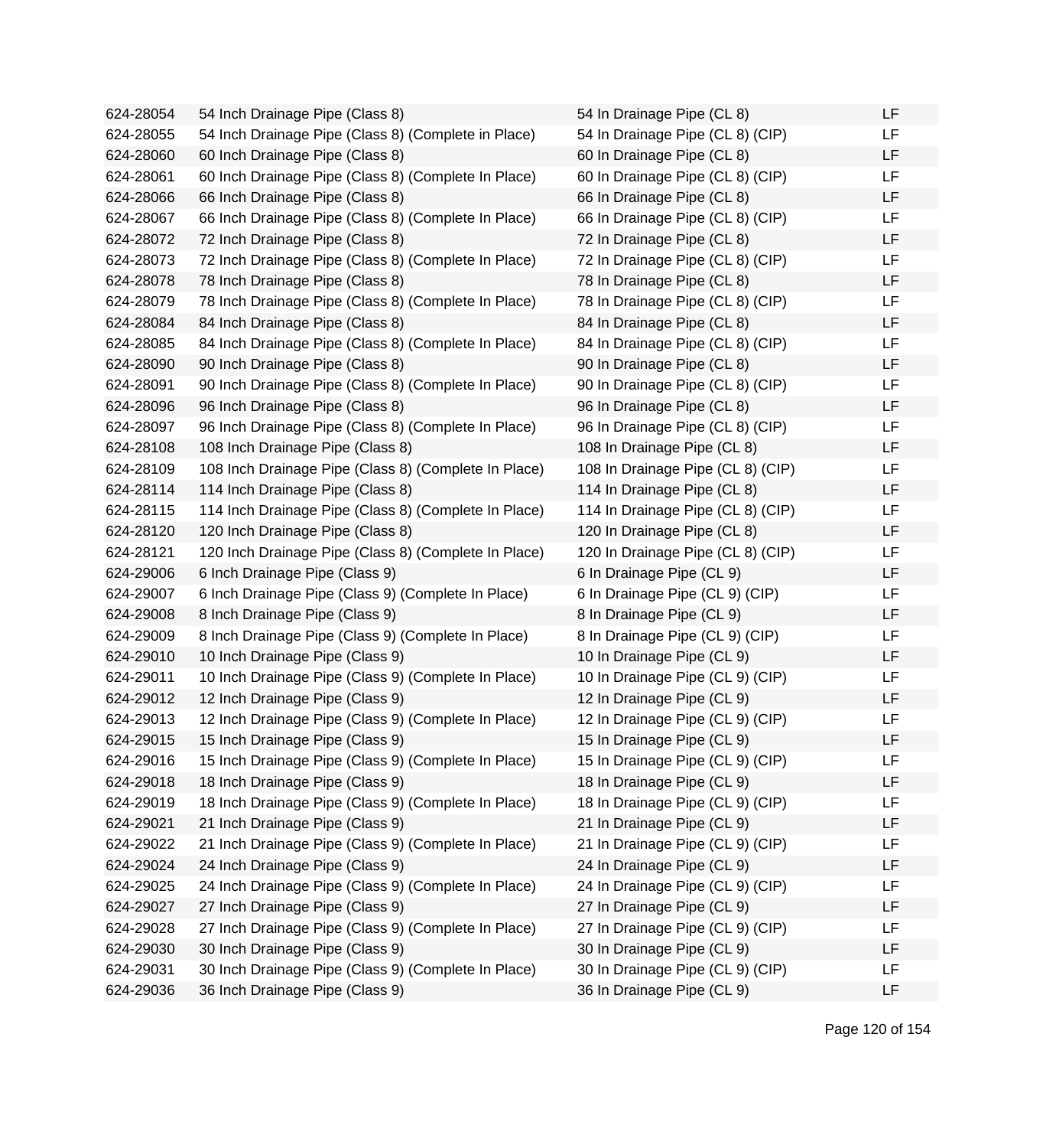| | | | |
|---|---|---|---|
| 624-28054 | 54 Inch Drainage Pipe (Class 8) | 54 In Drainage Pipe (CL 8) | LF |
| 624-28055 | 54 Inch Drainage Pipe (Class 8) (Complete in Place) | 54 In Drainage Pipe (CL 8) (CIP) | LF |
| 624-28060 | 60 Inch Drainage Pipe (Class 8) | 60 In Drainage Pipe (CL 8) | LF |
| 624-28061 | 60 Inch Drainage Pipe (Class 8) (Complete In Place) | 60 In Drainage Pipe (CL 8) (CIP) | LF |
| 624-28066 | 66 Inch Drainage Pipe (Class 8) | 66 In Drainage Pipe (CL 8) | LF |
| 624-28067 | 66 Inch Drainage Pipe (Class 8) (Complete In Place) | 66 In Drainage Pipe (CL 8) (CIP) | LF |
| 624-28072 | 72 Inch Drainage Pipe (Class 8) | 72 In Drainage Pipe (CL 8) | LF |
| 624-28073 | 72 Inch Drainage Pipe (Class 8) (Complete In Place) | 72 In Drainage Pipe (CL 8) (CIP) | LF |
| 624-28078 | 78 Inch Drainage Pipe (Class 8) | 78 In Drainage Pipe (CL 8) | LF |
| 624-28079 | 78 Inch Drainage Pipe (Class 8) (Complete In Place) | 78 In Drainage Pipe (CL 8) (CIP) | LF |
| 624-28084 | 84 Inch Drainage Pipe (Class 8) | 84 In Drainage Pipe (CL 8) | LF |
| 624-28085 | 84 Inch Drainage Pipe (Class 8) (Complete In Place) | 84 In Drainage Pipe (CL 8) (CIP) | LF |
| 624-28090 | 90 Inch Drainage Pipe (Class 8) | 90 In Drainage Pipe (CL 8) | LF |
| 624-28091 | 90 Inch Drainage Pipe (Class 8) (Complete In Place) | 90 In Drainage Pipe (CL 8) (CIP) | LF |
| 624-28096 | 96 Inch Drainage Pipe (Class 8) | 96 In Drainage Pipe (CL 8) | LF |
| 624-28097 | 96 Inch Drainage Pipe (Class 8) (Complete In Place) | 96 In Drainage Pipe (CL 8) (CIP) | LF |
| 624-28108 | 108 Inch Drainage Pipe (Class 8) | 108 In Drainage Pipe (CL 8) | LF |
| 624-28109 | 108 Inch Drainage Pipe (Class 8) (Complete In Place) | 108 In Drainage Pipe (CL 8) (CIP) | LF |
| 624-28114 | 114 Inch Drainage Pipe (Class 8) | 114 In Drainage Pipe (CL 8) | LF |
| 624-28115 | 114 Inch Drainage Pipe (Class 8) (Complete In Place) | 114 In Drainage Pipe (CL 8) (CIP) | LF |
| 624-28120 | 120 Inch Drainage Pipe (Class 8) | 120 In Drainage Pipe (CL 8) | LF |
| 624-28121 | 120 Inch Drainage Pipe (Class 8) (Complete In Place) | 120 In Drainage Pipe (CL 8) (CIP) | LF |
| 624-29006 | 6 Inch Drainage Pipe (Class 9) | 6 In Drainage Pipe (CL 9) | LF |
| 624-29007 | 6 Inch Drainage Pipe (Class 9) (Complete In Place) | 6 In Drainage Pipe (CL 9) (CIP) | LF |
| 624-29008 | 8 Inch Drainage Pipe (Class 9) | 8 In Drainage Pipe (CL 9) | LF |
| 624-29009 | 8 Inch Drainage Pipe (Class 9) (Complete In Place) | 8 In Drainage Pipe (CL 9) (CIP) | LF |
| 624-29010 | 10 Inch Drainage Pipe (Class 9) | 10 In Drainage Pipe (CL 9) | LF |
| 624-29011 | 10 Inch Drainage Pipe (Class 9) (Complete In Place) | 10 In Drainage Pipe (CL 9) (CIP) | LF |
| 624-29012 | 12 Inch Drainage Pipe (Class 9) | 12 In Drainage Pipe (CL 9) | LF |
| 624-29013 | 12 Inch Drainage Pipe (Class 9) (Complete In Place) | 12 In Drainage Pipe (CL 9) (CIP) | LF |
| 624-29015 | 15 Inch Drainage Pipe (Class 9) | 15 In Drainage Pipe (CL 9) | LF |
| 624-29016 | 15 Inch Drainage Pipe (Class 9) (Complete In Place) | 15 In Drainage Pipe (CL 9) (CIP) | LF |
| 624-29018 | 18 Inch Drainage Pipe (Class 9) | 18 In Drainage Pipe (CL 9) | LF |
| 624-29019 | 18 Inch Drainage Pipe (Class 9) (Complete In Place) | 18 In Drainage Pipe (CL 9) (CIP) | LF |
| 624-29021 | 21 Inch Drainage Pipe (Class 9) | 21 In Drainage Pipe (CL 9) | LF |
| 624-29022 | 21 Inch Drainage Pipe (Class 9) (Complete In Place) | 21 In Drainage Pipe (CL 9) (CIP) | LF |
| 624-29024 | 24 Inch Drainage Pipe (Class 9) | 24 In Drainage Pipe (CL 9) | LF |
| 624-29025 | 24 Inch Drainage Pipe (Class 9) (Complete In Place) | 24 In Drainage Pipe (CL 9) (CIP) | LF |
| 624-29027 | 27 Inch Drainage Pipe (Class 9) | 27 In Drainage Pipe (CL 9) | LF |
| 624-29028 | 27 Inch Drainage Pipe (Class 9) (Complete In Place) | 27 In Drainage Pipe (CL 9) (CIP) | LF |
| 624-29030 | 30 Inch Drainage Pipe (Class 9) | 30 In Drainage Pipe (CL 9) | LF |
| 624-29031 | 30 Inch Drainage Pipe (Class 9) (Complete In Place) | 30 In Drainage Pipe (CL 9) (CIP) | LF |
| 624-29036 | 36 Inch Drainage Pipe (Class 9) | 36 In Drainage Pipe (CL 9) | LF |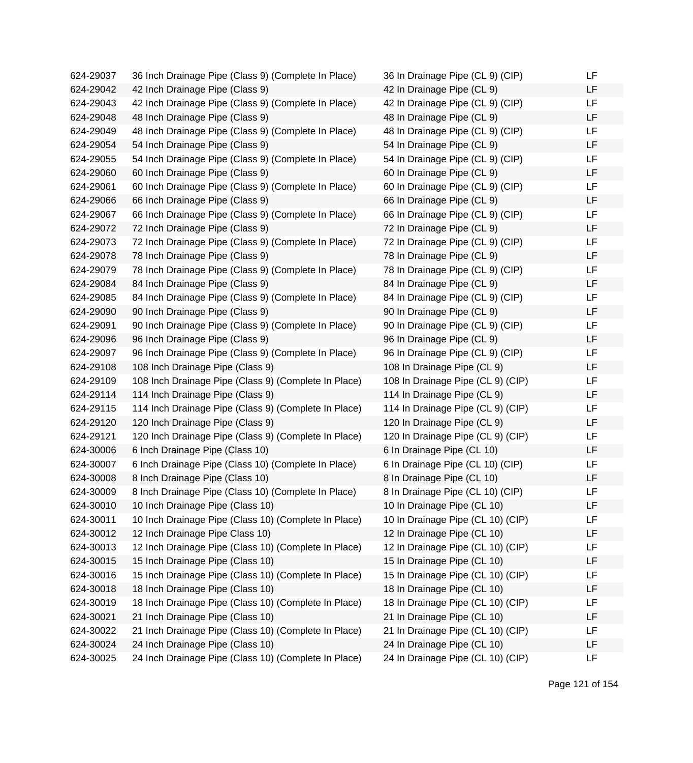| | | | |
|---|---|---|---|
| 624-29037 | 36 Inch Drainage Pipe (Class 9) (Complete In Place) | 36 In Drainage Pipe (CL 9) (CIP) | LF |
| 624-29042 | 42 Inch Drainage Pipe (Class 9) | 42 In Drainage Pipe (CL 9) | LF |
| 624-29043 | 42 Inch Drainage Pipe (Class 9) (Complete In Place) | 42 In Drainage Pipe (CL 9) (CIP) | LF |
| 624-29048 | 48 Inch Drainage Pipe (Class 9) | 48 In Drainage Pipe (CL 9) | LF |
| 624-29049 | 48 Inch Drainage Pipe (Class 9) (Complete In Place) | 48 In Drainage Pipe (CL 9) (CIP) | LF |
| 624-29054 | 54 Inch Drainage Pipe (Class 9) | 54 In Drainage Pipe (CL 9) | LF |
| 624-29055 | 54 Inch Drainage Pipe (Class 9) (Complete In Place) | 54 In Drainage Pipe (CL 9) (CIP) | LF |
| 624-29060 | 60 Inch Drainage Pipe (Class 9) | 60 In Drainage Pipe (CL 9) | LF |
| 624-29061 | 60 Inch Drainage Pipe (Class 9) (Complete In Place) | 60 In Drainage Pipe (CL 9) (CIP) | LF |
| 624-29066 | 66 Inch Drainage Pipe (Class 9) | 66 In Drainage Pipe (CL 9) | LF |
| 624-29067 | 66 Inch Drainage Pipe (Class 9) (Complete In Place) | 66 In Drainage Pipe (CL 9) (CIP) | LF |
| 624-29072 | 72 Inch Drainage Pipe (Class 9) | 72 In Drainage Pipe (CL 9) | LF |
| 624-29073 | 72 Inch Drainage Pipe (Class 9) (Complete In Place) | 72 In Drainage Pipe (CL 9) (CIP) | LF |
| 624-29078 | 78 Inch Drainage Pipe (Class 9) | 78 In Drainage Pipe (CL 9) | LF |
| 624-29079 | 78 Inch Drainage Pipe (Class 9) (Complete In Place) | 78 In Drainage Pipe (CL 9) (CIP) | LF |
| 624-29084 | 84 Inch Drainage Pipe (Class 9) | 84 In Drainage Pipe (CL 9) | LF |
| 624-29085 | 84 Inch Drainage Pipe (Class 9) (Complete In Place) | 84 In Drainage Pipe (CL 9) (CIP) | LF |
| 624-29090 | 90 Inch Drainage Pipe (Class 9) | 90 In Drainage Pipe (CL 9) | LF |
| 624-29091 | 90 Inch Drainage Pipe (Class 9) (Complete In Place) | 90 In Drainage Pipe (CL 9) (CIP) | LF |
| 624-29096 | 96 Inch Drainage Pipe (Class 9) | 96 In Drainage Pipe (CL 9) | LF |
| 624-29097 | 96 Inch Drainage Pipe (Class 9) (Complete In Place) | 96 In Drainage Pipe (CL 9) (CIP) | LF |
| 624-29108 | 108 Inch Drainage Pipe (Class 9) | 108 In Drainage Pipe (CL 9) | LF |
| 624-29109 | 108 Inch Drainage Pipe (Class 9) (Complete In Place) | 108 In Drainage Pipe (CL 9) (CIP) | LF |
| 624-29114 | 114 Inch Drainage Pipe (Class 9) | 114 In Drainage Pipe (CL 9) | LF |
| 624-29115 | 114 Inch Drainage Pipe (Class 9) (Complete In Place) | 114 In Drainage Pipe (CL 9) (CIP) | LF |
| 624-29120 | 120 Inch Drainage Pipe (Class 9) | 120 In Drainage Pipe (CL 9) | LF |
| 624-29121 | 120 Inch Drainage Pipe (Class 9) (Complete In Place) | 120 In Drainage Pipe (CL 9) (CIP) | LF |
| 624-30006 | 6 Inch Drainage Pipe (Class 10) | 6 In Drainage Pipe (CL 10) | LF |
| 624-30007 | 6 Inch Drainage Pipe (Class 10) (Complete In Place) | 6 In Drainage Pipe (CL 10) (CIP) | LF |
| 624-30008 | 8 Inch Drainage Pipe (Class 10) | 8 In Drainage Pipe (CL 10) | LF |
| 624-30009 | 8 Inch Drainage Pipe (Class 10) (Complete In Place) | 8 In Drainage Pipe (CL 10) (CIP) | LF |
| 624-30010 | 10 Inch Drainage Pipe (Class 10) | 10 In Drainage Pipe (CL 10) | LF |
| 624-30011 | 10 Inch Drainage Pipe (Class 10) (Complete In Place) | 10 In Drainage Pipe (CL 10) (CIP) | LF |
| 624-30012 | 12 Inch Drainage Pipe Class 10) | 12 In Drainage Pipe (CL 10) | LF |
| 624-30013 | 12 Inch Drainage Pipe (Class 10) (Complete In Place) | 12 In Drainage Pipe (CL 10) (CIP) | LF |
| 624-30015 | 15 Inch Drainage Pipe (Class 10) | 15 In Drainage Pipe (CL 10) | LF |
| 624-30016 | 15 Inch Drainage Pipe (Class 10) (Complete In Place) | 15 In Drainage Pipe (CL 10) (CIP) | LF |
| 624-30018 | 18 Inch Drainage Pipe (Class 10) | 18 In Drainage Pipe (CL 10) | LF |
| 624-30019 | 18 Inch Drainage Pipe (Class 10) (Complete In Place) | 18 In Drainage Pipe (CL 10) (CIP) | LF |
| 624-30021 | 21 Inch Drainage Pipe (Class 10) | 21 In Drainage Pipe (CL 10) | LF |
| 624-30022 | 21 Inch Drainage Pipe (Class 10) (Complete In Place) | 21 In Drainage Pipe (CL 10) (CIP) | LF |
| 624-30024 | 24 Inch Drainage Pipe (Class 10) | 24 In Drainage Pipe (CL 10) | LF |
| 624-30025 | 24 Inch Drainage Pipe (Class 10) (Complete In Place) | 24 In Drainage Pipe (CL 10) (CIP) | LF |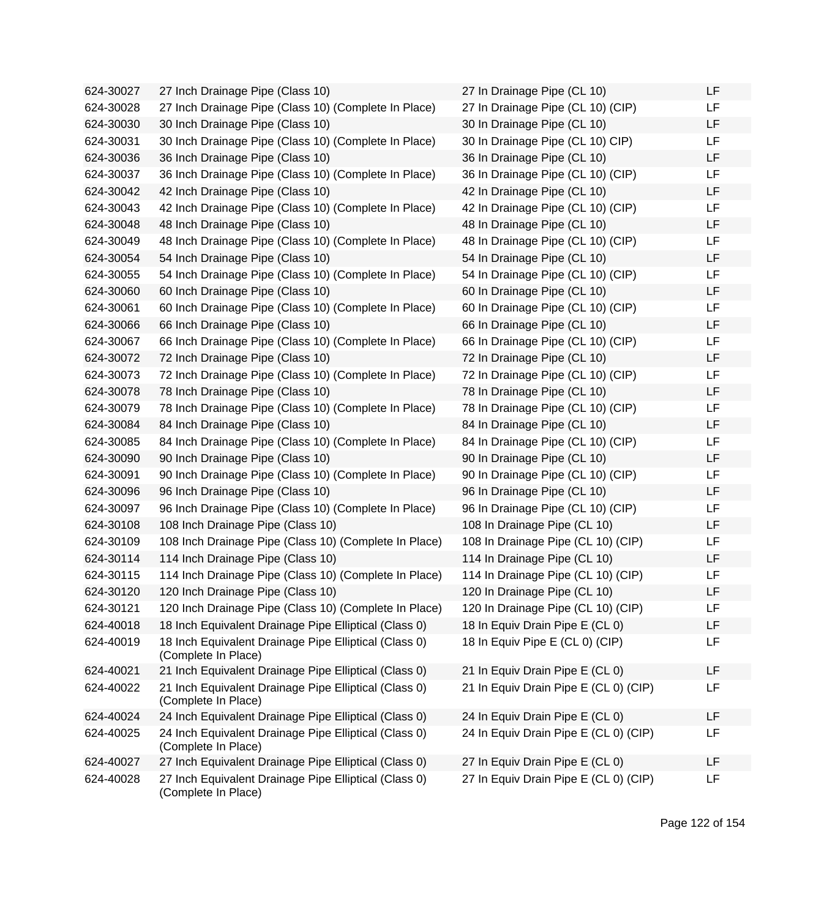| | | | |
|---|---|---|---|
| 624-30027 | 27 Inch Drainage Pipe (Class 10) | 27 In Drainage Pipe (CL 10) | LF |
| 624-30028 | 27 Inch Drainage Pipe (Class 10) (Complete In Place) | 27 In Drainage Pipe (CL 10) (CIP) | LF |
| 624-30030 | 30 Inch Drainage Pipe (Class 10) | 30 In Drainage Pipe (CL 10) | LF |
| 624-30031 | 30 Inch Drainage Pipe (Class 10) (Complete In Place) | 30 In Drainage Pipe (CL 10) CIP) | LF |
| 624-30036 | 36 Inch Drainage Pipe (Class 10) | 36 In Drainage Pipe (CL 10) | LF |
| 624-30037 | 36 Inch Drainage Pipe (Class 10) (Complete In Place) | 36 In Drainage Pipe (CL 10) (CIP) | LF |
| 624-30042 | 42 Inch Drainage Pipe (Class 10) | 42 In Drainage Pipe (CL 10) | LF |
| 624-30043 | 42 Inch Drainage Pipe (Class 10) (Complete In Place) | 42 In Drainage Pipe (CL 10) (CIP) | LF |
| 624-30048 | 48 Inch Drainage Pipe (Class 10) | 48 In Drainage Pipe (CL 10) | LF |
| 624-30049 | 48 Inch Drainage Pipe (Class 10) (Complete In Place) | 48 In Drainage Pipe (CL 10) (CIP) | LF |
| 624-30054 | 54 Inch Drainage Pipe (Class 10) | 54 In Drainage Pipe (CL 10) | LF |
| 624-30055 | 54 Inch Drainage Pipe (Class 10) (Complete In Place) | 54 In Drainage Pipe (CL 10) (CIP) | LF |
| 624-30060 | 60 Inch Drainage Pipe (Class 10) | 60 In Drainage Pipe (CL 10) | LF |
| 624-30061 | 60 Inch Drainage Pipe (Class 10) (Complete In Place) | 60 In Drainage Pipe (CL 10) (CIP) | LF |
| 624-30066 | 66 Inch Drainage Pipe (Class 10) | 66 In Drainage Pipe (CL 10) | LF |
| 624-30067 | 66 Inch Drainage Pipe (Class 10) (Complete In Place) | 66 In Drainage Pipe (CL 10) (CIP) | LF |
| 624-30072 | 72 Inch Drainage Pipe (Class 10) | 72 In Drainage Pipe (CL 10) | LF |
| 624-30073 | 72 Inch Drainage Pipe (Class 10) (Complete In Place) | 72 In Drainage Pipe (CL 10) (CIP) | LF |
| 624-30078 | 78 Inch Drainage Pipe (Class 10) | 78 In Drainage Pipe (CL 10) | LF |
| 624-30079 | 78 Inch Drainage Pipe (Class 10) (Complete In Place) | 78 In Drainage Pipe (CL 10) (CIP) | LF |
| 624-30084 | 84 Inch Drainage Pipe (Class 10) | 84 In Drainage Pipe (CL 10) | LF |
| 624-30085 | 84 Inch Drainage Pipe (Class 10) (Complete In Place) | 84 In Drainage Pipe (CL 10) (CIP) | LF |
| 624-30090 | 90 Inch Drainage Pipe (Class 10) | 90 In Drainage Pipe (CL 10) | LF |
| 624-30091 | 90 Inch Drainage Pipe (Class 10) (Complete In Place) | 90 In Drainage Pipe (CL 10) (CIP) | LF |
| 624-30096 | 96 Inch Drainage Pipe (Class 10) | 96 In Drainage Pipe (CL 10) | LF |
| 624-30097 | 96 Inch Drainage Pipe (Class 10) (Complete In Place) | 96 In Drainage Pipe (CL 10) (CIP) | LF |
| 624-30108 | 108 Inch Drainage Pipe (Class 10) | 108 In Drainage Pipe (CL 10) | LF |
| 624-30109 | 108 Inch Drainage Pipe (Class 10) (Complete In Place) | 108 In Drainage Pipe (CL 10) (CIP) | LF |
| 624-30114 | 114 Inch Drainage Pipe (Class 10) | 114 In Drainage Pipe (CL 10) | LF |
| 624-30115 | 114 Inch Drainage Pipe (Class 10) (Complete In Place) | 114 In Drainage Pipe (CL 10) (CIP) | LF |
| 624-30120 | 120 Inch Drainage Pipe (Class 10) | 120 In Drainage Pipe (CL 10) | LF |
| 624-30121 | 120 Inch Drainage Pipe (Class 10) (Complete In Place) | 120 In Drainage Pipe (CL 10) (CIP) | LF |
| 624-40018 | 18 Inch Equivalent Drainage Pipe Elliptical (Class 0) | 18 In Equiv Drain Pipe E (CL 0) | LF |
| 624-40019 | 18 Inch Equivalent Drainage Pipe Elliptical (Class 0) (Complete In Place) | 18 In Equiv Pipe E (CL 0) (CIP) | LF |
| 624-40021 | 21 Inch Equivalent Drainage Pipe Elliptical (Class 0) | 21 In Equiv Drain Pipe E (CL 0) | LF |
| 624-40022 | 21 Inch Equivalent Drainage Pipe Elliptical (Class 0) (Complete In Place) | 21 In Equiv Drain Pipe E (CL 0) (CIP) | LF |
| 624-40024 | 24 Inch Equivalent Drainage Pipe Elliptical (Class 0) | 24 In Equiv Drain Pipe E (CL 0) | LF |
| 624-40025 | 24 Inch Equivalent Drainage Pipe Elliptical (Class 0) (Complete In Place) | 24 In Equiv Drain Pipe E (CL 0) (CIP) | LF |
| 624-40027 | 27 Inch Equivalent Drainage Pipe Elliptical (Class 0) | 27 In Equiv Drain Pipe E (CL 0) | LF |
| 624-40028 | 27 Inch Equivalent Drainage Pipe Elliptical (Class 0) (Complete In Place) | 27 In Equiv Drain Pipe E (CL 0) (CIP) | LF |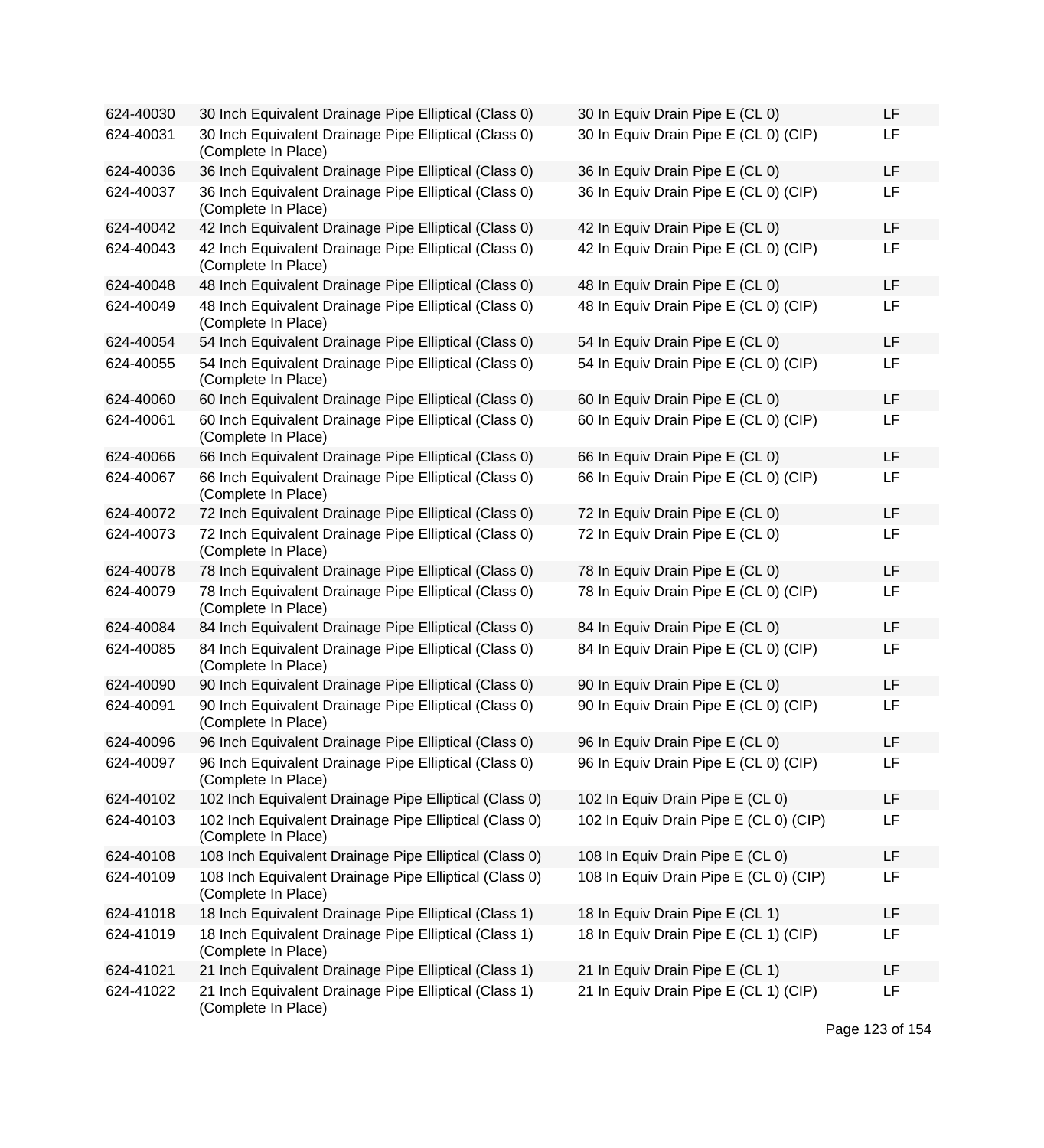| | | | |
|---|---|---|---|
| 624-40030 | 30 Inch Equivalent Drainage Pipe Elliptical (Class 0) | 30 In Equiv Drain Pipe E (CL 0) | LF |
| 624-40031 | 30 Inch Equivalent Drainage Pipe Elliptical (Class 0) (Complete In Place) | 30 In Equiv Drain Pipe E (CL 0) (CIP) | LF |
| 624-40036 | 36 Inch Equivalent Drainage Pipe Elliptical (Class 0) | 36 In Equiv Drain Pipe E (CL 0) | LF |
| 624-40037 | 36 Inch Equivalent Drainage Pipe Elliptical (Class 0) (Complete In Place) | 36 In Equiv Drain Pipe E (CL 0) (CIP) | LF |
| 624-40042 | 42 Inch Equivalent Drainage Pipe Elliptical (Class 0) | 42 In Equiv Drain Pipe E (CL 0) | LF |
| 624-40043 | 42 Inch Equivalent Drainage Pipe Elliptical (Class 0) (Complete In Place) | 42 In Equiv Drain Pipe E (CL 0) (CIP) | LF |
| 624-40048 | 48 Inch Equivalent Drainage Pipe Elliptical (Class 0) | 48 In Equiv Drain Pipe E (CL 0) | LF |
| 624-40049 | 48 Inch Equivalent Drainage Pipe Elliptical (Class 0) (Complete In Place) | 48 In Equiv Drain Pipe E (CL 0) (CIP) | LF |
| 624-40054 | 54 Inch Equivalent Drainage Pipe Elliptical (Class 0) | 54 In Equiv Drain Pipe E (CL 0) | LF |
| 624-40055 | 54 Inch Equivalent Drainage Pipe Elliptical (Class 0) (Complete In Place) | 54 In Equiv Drain Pipe E (CL 0) (CIP) | LF |
| 624-40060 | 60 Inch Equivalent Drainage Pipe Elliptical (Class 0) | 60 In Equiv Drain Pipe E (CL 0) | LF |
| 624-40061 | 60 Inch Equivalent Drainage Pipe Elliptical (Class 0) (Complete In Place) | 60 In Equiv Drain Pipe E (CL 0) (CIP) | LF |
| 624-40066 | 66 Inch Equivalent Drainage Pipe Elliptical (Class 0) | 66 In Equiv Drain Pipe E (CL 0) | LF |
| 624-40067 | 66 Inch Equivalent Drainage Pipe Elliptical (Class 0) (Complete In Place) | 66 In Equiv Drain Pipe E (CL 0) (CIP) | LF |
| 624-40072 | 72 Inch Equivalent Drainage Pipe Elliptical (Class 0) | 72 In Equiv Drain Pipe E (CL 0) | LF |
| 624-40073 | 72 Inch Equivalent Drainage Pipe Elliptical (Class 0) (Complete In Place) | 72 In Equiv Drain Pipe E (CL 0) | LF |
| 624-40078 | 78 Inch Equivalent Drainage Pipe Elliptical (Class 0) | 78 In Equiv Drain Pipe E (CL 0) | LF |
| 624-40079 | 78 Inch Equivalent Drainage Pipe Elliptical (Class 0) (Complete In Place) | 78 In Equiv Drain Pipe E (CL 0) (CIP) | LF |
| 624-40084 | 84 Inch Equivalent Drainage Pipe Elliptical (Class 0) | 84 In Equiv Drain Pipe E (CL 0) | LF |
| 624-40085 | 84 Inch Equivalent Drainage Pipe Elliptical (Class 0) (Complete In Place) | 84 In Equiv Drain Pipe E (CL 0) (CIP) | LF |
| 624-40090 | 90 Inch Equivalent Drainage Pipe Elliptical (Class 0) | 90 In Equiv Drain Pipe E (CL 0) | LF |
| 624-40091 | 90 Inch Equivalent Drainage Pipe Elliptical (Class 0) (Complete In Place) | 90 In Equiv Drain Pipe E (CL 0) (CIP) | LF |
| 624-40096 | 96 Inch Equivalent Drainage Pipe Elliptical (Class 0) | 96 In Equiv Drain Pipe E (CL 0) | LF |
| 624-40097 | 96 Inch Equivalent Drainage Pipe Elliptical (Class 0) (Complete In Place) | 96 In Equiv Drain Pipe E (CL 0) (CIP) | LF |
| 624-40102 | 102 Inch Equivalent Drainage Pipe Elliptical (Class 0) | 102 In Equiv Drain Pipe E (CL 0) | LF |
| 624-40103 | 102 Inch Equivalent Drainage Pipe Elliptical (Class 0) (Complete In Place) | 102 In Equiv Drain Pipe E (CL 0) (CIP) | LF |
| 624-40108 | 108 Inch Equivalent Drainage Pipe Elliptical (Class 0) | 108 In Equiv Drain Pipe E (CL 0) | LF |
| 624-40109 | 108 Inch Equivalent Drainage Pipe Elliptical (Class 0) (Complete In Place) | 108 In Equiv Drain Pipe E (CL 0) (CIP) | LF |
| 624-41018 | 18 Inch Equivalent Drainage Pipe Elliptical (Class 1) | 18 In Equiv Drain Pipe E (CL 1) | LF |
| 624-41019 | 18 Inch Equivalent Drainage Pipe Elliptical (Class 1) (Complete In Place) | 18 In Equiv Drain Pipe E (CL 1) (CIP) | LF |
| 624-41021 | 21 Inch Equivalent Drainage Pipe Elliptical (Class 1) | 21 In Equiv Drain Pipe E (CL 1) | LF |
| 624-41022 | 21 Inch Equivalent Drainage Pipe Elliptical (Class 1) (Complete In Place) | 21 In Equiv Drain Pipe E (CL 1) (CIP) | LF |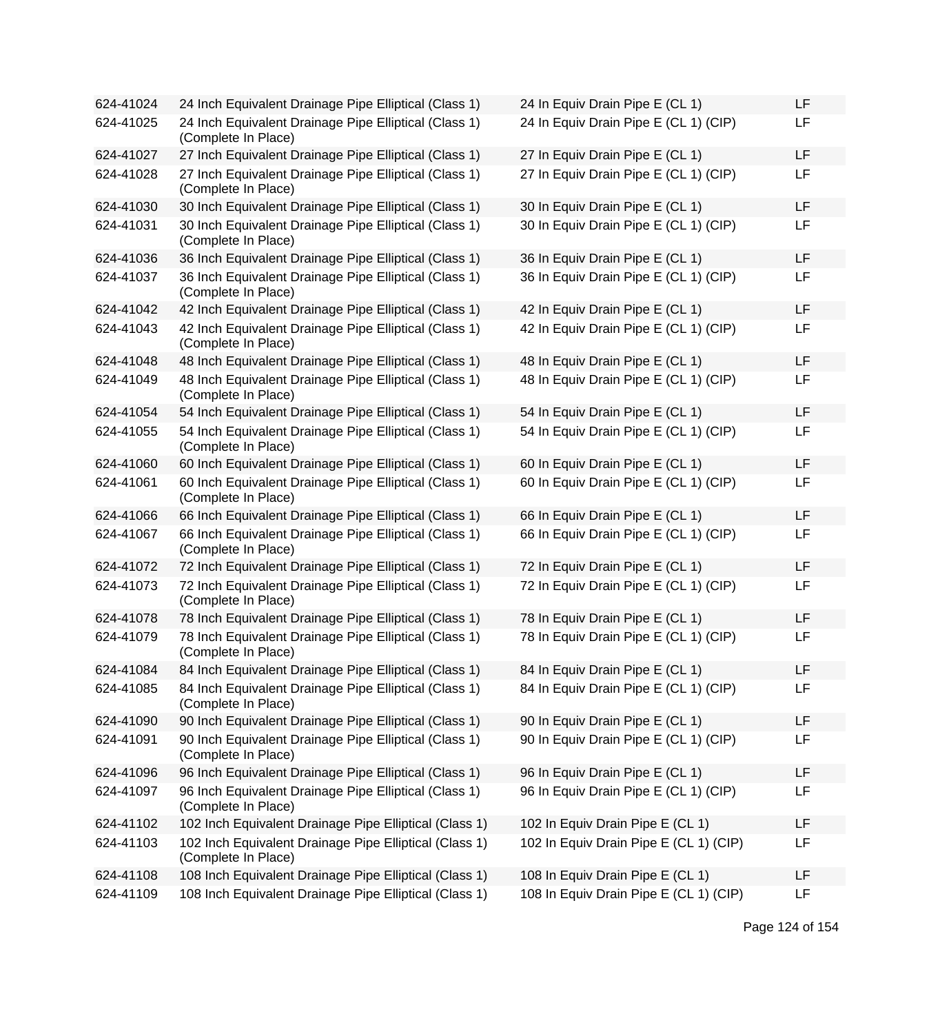| | | | |
|---|---|---|---|
| 624-41024 | 24 Inch Equivalent Drainage Pipe Elliptical (Class 1) | 24 In Equiv Drain Pipe E (CL 1) | LF |
| 624-41025 | 24 Inch Equivalent Drainage Pipe Elliptical (Class 1) (Complete In Place) | 24 In Equiv Drain Pipe E (CL 1) (CIP) | LF |
| 624-41027 | 27 Inch Equivalent Drainage Pipe Elliptical (Class 1) | 27 In Equiv Drain Pipe E (CL 1) | LF |
| 624-41028 | 27 Inch Equivalent Drainage Pipe Elliptical (Class 1) (Complete In Place) | 27 In Equiv Drain Pipe E (CL 1) (CIP) | LF |
| 624-41030 | 30 Inch Equivalent Drainage Pipe Elliptical (Class 1) | 30 In Equiv Drain Pipe E (CL 1) | LF |
| 624-41031 | 30 Inch Equivalent Drainage Pipe Elliptical (Class 1) (Complete In Place) | 30 In Equiv Drain Pipe E (CL 1) (CIP) | LF |
| 624-41036 | 36 Inch Equivalent Drainage Pipe Elliptical (Class 1) | 36 In Equiv Drain Pipe E (CL 1) | LF |
| 624-41037 | 36 Inch Equivalent Drainage Pipe Elliptical (Class 1) (Complete In Place) | 36 In Equiv Drain Pipe E (CL 1) (CIP) | LF |
| 624-41042 | 42 Inch Equivalent Drainage Pipe Elliptical (Class 1) | 42 In Equiv Drain Pipe E (CL 1) | LF |
| 624-41043 | 42 Inch Equivalent Drainage Pipe Elliptical (Class 1) (Complete In Place) | 42 In Equiv Drain Pipe E (CL 1) (CIP) | LF |
| 624-41048 | 48 Inch Equivalent Drainage Pipe Elliptical (Class 1) | 48 In Equiv Drain Pipe E (CL 1) | LF |
| 624-41049 | 48 Inch Equivalent Drainage Pipe Elliptical (Class 1) (Complete In Place) | 48 In Equiv Drain Pipe E (CL 1) (CIP) | LF |
| 624-41054 | 54 Inch Equivalent Drainage Pipe Elliptical (Class 1) | 54 In Equiv Drain Pipe E (CL 1) | LF |
| 624-41055 | 54 Inch Equivalent Drainage Pipe Elliptical (Class 1) (Complete In Place) | 54 In Equiv Drain Pipe E (CL 1) (CIP) | LF |
| 624-41060 | 60 Inch Equivalent Drainage Pipe Elliptical (Class 1) | 60 In Equiv Drain Pipe E (CL 1) | LF |
| 624-41061 | 60 Inch Equivalent Drainage Pipe Elliptical (Class 1) (Complete In Place) | 60 In Equiv Drain Pipe E (CL 1) (CIP) | LF |
| 624-41066 | 66 Inch Equivalent Drainage Pipe Elliptical (Class 1) | 66 In Equiv Drain Pipe E (CL 1) | LF |
| 624-41067 | 66 Inch Equivalent Drainage Pipe Elliptical (Class 1) (Complete In Place) | 66 In Equiv Drain Pipe E (CL 1) (CIP) | LF |
| 624-41072 | 72 Inch Equivalent Drainage Pipe Elliptical (Class 1) | 72 In Equiv Drain Pipe E (CL 1) | LF |
| 624-41073 | 72 Inch Equivalent Drainage Pipe Elliptical (Class 1) (Complete In Place) | 72 In Equiv Drain Pipe E (CL 1) (CIP) | LF |
| 624-41078 | 78 Inch Equivalent Drainage Pipe Elliptical (Class 1) | 78 In Equiv Drain Pipe E (CL 1) | LF |
| 624-41079 | 78 Inch Equivalent Drainage Pipe Elliptical (Class 1) (Complete In Place) | 78 In Equiv Drain Pipe E (CL 1) (CIP) | LF |
| 624-41084 | 84 Inch Equivalent Drainage Pipe Elliptical (Class 1) | 84 In Equiv Drain Pipe E (CL 1) | LF |
| 624-41085 | 84 Inch Equivalent Drainage Pipe Elliptical (Class 1) (Complete In Place) | 84 In Equiv Drain Pipe E (CL 1) (CIP) | LF |
| 624-41090 | 90 Inch Equivalent Drainage Pipe Elliptical (Class 1) | 90 In Equiv Drain Pipe E (CL 1) | LF |
| 624-41091 | 90 Inch Equivalent Drainage Pipe Elliptical (Class 1) (Complete In Place) | 90 In Equiv Drain Pipe E (CL 1) (CIP) | LF |
| 624-41096 | 96 Inch Equivalent Drainage Pipe Elliptical (Class 1) | 96 In Equiv Drain Pipe E (CL 1) | LF |
| 624-41097 | 96 Inch Equivalent Drainage Pipe Elliptical (Class 1) (Complete In Place) | 96 In Equiv Drain Pipe E (CL 1) (CIP) | LF |
| 624-41102 | 102 Inch Equivalent Drainage Pipe Elliptical (Class 1) | 102 In Equiv Drain Pipe E (CL 1) | LF |
| 624-41103 | 102 Inch Equivalent Drainage Pipe Elliptical (Class 1) (Complete In Place) | 102 In Equiv Drain Pipe E (CL 1) (CIP) | LF |
| 624-41108 | 108 Inch Equivalent Drainage Pipe Elliptical (Class 1) | 108 In Equiv Drain Pipe E (CL 1) | LF |
| 624-41109 | 108 Inch Equivalent Drainage Pipe Elliptical (Class 1) | 108 In Equiv Drain Pipe E (CL 1) (CIP) | LF |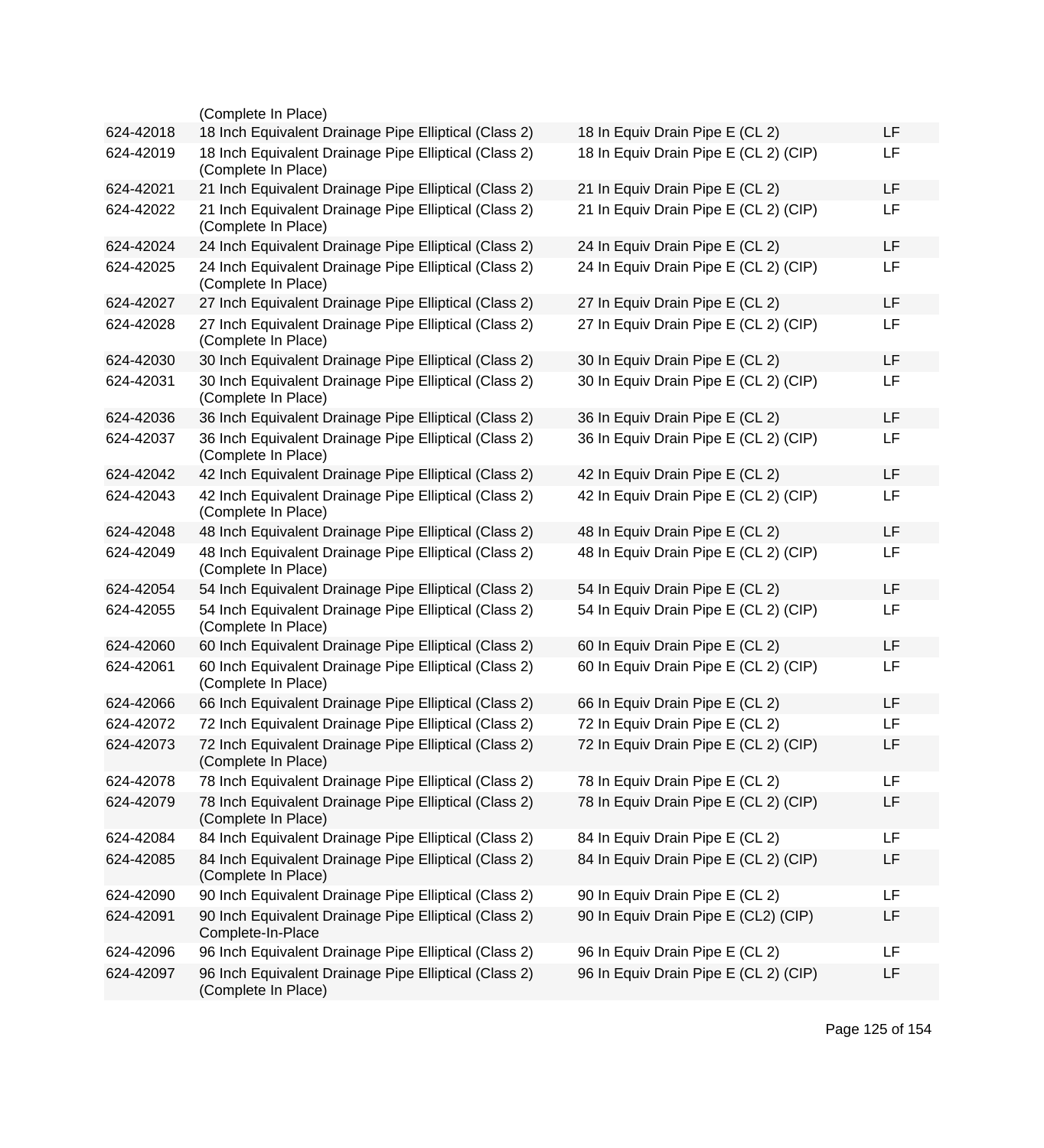| | | | |
|---|---|---|---|
| | (Complete In Place) | | |
| 624-42018 | 18 Inch Equivalent Drainage Pipe Elliptical (Class 2) | 18 In Equiv Drain Pipe E (CL 2) | LF |
| 624-42019 | 18 Inch Equivalent Drainage Pipe Elliptical (Class 2) (Complete In Place) | 18 In Equiv Drain Pipe E (CL 2) (CIP) | LF |
| 624-42021 | 21 Inch Equivalent Drainage Pipe Elliptical (Class 2) | 21 In Equiv Drain Pipe E (CL 2) | LF |
| 624-42022 | 21 Inch Equivalent Drainage Pipe Elliptical (Class 2) (Complete In Place) | 21 In Equiv Drain Pipe E (CL 2) (CIP) | LF |
| 624-42024 | 24 Inch Equivalent Drainage Pipe Elliptical (Class 2) | 24 In Equiv Drain Pipe E (CL 2) | LF |
| 624-42025 | 24 Inch Equivalent Drainage Pipe Elliptical (Class 2) (Complete In Place) | 24 In Equiv Drain Pipe E (CL 2) (CIP) | LF |
| 624-42027 | 27 Inch Equivalent Drainage Pipe Elliptical (Class 2) | 27 In Equiv Drain Pipe E (CL 2) | LF |
| 624-42028 | 27 Inch Equivalent Drainage Pipe Elliptical (Class 2) (Complete In Place) | 27 In Equiv Drain Pipe E (CL 2) (CIP) | LF |
| 624-42030 | 30 Inch Equivalent Drainage Pipe Elliptical (Class 2) | 30 In Equiv Drain Pipe E (CL 2) | LF |
| 624-42031 | 30 Inch Equivalent Drainage Pipe Elliptical (Class 2) (Complete In Place) | 30 In Equiv Drain Pipe E (CL 2) (CIP) | LF |
| 624-42036 | 36 Inch Equivalent Drainage Pipe Elliptical (Class 2) | 36 In Equiv Drain Pipe E (CL 2) | LF |
| 624-42037 | 36 Inch Equivalent Drainage Pipe Elliptical (Class 2) (Complete In Place) | 36 In Equiv Drain Pipe E (CL 2) (CIP) | LF |
| 624-42042 | 42 Inch Equivalent Drainage Pipe Elliptical (Class 2) | 42 In Equiv Drain Pipe E (CL 2) | LF |
| 624-42043 | 42 Inch Equivalent Drainage Pipe Elliptical (Class 2) (Complete In Place) | 42 In Equiv Drain Pipe E (CL 2) (CIP) | LF |
| 624-42048 | 48 Inch Equivalent Drainage Pipe Elliptical (Class 2) | 48 In Equiv Drain Pipe E (CL 2) | LF |
| 624-42049 | 48 Inch Equivalent Drainage Pipe Elliptical (Class 2) (Complete In Place) | 48 In Equiv Drain Pipe E (CL 2) (CIP) | LF |
| 624-42054 | 54 Inch Equivalent Drainage Pipe Elliptical (Class 2) | 54 In Equiv Drain Pipe E (CL 2) | LF |
| 624-42055 | 54 Inch Equivalent Drainage Pipe Elliptical (Class 2) (Complete In Place) | 54 In Equiv Drain Pipe E (CL 2) (CIP) | LF |
| 624-42060 | 60 Inch Equivalent Drainage Pipe Elliptical (Class 2) | 60 In Equiv Drain Pipe E (CL 2) | LF |
| 624-42061 | 60 Inch Equivalent Drainage Pipe Elliptical (Class 2) (Complete In Place) | 60 In Equiv Drain Pipe E (CL 2) (CIP) | LF |
| 624-42066 | 66 Inch Equivalent Drainage Pipe Elliptical (Class 2) | 66 In Equiv Drain Pipe E (CL 2) | LF |
| 624-42072 | 72 Inch Equivalent Drainage Pipe Elliptical (Class 2) | 72 In Equiv Drain Pipe E (CL 2) | LF |
| 624-42073 | 72 Inch Equivalent Drainage Pipe Elliptical (Class 2) (Complete In Place) | 72 In Equiv Drain Pipe E (CL 2) (CIP) | LF |
| 624-42078 | 78 Inch Equivalent Drainage Pipe Elliptical (Class 2) | 78 In Equiv Drain Pipe E (CL 2) | LF |
| 624-42079 | 78 Inch Equivalent Drainage Pipe Elliptical (Class 2) (Complete In Place) | 78 In Equiv Drain Pipe E (CL 2) (CIP) | LF |
| 624-42084 | 84 Inch Equivalent Drainage Pipe Elliptical (Class 2) | 84 In Equiv Drain Pipe E (CL 2) | LF |
| 624-42085 | 84 Inch Equivalent Drainage Pipe Elliptical (Class 2) (Complete In Place) | 84 In Equiv Drain Pipe E (CL 2) (CIP) | LF |
| 624-42090 | 90 Inch Equivalent Drainage Pipe Elliptical (Class 2) | 90 In Equiv Drain Pipe E (CL 2) | LF |
| 624-42091 | 90 Inch Equivalent Drainage Pipe Elliptical (Class 2) Complete-In-Place | 90 In Equiv Drain Pipe E (CL2) (CIP) | LF |
| 624-42096 | 96 Inch Equivalent Drainage Pipe Elliptical (Class 2) | 96 In Equiv Drain Pipe E (CL 2) | LF |
| 624-42097 | 96 Inch Equivalent Drainage Pipe Elliptical (Class 2) (Complete In Place) | 96 In Equiv Drain Pipe E (CL 2) (CIP) | LF |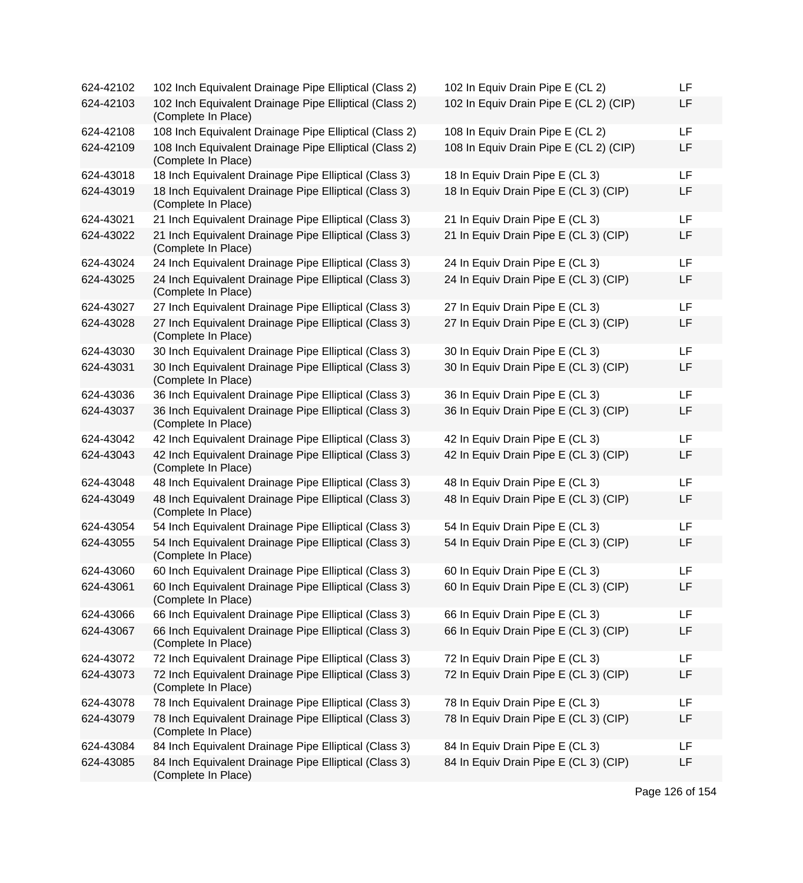| | | | |
|---|---|---|---|
| 624-42102 | 102 Inch Equivalent Drainage Pipe Elliptical (Class 2) | 102 In Equiv Drain Pipe E (CL 2) | LF |
| 624-42103 | 102 Inch Equivalent Drainage Pipe Elliptical (Class 2) (Complete In Place) | 102 In Equiv Drain Pipe E (CL 2) (CIP) | LF |
| 624-42108 | 108 Inch Equivalent Drainage Pipe Elliptical (Class 2) | 108 In Equiv Drain Pipe E (CL 2) | LF |
| 624-42109 | 108 Inch Equivalent Drainage Pipe Elliptical (Class 2) (Complete In Place) | 108 In Equiv Drain Pipe E (CL 2) (CIP) | LF |
| 624-43018 | 18 Inch Equivalent Drainage Pipe Elliptical (Class 3) | 18 In Equiv Drain Pipe E (CL 3) | LF |
| 624-43019 | 18 Inch Equivalent Drainage Pipe Elliptical (Class 3) (Complete In Place) | 18 In Equiv Drain Pipe E (CL 3) (CIP) | LF |
| 624-43021 | 21 Inch Equivalent Drainage Pipe Elliptical (Class 3) | 21 In Equiv Drain Pipe E (CL 3) | LF |
| 624-43022 | 21 Inch Equivalent Drainage Pipe Elliptical (Class 3) (Complete In Place) | 21 In Equiv Drain Pipe E (CL 3) (CIP) | LF |
| 624-43024 | 24 Inch Equivalent Drainage Pipe Elliptical (Class 3) | 24 In Equiv Drain Pipe E (CL 3) | LF |
| 624-43025 | 24 Inch Equivalent Drainage Pipe Elliptical (Class 3) (Complete In Place) | 24 In Equiv Drain Pipe E (CL 3) (CIP) | LF |
| 624-43027 | 27 Inch Equivalent Drainage Pipe Elliptical (Class 3) | 27 In Equiv Drain Pipe E (CL 3) | LF |
| 624-43028 | 27 Inch Equivalent Drainage Pipe Elliptical (Class 3) (Complete In Place) | 27 In Equiv Drain Pipe E (CL 3) (CIP) | LF |
| 624-43030 | 30 Inch Equivalent Drainage Pipe Elliptical (Class 3) | 30 In Equiv Drain Pipe E (CL 3) | LF |
| 624-43031 | 30 Inch Equivalent Drainage Pipe Elliptical (Class 3) (Complete In Place) | 30 In Equiv Drain Pipe E (CL 3) (CIP) | LF |
| 624-43036 | 36 Inch Equivalent Drainage Pipe Elliptical (Class 3) | 36 In Equiv Drain Pipe E (CL 3) | LF |
| 624-43037 | 36 Inch Equivalent Drainage Pipe Elliptical (Class 3) (Complete In Place) | 36 In Equiv Drain Pipe E (CL 3) (CIP) | LF |
| 624-43042 | 42 Inch Equivalent Drainage Pipe Elliptical (Class 3) | 42 In Equiv Drain Pipe E (CL 3) | LF |
| 624-43043 | 42 Inch Equivalent Drainage Pipe Elliptical (Class 3) (Complete In Place) | 42 In Equiv Drain Pipe E (CL 3) (CIP) | LF |
| 624-43048 | 48 Inch Equivalent Drainage Pipe Elliptical (Class 3) | 48 In Equiv Drain Pipe E (CL 3) | LF |
| 624-43049 | 48 Inch Equivalent Drainage Pipe Elliptical (Class 3) (Complete In Place) | 48 In Equiv Drain Pipe E (CL 3) (CIP) | LF |
| 624-43054 | 54 Inch Equivalent Drainage Pipe Elliptical (Class 3) | 54 In Equiv Drain Pipe E (CL 3) | LF |
| 624-43055 | 54 Inch Equivalent Drainage Pipe Elliptical (Class 3) (Complete In Place) | 54 In Equiv Drain Pipe E (CL 3) (CIP) | LF |
| 624-43060 | 60 Inch Equivalent Drainage Pipe Elliptical (Class 3) | 60 In Equiv Drain Pipe E (CL 3) | LF |
| 624-43061 | 60 Inch Equivalent Drainage Pipe Elliptical (Class 3) (Complete In Place) | 60 In Equiv Drain Pipe E (CL 3) (CIP) | LF |
| 624-43066 | 66 Inch Equivalent Drainage Pipe Elliptical (Class 3) | 66 In Equiv Drain Pipe E (CL 3) | LF |
| 624-43067 | 66 Inch Equivalent Drainage Pipe Elliptical (Class 3) (Complete In Place) | 66 In Equiv Drain Pipe E (CL 3) (CIP) | LF |
| 624-43072 | 72 Inch Equivalent Drainage Pipe Elliptical (Class 3) | 72 In Equiv Drain Pipe E (CL 3) | LF |
| 624-43073 | 72 Inch Equivalent Drainage Pipe Elliptical (Class 3) (Complete In Place) | 72 In Equiv Drain Pipe E (CL 3) (CIP) | LF |
| 624-43078 | 78 Inch Equivalent Drainage Pipe Elliptical (Class 3) | 78 In Equiv Drain Pipe E (CL 3) | LF |
| 624-43079 | 78 Inch Equivalent Drainage Pipe Elliptical (Class 3) (Complete In Place) | 78 In Equiv Drain Pipe E (CL 3) (CIP) | LF |
| 624-43084 | 84 Inch Equivalent Drainage Pipe Elliptical (Class 3) | 84 In Equiv Drain Pipe E (CL 3) | LF |
| 624-43085 | 84 Inch Equivalent Drainage Pipe Elliptical (Class 3) (Complete In Place) | 84 In Equiv Drain Pipe E (CL 3) (CIP) | LF |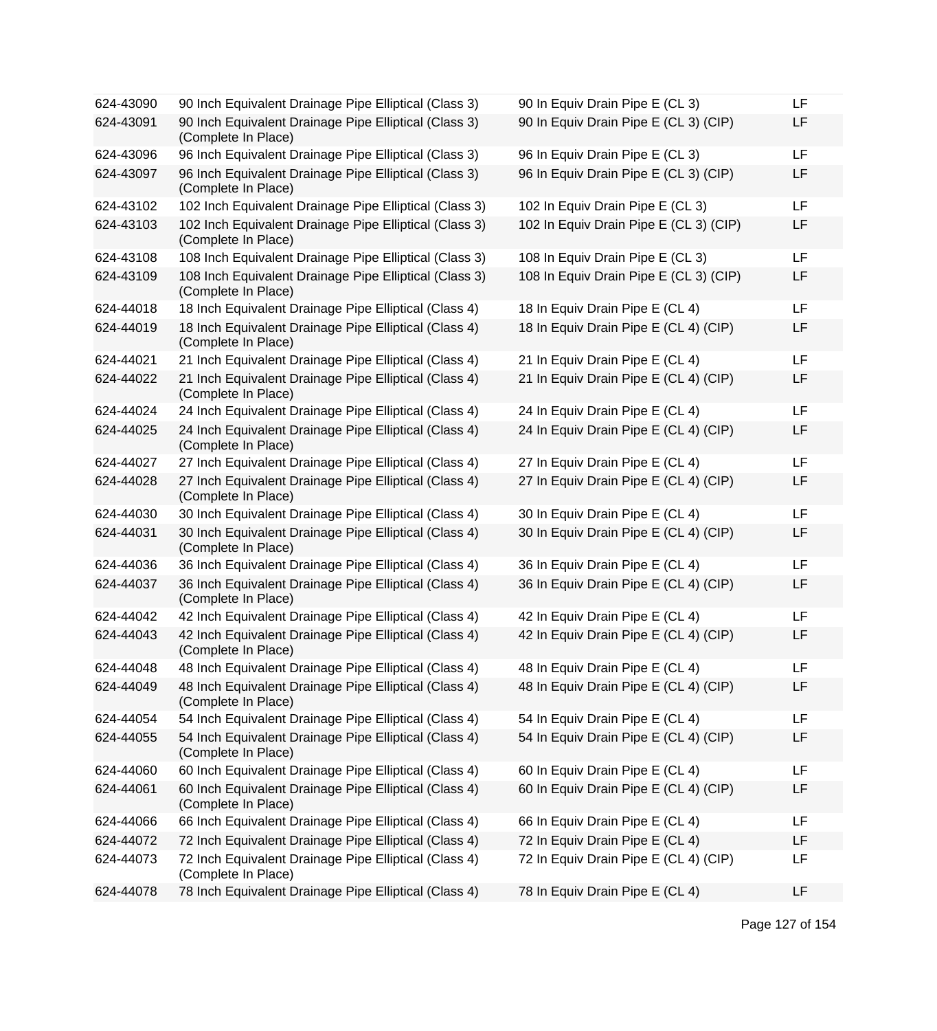| | | | |
|---|---|---|---|
| 624-43090 | 90 Inch Equivalent Drainage Pipe Elliptical (Class 3) | 90 In Equiv Drain Pipe E (CL 3) | LF |
| 624-43091 | 90 Inch Equivalent Drainage Pipe Elliptical (Class 3) (Complete In Place) | 90 In Equiv Drain Pipe E (CL 3) (CIP) | LF |
| 624-43096 | 96 Inch Equivalent Drainage Pipe Elliptical (Class 3) | 96 In Equiv Drain Pipe E (CL 3) | LF |
| 624-43097 | 96 Inch Equivalent Drainage Pipe Elliptical (Class 3) (Complete In Place) | 96 In Equiv Drain Pipe E (CL 3) (CIP) | LF |
| 624-43102 | 102 Inch Equivalent Drainage Pipe Elliptical (Class 3) | 102 In Equiv Drain Pipe E (CL 3) | LF |
| 624-43103 | 102 Inch Equivalent Drainage Pipe Elliptical (Class 3) (Complete In Place) | 102 In Equiv Drain Pipe E (CL 3) (CIP) | LF |
| 624-43108 | 108 Inch Equivalent Drainage Pipe Elliptical (Class 3) | 108 In Equiv Drain Pipe E (CL 3) | LF |
| 624-43109 | 108 Inch Equivalent Drainage Pipe Elliptical (Class 3) (Complete In Place) | 108 In Equiv Drain Pipe E (CL 3) (CIP) | LF |
| 624-44018 | 18 Inch Equivalent Drainage Pipe Elliptical (Class 4) | 18 In Equiv Drain Pipe E (CL 4) | LF |
| 624-44019 | 18 Inch Equivalent Drainage Pipe Elliptical (Class 4) (Complete In Place) | 18 In Equiv Drain Pipe E (CL 4) (CIP) | LF |
| 624-44021 | 21 Inch Equivalent Drainage Pipe Elliptical (Class 4) | 21 In Equiv Drain Pipe E (CL 4) | LF |
| 624-44022 | 21 Inch Equivalent Drainage Pipe Elliptical (Class 4) (Complete In Place) | 21 In Equiv Drain Pipe E (CL 4) (CIP) | LF |
| 624-44024 | 24 Inch Equivalent Drainage Pipe Elliptical (Class 4) | 24 In Equiv Drain Pipe E (CL 4) | LF |
| 624-44025 | 24 Inch Equivalent Drainage Pipe Elliptical (Class 4) (Complete In Place) | 24 In Equiv Drain Pipe E (CL 4) (CIP) | LF |
| 624-44027 | 27 Inch Equivalent Drainage Pipe Elliptical (Class 4) | 27 In Equiv Drain Pipe E (CL 4) | LF |
| 624-44028 | 27 Inch Equivalent Drainage Pipe Elliptical (Class 4) (Complete In Place) | 27 In Equiv Drain Pipe E (CL 4) (CIP) | LF |
| 624-44030 | 30 Inch Equivalent Drainage Pipe Elliptical (Class 4) | 30 In Equiv Drain Pipe E (CL 4) | LF |
| 624-44031 | 30 Inch Equivalent Drainage Pipe Elliptical (Class 4) (Complete In Place) | 30 In Equiv Drain Pipe E (CL 4) (CIP) | LF |
| 624-44036 | 36 Inch Equivalent Drainage Pipe Elliptical (Class 4) | 36 In Equiv Drain Pipe E (CL 4) | LF |
| 624-44037 | 36 Inch Equivalent Drainage Pipe Elliptical (Class 4) (Complete In Place) | 36 In Equiv Drain Pipe E (CL 4) (CIP) | LF |
| 624-44042 | 42 Inch Equivalent Drainage Pipe Elliptical (Class 4) | 42 In Equiv Drain Pipe E (CL 4) | LF |
| 624-44043 | 42 Inch Equivalent Drainage Pipe Elliptical (Class 4) (Complete In Place) | 42 In Equiv Drain Pipe E (CL 4) (CIP) | LF |
| 624-44048 | 48 Inch Equivalent Drainage Pipe Elliptical (Class 4) | 48 In Equiv Drain Pipe E (CL 4) | LF |
| 624-44049 | 48 Inch Equivalent Drainage Pipe Elliptical (Class 4) (Complete In Place) | 48 In Equiv Drain Pipe E (CL 4) (CIP) | LF |
| 624-44054 | 54 Inch Equivalent Drainage Pipe Elliptical (Class 4) | 54 In Equiv Drain Pipe E (CL 4) | LF |
| 624-44055 | 54 Inch Equivalent Drainage Pipe Elliptical (Class 4) (Complete In Place) | 54 In Equiv Drain Pipe E (CL 4) (CIP) | LF |
| 624-44060 | 60 Inch Equivalent Drainage Pipe Elliptical (Class 4) | 60 In Equiv Drain Pipe E (CL 4) | LF |
| 624-44061 | 60 Inch Equivalent Drainage Pipe Elliptical (Class 4) (Complete In Place) | 60 In Equiv Drain Pipe E (CL 4) (CIP) | LF |
| 624-44066 | 66 Inch Equivalent Drainage Pipe Elliptical (Class 4) | 66 In Equiv Drain Pipe E (CL 4) | LF |
| 624-44072 | 72 Inch Equivalent Drainage Pipe Elliptical (Class 4) | 72 In Equiv Drain Pipe E (CL 4) | LF |
| 624-44073 | 72 Inch Equivalent Drainage Pipe Elliptical (Class 4) (Complete In Place) | 72 In Equiv Drain Pipe E (CL 4) (CIP) | LF |
| 624-44078 | 78 Inch Equivalent Drainage Pipe Elliptical (Class 4) | 78 In Equiv Drain Pipe E (CL 4) | LF |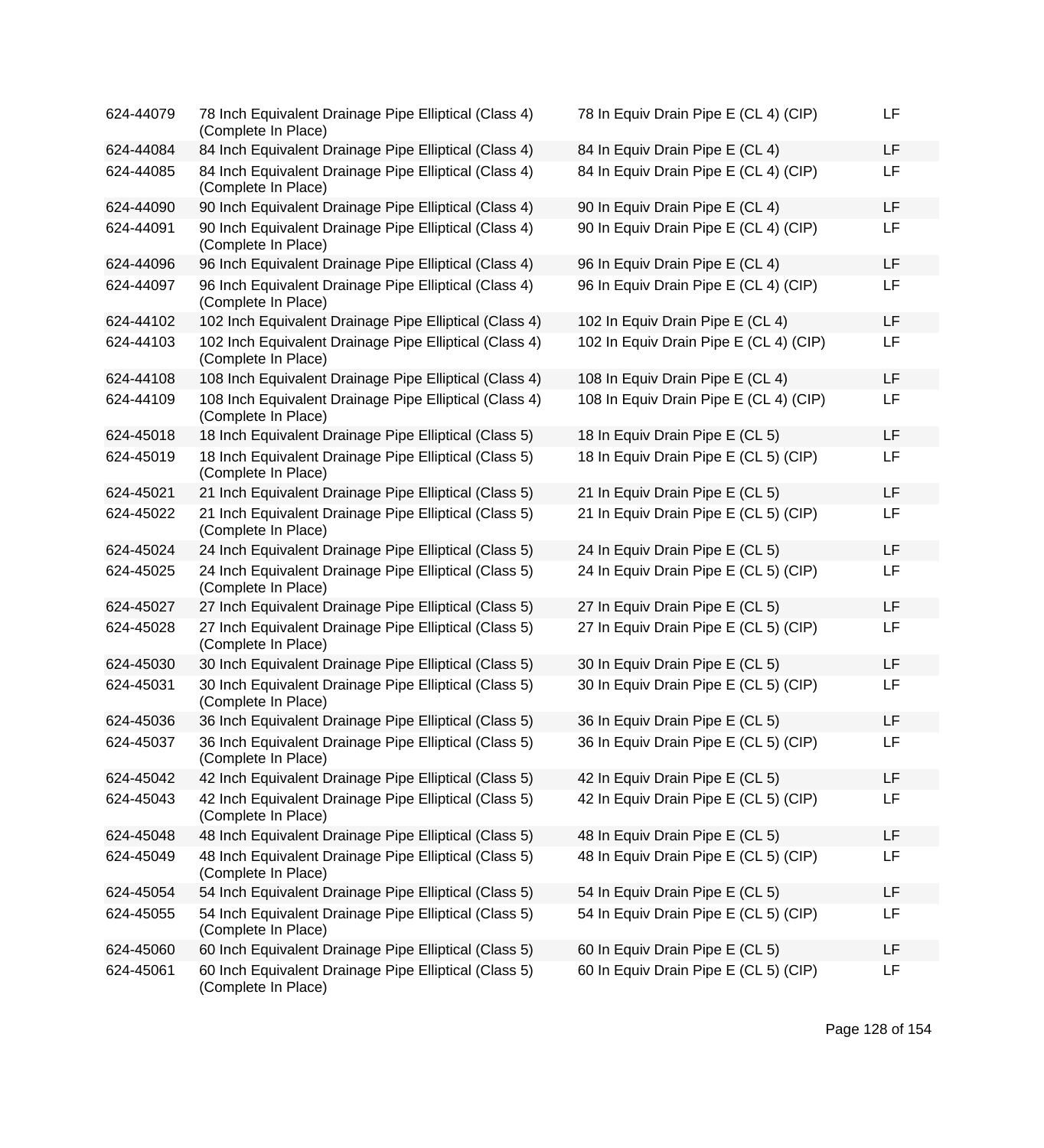| | | | |
|---|---|---|---|
| 624-44079 | 78 Inch Equivalent Drainage Pipe Elliptical (Class 4) (Complete In Place) | 78 In Equiv Drain Pipe E (CL 4) (CIP) | LF |
| 624-44084 | 84 Inch Equivalent Drainage Pipe Elliptical (Class 4) | 84 In Equiv Drain Pipe E (CL 4) | LF |
| 624-44085 | 84 Inch Equivalent Drainage Pipe Elliptical (Class 4) (Complete In Place) | 84 In Equiv Drain Pipe E (CL 4) (CIP) | LF |
| 624-44090 | 90 Inch Equivalent Drainage Pipe Elliptical (Class 4) | 90 In Equiv Drain Pipe E (CL 4) | LF |
| 624-44091 | 90 Inch Equivalent Drainage Pipe Elliptical (Class 4) (Complete In Place) | 90 In Equiv Drain Pipe E (CL 4) (CIP) | LF |
| 624-44096 | 96 Inch Equivalent Drainage Pipe Elliptical (Class 4) | 96 In Equiv Drain Pipe E (CL 4) | LF |
| 624-44097 | 96 Inch Equivalent Drainage Pipe Elliptical (Class 4) (Complete In Place) | 96 In Equiv Drain Pipe E (CL 4) (CIP) | LF |
| 624-44102 | 102 Inch Equivalent Drainage Pipe Elliptical (Class 4) | 102 In Equiv Drain Pipe E (CL 4) | LF |
| 624-44103 | 102 Inch Equivalent Drainage Pipe Elliptical (Class 4) (Complete In Place) | 102 In Equiv Drain Pipe E (CL 4) (CIP) | LF |
| 624-44108 | 108 Inch Equivalent Drainage Pipe Elliptical (Class 4) | 108 In Equiv Drain Pipe E (CL 4) | LF |
| 624-44109 | 108 Inch Equivalent Drainage Pipe Elliptical (Class 4) (Complete In Place) | 108 In Equiv Drain Pipe E (CL 4) (CIP) | LF |
| 624-45018 | 18 Inch Equivalent Drainage Pipe Elliptical (Class 5) | 18 In Equiv Drain Pipe E (CL 5) | LF |
| 624-45019 | 18 Inch Equivalent Drainage Pipe Elliptical (Class 5) (Complete In Place) | 18 In Equiv Drain Pipe E (CL 5) (CIP) | LF |
| 624-45021 | 21 Inch Equivalent Drainage Pipe Elliptical (Class 5) | 21 In Equiv Drain Pipe E (CL 5) | LF |
| 624-45022 | 21 Inch Equivalent Drainage Pipe Elliptical (Class 5) (Complete In Place) | 21 In Equiv Drain Pipe E (CL 5) (CIP) | LF |
| 624-45024 | 24 Inch Equivalent Drainage Pipe Elliptical (Class 5) | 24 In Equiv Drain Pipe E (CL 5) | LF |
| 624-45025 | 24 Inch Equivalent Drainage Pipe Elliptical (Class 5) (Complete In Place) | 24 In Equiv Drain Pipe E (CL 5) (CIP) | LF |
| 624-45027 | 27 Inch Equivalent Drainage Pipe Elliptical (Class 5) | 27 In Equiv Drain Pipe E (CL 5) | LF |
| 624-45028 | 27 Inch Equivalent Drainage Pipe Elliptical (Class 5) (Complete In Place) | 27 In Equiv Drain Pipe E (CL 5) (CIP) | LF |
| 624-45030 | 30 Inch Equivalent Drainage Pipe Elliptical (Class 5) | 30 In Equiv Drain Pipe E (CL 5) | LF |
| 624-45031 | 30 Inch Equivalent Drainage Pipe Elliptical (Class 5) (Complete In Place) | 30 In Equiv Drain Pipe E (CL 5) (CIP) | LF |
| 624-45036 | 36 Inch Equivalent Drainage Pipe Elliptical (Class 5) | 36 In Equiv Drain Pipe E (CL 5) | LF |
| 624-45037 | 36 Inch Equivalent Drainage Pipe Elliptical (Class 5) (Complete In Place) | 36 In Equiv Drain Pipe E (CL 5) (CIP) | LF |
| 624-45042 | 42 Inch Equivalent Drainage Pipe Elliptical (Class 5) | 42 In Equiv Drain Pipe E (CL 5) | LF |
| 624-45043 | 42 Inch Equivalent Drainage Pipe Elliptical (Class 5) (Complete In Place) | 42 In Equiv Drain Pipe E (CL 5) (CIP) | LF |
| 624-45048 | 48 Inch Equivalent Drainage Pipe Elliptical (Class 5) | 48 In Equiv Drain Pipe E (CL 5) | LF |
| 624-45049 | 48 Inch Equivalent Drainage Pipe Elliptical (Class 5) (Complete In Place) | 48 In Equiv Drain Pipe E (CL 5) (CIP) | LF |
| 624-45054 | 54 Inch Equivalent Drainage Pipe Elliptical (Class 5) | 54 In Equiv Drain Pipe E (CL 5) | LF |
| 624-45055 | 54 Inch Equivalent Drainage Pipe Elliptical (Class 5) (Complete In Place) | 54 In Equiv Drain Pipe E (CL 5) (CIP) | LF |
| 624-45060 | 60 Inch Equivalent Drainage Pipe Elliptical (Class 5) | 60 In Equiv Drain Pipe E (CL 5) | LF |
| 624-45061 | 60 Inch Equivalent Drainage Pipe Elliptical (Class 5) (Complete In Place) | 60 In Equiv Drain Pipe E (CL 5) (CIP) | LF |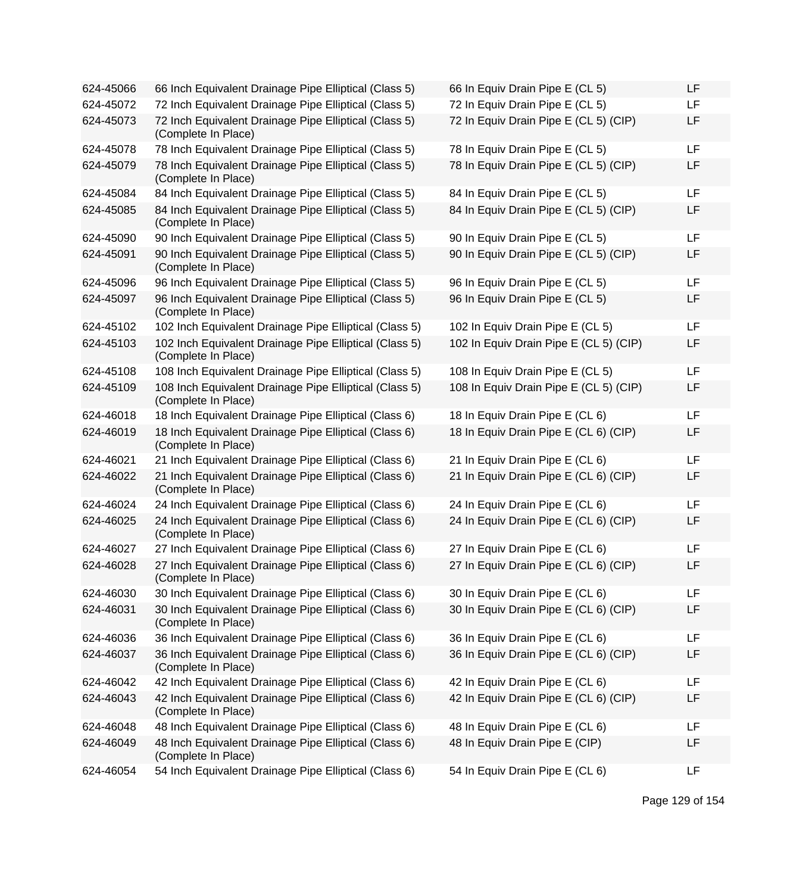| | | | |
|---|---|---|---|
| 624-45066 | 66 Inch Equivalent Drainage Pipe Elliptical (Class 5) | 66 In Equiv Drain Pipe E (CL 5) | LF |
| 624-45072 | 72 Inch Equivalent Drainage Pipe Elliptical (Class 5) | 72 In Equiv Drain Pipe E (CL 5) | LF |
| 624-45073 | 72 Inch Equivalent Drainage Pipe Elliptical (Class 5) (Complete In Place) | 72 In Equiv Drain Pipe E (CL 5) (CIP) | LF |
| 624-45078 | 78 Inch Equivalent Drainage Pipe Elliptical (Class 5) | 78 In Equiv Drain Pipe E (CL 5) | LF |
| 624-45079 | 78 Inch Equivalent Drainage Pipe Elliptical (Class 5) (Complete In Place) | 78 In Equiv Drain Pipe E (CL 5) (CIP) | LF |
| 624-45084 | 84 Inch Equivalent Drainage Pipe Elliptical (Class 5) | 84 In Equiv Drain Pipe E (CL 5) | LF |
| 624-45085 | 84 Inch Equivalent Drainage Pipe Elliptical (Class 5) (Complete In Place) | 84 In Equiv Drain Pipe E (CL 5) (CIP) | LF |
| 624-45090 | 90 Inch Equivalent Drainage Pipe Elliptical (Class 5) | 90 In Equiv Drain Pipe E (CL 5) | LF |
| 624-45091 | 90 Inch Equivalent Drainage Pipe Elliptical (Class 5) (Complete In Place) | 90 In Equiv Drain Pipe E (CL 5) (CIP) | LF |
| 624-45096 | 96 Inch Equivalent Drainage Pipe Elliptical (Class 5) | 96 In Equiv Drain Pipe E (CL 5) | LF |
| 624-45097 | 96 Inch Equivalent Drainage Pipe Elliptical (Class 5) (Complete In Place) | 96 In Equiv Drain Pipe E (CL 5) | LF |
| 624-45102 | 102 Inch Equivalent Drainage Pipe Elliptical (Class 5) | 102 In Equiv Drain Pipe E (CL 5) | LF |
| 624-45103 | 102 Inch Equivalent Drainage Pipe Elliptical (Class 5) (Complete In Place) | 102 In Equiv Drain Pipe E (CL 5) (CIP) | LF |
| 624-45108 | 108 Inch Equivalent Drainage Pipe Elliptical (Class 5) | 108 In Equiv Drain Pipe E (CL 5) | LF |
| 624-45109 | 108 Inch Equivalent Drainage Pipe Elliptical (Class 5) (Complete In Place) | 108 In Equiv Drain Pipe E (CL 5) (CIP) | LF |
| 624-46018 | 18 Inch Equivalent Drainage Pipe Elliptical (Class 6) | 18 In Equiv Drain Pipe E (CL 6) | LF |
| 624-46019 | 18 Inch Equivalent Drainage Pipe Elliptical (Class 6) (Complete In Place) | 18 In Equiv Drain Pipe E (CL 6) (CIP) | LF |
| 624-46021 | 21 Inch Equivalent Drainage Pipe Elliptical (Class 6) | 21 In Equiv Drain Pipe E (CL 6) | LF |
| 624-46022 | 21 Inch Equivalent Drainage Pipe Elliptical (Class 6) (Complete In Place) | 21 In Equiv Drain Pipe E (CL 6) (CIP) | LF |
| 624-46024 | 24 Inch Equivalent Drainage Pipe Elliptical (Class 6) | 24 In Equiv Drain Pipe E (CL 6) | LF |
| 624-46025 | 24 Inch Equivalent Drainage Pipe Elliptical (Class 6) (Complete In Place) | 24 In Equiv Drain Pipe E (CL 6) (CIP) | LF |
| 624-46027 | 27 Inch Equivalent Drainage Pipe Elliptical (Class 6) | 27 In Equiv Drain Pipe E (CL 6) | LF |
| 624-46028 | 27 Inch Equivalent Drainage Pipe Elliptical (Class 6) (Complete In Place) | 27 In Equiv Drain Pipe E (CL 6) (CIP) | LF |
| 624-46030 | 30 Inch Equivalent Drainage Pipe Elliptical (Class 6) | 30 In Equiv Drain Pipe E (CL 6) | LF |
| 624-46031 | 30 Inch Equivalent Drainage Pipe Elliptical (Class 6) (Complete In Place) | 30 In Equiv Drain Pipe E (CL 6) (CIP) | LF |
| 624-46036 | 36 Inch Equivalent Drainage Pipe Elliptical (Class 6) | 36 In Equiv Drain Pipe E (CL 6) | LF |
| 624-46037 | 36 Inch Equivalent Drainage Pipe Elliptical (Class 6) (Complete In Place) | 36 In Equiv Drain Pipe E (CL 6) (CIP) | LF |
| 624-46042 | 42 Inch Equivalent Drainage Pipe Elliptical (Class 6) | 42 In Equiv Drain Pipe E (CL 6) | LF |
| 624-46043 | 42 Inch Equivalent Drainage Pipe Elliptical (Class 6) (Complete In Place) | 42 In Equiv Drain Pipe E (CL 6) (CIP) | LF |
| 624-46048 | 48 Inch Equivalent Drainage Pipe Elliptical (Class 6) | 48 In Equiv Drain Pipe E (CL 6) | LF |
| 624-46049 | 48 Inch Equivalent Drainage Pipe Elliptical (Class 6) (Complete In Place) | 48 In Equiv Drain Pipe E (CIP) | LF |
| 624-46054 | 54 Inch Equivalent Drainage Pipe Elliptical (Class 6) | 54 In Equiv Drain Pipe E (CL 6) | LF |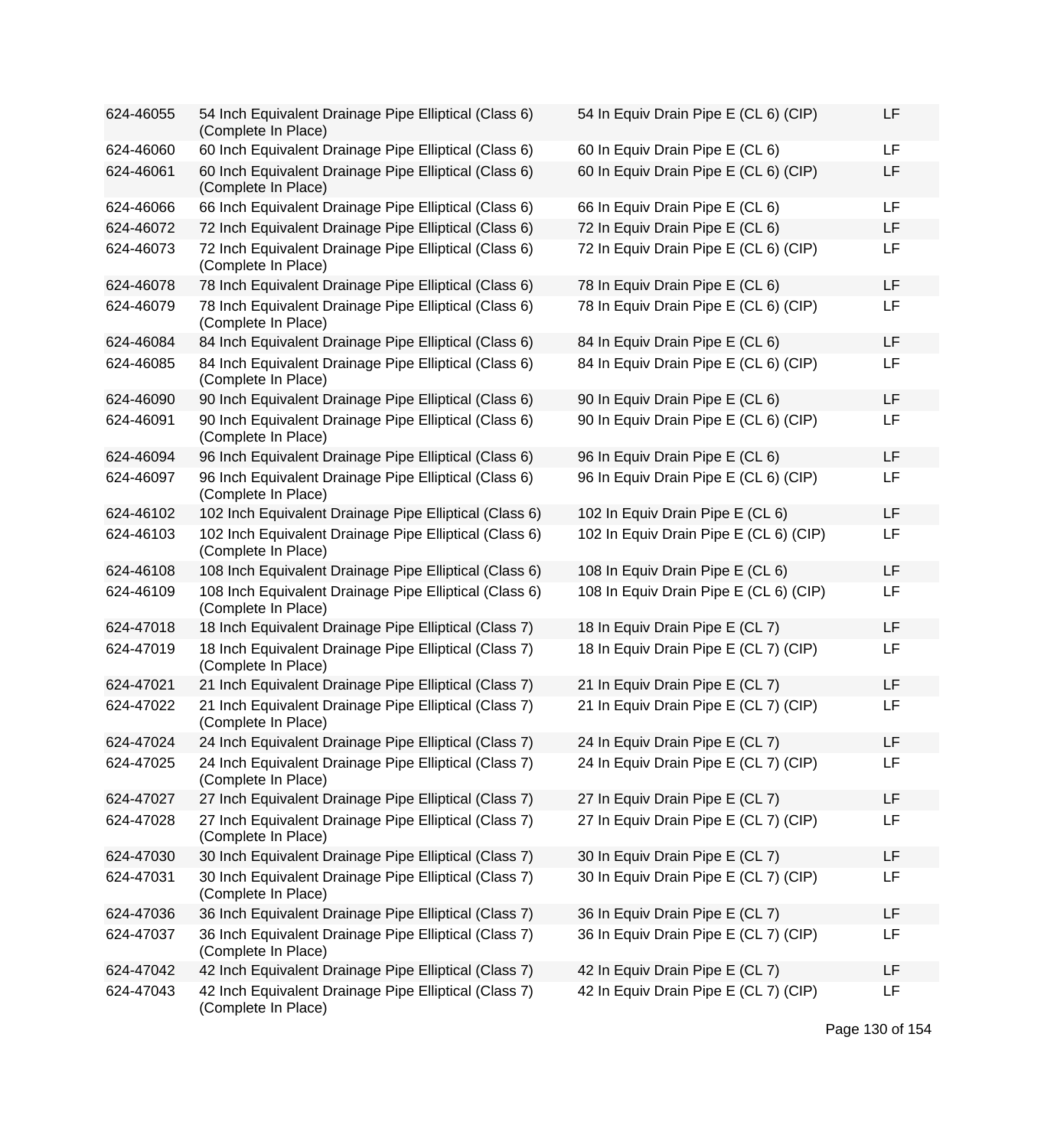| | | | |
|---|---|---|---|
| 624-46055 | 54 Inch Equivalent Drainage Pipe Elliptical (Class 6) (Complete In Place) | 54 In Equiv Drain Pipe E (CL 6) (CIP) | LF |
| 624-46060 | 60 Inch Equivalent Drainage Pipe Elliptical (Class 6) | 60 In Equiv Drain Pipe E (CL 6) | LF |
| 624-46061 | 60 Inch Equivalent Drainage Pipe Elliptical (Class 6) (Complete In Place) | 60 In Equiv Drain Pipe E (CL 6) (CIP) | LF |
| 624-46066 | 66 Inch Equivalent Drainage Pipe Elliptical (Class 6) | 66 In Equiv Drain Pipe E (CL 6) | LF |
| 624-46072 | 72 Inch Equivalent Drainage Pipe Elliptical (Class 6) | 72 In Equiv Drain Pipe E (CL 6) | LF |
| 624-46073 | 72 Inch Equivalent Drainage Pipe Elliptical (Class 6) (Complete In Place) | 72 In Equiv Drain Pipe E (CL 6) (CIP) | LF |
| 624-46078 | 78 Inch Equivalent Drainage Pipe Elliptical (Class 6) | 78 In Equiv Drain Pipe E (CL 6) | LF |
| 624-46079 | 78 Inch Equivalent Drainage Pipe Elliptical (Class 6) (Complete In Place) | 78 In Equiv Drain Pipe E (CL 6) (CIP) | LF |
| 624-46084 | 84 Inch Equivalent Drainage Pipe Elliptical (Class 6) | 84 In Equiv Drain Pipe E (CL 6) | LF |
| 624-46085 | 84 Inch Equivalent Drainage Pipe Elliptical (Class 6) (Complete In Place) | 84 In Equiv Drain Pipe E (CL 6) (CIP) | LF |
| 624-46090 | 90 Inch Equivalent Drainage Pipe Elliptical (Class 6) | 90 In Equiv Drain Pipe E (CL 6) | LF |
| 624-46091 | 90 Inch Equivalent Drainage Pipe Elliptical (Class 6) (Complete In Place) | 90 In Equiv Drain Pipe E (CL 6) (CIP) | LF |
| 624-46094 | 96 Inch Equivalent Drainage Pipe Elliptical (Class 6) | 96 In Equiv Drain Pipe E (CL 6) | LF |
| 624-46097 | 96 Inch Equivalent Drainage Pipe Elliptical (Class 6) (Complete In Place) | 96 In Equiv Drain Pipe E (CL 6) (CIP) | LF |
| 624-46102 | 102 Inch Equivalent Drainage Pipe Elliptical (Class 6) | 102 In Equiv Drain Pipe E (CL 6) | LF |
| 624-46103 | 102 Inch Equivalent Drainage Pipe Elliptical (Class 6) (Complete In Place) | 102 In Equiv Drain Pipe E (CL 6) (CIP) | LF |
| 624-46108 | 108 Inch Equivalent Drainage Pipe Elliptical (Class 6) | 108 In Equiv Drain Pipe E (CL 6) | LF |
| 624-46109 | 108 Inch Equivalent Drainage Pipe Elliptical (Class 6) (Complete In Place) | 108 In Equiv Drain Pipe E (CL 6) (CIP) | LF |
| 624-47018 | 18 Inch Equivalent Drainage Pipe Elliptical (Class 7) | 18 In Equiv Drain Pipe E (CL 7) | LF |
| 624-47019 | 18 Inch Equivalent Drainage Pipe Elliptical (Class 7) (Complete In Place) | 18 In Equiv Drain Pipe E (CL 7) (CIP) | LF |
| 624-47021 | 21 Inch Equivalent Drainage Pipe Elliptical (Class 7) | 21 In Equiv Drain Pipe E (CL 7) | LF |
| 624-47022 | 21 Inch Equivalent Drainage Pipe Elliptical (Class 7) (Complete In Place) | 21 In Equiv Drain Pipe E (CL 7) (CIP) | LF |
| 624-47024 | 24 Inch Equivalent Drainage Pipe Elliptical (Class 7) | 24 In Equiv Drain Pipe E (CL 7) | LF |
| 624-47025 | 24 Inch Equivalent Drainage Pipe Elliptical (Class 7) (Complete In Place) | 24 In Equiv Drain Pipe E (CL 7) (CIP) | LF |
| 624-47027 | 27 Inch Equivalent Drainage Pipe Elliptical (Class 7) | 27 In Equiv Drain Pipe E (CL 7) | LF |
| 624-47028 | 27 Inch Equivalent Drainage Pipe Elliptical (Class 7) (Complete In Place) | 27 In Equiv Drain Pipe E (CL 7) (CIP) | LF |
| 624-47030 | 30 Inch Equivalent Drainage Pipe Elliptical (Class 7) | 30 In Equiv Drain Pipe E (CL 7) | LF |
| 624-47031 | 30 Inch Equivalent Drainage Pipe Elliptical (Class 7) (Complete In Place) | 30 In Equiv Drain Pipe E (CL 7) (CIP) | LF |
| 624-47036 | 36 Inch Equivalent Drainage Pipe Elliptical (Class 7) | 36 In Equiv Drain Pipe E (CL 7) | LF |
| 624-47037 | 36 Inch Equivalent Drainage Pipe Elliptical (Class 7) (Complete In Place) | 36 In Equiv Drain Pipe E (CL 7) (CIP) | LF |
| 624-47042 | 42 Inch Equivalent Drainage Pipe Elliptical (Class 7) | 42 In Equiv Drain Pipe E (CL 7) | LF |
| 624-47043 | 42 Inch Equivalent Drainage Pipe Elliptical (Class 7) (Complete In Place) | 42 In Equiv Drain Pipe E (CL 7) (CIP) | LF |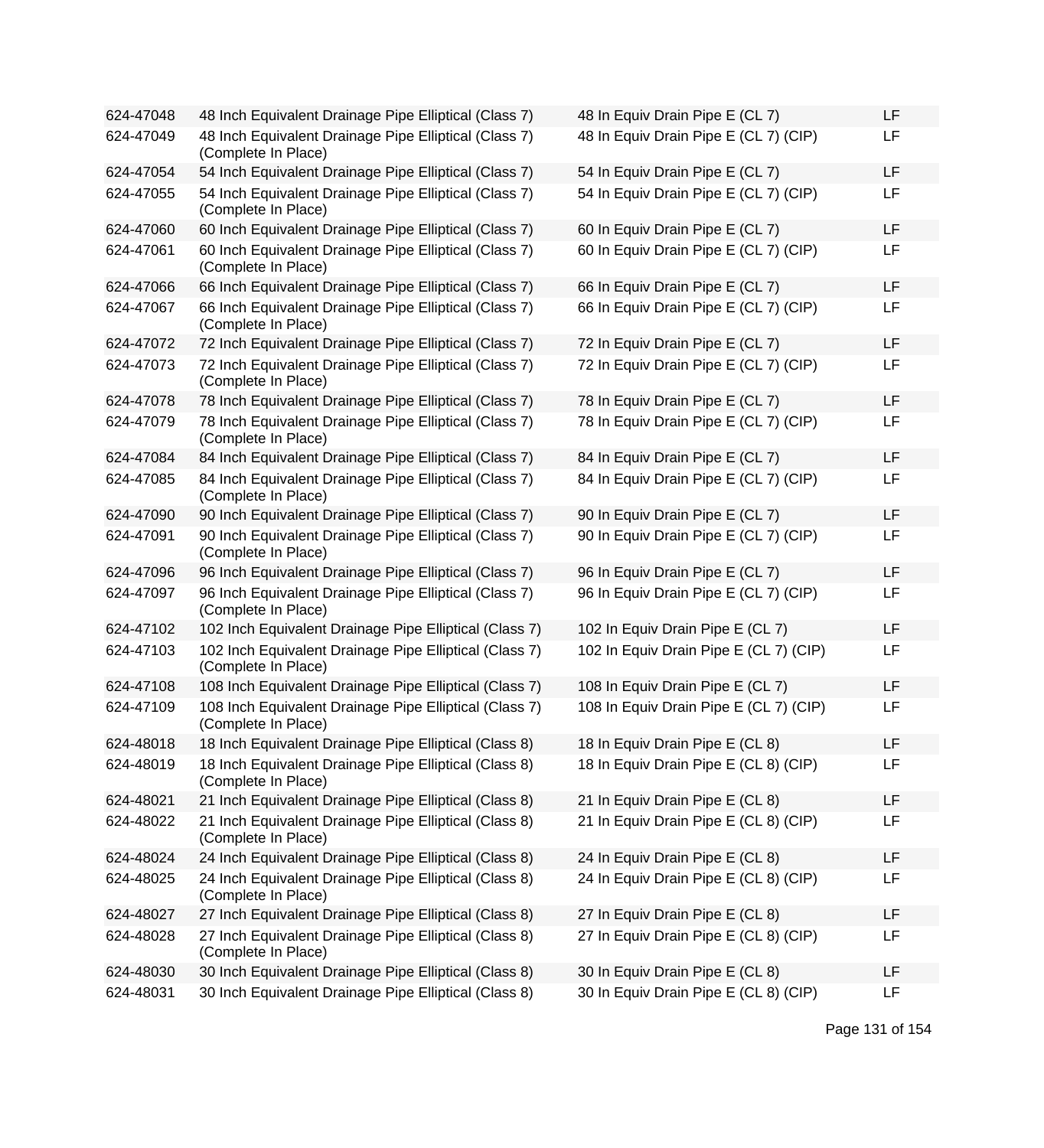| | | | |
|---|---|---|---|
| 624-47048 | 48 Inch Equivalent Drainage Pipe Elliptical (Class 7) | 48 In Equiv Drain Pipe E (CL 7) | LF |
| 624-47049 | 48 Inch Equivalent Drainage Pipe Elliptical (Class 7) (Complete In Place) | 48 In Equiv Drain Pipe E (CL 7) (CIP) | LF |
| 624-47054 | 54 Inch Equivalent Drainage Pipe Elliptical (Class 7) | 54 In Equiv Drain Pipe E (CL 7) | LF |
| 624-47055 | 54 Inch Equivalent Drainage Pipe Elliptical (Class 7) (Complete In Place) | 54 In Equiv Drain Pipe E (CL 7) (CIP) | LF |
| 624-47060 | 60 Inch Equivalent Drainage Pipe Elliptical (Class 7) | 60 In Equiv Drain Pipe E (CL 7) | LF |
| 624-47061 | 60 Inch Equivalent Drainage Pipe Elliptical (Class 7) (Complete In Place) | 60 In Equiv Drain Pipe E (CL 7) (CIP) | LF |
| 624-47066 | 66 Inch Equivalent Drainage Pipe Elliptical (Class 7) | 66 In Equiv Drain Pipe E (CL 7) | LF |
| 624-47067 | 66 Inch Equivalent Drainage Pipe Elliptical (Class 7) (Complete In Place) | 66 In Equiv Drain Pipe E (CL 7) (CIP) | LF |
| 624-47072 | 72 Inch Equivalent Drainage Pipe Elliptical (Class 7) | 72 In Equiv Drain Pipe E (CL 7) | LF |
| 624-47073 | 72 Inch Equivalent Drainage Pipe Elliptical (Class 7) (Complete In Place) | 72 In Equiv Drain Pipe E (CL 7) (CIP) | LF |
| 624-47078 | 78 Inch Equivalent Drainage Pipe Elliptical (Class 7) | 78 In Equiv Drain Pipe E (CL 7) | LF |
| 624-47079 | 78 Inch Equivalent Drainage Pipe Elliptical (Class 7) (Complete In Place) | 78 In Equiv Drain Pipe E (CL 7) (CIP) | LF |
| 624-47084 | 84 Inch Equivalent Drainage Pipe Elliptical (Class 7) | 84 In Equiv Drain Pipe E (CL 7) | LF |
| 624-47085 | 84 Inch Equivalent Drainage Pipe Elliptical (Class 7) (Complete In Place) | 84 In Equiv Drain Pipe E (CL 7) (CIP) | LF |
| 624-47090 | 90 Inch Equivalent Drainage Pipe Elliptical (Class 7) | 90 In Equiv Drain Pipe E (CL 7) | LF |
| 624-47091 | 90 Inch Equivalent Drainage Pipe Elliptical (Class 7) (Complete In Place) | 90 In Equiv Drain Pipe E (CL 7) (CIP) | LF |
| 624-47096 | 96 Inch Equivalent Drainage Pipe Elliptical (Class 7) | 96 In Equiv Drain Pipe E (CL 7) | LF |
| 624-47097 | 96 Inch Equivalent Drainage Pipe Elliptical (Class 7) (Complete In Place) | 96 In Equiv Drain Pipe E (CL 7) (CIP) | LF |
| 624-47102 | 102 Inch Equivalent Drainage Pipe Elliptical (Class 7) | 102 In Equiv Drain Pipe E (CL 7) | LF |
| 624-47103 | 102 Inch Equivalent Drainage Pipe Elliptical (Class 7) (Complete In Place) | 102 In Equiv Drain Pipe E (CL 7) (CIP) | LF |
| 624-47108 | 108 Inch Equivalent Drainage Pipe Elliptical (Class 7) | 108 In Equiv Drain Pipe E (CL 7) | LF |
| 624-47109 | 108 Inch Equivalent Drainage Pipe Elliptical (Class 7) (Complete In Place) | 108 In Equiv Drain Pipe E (CL 7) (CIP) | LF |
| 624-48018 | 18 Inch Equivalent Drainage Pipe Elliptical (Class 8) | 18 In Equiv Drain Pipe E (CL 8) | LF |
| 624-48019 | 18 Inch Equivalent Drainage Pipe Elliptical (Class 8) (Complete In Place) | 18 In Equiv Drain Pipe E (CL 8) (CIP) | LF |
| 624-48021 | 21 Inch Equivalent Drainage Pipe Elliptical (Class 8) | 21 In Equiv Drain Pipe E (CL 8) | LF |
| 624-48022 | 21 Inch Equivalent Drainage Pipe Elliptical (Class 8) (Complete In Place) | 21 In Equiv Drain Pipe E (CL 8) (CIP) | LF |
| 624-48024 | 24 Inch Equivalent Drainage Pipe Elliptical (Class 8) | 24 In Equiv Drain Pipe E (CL 8) | LF |
| 624-48025 | 24 Inch Equivalent Drainage Pipe Elliptical (Class 8) (Complete In Place) | 24 In Equiv Drain Pipe E (CL 8) (CIP) | LF |
| 624-48027 | 27 Inch Equivalent Drainage Pipe Elliptical (Class 8) | 27 In Equiv Drain Pipe E (CL 8) | LF |
| 624-48028 | 27 Inch Equivalent Drainage Pipe Elliptical (Class 8) (Complete In Place) | 27 In Equiv Drain Pipe E (CL 8) (CIP) | LF |
| 624-48030 | 30 Inch Equivalent Drainage Pipe Elliptical (Class 8) | 30 In Equiv Drain Pipe E (CL 8) | LF |
| 624-48031 | 30 Inch Equivalent Drainage Pipe Elliptical (Class 8) | 30 In Equiv Drain Pipe E (CL 8) (CIP) | LF |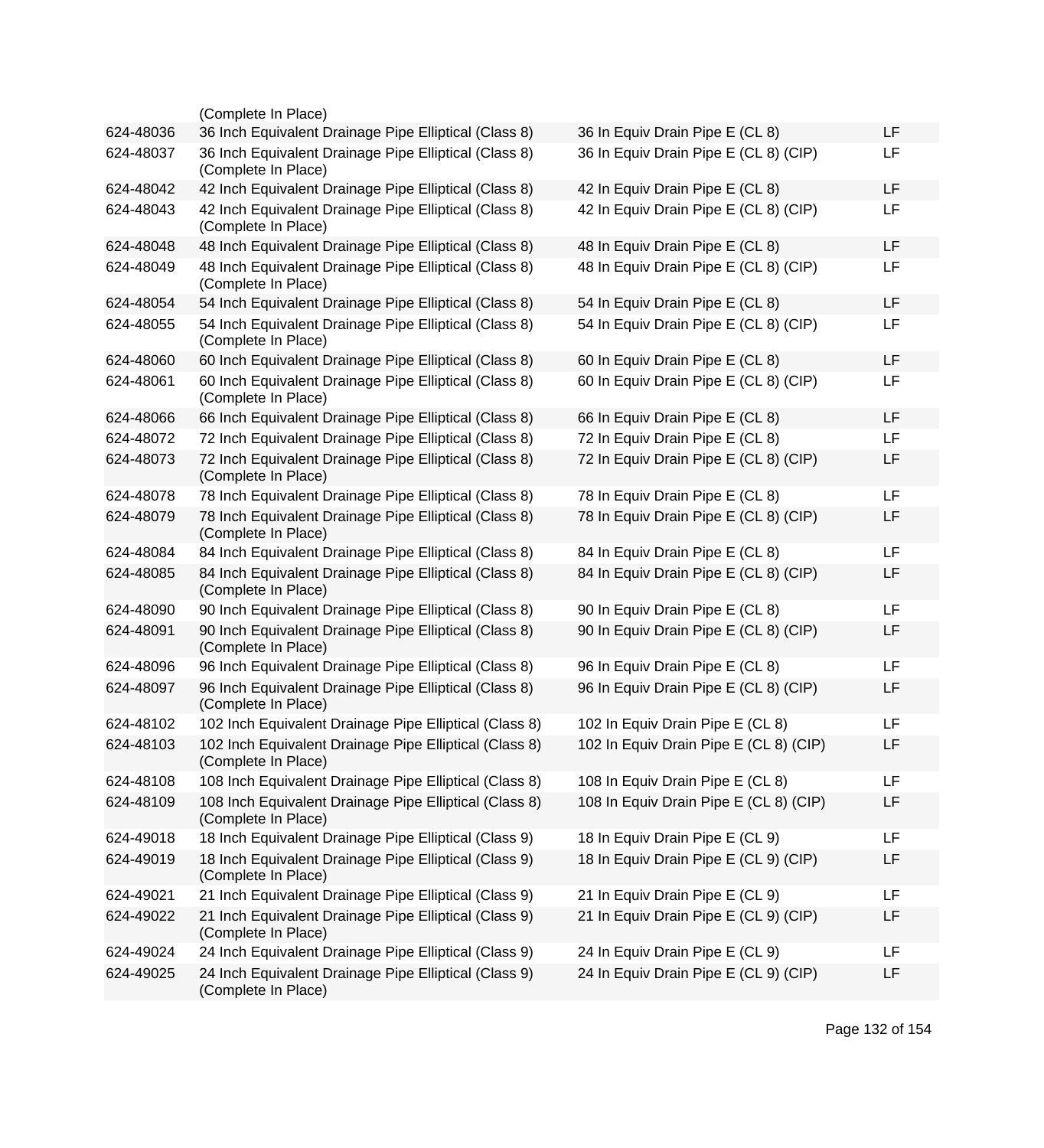| | | | |
|---|---|---|---|
| | (Complete In Place) | | |
| 624-48036 | 36 Inch Equivalent Drainage Pipe Elliptical (Class 8) | 36 In Equiv Drain Pipe E (CL 8) | LF |
| 624-48037 | 36 Inch Equivalent Drainage Pipe Elliptical (Class 8) (Complete In Place) | 36 In Equiv Drain Pipe E (CL 8) (CIP) | LF |
| 624-48042 | 42 Inch Equivalent Drainage Pipe Elliptical (Class 8) | 42 In Equiv Drain Pipe E (CL 8) | LF |
| 624-48043 | 42 Inch Equivalent Drainage Pipe Elliptical (Class 8) (Complete In Place) | 42 In Equiv Drain Pipe E (CL 8) (CIP) | LF |
| 624-48048 | 48 Inch Equivalent Drainage Pipe Elliptical (Class 8) | 48 In Equiv Drain Pipe E (CL 8) | LF |
| 624-48049 | 48 Inch Equivalent Drainage Pipe Elliptical (Class 8) (Complete In Place) | 48 In Equiv Drain Pipe E (CL 8) (CIP) | LF |
| 624-48054 | 54 Inch Equivalent Drainage Pipe Elliptical (Class 8) | 54 In Equiv Drain Pipe E (CL 8) | LF |
| 624-48055 | 54 Inch Equivalent Drainage Pipe Elliptical (Class 8) (Complete In Place) | 54 In Equiv Drain Pipe E (CL 8) (CIP) | LF |
| 624-48060 | 60 Inch Equivalent Drainage Pipe Elliptical (Class 8) | 60 In Equiv Drain Pipe E (CL 8) | LF |
| 624-48061 | 60 Inch Equivalent Drainage Pipe Elliptical (Class 8) (Complete In Place) | 60 In Equiv Drain Pipe E (CL 8) (CIP) | LF |
| 624-48066 | 66 Inch Equivalent Drainage Pipe Elliptical (Class 8) | 66 In Equiv Drain Pipe E (CL 8) | LF |
| 624-48072 | 72 Inch Equivalent Drainage Pipe Elliptical (Class 8) | 72 In Equiv Drain Pipe E (CL 8) | LF |
| 624-48073 | 72 Inch Equivalent Drainage Pipe Elliptical (Class 8) (Complete In Place) | 72 In Equiv Drain Pipe E (CL 8) (CIP) | LF |
| 624-48078 | 78 Inch Equivalent Drainage Pipe Elliptical (Class 8) | 78 In Equiv Drain Pipe E (CL 8) | LF |
| 624-48079 | 78 Inch Equivalent Drainage Pipe Elliptical (Class 8) (Complete In Place) | 78 In Equiv Drain Pipe E (CL 8) (CIP) | LF |
| 624-48084 | 84 Inch Equivalent Drainage Pipe Elliptical (Class 8) | 84 In Equiv Drain Pipe E (CL 8) | LF |
| 624-48085 | 84 Inch Equivalent Drainage Pipe Elliptical (Class 8) (Complete In Place) | 84 In Equiv Drain Pipe E (CL 8) (CIP) | LF |
| 624-48090 | 90 Inch Equivalent Drainage Pipe Elliptical (Class 8) | 90 In Equiv Drain Pipe E (CL 8) | LF |
| 624-48091 | 90 Inch Equivalent Drainage Pipe Elliptical (Class 8) (Complete In Place) | 90 In Equiv Drain Pipe E (CL 8) (CIP) | LF |
| 624-48096 | 96 Inch Equivalent Drainage Pipe Elliptical (Class 8) | 96 In Equiv Drain Pipe E (CL 8) | LF |
| 624-48097 | 96 Inch Equivalent Drainage Pipe Elliptical (Class 8) (Complete In Place) | 96 In Equiv Drain Pipe E (CL 8) (CIP) | LF |
| 624-48102 | 102 Inch Equivalent Drainage Pipe Elliptical (Class 8) | 102 In Equiv Drain Pipe E (CL 8) | LF |
| 624-48103 | 102 Inch Equivalent Drainage Pipe Elliptical (Class 8) (Complete In Place) | 102 In Equiv Drain Pipe E (CL 8) (CIP) | LF |
| 624-48108 | 108 Inch Equivalent Drainage Pipe Elliptical (Class 8) | 108 In Equiv Drain Pipe E (CL 8) | LF |
| 624-48109 | 108 Inch Equivalent Drainage Pipe Elliptical (Class 8) (Complete In Place) | 108 In Equiv Drain Pipe E (CL 8) (CIP) | LF |
| 624-49018 | 18 Inch Equivalent Drainage Pipe Elliptical (Class 9) | 18 In Equiv Drain Pipe E (CL 9) | LF |
| 624-49019 | 18 Inch Equivalent Drainage Pipe Elliptical (Class 9) (Complete In Place) | 18 In Equiv Drain Pipe E (CL 9) (CIP) | LF |
| 624-49021 | 21 Inch Equivalent Drainage Pipe Elliptical (Class 9) | 21 In Equiv Drain Pipe E (CL 9) | LF |
| 624-49022 | 21 Inch Equivalent Drainage Pipe Elliptical (Class 9) (Complete In Place) | 21 In Equiv Drain Pipe E (CL 9) (CIP) | LF |
| 624-49024 | 24 Inch Equivalent Drainage Pipe Elliptical (Class 9) | 24 In Equiv Drain Pipe E (CL 9) | LF |
| 624-49025 | 24 Inch Equivalent Drainage Pipe Elliptical (Class 9) (Complete In Place) | 24 In Equiv Drain Pipe E (CL 9) (CIP) | LF |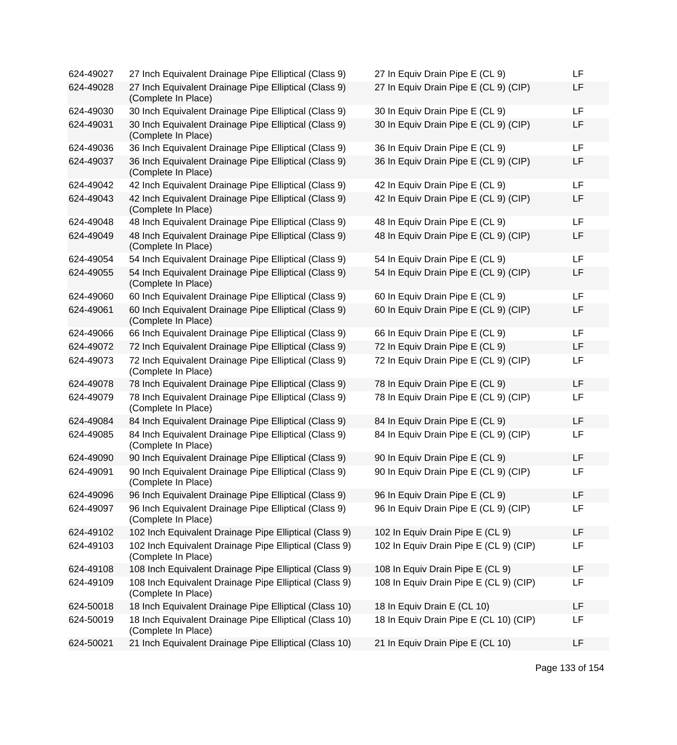| | | | |
|---|---|---|---|
| 624-49027 | 27 Inch Equivalent Drainage Pipe Elliptical (Class 9) | 27 In Equiv Drain Pipe E (CL 9) | LF |
| 624-49028 | 27 Inch Equivalent Drainage Pipe Elliptical (Class 9) (Complete In Place) | 27 In Equiv Drain Pipe E (CL 9) (CIP) | LF |
| 624-49030 | 30 Inch Equivalent Drainage Pipe Elliptical (Class 9) | 30 In Equiv Drain Pipe E (CL 9) | LF |
| 624-49031 | 30 Inch Equivalent Drainage Pipe Elliptical (Class 9) (Complete In Place) | 30 In Equiv Drain Pipe E (CL 9) (CIP) | LF |
| 624-49036 | 36 Inch Equivalent Drainage Pipe Elliptical (Class 9) | 36 In Equiv Drain Pipe E (CL 9) | LF |
| 624-49037 | 36 Inch Equivalent Drainage Pipe Elliptical (Class 9) (Complete In Place) | 36 In Equiv Drain Pipe E (CL 9) (CIP) | LF |
| 624-49042 | 42 Inch Equivalent Drainage Pipe Elliptical (Class 9) | 42 In Equiv Drain Pipe E (CL 9) | LF |
| 624-49043 | 42 Inch Equivalent Drainage Pipe Elliptical (Class 9) (Complete In Place) | 42 In Equiv Drain Pipe E (CL 9) (CIP) | LF |
| 624-49048 | 48 Inch Equivalent Drainage Pipe Elliptical (Class 9) | 48 In Equiv Drain Pipe E (CL 9) | LF |
| 624-49049 | 48 Inch Equivalent Drainage Pipe Elliptical (Class 9) (Complete In Place) | 48 In Equiv Drain Pipe E (CL 9) (CIP) | LF |
| 624-49054 | 54 Inch Equivalent Drainage Pipe Elliptical (Class 9) | 54 In Equiv Drain Pipe E (CL 9) | LF |
| 624-49055 | 54 Inch Equivalent Drainage Pipe Elliptical (Class 9) (Complete In Place) | 54 In Equiv Drain Pipe E (CL 9) (CIP) | LF |
| 624-49060 | 60 Inch Equivalent Drainage Pipe Elliptical (Class 9) | 60 In Equiv Drain Pipe E (CL 9) | LF |
| 624-49061 | 60 Inch Equivalent Drainage Pipe Elliptical (Class 9) (Complete In Place) | 60 In Equiv Drain Pipe E (CL 9) (CIP) | LF |
| 624-49066 | 66 Inch Equivalent Drainage Pipe Elliptical (Class 9) | 66 In Equiv Drain Pipe E (CL 9) | LF |
| 624-49072 | 72 Inch Equivalent Drainage Pipe Elliptical (Class 9) | 72 In Equiv Drain Pipe E (CL 9) | LF |
| 624-49073 | 72 Inch Equivalent Drainage Pipe Elliptical (Class 9) (Complete In Place) | 72 In Equiv Drain Pipe E (CL 9) (CIP) | LF |
| 624-49078 | 78 Inch Equivalent Drainage Pipe Elliptical (Class 9) | 78 In Equiv Drain Pipe E (CL 9) | LF |
| 624-49079 | 78 Inch Equivalent Drainage Pipe Elliptical (Class 9) (Complete In Place) | 78 In Equiv Drain Pipe E (CL 9) (CIP) | LF |
| 624-49084 | 84 Inch Equivalent Drainage Pipe Elliptical (Class 9) | 84 In Equiv Drain Pipe E (CL 9) | LF |
| 624-49085 | 84 Inch Equivalent Drainage Pipe Elliptical (Class 9) (Complete In Place) | 84 In Equiv Drain Pipe E (CL 9) (CIP) | LF |
| 624-49090 | 90 Inch Equivalent Drainage Pipe Elliptical (Class 9) | 90 In Equiv Drain Pipe E (CL 9) | LF |
| 624-49091 | 90 Inch Equivalent Drainage Pipe Elliptical (Class 9) (Complete In Place) | 90 In Equiv Drain Pipe E (CL 9) (CIP) | LF |
| 624-49096 | 96 Inch Equivalent Drainage Pipe Elliptical (Class 9) | 96 In Equiv Drain Pipe E (CL 9) | LF |
| 624-49097 | 96 Inch Equivalent Drainage Pipe Elliptical (Class 9) (Complete In Place) | 96 In Equiv Drain Pipe E (CL 9) (CIP) | LF |
| 624-49102 | 102 Inch Equivalent Drainage Pipe Elliptical (Class 9) | 102 In Equiv Drain Pipe E (CL 9) | LF |
| 624-49103 | 102 Inch Equivalent Drainage Pipe Elliptical (Class 9) (Complete In Place) | 102 In Equiv Drain Pipe E (CL 9) (CIP) | LF |
| 624-49108 | 108 Inch Equivalent Drainage Pipe Elliptical (Class 9) | 108 In Equiv Drain Pipe E (CL 9) | LF |
| 624-49109 | 108 Inch Equivalent Drainage Pipe Elliptical (Class 9) (Complete In Place) | 108 In Equiv Drain Pipe E (CL 9) (CIP) | LF |
| 624-50018 | 18 Inch Equivalent Drainage Pipe Elliptical (Class 10) | 18 In Equiv Drain E (CL 10) | LF |
| 624-50019 | 18 Inch Equivalent Drainage Pipe Elliptical (Class 10) (Complete In Place) | 18 In Equiv Drain Pipe E (CL 10) (CIP) | LF |
| 624-50021 | 21 Inch Equivalent Drainage Pipe Elliptical (Class 10) | 21 In Equiv Drain Pipe E (CL 10) | LF |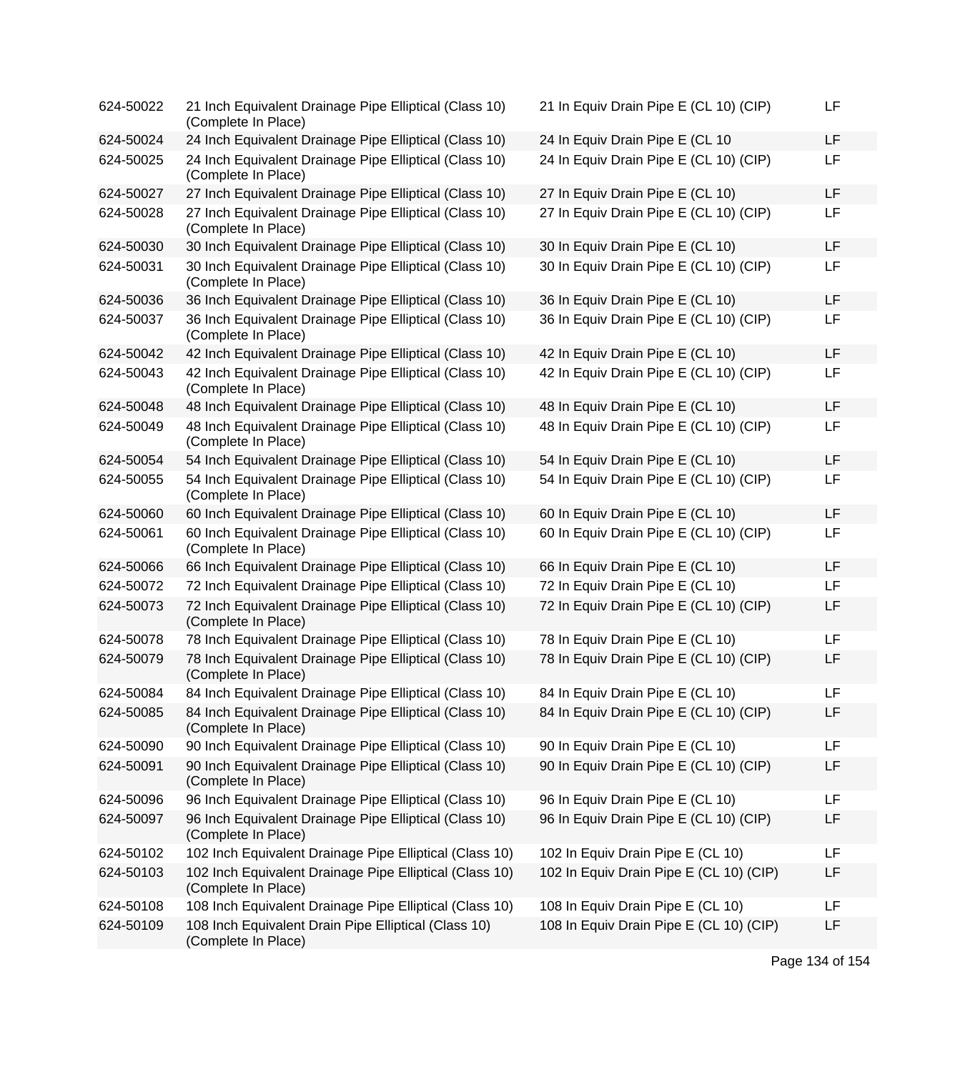| | | | |
|---|---|---|---|
| 624-50022 | 21 Inch Equivalent Drainage Pipe Elliptical (Class 10) (Complete In Place) | 21 In Equiv Drain Pipe E (CL 10) (CIP) | LF |
| 624-50024 | 24 Inch Equivalent Drainage Pipe Elliptical (Class 10) | 24 In Equiv Drain Pipe E (CL 10 | LF |
| 624-50025 | 24 Inch Equivalent Drainage Pipe Elliptical (Class 10) (Complete In Place) | 24 In Equiv Drain Pipe E (CL 10) (CIP) | LF |
| 624-50027 | 27 Inch Equivalent Drainage Pipe Elliptical (Class 10) | 27 In Equiv Drain Pipe E (CL 10) | LF |
| 624-50028 | 27 Inch Equivalent Drainage Pipe Elliptical (Class 10) (Complete In Place) | 27 In Equiv Drain Pipe E (CL 10) (CIP) | LF |
| 624-50030 | 30 Inch Equivalent Drainage Pipe Elliptical (Class 10) | 30 In Equiv Drain Pipe E (CL 10) | LF |
| 624-50031 | 30 Inch Equivalent Drainage Pipe Elliptical (Class 10) (Complete In Place) | 30 In Equiv Drain Pipe E (CL 10) (CIP) | LF |
| 624-50036 | 36 Inch Equivalent Drainage Pipe Elliptical (Class 10) | 36 In Equiv Drain Pipe E (CL 10) | LF |
| 624-50037 | 36 Inch Equivalent Drainage Pipe Elliptical (Class 10) (Complete In Place) | 36 In Equiv Drain Pipe E (CL 10) (CIP) | LF |
| 624-50042 | 42 Inch Equivalent Drainage Pipe Elliptical (Class 10) | 42 In Equiv Drain Pipe E (CL 10) | LF |
| 624-50043 | 42 Inch Equivalent Drainage Pipe Elliptical (Class 10) (Complete In Place) | 42 In Equiv Drain Pipe E (CL 10) (CIP) | LF |
| 624-50048 | 48 Inch Equivalent Drainage Pipe Elliptical (Class 10) | 48 In Equiv Drain Pipe E (CL 10) | LF |
| 624-50049 | 48 Inch Equivalent Drainage Pipe Elliptical (Class 10) (Complete In Place) | 48 In Equiv Drain Pipe E (CL 10) (CIP) | LF |
| 624-50054 | 54 Inch Equivalent Drainage Pipe Elliptical (Class 10) | 54 In Equiv Drain Pipe E (CL 10) | LF |
| 624-50055 | 54 Inch Equivalent Drainage Pipe Elliptical (Class 10) (Complete In Place) | 54 In Equiv Drain Pipe E (CL 10) (CIP) | LF |
| 624-50060 | 60 Inch Equivalent Drainage Pipe Elliptical (Class 10) | 60 In Equiv Drain Pipe E (CL 10) | LF |
| 624-50061 | 60 Inch Equivalent Drainage Pipe Elliptical (Class 10) (Complete In Place) | 60 In Equiv Drain Pipe E (CL 10) (CIP) | LF |
| 624-50066 | 66 Inch Equivalent Drainage Pipe Elliptical (Class 10) | 66 In Equiv Drain Pipe E (CL 10) | LF |
| 624-50072 | 72 Inch Equivalent Drainage Pipe Elliptical (Class 10) | 72 In Equiv Drain Pipe E (CL 10) | LF |
| 624-50073 | 72 Inch Equivalent Drainage Pipe Elliptical (Class 10) (Complete In Place) | 72 In Equiv Drain Pipe E (CL 10) (CIP) | LF |
| 624-50078 | 78 Inch Equivalent Drainage Pipe Elliptical (Class 10) | 78 In Equiv Drain Pipe E (CL 10) | LF |
| 624-50079 | 78 Inch Equivalent Drainage Pipe Elliptical (Class 10) (Complete In Place) | 78 In Equiv Drain Pipe E (CL 10) (CIP) | LF |
| 624-50084 | 84 Inch Equivalent Drainage Pipe Elliptical (Class 10) | 84 In Equiv Drain Pipe E (CL 10) | LF |
| 624-50085 | 84 Inch Equivalent Drainage Pipe Elliptical (Class 10) (Complete In Place) | 84 In Equiv Drain Pipe E (CL 10) (CIP) | LF |
| 624-50090 | 90 Inch Equivalent Drainage Pipe Elliptical (Class 10) | 90 In Equiv Drain Pipe E (CL 10) | LF |
| 624-50091 | 90 Inch Equivalent Drainage Pipe Elliptical (Class 10) (Complete In Place) | 90 In Equiv Drain Pipe E (CL 10) (CIP) | LF |
| 624-50096 | 96 Inch Equivalent Drainage Pipe Elliptical (Class 10) | 96 In Equiv Drain Pipe E (CL 10) | LF |
| 624-50097 | 96 Inch Equivalent Drainage Pipe Elliptical (Class 10) (Complete In Place) | 96 In Equiv Drain Pipe E (CL 10) (CIP) | LF |
| 624-50102 | 102 Inch Equivalent Drainage Pipe Elliptical (Class 10) | 102 In Equiv Drain Pipe E (CL 10) | LF |
| 624-50103 | 102 Inch Equivalent Drainage Pipe Elliptical (Class 10) (Complete In Place) | 102 In Equiv Drain Pipe E (CL 10) (CIP) | LF |
| 624-50108 | 108 Inch Equivalent Drainage Pipe Elliptical (Class 10) | 108 In Equiv Drain Pipe E (CL 10) | LF |
| 624-50109 | 108 Inch Equivalent Drain Pipe Elliptical (Class 10) (Complete In Place) | 108 In Equiv Drain Pipe E (CL 10) (CIP) | LF |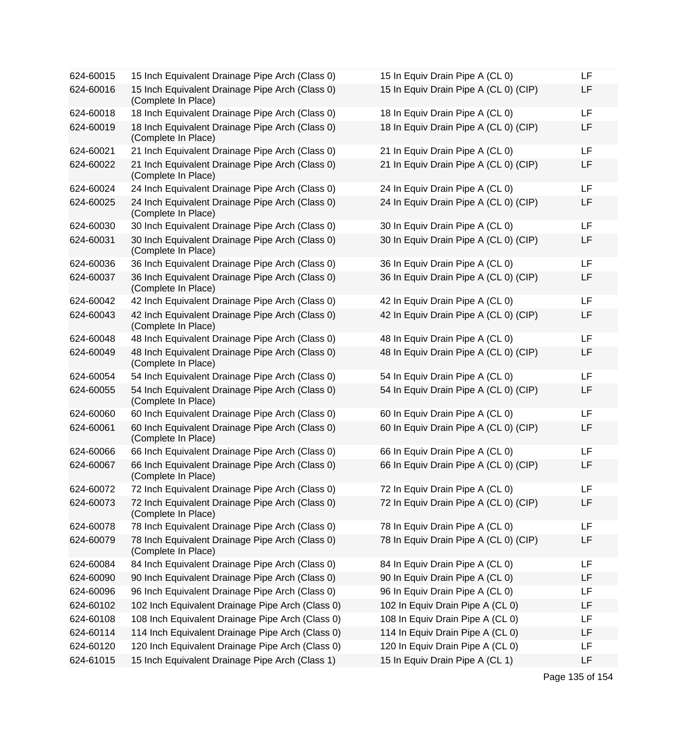| | | | |
|---|---|---|---|
| 624-60015 | 15 Inch Equivalent Drainage Pipe Arch (Class 0) | 15 In Equiv Drain Pipe A (CL 0) | LF |
| 624-60016 | 15 Inch Equivalent Drainage Pipe Arch (Class 0) (Complete In Place) | 15 In Equiv Drain Pipe A (CL 0) (CIP) | LF |
| 624-60018 | 18 Inch Equivalent Drainage Pipe Arch (Class 0) | 18 In Equiv Drain Pipe A (CL 0) | LF |
| 624-60019 | 18 Inch Equivalent Drainage Pipe Arch (Class 0) (Complete In Place) | 18 In Equiv Drain Pipe A (CL 0) (CIP) | LF |
| 624-60021 | 21 Inch Equivalent Drainage Pipe Arch (Class 0) | 21 In Equiv Drain Pipe A (CL 0) | LF |
| 624-60022 | 21 Inch Equivalent Drainage Pipe Arch (Class 0) (Complete In Place) | 21 In Equiv Drain Pipe A (CL 0) (CIP) | LF |
| 624-60024 | 24 Inch Equivalent Drainage Pipe Arch (Class 0) | 24 In Equiv Drain Pipe A (CL 0) | LF |
| 624-60025 | 24 Inch Equivalent Drainage Pipe Arch (Class 0) (Complete In Place) | 24 In Equiv Drain Pipe A (CL 0) (CIP) | LF |
| 624-60030 | 30 Inch Equivalent Drainage Pipe Arch (Class 0) | 30 In Equiv Drain Pipe A (CL 0) | LF |
| 624-60031 | 30 Inch Equivalent Drainage Pipe Arch (Class 0) (Complete In Place) | 30 In Equiv Drain Pipe A (CL 0) (CIP) | LF |
| 624-60036 | 36 Inch Equivalent Drainage Pipe Arch (Class 0) | 36 In Equiv Drain Pipe A (CL 0) | LF |
| 624-60037 | 36 Inch Equivalent Drainage Pipe Arch (Class 0) (Complete In Place) | 36 In Equiv Drain Pipe A (CL 0) (CIP) | LF |
| 624-60042 | 42 Inch Equivalent Drainage Pipe Arch (Class 0) | 42 In Equiv Drain Pipe A (CL 0) | LF |
| 624-60043 | 42 Inch Equivalent Drainage Pipe Arch (Class 0) (Complete In Place) | 42 In Equiv Drain Pipe A (CL 0) (CIP) | LF |
| 624-60048 | 48 Inch Equivalent Drainage Pipe Arch (Class 0) | 48 In Equiv Drain Pipe A (CL 0) | LF |
| 624-60049 | 48 Inch Equivalent Drainage Pipe Arch (Class 0) (Complete In Place) | 48 In Equiv Drain Pipe A (CL 0) (CIP) | LF |
| 624-60054 | 54 Inch Equivalent Drainage Pipe Arch (Class 0) | 54 In Equiv Drain Pipe A (CL 0) | LF |
| 624-60055 | 54 Inch Equivalent Drainage Pipe Arch (Class 0) (Complete In Place) | 54 In Equiv Drain Pipe A (CL 0) (CIP) | LF |
| 624-60060 | 60 Inch Equivalent Drainage Pipe Arch (Class 0) | 60 In Equiv Drain Pipe A (CL 0) | LF |
| 624-60061 | 60 Inch Equivalent Drainage Pipe Arch (Class 0) (Complete In Place) | 60 In Equiv Drain Pipe A (CL 0) (CIP) | LF |
| 624-60066 | 66 Inch Equivalent Drainage Pipe Arch (Class 0) | 66 In Equiv Drain Pipe A (CL 0) | LF |
| 624-60067 | 66 Inch Equivalent Drainage Pipe Arch (Class 0) (Complete In Place) | 66 In Equiv Drain Pipe A (CL 0) (CIP) | LF |
| 624-60072 | 72 Inch Equivalent Drainage Pipe Arch (Class 0) | 72 In Equiv Drain Pipe A (CL 0) | LF |
| 624-60073 | 72 Inch Equivalent Drainage Pipe Arch (Class 0) (Complete In Place) | 72 In Equiv Drain Pipe A (CL 0) (CIP) | LF |
| 624-60078 | 78 Inch Equivalent Drainage Pipe Arch (Class 0) | 78 In Equiv Drain Pipe A (CL 0) | LF |
| 624-60079 | 78 Inch Equivalent Drainage Pipe Arch (Class 0) (Complete In Place) | 78 In Equiv Drain Pipe A (CL 0) (CIP) | LF |
| 624-60084 | 84 Inch Equivalent Drainage Pipe Arch (Class 0) | 84 In Equiv Drain Pipe A (CL 0) | LF |
| 624-60090 | 90 Inch Equivalent Drainage Pipe Arch (Class 0) | 90 In Equiv Drain Pipe A (CL 0) | LF |
| 624-60096 | 96 Inch Equivalent Drainage Pipe Arch (Class 0) | 96 In Equiv Drain Pipe A (CL 0) | LF |
| 624-60102 | 102 Inch Equivalent Drainage Pipe Arch (Class 0) | 102 In Equiv Drain Pipe A (CL 0) | LF |
| 624-60108 | 108 Inch Equivalent Drainage Pipe Arch (Class 0) | 108 In Equiv Drain Pipe A (CL 0) | LF |
| 624-60114 | 114 Inch Equivalent Drainage Pipe Arch (Class 0) | 114 In Equiv Drain Pipe A (CL 0) | LF |
| 624-60120 | 120 Inch Equivalent Drainage Pipe Arch (Class 0) | 120 In Equiv Drain Pipe A (CL 0) | LF |
| 624-61015 | 15 Inch Equivalent Drainage Pipe Arch (Class 1) | 15 In Equiv Drain Pipe A (CL 1) | LF |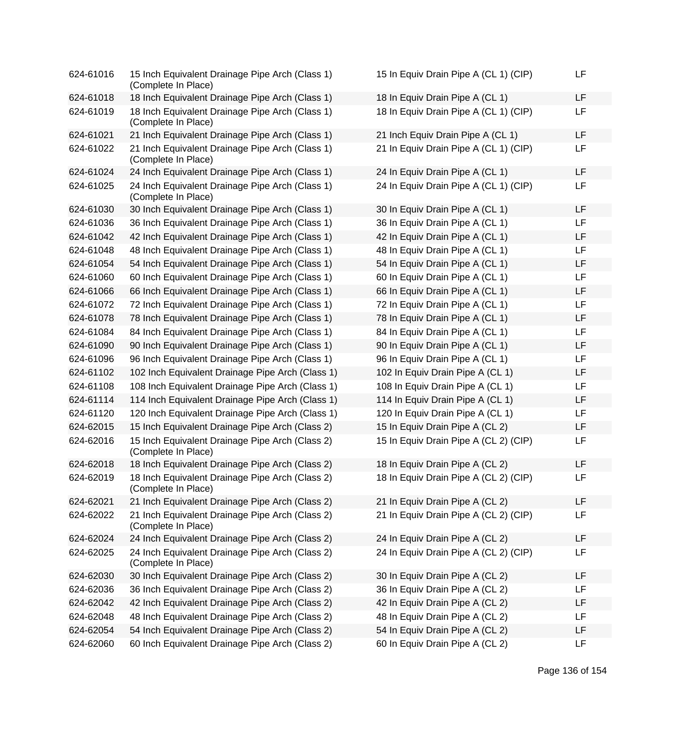| | | | |
|---|---|---|---|
| 624-61016 | 15 Inch Equivalent Drainage Pipe Arch (Class 1) (Complete In Place) | 15 In Equiv Drain Pipe A (CL 1) (CIP) | LF |
| 624-61018 | 18 Inch Equivalent Drainage Pipe Arch (Class 1) | 18 In Equiv Drain Pipe A (CL 1) | LF |
| 624-61019 | 18 Inch Equivalent Drainage Pipe Arch (Class 1) (Complete In Place) | 18 In Equiv Drain Pipe A (CL 1) (CIP) | LF |
| 624-61021 | 21 Inch Equivalent Drainage Pipe Arch (Class 1) | 21 Inch Equiv Drain Pipe A (CL 1) | LF |
| 624-61022 | 21 Inch Equivalent Drainage Pipe Arch (Class 1) (Complete In Place) | 21 In Equiv Drain Pipe A (CL 1) (CIP) | LF |
| 624-61024 | 24 Inch Equivalent Drainage Pipe Arch (Class 1) | 24 In Equiv Drain Pipe A (CL 1) | LF |
| 624-61025 | 24 Inch Equivalent Drainage Pipe Arch (Class 1) (Complete In Place) | 24 In Equiv Drain Pipe A (CL 1) (CIP) | LF |
| 624-61030 | 30 Inch Equivalent Drainage Pipe Arch (Class 1) | 30 In Equiv Drain Pipe A (CL 1) | LF |
| 624-61036 | 36 Inch Equivalent Drainage Pipe Arch (Class 1) | 36 In Equiv Drain Pipe A (CL 1) | LF |
| 624-61042 | 42 Inch Equivalent Drainage Pipe Arch (Class 1) | 42 In Equiv Drain Pipe A (CL 1) | LF |
| 624-61048 | 48 Inch Equivalent Drainage Pipe Arch (Class 1) | 48 In Equiv Drain Pipe A (CL 1) | LF |
| 624-61054 | 54 Inch Equivalent Drainage Pipe Arch (Class 1) | 54 In Equiv Drain Pipe A (CL 1) | LF |
| 624-61060 | 60 Inch Equivalent Drainage Pipe Arch (Class 1) | 60 In Equiv Drain Pipe A (CL 1) | LF |
| 624-61066 | 66 Inch Equivalent Drainage Pipe Arch (Class 1) | 66 In Equiv Drain Pipe A (CL 1) | LF |
| 624-61072 | 72 Inch Equivalent Drainage Pipe Arch (Class 1) | 72 In Equiv Drain Pipe A (CL 1) | LF |
| 624-61078 | 78 Inch Equivalent Drainage Pipe Arch (Class 1) | 78 In Equiv Drain Pipe A (CL 1) | LF |
| 624-61084 | 84 Inch Equivalent Drainage Pipe Arch (Class 1) | 84 In Equiv Drain Pipe A (CL 1) | LF |
| 624-61090 | 90 Inch Equivalent Drainage Pipe Arch (Class 1) | 90 In Equiv Drain Pipe A (CL 1) | LF |
| 624-61096 | 96 Inch Equivalent Drainage Pipe Arch (Class 1) | 96 In Equiv Drain Pipe A (CL 1) | LF |
| 624-61102 | 102 Inch Equivalent Drainage Pipe Arch (Class 1) | 102 In Equiv Drain Pipe A (CL 1) | LF |
| 624-61108 | 108 Inch Equivalent Drainage Pipe Arch (Class 1) | 108 In Equiv Drain Pipe A (CL 1) | LF |
| 624-61114 | 114 Inch Equivalent Drainage Pipe Arch (Class 1) | 114 In Equiv Drain Pipe A (CL 1) | LF |
| 624-61120 | 120 Inch Equivalent Drainage Pipe Arch (Class 1) | 120 In Equiv Drain Pipe A (CL 1) | LF |
| 624-62015 | 15 Inch Equivalent Drainage Pipe Arch (Class 2) | 15 In Equiv Drain Pipe A (CL 2) | LF |
| 624-62016 | 15 Inch Equivalent Drainage Pipe Arch (Class 2) (Complete In Place) | 15 In Equiv Drain Pipe A (CL 2) (CIP) | LF |
| 624-62018 | 18 Inch Equivalent Drainage Pipe Arch (Class 2) | 18 In Equiv Drain Pipe A (CL 2) | LF |
| 624-62019 | 18 Inch Equivalent Drainage Pipe Arch (Class 2) (Complete In Place) | 18 In Equiv Drain Pipe A (CL 2) (CIP) | LF |
| 624-62021 | 21 Inch Equivalent Drainage Pipe Arch (Class 2) | 21 In Equiv Drain Pipe A (CL 2) | LF |
| 624-62022 | 21 Inch Equivalent Drainage Pipe Arch (Class 2) (Complete In Place) | 21 In Equiv Drain Pipe A (CL 2) (CIP) | LF |
| 624-62024 | 24 Inch Equivalent Drainage Pipe Arch (Class 2) | 24 In Equiv Drain Pipe A (CL 2) | LF |
| 624-62025 | 24 Inch Equivalent Drainage Pipe Arch (Class 2) (Complete In Place) | 24 In Equiv Drain Pipe A (CL 2) (CIP) | LF |
| 624-62030 | 30 Inch Equivalent Drainage Pipe Arch (Class 2) | 30 In Equiv Drain Pipe A (CL 2) | LF |
| 624-62036 | 36 Inch Equivalent Drainage Pipe Arch (Class 2) | 36 In Equiv Drain Pipe A (CL 2) | LF |
| 624-62042 | 42 Inch Equivalent Drainage Pipe Arch (Class 2) | 42 In Equiv Drain Pipe A (CL 2) | LF |
| 624-62048 | 48 Inch Equivalent Drainage Pipe Arch (Class 2) | 48 In Equiv Drain Pipe A (CL 2) | LF |
| 624-62054 | 54 Inch Equivalent Drainage Pipe Arch (Class 2) | 54 In Equiv Drain Pipe A (CL 2) | LF |
| 624-62060 | 60 Inch Equivalent Drainage Pipe Arch (Class 2) | 60 In Equiv Drain Pipe A (CL 2) | LF |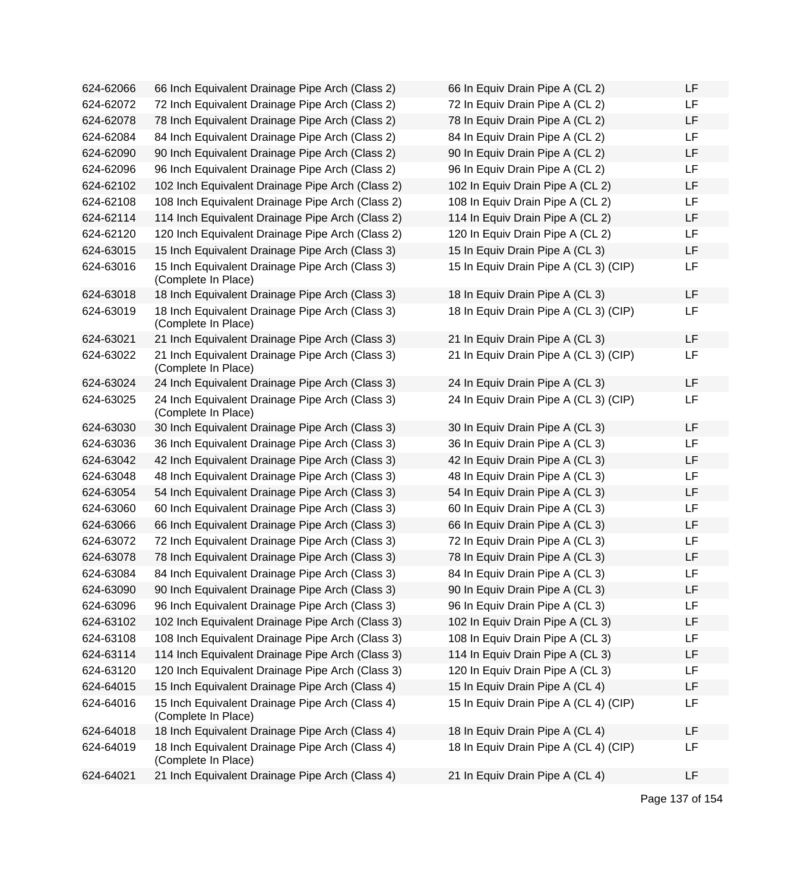| | | | |
|---|---|---|---|
| 624-62066 | 66 Inch Equivalent Drainage Pipe Arch (Class 2) | 66 In Equiv Drain Pipe A (CL 2) | LF |
| 624-62072 | 72 Inch Equivalent Drainage Pipe Arch (Class 2) | 72 In Equiv Drain Pipe A (CL 2) | LF |
| 624-62078 | 78 Inch Equivalent Drainage Pipe Arch (Class 2) | 78 In Equiv Drain Pipe A (CL 2) | LF |
| 624-62084 | 84 Inch Equivalent Drainage Pipe Arch (Class 2) | 84 In Equiv Drain Pipe A (CL 2) | LF |
| 624-62090 | 90 Inch Equivalent Drainage Pipe Arch (Class 2) | 90 In Equiv Drain Pipe A (CL 2) | LF |
| 624-62096 | 96 Inch Equivalent Drainage Pipe Arch (Class 2) | 96 In Equiv Drain Pipe A (CL 2) | LF |
| 624-62102 | 102 Inch Equivalent Drainage Pipe Arch (Class 2) | 102 In Equiv Drain Pipe A (CL 2) | LF |
| 624-62108 | 108 Inch Equivalent Drainage Pipe Arch (Class 2) | 108 In Equiv Drain Pipe A (CL 2) | LF |
| 624-62114 | 114 Inch Equivalent Drainage Pipe Arch (Class 2) | 114 In Equiv Drain Pipe A (CL 2) | LF |
| 624-62120 | 120 Inch Equivalent Drainage Pipe Arch (Class 2) | 120 In Equiv Drain Pipe A (CL 2) | LF |
| 624-63015 | 15 Inch Equivalent Drainage Pipe Arch (Class 3) | 15 In Equiv Drain Pipe A (CL 3) | LF |
| 624-63016 | 15 Inch Equivalent Drainage Pipe Arch (Class 3) (Complete In Place) | 15 In Equiv Drain Pipe A (CL 3) (CIP) | LF |
| 624-63018 | 18 Inch Equivalent Drainage Pipe Arch (Class 3) | 18 In Equiv Drain Pipe A (CL 3) | LF |
| 624-63019 | 18 Inch Equivalent Drainage Pipe Arch (Class 3) (Complete In Place) | 18 In Equiv Drain Pipe A (CL 3) (CIP) | LF |
| 624-63021 | 21 Inch Equivalent Drainage Pipe Arch (Class 3) | 21 In Equiv Drain Pipe A (CL 3) | LF |
| 624-63022 | 21 Inch Equivalent Drainage Pipe Arch (Class 3) (Complete In Place) | 21 In Equiv Drain Pipe A (CL 3) (CIP) | LF |
| 624-63024 | 24 Inch Equivalent Drainage Pipe Arch (Class 3) | 24 In Equiv Drain Pipe A (CL 3) | LF |
| 624-63025 | 24 Inch Equivalent Drainage Pipe Arch (Class 3) (Complete In Place) | 24 In Equiv Drain Pipe A (CL 3) (CIP) | LF |
| 624-63030 | 30 Inch Equivalent Drainage Pipe Arch (Class 3) | 30 In Equiv Drain Pipe A (CL 3) | LF |
| 624-63036 | 36 Inch Equivalent Drainage Pipe Arch (Class 3) | 36 In Equiv Drain Pipe A (CL 3) | LF |
| 624-63042 | 42 Inch Equivalent Drainage Pipe Arch (Class 3) | 42 In Equiv Drain Pipe A (CL 3) | LF |
| 624-63048 | 48 Inch Equivalent Drainage Pipe Arch (Class 3) | 48 In Equiv Drain Pipe A (CL 3) | LF |
| 624-63054 | 54 Inch Equivalent Drainage Pipe Arch (Class 3) | 54 In Equiv Drain Pipe A (CL 3) | LF |
| 624-63060 | 60 Inch Equivalent Drainage Pipe Arch (Class 3) | 60 In Equiv Drain Pipe A (CL 3) | LF |
| 624-63066 | 66 Inch Equivalent Drainage Pipe Arch (Class 3) | 66 In Equiv Drain Pipe A (CL 3) | LF |
| 624-63072 | 72 Inch Equivalent Drainage Pipe Arch (Class 3) | 72 In Equiv Drain Pipe A (CL 3) | LF |
| 624-63078 | 78 Inch Equivalent Drainage Pipe Arch (Class 3) | 78 In Equiv Drain Pipe A (CL 3) | LF |
| 624-63084 | 84 Inch Equivalent Drainage Pipe Arch (Class 3) | 84 In Equiv Drain Pipe A (CL 3) | LF |
| 624-63090 | 90 Inch Equivalent Drainage Pipe Arch (Class 3) | 90 In Equiv Drain Pipe A (CL 3) | LF |
| 624-63096 | 96 Inch Equivalent Drainage Pipe Arch (Class 3) | 96 In Equiv Drain Pipe A (CL 3) | LF |
| 624-63102 | 102 Inch Equivalent Drainage Pipe Arch (Class 3) | 102 In Equiv Drain Pipe A (CL 3) | LF |
| 624-63108 | 108 Inch Equivalent Drainage Pipe Arch (Class 3) | 108 In Equiv Drain Pipe A (CL 3) | LF |
| 624-63114 | 114 Inch Equivalent Drainage Pipe Arch (Class 3) | 114 In Equiv Drain Pipe A (CL 3) | LF |
| 624-63120 | 120 Inch Equivalent Drainage Pipe Arch (Class 3) | 120 In Equiv Drain Pipe A (CL 3) | LF |
| 624-64015 | 15 Inch Equivalent Drainage Pipe Arch (Class 4) | 15 In Equiv Drain Pipe A (CL 4) | LF |
| 624-64016 | 15 Inch Equivalent Drainage Pipe Arch (Class 4) (Complete In Place) | 15 In Equiv Drain Pipe A (CL 4) (CIP) | LF |
| 624-64018 | 18 Inch Equivalent Drainage Pipe Arch (Class 4) | 18 In Equiv Drain Pipe A (CL 4) | LF |
| 624-64019 | 18 Inch Equivalent Drainage Pipe Arch (Class 4) (Complete In Place) | 18 In Equiv Drain Pipe A (CL 4) (CIP) | LF |
| 624-64021 | 21 Inch Equivalent Drainage Pipe Arch (Class 4) | 21 In Equiv Drain Pipe A (CL 4) | LF |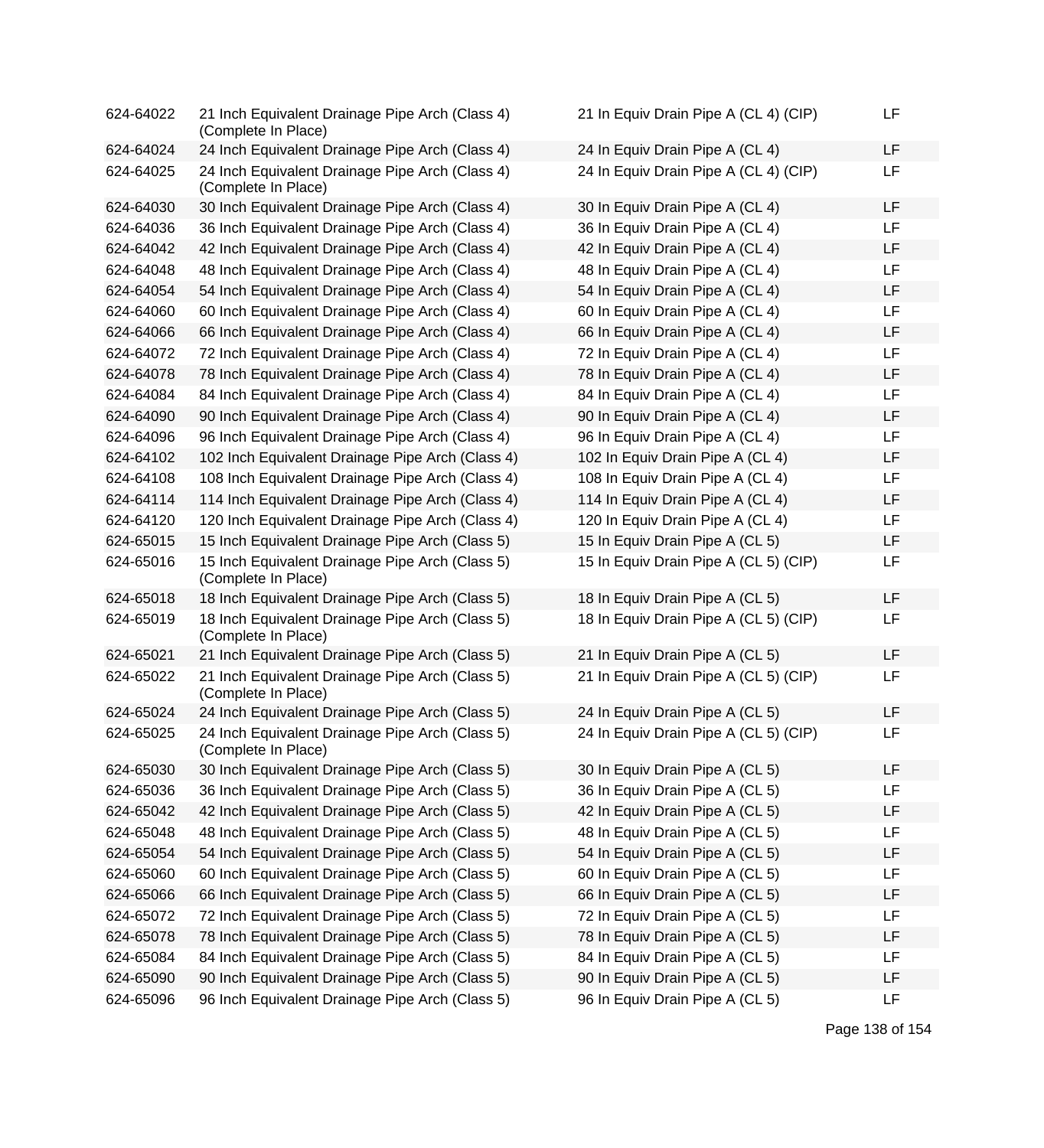| | | | |
|---|---|---|---|
| 624-64022 | 21 Inch Equivalent Drainage Pipe Arch (Class 4) (Complete In Place) | 21 In Equiv Drain Pipe A (CL 4) (CIP) | LF |
| 624-64024 | 24 Inch Equivalent Drainage Pipe Arch (Class 4) | 24 In Equiv Drain Pipe A (CL 4) | LF |
| 624-64025 | 24 Inch Equivalent Drainage Pipe Arch (Class 4) (Complete In Place) | 24 In Equiv Drain Pipe A (CL 4) (CIP) | LF |
| 624-64030 | 30 Inch Equivalent Drainage Pipe Arch (Class 4) | 30 In Equiv Drain Pipe A (CL 4) | LF |
| 624-64036 | 36 Inch Equivalent Drainage Pipe Arch (Class 4) | 36 In Equiv Drain Pipe A (CL 4) | LF |
| 624-64042 | 42 Inch Equivalent Drainage Pipe Arch (Class 4) | 42 In Equiv Drain Pipe A (CL 4) | LF |
| 624-64048 | 48 Inch Equivalent Drainage Pipe Arch (Class 4) | 48 In Equiv Drain Pipe A (CL 4) | LF |
| 624-64054 | 54 Inch Equivalent Drainage Pipe Arch (Class 4) | 54 In Equiv Drain Pipe A (CL 4) | LF |
| 624-64060 | 60 Inch Equivalent Drainage Pipe Arch (Class 4) | 60 In Equiv Drain Pipe A (CL 4) | LF |
| 624-64066 | 66 Inch Equivalent Drainage Pipe Arch (Class 4) | 66 In Equiv Drain Pipe A (CL 4) | LF |
| 624-64072 | 72 Inch Equivalent Drainage Pipe Arch (Class 4) | 72 In Equiv Drain Pipe A (CL 4) | LF |
| 624-64078 | 78 Inch Equivalent Drainage Pipe Arch (Class 4) | 78 In Equiv Drain Pipe A (CL 4) | LF |
| 624-64084 | 84 Inch Equivalent Drainage Pipe Arch (Class 4) | 84 In Equiv Drain Pipe A (CL 4) | LF |
| 624-64090 | 90 Inch Equivalent Drainage Pipe Arch (Class 4) | 90 In Equiv Drain Pipe A (CL 4) | LF |
| 624-64096 | 96 Inch Equivalent Drainage Pipe Arch (Class 4) | 96 In Equiv Drain Pipe A (CL 4) | LF |
| 624-64102 | 102 Inch Equivalent Drainage Pipe Arch (Class 4) | 102 In Equiv Drain Pipe A (CL 4) | LF |
| 624-64108 | 108 Inch Equivalent Drainage Pipe Arch (Class 4) | 108 In Equiv Drain Pipe A (CL 4) | LF |
| 624-64114 | 114 Inch Equivalent Drainage Pipe Arch (Class 4) | 114 In Equiv Drain Pipe A (CL 4) | LF |
| 624-64120 | 120 Inch Equivalent Drainage Pipe Arch (Class 4) | 120 In Equiv Drain Pipe A (CL 4) | LF |
| 624-65015 | 15 Inch Equivalent Drainage Pipe Arch (Class 5) | 15 In Equiv Drain Pipe A (CL 5) | LF |
| 624-65016 | 15 Inch Equivalent Drainage Pipe Arch (Class 5) (Complete In Place) | 15 In Equiv Drain Pipe A (CL 5) (CIP) | LF |
| 624-65018 | 18 Inch Equivalent Drainage Pipe Arch (Class 5) | 18 In Equiv Drain Pipe A (CL 5) | LF |
| 624-65019 | 18 Inch Equivalent Drainage Pipe Arch (Class 5) (Complete In Place) | 18 In Equiv Drain Pipe A (CL 5) (CIP) | LF |
| 624-65021 | 21 Inch Equivalent Drainage Pipe Arch (Class 5) | 21 In Equiv Drain Pipe A (CL 5) | LF |
| 624-65022 | 21 Inch Equivalent Drainage Pipe Arch (Class 5) (Complete In Place) | 21 In Equiv Drain Pipe A (CL 5) (CIP) | LF |
| 624-65024 | 24 Inch Equivalent Drainage Pipe Arch (Class 5) | 24 In Equiv Drain Pipe A (CL 5) | LF |
| 624-65025 | 24 Inch Equivalent Drainage Pipe Arch (Class 5) (Complete In Place) | 24 In Equiv Drain Pipe A (CL 5) (CIP) | LF |
| 624-65030 | 30 Inch Equivalent Drainage Pipe Arch (Class 5) | 30 In Equiv Drain Pipe A (CL 5) | LF |
| 624-65036 | 36 Inch Equivalent Drainage Pipe Arch (Class 5) | 36 In Equiv Drain Pipe A (CL 5) | LF |
| 624-65042 | 42 Inch Equivalent Drainage Pipe Arch (Class 5) | 42 In Equiv Drain Pipe A (CL 5) | LF |
| 624-65048 | 48 Inch Equivalent Drainage Pipe Arch (Class 5) | 48 In Equiv Drain Pipe A (CL 5) | LF |
| 624-65054 | 54 Inch Equivalent Drainage Pipe Arch (Class 5) | 54 In Equiv Drain Pipe A (CL 5) | LF |
| 624-65060 | 60 Inch Equivalent Drainage Pipe Arch (Class 5) | 60 In Equiv Drain Pipe A (CL 5) | LF |
| 624-65066 | 66 Inch Equivalent Drainage Pipe Arch (Class 5) | 66 In Equiv Drain Pipe A (CL 5) | LF |
| 624-65072 | 72 Inch Equivalent Drainage Pipe Arch (Class 5) | 72 In Equiv Drain Pipe A (CL 5) | LF |
| 624-65078 | 78 Inch Equivalent Drainage Pipe Arch (Class 5) | 78 In Equiv Drain Pipe A (CL 5) | LF |
| 624-65084 | 84 Inch Equivalent Drainage Pipe Arch (Class 5) | 84 In Equiv Drain Pipe A (CL 5) | LF |
| 624-65090 | 90 Inch Equivalent Drainage Pipe Arch (Class 5) | 90 In Equiv Drain Pipe A (CL 5) | LF |
| 624-65096 | 96 Inch Equivalent Drainage Pipe Arch (Class 5) | 96 In Equiv Drain Pipe A (CL 5) | LF |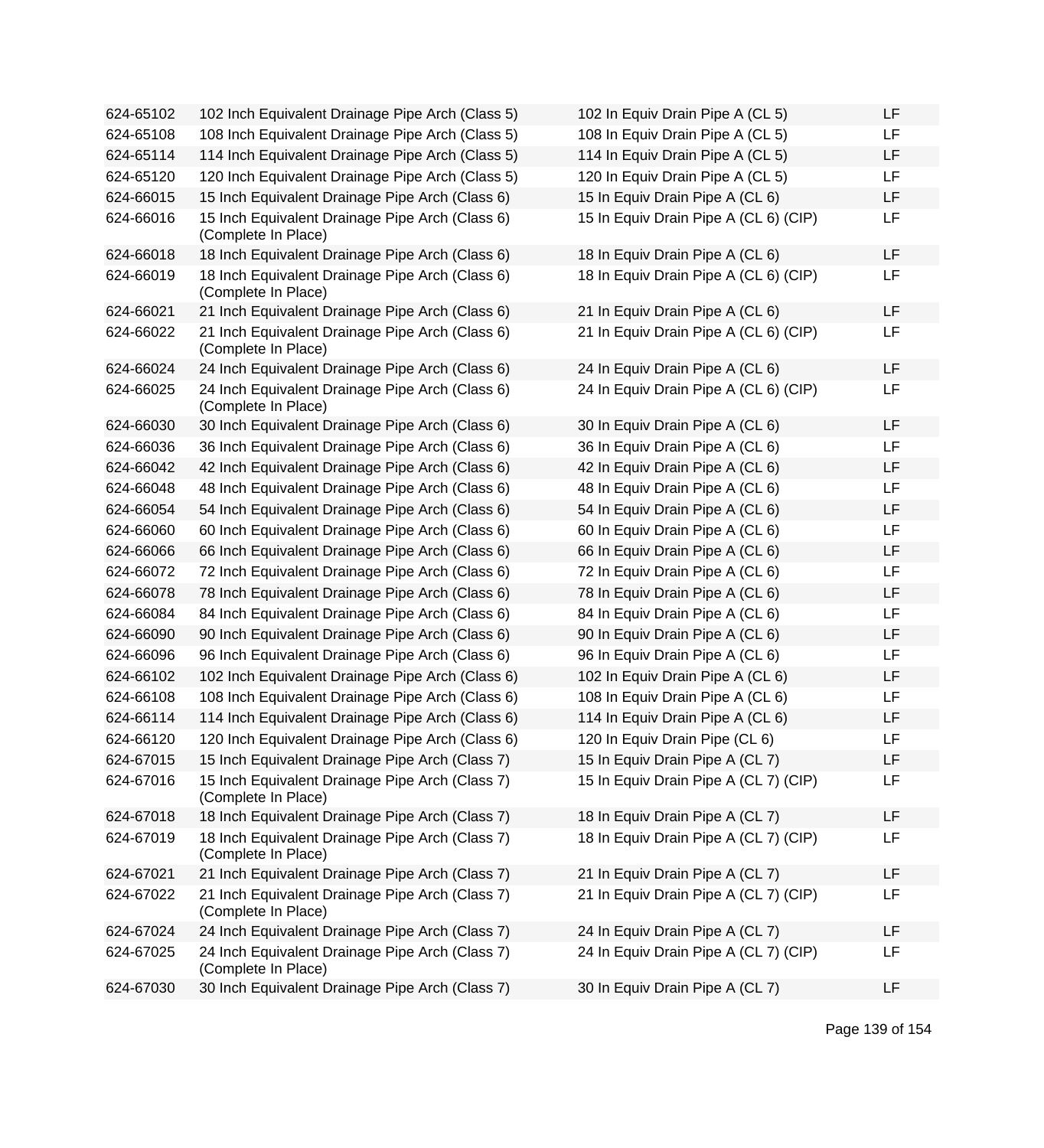| | | | |
|---|---|---|---|
| 624-65102 | 102 Inch Equivalent Drainage Pipe Arch (Class 5) | 102 In Equiv Drain Pipe A (CL 5) | LF |
| 624-65108 | 108 Inch Equivalent Drainage Pipe Arch (Class 5) | 108 In Equiv Drain Pipe A (CL 5) | LF |
| 624-65114 | 114 Inch Equivalent Drainage Pipe Arch (Class 5) | 114 In Equiv Drain Pipe A (CL 5) | LF |
| 624-65120 | 120 Inch Equivalent Drainage Pipe Arch (Class 5) | 120 In Equiv Drain Pipe A (CL 5) | LF |
| 624-66015 | 15 Inch Equivalent Drainage Pipe Arch (Class 6) | 15 In Equiv Drain Pipe A (CL 6) | LF |
| 624-66016 | 15 Inch Equivalent Drainage Pipe Arch (Class 6) (Complete In Place) | 15 In Equiv Drain Pipe A (CL 6) (CIP) | LF |
| 624-66018 | 18 Inch Equivalent Drainage Pipe Arch (Class 6) | 18 In Equiv Drain Pipe A (CL 6) | LF |
| 624-66019 | 18 Inch Equivalent Drainage Pipe Arch (Class 6) (Complete In Place) | 18 In Equiv Drain Pipe A (CL 6) (CIP) | LF |
| 624-66021 | 21 Inch Equivalent Drainage Pipe Arch (Class 6) | 21 In Equiv Drain Pipe A (CL 6) | LF |
| 624-66022 | 21 Inch Equivalent Drainage Pipe Arch (Class 6) (Complete In Place) | 21 In Equiv Drain Pipe A (CL 6) (CIP) | LF |
| 624-66024 | 24 Inch Equivalent Drainage Pipe Arch (Class 6) | 24 In Equiv Drain Pipe A (CL 6) | LF |
| 624-66025 | 24 Inch Equivalent Drainage Pipe Arch (Class 6) (Complete In Place) | 24 In Equiv Drain Pipe A (CL 6) (CIP) | LF |
| 624-66030 | 30 Inch Equivalent Drainage Pipe Arch (Class 6) | 30 In Equiv Drain Pipe A (CL 6) | LF |
| 624-66036 | 36 Inch Equivalent Drainage Pipe Arch (Class 6) | 36 In Equiv Drain Pipe A (CL 6) | LF |
| 624-66042 | 42 Inch Equivalent Drainage Pipe Arch (Class 6) | 42 In Equiv Drain Pipe A (CL 6) | LF |
| 624-66048 | 48 Inch Equivalent Drainage Pipe Arch (Class 6) | 48 In Equiv Drain Pipe A (CL 6) | LF |
| 624-66054 | 54 Inch Equivalent Drainage Pipe Arch (Class 6) | 54 In Equiv Drain Pipe A (CL 6) | LF |
| 624-66060 | 60 Inch Equivalent Drainage Pipe Arch (Class 6) | 60 In Equiv Drain Pipe A (CL 6) | LF |
| 624-66066 | 66 Inch Equivalent Drainage Pipe Arch (Class 6) | 66 In Equiv Drain Pipe A (CL 6) | LF |
| 624-66072 | 72 Inch Equivalent Drainage Pipe Arch (Class 6) | 72 In Equiv Drain Pipe A (CL 6) | LF |
| 624-66078 | 78 Inch Equivalent Drainage Pipe Arch (Class 6) | 78 In Equiv Drain Pipe A (CL 6) | LF |
| 624-66084 | 84 Inch Equivalent Drainage Pipe Arch (Class 6) | 84 In Equiv Drain Pipe A (CL 6) | LF |
| 624-66090 | 90 Inch Equivalent Drainage Pipe Arch (Class 6) | 90 In Equiv Drain Pipe A (CL 6) | LF |
| 624-66096 | 96 Inch Equivalent Drainage Pipe Arch (Class 6) | 96 In Equiv Drain Pipe A (CL 6) | LF |
| 624-66102 | 102 Inch Equivalent Drainage Pipe Arch (Class 6) | 102 In Equiv Drain Pipe A (CL 6) | LF |
| 624-66108 | 108 Inch Equivalent Drainage Pipe Arch (Class 6) | 108 In Equiv Drain Pipe A (CL 6) | LF |
| 624-66114 | 114 Inch Equivalent Drainage Pipe Arch (Class 6) | 114 In Equiv Drain Pipe A (CL 6) | LF |
| 624-66120 | 120 Inch Equivalent Drainage Pipe Arch (Class 6) | 120 In Equiv Drain Pipe (CL 6) | LF |
| 624-67015 | 15 Inch Equivalent Drainage Pipe Arch (Class 7) | 15 In Equiv Drain Pipe A (CL 7) | LF |
| 624-67016 | 15 Inch Equivalent Drainage Pipe Arch (Class 7) (Complete In Place) | 15 In Equiv Drain Pipe A (CL 7) (CIP) | LF |
| 624-67018 | 18 Inch Equivalent Drainage Pipe Arch (Class 7) | 18 In Equiv Drain Pipe A (CL 7) | LF |
| 624-67019 | 18 Inch Equivalent Drainage Pipe Arch (Class 7) (Complete In Place) | 18 In Equiv Drain Pipe A (CL 7) (CIP) | LF |
| 624-67021 | 21 Inch Equivalent Drainage Pipe Arch (Class 7) | 21 In Equiv Drain Pipe A (CL 7) | LF |
| 624-67022 | 21 Inch Equivalent Drainage Pipe Arch (Class 7) (Complete In Place) | 21 In Equiv Drain Pipe A (CL 7) (CIP) | LF |
| 624-67024 | 24 Inch Equivalent Drainage Pipe Arch (Class 7) | 24 In Equiv Drain Pipe A (CL 7) | LF |
| 624-67025 | 24 Inch Equivalent Drainage Pipe Arch (Class 7) (Complete In Place) | 24 In Equiv Drain Pipe A (CL 7) (CIP) | LF |
| 624-67030 | 30 Inch Equivalent Drainage Pipe Arch (Class 7) | 30 In Equiv Drain Pipe A (CL 7) | LF |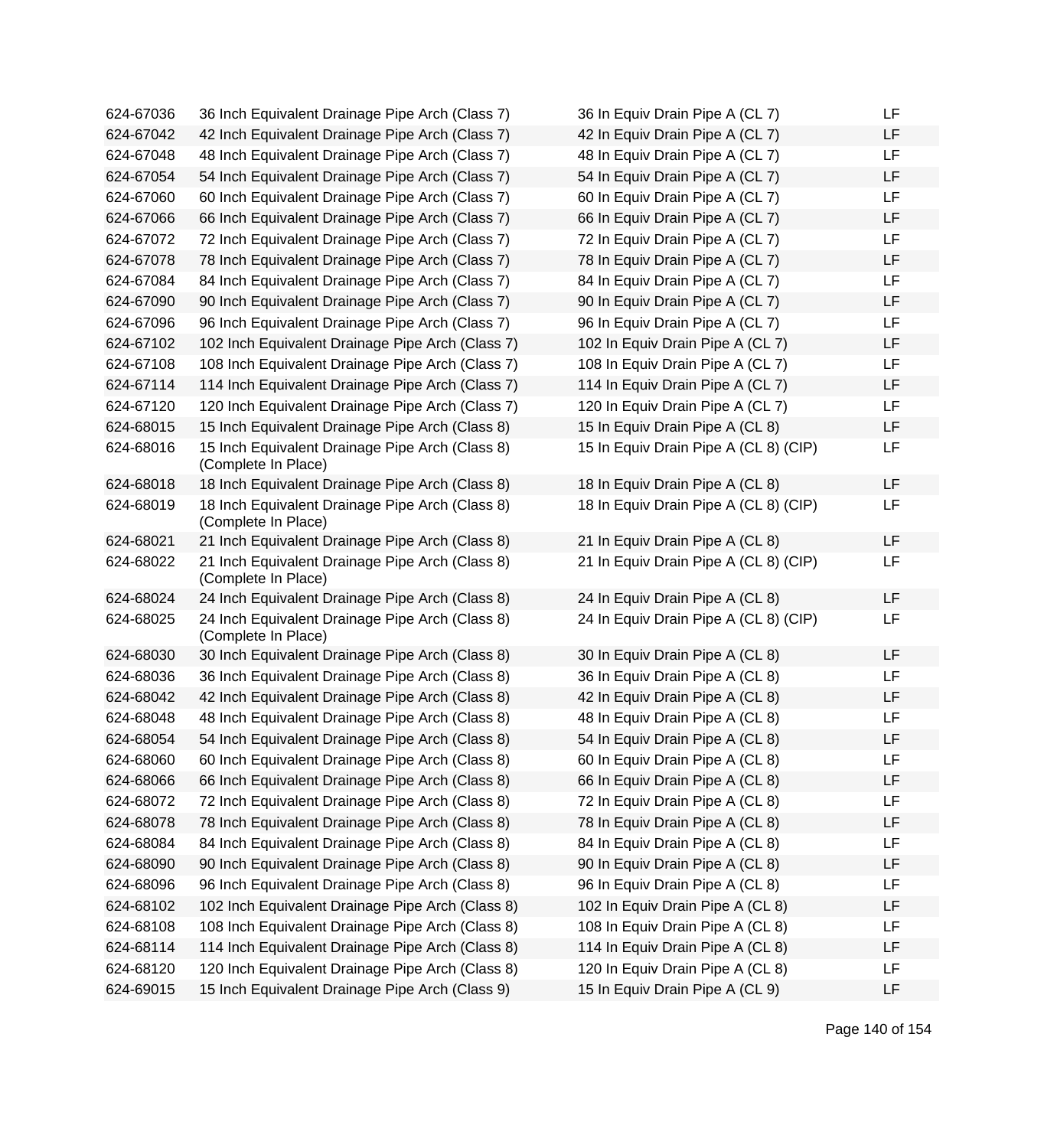| | | | |
|---|---|---|---|
| 624-67036 | 36 Inch Equivalent Drainage Pipe Arch (Class 7) | 36 In Equiv Drain Pipe A (CL 7) | LF |
| 624-67042 | 42 Inch Equivalent Drainage Pipe Arch (Class 7) | 42 In Equiv Drain Pipe A (CL 7) | LF |
| 624-67048 | 48 Inch Equivalent Drainage Pipe Arch (Class 7) | 48 In Equiv Drain Pipe A (CL 7) | LF |
| 624-67054 | 54 Inch Equivalent Drainage Pipe Arch (Class 7) | 54 In Equiv Drain Pipe A (CL 7) | LF |
| 624-67060 | 60 Inch Equivalent Drainage Pipe Arch (Class 7) | 60 In Equiv Drain Pipe A (CL 7) | LF |
| 624-67066 | 66 Inch Equivalent Drainage Pipe Arch (Class 7) | 66 In Equiv Drain Pipe A (CL 7) | LF |
| 624-67072 | 72 Inch Equivalent Drainage Pipe Arch (Class 7) | 72 In Equiv Drain Pipe A (CL 7) | LF |
| 624-67078 | 78 Inch Equivalent Drainage Pipe Arch (Class 7) | 78 In Equiv Drain Pipe A (CL 7) | LF |
| 624-67084 | 84 Inch Equivalent Drainage Pipe Arch (Class 7) | 84 In Equiv Drain Pipe A (CL 7) | LF |
| 624-67090 | 90 Inch Equivalent Drainage Pipe Arch (Class 7) | 90 In Equiv Drain Pipe A (CL 7) | LF |
| 624-67096 | 96 Inch Equivalent Drainage Pipe Arch (Class 7) | 96 In Equiv Drain Pipe A (CL 7) | LF |
| 624-67102 | 102 Inch Equivalent Drainage Pipe Arch (Class 7) | 102 In Equiv Drain Pipe A (CL 7) | LF |
| 624-67108 | 108 Inch Equivalent Drainage Pipe Arch (Class 7) | 108 In Equiv Drain Pipe A (CL 7) | LF |
| 624-67114 | 114 Inch Equivalent Drainage Pipe Arch (Class 7) | 114 In Equiv Drain Pipe A (CL 7) | LF |
| 624-67120 | 120 Inch Equivalent Drainage Pipe Arch (Class 7) | 120 In Equiv Drain Pipe A (CL 7) | LF |
| 624-68015 | 15 Inch Equivalent Drainage Pipe Arch (Class 8) | 15 In Equiv Drain Pipe A (CL 8) | LF |
| 624-68016 | 15 Inch Equivalent Drainage Pipe Arch (Class 8) (Complete In Place) | 15 In Equiv Drain Pipe A (CL 8) (CIP) | LF |
| 624-68018 | 18 Inch Equivalent Drainage Pipe Arch (Class 8) | 18 In Equiv Drain Pipe A (CL 8) | LF |
| 624-68019 | 18 Inch Equivalent Drainage Pipe Arch (Class 8) (Complete In Place) | 18 In Equiv Drain Pipe A (CL 8) (CIP) | LF |
| 624-68021 | 21 Inch Equivalent Drainage Pipe Arch (Class 8) | 21 In Equiv Drain Pipe A (CL 8) | LF |
| 624-68022 | 21 Inch Equivalent Drainage Pipe Arch (Class 8) (Complete In Place) | 21 In Equiv Drain Pipe A (CL 8) (CIP) | LF |
| 624-68024 | 24 Inch Equivalent Drainage Pipe Arch (Class 8) | 24 In Equiv Drain Pipe A (CL 8) | LF |
| 624-68025 | 24 Inch Equivalent Drainage Pipe Arch (Class 8) (Complete In Place) | 24 In Equiv Drain Pipe A (CL 8) (CIP) | LF |
| 624-68030 | 30 Inch Equivalent Drainage Pipe Arch (Class 8) | 30 In Equiv Drain Pipe A (CL 8) | LF |
| 624-68036 | 36 Inch Equivalent Drainage Pipe Arch (Class 8) | 36 In Equiv Drain Pipe A (CL 8) | LF |
| 624-68042 | 42 Inch Equivalent Drainage Pipe Arch (Class 8) | 42 In Equiv Drain Pipe A (CL 8) | LF |
| 624-68048 | 48 Inch Equivalent Drainage Pipe Arch (Class 8) | 48 In Equiv Drain Pipe A (CL 8) | LF |
| 624-68054 | 54 Inch Equivalent Drainage Pipe Arch (Class 8) | 54 In Equiv Drain Pipe A (CL 8) | LF |
| 624-68060 | 60 Inch Equivalent Drainage Pipe Arch (Class 8) | 60 In Equiv Drain Pipe A (CL 8) | LF |
| 624-68066 | 66 Inch Equivalent Drainage Pipe Arch (Class 8) | 66 In Equiv Drain Pipe A (CL 8) | LF |
| 624-68072 | 72 Inch Equivalent Drainage Pipe Arch (Class 8) | 72 In Equiv Drain Pipe A (CL 8) | LF |
| 624-68078 | 78 Inch Equivalent Drainage Pipe Arch (Class 8) | 78 In Equiv Drain Pipe A (CL 8) | LF |
| 624-68084 | 84 Inch Equivalent Drainage Pipe Arch (Class 8) | 84 In Equiv Drain Pipe A (CL 8) | LF |
| 624-68090 | 90 Inch Equivalent Drainage Pipe Arch (Class 8) | 90 In Equiv Drain Pipe A (CL 8) | LF |
| 624-68096 | 96 Inch Equivalent Drainage Pipe Arch (Class 8) | 96 In Equiv Drain Pipe A (CL 8) | LF |
| 624-68102 | 102 Inch Equivalent Drainage Pipe Arch (Class 8) | 102 In Equiv Drain Pipe A (CL 8) | LF |
| 624-68108 | 108 Inch Equivalent Drainage Pipe Arch (Class 8) | 108 In Equiv Drain Pipe A (CL 8) | LF |
| 624-68114 | 114 Inch Equivalent Drainage Pipe Arch (Class 8) | 114 In Equiv Drain Pipe A (CL 8) | LF |
| 624-68120 | 120 Inch Equivalent Drainage Pipe Arch (Class 8) | 120 In Equiv Drain Pipe A (CL 8) | LF |
| 624-69015 | 15 Inch Equivalent Drainage Pipe Arch (Class 9) | 15 In Equiv Drain Pipe A (CL 9) | LF |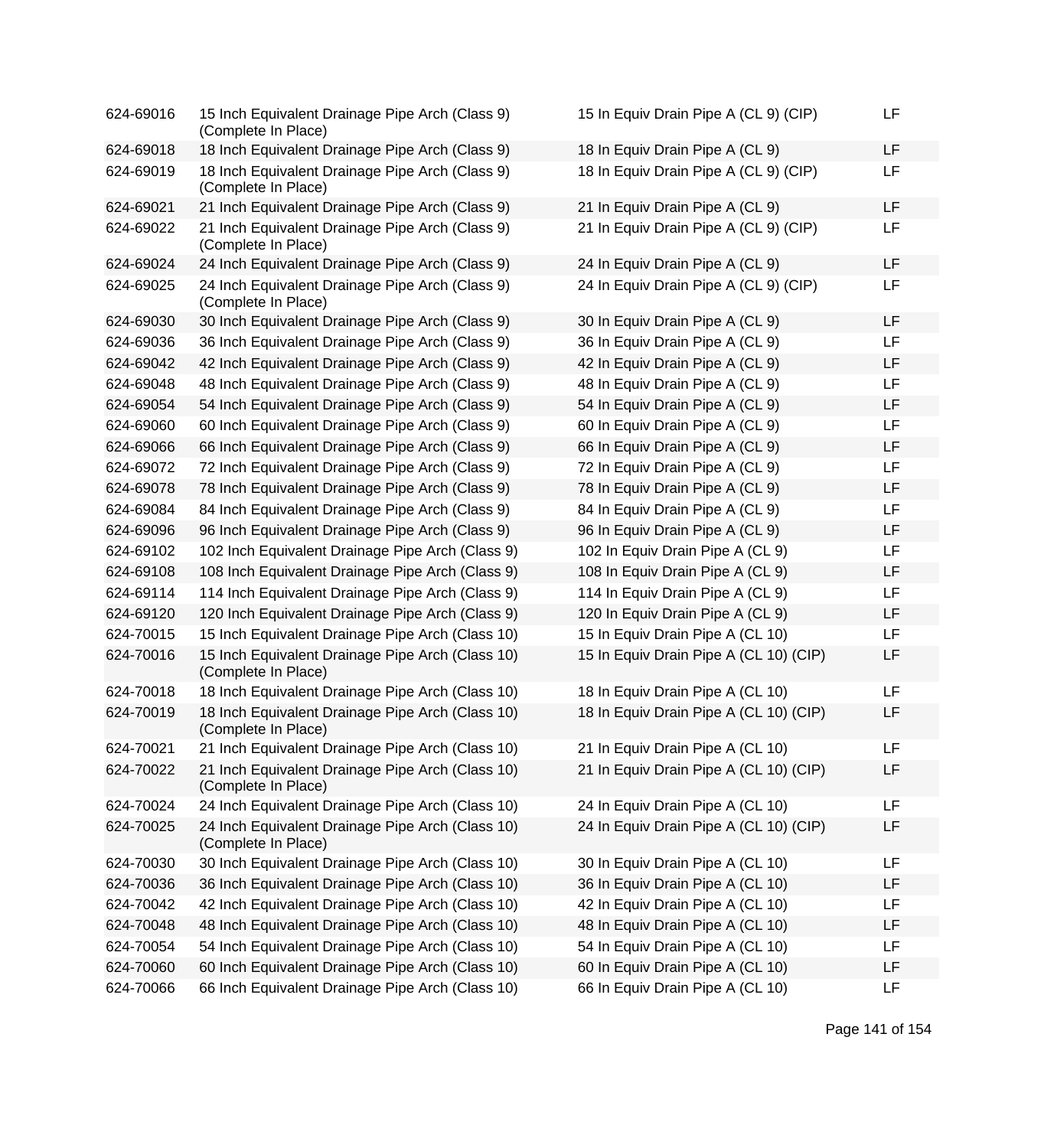| | | | |
|---|---|---|---|
| 624-69016 | 15 Inch Equivalent Drainage Pipe Arch (Class 9) (Complete In Place) | 15 In Equiv Drain Pipe A (CL 9) (CIP) | LF |
| 624-69018 | 18 Inch Equivalent Drainage Pipe Arch (Class 9) | 18 In Equiv Drain Pipe A (CL 9) | LF |
| 624-69019 | 18 Inch Equivalent Drainage Pipe Arch (Class 9) (Complete In Place) | 18 In Equiv Drain Pipe A (CL 9) (CIP) | LF |
| 624-69021 | 21 Inch Equivalent Drainage Pipe Arch (Class 9) | 21 In Equiv Drain Pipe A (CL 9) | LF |
| 624-69022 | 21 Inch Equivalent Drainage Pipe Arch (Class 9) (Complete In Place) | 21 In Equiv Drain Pipe A (CL 9) (CIP) | LF |
| 624-69024 | 24 Inch Equivalent Drainage Pipe Arch (Class 9) | 24 In Equiv Drain Pipe A (CL 9) | LF |
| 624-69025 | 24 Inch Equivalent Drainage Pipe Arch (Class 9) (Complete In Place) | 24 In Equiv Drain Pipe A (CL 9) (CIP) | LF |
| 624-69030 | 30 Inch Equivalent Drainage Pipe Arch (Class 9) | 30 In Equiv Drain Pipe A (CL 9) | LF |
| 624-69036 | 36 Inch Equivalent Drainage Pipe Arch (Class 9) | 36 In Equiv Drain Pipe A (CL 9) | LF |
| 624-69042 | 42 Inch Equivalent Drainage Pipe Arch (Class 9) | 42 In Equiv Drain Pipe A (CL 9) | LF |
| 624-69048 | 48 Inch Equivalent Drainage Pipe Arch (Class 9) | 48 In Equiv Drain Pipe A (CL 9) | LF |
| 624-69054 | 54 Inch Equivalent Drainage Pipe Arch (Class 9) | 54 In Equiv Drain Pipe A (CL 9) | LF |
| 624-69060 | 60 Inch Equivalent Drainage Pipe Arch (Class 9) | 60 In Equiv Drain Pipe A (CL 9) | LF |
| 624-69066 | 66 Inch Equivalent Drainage Pipe Arch (Class 9) | 66 In Equiv Drain Pipe A (CL 9) | LF |
| 624-69072 | 72 Inch Equivalent Drainage Pipe Arch (Class 9) | 72 In Equiv Drain Pipe A (CL 9) | LF |
| 624-69078 | 78 Inch Equivalent Drainage Pipe Arch (Class 9) | 78 In Equiv Drain Pipe A (CL 9) | LF |
| 624-69084 | 84 Inch Equivalent Drainage Pipe Arch (Class 9) | 84 In Equiv Drain Pipe A (CL 9) | LF |
| 624-69096 | 96 Inch Equivalent Drainage Pipe Arch (Class 9) | 96 In Equiv Drain Pipe A (CL 9) | LF |
| 624-69102 | 102 Inch Equivalent Drainage Pipe Arch (Class 9) | 102 In Equiv Drain Pipe A (CL 9) | LF |
| 624-69108 | 108 Inch Equivalent Drainage Pipe Arch (Class 9) | 108 In Equiv Drain Pipe A (CL 9) | LF |
| 624-69114 | 114 Inch Equivalent Drainage Pipe Arch (Class 9) | 114 In Equiv Drain Pipe A (CL 9) | LF |
| 624-69120 | 120 Inch Equivalent Drainage Pipe Arch (Class 9) | 120 In Equiv Drain Pipe A (CL 9) | LF |
| 624-70015 | 15 Inch Equivalent Drainage Pipe Arch (Class 10) | 15 In Equiv Drain Pipe A (CL 10) | LF |
| 624-70016 | 15 Inch Equivalent Drainage Pipe Arch (Class 10) (Complete In Place) | 15 In Equiv Drain Pipe A (CL 10) (CIP) | LF |
| 624-70018 | 18 Inch Equivalent Drainage Pipe Arch (Class 10) | 18 In Equiv Drain Pipe A (CL 10) | LF |
| 624-70019 | 18 Inch Equivalent Drainage Pipe Arch (Class 10) (Complete In Place) | 18 In Equiv Drain Pipe A (CL 10) (CIP) | LF |
| 624-70021 | 21 Inch Equivalent Drainage Pipe Arch (Class 10) | 21 In Equiv Drain Pipe A (CL 10) | LF |
| 624-70022 | 21 Inch Equivalent Drainage Pipe Arch (Class 10) (Complete In Place) | 21 In Equiv Drain Pipe A (CL 10) (CIP) | LF |
| 624-70024 | 24 Inch Equivalent Drainage Pipe Arch (Class 10) | 24 In Equiv Drain Pipe A (CL 10) | LF |
| 624-70025 | 24 Inch Equivalent Drainage Pipe Arch (Class 10) (Complete In Place) | 24 In Equiv Drain Pipe A (CL 10) (CIP) | LF |
| 624-70030 | 30 Inch Equivalent Drainage Pipe Arch (Class 10) | 30 In Equiv Drain Pipe A (CL 10) | LF |
| 624-70036 | 36 Inch Equivalent Drainage Pipe Arch (Class 10) | 36 In Equiv Drain Pipe A (CL 10) | LF |
| 624-70042 | 42 Inch Equivalent Drainage Pipe Arch (Class 10) | 42 In Equiv Drain Pipe A (CL 10) | LF |
| 624-70048 | 48 Inch Equivalent Drainage Pipe Arch (Class 10) | 48 In Equiv Drain Pipe A (CL 10) | LF |
| 624-70054 | 54 Inch Equivalent Drainage Pipe Arch (Class 10) | 54 In Equiv Drain Pipe A (CL 10) | LF |
| 624-70060 | 60 Inch Equivalent Drainage Pipe Arch (Class 10) | 60 In Equiv Drain Pipe A (CL 10) | LF |
| 624-70066 | 66 Inch Equivalent Drainage Pipe Arch (Class 10) | 66 In Equiv Drain Pipe A (CL 10) | LF |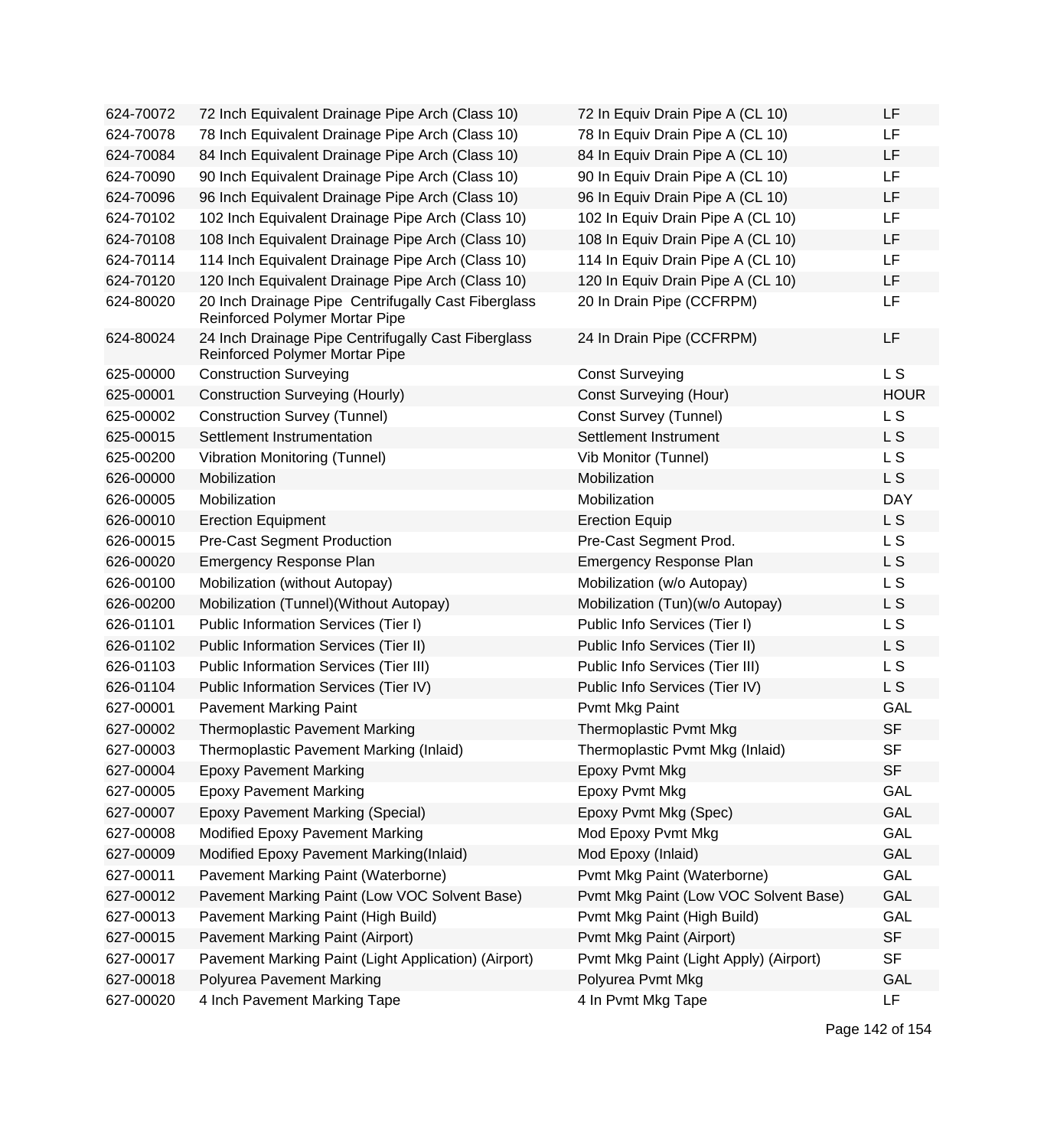| | | | |
|---|---|---|---|
| 624-70072 | 72 Inch Equivalent Drainage Pipe Arch (Class 10) | 72 In Equiv Drain Pipe A (CL 10) | LF |
| 624-70078 | 78 Inch Equivalent Drainage Pipe Arch (Class 10) | 78 In Equiv Drain Pipe A (CL 10) | LF |
| 624-70084 | 84 Inch Equivalent Drainage Pipe Arch (Class 10) | 84 In Equiv Drain Pipe A (CL 10) | LF |
| 624-70090 | 90 Inch Equivalent Drainage Pipe Arch (Class 10) | 90 In Equiv Drain Pipe A (CL 10) | LF |
| 624-70096 | 96 Inch Equivalent Drainage Pipe Arch (Class 10) | 96 In Equiv Drain Pipe A (CL 10) | LF |
| 624-70102 | 102 Inch Equivalent Drainage Pipe Arch (Class 10) | 102 In Equiv Drain Pipe A (CL 10) | LF |
| 624-70108 | 108 Inch Equivalent Drainage Pipe Arch (Class 10) | 108 In Equiv Drain Pipe A (CL 10) | LF |
| 624-70114 | 114 Inch Equivalent Drainage Pipe Arch (Class 10) | 114 In Equiv Drain Pipe A (CL 10) | LF |
| 624-70120 | 120 Inch Equivalent Drainage Pipe Arch (Class 10) | 120 In Equiv Drain Pipe A (CL 10) | LF |
| 624-80020 | 20 Inch Drainage Pipe Centrifugally Cast Fiberglass Reinforced Polymer Mortar Pipe | 20 In Drain Pipe (CCFRPM) | LF |
| 624-80024 | 24 Inch Drainage Pipe Centrifugally Cast Fiberglass Reinforced Polymer Mortar Pipe | 24 In Drain Pipe (CCFRPM) | LF |
| 625-00000 | Construction Surveying | Const Surveying | L S |
| 625-00001 | Construction Surveying (Hourly) | Const Surveying (Hour) | HOUR |
| 625-00002 | Construction Survey (Tunnel) | Const Survey (Tunnel) | L S |
| 625-00015 | Settlement Instrumentation | Settlement Instrument | L S |
| 625-00200 | Vibration Monitoring (Tunnel) | Vib Monitor (Tunnel) | L S |
| 626-00000 | Mobilization | Mobilization | L S |
| 626-00005 | Mobilization | Mobilization | DAY |
| 626-00010 | Erection Equipment | Erection Equip | L S |
| 626-00015 | Pre-Cast Segment Production | Pre-Cast Segment Prod. | L S |
| 626-00020 | Emergency Response Plan | Emergency Response Plan | L S |
| 626-00100 | Mobilization (without Autopay) | Mobilization (w/o Autopay) | L S |
| 626-00200 | Mobilization (Tunnel)(Without Autopay) | Mobilization (Tun)(w/o Autopay) | L S |
| 626-01101 | Public Information Services (Tier I) | Public Info Services (Tier I) | L S |
| 626-01102 | Public Information Services (Tier II) | Public Info Services (Tier II) | L S |
| 626-01103 | Public Information Services (Tier III) | Public Info Services (Tier III) | L S |
| 626-01104 | Public Information Services (Tier IV) | Public Info Services (Tier IV) | L S |
| 627-00001 | Pavement Marking Paint | Pvmt Mkg Paint | GAL |
| 627-00002 | Thermoplastic Pavement Marking | Thermoplastic Pvmt Mkg | SF |
| 627-00003 | Thermoplastic Pavement Marking (Inlaid) | Thermoplastic Pvmt Mkg (Inlaid) | SF |
| 627-00004 | Epoxy Pavement Marking | Epoxy Pvmt Mkg | SF |
| 627-00005 | Epoxy Pavement Marking | Epoxy Pvmt Mkg | GAL |
| 627-00007 | Epoxy Pavement Marking (Special) | Epoxy Pvmt Mkg (Spec) | GAL |
| 627-00008 | Modified Epoxy Pavement Marking | Mod Epoxy Pvmt Mkg | GAL |
| 627-00009 | Modified Epoxy Pavement Marking(Inlaid) | Mod Epoxy (Inlaid) | GAL |
| 627-00011 | Pavement Marking Paint (Waterborne) | Pvmt Mkg Paint (Waterborne) | GAL |
| 627-00012 | Pavement Marking Paint (Low VOC Solvent Base) | Pvmt Mkg Paint (Low VOC Solvent Base) | GAL |
| 627-00013 | Pavement Marking Paint (High Build) | Pvmt Mkg Paint (High Build) | GAL |
| 627-00015 | Pavement Marking Paint (Airport) | Pvmt Mkg Paint (Airport) | SF |
| 627-00017 | Pavement Marking Paint (Light Application) (Airport) | Pvmt Mkg Paint (Light Apply) (Airport) | SF |
| 627-00018 | Polyurea Pavement Marking | Polyurea Pvmt Mkg | GAL |
| 627-00020 | 4 Inch Pavement Marking Tape | 4 In Pvmt Mkg Tape | LF |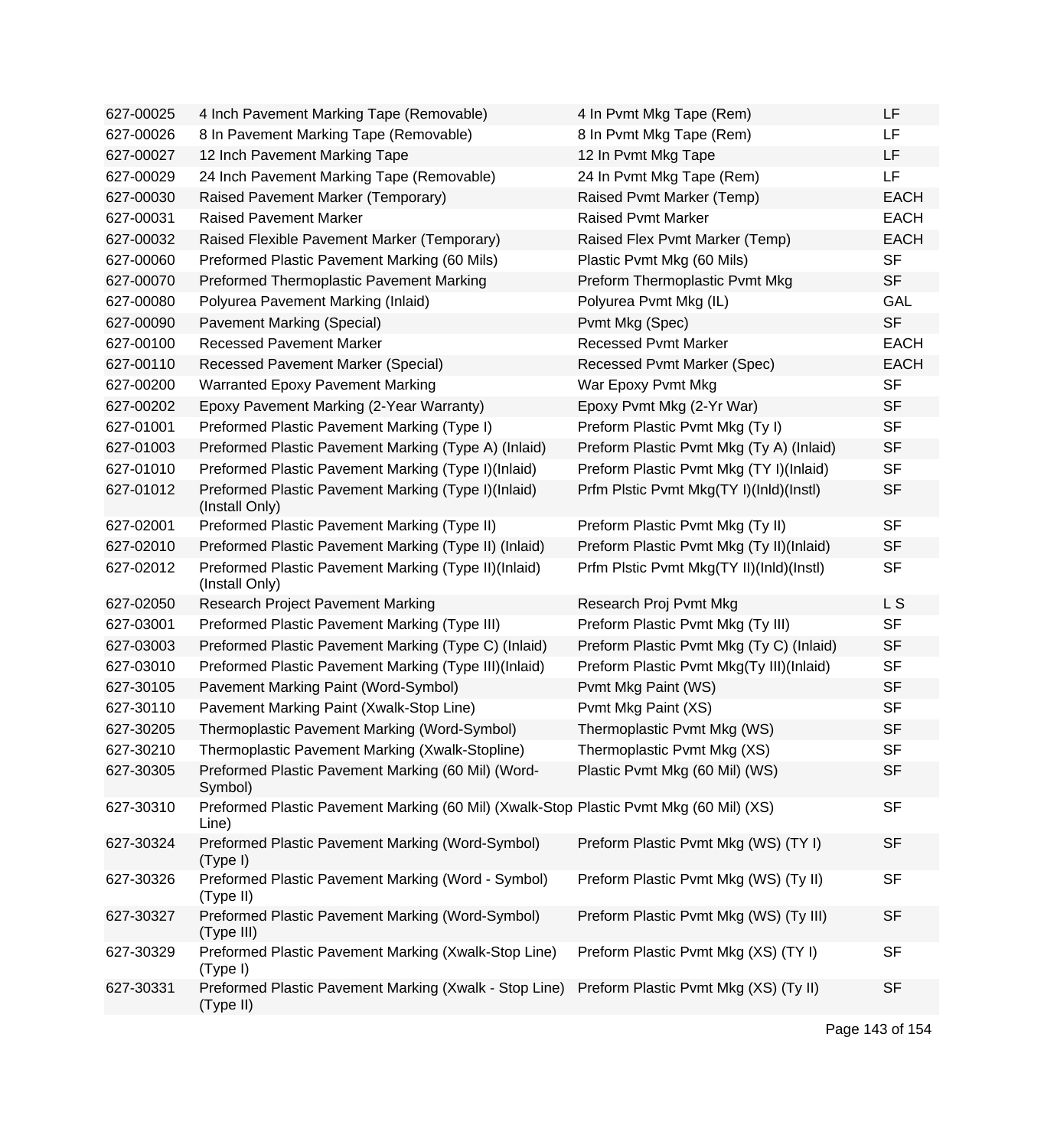| | | | |
|---|---|---|---|
| 627-00025 | 4 Inch Pavement Marking Tape (Removable) | 4 In Pvmt Mkg Tape (Rem) | LF |
| 627-00026 | 8 In Pavement Marking Tape (Removable) | 8 In Pvmt Mkg Tape (Rem) | LF |
| 627-00027 | 12 Inch Pavement Marking Tape | 12 In Pvmt Mkg Tape | LF |
| 627-00029 | 24 Inch Pavement Marking Tape (Removable) | 24 In Pvmt Mkg Tape (Rem) | LF |
| 627-00030 | Raised Pavement Marker (Temporary) | Raised Pvmt Marker (Temp) | EACH |
| 627-00031 | Raised Pavement Marker | Raised Pvmt Marker | EACH |
| 627-00032 | Raised Flexible Pavement Marker (Temporary) | Raised Flex Pvmt Marker (Temp) | EACH |
| 627-00060 | Preformed Plastic Pavement Marking (60 Mils) | Plastic Pvmt Mkg (60 Mils) | SF |
| 627-00070 | Preformed Thermoplastic Pavement Marking | Preform Thermoplastic Pvmt Mkg | SF |
| 627-00080 | Polyurea Pavement Marking (Inlaid) | Polyurea Pvmt Mkg (IL) | GAL |
| 627-00090 | Pavement Marking (Special) | Pvmt Mkg (Spec) | SF |
| 627-00100 | Recessed Pavement Marker | Recessed Pvmt Marker | EACH |
| 627-00110 | Recessed Pavement Marker (Special) | Recessed Pvmt Marker (Spec) | EACH |
| 627-00200 | Warranted Epoxy Pavement Marking | War Epoxy Pvmt Mkg | SF |
| 627-00202 | Epoxy Pavement Marking (2-Year Warranty) | Epoxy Pvmt Mkg (2-Yr War) | SF |
| 627-01001 | Preformed Plastic Pavement Marking (Type I) | Preform Plastic Pvmt Mkg (Ty I) | SF |
| 627-01003 | Preformed Plastic Pavement Marking (Type A) (Inlaid) | Preform Plastic Pvmt Mkg (Ty A) (Inlaid) | SF |
| 627-01010 | Preformed Plastic Pavement Marking (Type I)(Inlaid) | Preform Plastic Pvmt Mkg (TY I)(Inlaid) | SF |
| 627-01012 | Preformed Plastic Pavement Marking (Type I)(Inlaid) (Install Only) | Prfm Plstic Pvmt Mkg(TY I)(Inld)(Instl) | SF |
| 627-02001 | Preformed Plastic Pavement Marking (Type II) | Preform Plastic Pvmt Mkg (Ty II) | SF |
| 627-02010 | Preformed Plastic Pavement Marking (Type II) (Inlaid) | Preform Plastic Pvmt Mkg (Ty II)(Inlaid) | SF |
| 627-02012 | Preformed Plastic Pavement Marking (Type II)(Inlaid) (Install Only) | Prfm Plstic Pvmt Mkg(TY II)(Inld)(Instl) | SF |
| 627-02050 | Research Project Pavement Marking | Research Proj Pvmt Mkg | L S |
| 627-03001 | Preformed Plastic Pavement Marking (Type III) | Preform Plastic Pvmt Mkg (Ty III) | SF |
| 627-03003 | Preformed Plastic Pavement Marking (Type C) (Inlaid) | Preform Plastic Pvmt Mkg (Ty C) (Inlaid) | SF |
| 627-03010 | Preformed Plastic Pavement Marking (Type III)(Inlaid) | Preform Plastic Pvmt Mkg(Ty III)(Inlaid) | SF |
| 627-30105 | Pavement Marking Paint (Word-Symbol) | Pvmt Mkg Paint (WS) | SF |
| 627-30110 | Pavement Marking Paint (Xwalk-Stop Line) | Pvmt Mkg Paint (XS) | SF |
| 627-30205 | Thermoplastic Pavement Marking (Word-Symbol) | Thermoplastic Pvmt Mkg (WS) | SF |
| 627-30210 | Thermoplastic Pavement Marking (Xwalk-Stopline) | Thermoplastic Pvmt Mkg (XS) | SF |
| 627-30305 | Preformed Plastic Pavement Marking (60 Mil) (Word-Symbol) | Plastic Pvmt Mkg (60 Mil) (WS) | SF |
| 627-30310 | Preformed Plastic Pavement Marking (60 Mil) (Xwalk-Stop Line) | Plastic Pvmt Mkg (60 Mil) (XS) | SF |
| 627-30324 | Preformed Plastic Pavement Marking (Word-Symbol) (Type I) | Preform Plastic Pvmt Mkg (WS) (TY I) | SF |
| 627-30326 | Preformed Plastic Pavement Marking (Word - Symbol) (Type II) | Preform Plastic Pvmt Mkg (WS) (Ty II) | SF |
| 627-30327 | Preformed Plastic Pavement Marking (Word-Symbol) (Type III) | Preform Plastic Pvmt Mkg (WS) (Ty III) | SF |
| 627-30329 | Preformed Plastic Pavement Marking (Xwalk-Stop Line) (Type I) | Preform Plastic Pvmt Mkg (XS) (TY I) | SF |
| 627-30331 | Preformed Plastic Pavement Marking (Xwalk - Stop Line) (Type II) | Preform Plastic Pvmt Mkg (XS) (Ty II) | SF |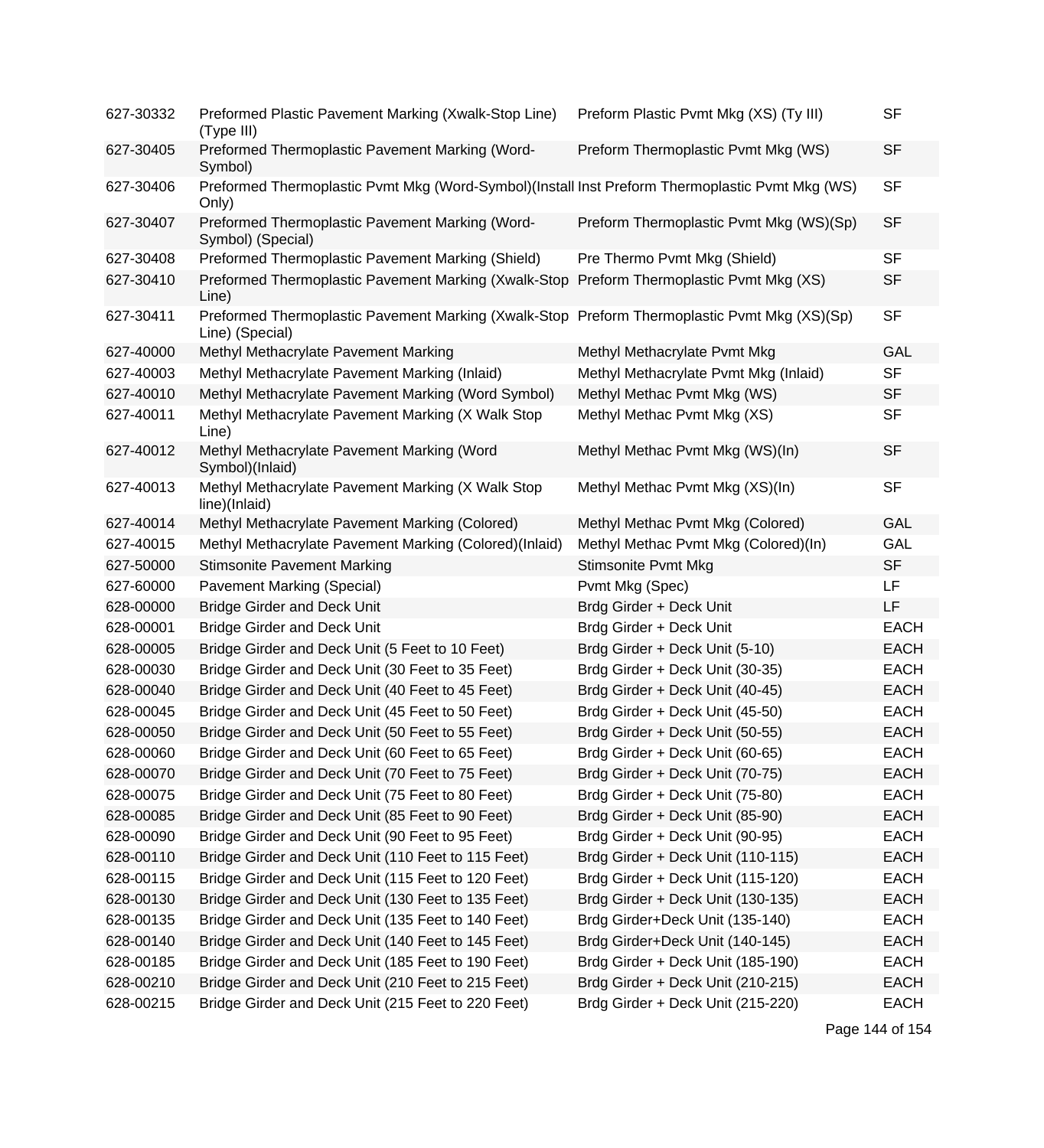| | | | |
|---|---|---|---|
| 627-30332 | Preformed Plastic Pavement Marking (Xwalk-Stop Line) (Type III) | Preform Plastic Pvmt Mkg (XS) (Ty III) | SF |
| 627-30405 | Preformed Thermoplastic Pavement Marking (Word-Symbol) | Preform Thermoplastic Pvmt Mkg (WS) | SF |
| 627-30406 | Preformed Thermoplastic Pvmt Mkg (Word-Symbol)(Install Only) | Inst Preform Thermoplastic Pvmt Mkg (WS) | SF |
| 627-30407 | Preformed Thermoplastic Pavement Marking (Word-Symbol) (Special) | Preform Thermoplastic Pvmt Mkg (WS)(Sp) | SF |
| 627-30408 | Preformed Thermoplastic Pavement Marking (Shield) | Pre Thermo Pvmt Mkg (Shield) | SF |
| 627-30410 | Preformed Thermoplastic Pavement Marking (Xwalk-Stop Line) | Preform Thermoplastic Pvmt Mkg (XS) | SF |
| 627-30411 | Preformed Thermoplastic Pavement Marking (Xwalk-Stop Line) (Special) | Preform Thermoplastic Pvmt Mkg (XS)(Sp) | SF |
| 627-40000 | Methyl Methacrylate Pavement Marking | Methyl Methacrylate Pvmt Mkg | GAL |
| 627-40003 | Methyl Methacrylate Pavement Marking (Inlaid) | Methyl Methacrylate Pvmt Mkg (Inlaid) | SF |
| 627-40010 | Methyl Methacrylate Pavement Marking (Word Symbol) | Methyl Methac Pvmt Mkg (WS) | SF |
| 627-40011 | Methyl Methacrylate Pavement Marking (X Walk Stop Line) | Methyl Methac Pvmt Mkg (XS) | SF |
| 627-40012 | Methyl Methacrylate Pavement Marking (Word Symbol)(Inlaid) | Methyl Methac Pvmt Mkg (WS)(In) | SF |
| 627-40013 | Methyl Methacrylate Pavement Marking (X Walk Stop line)(Inlaid) | Methyl Methac Pvmt Mkg (XS)(In) | SF |
| 627-40014 | Methyl Methacrylate Pavement Marking (Colored) | Methyl Methac Pvmt Mkg (Colored) | GAL |
| 627-40015 | Methyl Methacrylate Pavement Marking (Colored)(Inlaid) | Methyl Methac Pvmt Mkg (Colored)(In) | GAL |
| 627-50000 | Stimsonite Pavement Marking | Stimsonite Pvmt Mkg | SF |
| 627-60000 | Pavement Marking (Special) | Pvmt Mkg (Spec) | LF |
| 628-00000 | Bridge Girder and Deck Unit | Brdg Girder + Deck Unit | LF |
| 628-00001 | Bridge Girder and Deck Unit | Brdg Girder + Deck Unit | EACH |
| 628-00005 | Bridge Girder and Deck Unit (5 Feet to 10 Feet) | Brdg Girder + Deck Unit (5-10) | EACH |
| 628-00030 | Bridge Girder and Deck Unit (30 Feet to 35 Feet) | Brdg Girder + Deck Unit (30-35) | EACH |
| 628-00040 | Bridge Girder and Deck Unit (40 Feet to 45 Feet) | Brdg Girder + Deck Unit (40-45) | EACH |
| 628-00045 | Bridge Girder and Deck Unit (45 Feet to 50 Feet) | Brdg Girder + Deck Unit (45-50) | EACH |
| 628-00050 | Bridge Girder and Deck Unit (50 Feet to 55 Feet) | Brdg Girder + Deck Unit (50-55) | EACH |
| 628-00060 | Bridge Girder and Deck Unit (60 Feet to 65 Feet) | Brdg Girder + Deck Unit (60-65) | EACH |
| 628-00070 | Bridge Girder and Deck Unit (70 Feet to 75 Feet) | Brdg Girder + Deck Unit (70-75) | EACH |
| 628-00075 | Bridge Girder and Deck Unit (75 Feet to 80 Feet) | Brdg Girder + Deck Unit (75-80) | EACH |
| 628-00085 | Bridge Girder and Deck Unit (85 Feet to 90 Feet) | Brdg Girder + Deck Unit (85-90) | EACH |
| 628-00090 | Bridge Girder and Deck Unit (90 Feet to 95 Feet) | Brdg Girder + Deck Unit (90-95) | EACH |
| 628-00110 | Bridge Girder and Deck Unit (110 Feet to 115 Feet) | Brdg Girder + Deck Unit (110-115) | EACH |
| 628-00115 | Bridge Girder and Deck Unit (115 Feet to 120 Feet) | Brdg Girder + Deck Unit (115-120) | EACH |
| 628-00130 | Bridge Girder and Deck Unit (130 Feet to 135 Feet) | Brdg Girder + Deck Unit (130-135) | EACH |
| 628-00135 | Bridge Girder and Deck Unit (135 Feet to 140 Feet) | Brdg Girder+Deck Unit (135-140) | EACH |
| 628-00140 | Bridge Girder and Deck Unit (140 Feet to 145 Feet) | Brdg Girder+Deck Unit (140-145) | EACH |
| 628-00185 | Bridge Girder and Deck Unit (185 Feet to 190 Feet) | Brdg Girder + Deck Unit (185-190) | EACH |
| 628-00210 | Bridge Girder and Deck Unit (210 Feet to 215 Feet) | Brdg Girder + Deck Unit (210-215) | EACH |
| 628-00215 | Bridge Girder and Deck Unit (215 Feet to 220 Feet) | Brdg Girder + Deck Unit (215-220) | EACH |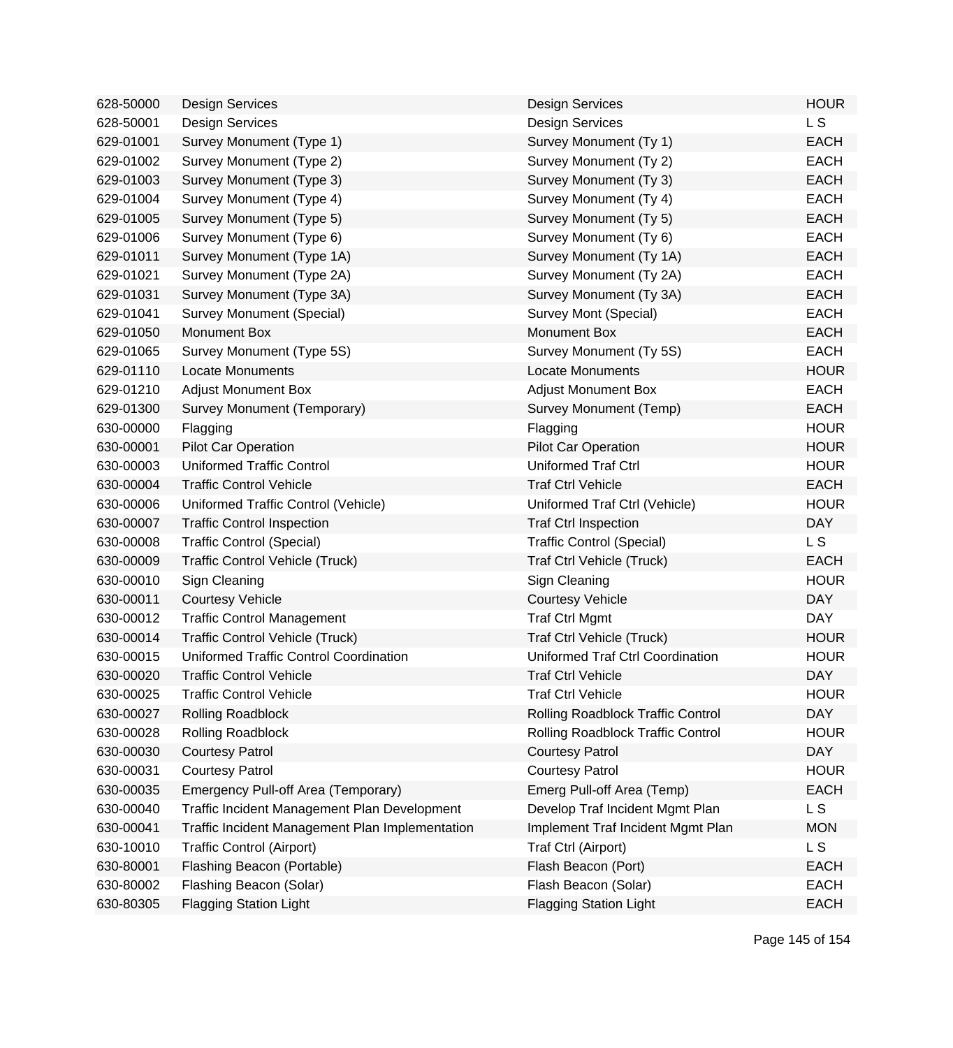| | | | |
|---|---|---|---|
| 628-50000 | Design Services | Design Services | HOUR |
| 628-50001 | Design Services | Design Services | L S |
| 629-01001 | Survey Monument (Type 1) | Survey Monument (Ty 1) | EACH |
| 629-01002 | Survey Monument (Type 2) | Survey Monument (Ty 2) | EACH |
| 629-01003 | Survey Monument (Type 3) | Survey Monument (Ty 3) | EACH |
| 629-01004 | Survey Monument (Type 4) | Survey Monument (Ty 4) | EACH |
| 629-01005 | Survey Monument (Type 5) | Survey Monument (Ty 5) | EACH |
| 629-01006 | Survey Monument (Type 6) | Survey Monument (Ty 6) | EACH |
| 629-01011 | Survey Monument (Type 1A) | Survey Monument (Ty 1A) | EACH |
| 629-01021 | Survey Monument (Type 2A) | Survey Monument (Ty 2A) | EACH |
| 629-01031 | Survey Monument (Type 3A) | Survey Monument (Ty 3A) | EACH |
| 629-01041 | Survey Monument (Special) | Survey Mont (Special) | EACH |
| 629-01050 | Monument Box | Monument Box | EACH |
| 629-01065 | Survey Monument (Type 5S) | Survey Monument (Ty 5S) | EACH |
| 629-01110 | Locate Monuments | Locate Monuments | HOUR |
| 629-01210 | Adjust Monument Box | Adjust Monument Box | EACH |
| 629-01300 | Survey Monument (Temporary) | Survey Monument (Temp) | EACH |
| 630-00000 | Flagging | Flagging | HOUR |
| 630-00001 | Pilot Car Operation | Pilot Car Operation | HOUR |
| 630-00003 | Uniformed Traffic Control | Uniformed Traf Ctrl | HOUR |
| 630-00004 | Traffic Control Vehicle | Traf Ctrl Vehicle | EACH |
| 630-00006 | Uniformed Traffic Control (Vehicle) | Uniformed Traf Ctrl (Vehicle) | HOUR |
| 630-00007 | Traffic Control Inspection | Traf Ctrl Inspection | DAY |
| 630-00008 | Traffic Control (Special) | Traffic Control (Special) | L S |
| 630-00009 | Traffic Control Vehicle (Truck) | Traf Ctrl Vehicle (Truck) | EACH |
| 630-00010 | Sign Cleaning | Sign Cleaning | HOUR |
| 630-00011 | Courtesy Vehicle | Courtesy Vehicle | DAY |
| 630-00012 | Traffic Control Management | Traf Ctrl Mgmt | DAY |
| 630-00014 | Traffic Control Vehicle (Truck) | Traf Ctrl Vehicle (Truck) | HOUR |
| 630-00015 | Uniformed Traffic Control Coordination | Uniformed Traf Ctrl Coordination | HOUR |
| 630-00020 | Traffic Control Vehicle | Traf Ctrl Vehicle | DAY |
| 630-00025 | Traffic Control Vehicle | Traf Ctrl Vehicle | HOUR |
| 630-00027 | Rolling Roadblock | Rolling Roadblock Traffic Control | DAY |
| 630-00028 | Rolling Roadblock | Rolling Roadblock Traffic Control | HOUR |
| 630-00030 | Courtesy Patrol | Courtesy Patrol | DAY |
| 630-00031 | Courtesy Patrol | Courtesy Patrol | HOUR |
| 630-00035 | Emergency Pull-off Area (Temporary) | Emerg Pull-off Area (Temp) | EACH |
| 630-00040 | Traffic Incident Management Plan Development | Develop Traf Incident Mgmt Plan | L S |
| 630-00041 | Traffic Incident Management Plan Implementation | Implement Traf Incident Mgmt Plan | MON |
| 630-10010 | Traffic Control (Airport) | Traf Ctrl (Airport) | L S |
| 630-80001 | Flashing Beacon (Portable) | Flash Beacon (Port) | EACH |
| 630-80002 | Flashing Beacon (Solar) | Flash Beacon (Solar) | EACH |
| 630-80305 | Flagging Station Light | Flagging Station Light | EACH |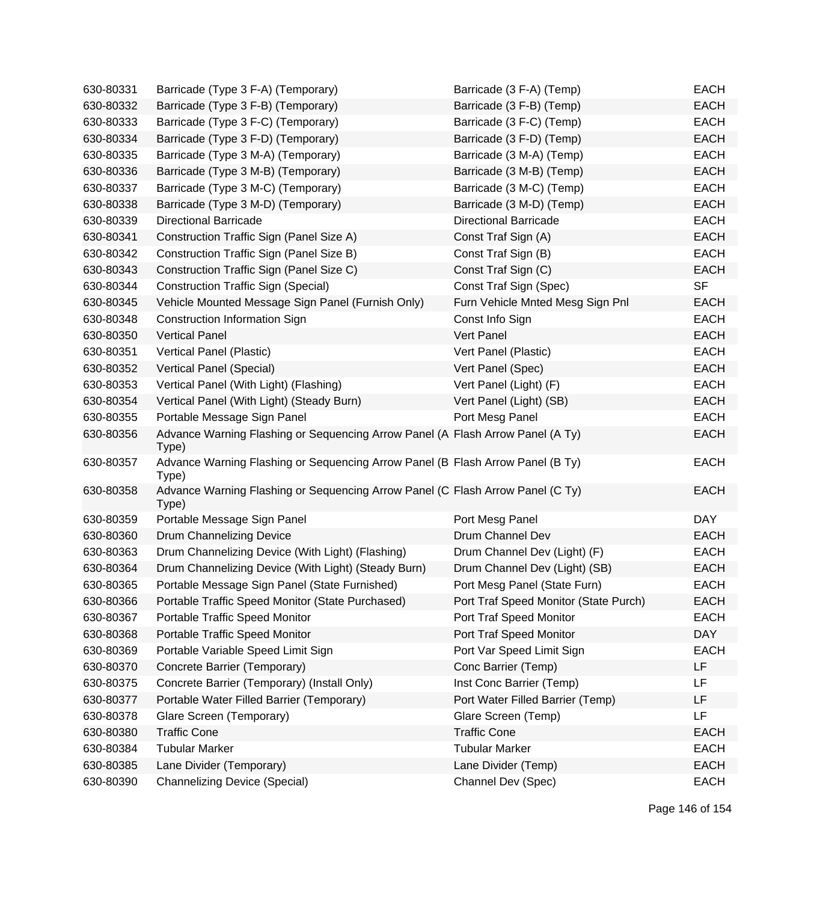| | | | |
|---|---|---|---|
| 630-80331 | Barricade (Type 3 F-A) (Temporary) | Barricade (3 F-A) (Temp) | EACH |
| 630-80332 | Barricade (Type 3 F-B) (Temporary) | Barricade (3 F-B) (Temp) | EACH |
| 630-80333 | Barricade (Type 3 F-C) (Temporary) | Barricade (3 F-C) (Temp) | EACH |
| 630-80334 | Barricade (Type 3 F-D) (Temporary) | Barricade (3 F-D) (Temp) | EACH |
| 630-80335 | Barricade (Type 3 M-A) (Temporary) | Barricade (3 M-A) (Temp) | EACH |
| 630-80336 | Barricade (Type 3 M-B) (Temporary) | Barricade (3 M-B) (Temp) | EACH |
| 630-80337 | Barricade (Type 3 M-C) (Temporary) | Barricade (3 M-C) (Temp) | EACH |
| 630-80338 | Barricade (Type 3 M-D) (Temporary) | Barricade (3 M-D) (Temp) | EACH |
| 630-80339 | Directional Barricade | Directional Barricade | EACH |
| 630-80341 | Construction Traffic Sign (Panel Size A) | Const Traf Sign (A) | EACH |
| 630-80342 | Construction Traffic Sign (Panel Size B) | Const Traf Sign (B) | EACH |
| 630-80343 | Construction Traffic Sign (Panel Size C) | Const Traf Sign (C) | EACH |
| 630-80344 | Construction Traffic Sign (Special) | Const Traf Sign (Spec) | SF |
| 630-80345 | Vehicle Mounted Message Sign Panel (Furnish Only) | Furn Vehicle Mnted Mesg Sign Pnl | EACH |
| 630-80348 | Construction Information Sign | Const Info Sign | EACH |
| 630-80350 | Vertical Panel | Vert Panel | EACH |
| 630-80351 | Vertical Panel (Plastic) | Vert Panel (Plastic) | EACH |
| 630-80352 | Vertical Panel (Special) | Vert Panel (Spec) | EACH |
| 630-80353 | Vertical Panel (With Light) (Flashing) | Vert Panel (Light) (F) | EACH |
| 630-80354 | Vertical Panel (With Light) (Steady Burn) | Vert Panel (Light) (SB) | EACH |
| 630-80355 | Portable Message Sign Panel | Port Mesg Panel | EACH |
| 630-80356 | Advance Warning Flashing or Sequencing Arrow Panel (A Type) | Flash Arrow Panel (A Ty) | EACH |
| 630-80357 | Advance Warning Flashing or Sequencing Arrow Panel (B Type) | Flash Arrow Panel (B Ty) | EACH |
| 630-80358 | Advance Warning Flashing or Sequencing Arrow Panel (C Type) | Flash Arrow Panel (C Ty) | EACH |
| 630-80359 | Portable Message Sign Panel | Port Mesg Panel | DAY |
| 630-80360 | Drum Channelizing Device | Drum Channel Dev | EACH |
| 630-80363 | Drum Channelizing Device (With Light) (Flashing) | Drum Channel Dev (Light) (F) | EACH |
| 630-80364 | Drum Channelizing Device (With Light) (Steady Burn) | Drum Channel Dev (Light) (SB) | EACH |
| 630-80365 | Portable Message Sign Panel (State Furnished) | Port Mesg Panel (State Furn) | EACH |
| 630-80366 | Portable Traffic Speed Monitor (State Purchased) | Port Traf Speed Monitor (State Purch) | EACH |
| 630-80367 | Portable Traffic Speed Monitor | Port Traf Speed Monitor | EACH |
| 630-80368 | Portable Traffic Speed Monitor | Port Traf Speed Monitor | DAY |
| 630-80369 | Portable Variable Speed Limit Sign | Port Var Speed Limit Sign | EACH |
| 630-80370 | Concrete Barrier (Temporary) | Conc Barrier (Temp) | LF |
| 630-80375 | Concrete Barrier (Temporary) (Install Only) | Inst Conc Barrier (Temp) | LF |
| 630-80377 | Portable Water Filled Barrier (Temporary) | Port Water Filled Barrier (Temp) | LF |
| 630-80378 | Glare Screen (Temporary) | Glare Screen (Temp) | LF |
| 630-80380 | Traffic Cone | Traffic Cone | EACH |
| 630-80384 | Tubular Marker | Tubular Marker | EACH |
| 630-80385 | Lane Divider (Temporary) | Lane Divider (Temp) | EACH |
| 630-80390 | Channelizing Device (Special) | Channel Dev (Spec) | EACH |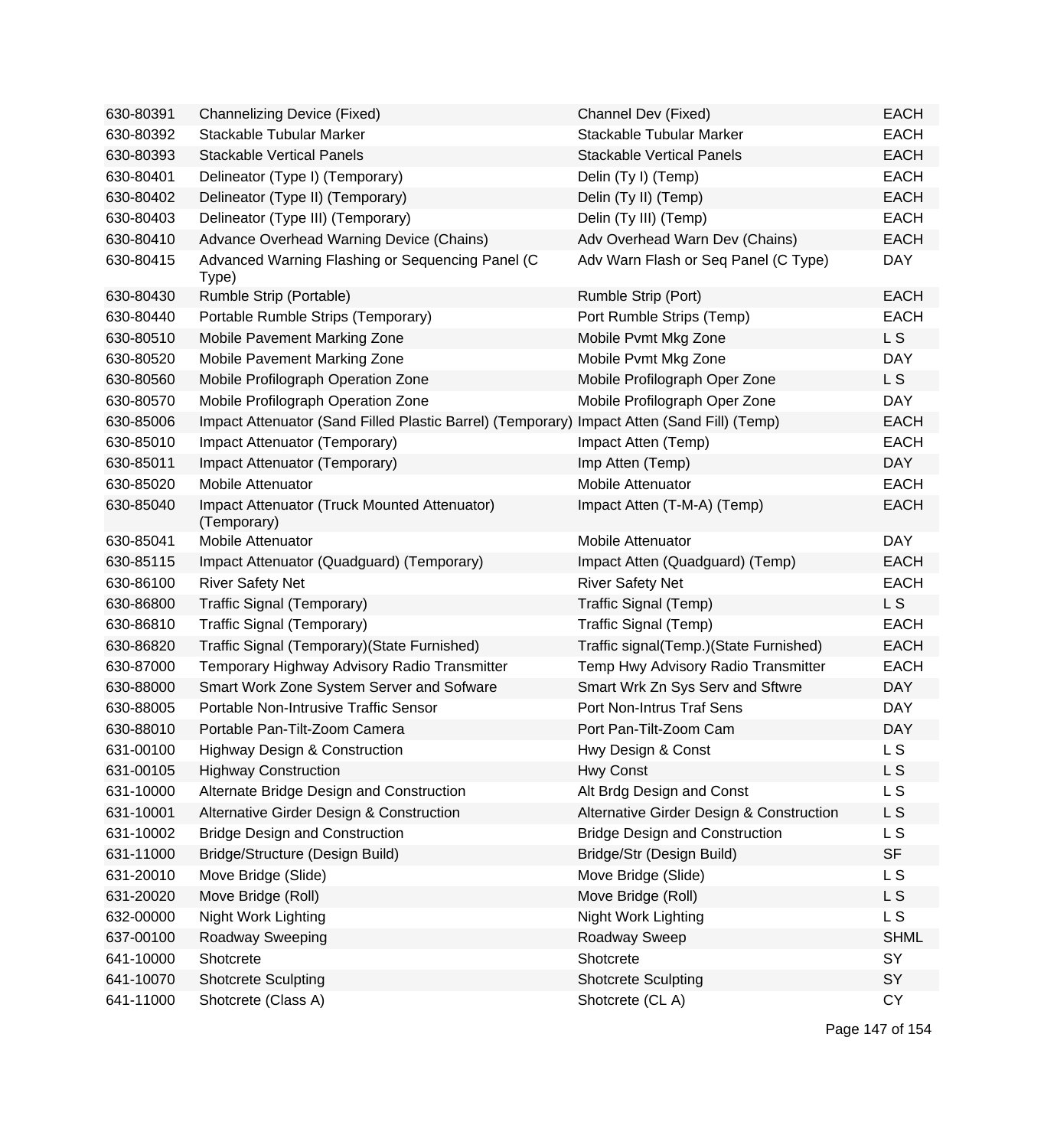| | | | |
|---|---|---|---|
| 630-80391 | Channelizing Device (Fixed) | Channel Dev (Fixed) | EACH |
| 630-80392 | Stackable Tubular Marker | Stackable Tubular Marker | EACH |
| 630-80393 | Stackable Vertical Panels | Stackable Vertical Panels | EACH |
| 630-80401 | Delineator (Type I) (Temporary) | Delin (Ty I) (Temp) | EACH |
| 630-80402 | Delineator (Type II) (Temporary) | Delin (Ty II) (Temp) | EACH |
| 630-80403 | Delineator (Type III) (Temporary) | Delin (Ty III) (Temp) | EACH |
| 630-80410 | Advance Overhead Warning Device (Chains) | Adv Overhead Warn Dev (Chains) | EACH |
| 630-80415 | Advanced Warning Flashing or Sequencing Panel (C Type) | Adv Warn Flash or Seq Panel (C Type) | DAY |
| 630-80430 | Rumble Strip (Portable) | Rumble Strip (Port) | EACH |
| 630-80440 | Portable Rumble Strips (Temporary) | Port Rumble Strips (Temp) | EACH |
| 630-80510 | Mobile Pavement Marking Zone | Mobile Pvmt Mkg Zone | L S |
| 630-80520 | Mobile Pavement Marking Zone | Mobile Pvmt Mkg Zone | DAY |
| 630-80560 | Mobile Profilograph Operation Zone | Mobile Profilograph Oper Zone | L S |
| 630-80570 | Mobile Profilograph Operation Zone | Mobile Profilograph Oper Zone | DAY |
| 630-85006 | Impact Attenuator (Sand Filled Plastic Barrel) (Temporary) | Impact Atten (Sand Fill) (Temp) | EACH |
| 630-85010 | Impact Attenuator (Temporary) | Impact Atten (Temp) | EACH |
| 630-85011 | Impact Attenuator (Temporary) | Imp Atten (Temp) | DAY |
| 630-85020 | Mobile Attenuator | Mobile Attenuator | EACH |
| 630-85040 | Impact Attenuator (Truck Mounted Attenuator) (Temporary) | Impact Atten (T-M-A) (Temp) | EACH |
| 630-85041 | Mobile Attenuator | Mobile Attenuator | DAY |
| 630-85115 | Impact Attenuator (Quadguard) (Temporary) | Impact Atten (Quadguard) (Temp) | EACH |
| 630-86100 | River Safety Net | River Safety Net | EACH |
| 630-86800 | Traffic Signal (Temporary) | Traffic Signal (Temp) | L S |
| 630-86810 | Traffic Signal (Temporary) | Traffic Signal (Temp) | EACH |
| 630-86820 | Traffic Signal (Temporary)(State Furnished) | Traffic signal(Temp.)(State Furnished) | EACH |
| 630-87000 | Temporary Highway Advisory Radio Transmitter | Temp Hwy Advisory Radio Transmitter | EACH |
| 630-88000 | Smart Work Zone System Server and Sofware | Smart Wrk Zn Sys Serv and Sftwre | DAY |
| 630-88005 | Portable Non-Intrusive Traffic Sensor | Port Non-Intrus Traf Sens | DAY |
| 630-88010 | Portable Pan-Tilt-Zoom Camera | Port Pan-Tilt-Zoom Cam | DAY |
| 631-00100 | Highway Design & Construction | Hwy Design & Const | L S |
| 631-00105 | Highway Construction | Hwy Const | L S |
| 631-10000 | Alternate Bridge Design and Construction | Alt Brdg Design and Const | L S |
| 631-10001 | Alternative Girder Design & Construction | Alternative Girder Design & Construction | L S |
| 631-10002 | Bridge Design and Construction | Bridge Design and Construction | L S |
| 631-11000 | Bridge/Structure (Design Build) | Bridge/Str (Design Build) | SF |
| 631-20010 | Move Bridge (Slide) | Move Bridge (Slide) | L S |
| 631-20020 | Move Bridge (Roll) | Move Bridge (Roll) | L S |
| 632-00000 | Night Work Lighting | Night Work Lighting | L S |
| 637-00100 | Roadway Sweeping | Roadway Sweep | SHML |
| 641-10000 | Shotcrete | Shotcrete | SY |
| 641-10070 | Shotcrete Sculpting | Shotcrete Sculpting | SY |
| 641-11000 | Shotcrete (Class A) | Shotcrete (CL A) | CY |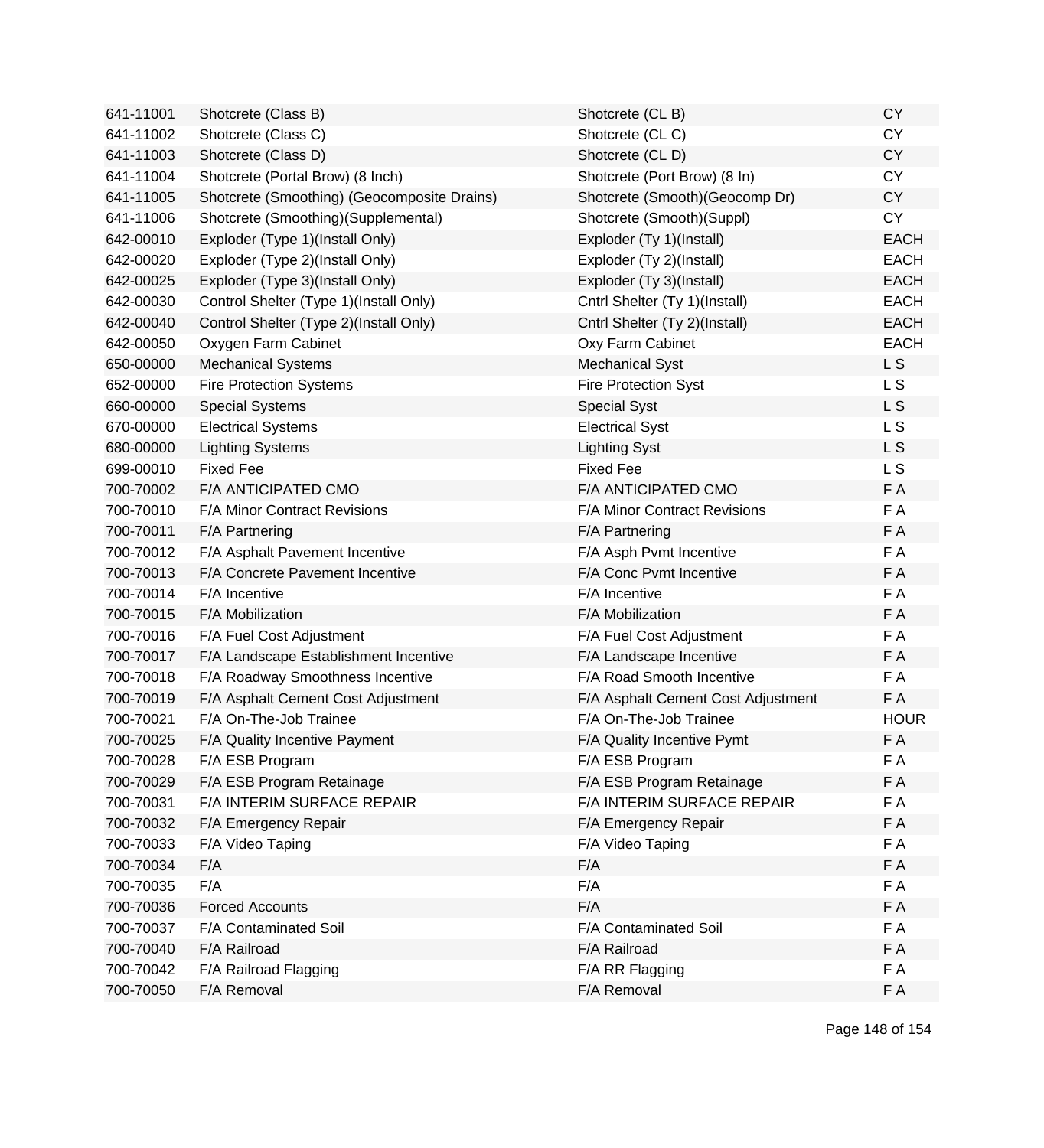| | | | |
|---|---|---|---|
| 641-11001 | Shotcrete (Class B) | Shotcrete (CL B) | CY |
| 641-11002 | Shotcrete (Class C) | Shotcrete (CL C) | CY |
| 641-11003 | Shotcrete (Class D) | Shotcrete (CL D) | CY |
| 641-11004 | Shotcrete (Portal Brow) (8 Inch) | Shotcrete (Port Brow) (8 In) | CY |
| 641-11005 | Shotcrete (Smoothing) (Geocomposite Drains) | Shotcrete (Smooth)(Geocomp Dr) | CY |
| 641-11006 | Shotcrete (Smoothing)(Supplemental) | Shotcrete (Smooth)(Suppl) | CY |
| 642-00010 | Exploder (Type 1)(Install Only) | Exploder (Ty 1)(Install) | EACH |
| 642-00020 | Exploder (Type 2)(Install Only) | Exploder (Ty 2)(Install) | EACH |
| 642-00025 | Exploder (Type 3)(Install Only) | Exploder (Ty 3)(Install) | EACH |
| 642-00030 | Control Shelter (Type 1)(Install Only) | Cntrl Shelter (Ty 1)(Install) | EACH |
| 642-00040 | Control Shelter (Type 2)(Install Only) | Cntrl Shelter (Ty 2)(Install) | EACH |
| 642-00050 | Oxygen Farm Cabinet | Oxy Farm Cabinet | EACH |
| 650-00000 | Mechanical Systems | Mechanical Syst | L S |
| 652-00000 | Fire Protection Systems | Fire Protection Syst | L S |
| 660-00000 | Special Systems | Special Syst | L S |
| 670-00000 | Electrical Systems | Electrical Syst | L S |
| 680-00000 | Lighting Systems | Lighting Syst | L S |
| 699-00010 | Fixed Fee | Fixed Fee | L S |
| 700-70002 | F/A ANTICIPATED CMO | F/A ANTICIPATED CMO | F A |
| 700-70010 | F/A Minor Contract Revisions | F/A Minor Contract Revisions | F A |
| 700-70011 | F/A Partnering | F/A Partnering | F A |
| 700-70012 | F/A Asphalt Pavement Incentive | F/A Asph Pvmt Incentive | F A |
| 700-70013 | F/A Concrete Pavement Incentive | F/A Conc Pvmt Incentive | F A |
| 700-70014 | F/A Incentive | F/A Incentive | F A |
| 700-70015 | F/A Mobilization | F/A Mobilization | F A |
| 700-70016 | F/A Fuel Cost Adjustment | F/A Fuel Cost Adjustment | F A |
| 700-70017 | F/A Landscape Establishment Incentive | F/A Landscape Incentive | F A |
| 700-70018 | F/A Roadway Smoothness Incentive | F/A Road Smooth Incentive | F A |
| 700-70019 | F/A Asphalt Cement Cost Adjustment | F/A Asphalt Cement Cost Adjustment | F A |
| 700-70021 | F/A On-The-Job Trainee | F/A On-The-Job Trainee | HOUR |
| 700-70025 | F/A Quality Incentive Payment | F/A Quality Incentive Pymt | F A |
| 700-70028 | F/A ESB Program | F/A ESB Program | F A |
| 700-70029 | F/A ESB Program Retainage | F/A ESB Program Retainage | F A |
| 700-70031 | F/A INTERIM SURFACE REPAIR | F/A INTERIM SURFACE REPAIR | F A |
| 700-70032 | F/A Emergency Repair | F/A Emergency Repair | F A |
| 700-70033 | F/A Video Taping | F/A Video Taping | F A |
| 700-70034 | F/A | F/A | F A |
| 700-70035 | F/A | F/A | F A |
| 700-70036 | Forced Accounts | F/A | F A |
| 700-70037 | F/A Contaminated Soil | F/A Contaminated Soil | F A |
| 700-70040 | F/A Railroad | F/A Railroad | F A |
| 700-70042 | F/A Railroad Flagging | F/A RR Flagging | F A |
| 700-70050 | F/A Removal | F/A Removal | F A |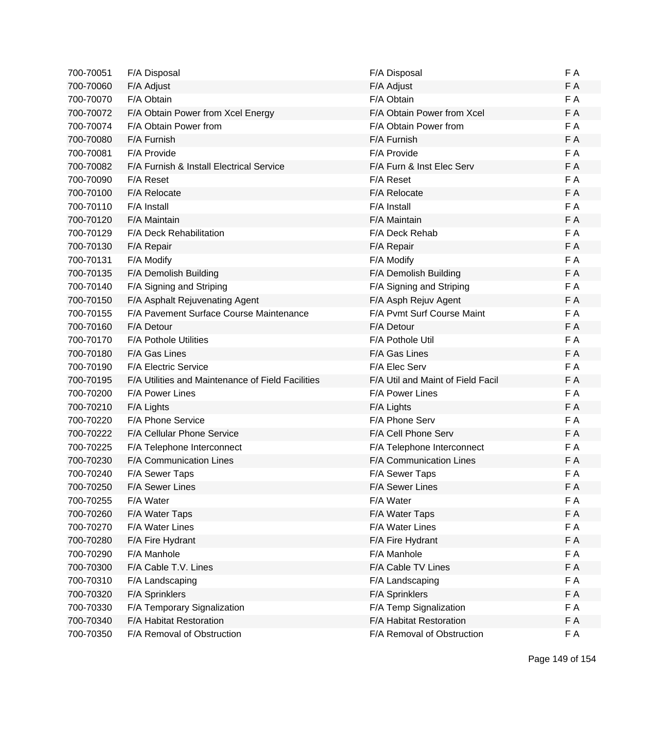| | | | |
|---|---|---|---|
| 700-70051 | F/A Disposal | F/A Disposal | F A |
| 700-70060 | F/A Adjust | F/A Adjust | F A |
| 700-70070 | F/A Obtain | F/A Obtain | F A |
| 700-70072 | F/A Obtain Power from Xcel Energy | F/A Obtain Power from Xcel | F A |
| 700-70074 | F/A Obtain Power from | F/A Obtain Power from | F A |
| 700-70080 | F/A Furnish | F/A Furnish | F A |
| 700-70081 | F/A Provide | F/A Provide | F A |
| 700-70082 | F/A Furnish & Install Electrical Service | F/A Furn & Inst Elec Serv | F A |
| 700-70090 | F/A Reset | F/A Reset | F A |
| 700-70100 | F/A Relocate | F/A Relocate | F A |
| 700-70110 | F/A Install | F/A Install | F A |
| 700-70120 | F/A Maintain | F/A Maintain | F A |
| 700-70129 | F/A Deck Rehabilitation | F/A Deck Rehab | F A |
| 700-70130 | F/A Repair | F/A Repair | F A |
| 700-70131 | F/A Modify | F/A Modify | F A |
| 700-70135 | F/A Demolish Building | F/A Demolish Building | F A |
| 700-70140 | F/A Signing and Striping | F/A Signing and Striping | F A |
| 700-70150 | F/A Asphalt Rejuvenating Agent | F/A Asph Rejuv Agent | F A |
| 700-70155 | F/A Pavement Surface Course Maintenance | F/A Pvmt Surf Course Maint | F A |
| 700-70160 | F/A Detour | F/A Detour | F A |
| 700-70170 | F/A Pothole Utilities | F/A Pothole Util | F A |
| 700-70180 | F/A Gas Lines | F/A Gas Lines | F A |
| 700-70190 | F/A Electric Service | F/A Elec Serv | F A |
| 700-70195 | F/A Utilities and Maintenance of Field Facilities | F/A Util and Maint of Field Facil | F A |
| 700-70200 | F/A Power Lines | F/A Power Lines | F A |
| 700-70210 | F/A Lights | F/A Lights | F A |
| 700-70220 | F/A Phone Service | F/A Phone Serv | F A |
| 700-70222 | F/A Cellular Phone Service | F/A Cell Phone Serv | F A |
| 700-70225 | F/A Telephone Interconnect | F/A Telephone Interconnect | F A |
| 700-70230 | F/A Communication Lines | F/A Communication Lines | F A |
| 700-70240 | F/A Sewer Taps | F/A Sewer Taps | F A |
| 700-70250 | F/A Sewer Lines | F/A Sewer Lines | F A |
| 700-70255 | F/A Water | F/A Water | F A |
| 700-70260 | F/A Water Taps | F/A Water Taps | F A |
| 700-70270 | F/A Water Lines | F/A Water Lines | F A |
| 700-70280 | F/A Fire Hydrant | F/A Fire Hydrant | F A |
| 700-70290 | F/A Manhole | F/A Manhole | F A |
| 700-70300 | F/A Cable T.V. Lines | F/A Cable TV Lines | F A |
| 700-70310 | F/A Landscaping | F/A Landscaping | F A |
| 700-70320 | F/A Sprinklers | F/A Sprinklers | F A |
| 700-70330 | F/A Temporary Signalization | F/A Temp Signalization | F A |
| 700-70340 | F/A Habitat Restoration | F/A Habitat Restoration | F A |
| 700-70350 | F/A Removal of Obstruction | F/A Removal of Obstruction | F A |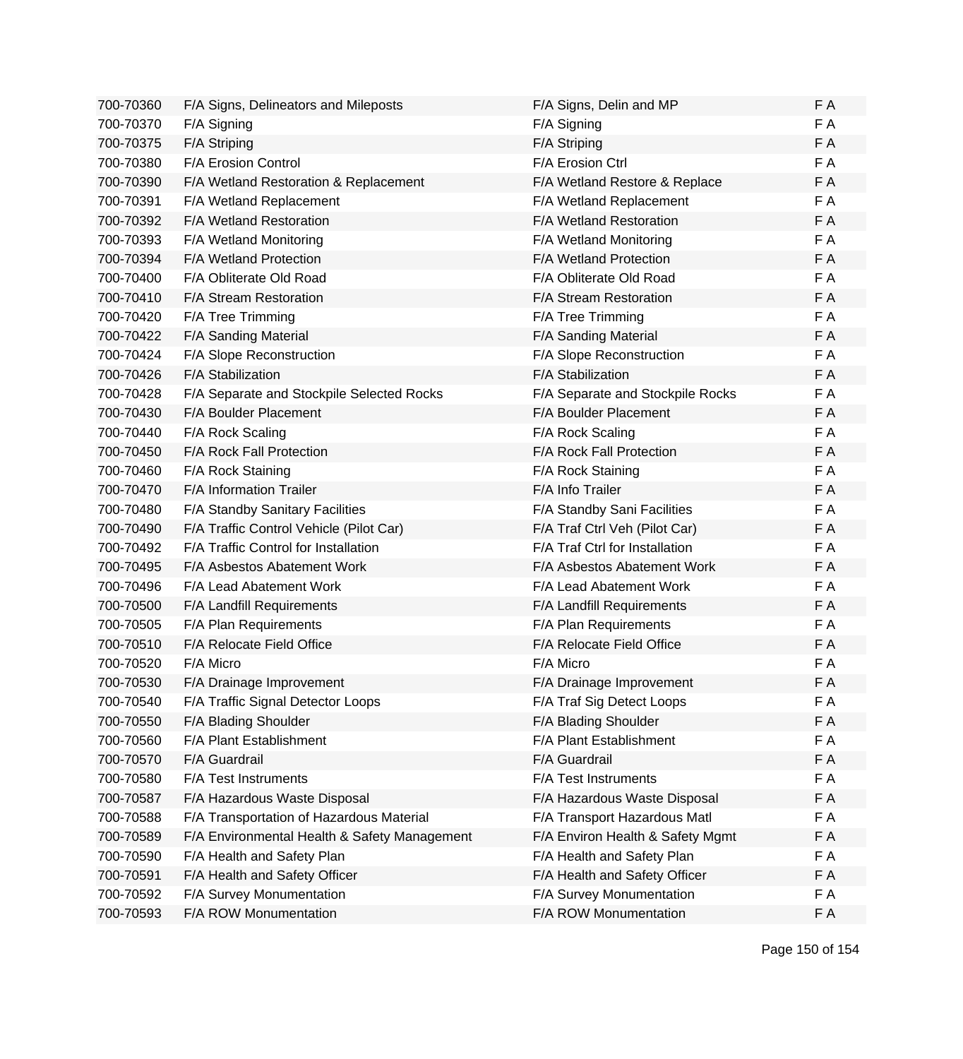| | | | |
|---|---|---|---|
| 700-70360 | F/A Signs, Delineators and Mileposts | F/A Signs, Delin and MP | F A |
| 700-70370 | F/A Signing | F/A Signing | F A |
| 700-70375 | F/A Striping | F/A Striping | F A |
| 700-70380 | F/A Erosion Control | F/A Erosion Ctrl | F A |
| 700-70390 | F/A Wetland Restoration & Replacement | F/A Wetland Restore & Replace | F A |
| 700-70391 | F/A Wetland Replacement | F/A Wetland Replacement | F A |
| 700-70392 | F/A Wetland Restoration | F/A Wetland Restoration | F A |
| 700-70393 | F/A Wetland Monitoring | F/A Wetland Monitoring | F A |
| 700-70394 | F/A Wetland Protection | F/A Wetland Protection | F A |
| 700-70400 | F/A Obliterate Old Road | F/A Obliterate Old Road | F A |
| 700-70410 | F/A Stream Restoration | F/A Stream Restoration | F A |
| 700-70420 | F/A Tree Trimming | F/A Tree Trimming | F A |
| 700-70422 | F/A Sanding Material | F/A Sanding Material | F A |
| 700-70424 | F/A Slope Reconstruction | F/A Slope Reconstruction | F A |
| 700-70426 | F/A Stabilization | F/A Stabilization | F A |
| 700-70428 | F/A Separate and Stockpile Selected Rocks | F/A Separate and Stockpile Rocks | F A |
| 700-70430 | F/A Boulder Placement | F/A Boulder Placement | F A |
| 700-70440 | F/A Rock Scaling | F/A Rock Scaling | F A |
| 700-70450 | F/A Rock Fall Protection | F/A Rock Fall Protection | F A |
| 700-70460 | F/A Rock Staining | F/A Rock Staining | F A |
| 700-70470 | F/A Information Trailer | F/A Info Trailer | F A |
| 700-70480 | F/A Standby Sanitary Facilities | F/A Standby Sani Facilities | F A |
| 700-70490 | F/A Traffic Control Vehicle (Pilot Car) | F/A Traf Ctrl Veh (Pilot Car) | F A |
| 700-70492 | F/A Traffic Control for Installation | F/A Traf Ctrl for Installation | F A |
| 700-70495 | F/A Asbestos Abatement Work | F/A Asbestos Abatement Work | F A |
| 700-70496 | F/A Lead Abatement Work | F/A Lead Abatement Work | F A |
| 700-70500 | F/A Landfill Requirements | F/A Landfill Requirements | F A |
| 700-70505 | F/A Plan Requirements | F/A Plan Requirements | F A |
| 700-70510 | F/A Relocate Field Office | F/A Relocate Field Office | F A |
| 700-70520 | F/A Micro | F/A Micro | F A |
| 700-70530 | F/A Drainage Improvement | F/A Drainage Improvement | F A |
| 700-70540 | F/A Traffic Signal Detector Loops | F/A Traf Sig Detect Loops | F A |
| 700-70550 | F/A Blading Shoulder | F/A Blading Shoulder | F A |
| 700-70560 | F/A Plant Establishment | F/A Plant Establishment | F A |
| 700-70570 | F/A Guardrail | F/A Guardrail | F A |
| 700-70580 | F/A Test Instruments | F/A Test Instruments | F A |
| 700-70587 | F/A Hazardous Waste Disposal | F/A Hazardous Waste Disposal | F A |
| 700-70588 | F/A Transportation of Hazardous Material | F/A Transport Hazardous Matl | F A |
| 700-70589 | F/A Environmental Health & Safety Management | F/A Environ Health & Safety Mgmt | F A |
| 700-70590 | F/A Health and Safety Plan | F/A Health and Safety Plan | F A |
| 700-70591 | F/A Health and Safety Officer | F/A Health and Safety Officer | F A |
| 700-70592 | F/A Survey Monumentation | F/A Survey Monumentation | F A |
| 700-70593 | F/A ROW Monumentation | F/A ROW Monumentation | F A |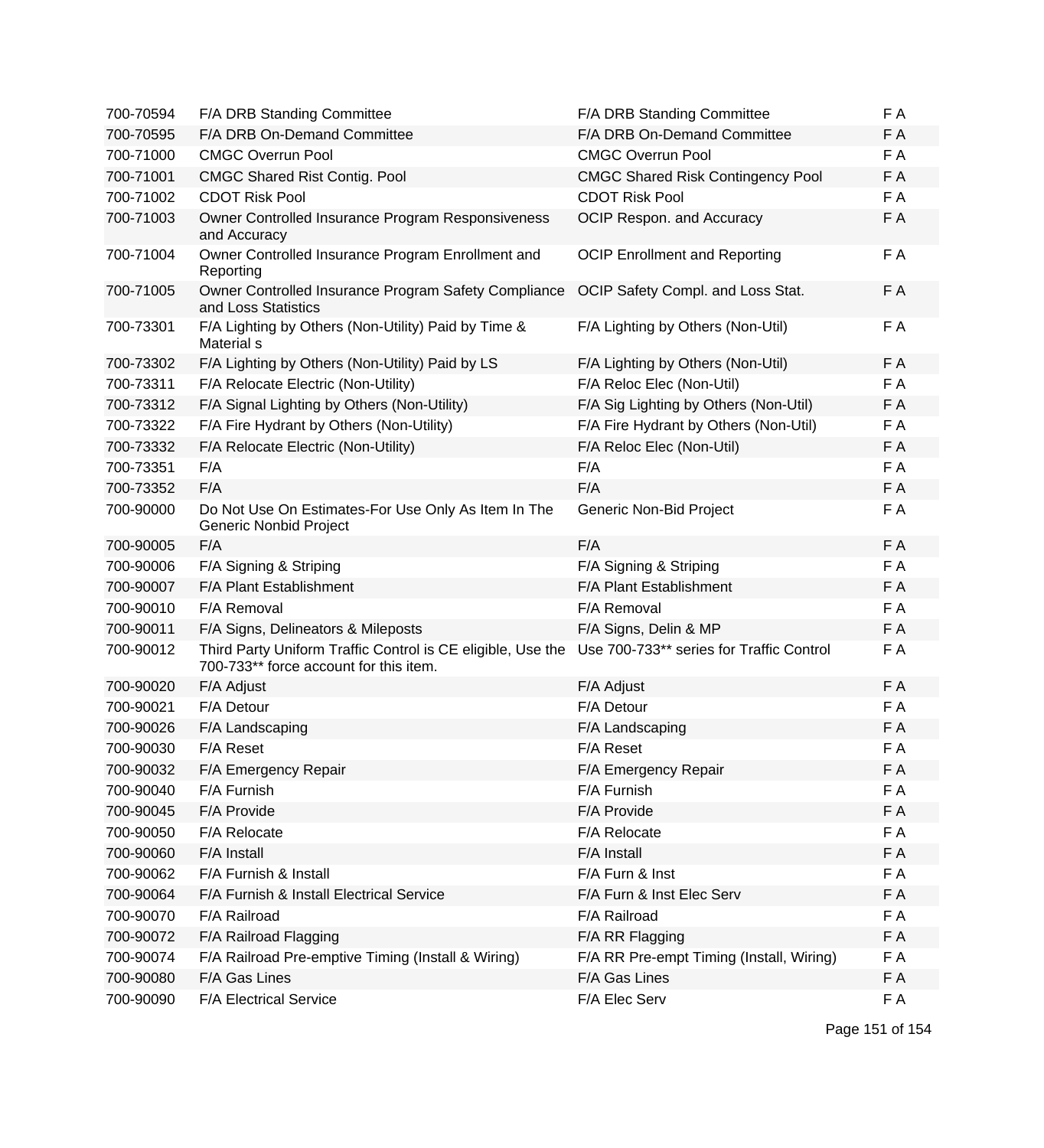| | | | |
|---|---|---|---|
| 700-70594 | F/A DRB Standing Committee | F/A DRB Standing Committee | F A |
| 700-70595 | F/A DRB On-Demand Committee | F/A DRB On-Demand Committee | F A |
| 700-71000 | CMGC Overrun Pool | CMGC Overrun Pool | F A |
| 700-71001 | CMGC Shared Rist Contig. Pool | CMGC Shared Risk Contingency Pool | F A |
| 700-71002 | CDOT Risk Pool | CDOT Risk Pool | F A |
| 700-71003 | Owner Controlled Insurance Program Responsiveness and Accuracy | OCIP Respon. and Accuracy | F A |
| 700-71004 | Owner Controlled Insurance Program Enrollment and Reporting | OCIP Enrollment and Reporting | F A |
| 700-71005 | Owner Controlled Insurance Program Safety Compliance and Loss Statistics | OCIP Safety Compl. and Loss Stat. | F A |
| 700-73301 | F/A Lighting by Others (Non-Utility) Paid by Time & Material s | F/A Lighting by Others (Non-Util) | F A |
| 700-73302 | F/A Lighting by Others (Non-Utility) Paid by LS | F/A Lighting by Others (Non-Util) | F A |
| 700-73311 | F/A Relocate Electric (Non-Utility) | F/A Reloc Elec (Non-Util) | F A |
| 700-73312 | F/A Signal Lighting by Others (Non-Utility) | F/A Sig Lighting by Others (Non-Util) | F A |
| 700-73322 | F/A Fire Hydrant by Others (Non-Utility) | F/A Fire Hydrant by Others (Non-Util) | F A |
| 700-73332 | F/A Relocate Electric (Non-Utility) | F/A Reloc Elec (Non-Util) | F A |
| 700-73351 | F/A | F/A | F A |
| 700-73352 | F/A | F/A | F A |
| 700-90000 | Do Not Use On Estimates-For Use Only As Item In The Generic Nonbid Project | Generic Non-Bid Project | F A |
| 700-90005 | F/A | F/A | F A |
| 700-90006 | F/A Signing & Striping | F/A Signing & Striping | F A |
| 700-90007 | F/A Plant Establishment | F/A Plant Establishment | F A |
| 700-90010 | F/A Removal | F/A Removal | F A |
| 700-90011 | F/A Signs, Delineators & Mileposts | F/A Signs, Delin & MP | F A |
| 700-90012 | Third Party Uniform Traffic Control is CE eligible, Use the 700-733** force account for this item. | Use 700-733** series for Traffic Control | F A |
| 700-90020 | F/A Adjust | F/A Adjust | F A |
| 700-90021 | F/A Detour | F/A Detour | F A |
| 700-90026 | F/A Landscaping | F/A Landscaping | F A |
| 700-90030 | F/A Reset | F/A Reset | F A |
| 700-90032 | F/A Emergency Repair | F/A Emergency Repair | F A |
| 700-90040 | F/A Furnish | F/A Furnish | F A |
| 700-90045 | F/A Provide | F/A Provide | F A |
| 700-90050 | F/A Relocate | F/A Relocate | F A |
| 700-90060 | F/A Install | F/A Install | F A |
| 700-90062 | F/A Furnish & Install | F/A Furn & Inst | F A |
| 700-90064 | F/A Furnish & Install Electrical Service | F/A Furn & Inst Elec Serv | F A |
| 700-90070 | F/A Railroad | F/A Railroad | F A |
| 700-90072 | F/A Railroad Flagging | F/A RR Flagging | F A |
| 700-90074 | F/A Railroad Pre-emptive Timing (Install & Wiring) | F/A RR Pre-empt Timing (Install, Wiring) | F A |
| 700-90080 | F/A Gas Lines | F/A Gas Lines | F A |
| 700-90090 | F/A Electrical Service | F/A Elec Serv | F A |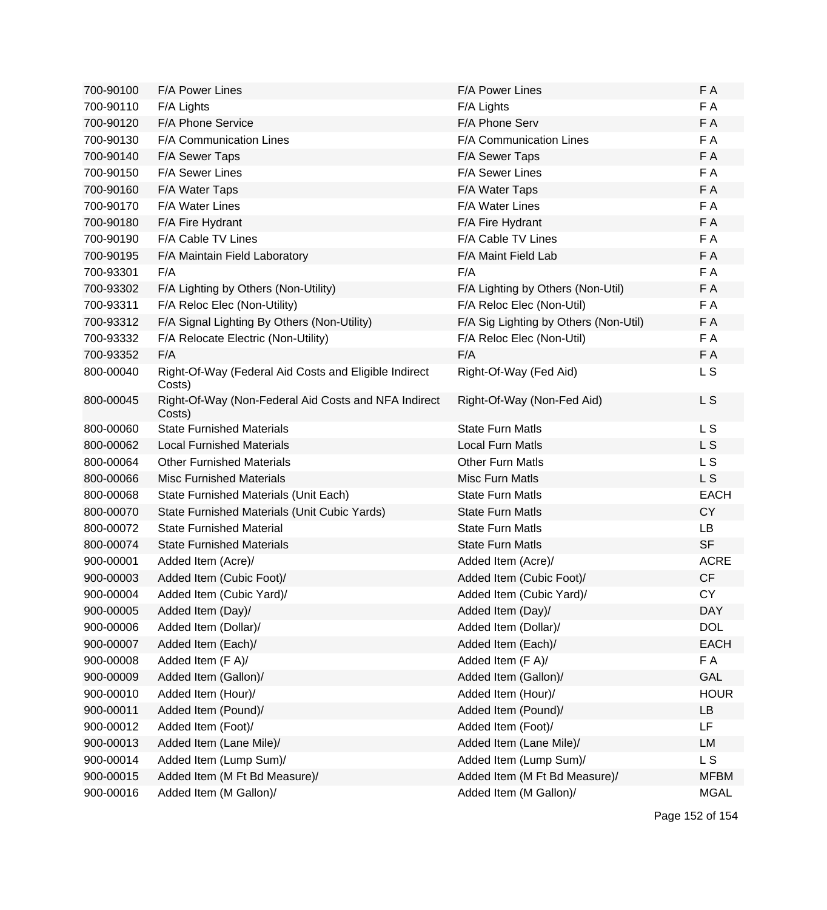| | | | |
|---|---|---|---|
| 700-90100 | F/A Power Lines | F/A Power Lines | F A |
| 700-90110 | F/A Lights | F/A Lights | F A |
| 700-90120 | F/A Phone Service | F/A Phone Serv | F A |
| 700-90130 | F/A Communication Lines | F/A Communication Lines | F A |
| 700-90140 | F/A Sewer Taps | F/A Sewer Taps | F A |
| 700-90150 | F/A Sewer Lines | F/A Sewer Lines | F A |
| 700-90160 | F/A Water Taps | F/A Water Taps | F A |
| 700-90170 | F/A Water Lines | F/A Water Lines | F A |
| 700-90180 | F/A Fire Hydrant | F/A Fire Hydrant | F A |
| 700-90190 | F/A Cable TV Lines | F/A Cable TV Lines | F A |
| 700-90195 | F/A Maintain Field Laboratory | F/A Maint Field Lab | F A |
| 700-93301 | F/A | F/A | F A |
| 700-93302 | F/A Lighting by Others (Non-Utility) | F/A Lighting by Others (Non-Util) | F A |
| 700-93311 | F/A Reloc Elec (Non-Utility) | F/A Reloc Elec (Non-Util) | F A |
| 700-93312 | F/A Signal Lighting By Others (Non-Utility) | F/A Sig Lighting by Others (Non-Util) | F A |
| 700-93332 | F/A Relocate Electric (Non-Utility) | F/A Reloc Elec (Non-Util) | F A |
| 700-93352 | F/A | F/A | F A |
| 800-00040 | Right-Of-Way (Federal Aid Costs and Eligible Indirect Costs) | Right-Of-Way (Fed Aid) | L S |
| 800-00045 | Right-Of-Way (Non-Federal Aid Costs and NFA Indirect Costs) | Right-Of-Way (Non-Fed Aid) | L S |
| 800-00060 | State Furnished Materials | State Furn Matls | L S |
| 800-00062 | Local Furnished Materials | Local Furn Matls | L S |
| 800-00064 | Other Furnished Materials | Other Furn Matls | L S |
| 800-00066 | Misc Furnished Materials | Misc Furn Matls | L S |
| 800-00068 | State Furnished Materials (Unit Each) | State Furn Matls | EACH |
| 800-00070 | State Furnished Materials (Unit Cubic Yards) | State Furn Matls | CY |
| 800-00072 | State Furnished Material | State Furn Matls | LB |
| 800-00074 | State Furnished Materials | State Furn Matls | SF |
| 900-00001 | Added Item (Acre)/ | Added Item (Acre)/ | ACRE |
| 900-00003 | Added Item (Cubic Foot)/ | Added Item (Cubic Foot)/ | CF |
| 900-00004 | Added Item (Cubic Yard)/ | Added Item (Cubic Yard)/ | CY |
| 900-00005 | Added Item (Day)/ | Added Item (Day)/ | DAY |
| 900-00006 | Added Item (Dollar)/ | Added Item (Dollar)/ | DOL |
| 900-00007 | Added Item (Each)/ | Added Item (Each)/ | EACH |
| 900-00008 | Added Item (F A)/ | Added Item (F A)/ | F A |
| 900-00009 | Added Item (Gallon)/ | Added Item (Gallon)/ | GAL |
| 900-00010 | Added Item (Hour)/ | Added Item (Hour)/ | HOUR |
| 900-00011 | Added Item (Pound)/ | Added Item (Pound)/ | LB |
| 900-00012 | Added Item (Foot)/ | Added Item (Foot)/ | LF |
| 900-00013 | Added Item (Lane Mile)/ | Added Item (Lane Mile)/ | LM |
| 900-00014 | Added Item (Lump Sum)/ | Added Item (Lump Sum)/ | L S |
| 900-00015 | Added Item (M Ft Bd Measure)/ | Added Item (M Ft Bd Measure)/ | MFBM |
| 900-00016 | Added Item (M Gallon)/ | Added Item (M Gallon)/ | MGAL |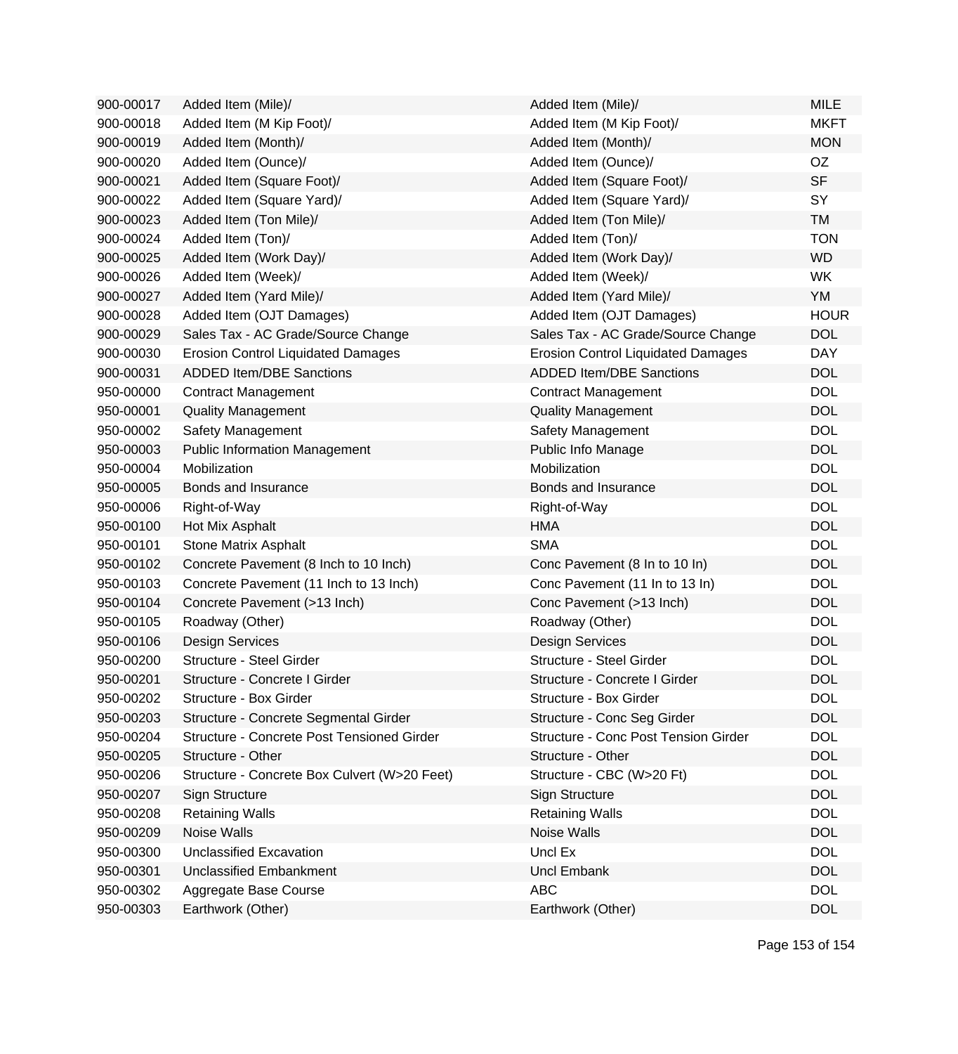| | | | |
|---|---|---|---|
| 900-00017 | Added Item (Mile)/ | Added Item (Mile)/ | MILE |
| 900-00018 | Added Item (M Kip Foot)/ | Added Item (M Kip Foot)/ | MKFT |
| 900-00019 | Added Item (Month)/ | Added Item (Month)/ | MON |
| 900-00020 | Added Item (Ounce)/ | Added Item (Ounce)/ | OZ |
| 900-00021 | Added Item (Square Foot)/ | Added Item (Square Foot)/ | SF |
| 900-00022 | Added Item (Square Yard)/ | Added Item (Square Yard)/ | SY |
| 900-00023 | Added Item (Ton Mile)/ | Added Item (Ton Mile)/ | TM |
| 900-00024 | Added Item (Ton)/ | Added Item (Ton)/ | TON |
| 900-00025 | Added Item (Work Day)/ | Added Item (Work Day)/ | WD |
| 900-00026 | Added Item (Week)/ | Added Item (Week)/ | WK |
| 900-00027 | Added Item (Yard Mile)/ | Added Item (Yard Mile)/ | YM |
| 900-00028 | Added Item (OJT Damages) | Added Item (OJT Damages) | HOUR |
| 900-00029 | Sales Tax - AC Grade/Source Change | Sales Tax - AC Grade/Source Change | DOL |
| 900-00030 | Erosion Control Liquidated Damages | Erosion Control Liquidated Damages | DAY |
| 900-00031 | ADDED Item/DBE Sanctions | ADDED Item/DBE Sanctions | DOL |
| 950-00000 | Contract Management | Contract Management | DOL |
| 950-00001 | Quality Management | Quality Management | DOL |
| 950-00002 | Safety Management | Safety Management | DOL |
| 950-00003 | Public Information Management | Public Info Manage | DOL |
| 950-00004 | Mobilization | Mobilization | DOL |
| 950-00005 | Bonds and Insurance | Bonds and Insurance | DOL |
| 950-00006 | Right-of-Way | Right-of-Way | DOL |
| 950-00100 | Hot Mix Asphalt | HMA | DOL |
| 950-00101 | Stone Matrix Asphalt | SMA | DOL |
| 950-00102 | Concrete Pavement (8 Inch to 10 Inch) | Conc Pavement (8 In to 10 In) | DOL |
| 950-00103 | Concrete Pavement (11 Inch to 13 Inch) | Conc Pavement (11 In to 13 In) | DOL |
| 950-00104 | Concrete Pavement (>13 Inch) | Conc Pavement (>13 Inch) | DOL |
| 950-00105 | Roadway (Other) | Roadway (Other) | DOL |
| 950-00106 | Design Services | Design Services | DOL |
| 950-00200 | Structure - Steel Girder | Structure - Steel Girder | DOL |
| 950-00201 | Structure - Concrete I Girder | Structure - Concrete I Girder | DOL |
| 950-00202 | Structure - Box Girder | Structure - Box Girder | DOL |
| 950-00203 | Structure - Concrete Segmental Girder | Structure - Conc Seg Girder | DOL |
| 950-00204 | Structure - Concrete Post Tensioned Girder | Structure - Conc Post Tension Girder | DOL |
| 950-00205 | Structure - Other | Structure - Other | DOL |
| 950-00206 | Structure - Concrete Box Culvert (W>20 Feet) | Structure - CBC (W>20 Ft) | DOL |
| 950-00207 | Sign Structure | Sign Structure | DOL |
| 950-00208 | Retaining Walls | Retaining Walls | DOL |
| 950-00209 | Noise Walls | Noise Walls | DOL |
| 950-00300 | Unclassified Excavation | Uncl Ex | DOL |
| 950-00301 | Unclassified Embankment | Uncl Embank | DOL |
| 950-00302 | Aggregate Base Course | ABC | DOL |
| 950-00303 | Earthwork (Other) | Earthwork (Other) | DOL |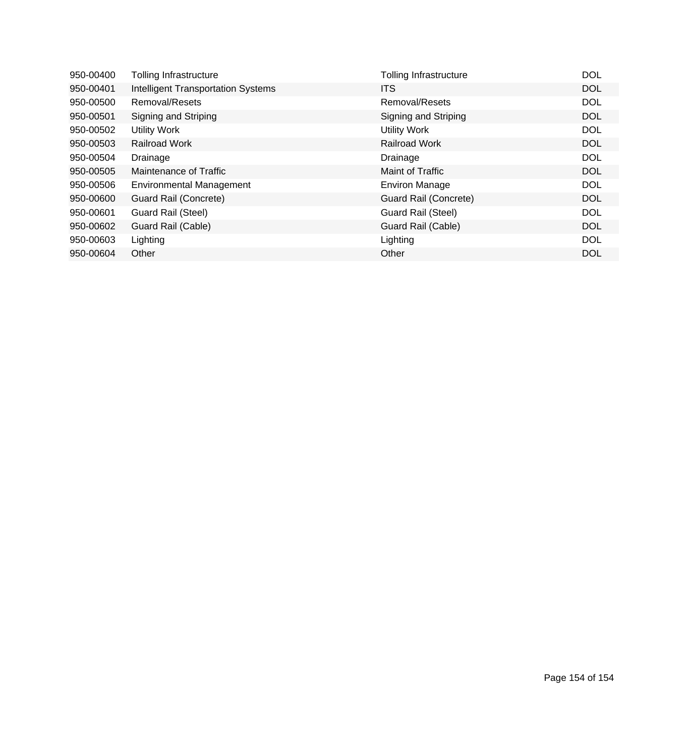| | | | |
|---|---|---|---|
| 950-00400 | Tolling Infrastructure | Tolling Infrastructure | DOL |
| 950-00401 | Intelligent Transportation Systems | ITS | DOL |
| 950-00500 | Removal/Resets | Removal/Resets | DOL |
| 950-00501 | Signing and Striping | Signing and Striping | DOL |
| 950-00502 | Utility Work | Utility Work | DOL |
| 950-00503 | Railroad Work | Railroad Work | DOL |
| 950-00504 | Drainage | Drainage | DOL |
| 950-00505 | Maintenance of Traffic | Maint of Traffic | DOL |
| 950-00506 | Environmental Management | Environ Manage | DOL |
| 950-00600 | Guard Rail (Concrete) | Guard Rail (Concrete) | DOL |
| 950-00601 | Guard Rail (Steel) | Guard Rail (Steel) | DOL |
| 950-00602 | Guard Rail (Cable) | Guard Rail (Cable) | DOL |
| 950-00603 | Lighting | Lighting | DOL |
| 950-00604 | Other | Other | DOL |